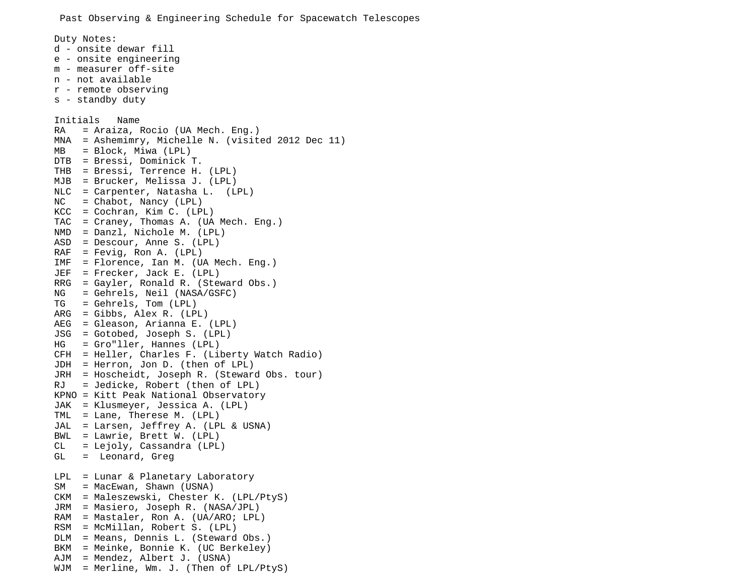Past Observing & Engineering Schedule for Spacewatch Telescopes

Duty Notes:
d - onsite dewar fill
e - onsite engineering
m - measurer off-site
n - not available
r - remote observing
s - standby duty

```
Initials   Name
RA   = Araiza, Rocio (UA Mech. Eng.)
MNA  = Ashemimry, Michelle N. (visited 2012 Dec 11)
MB   = Block, Miwa (LPL)
DTB  = Bressi, Dominick T.
THB  = Bressi, Terrence H. (LPL)
MJB  = Brucker, Melissa J. (LPL)
NLC  = Carpenter, Natasha L.  (LPL)
NC   = Chabot, Nancy (LPL)
KCC  = Cochran, Kim C. (LPL)
TAC  = Craney, Thomas A. (UA Mech. Eng.)
NMD  = Danzl, Nichole M. (LPL)
ASD  = Descour, Anne S. (LPL)
RAF  = Fevig, Ron A. (LPL)
IMF  = Florence, Ian M. (UA Mech. Eng.)
JEF  = Frecker, Jack E. (LPL)
RRG  = Gayler, Ronald R. (Steward Obs.)
NG   = Gehrels, Neil (NASA/GSFC)
TG   = Gehrels, Tom (LPL)
ARG  = Gibbs, Alex R. (LPL)
AEG  = Gleason, Arianna E. (LPL)
JSG  = Gotobed, Joseph S. (LPL)
HG   = Gro"ller, Hannes (LPL)
CFH  = Heller, Charles F. (Liberty Watch Radio)
JDH  = Herron, Jon D. (then of LPL)
JRH  = Hoscheidt, Joseph R. (Steward Obs. tour)
RJ   = Jedicke, Robert (then of LPL)
KPNO = Kitt Peak National Observatory
JAK  = Klusmeyer, Jessica A. (LPL)
TML  = Lane, Therese M. (LPL)
JAL  = Larsen, Jeffrey A. (LPL & USNA)
BWL  = Lawrie, Brett W. (LPL)
CL   = Lejoly, Cassandra (LPL)
GL   =  Leonard, Greg

LPL  = Lunar & Planetary Laboratory
SM   = MacEwan, Shawn (USNA)
CKM  = Maleszewski, Chester K. (LPL/PtyS)
JRM  = Masiero, Joseph R. (NASA/JPL)
RAM  = Mastaler, Ron A. (UA/ARO; LPL)
RSM  = McMillan, Robert S. (LPL)
DLM  = Means, Dennis L. (Steward Obs.)
BKM  = Meinke, Bonnie K. (UC Berkeley)
AJM  = Mendez, Albert J. (USNA)
WJM  = Merline, Wm. J. (Then of LPL/PtyS)
```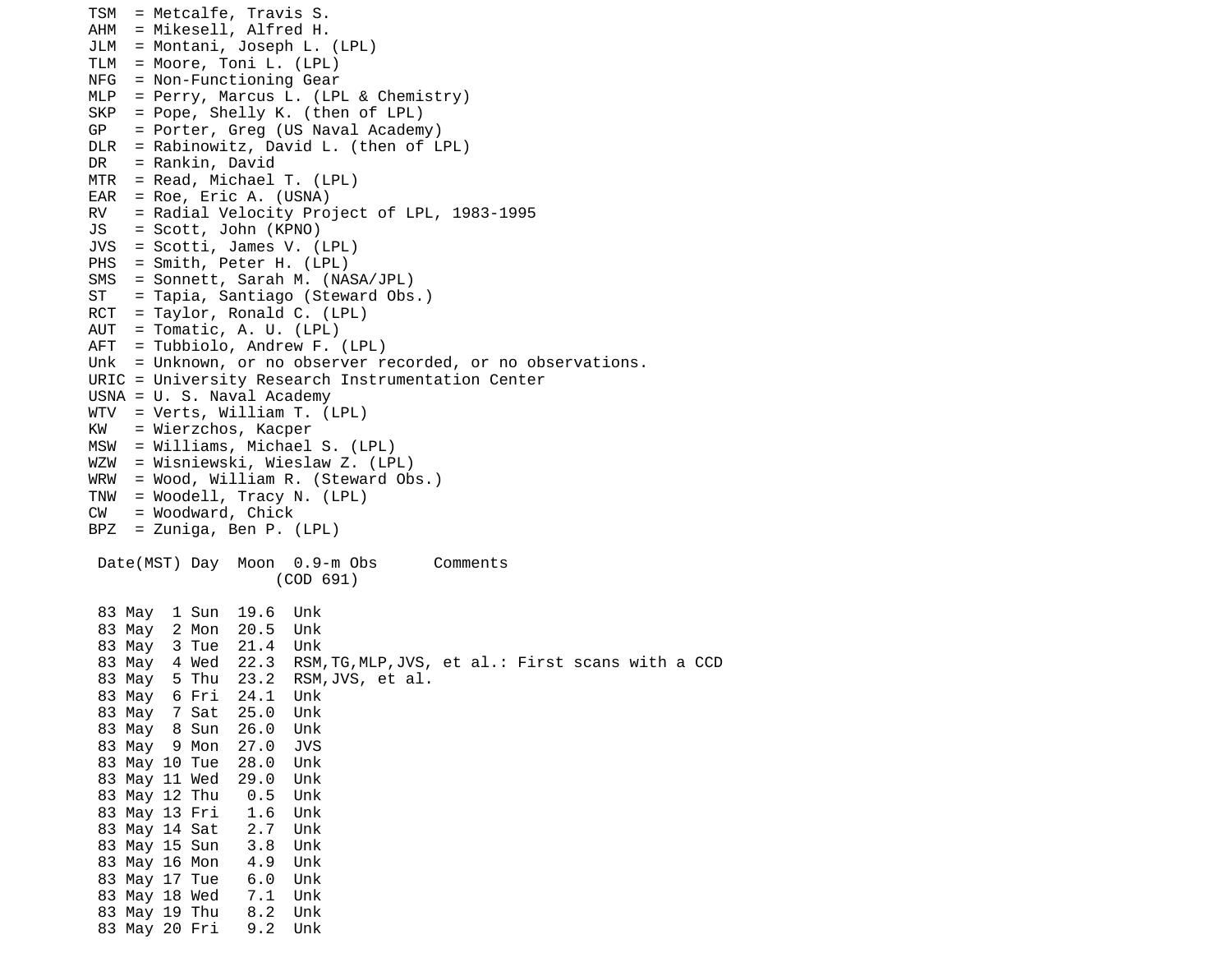```
TSM  = Metcalfe, Travis S.
AHM  = Mikesell, Alfred H.
JLM  = Montani, Joseph L. (LPL)
TLM  = Moore, Toni L. (LPL)
NFG  = Non-Functioning Gear
MLP  = Perry, Marcus L. (LPL & Chemistry)
SKP  = Pope, Shelly K. (then of LPL)
GP   = Porter, Greg (US Naval Academy)
DLR  = Rabinowitz, David L. (then of LPL)
DR   = Rankin, David
MTR  = Read, Michael T. (LPL)
EAR  = Roe, Eric A. (USNA)
RV   = Radial Velocity Project of LPL, 1983-1995
JS   = Scott, John (KPNO)
JVS  = Scotti, James V. (LPL)
PHS  = Smith, Peter H. (LPL)
SMS  = Sonnett, Sarah M. (NASA/JPL)
ST   = Tapia, Santiago (Steward Obs.)
RCT  = Taylor, Ronald C. (LPL)
AUT  = Tomatic, A. U. (LPL)
AFT  = Tubbiolo, Andrew F. (LPL)
Unk  = Unknown, or no observer recorded, or no observations.
URIC = University Research Instrumentation Center
USNA = U. S. Naval Academy
WTV  = Verts, William T. (LPL)
KW   = Wierzchos, Kacper
MSW  = Williams, Michael S. (LPL)
WZW  = Wisniewski, Wieslaw Z. (LPL)
WRW  = Wood, William R. (Steward Obs.)
TNW  = Woodell, Tracy N. (LPL)
CW   = Woodward, Chick
BPZ  = Zuniga, Ben P. (LPL)

 Date(MST) Day  Moon  0.9-m Obs      Comments
                   (COD 691)

 83 May  1 Sun  19.6  Unk
 83 May  2 Mon  20.5  Unk
 83 May  3 Tue  21.4  Unk
 83 May  4 Wed  22.3  RSM,TG,MLP,JVS, et al.: First scans with a CCD
 83 May  5 Thu  23.2  RSM,JVS, et al.
 83 May  6 Fri  24.1  Unk
 83 May  7 Sat  25.0  Unk
 83 May  8 Sun  26.0  Unk
 83 May  9 Mon  27.0  JVS
 83 May 10 Tue  28.0  Unk
 83 May 11 Wed  29.0  Unk
 83 May 12 Thu   0.5  Unk
 83 May 13 Fri   1.6  Unk
 83 May 14 Sat   2.7  Unk
 83 May 15 Sun   3.8  Unk
 83 May 16 Mon   4.9  Unk
 83 May 17 Tue   6.0  Unk
 83 May 18 Wed   7.1  Unk
 83 May 19 Thu   8.2  Unk
 83 May 20 Fri   9.2  Unk
```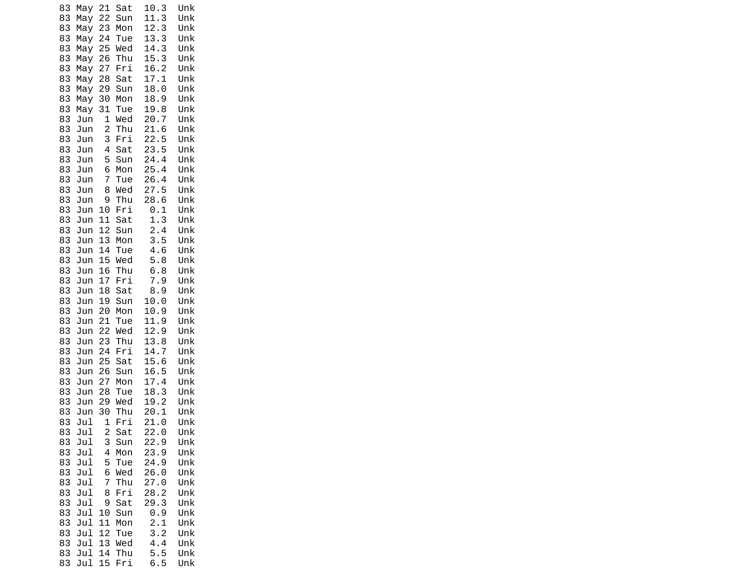```
83 May 21 Sat  10.3  Unk
83 May 22 Sun  11.3  Unk
83 May 23 Mon  12.3  Unk
83 May 24 Tue  13.3  Unk
83 May 25 Wed  14.3  Unk
83 May 26 Thu  15.3  Unk
83 May 27 Fri  16.2  Unk
83 May 28 Sat  17.1  Unk
83 May 29 Sun  18.0  Unk
83 May 30 Mon  18.9  Unk
83 May 31 Tue  19.8  Unk
83 Jun  1 Wed  20.7  Unk
83 Jun  2 Thu  21.6  Unk
83 Jun  3 Fri  22.5  Unk
83 Jun  4 Sat  23.5  Unk
83 Jun  5 Sun  24.4  Unk
83 Jun  6 Mon  25.4  Unk
83 Jun  7 Tue  26.4  Unk
83 Jun  8 Wed  27.5  Unk
83 Jun  9 Thu  28.6  Unk
83 Jun 10 Fri   0.1  Unk
83 Jun 11 Sat   1.3  Unk
83 Jun 12 Sun   2.4  Unk
83 Jun 13 Mon   3.5  Unk
83 Jun 14 Tue   4.6  Unk
83 Jun 15 Wed   5.8  Unk
83 Jun 16 Thu   6.8  Unk
83 Jun 17 Fri   7.9  Unk
83 Jun 18 Sat   8.9  Unk
83 Jun 19 Sun  10.0  Unk
83 Jun 20 Mon  10.9  Unk
83 Jun 21 Tue  11.9  Unk
83 Jun 22 Wed  12.9  Unk
83 Jun 23 Thu  13.8  Unk
83 Jun 24 Fri  14.7  Unk
83 Jun 25 Sat  15.6  Unk
83 Jun 26 Sun  16.5  Unk
83 Jun 27 Mon  17.4  Unk
83 Jun 28 Tue  18.3  Unk
83 Jun 29 Wed  19.2  Unk
83 Jun 30 Thu  20.1  Unk
83 Jul  1 Fri  21.0  Unk
83 Jul  2 Sat  22.0  Unk
83 Jul  3 Sun  22.9  Unk
83 Jul  4 Mon  23.9  Unk
83 Jul  5 Tue  24.9  Unk
83 Jul  6 Wed  26.0  Unk
83 Jul  7 Thu  27.0  Unk
83 Jul  8 Fri  28.2  Unk
83 Jul  9 Sat  29.3  Unk
83 Jul 10 Sun   0.9  Unk
83 Jul 11 Mon   2.1  Unk
83 Jul 12 Tue   3.2  Unk
83 Jul 13 Wed   4.4  Unk
83 Jul 14 Thu   5.5  Unk
83 Jul 15 Fri   6.5  Unk
```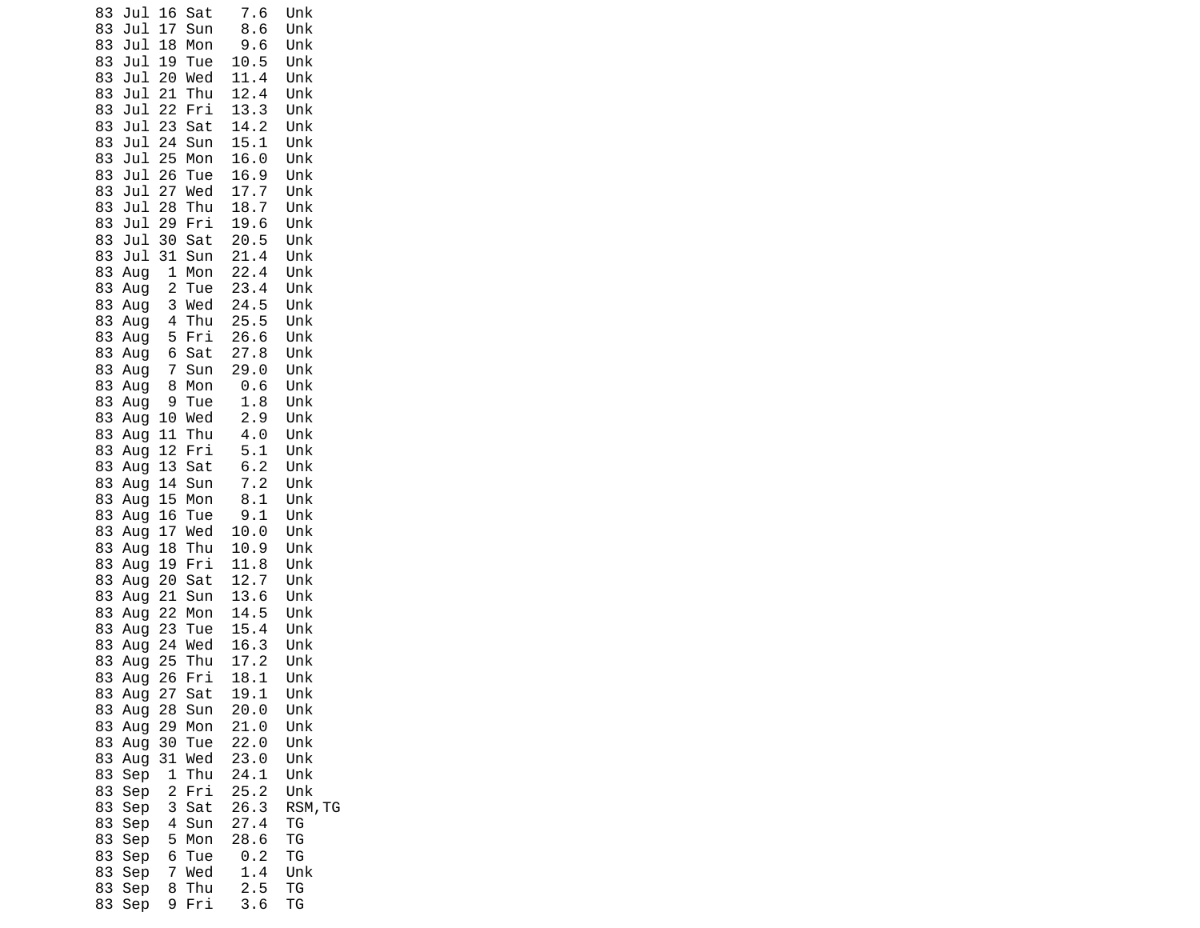```
83 Jul 16 Sat   7.6  Unk
83 Jul 17 Sun   8.6  Unk
83 Jul 18 Mon   9.6  Unk
83 Jul 19 Tue  10.5  Unk
83 Jul 20 Wed  11.4  Unk
83 Jul 21 Thu  12.4  Unk
83 Jul 22 Fri  13.3  Unk
83 Jul 23 Sat  14.2  Unk
83 Jul 24 Sun  15.1  Unk
83 Jul 25 Mon  16.0  Unk
83 Jul 26 Tue  16.9  Unk
83 Jul 27 Wed  17.7  Unk
83 Jul 28 Thu  18.7  Unk
83 Jul 29 Fri  19.6  Unk
83 Jul 30 Sat  20.5  Unk
83 Jul 31 Sun  21.4  Unk
83 Aug  1 Mon  22.4  Unk
83 Aug  2 Tue  23.4  Unk
83 Aug  3 Wed  24.5  Unk
83 Aug  4 Thu  25.5  Unk
83 Aug  5 Fri  26.6  Unk
83 Aug  6 Sat  27.8  Unk
83 Aug  7 Sun  29.0  Unk
83 Aug  8 Mon   0.6  Unk
83 Aug  9 Tue   1.8  Unk
83 Aug 10 Wed   2.9  Unk
83 Aug 11 Thu   4.0  Unk
83 Aug 12 Fri   5.1  Unk
83 Aug 13 Sat   6.2  Unk
83 Aug 14 Sun   7.2  Unk
83 Aug 15 Mon   8.1  Unk
83 Aug 16 Tue   9.1  Unk
83 Aug 17 Wed  10.0  Unk
83 Aug 18 Thu  10.9  Unk
83 Aug 19 Fri  11.8  Unk
83 Aug 20 Sat  12.7  Unk
83 Aug 21 Sun  13.6  Unk
83 Aug 22 Mon  14.5  Unk
83 Aug 23 Tue  15.4  Unk
83 Aug 24 Wed  16.3  Unk
83 Aug 25 Thu  17.2  Unk
83 Aug 26 Fri  18.1  Unk
83 Aug 27 Sat  19.1  Unk
83 Aug 28 Sun  20.0  Unk
83 Aug 29 Mon  21.0  Unk
83 Aug 30 Tue  22.0  Unk
83 Aug 31 Wed  23.0  Unk
83 Sep  1 Thu  24.1  Unk
83 Sep  2 Fri  25.2  Unk
83 Sep  3 Sat  26.3  RSM,TG
83 Sep  4 Sun  27.4  TG
83 Sep  5 Mon  28.6  TG
83 Sep  6 Tue   0.2  TG
83 Sep  7 Wed   1.4  Unk
83 Sep  8 Thu   2.5  TG
83 Sep  9 Fri   3.6  TG
```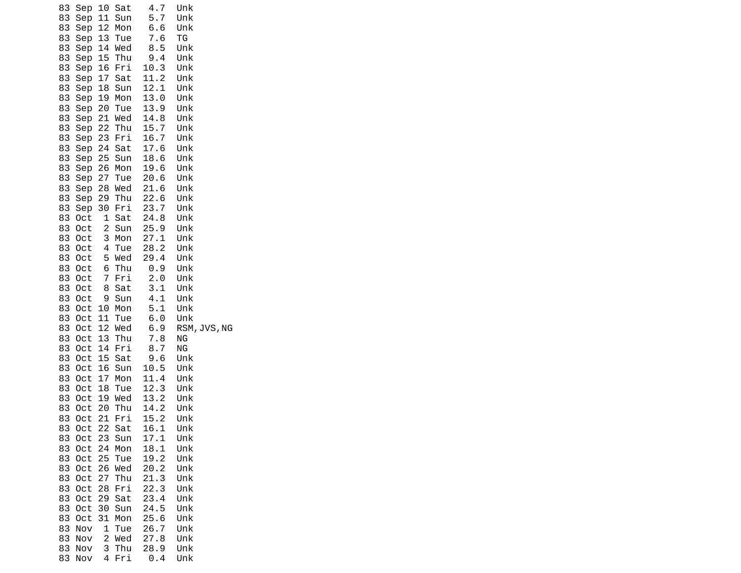```
83 Sep 10 Sat   4.7  Unk
83 Sep 11 Sun   5.7  Unk
83 Sep 12 Mon   6.6  Unk
83 Sep 13 Tue   7.6  TG
83 Sep 14 Wed   8.5  Unk
83 Sep 15 Thu   9.4  Unk
83 Sep 16 Fri  10.3  Unk
83 Sep 17 Sat  11.2  Unk
83 Sep 18 Sun  12.1  Unk
83 Sep 19 Mon  13.0  Unk
83 Sep 20 Tue  13.9  Unk
83 Sep 21 Wed  14.8  Unk
83 Sep 22 Thu  15.7  Unk
83 Sep 23 Fri  16.7  Unk
83 Sep 24 Sat  17.6  Unk
83 Sep 25 Sun  18.6  Unk
83 Sep 26 Mon  19.6  Unk
83 Sep 27 Tue  20.6  Unk
83 Sep 28 Wed  21.6  Unk
83 Sep 29 Thu  22.6  Unk
83 Sep 30 Fri  23.7  Unk
83 Oct  1 Sat  24.8  Unk
83 Oct  2 Sun  25.9  Unk
83 Oct  3 Mon  27.1  Unk
83 Oct  4 Tue  28.2  Unk
83 Oct  5 Wed  29.4  Unk
83 Oct  6 Thu   0.9  Unk
83 Oct  7 Fri   2.0  Unk
83 Oct  8 Sat   3.1  Unk
83 Oct  9 Sun   4.1  Unk
83 Oct 10 Mon   5.1  Unk
83 Oct 11 Tue   6.0  Unk
83 Oct 12 Wed   6.9  RSM,JVS,NG
83 Oct 13 Thu   7.8  NG
83 Oct 14 Fri   8.7  NG
83 Oct 15 Sat   9.6  Unk
83 Oct 16 Sun  10.5  Unk
83 Oct 17 Mon  11.4  Unk
83 Oct 18 Tue  12.3  Unk
83 Oct 19 Wed  13.2  Unk
83 Oct 20 Thu  14.2  Unk
83 Oct 21 Fri  15.2  Unk
83 Oct 22 Sat  16.1  Unk
83 Oct 23 Sun  17.1  Unk
83 Oct 24 Mon  18.1  Unk
83 Oct 25 Tue  19.2  Unk
83 Oct 26 Wed  20.2  Unk
83 Oct 27 Thu  21.3  Unk
83 Oct 28 Fri  22.3  Unk
83 Oct 29 Sat  23.4  Unk
83 Oct 30 Sun  24.5  Unk
83 Oct 31 Mon  25.6  Unk
83 Nov  1 Tue  26.7  Unk
83 Nov  2 Wed  27.8  Unk
83 Nov  3 Thu  28.9  Unk
83 Nov  4 Fri   0.4  Unk
```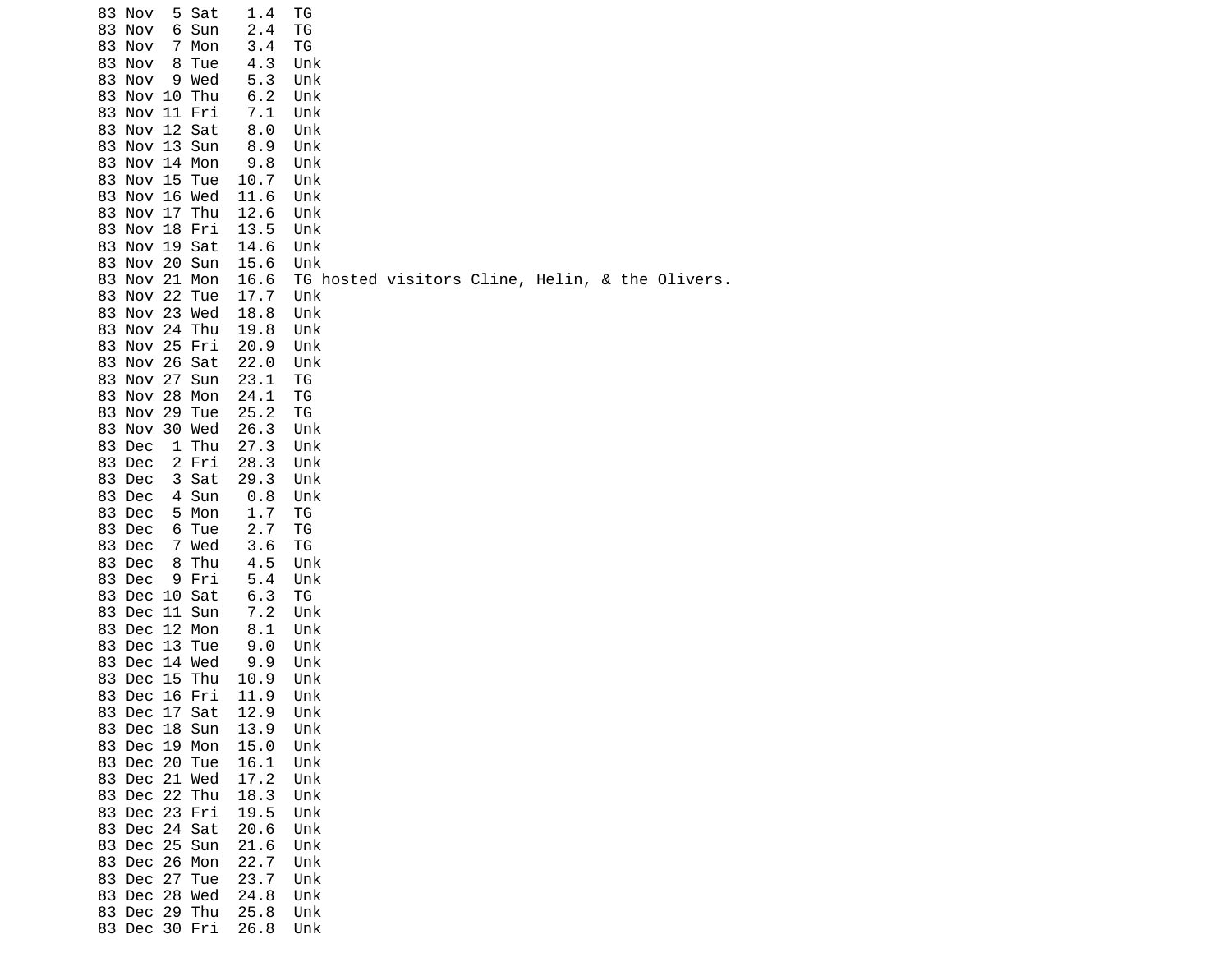```
83 Nov  5 Sat   1.4  TG
83 Nov  6 Sun   2.4  TG
83 Nov  7 Mon   3.4  TG
83 Nov  8 Tue   4.3  Unk
83 Nov  9 Wed   5.3  Unk
83 Nov 10 Thu   6.2  Unk
83 Nov 11 Fri   7.1  Unk
83 Nov 12 Sat   8.0  Unk
83 Nov 13 Sun   8.9  Unk
83 Nov 14 Mon   9.8  Unk
83 Nov 15 Tue  10.7  Unk
83 Nov 16 Wed  11.6  Unk
83 Nov 17 Thu  12.6  Unk
83 Nov 18 Fri  13.5  Unk
83 Nov 19 Sat  14.6  Unk
83 Nov 20 Sun  15.6  Unk
83 Nov 21 Mon  16.6  TG hosted visitors Cline, Helin, & the Olivers.
83 Nov 22 Tue  17.7  Unk
83 Nov 23 Wed  18.8  Unk
83 Nov 24 Thu  19.8  Unk
83 Nov 25 Fri  20.9  Unk
83 Nov 26 Sat  22.0  Unk
83 Nov 27 Sun  23.1  TG
83 Nov 28 Mon  24.1  TG
83 Nov 29 Tue  25.2  TG
83 Nov 30 Wed  26.3  Unk
83 Dec  1 Thu  27.3  Unk
83 Dec  2 Fri  28.3  Unk
83 Dec  3 Sat  29.3  Unk
83 Dec  4 Sun   0.8  Unk
83 Dec  5 Mon   1.7  TG
83 Dec  6 Tue   2.7  TG
83 Dec  7 Wed   3.6  TG
83 Dec  8 Thu   4.5  Unk
83 Dec  9 Fri   5.4  Unk
83 Dec 10 Sat   6.3  TG
83 Dec 11 Sun   7.2  Unk
83 Dec 12 Mon   8.1  Unk
83 Dec 13 Tue   9.0  Unk
83 Dec 14 Wed   9.9  Unk
83 Dec 15 Thu  10.9  Unk
83 Dec 16 Fri  11.9  Unk
83 Dec 17 Sat  12.9  Unk
83 Dec 18 Sun  13.9  Unk
83 Dec 19 Mon  15.0  Unk
83 Dec 20 Tue  16.1  Unk
83 Dec 21 Wed  17.2  Unk
83 Dec 22 Thu  18.3  Unk
83 Dec 23 Fri  19.5  Unk
83 Dec 24 Sat  20.6  Unk
83 Dec 25 Sun  21.6  Unk
83 Dec 26 Mon  22.7  Unk
83 Dec 27 Tue  23.7  Unk
83 Dec 28 Wed  24.8  Unk
83 Dec 29 Thu  25.8  Unk
83 Dec 30 Fri  26.8  Unk
```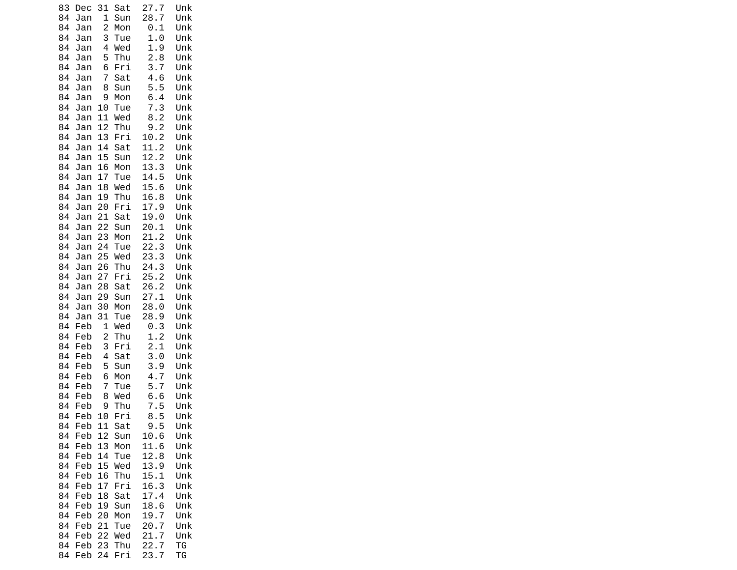```
83 Dec 31 Sat  27.7  Unk
84 Jan  1 Sun  28.7  Unk
84 Jan  2 Mon   0.1  Unk
84 Jan  3 Tue   1.0  Unk
84 Jan  4 Wed   1.9  Unk
84 Jan  5 Thu   2.8  Unk
84 Jan  6 Fri   3.7  Unk
84 Jan  7 Sat   4.6  Unk
84 Jan  8 Sun   5.5  Unk
84 Jan  9 Mon   6.4  Unk
84 Jan 10 Tue   7.3  Unk
84 Jan 11 Wed   8.2  Unk
84 Jan 12 Thu   9.2  Unk
84 Jan 13 Fri  10.2  Unk
84 Jan 14 Sat  11.2  Unk
84 Jan 15 Sun  12.2  Unk
84 Jan 16 Mon  13.3  Unk
84 Jan 17 Tue  14.5  Unk
84 Jan 18 Wed  15.6  Unk
84 Jan 19 Thu  16.8  Unk
84 Jan 20 Fri  17.9  Unk
84 Jan 21 Sat  19.0  Unk
84 Jan 22 Sun  20.1  Unk
84 Jan 23 Mon  21.2  Unk
84 Jan 24 Tue  22.3  Unk
84 Jan 25 Wed  23.3  Unk
84 Jan 26 Thu  24.3  Unk
84 Jan 27 Fri  25.2  Unk
84 Jan 28 Sat  26.2  Unk
84 Jan 29 Sun  27.1  Unk
84 Jan 30 Mon  28.0  Unk
84 Jan 31 Tue  28.9  Unk
84 Feb  1 Wed   0.3  Unk
84 Feb  2 Thu   1.2  Unk
84 Feb  3 Fri   2.1  Unk
84 Feb  4 Sat   3.0  Unk
84 Feb  5 Sun   3.9  Unk
84 Feb  6 Mon   4.7  Unk
84 Feb  7 Tue   5.7  Unk
84 Feb  8 Wed   6.6  Unk
84 Feb  9 Thu   7.5  Unk
84 Feb 10 Fri   8.5  Unk
84 Feb 11 Sat   9.5  Unk
84 Feb 12 Sun  10.6  Unk
84 Feb 13 Mon  11.6  Unk
84 Feb 14 Tue  12.8  Unk
84 Feb 15 Wed  13.9  Unk
84 Feb 16 Thu  15.1  Unk
84 Feb 17 Fri  16.3  Unk
84 Feb 18 Sat  17.4  Unk
84 Feb 19 Sun  18.6  Unk
84 Feb 20 Mon  19.7  Unk
84 Feb 21 Tue  20.7  Unk
84 Feb 22 Wed  21.7  Unk
84 Feb 23 Thu  22.7  TG
84 Feb 24 Fri  23.7  TG
```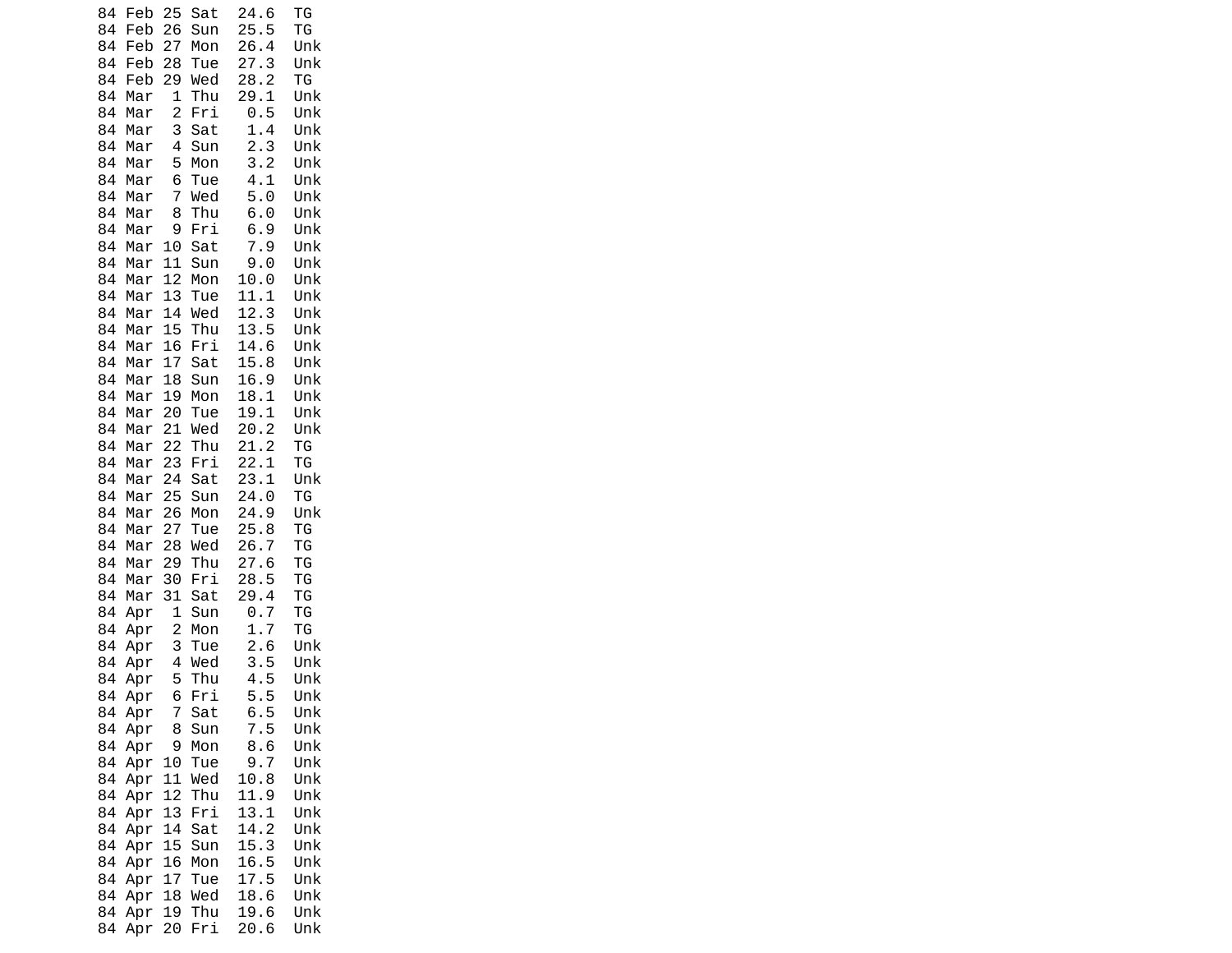```
84 Feb 25 Sat  24.6  TG
84 Feb 26 Sun  25.5  TG
84 Feb 27 Mon  26.4  Unk
84 Feb 28 Tue  27.3  Unk
84 Feb 29 Wed  28.2  TG
84 Mar  1 Thu  29.1  Unk
84 Mar  2 Fri   0.5  Unk
84 Mar  3 Sat   1.4  Unk
84 Mar  4 Sun   2.3  Unk
84 Mar  5 Mon   3.2  Unk
84 Mar  6 Tue   4.1  Unk
84 Mar  7 Wed   5.0  Unk
84 Mar  8 Thu   6.0  Unk
84 Mar  9 Fri   6.9  Unk
84 Mar 10 Sat   7.9  Unk
84 Mar 11 Sun   9.0  Unk
84 Mar 12 Mon  10.0  Unk
84 Mar 13 Tue  11.1  Unk
84 Mar 14 Wed  12.3  Unk
84 Mar 15 Thu  13.5  Unk
84 Mar 16 Fri  14.6  Unk
84 Mar 17 Sat  15.8  Unk
84 Mar 18 Sun  16.9  Unk
84 Mar 19 Mon  18.1  Unk
84 Mar 20 Tue  19.1  Unk
84 Mar 21 Wed  20.2  Unk
84 Mar 22 Thu  21.2  TG
84 Mar 23 Fri  22.1  TG
84 Mar 24 Sat  23.1  Unk
84 Mar 25 Sun  24.0  TG
84 Mar 26 Mon  24.9  Unk
84 Mar 27 Tue  25.8  TG
84 Mar 28 Wed  26.7  TG
84 Mar 29 Thu  27.6  TG
84 Mar 30 Fri  28.5  TG
84 Mar 31 Sat  29.4  TG
84 Apr  1 Sun   0.7  TG
84 Apr  2 Mon   1.7  TG
84 Apr  3 Tue   2.6  Unk
84 Apr  4 Wed   3.5  Unk
84 Apr  5 Thu   4.5  Unk
84 Apr  6 Fri   5.5  Unk
84 Apr  7 Sat   6.5  Unk
84 Apr  8 Sun   7.5  Unk
84 Apr  9 Mon   8.6  Unk
84 Apr 10 Tue   9.7  Unk
84 Apr 11 Wed  10.8  Unk
84 Apr 12 Thu  11.9  Unk
84 Apr 13 Fri  13.1  Unk
84 Apr 14 Sat  14.2  Unk
84 Apr 15 Sun  15.3  Unk
84 Apr 16 Mon  16.5  Unk
84 Apr 17 Tue  17.5  Unk
84 Apr 18 Wed  18.6  Unk
84 Apr 19 Thu  19.6  Unk
84 Apr 20 Fri  20.6  Unk
```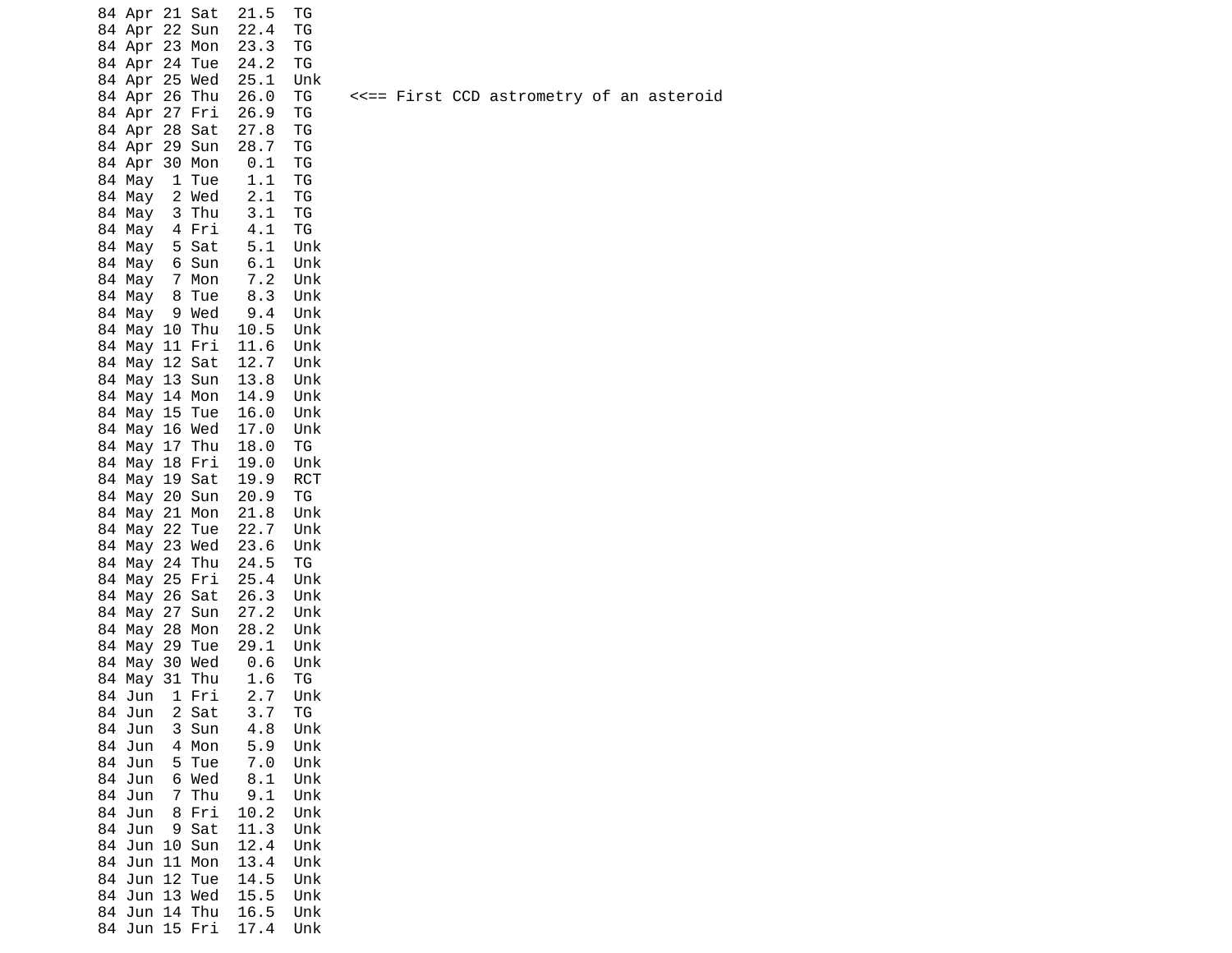```
84 Apr 21 Sat  21.5  TG
84 Apr 22 Sun  22.4  TG
84 Apr 23 Mon  23.3  TG
84 Apr 24 Tue  24.2  TG
84 Apr 25 Wed  25.1  Unk
84 Apr 26 Thu  26.0  TG    <<== First CCD astrometry of an asteroid
84 Apr 27 Fri  26.9  TG
84 Apr 28 Sat  27.8  TG
84 Apr 29 Sun  28.7  TG
84 Apr 30 Mon   0.1  TG
84 May  1 Tue   1.1  TG
84 May  2 Wed   2.1  TG
84 May  3 Thu   3.1  TG
84 May  4 Fri   4.1  TG
84 May  5 Sat   5.1  Unk
84 May  6 Sun   6.1  Unk
84 May  7 Mon   7.2  Unk
84 May  8 Tue   8.3  Unk
84 May  9 Wed   9.4  Unk
84 May 10 Thu  10.5  Unk
84 May 11 Fri  11.6  Unk
84 May 12 Sat  12.7  Unk
84 May 13 Sun  13.8  Unk
84 May 14 Mon  14.9  Unk
84 May 15 Tue  16.0  Unk
84 May 16 Wed  17.0  Unk
84 May 17 Thu  18.0  TG
84 May 18 Fri  19.0  Unk
84 May 19 Sat  19.9  RCT
84 May 20 Sun  20.9  TG
84 May 21 Mon  21.8  Unk
84 May 22 Tue  22.7  Unk
84 May 23 Wed  23.6  Unk
84 May 24 Thu  24.5  TG
84 May 25 Fri  25.4  Unk
84 May 26 Sat  26.3  Unk
84 May 27 Sun  27.2  Unk
84 May 28 Mon  28.2  Unk
84 May 29 Tue  29.1  Unk
84 May 30 Wed   0.6  Unk
84 May 31 Thu   1.6  TG
84 Jun  1 Fri   2.7  Unk
84 Jun  2 Sat   3.7  TG
84 Jun  3 Sun   4.8  Unk
84 Jun  4 Mon   5.9  Unk
84 Jun  5 Tue   7.0  Unk
84 Jun  6 Wed   8.1  Unk
84 Jun  7 Thu   9.1  Unk
84 Jun  8 Fri  10.2  Unk
84 Jun  9 Sat  11.3  Unk
84 Jun 10 Sun  12.4  Unk
84 Jun 11 Mon  13.4  Unk
84 Jun 12 Tue  14.5  Unk
84 Jun 13 Wed  15.5  Unk
84 Jun 14 Thu  16.5  Unk
84 Jun 15 Fri  17.4  Unk
```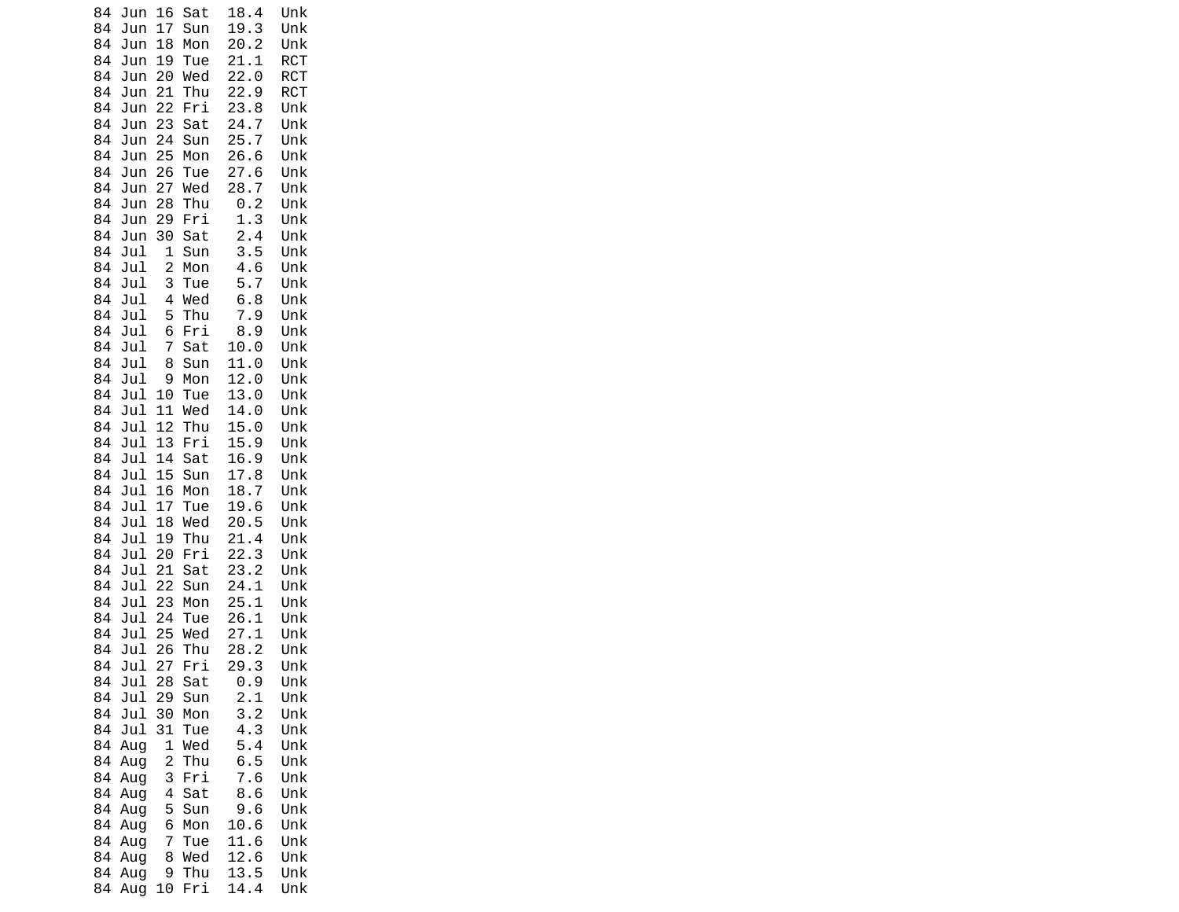```
84 Jun 16 Sat  18.4  Unk
84 Jun 17 Sun  19.3  Unk
84 Jun 18 Mon  20.2  Unk
84 Jun 19 Tue  21.1  RCT
84 Jun 20 Wed  22.0  RCT
84 Jun 21 Thu  22.9  RCT
84 Jun 22 Fri  23.8  Unk
84 Jun 23 Sat  24.7  Unk
84 Jun 24 Sun  25.7  Unk
84 Jun 25 Mon  26.6  Unk
84 Jun 26 Tue  27.6  Unk
84 Jun 27 Wed  28.7  Unk
84 Jun 28 Thu   0.2  Unk
84 Jun 29 Fri   1.3  Unk
84 Jun 30 Sat   2.4  Unk
84 Jul  1 Sun   3.5  Unk
84 Jul  2 Mon   4.6  Unk
84 Jul  3 Tue   5.7  Unk
84 Jul  4 Wed   6.8  Unk
84 Jul  5 Thu   7.9  Unk
84 Jul  6 Fri   8.9  Unk
84 Jul  7 Sat  10.0  Unk
84 Jul  8 Sun  11.0  Unk
84 Jul  9 Mon  12.0  Unk
84 Jul 10 Tue  13.0  Unk
84 Jul 11 Wed  14.0  Unk
84 Jul 12 Thu  15.0  Unk
84 Jul 13 Fri  15.9  Unk
84 Jul 14 Sat  16.9  Unk
84 Jul 15 Sun  17.8  Unk
84 Jul 16 Mon  18.7  Unk
84 Jul 17 Tue  19.6  Unk
84 Jul 18 Wed  20.5  Unk
84 Jul 19 Thu  21.4  Unk
84 Jul 20 Fri  22.3  Unk
84 Jul 21 Sat  23.2  Unk
84 Jul 22 Sun  24.1  Unk
84 Jul 23 Mon  25.1  Unk
84 Jul 24 Tue  26.1  Unk
84 Jul 25 Wed  27.1  Unk
84 Jul 26 Thu  28.2  Unk
84 Jul 27 Fri  29.3  Unk
84 Jul 28 Sat   0.9  Unk
84 Jul 29 Sun   2.1  Unk
84 Jul 30 Mon   3.2  Unk
84 Jul 31 Tue   4.3  Unk
84 Aug  1 Wed   5.4  Unk
84 Aug  2 Thu   6.5  Unk
84 Aug  3 Fri   7.6  Unk
84 Aug  4 Sat   8.6  Unk
84 Aug  5 Sun   9.6  Unk
84 Aug  6 Mon  10.6  Unk
84 Aug  7 Tue  11.6  Unk
84 Aug  8 Wed  12.6  Unk
84 Aug  9 Thu  13.5  Unk
84 Aug 10 Fri  14.4  Unk
```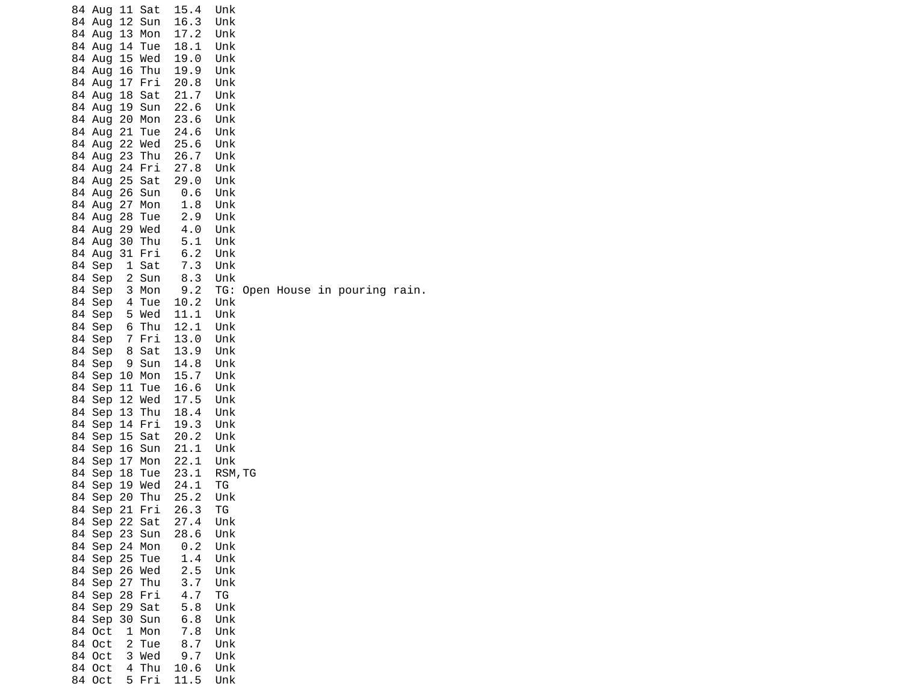```
84 Aug 11 Sat  15.4  Unk
84 Aug 12 Sun  16.3  Unk
84 Aug 13 Mon  17.2  Unk
84 Aug 14 Tue  18.1  Unk
84 Aug 15 Wed  19.0  Unk
84 Aug 16 Thu  19.9  Unk
84 Aug 17 Fri  20.8  Unk
84 Aug 18 Sat  21.7  Unk
84 Aug 19 Sun  22.6  Unk
84 Aug 20 Mon  23.6  Unk
84 Aug 21 Tue  24.6  Unk
84 Aug 22 Wed  25.6  Unk
84 Aug 23 Thu  26.7  Unk
84 Aug 24 Fri  27.8  Unk
84 Aug 25 Sat  29.0  Unk
84 Aug 26 Sun   0.6  Unk
84 Aug 27 Mon   1.8  Unk
84 Aug 28 Tue   2.9  Unk
84 Aug 29 Wed   4.0  Unk
84 Aug 30 Thu   5.1  Unk
84 Aug 31 Fri   6.2  Unk
84 Sep  1 Sat   7.3  Unk
84 Sep  2 Sun   8.3  Unk
84 Sep  3 Mon   9.2  TG: Open House in pouring rain.
84 Sep  4 Tue  10.2  Unk
84 Sep  5 Wed  11.1  Unk
84 Sep  6 Thu  12.1  Unk
84 Sep  7 Fri  13.0  Unk
84 Sep  8 Sat  13.9  Unk
84 Sep  9 Sun  14.8  Unk
84 Sep 10 Mon  15.7  Unk
84 Sep 11 Tue  16.6  Unk
84 Sep 12 Wed  17.5  Unk
84 Sep 13 Thu  18.4  Unk
84 Sep 14 Fri  19.3  Unk
84 Sep 15 Sat  20.2  Unk
84 Sep 16 Sun  21.1  Unk
84 Sep 17 Mon  22.1  Unk
84 Sep 18 Tue  23.1  RSM,TG
84 Sep 19 Wed  24.1  TG
84 Sep 20 Thu  25.2  Unk
84 Sep 21 Fri  26.3  TG
84 Sep 22 Sat  27.4  Unk
84 Sep 23 Sun  28.6  Unk
84 Sep 24 Mon   0.2  Unk
84 Sep 25 Tue   1.4  Unk
84 Sep 26 Wed   2.5  Unk
84 Sep 27 Thu   3.7  Unk
84 Sep 28 Fri   4.7  TG
84 Sep 29 Sat   5.8  Unk
84 Sep 30 Sun   6.8  Unk
84 Oct  1 Mon   7.8  Unk
84 Oct  2 Tue   8.7  Unk
84 Oct  3 Wed   9.7  Unk
84 Oct  4 Thu  10.6  Unk
84 Oct  5 Fri  11.5  Unk
```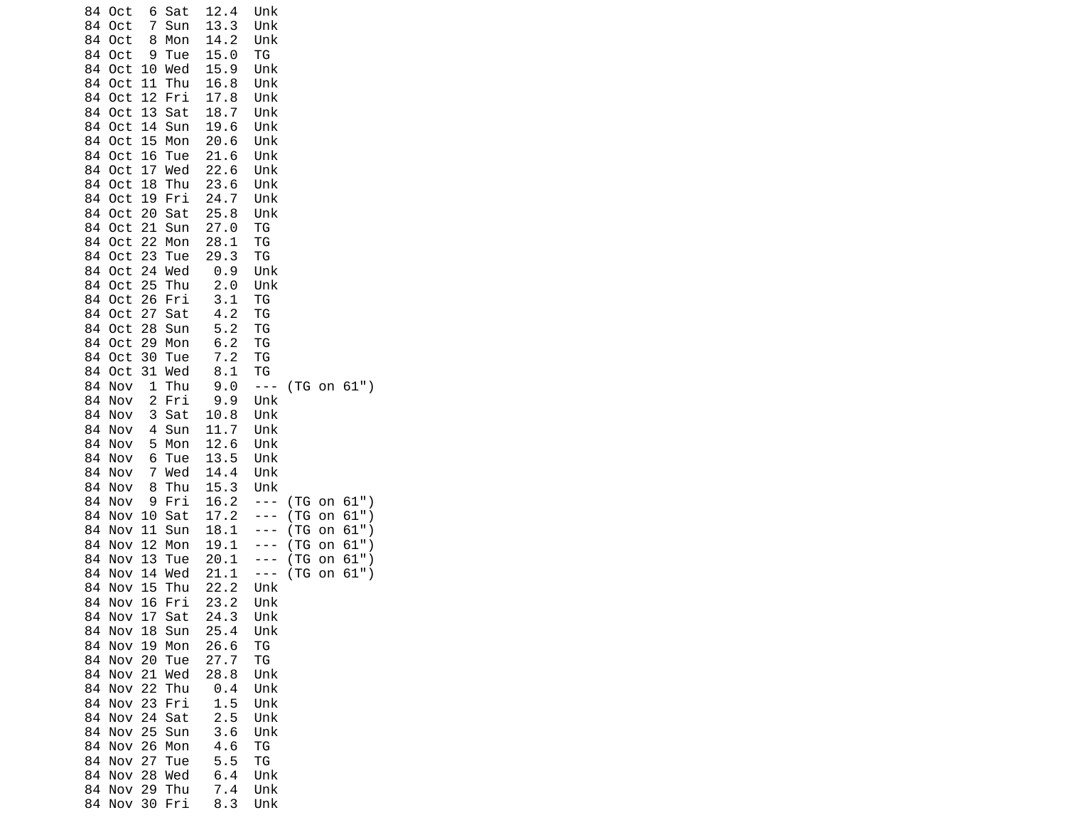```
84 Oct  6 Sat  12.4  Unk
84 Oct  7 Sun  13.3  Unk
84 Oct  8 Mon  14.2  Unk
84 Oct  9 Tue  15.0  TG
84 Oct 10 Wed  15.9  Unk
84 Oct 11 Thu  16.8  Unk
84 Oct 12 Fri  17.8  Unk
84 Oct 13 Sat  18.7  Unk
84 Oct 14 Sun  19.6  Unk
84 Oct 15 Mon  20.6  Unk
84 Oct 16 Tue  21.6  Unk
84 Oct 17 Wed  22.6  Unk
84 Oct 18 Thu  23.6  Unk
84 Oct 19 Fri  24.7  Unk
84 Oct 20 Sat  25.8  Unk
84 Oct 21 Sun  27.0  TG
84 Oct 22 Mon  28.1  TG
84 Oct 23 Tue  29.3  TG
84 Oct 24 Wed   0.9  Unk
84 Oct 25 Thu   2.0  Unk
84 Oct 26 Fri   3.1  TG
84 Oct 27 Sat   4.2  TG
84 Oct 28 Sun   5.2  TG
84 Oct 29 Mon   6.2  TG
84 Oct 30 Tue   7.2  TG
84 Oct 31 Wed   8.1  TG
84 Nov  1 Thu   9.0  --- (TG on 61")
84 Nov  2 Fri   9.9  Unk
84 Nov  3 Sat  10.8  Unk
84 Nov  4 Sun  11.7  Unk
84 Nov  5 Mon  12.6  Unk
84 Nov  6 Tue  13.5  Unk
84 Nov  7 Wed  14.4  Unk
84 Nov  8 Thu  15.3  Unk
84 Nov  9 Fri  16.2  --- (TG on 61")
84 Nov 10 Sat  17.2  --- (TG on 61")
84 Nov 11 Sun  18.1  --- (TG on 61")
84 Nov 12 Mon  19.1  --- (TG on 61")
84 Nov 13 Tue  20.1  --- (TG on 61")
84 Nov 14 Wed  21.1  --- (TG on 61")
84 Nov 15 Thu  22.2  Unk
84 Nov 16 Fri  23.2  Unk
84 Nov 17 Sat  24.3  Unk
84 Nov 18 Sun  25.4  Unk
84 Nov 19 Mon  26.6  TG
84 Nov 20 Tue  27.7  TG
84 Nov 21 Wed  28.8  Unk
84 Nov 22 Thu   0.4  Unk
84 Nov 23 Fri   1.5  Unk
84 Nov 24 Sat   2.5  Unk
84 Nov 25 Sun   3.6  Unk
84 Nov 26 Mon   4.6  TG
84 Nov 27 Tue   5.5  TG
84 Nov 28 Wed   6.4  Unk
84 Nov 29 Thu   7.4  Unk
84 Nov 30 Fri   8.3  Unk
```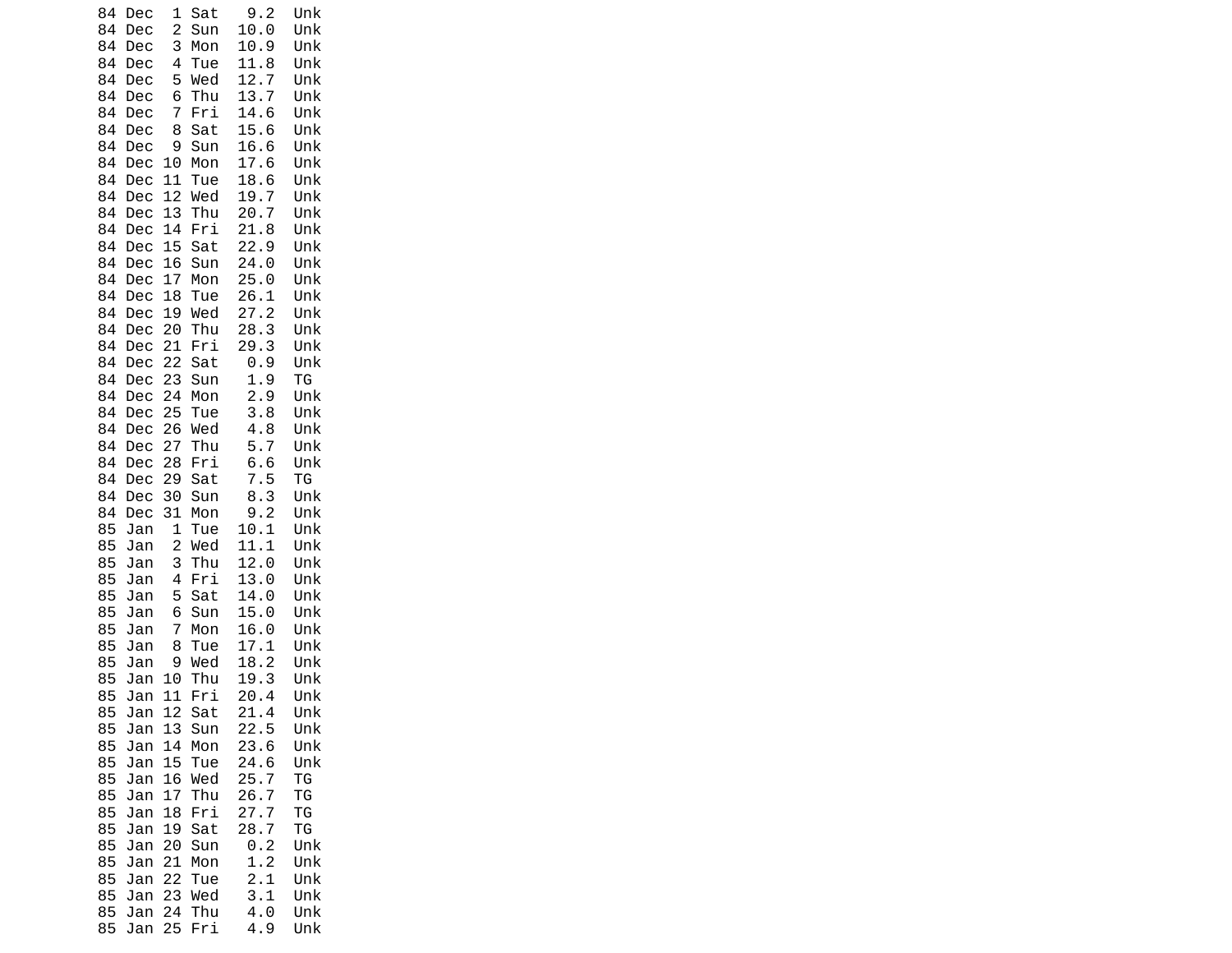```
84 Dec  1 Sat   9.2  Unk
84 Dec  2 Sun  10.0  Unk
84 Dec  3 Mon  10.9  Unk
84 Dec  4 Tue  11.8  Unk
84 Dec  5 Wed  12.7  Unk
84 Dec  6 Thu  13.7  Unk
84 Dec  7 Fri  14.6  Unk
84 Dec  8 Sat  15.6  Unk
84 Dec  9 Sun  16.6  Unk
84 Dec 10 Mon  17.6  Unk
84 Dec 11 Tue  18.6  Unk
84 Dec 12 Wed  19.7  Unk
84 Dec 13 Thu  20.7  Unk
84 Dec 14 Fri  21.8  Unk
84 Dec 15 Sat  22.9  Unk
84 Dec 16 Sun  24.0  Unk
84 Dec 17 Mon  25.0  Unk
84 Dec 18 Tue  26.1  Unk
84 Dec 19 Wed  27.2  Unk
84 Dec 20 Thu  28.3  Unk
84 Dec 21 Fri  29.3  Unk
84 Dec 22 Sat   0.9  Unk
84 Dec 23 Sun   1.9  TG
84 Dec 24 Mon   2.9  Unk
84 Dec 25 Tue   3.8  Unk
84 Dec 26 Wed   4.8  Unk
84 Dec 27 Thu   5.7  Unk
84 Dec 28 Fri   6.6  Unk
84 Dec 29 Sat   7.5  TG
84 Dec 30 Sun   8.3  Unk
84 Dec 31 Mon   9.2  Unk
85 Jan  1 Tue  10.1  Unk
85 Jan  2 Wed  11.1  Unk
85 Jan  3 Thu  12.0  Unk
85 Jan  4 Fri  13.0  Unk
85 Jan  5 Sat  14.0  Unk
85 Jan  6 Sun  15.0  Unk
85 Jan  7 Mon  16.0  Unk
85 Jan  8 Tue  17.1  Unk
85 Jan  9 Wed  18.2  Unk
85 Jan 10 Thu  19.3  Unk
85 Jan 11 Fri  20.4  Unk
85 Jan 12 Sat  21.4  Unk
85 Jan 13 Sun  22.5  Unk
85 Jan 14 Mon  23.6  Unk
85 Jan 15 Tue  24.6  Unk
85 Jan 16 Wed  25.7  TG
85 Jan 17 Thu  26.7  TG
85 Jan 18 Fri  27.7  TG
85 Jan 19 Sat  28.7  TG
85 Jan 20 Sun   0.2  Unk
85 Jan 21 Mon   1.2  Unk
85 Jan 22 Tue   2.1  Unk
85 Jan 23 Wed   3.1  Unk
85 Jan 24 Thu   4.0  Unk
85 Jan 25 Fri   4.9  Unk
```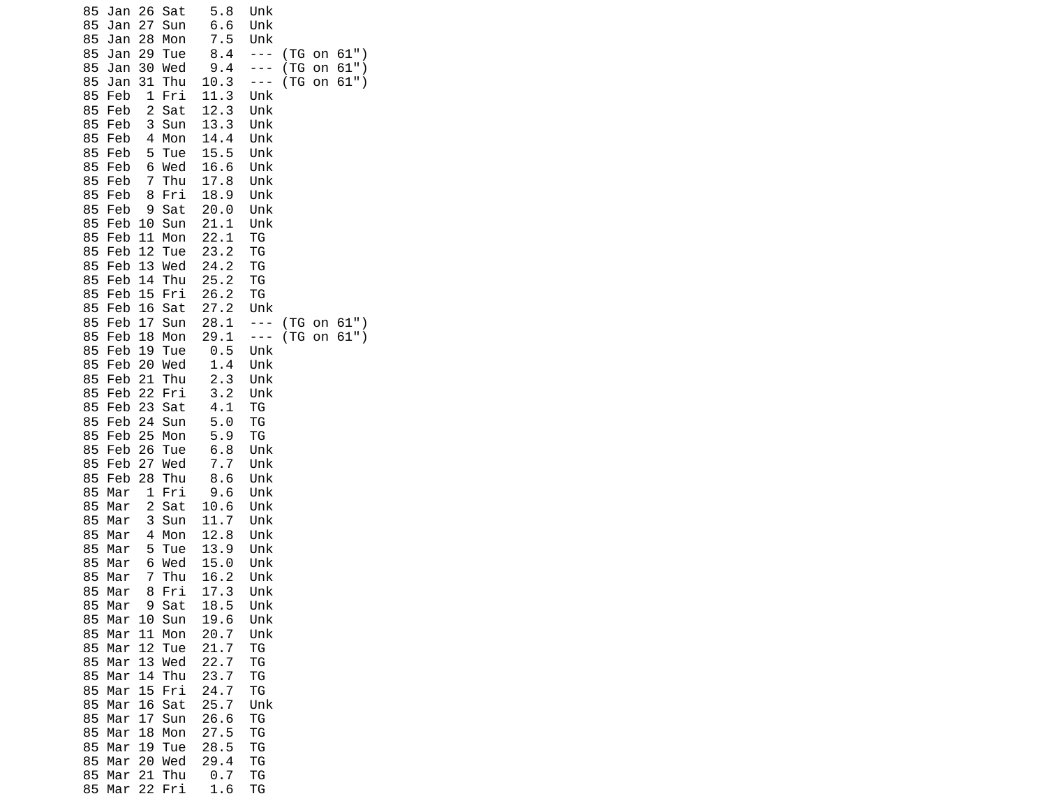```
85 Jan 26 Sat   5.8  Unk
85 Jan 27 Sun   6.6  Unk
85 Jan 28 Mon   7.5  Unk
85 Jan 29 Tue   8.4  --- (TG on 61")
85 Jan 30 Wed   9.4  --- (TG on 61")
85 Jan 31 Thu  10.3  --- (TG on 61")
85 Feb  1 Fri  11.3  Unk
85 Feb  2 Sat  12.3  Unk
85 Feb  3 Sun  13.3  Unk
85 Feb  4 Mon  14.4  Unk
85 Feb  5 Tue  15.5  Unk
85 Feb  6 Wed  16.6  Unk
85 Feb  7 Thu  17.8  Unk
85 Feb  8 Fri  18.9  Unk
85 Feb  9 Sat  20.0  Unk
85 Feb 10 Sun  21.1  Unk
85 Feb 11 Mon  22.1  TG
85 Feb 12 Tue  23.2  TG
85 Feb 13 Wed  24.2  TG
85 Feb 14 Thu  25.2  TG
85 Feb 15 Fri  26.2  TG
85 Feb 16 Sat  27.2  Unk
85 Feb 17 Sun  28.1  --- (TG on 61")
85 Feb 18 Mon  29.1  --- (TG on 61")
85 Feb 19 Tue   0.5  Unk
85 Feb 20 Wed   1.4  Unk
85 Feb 21 Thu   2.3  Unk
85 Feb 22 Fri   3.2  Unk
85 Feb 23 Sat   4.1  TG
85 Feb 24 Sun   5.0  TG
85 Feb 25 Mon   5.9  TG
85 Feb 26 Tue   6.8  Unk
85 Feb 27 Wed   7.7  Unk
85 Feb 28 Thu   8.6  Unk
85 Mar  1 Fri   9.6  Unk
85 Mar  2 Sat  10.6  Unk
85 Mar  3 Sun  11.7  Unk
85 Mar  4 Mon  12.8  Unk
85 Mar  5 Tue  13.9  Unk
85 Mar  6 Wed  15.0  Unk
85 Mar  7 Thu  16.2  Unk
85 Mar  8 Fri  17.3  Unk
85 Mar  9 Sat  18.5  Unk
85 Mar 10 Sun  19.6  Unk
85 Mar 11 Mon  20.7  Unk
85 Mar 12 Tue  21.7  TG
85 Mar 13 Wed  22.7  TG
85 Mar 14 Thu  23.7  TG
85 Mar 15 Fri  24.7  TG
85 Mar 16 Sat  25.7  Unk
85 Mar 17 Sun  26.6  TG
85 Mar 18 Mon  27.5  TG
85 Mar 19 Tue  28.5  TG
85 Mar 20 Wed  29.4  TG
85 Mar 21 Thu   0.7  TG
85 Mar 22 Fri   1.6  TG
```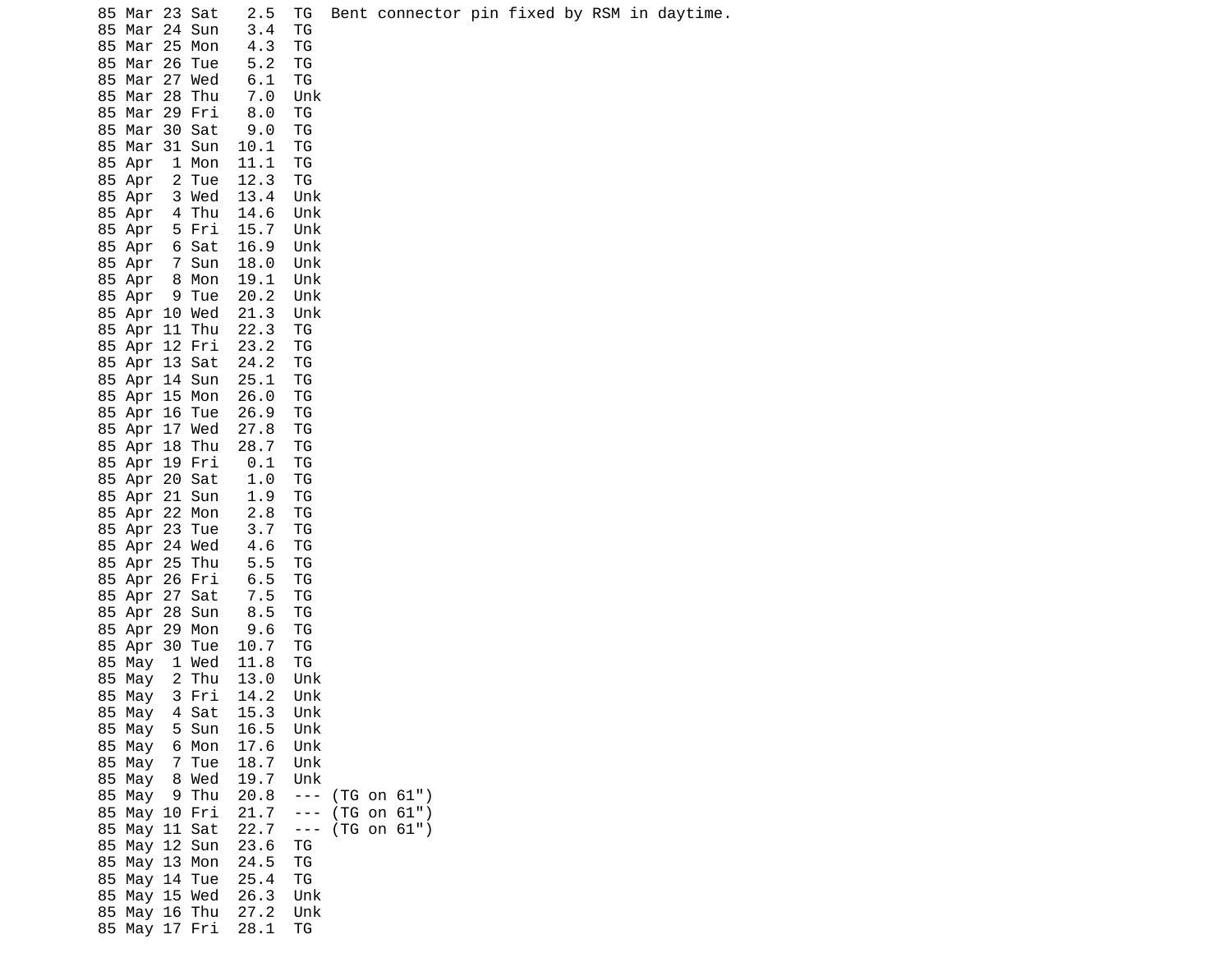```
85 Mar 23 Sat   2.5  TG  Bent connector pin fixed by RSM in daytime.
85 Mar 24 Sun   3.4  TG
85 Mar 25 Mon   4.3  TG
85 Mar 26 Tue   5.2  TG
85 Mar 27 Wed   6.1  TG
85 Mar 28 Thu   7.0  Unk
85 Mar 29 Fri   8.0  TG
85 Mar 30 Sat   9.0  TG
85 Mar 31 Sun  10.1  TG
85 Apr  1 Mon  11.1  TG
85 Apr  2 Tue  12.3  TG
85 Apr  3 Wed  13.4  Unk
85 Apr  4 Thu  14.6  Unk
85 Apr  5 Fri  15.7  Unk
85 Apr  6 Sat  16.9  Unk
85 Apr  7 Sun  18.0  Unk
85 Apr  8 Mon  19.1  Unk
85 Apr  9 Tue  20.2  Unk
85 Apr 10 Wed  21.3  Unk
85 Apr 11 Thu  22.3  TG
85 Apr 12 Fri  23.2  TG
85 Apr 13 Sat  24.2  TG
85 Apr 14 Sun  25.1  TG
85 Apr 15 Mon  26.0  TG
85 Apr 16 Tue  26.9  TG
85 Apr 17 Wed  27.8  TG
85 Apr 18 Thu  28.7  TG
85 Apr 19 Fri   0.1  TG
85 Apr 20 Sat   1.0  TG
85 Apr 21 Sun   1.9  TG
85 Apr 22 Mon   2.8  TG
85 Apr 23 Tue   3.7  TG
85 Apr 24 Wed   4.6  TG
85 Apr 25 Thu   5.5  TG
85 Apr 26 Fri   6.5  TG
85 Apr 27 Sat   7.5  TG
85 Apr 28 Sun   8.5  TG
85 Apr 29 Mon   9.6  TG
85 Apr 30 Tue  10.7  TG
85 May  1 Wed  11.8  TG
85 May  2 Thu  13.0  Unk
85 May  3 Fri  14.2  Unk
85 May  4 Sat  15.3  Unk
85 May  5 Sun  16.5  Unk
85 May  6 Mon  17.6  Unk
85 May  7 Tue  18.7  Unk
85 May  8 Wed  19.7  Unk
85 May  9 Thu  20.8  --- (TG on 61")
85 May 10 Fri  21.7  --- (TG on 61")
85 May 11 Sat  22.7  --- (TG on 61")
85 May 12 Sun  23.6  TG
85 May 13 Mon  24.5  TG
85 May 14 Tue  25.4  TG
85 May 15 Wed  26.3  Unk
85 May 16 Thu  27.2  Unk
85 May 17 Fri  28.1  TG
```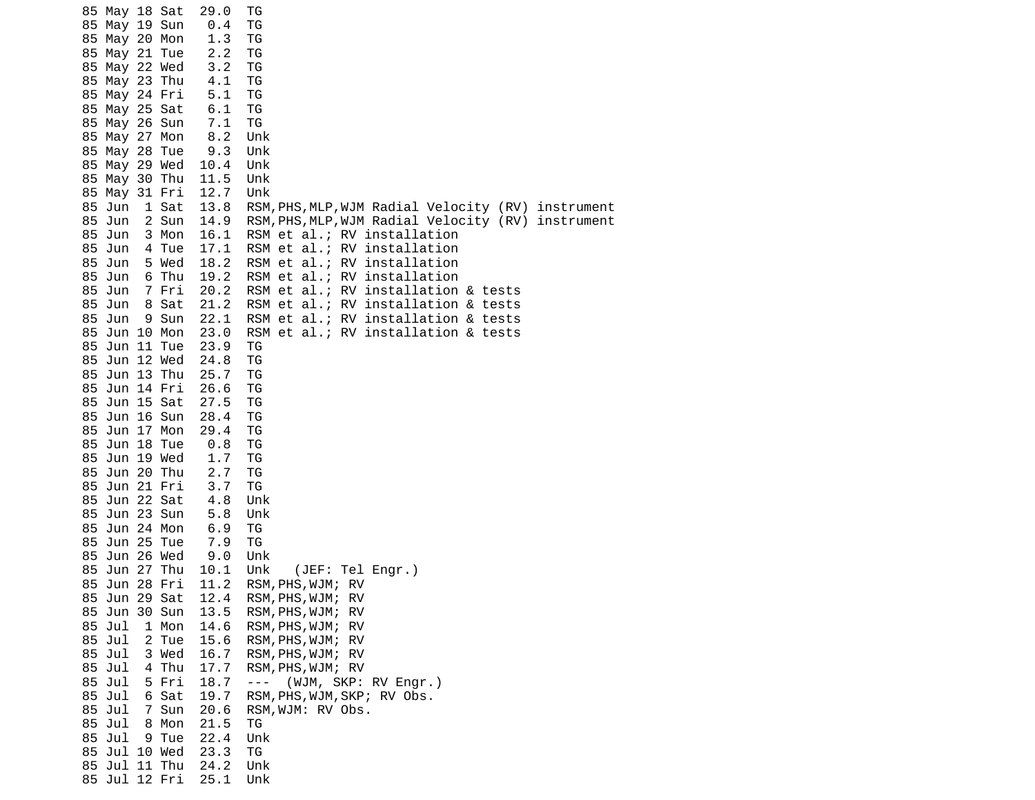```
85 May 18 Sat  29.0  TG
85 May 19 Sun   0.4  TG
85 May 20 Mon   1.3  TG
85 May 21 Tue   2.2  TG
85 May 22 Wed   3.2  TG
85 May 23 Thu   4.1  TG
85 May 24 Fri   5.1  TG
85 May 25 Sat   6.1  TG
85 May 26 Sun   7.1  TG
85 May 27 Mon   8.2  Unk
85 May 28 Tue   9.3  Unk
85 May 29 Wed  10.4  Unk
85 May 30 Thu  11.5  Unk
85 May 31 Fri  12.7  Unk
85 Jun  1 Sat  13.8  RSM,PHS,MLP,WJM Radial Velocity (RV) instrument
85 Jun  2 Sun  14.9  RSM,PHS,MLP,WJM Radial Velocity (RV) instrument
85 Jun  3 Mon  16.1  RSM et al.; RV installation
85 Jun  4 Tue  17.1  RSM et al.; RV installation
85 Jun  5 Wed  18.2  RSM et al.; RV installation
85 Jun  6 Thu  19.2  RSM et al.; RV installation
85 Jun  7 Fri  20.2  RSM et al.; RV installation & tests
85 Jun  8 Sat  21.2  RSM et al.; RV installation & tests
85 Jun  9 Sun  22.1  RSM et al.; RV installation & tests
85 Jun 10 Mon  23.0  RSM et al.; RV installation & tests
85 Jun 11 Tue  23.9  TG
85 Jun 12 Wed  24.8  TG
85 Jun 13 Thu  25.7  TG
85 Jun 14 Fri  26.6  TG
85 Jun 15 Sat  27.5  TG
85 Jun 16 Sun  28.4  TG
85 Jun 17 Mon  29.4  TG
85 Jun 18 Tue   0.8  TG
85 Jun 19 Wed   1.7  TG
85 Jun 20 Thu   2.7  TG
85 Jun 21 Fri   3.7  TG
85 Jun 22 Sat   4.8  Unk
85 Jun 23 Sun   5.8  Unk
85 Jun 24 Mon   6.9  TG
85 Jun 25 Tue   7.9  TG
85 Jun 26 Wed   9.0  Unk
85 Jun 27 Thu  10.1  Unk   (JEF: Tel Engr.)
85 Jun 28 Fri  11.2  RSM,PHS,WJM; RV
85 Jun 29 Sat  12.4  RSM,PHS,WJM; RV
85 Jun 30 Sun  13.5  RSM,PHS,WJM; RV
85 Jul  1 Mon  14.6  RSM,PHS,WJM; RV
85 Jul  2 Tue  15.6  RSM,PHS,WJM; RV
85 Jul  3 Wed  16.7  RSM,PHS,WJM; RV
85 Jul  4 Thu  17.7  RSM,PHS,WJM; RV
85 Jul  5 Fri  18.7  ---  (WJM, SKP: RV Engr.)
85 Jul  6 Sat  19.7  RSM,PHS,WJM,SKP; RV Obs.
85 Jul  7 Sun  20.6  RSM,WJM: RV Obs.
85 Jul  8 Mon  21.5  TG
85 Jul  9 Tue  22.4  Unk
85 Jul 10 Wed  23.3  TG
85 Jul 11 Thu  24.2  Unk
85 Jul 12 Fri  25.1  Unk
```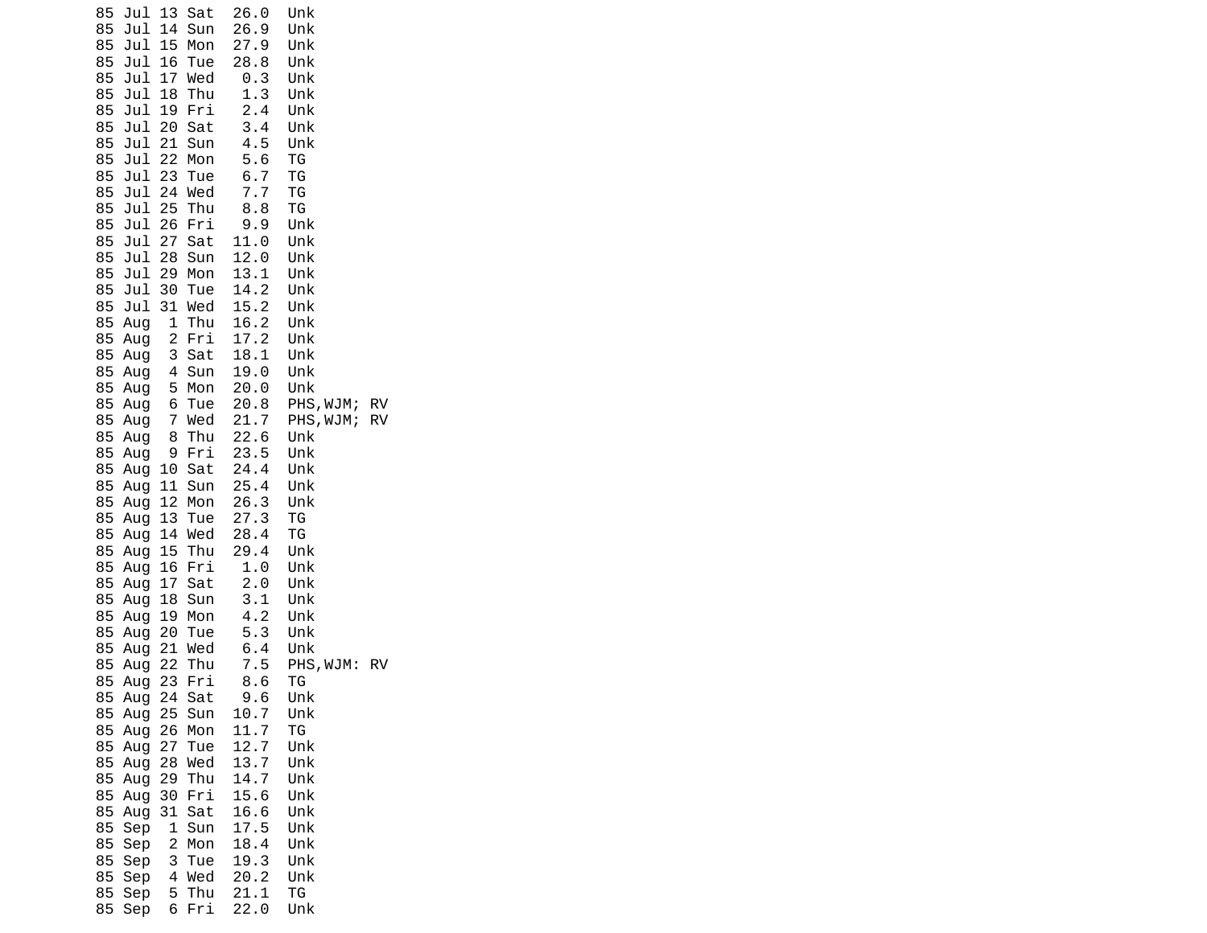```
85 Jul 13 Sat  26.0  Unk
85 Jul 14 Sun  26.9  Unk
85 Jul 15 Mon  27.9  Unk
85 Jul 16 Tue  28.8  Unk
85 Jul 17 Wed   0.3  Unk
85 Jul 18 Thu   1.3  Unk
85 Jul 19 Fri   2.4  Unk
85 Jul 20 Sat   3.4  Unk
85 Jul 21 Sun   4.5  Unk
85 Jul 22 Mon   5.6  TG
85 Jul 23 Tue   6.7  TG
85 Jul 24 Wed   7.7  TG
85 Jul 25 Thu   8.8  TG
85 Jul 26 Fri   9.9  Unk
85 Jul 27 Sat  11.0  Unk
85 Jul 28 Sun  12.0  Unk
85 Jul 29 Mon  13.1  Unk
85 Jul 30 Tue  14.2  Unk
85 Jul 31 Wed  15.2  Unk
85 Aug  1 Thu  16.2  Unk
85 Aug  2 Fri  17.2  Unk
85 Aug  3 Sat  18.1  Unk
85 Aug  4 Sun  19.0  Unk
85 Aug  5 Mon  20.0  Unk
85 Aug  6 Tue  20.8  PHS,WJM; RV
85 Aug  7 Wed  21.7  PHS,WJM; RV
85 Aug  8 Thu  22.6  Unk
85 Aug  9 Fri  23.5  Unk
85 Aug 10 Sat  24.4  Unk
85 Aug 11 Sun  25.4  Unk
85 Aug 12 Mon  26.3  Unk
85 Aug 13 Tue  27.3  TG
85 Aug 14 Wed  28.4  TG
85 Aug 15 Thu  29.4  Unk
85 Aug 16 Fri   1.0  Unk
85 Aug 17 Sat   2.0  Unk
85 Aug 18 Sun   3.1  Unk
85 Aug 19 Mon   4.2  Unk
85 Aug 20 Tue   5.3  Unk
85 Aug 21 Wed   6.4  Unk
85 Aug 22 Thu   7.5  PHS,WJM: RV
85 Aug 23 Fri   8.6  TG
85 Aug 24 Sat   9.6  Unk
85 Aug 25 Sun  10.7  Unk
85 Aug 26 Mon  11.7  TG
85 Aug 27 Tue  12.7  Unk
85 Aug 28 Wed  13.7  Unk
85 Aug 29 Thu  14.7  Unk
85 Aug 30 Fri  15.6  Unk
85 Aug 31 Sat  16.6  Unk
85 Sep  1 Sun  17.5  Unk
85 Sep  2 Mon  18.4  Unk
85 Sep  3 Tue  19.3  Unk
85 Sep  4 Wed  20.2  Unk
85 Sep  5 Thu  21.1  TG
85 Sep  6 Fri  22.0  Unk
```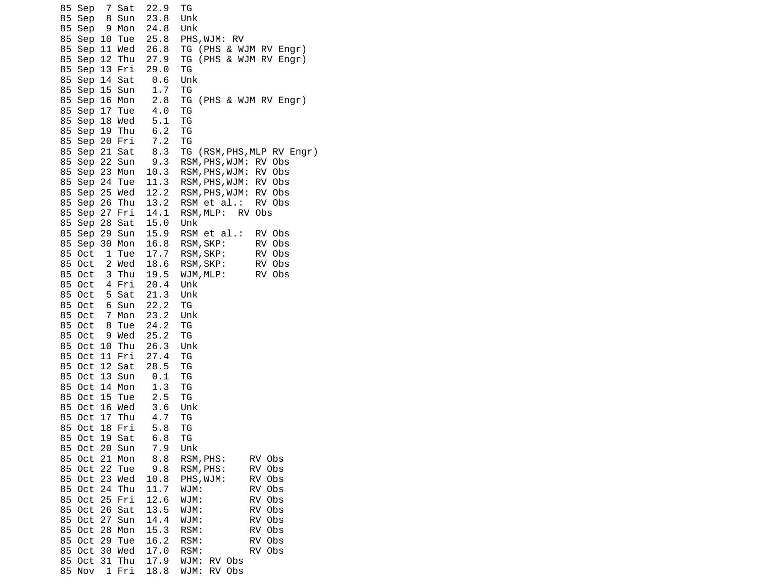```
85 Sep  7 Sat  22.9  TG
85 Sep  8 Sun  23.8  Unk
85 Sep  9 Mon  24.8  Unk
85 Sep 10 Tue  25.8  PHS,WJM: RV
85 Sep 11 Wed  26.8  TG (PHS & WJM RV Engr)
85 Sep 12 Thu  27.9  TG (PHS & WJM RV Engr)
85 Sep 13 Fri  29.0  TG
85 Sep 14 Sat   0.6  Unk
85 Sep 15 Sun   1.7  TG
85 Sep 16 Mon   2.8  TG (PHS & WJM RV Engr)
85 Sep 17 Tue   4.0  TG
85 Sep 18 Wed   5.1  TG
85 Sep 19 Thu   6.2  TG
85 Sep 20 Fri   7.2  TG
85 Sep 21 Sat   8.3  TG (RSM,PHS,MLP RV Engr)
85 Sep 22 Sun   9.3  RSM,PHS,WJM: RV Obs
85 Sep 23 Mon  10.3  RSM,PHS,WJM: RV Obs
85 Sep 24 Tue  11.3  RSM,PHS,WJM: RV Obs
85 Sep 25 Wed  12.2  RSM,PHS,WJM: RV Obs
85 Sep 26 Thu  13.2  RSM et al.:  RV Obs
85 Sep 27 Fri  14.1  RSM,MLP:  RV Obs
85 Sep 28 Sat  15.0  Unk
85 Sep 29 Sun  15.9  RSM et al.:  RV Obs
85 Sep 30 Mon  16.8  RSM,SKP:     RV Obs
85 Oct  1 Tue  17.7  RSM,SKP:     RV Obs
85 Oct  2 Wed  18.6  RSM,SKP:     RV Obs
85 Oct  3 Thu  19.5  WJM,MLP:     RV Obs
85 Oct  4 Fri  20.4  Unk
85 Oct  5 Sat  21.3  Unk
85 Oct  6 Sun  22.2  TG
85 Oct  7 Mon  23.2  Unk
85 Oct  8 Tue  24.2  TG
85 Oct  9 Wed  25.2  TG
85 Oct 10 Thu  26.3  Unk
85 Oct 11 Fri  27.4  TG
85 Oct 12 Sat  28.5  TG
85 Oct 13 Sun   0.1  TG
85 Oct 14 Mon   1.3  TG
85 Oct 15 Tue   2.5  TG
85 Oct 16 Wed   3.6  Unk
85 Oct 17 Thu   4.7  TG
85 Oct 18 Fri   5.8  TG
85 Oct 19 Sat   6.8  TG
85 Oct 20 Sun   7.9  Unk
85 Oct 21 Mon   8.8  RSM,PHS:    RV Obs
85 Oct 22 Tue   9.8  RSM,PHS:    RV Obs
85 Oct 23 Wed  10.8  PHS,WJM:    RV Obs
85 Oct 24 Thu  11.7  WJM:        RV Obs
85 Oct 25 Fri  12.6  WJM:        RV Obs
85 Oct 26 Sat  13.5  WJM:        RV Obs
85 Oct 27 Sun  14.4  WJM:        RV Obs
85 Oct 28 Mon  15.3  RSM:        RV Obs
85 Oct 29 Tue  16.2  RSM:        RV Obs
85 Oct 30 Wed  17.0  RSM:        RV Obs
85 Oct 31 Thu  17.9  WJM: RV Obs
85 Nov  1 Fri  18.8  WJM: RV Obs
```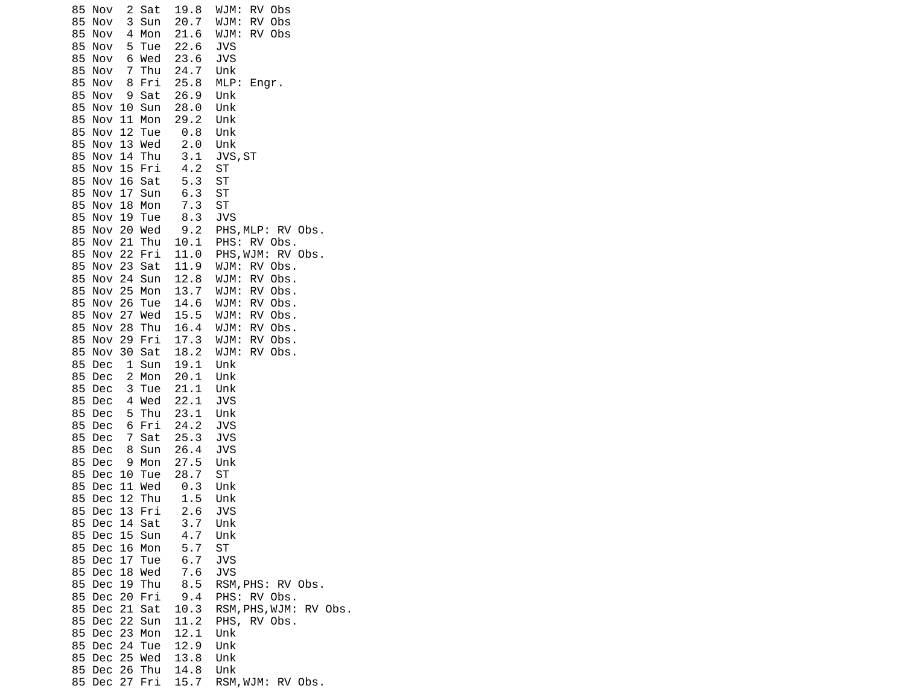```
85 Nov  2 Sat  19.8  WJM: RV Obs
85 Nov  3 Sun  20.7  WJM: RV Obs
85 Nov  4 Mon  21.6  WJM: RV Obs
85 Nov  5 Tue  22.6  JVS
85 Nov  6 Wed  23.6  JVS
85 Nov  7 Thu  24.7  Unk
85 Nov  8 Fri  25.8  MLP: Engr.
85 Nov  9 Sat  26.9  Unk
85 Nov 10 Sun  28.0  Unk
85 Nov 11 Mon  29.2  Unk
85 Nov 12 Tue   0.8  Unk
85 Nov 13 Wed   2.0  Unk
85 Nov 14 Thu   3.1  JVS,ST
85 Nov 15 Fri   4.2  ST
85 Nov 16 Sat   5.3  ST
85 Nov 17 Sun   6.3  ST
85 Nov 18 Mon   7.3  ST
85 Nov 19 Tue   8.3  JVS
85 Nov 20 Wed   9.2  PHS,MLP: RV Obs.
85 Nov 21 Thu  10.1  PHS: RV Obs.
85 Nov 22 Fri  11.0  PHS,WJM: RV Obs.
85 Nov 23 Sat  11.9  WJM: RV Obs.
85 Nov 24 Sun  12.8  WJM: RV Obs.
85 Nov 25 Mon  13.7  WJM: RV Obs.
85 Nov 26 Tue  14.6  WJM: RV Obs.
85 Nov 27 Wed  15.5  WJM: RV Obs.
85 Nov 28 Thu  16.4  WJM: RV Obs.
85 Nov 29 Fri  17.3  WJM: RV Obs.
85 Nov 30 Sat  18.2  WJM: RV Obs.
85 Dec  1 Sun  19.1  Unk
85 Dec  2 Mon  20.1  Unk
85 Dec  3 Tue  21.1  Unk
85 Dec  4 Wed  22.1  JVS
85 Dec  5 Thu  23.1  Unk
85 Dec  6 Fri  24.2  JVS
85 Dec  7 Sat  25.3  JVS
85 Dec  8 Sun  26.4  JVS
85 Dec  9 Mon  27.5  Unk
85 Dec 10 Tue  28.7  ST
85 Dec 11 Wed   0.3  Unk
85 Dec 12 Thu   1.5  Unk
85 Dec 13 Fri   2.6  JVS
85 Dec 14 Sat   3.7  Unk
85 Dec 15 Sun   4.7  Unk
85 Dec 16 Mon   5.7  ST
85 Dec 17 Tue   6.7  JVS
85 Dec 18 Wed   7.6  JVS
85 Dec 19 Thu   8.5  RSM,PHS: RV Obs.
85 Dec 20 Fri   9.4  PHS: RV Obs.
85 Dec 21 Sat  10.3  RSM,PHS,WJM: RV Obs.
85 Dec 22 Sun  11.2  PHS, RV Obs.
85 Dec 23 Mon  12.1  Unk
85 Dec 24 Tue  12.9  Unk
85 Dec 25 Wed  13.8  Unk
85 Dec 26 Thu  14.8  Unk
85 Dec 27 Fri  15.7  RSM,WJM: RV Obs.
```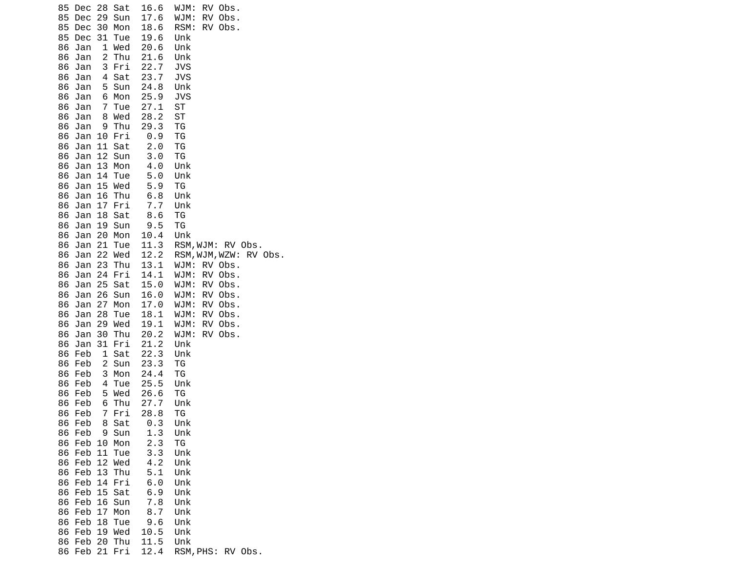```
85 Dec 28 Sat  16.6  WJM: RV Obs.
85 Dec 29 Sun  17.6  WJM: RV Obs.
85 Dec 30 Mon  18.6  RSM: RV Obs.
85 Dec 31 Tue  19.6  Unk
86 Jan  1 Wed  20.6  Unk
86 Jan  2 Thu  21.6  Unk
86 Jan  3 Fri  22.7  JVS
86 Jan  4 Sat  23.7  JVS
86 Jan  5 Sun  24.8  Unk
86 Jan  6 Mon  25.9  JVS
86 Jan  7 Tue  27.1  ST
86 Jan  8 Wed  28.2  ST
86 Jan  9 Thu  29.3  TG
86 Jan 10 Fri   0.9  TG
86 Jan 11 Sat   2.0  TG
86 Jan 12 Sun   3.0  TG
86 Jan 13 Mon   4.0  Unk
86 Jan 14 Tue   5.0  Unk
86 Jan 15 Wed   5.9  TG
86 Jan 16 Thu   6.8  Unk
86 Jan 17 Fri   7.7  Unk
86 Jan 18 Sat   8.6  TG
86 Jan 19 Sun   9.5  TG
86 Jan 20 Mon  10.4  Unk
86 Jan 21 Tue  11.3  RSM,WJM: RV Obs.
86 Jan 22 Wed  12.2  RSM,WJM,WZW: RV Obs.
86 Jan 23 Thu  13.1  WJM: RV Obs.
86 Jan 24 Fri  14.1  WJM: RV Obs.
86 Jan 25 Sat  15.0  WJM: RV Obs.
86 Jan 26 Sun  16.0  WJM: RV Obs.
86 Jan 27 Mon  17.0  WJM: RV Obs.
86 Jan 28 Tue  18.1  WJM: RV Obs.
86 Jan 29 Wed  19.1  WJM: RV Obs.
86 Jan 30 Thu  20.2  WJM: RV Obs.
86 Jan 31 Fri  21.2  Unk
86 Feb  1 Sat  22.3  Unk
86 Feb  2 Sun  23.3  TG
86 Feb  3 Mon  24.4  TG
86 Feb  4 Tue  25.5  Unk
86 Feb  5 Wed  26.6  TG
86 Feb  6 Thu  27.7  Unk
86 Feb  7 Fri  28.8  TG
86 Feb  8 Sat   0.3  Unk
86 Feb  9 Sun   1.3  Unk
86 Feb 10 Mon   2.3  TG
86 Feb 11 Tue   3.3  Unk
86 Feb 12 Wed   4.2  Unk
86 Feb 13 Thu   5.1  Unk
86 Feb 14 Fri   6.0  Unk
86 Feb 15 Sat   6.9  Unk
86 Feb 16 Sun   7.8  Unk
86 Feb 17 Mon   8.7  Unk
86 Feb 18 Tue   9.6  Unk
86 Feb 19 Wed  10.5  Unk
86 Feb 20 Thu  11.5  Unk
86 Feb 21 Fri  12.4  RSM,PHS: RV Obs.
```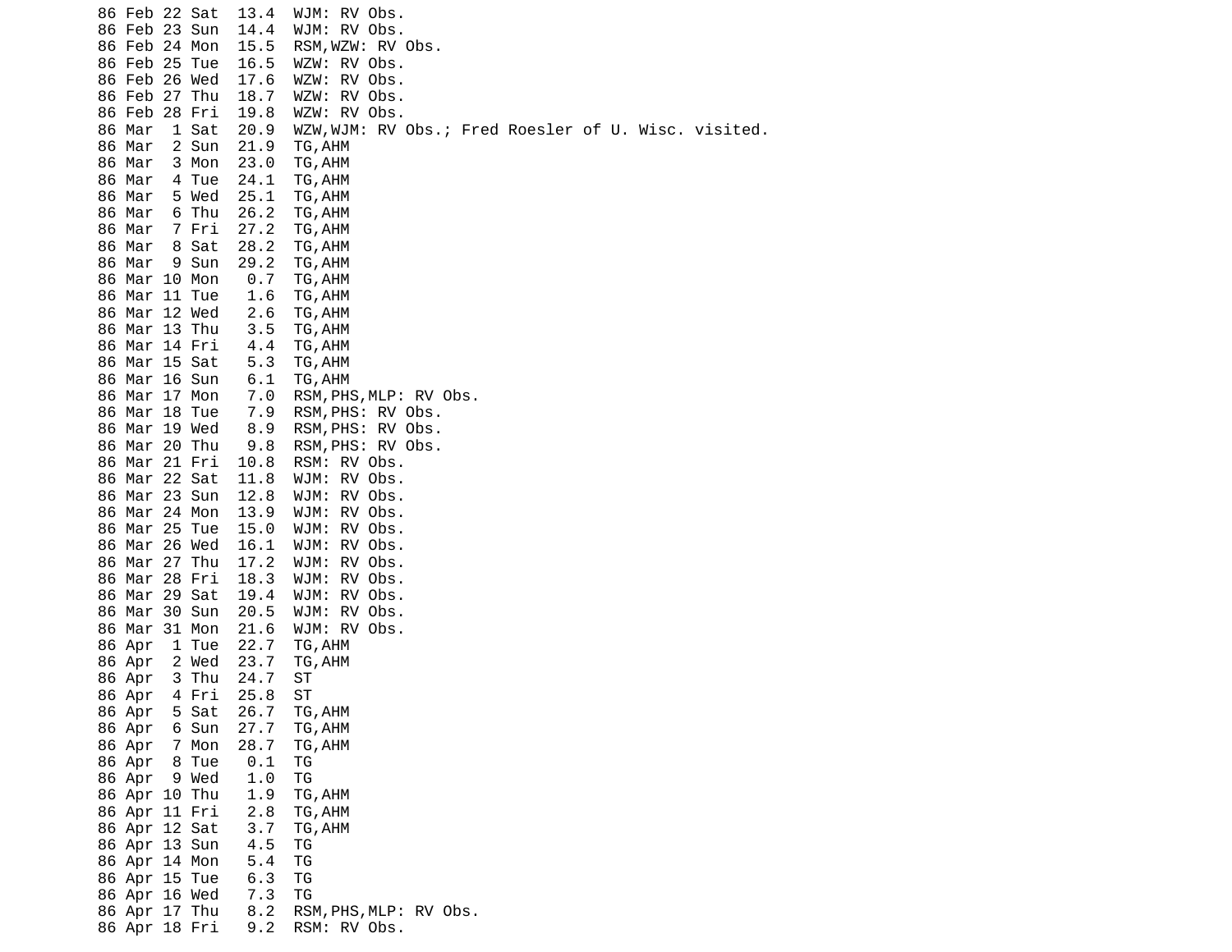```
86 Feb 22 Sat  13.4  WJM: RV Obs.
86 Feb 23 Sun  14.4  WJM: RV Obs.
86 Feb 24 Mon  15.5  RSM,WZW: RV Obs.
86 Feb 25 Tue  16.5  WZW: RV Obs.
86 Feb 26 Wed  17.6  WZW: RV Obs.
86 Feb 27 Thu  18.7  WZW: RV Obs.
86 Feb 28 Fri  19.8  WZW: RV Obs.
86 Mar  1 Sat  20.9  WZW,WJM: RV Obs.; Fred Roesler of U. Wisc. visited.
86 Mar  2 Sun  21.9  TG,AHM
86 Mar  3 Mon  23.0  TG,AHM
86 Mar  4 Tue  24.1  TG,AHM
86 Mar  5 Wed  25.1  TG,AHM
86 Mar  6 Thu  26.2  TG,AHM
86 Mar  7 Fri  27.2  TG,AHM
86 Mar  8 Sat  28.2  TG,AHM
86 Mar  9 Sun  29.2  TG,AHM
86 Mar 10 Mon   0.7  TG,AHM
86 Mar 11 Tue   1.6  TG,AHM
86 Mar 12 Wed   2.6  TG,AHM
86 Mar 13 Thu   3.5  TG,AHM
86 Mar 14 Fri   4.4  TG,AHM
86 Mar 15 Sat   5.3  TG,AHM
86 Mar 16 Sun   6.1  TG,AHM
86 Mar 17 Mon   7.0  RSM,PHS,MLP: RV Obs.
86 Mar 18 Tue   7.9  RSM,PHS: RV Obs.
86 Mar 19 Wed   8.9  RSM,PHS: RV Obs.
86 Mar 20 Thu   9.8  RSM,PHS: RV Obs.
86 Mar 21 Fri  10.8  RSM: RV Obs.
86 Mar 22 Sat  11.8  WJM: RV Obs.
86 Mar 23 Sun  12.8  WJM: RV Obs.
86 Mar 24 Mon  13.9  WJM: RV Obs.
86 Mar 25 Tue  15.0  WJM: RV Obs.
86 Mar 26 Wed  16.1  WJM: RV Obs.
86 Mar 27 Thu  17.2  WJM: RV Obs.
86 Mar 28 Fri  18.3  WJM: RV Obs.
86 Mar 29 Sat  19.4  WJM: RV Obs.
86 Mar 30 Sun  20.5  WJM: RV Obs.
86 Mar 31 Mon  21.6  WJM: RV Obs.
86 Apr  1 Tue  22.7  TG,AHM
86 Apr  2 Wed  23.7  TG,AHM
86 Apr  3 Thu  24.7  ST
86 Apr  4 Fri  25.8  ST
86 Apr  5 Sat  26.7  TG,AHM
86 Apr  6 Sun  27.7  TG,AHM
86 Apr  7 Mon  28.7  TG,AHM
86 Apr  8 Tue   0.1  TG
86 Apr  9 Wed   1.0  TG
86 Apr 10 Thu   1.9  TG,AHM
86 Apr 11 Fri   2.8  TG,AHM
86 Apr 12 Sat   3.7  TG,AHM
86 Apr 13 Sun   4.5  TG
86 Apr 14 Mon   5.4  TG
86 Apr 15 Tue   6.3  TG
86 Apr 16 Wed   7.3  TG
86 Apr 17 Thu   8.2  RSM,PHS,MLP: RV Obs.
86 Apr 18 Fri   9.2  RSM: RV Obs.
```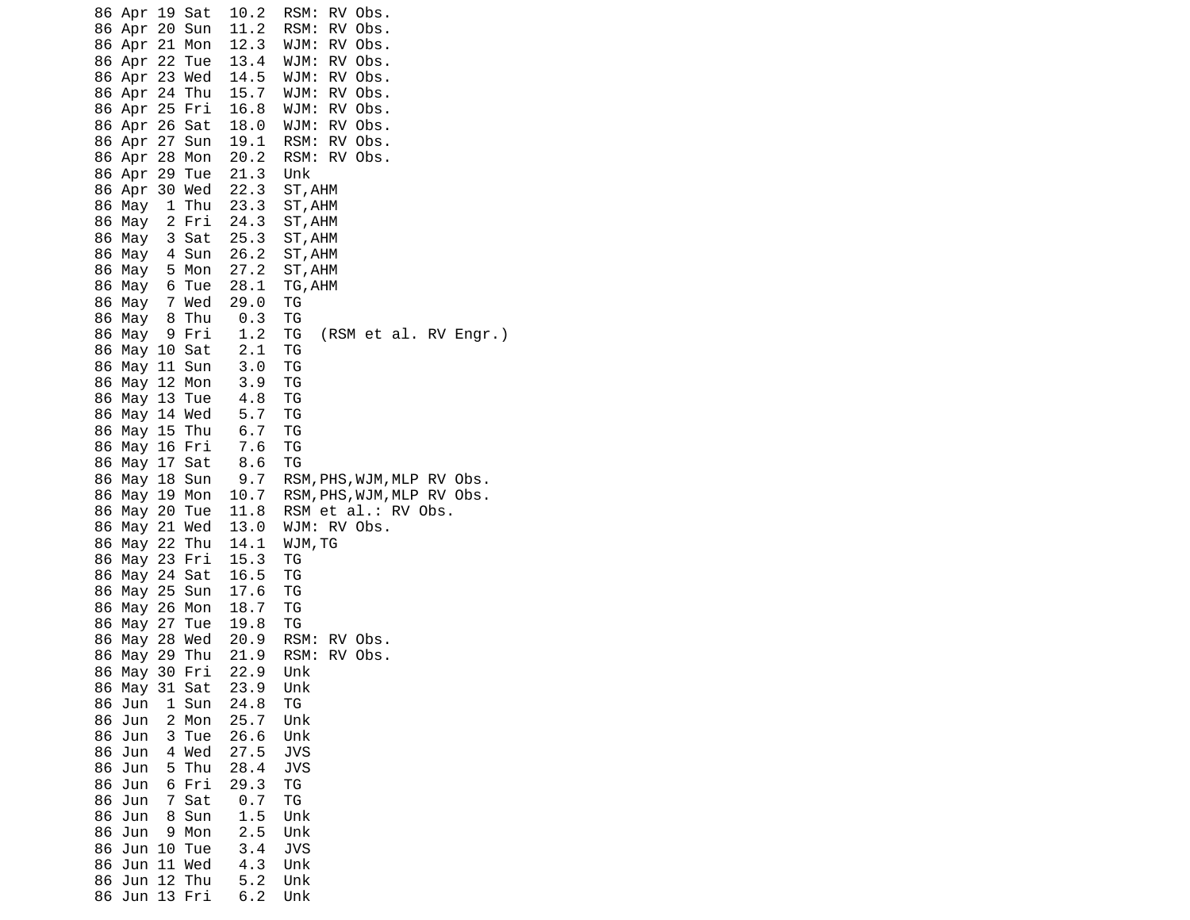```
86 Apr 19 Sat  10.2  RSM: RV Obs.
86 Apr 20 Sun  11.2  RSM: RV Obs.
86 Apr 21 Mon  12.3  WJM: RV Obs.
86 Apr 22 Tue  13.4  WJM: RV Obs.
86 Apr 23 Wed  14.5  WJM: RV Obs.
86 Apr 24 Thu  15.7  WJM: RV Obs.
86 Apr 25 Fri  16.8  WJM: RV Obs.
86 Apr 26 Sat  18.0  WJM: RV Obs.
86 Apr 27 Sun  19.1  RSM: RV Obs.
86 Apr 28 Mon  20.2  RSM: RV Obs.
86 Apr 29 Tue  21.3  Unk
86 Apr 30 Wed  22.3  ST,AHM
86 May  1 Thu  23.3  ST,AHM
86 May  2 Fri  24.3  ST,AHM
86 May  3 Sat  25.3  ST,AHM
86 May  4 Sun  26.2  ST,AHM
86 May  5 Mon  27.2  ST,AHM
86 May  6 Tue  28.1  TG,AHM
86 May  7 Wed  29.0  TG
86 May  8 Thu   0.3  TG
86 May  9 Fri   1.2  TG  (RSM et al. RV Engr.)
86 May 10 Sat   2.1  TG
86 May 11 Sun   3.0  TG
86 May 12 Mon   3.9  TG
86 May 13 Tue   4.8  TG
86 May 14 Wed   5.7  TG
86 May 15 Thu   6.7  TG
86 May 16 Fri   7.6  TG
86 May 17 Sat   8.6  TG
86 May 18 Sun   9.7  RSM,PHS,WJM,MLP RV Obs.
86 May 19 Mon  10.7  RSM,PHS,WJM,MLP RV Obs.
86 May 20 Tue  11.8  RSM et al.: RV Obs.
86 May 21 Wed  13.0  WJM: RV Obs.
86 May 22 Thu  14.1  WJM,TG
86 May 23 Fri  15.3  TG
86 May 24 Sat  16.5  TG
86 May 25 Sun  17.6  TG
86 May 26 Mon  18.7  TG
86 May 27 Tue  19.8  TG
86 May 28 Wed  20.9  RSM: RV Obs.
86 May 29 Thu  21.9  RSM: RV Obs.
86 May 30 Fri  22.9  Unk
86 May 31 Sat  23.9  Unk
86 Jun  1 Sun  24.8  TG
86 Jun  2 Mon  25.7  Unk
86 Jun  3 Tue  26.6  Unk
86 Jun  4 Wed  27.5  JVS
86 Jun  5 Thu  28.4  JVS
86 Jun  6 Fri  29.3  TG
86 Jun  7 Sat   0.7  TG
86 Jun  8 Sun   1.5  Unk
86 Jun  9 Mon   2.5  Unk
86 Jun 10 Tue   3.4  JVS
86 Jun 11 Wed   4.3  Unk
86 Jun 12 Thu   5.2  Unk
86 Jun 13 Fri   6.2  Unk
```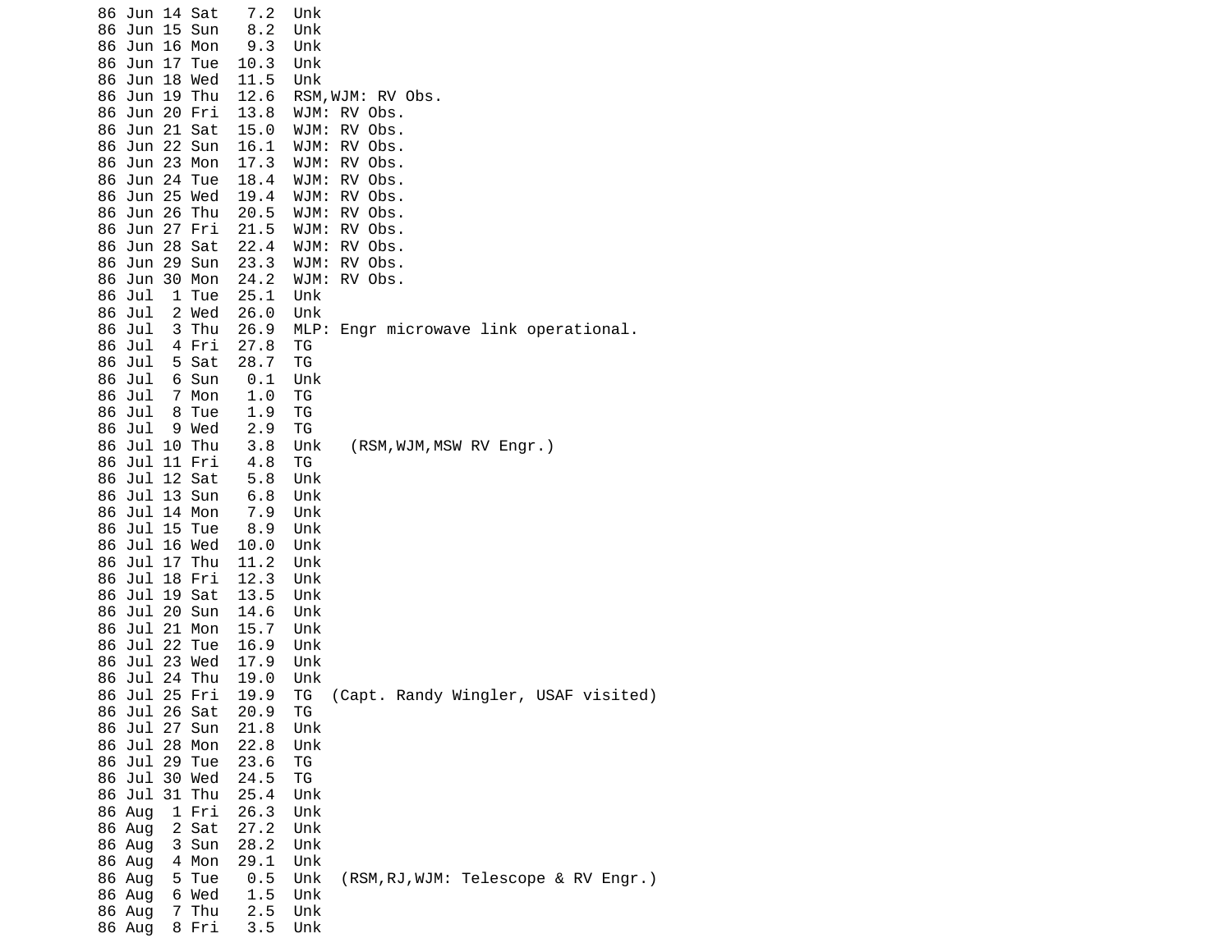```
86 Jun 14 Sat   7.2  Unk
86 Jun 15 Sun   8.2  Unk
86 Jun 16 Mon   9.3  Unk
86 Jun 17 Tue  10.3  Unk
86 Jun 18 Wed  11.5  Unk
86 Jun 19 Thu  12.6  RSM,WJM: RV Obs.
86 Jun 20 Fri  13.8  WJM: RV Obs.
86 Jun 21 Sat  15.0  WJM: RV Obs.
86 Jun 22 Sun  16.1  WJM: RV Obs.
86 Jun 23 Mon  17.3  WJM: RV Obs.
86 Jun 24 Tue  18.4  WJM: RV Obs.
86 Jun 25 Wed  19.4  WJM: RV Obs.
86 Jun 26 Thu  20.5  WJM: RV Obs.
86 Jun 27 Fri  21.5  WJM: RV Obs.
86 Jun 28 Sat  22.4  WJM: RV Obs.
86 Jun 29 Sun  23.3  WJM: RV Obs.
86 Jun 30 Mon  24.2  WJM: RV Obs.
86 Jul  1 Tue  25.1  Unk
86 Jul  2 Wed  26.0  Unk
86 Jul  3 Thu  26.9  MLP: Engr microwave link operational.
86 Jul  4 Fri  27.8  TG
86 Jul  5 Sat  28.7  TG
86 Jul  6 Sun   0.1  Unk
86 Jul  7 Mon   1.0  TG
86 Jul  8 Tue   1.9  TG
86 Jul  9 Wed   2.9  TG
86 Jul 10 Thu   3.8  Unk   (RSM,WJM,MSW RV Engr.)
86 Jul 11 Fri   4.8  TG
86 Jul 12 Sat   5.8  Unk
86 Jul 13 Sun   6.8  Unk
86 Jul 14 Mon   7.9  Unk
86 Jul 15 Tue   8.9  Unk
86 Jul 16 Wed  10.0  Unk
86 Jul 17 Thu  11.2  Unk
86 Jul 18 Fri  12.3  Unk
86 Jul 19 Sat  13.5  Unk
86 Jul 20 Sun  14.6  Unk
86 Jul 21 Mon  15.7  Unk
86 Jul 22 Tue  16.9  Unk
86 Jul 23 Wed  17.9  Unk
86 Jul 24 Thu  19.0  Unk
86 Jul 25 Fri  19.9  TG  (Capt. Randy Wingler, USAF visited)
86 Jul 26 Sat  20.9  TG
86 Jul 27 Sun  21.8  Unk
86 Jul 28 Mon  22.8  Unk
86 Jul 29 Tue  23.6  TG
86 Jul 30 Wed  24.5  TG
86 Jul 31 Thu  25.4  Unk
86 Aug  1 Fri  26.3  Unk
86 Aug  2 Sat  27.2  Unk
86 Aug  3 Sun  28.2  Unk
86 Aug  4 Mon  29.1  Unk
86 Aug  5 Tue   0.5  Unk  (RSM,RJ,WJM: Telescope & RV Engr.)
86 Aug  6 Wed   1.5  Unk
86 Aug  7 Thu   2.5  Unk
86 Aug  8 Fri   3.5  Unk
```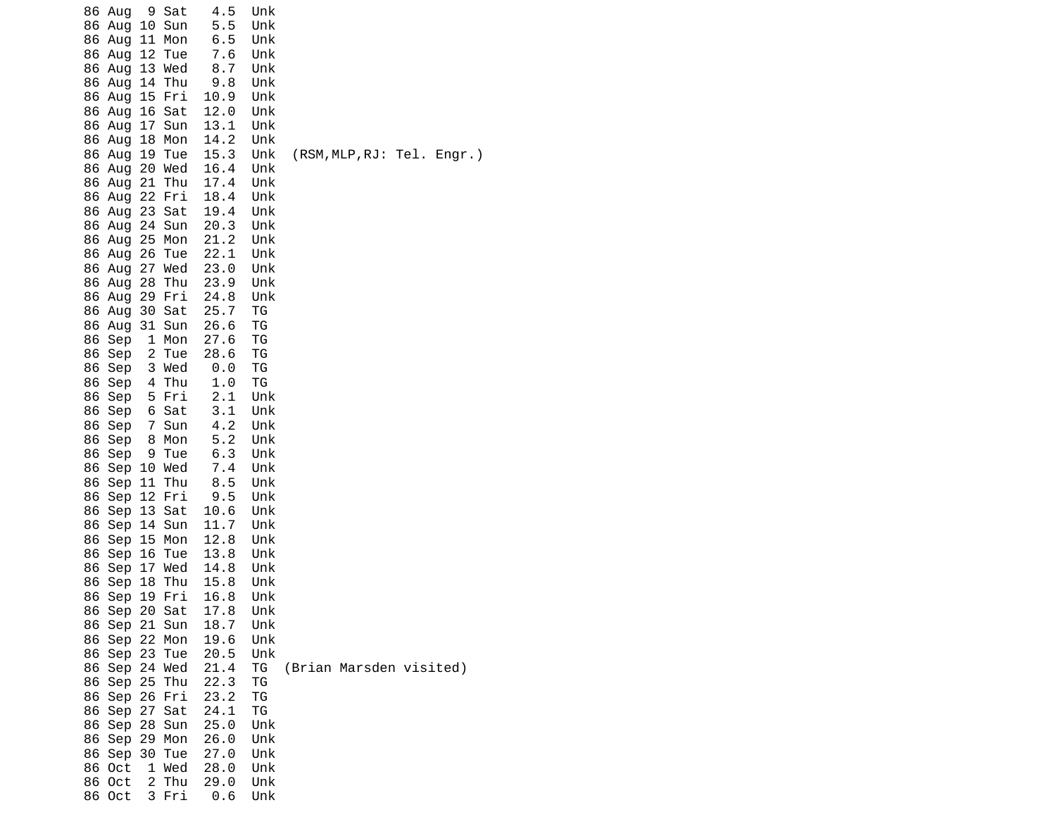```
86 Aug  9 Sat   4.5  Unk
86 Aug 10 Sun   5.5  Unk
86 Aug 11 Mon   6.5  Unk
86 Aug 12 Tue   7.6  Unk
86 Aug 13 Wed   8.7  Unk
86 Aug 14 Thu   9.8  Unk
86 Aug 15 Fri  10.9  Unk
86 Aug 16 Sat  12.0  Unk
86 Aug 17 Sun  13.1  Unk
86 Aug 18 Mon  14.2  Unk
86 Aug 19 Tue  15.3  Unk  (RSM,MLP,RJ: Tel. Engr.)
86 Aug 20 Wed  16.4  Unk
86 Aug 21 Thu  17.4  Unk
86 Aug 22 Fri  18.4  Unk
86 Aug 23 Sat  19.4  Unk
86 Aug 24 Sun  20.3  Unk
86 Aug 25 Mon  21.2  Unk
86 Aug 26 Tue  22.1  Unk
86 Aug 27 Wed  23.0  Unk
86 Aug 28 Thu  23.9  Unk
86 Aug 29 Fri  24.8  Unk
86 Aug 30 Sat  25.7  TG
86 Aug 31 Sun  26.6  TG
86 Sep  1 Mon  27.6  TG
86 Sep  2 Tue  28.6  TG
86 Sep  3 Wed   0.0  TG
86 Sep  4 Thu   1.0  TG
86 Sep  5 Fri   2.1  Unk
86 Sep  6 Sat   3.1  Unk
86 Sep  7 Sun   4.2  Unk
86 Sep  8 Mon   5.2  Unk
86 Sep  9 Tue   6.3  Unk
86 Sep 10 Wed   7.4  Unk
86 Sep 11 Thu   8.5  Unk
86 Sep 12 Fri   9.5  Unk
86 Sep 13 Sat  10.6  Unk
86 Sep 14 Sun  11.7  Unk
86 Sep 15 Mon  12.8  Unk
86 Sep 16 Tue  13.8  Unk
86 Sep 17 Wed  14.8  Unk
86 Sep 18 Thu  15.8  Unk
86 Sep 19 Fri  16.8  Unk
86 Sep 20 Sat  17.8  Unk
86 Sep 21 Sun  18.7  Unk
86 Sep 22 Mon  19.6  Unk
86 Sep 23 Tue  20.5  Unk
86 Sep 24 Wed  21.4  TG  (Brian Marsden visited)
86 Sep 25 Thu  22.3  TG
86 Sep 26 Fri  23.2  TG
86 Sep 27 Sat  24.1  TG
86 Sep 28 Sun  25.0  Unk
86 Sep 29 Mon  26.0  Unk
86 Sep 30 Tue  27.0  Unk
86 Oct  1 Wed  28.0  Unk
86 Oct  2 Thu  29.0  Unk
86 Oct  3 Fri   0.6  Unk
```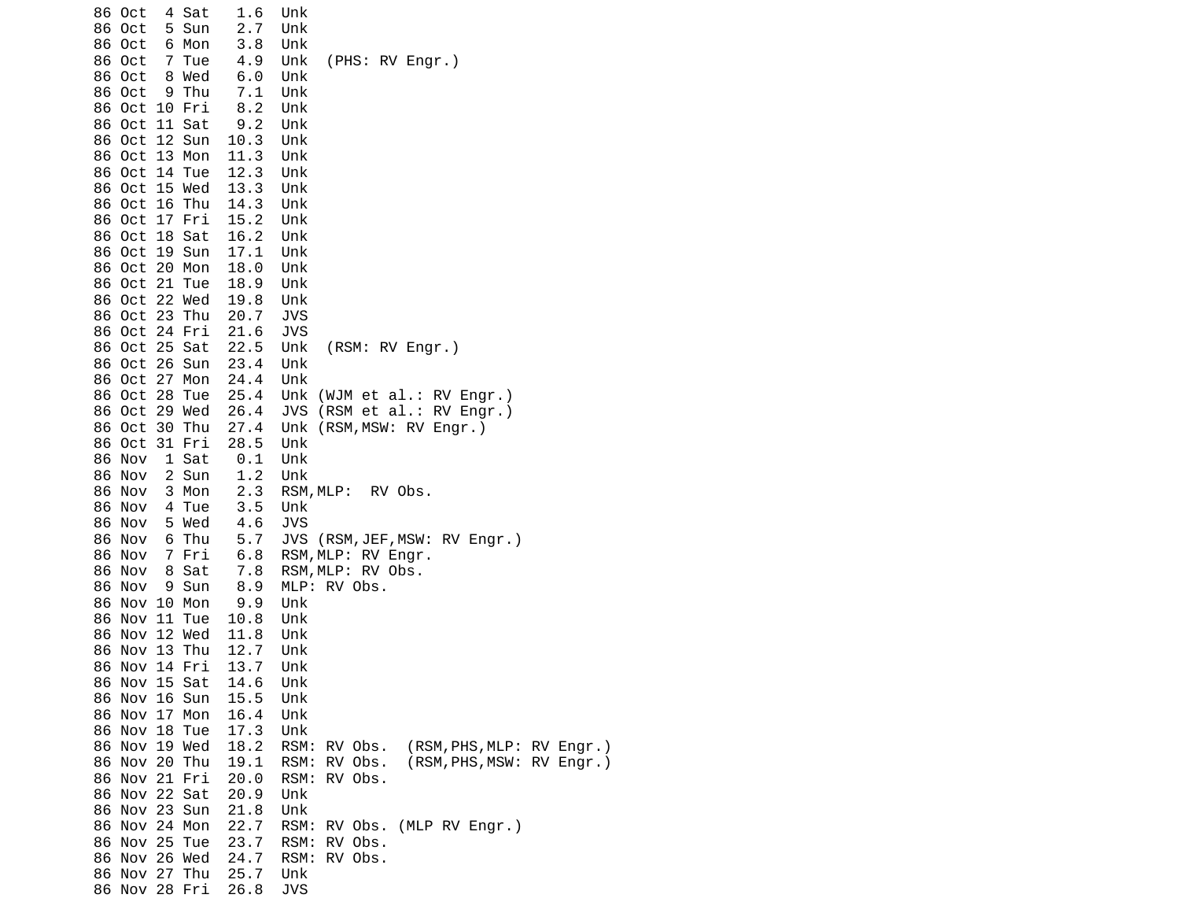```
86 Oct  4 Sat   1.6  Unk
86 Oct  5 Sun   2.7  Unk
86 Oct  6 Mon   3.8  Unk
86 Oct  7 Tue   4.9  Unk  (PHS: RV Engr.)
86 Oct  8 Wed   6.0  Unk
86 Oct  9 Thu   7.1  Unk
86 Oct 10 Fri   8.2  Unk
86 Oct 11 Sat   9.2  Unk
86 Oct 12 Sun  10.3  Unk
86 Oct 13 Mon  11.3  Unk
86 Oct 14 Tue  12.3  Unk
86 Oct 15 Wed  13.3  Unk
86 Oct 16 Thu  14.3  Unk
86 Oct 17 Fri  15.2  Unk
86 Oct 18 Sat  16.2  Unk
86 Oct 19 Sun  17.1  Unk
86 Oct 20 Mon  18.0  Unk
86 Oct 21 Tue  18.9  Unk
86 Oct 22 Wed  19.8  Unk
86 Oct 23 Thu  20.7  JVS
86 Oct 24 Fri  21.6  JVS
86 Oct 25 Sat  22.5  Unk  (RSM: RV Engr.)
86 Oct 26 Sun  23.4  Unk
86 Oct 27 Mon  24.4  Unk
86 Oct 28 Tue  25.4  Unk (WJM et al.: RV Engr.)
86 Oct 29 Wed  26.4  JVS (RSM et al.: RV Engr.)
86 Oct 30 Thu  27.4  Unk (RSM,MSW: RV Engr.)
86 Oct 31 Fri  28.5  Unk
86 Nov  1 Sat   0.1  Unk
86 Nov  2 Sun   1.2  Unk
86 Nov  3 Mon   2.3  RSM,MLP:  RV Obs.
86 Nov  4 Tue   3.5  Unk
86 Nov  5 Wed   4.6  JVS
86 Nov  6 Thu   5.7  JVS (RSM,JEF,MSW: RV Engr.)
86 Nov  7 Fri   6.8  RSM,MLP: RV Engr.
86 Nov  8 Sat   7.8  RSM,MLP: RV Obs.
86 Nov  9 Sun   8.9  MLP: RV Obs.
86 Nov 10 Mon   9.9  Unk
86 Nov 11 Tue  10.8  Unk
86 Nov 12 Wed  11.8  Unk
86 Nov 13 Thu  12.7  Unk
86 Nov 14 Fri  13.7  Unk
86 Nov 15 Sat  14.6  Unk
86 Nov 16 Sun  15.5  Unk
86 Nov 17 Mon  16.4  Unk
86 Nov 18 Tue  17.3  Unk
86 Nov 19 Wed  18.2  RSM: RV Obs.  (RSM,PHS,MLP: RV Engr.)
86 Nov 20 Thu  19.1  RSM: RV Obs.  (RSM,PHS,MSW: RV Engr.)
86 Nov 21 Fri  20.0  RSM: RV Obs.
86 Nov 22 Sat  20.9  Unk
86 Nov 23 Sun  21.8  Unk
86 Nov 24 Mon  22.7  RSM: RV Obs. (MLP RV Engr.)
86 Nov 25 Tue  23.7  RSM: RV Obs.
86 Nov 26 Wed  24.7  RSM: RV Obs.
86 Nov 27 Thu  25.7  Unk
86 Nov 28 Fri  26.8  JVS
```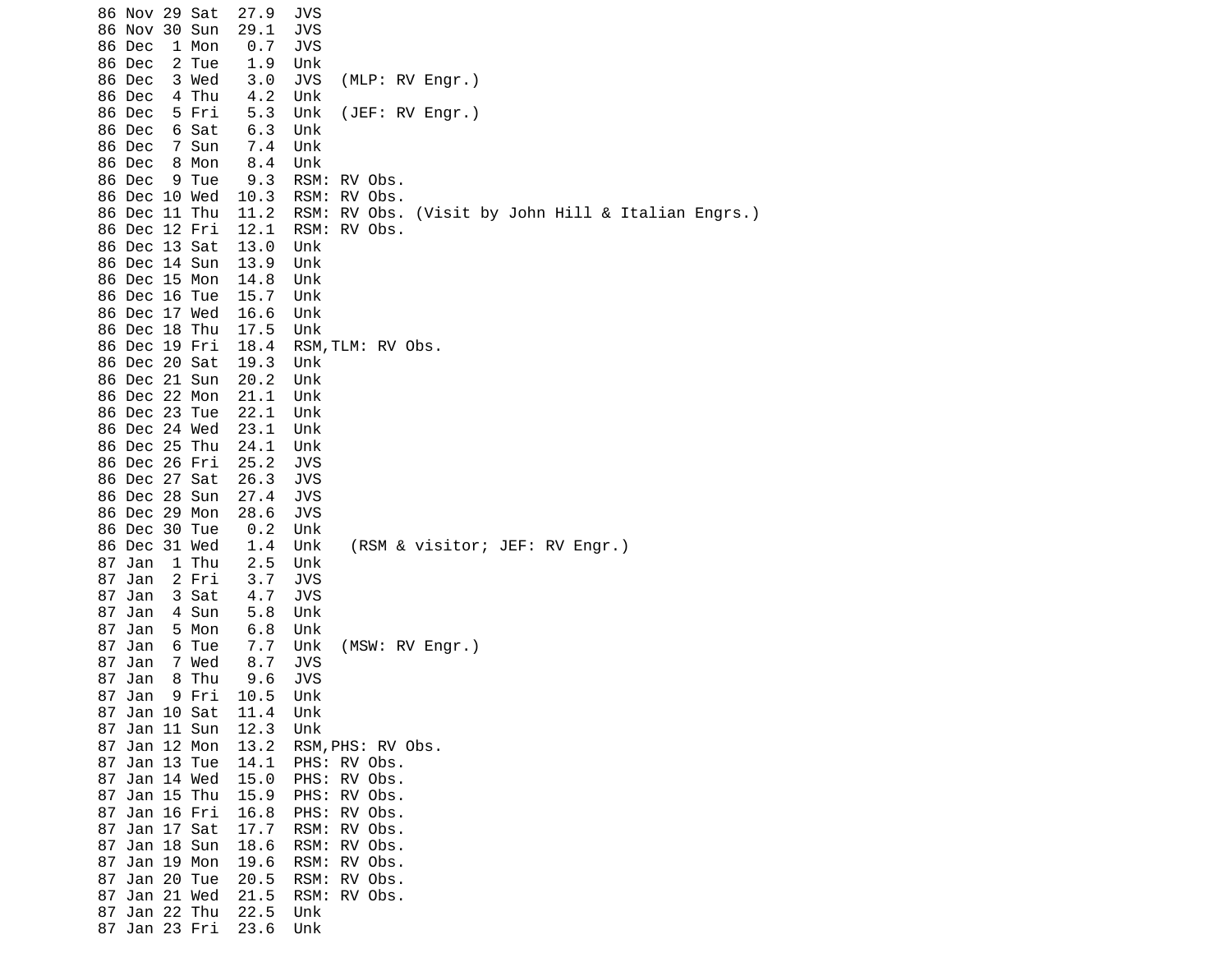```
86 Nov 29 Sat  27.9  JVS
86 Nov 30 Sun  29.1  JVS
86 Dec  1 Mon   0.7  JVS
86 Dec  2 Tue   1.9  Unk
86 Dec  3 Wed   3.0  JVS  (MLP: RV Engr.)
86 Dec  4 Thu   4.2  Unk
86 Dec  5 Fri   5.3  Unk  (JEF: RV Engr.)
86 Dec  6 Sat   6.3  Unk
86 Dec  7 Sun   7.4  Unk
86 Dec  8 Mon   8.4  Unk
86 Dec  9 Tue   9.3  RSM: RV Obs.
86 Dec 10 Wed  10.3  RSM: RV Obs.
86 Dec 11 Thu  11.2  RSM: RV Obs. (Visit by John Hill & Italian Engrs.)
86 Dec 12 Fri  12.1  RSM: RV Obs.
86 Dec 13 Sat  13.0  Unk
86 Dec 14 Sun  13.9  Unk
86 Dec 15 Mon  14.8  Unk
86 Dec 16 Tue  15.7  Unk
86 Dec 17 Wed  16.6  Unk
86 Dec 18 Thu  17.5  Unk
86 Dec 19 Fri  18.4  RSM,TLM: RV Obs.
86 Dec 20 Sat  19.3  Unk
86 Dec 21 Sun  20.2  Unk
86 Dec 22 Mon  21.1  Unk
86 Dec 23 Tue  22.1  Unk
86 Dec 24 Wed  23.1  Unk
86 Dec 25 Thu  24.1  Unk
86 Dec 26 Fri  25.2  JVS
86 Dec 27 Sat  26.3  JVS
86 Dec 28 Sun  27.4  JVS
86 Dec 29 Mon  28.6  JVS
86 Dec 30 Tue   0.2  Unk
86 Dec 31 Wed   1.4  Unk   (RSM & visitor; JEF: RV Engr.)
87 Jan  1 Thu   2.5  Unk
87 Jan  2 Fri   3.7  JVS
87 Jan  3 Sat   4.7  JVS
87 Jan  4 Sun   5.8  Unk
87 Jan  5 Mon   6.8  Unk
87 Jan  6 Tue   7.7  Unk  (MSW: RV Engr.)
87 Jan  7 Wed   8.7  JVS
87 Jan  8 Thu   9.6  JVS
87 Jan  9 Fri  10.5  Unk
87 Jan 10 Sat  11.4  Unk
87 Jan 11 Sun  12.3  Unk
87 Jan 12 Mon  13.2  RSM,PHS: RV Obs.
87 Jan 13 Tue  14.1  PHS: RV Obs.
87 Jan 14 Wed  15.0  PHS: RV Obs.
87 Jan 15 Thu  15.9  PHS: RV Obs.
87 Jan 16 Fri  16.8  PHS: RV Obs.
87 Jan 17 Sat  17.7  RSM: RV Obs.
87 Jan 18 Sun  18.6  RSM: RV Obs.
87 Jan 19 Mon  19.6  RSM: RV Obs.
87 Jan 20 Tue  20.5  RSM: RV Obs.
87 Jan 21 Wed  21.5  RSM: RV Obs.
87 Jan 22 Thu  22.5  Unk
87 Jan 23 Fri  23.6  Unk
```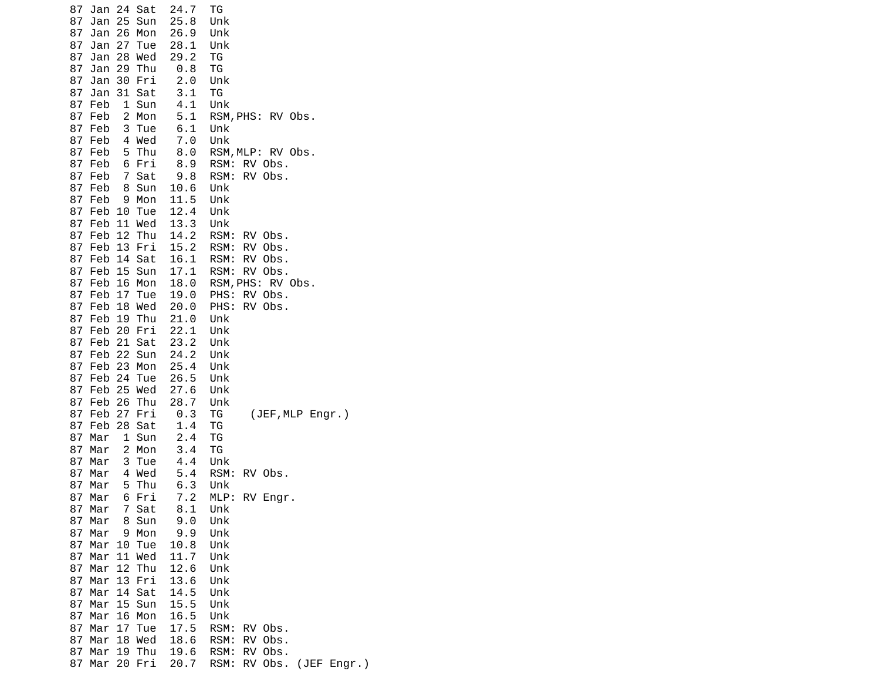```
87 Jan 24 Sat  24.7  TG
87 Jan 25 Sun  25.8  Unk
87 Jan 26 Mon  26.9  Unk
87 Jan 27 Tue  28.1  Unk
87 Jan 28 Wed  29.2  TG
87 Jan 29 Thu   0.8  TG
87 Jan 30 Fri   2.0  Unk
87 Jan 31 Sat   3.1  TG
87 Feb  1 Sun   4.1  Unk
87 Feb  2 Mon   5.1  RSM,PHS: RV Obs.
87 Feb  3 Tue   6.1  Unk
87 Feb  4 Wed   7.0  Unk
87 Feb  5 Thu   8.0  RSM,MLP: RV Obs.
87 Feb  6 Fri   8.9  RSM: RV Obs.
87 Feb  7 Sat   9.8  RSM: RV Obs.
87 Feb  8 Sun  10.6  Unk
87 Feb  9 Mon  11.5  Unk
87 Feb 10 Tue  12.4  Unk
87 Feb 11 Wed  13.3  Unk
87 Feb 12 Thu  14.2  RSM: RV Obs.
87 Feb 13 Fri  15.2  RSM: RV Obs.
87 Feb 14 Sat  16.1  RSM: RV Obs.
87 Feb 15 Sun  17.1  RSM: RV Obs.
87 Feb 16 Mon  18.0  RSM,PHS: RV Obs.
87 Feb 17 Tue  19.0  PHS: RV Obs.
87 Feb 18 Wed  20.0  PHS: RV Obs.
87 Feb 19 Thu  21.0  Unk
87 Feb 20 Fri  22.1  Unk
87 Feb 21 Sat  23.2  Unk
87 Feb 22 Sun  24.2  Unk
87 Feb 23 Mon  25.4  Unk
87 Feb 24 Tue  26.5  Unk
87 Feb 25 Wed  27.6  Unk
87 Feb 26 Thu  28.7  Unk
87 Feb 27 Fri   0.3  TG    (JEF,MLP Engr.)
87 Feb 28 Sat   1.4  TG
87 Mar  1 Sun   2.4  TG
87 Mar  2 Mon   3.4  TG
87 Mar  3 Tue   4.4  Unk
87 Mar  4 Wed   5.4  RSM: RV Obs.
87 Mar  5 Thu   6.3  Unk
87 Mar  6 Fri   7.2  MLP: RV Engr.
87 Mar  7 Sat   8.1  Unk
87 Mar  8 Sun   9.0  Unk
87 Mar  9 Mon   9.9  Unk
87 Mar 10 Tue  10.8  Unk
87 Mar 11 Wed  11.7  Unk
87 Mar 12 Thu  12.6  Unk
87 Mar 13 Fri  13.6  Unk
87 Mar 14 Sat  14.5  Unk
87 Mar 15 Sun  15.5  Unk
87 Mar 16 Mon  16.5  Unk
87 Mar 17 Tue  17.5  RSM: RV Obs.
87 Mar 18 Wed  18.6  RSM: RV Obs.
87 Mar 19 Thu  19.6  RSM: RV Obs.
87 Mar 20 Fri  20.7  RSM: RV Obs. (JEF Engr.)
```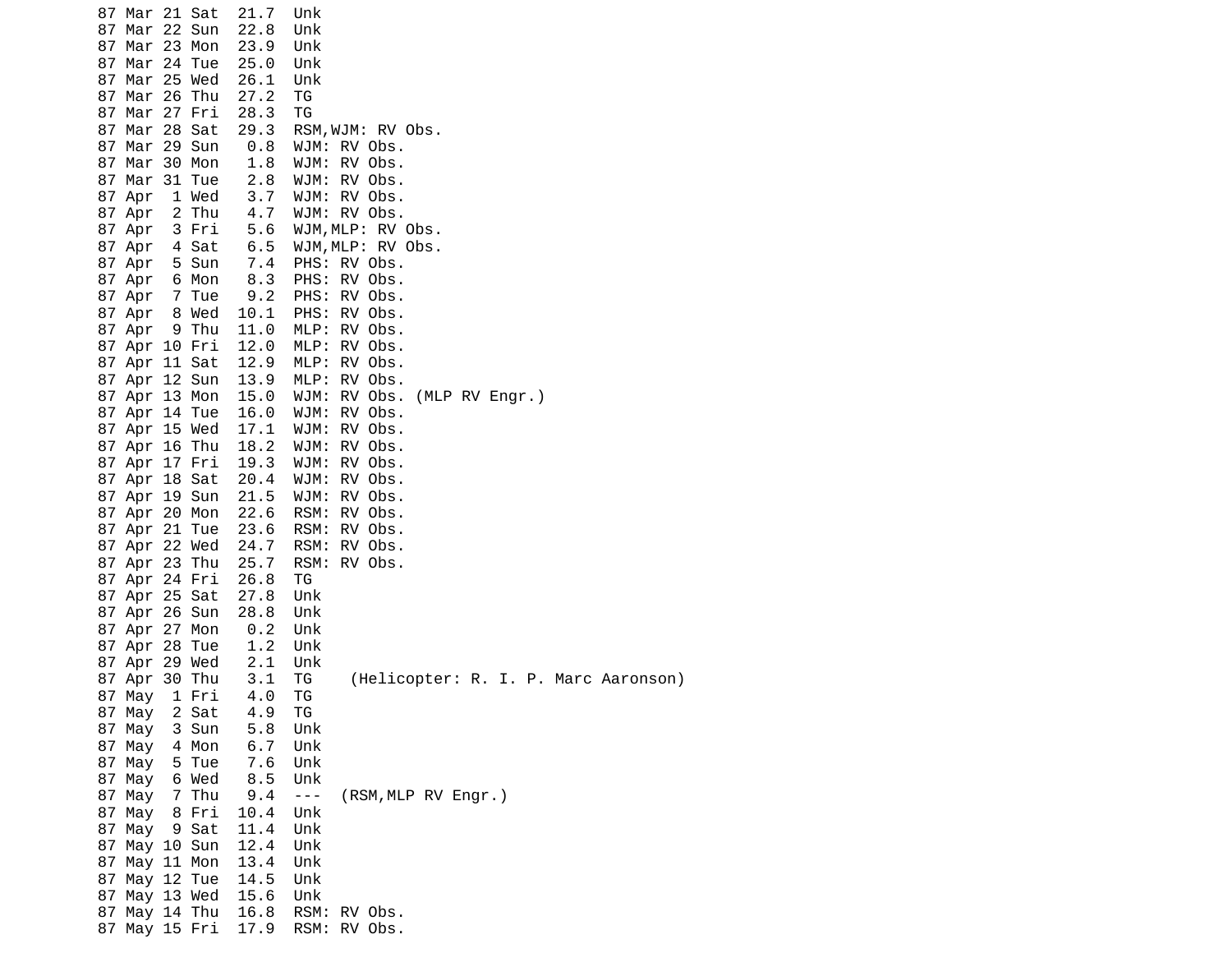```
87 Mar 21 Sat  21.7  Unk
87 Mar 22 Sun  22.8  Unk
87 Mar 23 Mon  23.9  Unk
87 Mar 24 Tue  25.0  Unk
87 Mar 25 Wed  26.1  Unk
87 Mar 26 Thu  27.2  TG
87 Mar 27 Fri  28.3  TG
87 Mar 28 Sat  29.3  RSM,WJM: RV Obs.
87 Mar 29 Sun   0.8  WJM: RV Obs.
87 Mar 30 Mon   1.8  WJM: RV Obs.
87 Mar 31 Tue   2.8  WJM: RV Obs.
87 Apr  1 Wed   3.7  WJM: RV Obs.
87 Apr  2 Thu   4.7  WJM: RV Obs.
87 Apr  3 Fri   5.6  WJM,MLP: RV Obs.
87 Apr  4 Sat   6.5  WJM,MLP: RV Obs.
87 Apr  5 Sun   7.4  PHS: RV Obs.
87 Apr  6 Mon   8.3  PHS: RV Obs.
87 Apr  7 Tue   9.2  PHS: RV Obs.
87 Apr  8 Wed  10.1  PHS: RV Obs.
87 Apr  9 Thu  11.0  MLP: RV Obs.
87 Apr 10 Fri  12.0  MLP: RV Obs.
87 Apr 11 Sat  12.9  MLP: RV Obs.
87 Apr 12 Sun  13.9  MLP: RV Obs.
87 Apr 13 Mon  15.0  WJM: RV Obs. (MLP RV Engr.)
87 Apr 14 Tue  16.0  WJM: RV Obs.
87 Apr 15 Wed  17.1  WJM: RV Obs.
87 Apr 16 Thu  18.2  WJM: RV Obs.
87 Apr 17 Fri  19.3  WJM: RV Obs.
87 Apr 18 Sat  20.4  WJM: RV Obs.
87 Apr 19 Sun  21.5  WJM: RV Obs.
87 Apr 20 Mon  22.6  RSM: RV Obs.
87 Apr 21 Tue  23.6  RSM: RV Obs.
87 Apr 22 Wed  24.7  RSM: RV Obs.
87 Apr 23 Thu  25.7  RSM: RV Obs.
87 Apr 24 Fri  26.8  TG
87 Apr 25 Sat  27.8  Unk
87 Apr 26 Sun  28.8  Unk
87 Apr 27 Mon   0.2  Unk
87 Apr 28 Tue   1.2  Unk
87 Apr 29 Wed   2.1  Unk
87 Apr 30 Thu   3.1  TG    (Helicopter: R. I. P. Marc Aaronson)
87 May  1 Fri   4.0  TG
87 May  2 Sat   4.9  TG
87 May  3 Sun   5.8  Unk
87 May  4 Mon   6.7  Unk
87 May  5 Tue   7.6  Unk
87 May  6 Wed   8.5  Unk
87 May  7 Thu   9.4  ---  (RSM,MLP RV Engr.)
87 May  8 Fri  10.4  Unk
87 May  9 Sat  11.4  Unk
87 May 10 Sun  12.4  Unk
87 May 11 Mon  13.4  Unk
87 May 12 Tue  14.5  Unk
87 May 13 Wed  15.6  Unk
87 May 14 Thu  16.8  RSM: RV Obs.
87 May 15 Fri  17.9  RSM: RV Obs.
```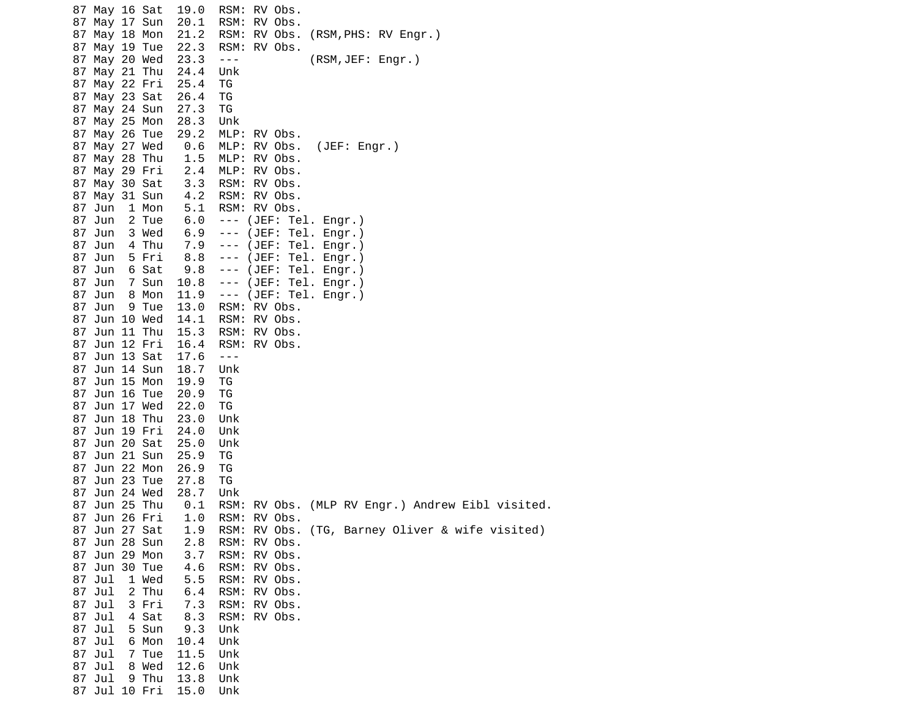```
87 May 16 Sat  19.0  RSM: RV Obs.
87 May 17 Sun  20.1  RSM: RV Obs.
87 May 18 Mon  21.2  RSM: RV Obs. (RSM,PHS: RV Engr.)
87 May 19 Tue  22.3  RSM: RV Obs.
87 May 20 Wed  23.3  ---          (RSM,JEF: Engr.)
87 May 21 Thu  24.4  Unk
87 May 22 Fri  25.4  TG
87 May 23 Sat  26.4  TG
87 May 24 Sun  27.3  TG
87 May 25 Mon  28.3  Unk
87 May 26 Tue  29.2  MLP: RV Obs.
87 May 27 Wed   0.6  MLP: RV Obs.  (JEF: Engr.)
87 May 28 Thu   1.5  MLP: RV Obs.
87 May 29 Fri   2.4  MLP: RV Obs.
87 May 30 Sat   3.3  RSM: RV Obs.
87 May 31 Sun   4.2  RSM: RV Obs.
87 Jun  1 Mon   5.1  RSM: RV Obs.
87 Jun  2 Tue   6.0  --- (JEF: Tel. Engr.)
87 Jun  3 Wed   6.9  --- (JEF: Tel. Engr.)
87 Jun  4 Thu   7.9  --- (JEF: Tel. Engr.)
87 Jun  5 Fri   8.8  --- (JEF: Tel. Engr.)
87 Jun  6 Sat   9.8  --- (JEF: Tel. Engr.)
87 Jun  7 Sun  10.8  --- (JEF: Tel. Engr.)
87 Jun  8 Mon  11.9  --- (JEF: Tel. Engr.)
87 Jun  9 Tue  13.0  RSM: RV Obs.
87 Jun 10 Wed  14.1  RSM: RV Obs.
87 Jun 11 Thu  15.3  RSM: RV Obs.
87 Jun 12 Fri  16.4  RSM: RV Obs.
87 Jun 13 Sat  17.6  ---
87 Jun 14 Sun  18.7  Unk
87 Jun 15 Mon  19.9  TG
87 Jun 16 Tue  20.9  TG
87 Jun 17 Wed  22.0  TG
87 Jun 18 Thu  23.0  Unk
87 Jun 19 Fri  24.0  Unk
87 Jun 20 Sat  25.0  Unk
87 Jun 21 Sun  25.9  TG
87 Jun 22 Mon  26.9  TG
87 Jun 23 Tue  27.8  TG
87 Jun 24 Wed  28.7  Unk
87 Jun 25 Thu   0.1  RSM: RV Obs. (MLP RV Engr.) Andrew Eibl visited.
87 Jun 26 Fri   1.0  RSM: RV Obs.
87 Jun 27 Sat   1.9  RSM: RV Obs. (TG, Barney Oliver & wife visited)
87 Jun 28 Sun   2.8  RSM: RV Obs.
87 Jun 29 Mon   3.7  RSM: RV Obs.
87 Jun 30 Tue   4.6  RSM: RV Obs.
87 Jul  1 Wed   5.5  RSM: RV Obs.
87 Jul  2 Thu   6.4  RSM: RV Obs.
87 Jul  3 Fri   7.3  RSM: RV Obs.
87 Jul  4 Sat   8.3  RSM: RV Obs.
87 Jul  5 Sun   9.3  Unk
87 Jul  6 Mon  10.4  Unk
87 Jul  7 Tue  11.5  Unk
87 Jul  8 Wed  12.6  Unk
87 Jul  9 Thu  13.8  Unk
87 Jul 10 Fri  15.0  Unk
```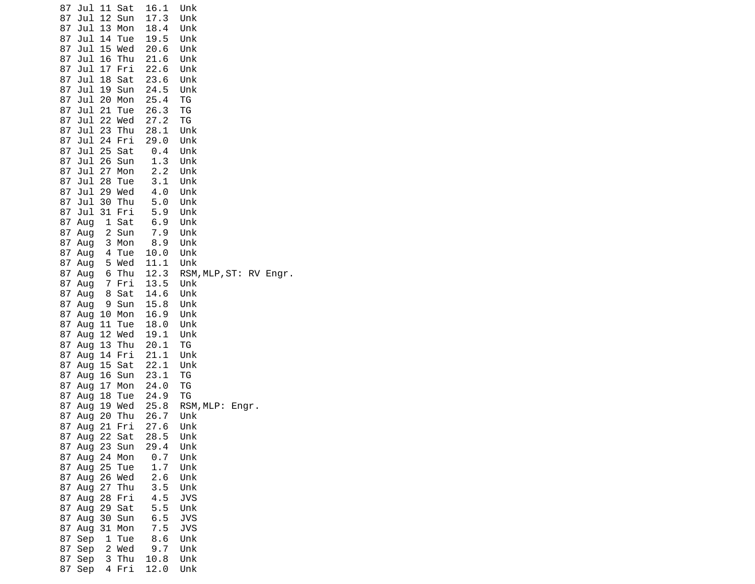```
87 Jul 11 Sat  16.1  Unk
87 Jul 12 Sun  17.3  Unk
87 Jul 13 Mon  18.4  Unk
87 Jul 14 Tue  19.5  Unk
87 Jul 15 Wed  20.6  Unk
87 Jul 16 Thu  21.6  Unk
87 Jul 17 Fri  22.6  Unk
87 Jul 18 Sat  23.6  Unk
87 Jul 19 Sun  24.5  Unk
87 Jul 20 Mon  25.4  TG
87 Jul 21 Tue  26.3  TG
87 Jul 22 Wed  27.2  TG
87 Jul 23 Thu  28.1  Unk
87 Jul 24 Fri  29.0  Unk
87 Jul 25 Sat   0.4  Unk
87 Jul 26 Sun   1.3  Unk
87 Jul 27 Mon   2.2  Unk
87 Jul 28 Tue   3.1  Unk
87 Jul 29 Wed   4.0  Unk
87 Jul 30 Thu   5.0  Unk
87 Jul 31 Fri   5.9  Unk
87 Aug  1 Sat   6.9  Unk
87 Aug  2 Sun   7.9  Unk
87 Aug  3 Mon   8.9  Unk
87 Aug  4 Tue  10.0  Unk
87 Aug  5 Wed  11.1  Unk
87 Aug  6 Thu  12.3  RSM,MLP,ST: RV Engr.
87 Aug  7 Fri  13.5  Unk
87 Aug  8 Sat  14.6  Unk
87 Aug  9 Sun  15.8  Unk
87 Aug 10 Mon  16.9  Unk
87 Aug 11 Tue  18.0  Unk
87 Aug 12 Wed  19.1  Unk
87 Aug 13 Thu  20.1  TG
87 Aug 14 Fri  21.1  Unk
87 Aug 15 Sat  22.1  Unk
87 Aug 16 Sun  23.1  TG
87 Aug 17 Mon  24.0  TG
87 Aug 18 Tue  24.9  TG
87 Aug 19 Wed  25.8  RSM,MLP: Engr.
87 Aug 20 Thu  26.7  Unk
87 Aug 21 Fri  27.6  Unk
87 Aug 22 Sat  28.5  Unk
87 Aug 23 Sun  29.4  Unk
87 Aug 24 Mon   0.7  Unk
87 Aug 25 Tue   1.7  Unk
87 Aug 26 Wed   2.6  Unk
87 Aug 27 Thu   3.5  Unk
87 Aug 28 Fri   4.5  JVS
87 Aug 29 Sat   5.5  Unk
87 Aug 30 Sun   6.5  JVS
87 Aug 31 Mon   7.5  JVS
87 Sep  1 Tue   8.6  Unk
87 Sep  2 Wed   9.7  Unk
87 Sep  3 Thu  10.8  Unk
87 Sep  4 Fri  12.0  Unk
```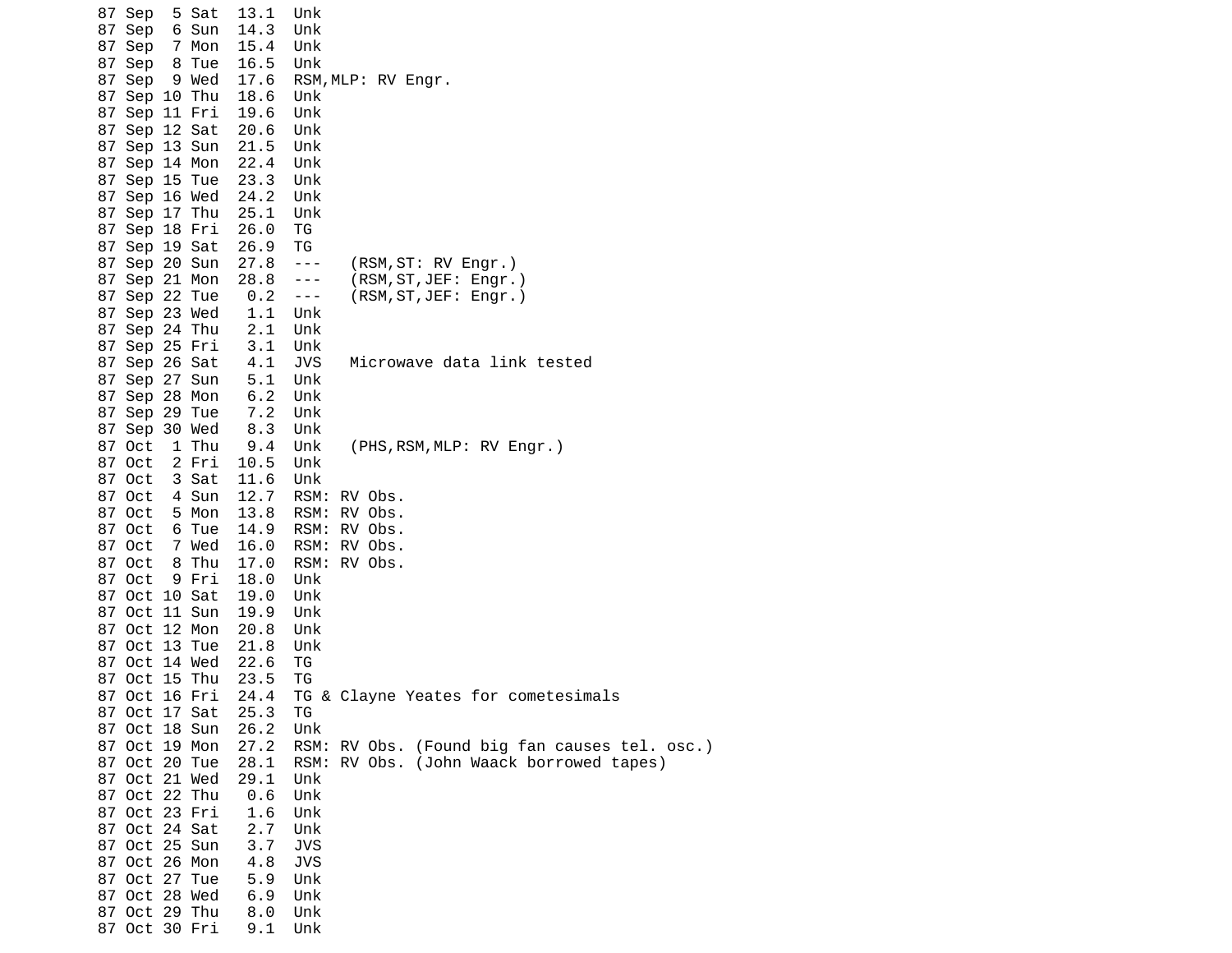```
87 Sep  5 Sat  13.1  Unk
87 Sep  6 Sun  14.3  Unk
87 Sep  7 Mon  15.4  Unk
87 Sep  8 Tue  16.5  Unk
87 Sep  9 Wed  17.6  RSM,MLP: RV Engr.
87 Sep 10 Thu  18.6  Unk
87 Sep 11 Fri  19.6  Unk
87 Sep 12 Sat  20.6  Unk
87 Sep 13 Sun  21.5  Unk
87 Sep 14 Mon  22.4  Unk
87 Sep 15 Tue  23.3  Unk
87 Sep 16 Wed  24.2  Unk
87 Sep 17 Thu  25.1  Unk
87 Sep 18 Fri  26.0  TG
87 Sep 19 Sat  26.9  TG
87 Sep 20 Sun  27.8  ---   (RSM,ST: RV Engr.)
87 Sep 21 Mon  28.8  ---   (RSM,ST,JEF: Engr.)
87 Sep 22 Tue   0.2  ---   (RSM,ST,JEF: Engr.)
87 Sep 23 Wed   1.1  Unk
87 Sep 24 Thu   2.1  Unk
87 Sep 25 Fri   3.1  Unk
87 Sep 26 Sat   4.1  JVS   Microwave data link tested
87 Sep 27 Sun   5.1  Unk
87 Sep 28 Mon   6.2  Unk
87 Sep 29 Tue   7.2  Unk
87 Sep 30 Wed   8.3  Unk
87 Oct  1 Thu   9.4  Unk   (PHS,RSM,MLP: RV Engr.)
87 Oct  2 Fri  10.5  Unk
87 Oct  3 Sat  11.6  Unk
87 Oct  4 Sun  12.7  RSM: RV Obs.
87 Oct  5 Mon  13.8  RSM: RV Obs.
87 Oct  6 Tue  14.9  RSM: RV Obs.
87 Oct  7 Wed  16.0  RSM: RV Obs.
87 Oct  8 Thu  17.0  RSM: RV Obs.
87 Oct  9 Fri  18.0  Unk
87 Oct 10 Sat  19.0  Unk
87 Oct 11 Sun  19.9  Unk
87 Oct 12 Mon  20.8  Unk
87 Oct 13 Tue  21.8  Unk
87 Oct 14 Wed  22.6  TG
87 Oct 15 Thu  23.5  TG
87 Oct 16 Fri  24.4  TG & Clayne Yeates for cometesimals
87 Oct 17 Sat  25.3  TG
87 Oct 18 Sun  26.2  Unk
87 Oct 19 Mon  27.2  RSM: RV Obs. (Found big fan causes tel. osc.)
87 Oct 20 Tue  28.1  RSM: RV Obs. (John Waack borrowed tapes)
87 Oct 21 Wed  29.1  Unk
87 Oct 22 Thu   0.6  Unk
87 Oct 23 Fri   1.6  Unk
87 Oct 24 Sat   2.7  Unk
87 Oct 25 Sun   3.7  JVS
87 Oct 26 Mon   4.8  JVS
87 Oct 27 Tue   5.9  Unk
87 Oct 28 Wed   6.9  Unk
87 Oct 29 Thu   8.0  Unk
87 Oct 30 Fri   9.1  Unk
```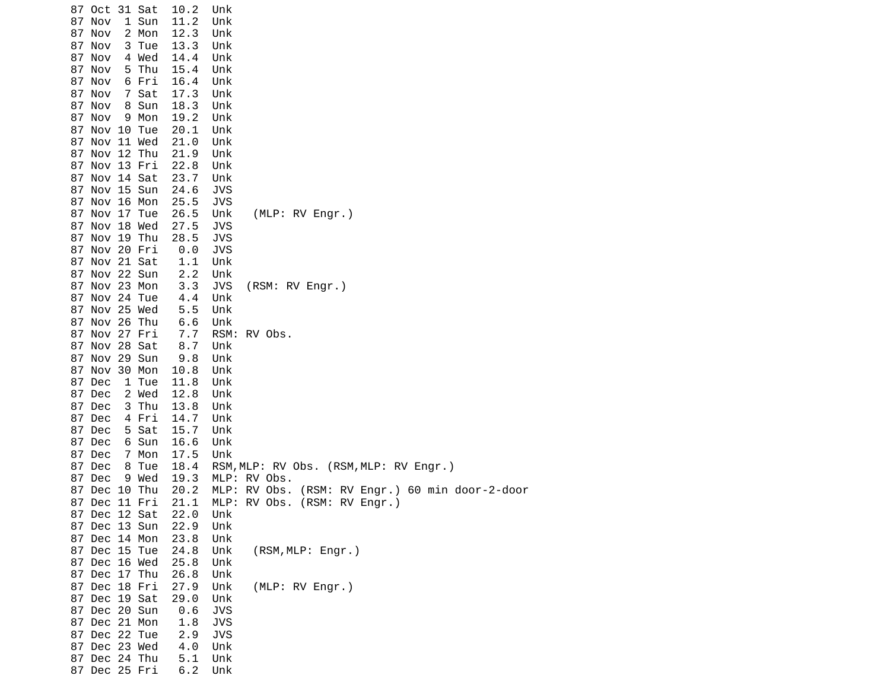```
87 Oct 31 Sat  10.2  Unk
87 Nov  1 Sun  11.2  Unk
87 Nov  2 Mon  12.3  Unk
87 Nov  3 Tue  13.3  Unk
87 Nov  4 Wed  14.4  Unk
87 Nov  5 Thu  15.4  Unk
87 Nov  6 Fri  16.4  Unk
87 Nov  7 Sat  17.3  Unk
87 Nov  8 Sun  18.3  Unk
87 Nov  9 Mon  19.2  Unk
87 Nov 10 Tue  20.1  Unk
87 Nov 11 Wed  21.0  Unk
87 Nov 12 Thu  21.9  Unk
87 Nov 13 Fri  22.8  Unk
87 Nov 14 Sat  23.7  Unk
87 Nov 15 Sun  24.6  JVS
87 Nov 16 Mon  25.5  JVS
87 Nov 17 Tue  26.5  Unk   (MLP: RV Engr.)
87 Nov 18 Wed  27.5  JVS
87 Nov 19 Thu  28.5  JVS
87 Nov 20 Fri   0.0  JVS
87 Nov 21 Sat   1.1  Unk
87 Nov 22 Sun   2.2  Unk
87 Nov 23 Mon   3.3  JVS  (RSM: RV Engr.)
87 Nov 24 Tue   4.4  Unk
87 Nov 25 Wed   5.5  Unk
87 Nov 26 Thu   6.6  Unk
87 Nov 27 Fri   7.7  RSM: RV Obs.
87 Nov 28 Sat   8.7  Unk
87 Nov 29 Sun   9.8  Unk
87 Nov 30 Mon  10.8  Unk
87 Dec  1 Tue  11.8  Unk
87 Dec  2 Wed  12.8  Unk
87 Dec  3 Thu  13.8  Unk
87 Dec  4 Fri  14.7  Unk
87 Dec  5 Sat  15.7  Unk
87 Dec  6 Sun  16.6  Unk
87 Dec  7 Mon  17.5  Unk
87 Dec  8 Tue  18.4  RSM,MLP: RV Obs. (RSM,MLP: RV Engr.)
87 Dec  9 Wed  19.3  MLP: RV Obs.
87 Dec 10 Thu  20.2  MLP: RV Obs. (RSM: RV Engr.) 60 min door-2-door
87 Dec 11 Fri  21.1  MLP: RV Obs. (RSM: RV Engr.)
87 Dec 12 Sat  22.0  Unk
87 Dec 13 Sun  22.9  Unk
87 Dec 14 Mon  23.8  Unk
87 Dec 15 Tue  24.8  Unk   (RSM,MLP: Engr.)
87 Dec 16 Wed  25.8  Unk
87 Dec 17 Thu  26.8  Unk
87 Dec 18 Fri  27.9  Unk   (MLP: RV Engr.)
87 Dec 19 Sat  29.0  Unk
87 Dec 20 Sun   0.6  JVS
87 Dec 21 Mon   1.8  JVS
87 Dec 22 Tue   2.9  JVS
87 Dec 23 Wed   4.0  Unk
87 Dec 24 Thu   5.1  Unk
87 Dec 25 Fri   6.2  Unk
```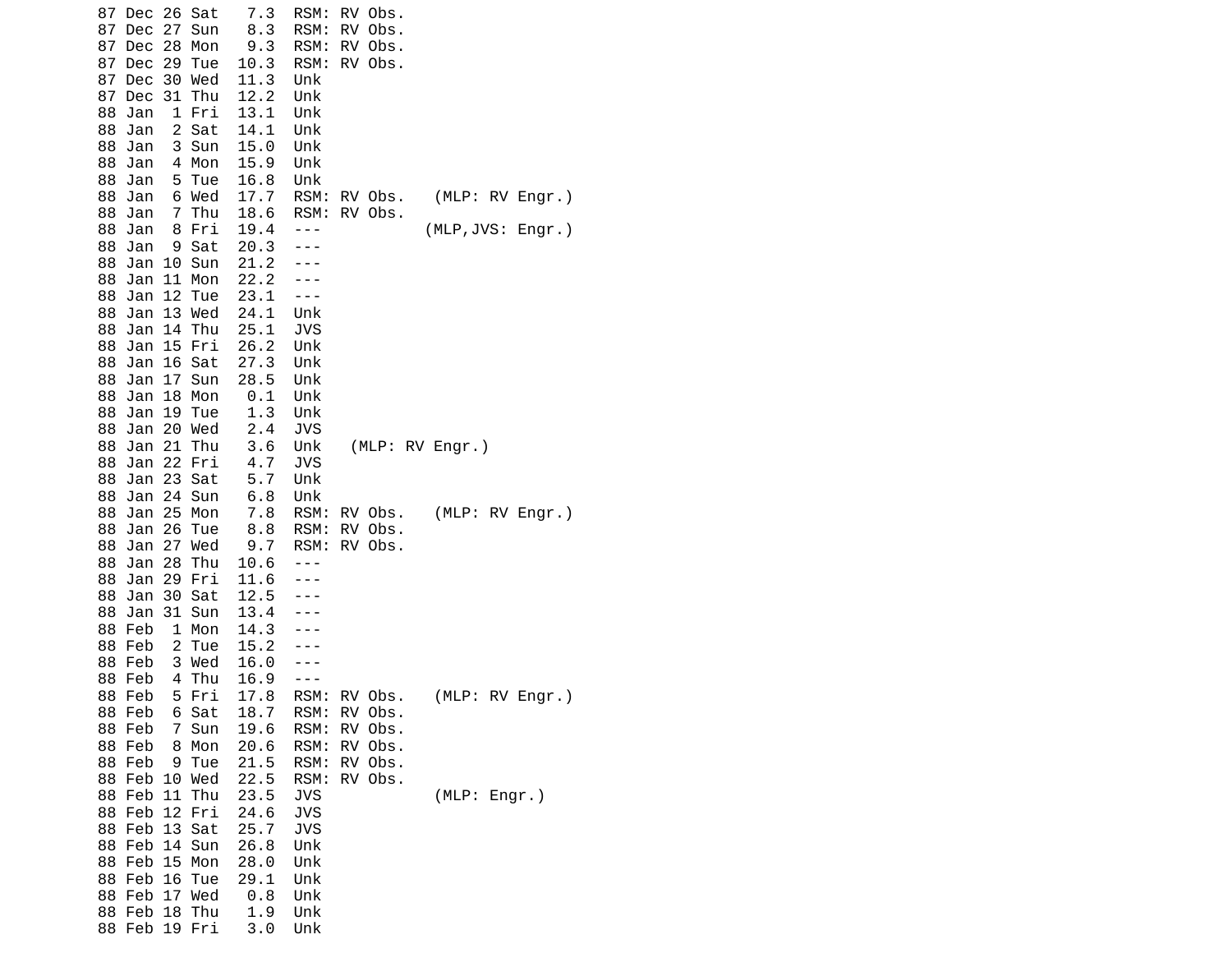```
87 Dec 26 Sat   7.3  RSM: RV Obs.
87 Dec 27 Sun   8.3  RSM: RV Obs.
87 Dec 28 Mon   9.3  RSM: RV Obs.
87 Dec 29 Tue  10.3  RSM: RV Obs.
87 Dec 30 Wed  11.3  Unk
87 Dec 31 Thu  12.2  Unk
88 Jan  1 Fri  13.1  Unk
88 Jan  2 Sat  14.1  Unk
88 Jan  3 Sun  15.0  Unk
88 Jan  4 Mon  15.9  Unk
88 Jan  5 Tue  16.8  Unk
88 Jan  6 Wed  17.7  RSM: RV Obs.   (MLP: RV Engr.)
88 Jan  7 Thu  18.6  RSM: RV Obs.
88 Jan  8 Fri  19.4  ---           (MLP,JVS: Engr.)
88 Jan  9 Sat  20.3  ---
88 Jan 10 Sun  21.2  ---
88 Jan 11 Mon  22.2  ---
88 Jan 12 Tue  23.1  ---
88 Jan 13 Wed  24.1  Unk
88 Jan 14 Thu  25.1  JVS
88 Jan 15 Fri  26.2  Unk
88 Jan 16 Sat  27.3  Unk
88 Jan 17 Sun  28.5  Unk
88 Jan 18 Mon   0.1  Unk
88 Jan 19 Tue   1.3  Unk
88 Jan 20 Wed   2.4  JVS
88 Jan 21 Thu   3.6  Unk   (MLP: RV Engr.)
88 Jan 22 Fri   4.7  JVS
88 Jan 23 Sat   5.7  Unk
88 Jan 24 Sun   6.8  Unk
88 Jan 25 Mon   7.8  RSM: RV Obs.   (MLP: RV Engr.)
88 Jan 26 Tue   8.8  RSM: RV Obs.
88 Jan 27 Wed   9.7  RSM: RV Obs.
88 Jan 28 Thu  10.6  ---
88 Jan 29 Fri  11.6  ---
88 Jan 30 Sat  12.5  ---
88 Jan 31 Sun  13.4  ---
88 Feb  1 Mon  14.3  ---
88 Feb  2 Tue  15.2  ---
88 Feb  3 Wed  16.0  ---
88 Feb  4 Thu  16.9  ---
88 Feb  5 Fri  17.8  RSM: RV Obs.   (MLP: RV Engr.)
88 Feb  6 Sat  18.7  RSM: RV Obs.
88 Feb  7 Sun  19.6  RSM: RV Obs.
88 Feb  8 Mon  20.6  RSM: RV Obs.
88 Feb  9 Tue  21.5  RSM: RV Obs.
88 Feb 10 Wed  22.5  RSM: RV Obs.
88 Feb 11 Thu  23.5  JVS            (MLP: Engr.)
88 Feb 12 Fri  24.6  JVS
88 Feb 13 Sat  25.7  JVS
88 Feb 14 Sun  26.8  Unk
88 Feb 15 Mon  28.0  Unk
88 Feb 16 Tue  29.1  Unk
88 Feb 17 Wed   0.8  Unk
88 Feb 18 Thu   1.9  Unk
88 Feb 19 Fri   3.0  Unk
```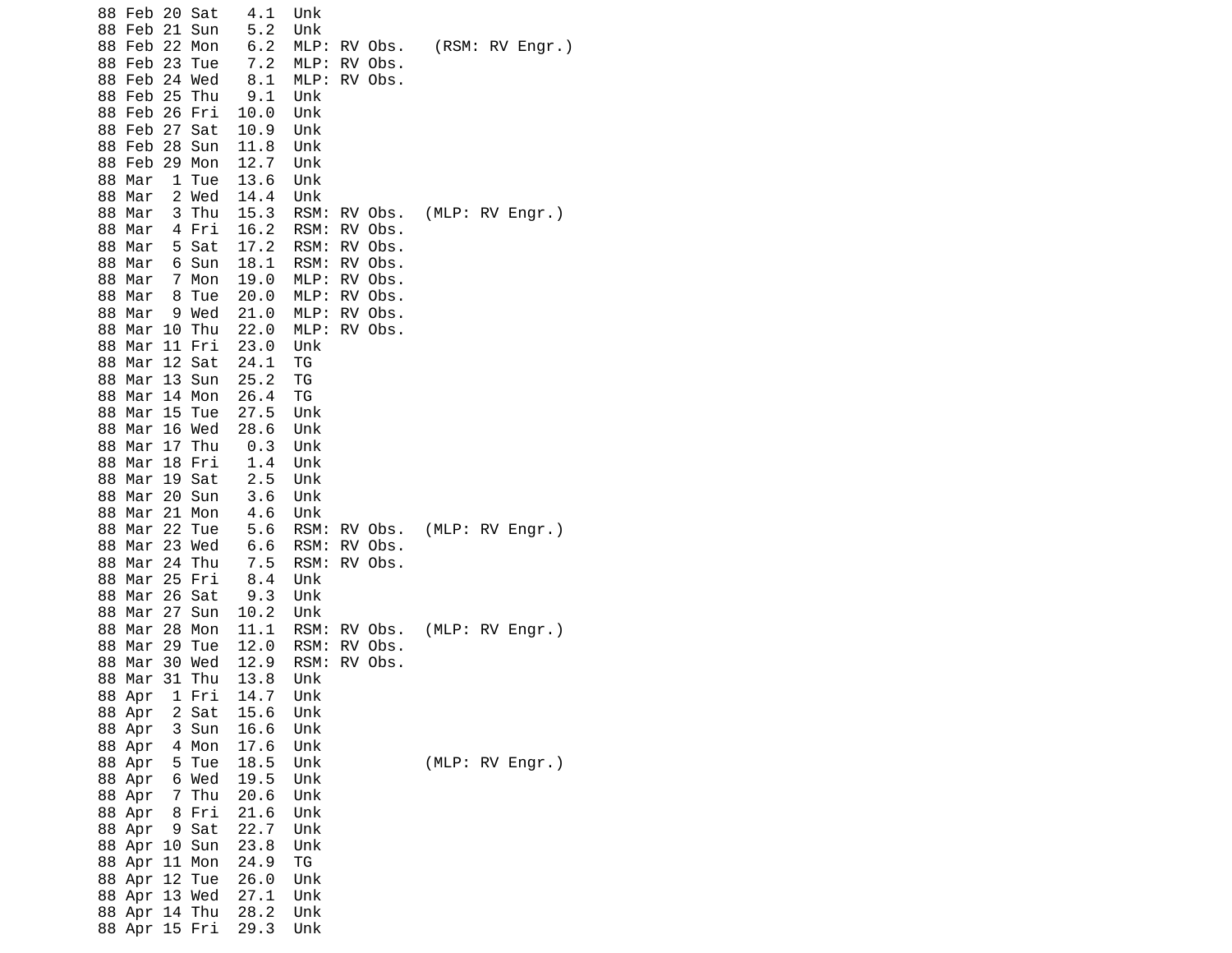```
88 Feb 20 Sat   4.1  Unk
88 Feb 21 Sun   5.2  Unk
88 Feb 22 Mon   6.2  MLP: RV Obs.   (RSM: RV Engr.)
88 Feb 23 Tue   7.2  MLP: RV Obs.
88 Feb 24 Wed   8.1  MLP: RV Obs.
88 Feb 25 Thu   9.1  Unk
88 Feb 26 Fri  10.0  Unk
88 Feb 27 Sat  10.9  Unk
88 Feb 28 Sun  11.8  Unk
88 Feb 29 Mon  12.7  Unk
88 Mar  1 Tue  13.6  Unk
88 Mar  2 Wed  14.4  Unk
88 Mar  3 Thu  15.3  RSM: RV Obs.  (MLP: RV Engr.)
88 Mar  4 Fri  16.2  RSM: RV Obs.
88 Mar  5 Sat  17.2  RSM: RV Obs.
88 Mar  6 Sun  18.1  RSM: RV Obs.
88 Mar  7 Mon  19.0  MLP: RV Obs.
88 Mar  8 Tue  20.0  MLP: RV Obs.
88 Mar  9 Wed  21.0  MLP: RV Obs.
88 Mar 10 Thu  22.0  MLP: RV Obs.
88 Mar 11 Fri  23.0  Unk
88 Mar 12 Sat  24.1  TG
88 Mar 13 Sun  25.2  TG
88 Mar 14 Mon  26.4  TG
88 Mar 15 Tue  27.5  Unk
88 Mar 16 Wed  28.6  Unk
88 Mar 17 Thu   0.3  Unk
88 Mar 18 Fri   1.4  Unk
88 Mar 19 Sat   2.5  Unk
88 Mar 20 Sun   3.6  Unk
88 Mar 21 Mon   4.6  Unk
88 Mar 22 Tue   5.6  RSM: RV Obs.  (MLP: RV Engr.)
88 Mar 23 Wed   6.6  RSM: RV Obs.
88 Mar 24 Thu   7.5  RSM: RV Obs.
88 Mar 25 Fri   8.4  Unk
88 Mar 26 Sat   9.3  Unk
88 Mar 27 Sun  10.2  Unk
88 Mar 28 Mon  11.1  RSM: RV Obs.  (MLP: RV Engr.)
88 Mar 29 Tue  12.0  RSM: RV Obs.
88 Mar 30 Wed  12.9  RSM: RV Obs.
88 Mar 31 Thu  13.8  Unk
88 Apr  1 Fri  14.7  Unk
88 Apr  2 Sat  15.6  Unk
88 Apr  3 Sun  16.6  Unk
88 Apr  4 Mon  17.6  Unk
88 Apr  5 Tue  18.5  Unk           (MLP: RV Engr.)
88 Apr  6 Wed  19.5  Unk
88 Apr  7 Thu  20.6  Unk
88 Apr  8 Fri  21.6  Unk
88 Apr  9 Sat  22.7  Unk
88 Apr 10 Sun  23.8  Unk
88 Apr 11 Mon  24.9  TG
88 Apr 12 Tue  26.0  Unk
88 Apr 13 Wed  27.1  Unk
88 Apr 14 Thu  28.2  Unk
88 Apr 15 Fri  29.3  Unk
```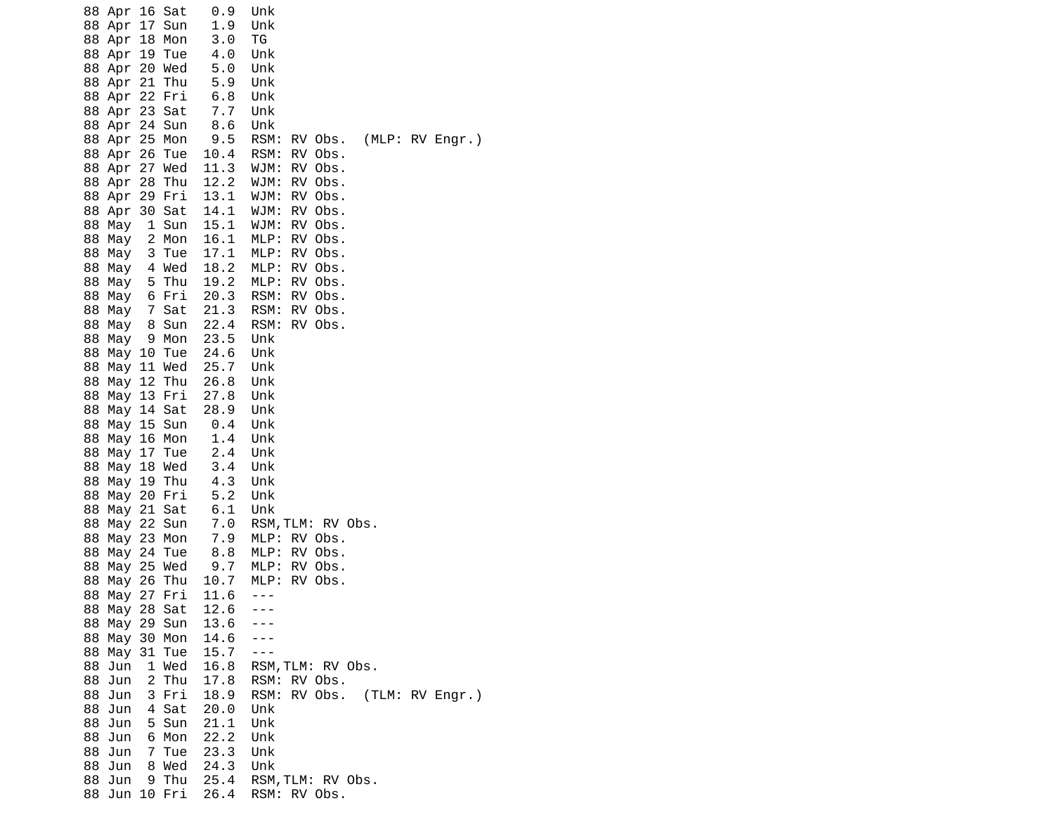```
88 Apr 16 Sat   0.9  Unk
88 Apr 17 Sun   1.9  Unk
88 Apr 18 Mon   3.0  TG
88 Apr 19 Tue   4.0  Unk
88 Apr 20 Wed   5.0  Unk
88 Apr 21 Thu   5.9  Unk
88 Apr 22 Fri   6.8  Unk
88 Apr 23 Sat   7.7  Unk
88 Apr 24 Sun   8.6  Unk
88 Apr 25 Mon   9.5  RSM: RV Obs.  (MLP: RV Engr.)
88 Apr 26 Tue  10.4  RSM: RV Obs.
88 Apr 27 Wed  11.3  WJM: RV Obs.
88 Apr 28 Thu  12.2  WJM: RV Obs.
88 Apr 29 Fri  13.1  WJM: RV Obs.
88 Apr 30 Sat  14.1  WJM: RV Obs.
88 May  1 Sun  15.1  WJM: RV Obs.
88 May  2 Mon  16.1  MLP: RV Obs.
88 May  3 Tue  17.1  MLP: RV Obs.
88 May  4 Wed  18.2  MLP: RV Obs.
88 May  5 Thu  19.2  MLP: RV Obs.
88 May  6 Fri  20.3  RSM: RV Obs.
88 May  7 Sat  21.3  RSM: RV Obs.
88 May  8 Sun  22.4  RSM: RV Obs.
88 May  9 Mon  23.5  Unk
88 May 10 Tue  24.6  Unk
88 May 11 Wed  25.7  Unk
88 May 12 Thu  26.8  Unk
88 May 13 Fri  27.8  Unk
88 May 14 Sat  28.9  Unk
88 May 15 Sun   0.4  Unk
88 May 16 Mon   1.4  Unk
88 May 17 Tue   2.4  Unk
88 May 18 Wed   3.4  Unk
88 May 19 Thu   4.3  Unk
88 May 20 Fri   5.2  Unk
88 May 21 Sat   6.1  Unk
88 May 22 Sun   7.0  RSM,TLM: RV Obs.
88 May 23 Mon   7.9  MLP: RV Obs.
88 May 24 Tue   8.8  MLP: RV Obs.
88 May 25 Wed   9.7  MLP: RV Obs.
88 May 26 Thu  10.7  MLP: RV Obs.
88 May 27 Fri  11.6  ---
88 May 28 Sat  12.6  ---
88 May 29 Sun  13.6  ---
88 May 30 Mon  14.6  ---
88 May 31 Tue  15.7  ---
88 Jun  1 Wed  16.8  RSM,TLM: RV Obs.
88 Jun  2 Thu  17.8  RSM: RV Obs.
88 Jun  3 Fri  18.9  RSM: RV Obs.  (TLM: RV Engr.)
88 Jun  4 Sat  20.0  Unk
88 Jun  5 Sun  21.1  Unk
88 Jun  6 Mon  22.2  Unk
88 Jun  7 Tue  23.3  Unk
88 Jun  8 Wed  24.3  Unk
88 Jun  9 Thu  25.4  RSM,TLM: RV Obs.
88 Jun 10 Fri  26.4  RSM: RV Obs.
```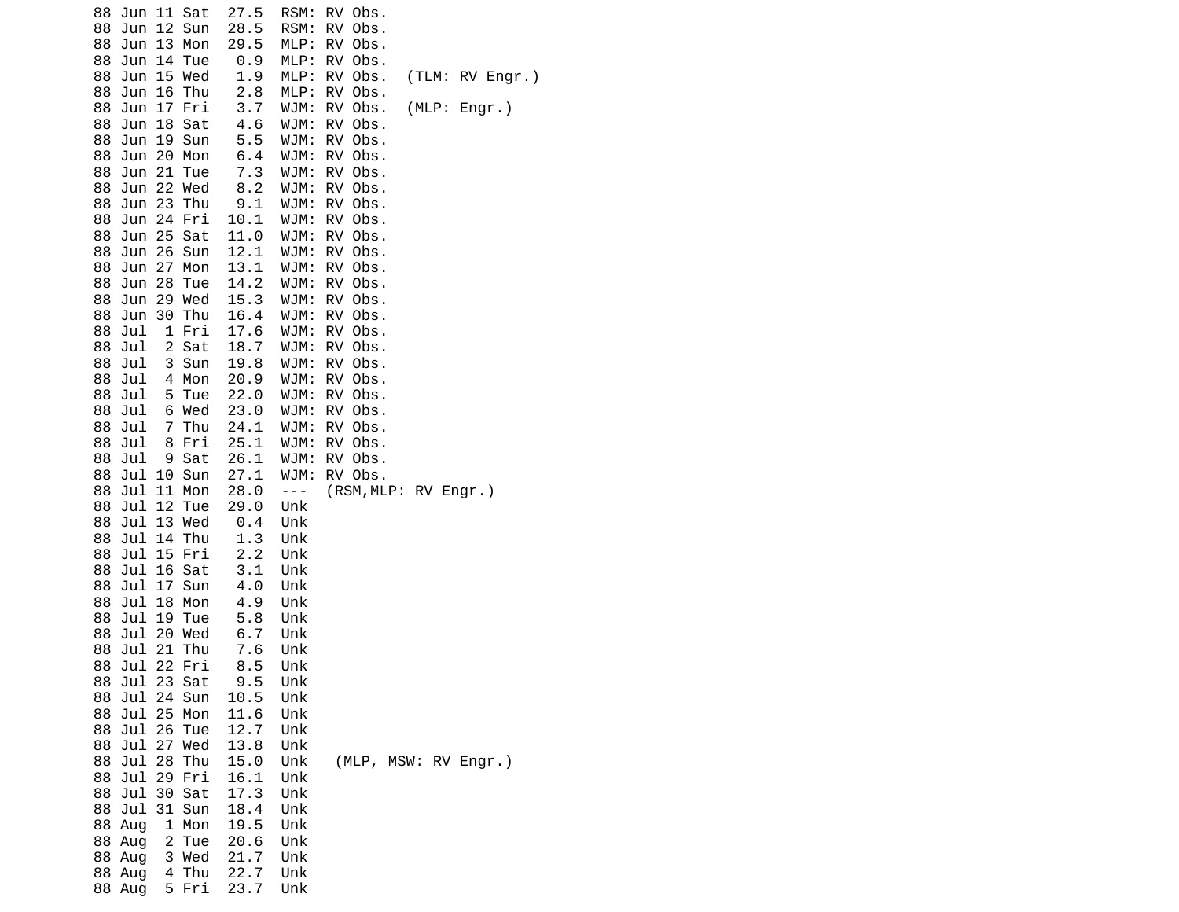```
88 Jun 11 Sat  27.5  RSM: RV Obs.
88 Jun 12 Sun  28.5  RSM: RV Obs.
88 Jun 13 Mon  29.5  MLP: RV Obs.
88 Jun 14 Tue   0.9  MLP: RV Obs.
88 Jun 15 Wed   1.9  MLP: RV Obs.  (TLM: RV Engr.)
88 Jun 16 Thu   2.8  MLP: RV Obs.
88 Jun 17 Fri   3.7  WJM: RV Obs.  (MLP: Engr.)
88 Jun 18 Sat   4.6  WJM: RV Obs.
88 Jun 19 Sun   5.5  WJM: RV Obs.
88 Jun 20 Mon   6.4  WJM: RV Obs.
88 Jun 21 Tue   7.3  WJM: RV Obs.
88 Jun 22 Wed   8.2  WJM: RV Obs.
88 Jun 23 Thu   9.1  WJM: RV Obs.
88 Jun 24 Fri  10.1  WJM: RV Obs.
88 Jun 25 Sat  11.0  WJM: RV Obs.
88 Jun 26 Sun  12.1  WJM: RV Obs.
88 Jun 27 Mon  13.1  WJM: RV Obs.
88 Jun 28 Tue  14.2  WJM: RV Obs.
88 Jun 29 Wed  15.3  WJM: RV Obs.
88 Jun 30 Thu  16.4  WJM: RV Obs.
88 Jul  1 Fri  17.6  WJM: RV Obs.
88 Jul  2 Sat  18.7  WJM: RV Obs.
88 Jul  3 Sun  19.8  WJM: RV Obs.
88 Jul  4 Mon  20.9  WJM: RV Obs.
88 Jul  5 Tue  22.0  WJM: RV Obs.
88 Jul  6 Wed  23.0  WJM: RV Obs.
88 Jul  7 Thu  24.1  WJM: RV Obs.
88 Jul  8 Fri  25.1  WJM: RV Obs.
88 Jul  9 Sat  26.1  WJM: RV Obs.
88 Jul 10 Sun  27.1  WJM: RV Obs.
88 Jul 11 Mon  28.0  ---  (RSM,MLP: RV Engr.)
88 Jul 12 Tue  29.0  Unk
88 Jul 13 Wed   0.4  Unk
88 Jul 14 Thu   1.3  Unk
88 Jul 15 Fri   2.2  Unk
88 Jul 16 Sat   3.1  Unk
88 Jul 17 Sun   4.0  Unk
88 Jul 18 Mon   4.9  Unk
88 Jul 19 Tue   5.8  Unk
88 Jul 20 Wed   6.7  Unk
88 Jul 21 Thu   7.6  Unk
88 Jul 22 Fri   8.5  Unk
88 Jul 23 Sat   9.5  Unk
88 Jul 24 Sun  10.5  Unk
88 Jul 25 Mon  11.6  Unk
88 Jul 26 Tue  12.7  Unk
88 Jul 27 Wed  13.8  Unk
88 Jul 28 Thu  15.0  Unk   (MLP, MSW: RV Engr.)
88 Jul 29 Fri  16.1  Unk
88 Jul 30 Sat  17.3  Unk
88 Jul 31 Sun  18.4  Unk
88 Aug  1 Mon  19.5  Unk
88 Aug  2 Tue  20.6  Unk
88 Aug  3 Wed  21.7  Unk
88 Aug  4 Thu  22.7  Unk
88 Aug  5 Fri  23.7  Unk
```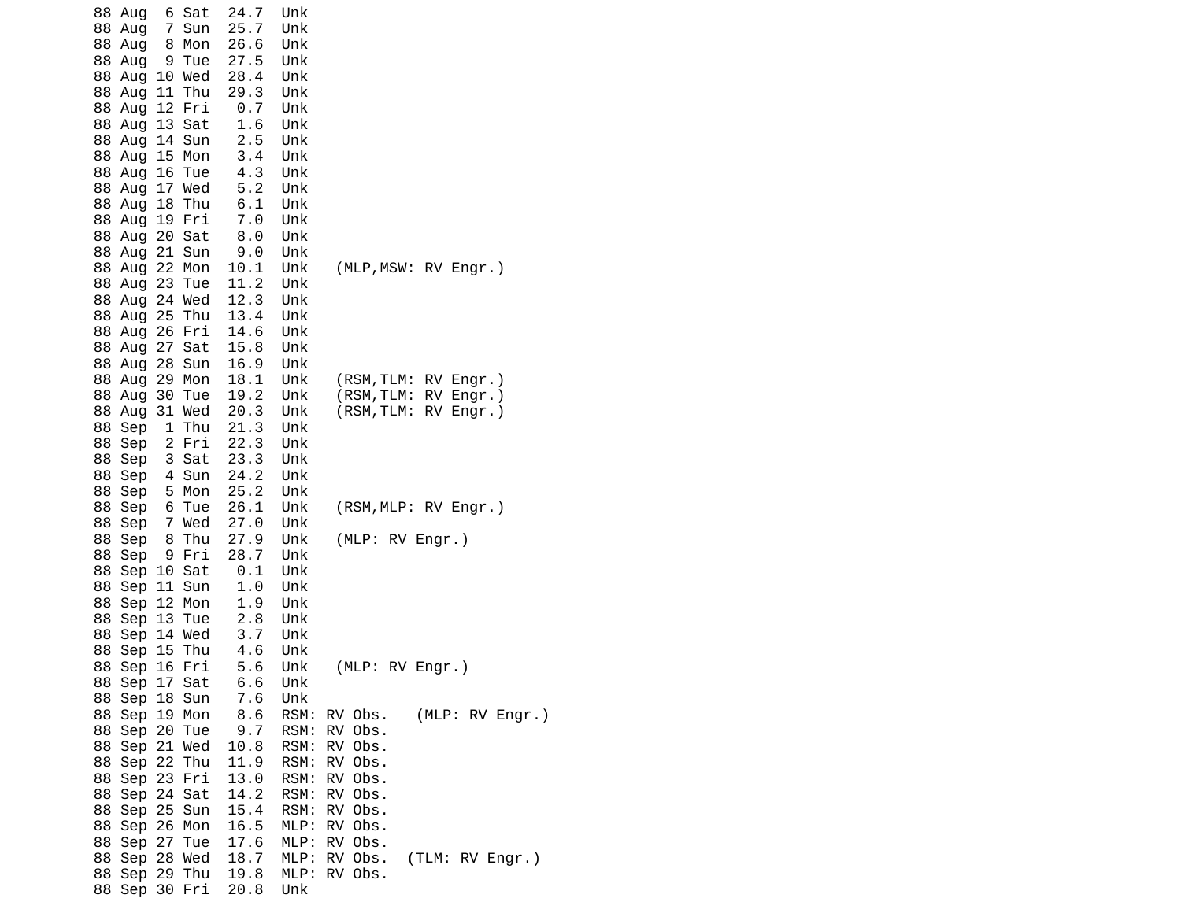```
88 Aug  6 Sat  24.7  Unk
88 Aug  7 Sun  25.7  Unk
88 Aug  8 Mon  26.6  Unk
88 Aug  9 Tue  27.5  Unk
88 Aug 10 Wed  28.4  Unk
88 Aug 11 Thu  29.3  Unk
88 Aug 12 Fri   0.7  Unk
88 Aug 13 Sat   1.6  Unk
88 Aug 14 Sun   2.5  Unk
88 Aug 15 Mon   3.4  Unk
88 Aug 16 Tue   4.3  Unk
88 Aug 17 Wed   5.2  Unk
88 Aug 18 Thu   6.1  Unk
88 Aug 19 Fri   7.0  Unk
88 Aug 20 Sat   8.0  Unk
88 Aug 21 Sun   9.0  Unk
88 Aug 22 Mon  10.1  Unk   (MLP,MSW: RV Engr.)
88 Aug 23 Tue  11.2  Unk
88 Aug 24 Wed  12.3  Unk
88 Aug 25 Thu  13.4  Unk
88 Aug 26 Fri  14.6  Unk
88 Aug 27 Sat  15.8  Unk
88 Aug 28 Sun  16.9  Unk
88 Aug 29 Mon  18.1  Unk   (RSM,TLM: RV Engr.)
88 Aug 30 Tue  19.2  Unk   (RSM,TLM: RV Engr.)
88 Aug 31 Wed  20.3  Unk   (RSM,TLM: RV Engr.)
88 Sep  1 Thu  21.3  Unk
88 Sep  2 Fri  22.3  Unk
88 Sep  3 Sat  23.3  Unk
88 Sep  4 Sun  24.2  Unk
88 Sep  5 Mon  25.2  Unk
88 Sep  6 Tue  26.1  Unk   (RSM,MLP: RV Engr.)
88 Sep  7 Wed  27.0  Unk
88 Sep  8 Thu  27.9  Unk   (MLP: RV Engr.)
88 Sep  9 Fri  28.7  Unk
88 Sep 10 Sat   0.1  Unk
88 Sep 11 Sun   1.0  Unk
88 Sep 12 Mon   1.9  Unk
88 Sep 13 Tue   2.8  Unk
88 Sep 14 Wed   3.7  Unk
88 Sep 15 Thu   4.6  Unk
88 Sep 16 Fri   5.6  Unk   (MLP: RV Engr.)
88 Sep 17 Sat   6.6  Unk
88 Sep 18 Sun   7.6  Unk
88 Sep 19 Mon   8.6  RSM: RV Obs.   (MLP: RV Engr.)
88 Sep 20 Tue   9.7  RSM: RV Obs.
88 Sep 21 Wed  10.8  RSM: RV Obs.
88 Sep 22 Thu  11.9  RSM: RV Obs.
88 Sep 23 Fri  13.0  RSM: RV Obs.
88 Sep 24 Sat  14.2  RSM: RV Obs.
88 Sep 25 Sun  15.4  RSM: RV Obs.
88 Sep 26 Mon  16.5  MLP: RV Obs.
88 Sep 27 Tue  17.6  MLP: RV Obs.
88 Sep 28 Wed  18.7  MLP: RV Obs.  (TLM: RV Engr.)
88 Sep 29 Thu  19.8  MLP: RV Obs.
88 Sep 30 Fri  20.8  Unk
```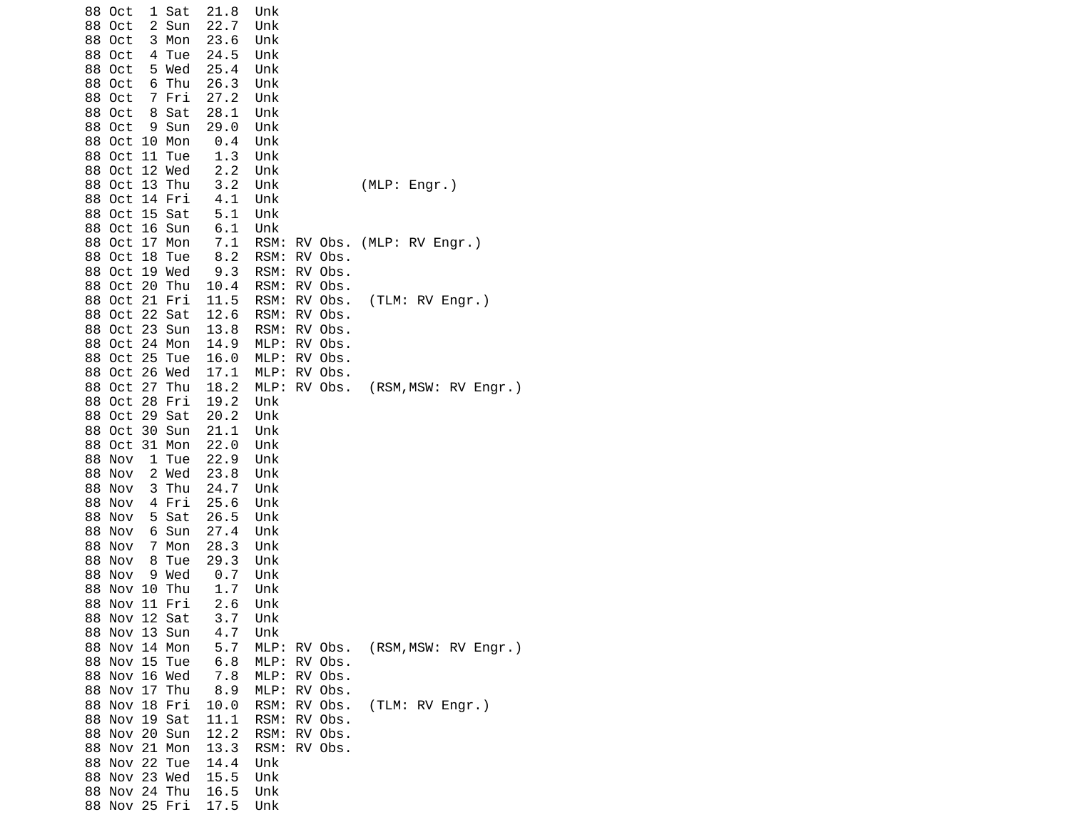```
88 Oct  1 Sat  21.8  Unk
88 Oct  2 Sun  22.7  Unk
88 Oct  3 Mon  23.6  Unk
88 Oct  4 Tue  24.5  Unk
88 Oct  5 Wed  25.4  Unk
88 Oct  6 Thu  26.3  Unk
88 Oct  7 Fri  27.2  Unk
88 Oct  8 Sat  28.1  Unk
88 Oct  9 Sun  29.0  Unk
88 Oct 10 Mon   0.4  Unk
88 Oct 11 Tue   1.3  Unk
88 Oct 12 Wed   2.2  Unk
88 Oct 13 Thu   3.2  Unk           (MLP: Engr.)
88 Oct 14 Fri   4.1  Unk
88 Oct 15 Sat   5.1  Unk
88 Oct 16 Sun   6.1  Unk
88 Oct 17 Mon   7.1  RSM: RV Obs. (MLP: RV Engr.)
88 Oct 18 Tue   8.2  RSM: RV Obs.
88 Oct 19 Wed   9.3  RSM: RV Obs.
88 Oct 20 Thu  10.4  RSM: RV Obs.
88 Oct 21 Fri  11.5  RSM: RV Obs.  (TLM: RV Engr.)
88 Oct 22 Sat  12.6  RSM: RV Obs.
88 Oct 23 Sun  13.8  RSM: RV Obs.
88 Oct 24 Mon  14.9  MLP: RV Obs.
88 Oct 25 Tue  16.0  MLP: RV Obs.
88 Oct 26 Wed  17.1  MLP: RV Obs.
88 Oct 27 Thu  18.2  MLP: RV Obs.  (RSM,MSW: RV Engr.)
88 Oct 28 Fri  19.2  Unk
88 Oct 29 Sat  20.2  Unk
88 Oct 30 Sun  21.1  Unk
88 Oct 31 Mon  22.0  Unk
88 Nov  1 Tue  22.9  Unk
88 Nov  2 Wed  23.8  Unk
88 Nov  3 Thu  24.7  Unk
88 Nov  4 Fri  25.6  Unk
88 Nov  5 Sat  26.5  Unk
88 Nov  6 Sun  27.4  Unk
88 Nov  7 Mon  28.3  Unk
88 Nov  8 Tue  29.3  Unk
88 Nov  9 Wed   0.7  Unk
88 Nov 10 Thu   1.7  Unk
88 Nov 11 Fri   2.6  Unk
88 Nov 12 Sat   3.7  Unk
88 Nov 13 Sun   4.7  Unk
88 Nov 14 Mon   5.7  MLP: RV Obs.  (RSM,MSW: RV Engr.)
88 Nov 15 Tue   6.8  MLP: RV Obs.
88 Nov 16 Wed   7.8  MLP: RV Obs.
88 Nov 17 Thu   8.9  MLP: RV Obs.
88 Nov 18 Fri  10.0  RSM: RV Obs.  (TLM: RV Engr.)
88 Nov 19 Sat  11.1  RSM: RV Obs.
88 Nov 20 Sun  12.2  RSM: RV Obs.
88 Nov 21 Mon  13.3  RSM: RV Obs.
88 Nov 22 Tue  14.4  Unk
88 Nov 23 Wed  15.5  Unk
88 Nov 24 Thu  16.5  Unk
88 Nov 25 Fri  17.5  Unk
```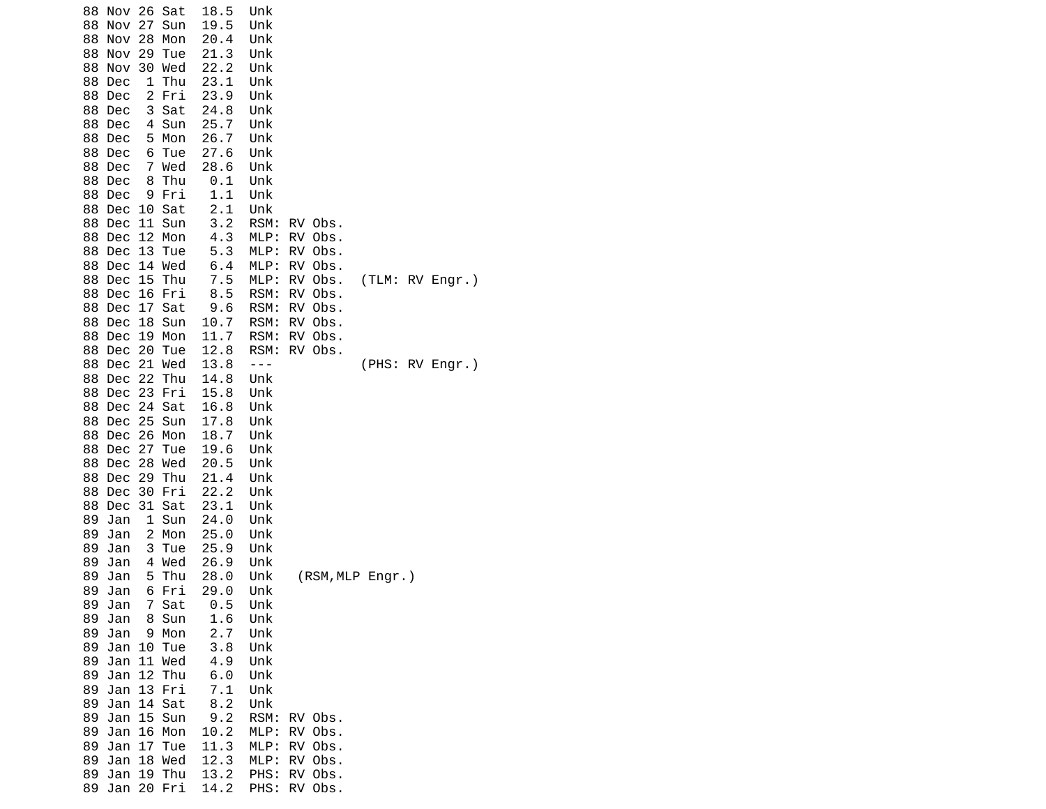```
88 Nov 26 Sat  18.5  Unk
88 Nov 27 Sun  19.5  Unk
88 Nov 28 Mon  20.4  Unk
88 Nov 29 Tue  21.3  Unk
88 Nov 30 Wed  22.2  Unk
88 Dec  1 Thu  23.1  Unk
88 Dec  2 Fri  23.9  Unk
88 Dec  3 Sat  24.8  Unk
88 Dec  4 Sun  25.7  Unk
88 Dec  5 Mon  26.7  Unk
88 Dec  6 Tue  27.6  Unk
88 Dec  7 Wed  28.6  Unk
88 Dec  8 Thu   0.1  Unk
88 Dec  9 Fri   1.1  Unk
88 Dec 10 Sat   2.1  Unk
88 Dec 11 Sun   3.2  RSM: RV Obs.
88 Dec 12 Mon   4.3  MLP: RV Obs.
88 Dec 13 Tue   5.3  MLP: RV Obs.
88 Dec 14 Wed   6.4  MLP: RV Obs.
88 Dec 15 Thu   7.5  MLP: RV Obs.  (TLM: RV Engr.)
88 Dec 16 Fri   8.5  RSM: RV Obs.
88 Dec 17 Sat   9.6  RSM: RV Obs.
88 Dec 18 Sun  10.7  RSM: RV Obs.
88 Dec 19 Mon  11.7  RSM: RV Obs.
88 Dec 20 Tue  12.8  RSM: RV Obs.
88 Dec 21 Wed  13.8  ---           (PHS: RV Engr.)
88 Dec 22 Thu  14.8  Unk
88 Dec 23 Fri  15.8  Unk
88 Dec 24 Sat  16.8  Unk
88 Dec 25 Sun  17.8  Unk
88 Dec 26 Mon  18.7  Unk
88 Dec 27 Tue  19.6  Unk
88 Dec 28 Wed  20.5  Unk
88 Dec 29 Thu  21.4  Unk
88 Dec 30 Fri  22.2  Unk
88 Dec 31 Sat  23.1  Unk
89 Jan  1 Sun  24.0  Unk
89 Jan  2 Mon  25.0  Unk
89 Jan  3 Tue  25.9  Unk
89 Jan  4 Wed  26.9  Unk
89 Jan  5 Thu  28.0  Unk   (RSM,MLP Engr.)
89 Jan  6 Fri  29.0  Unk
89 Jan  7 Sat   0.5  Unk
89 Jan  8 Sun   1.6  Unk
89 Jan  9 Mon   2.7  Unk
89 Jan 10 Tue   3.8  Unk
89 Jan 11 Wed   4.9  Unk
89 Jan 12 Thu   6.0  Unk
89 Jan 13 Fri   7.1  Unk
89 Jan 14 Sat   8.2  Unk
89 Jan 15 Sun   9.2  RSM: RV Obs.
89 Jan 16 Mon  10.2  MLP: RV Obs.
89 Jan 17 Tue  11.3  MLP: RV Obs.
89 Jan 18 Wed  12.3  MLP: RV Obs.
89 Jan 19 Thu  13.2  PHS: RV Obs.
89 Jan 20 Fri  14.2  PHS: RV Obs.
```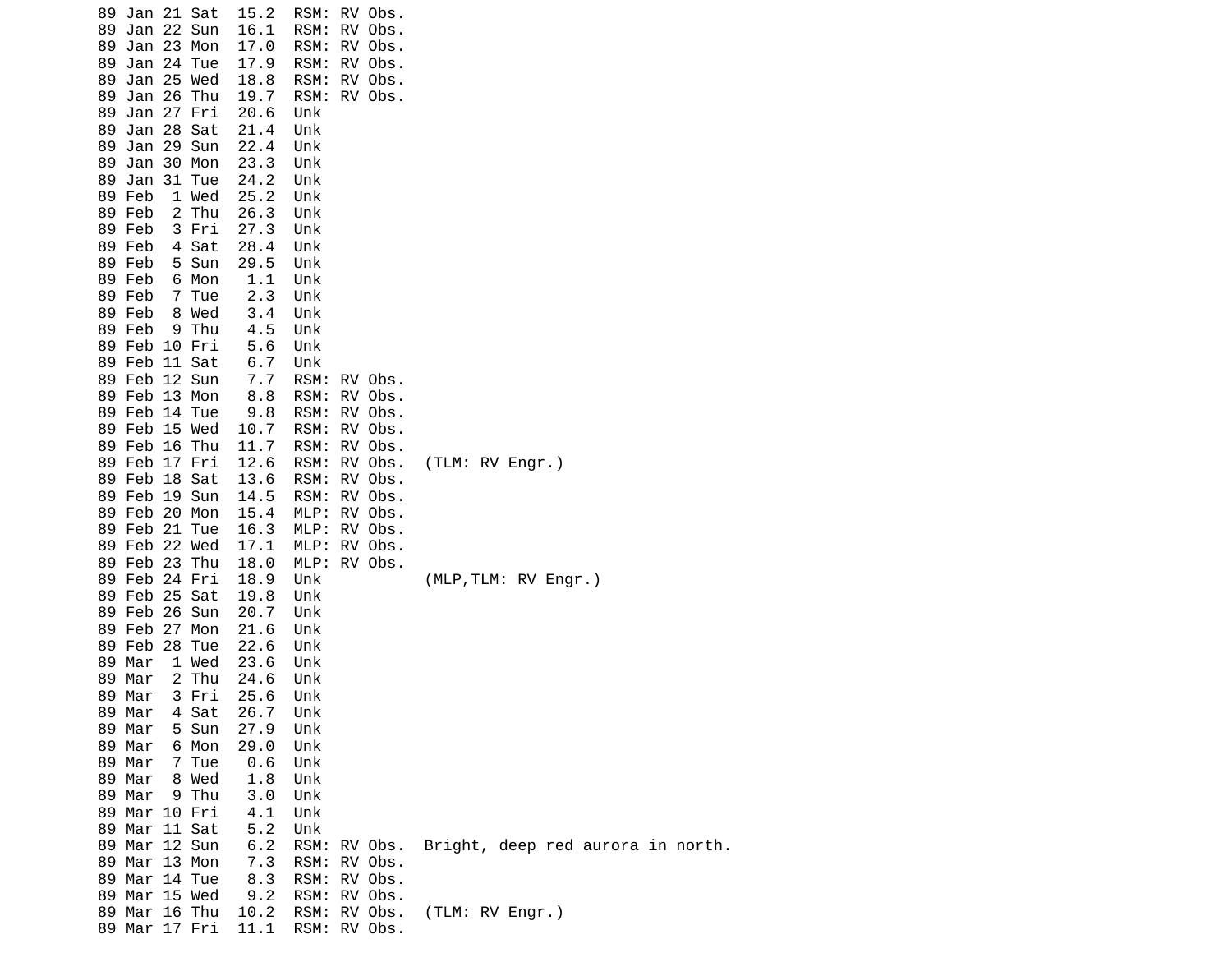```
89 Jan 21 Sat  15.2  RSM: RV Obs.
89 Jan 22 Sun  16.1  RSM: RV Obs.
89 Jan 23 Mon  17.0  RSM: RV Obs.
89 Jan 24 Tue  17.9  RSM: RV Obs.
89 Jan 25 Wed  18.8  RSM: RV Obs.
89 Jan 26 Thu  19.7  RSM: RV Obs.
89 Jan 27 Fri  20.6  Unk
89 Jan 28 Sat  21.4  Unk
89 Jan 29 Sun  22.4  Unk
89 Jan 30 Mon  23.3  Unk
89 Jan 31 Tue  24.2  Unk
89 Feb  1 Wed  25.2  Unk
89 Feb  2 Thu  26.3  Unk
89 Feb  3 Fri  27.3  Unk
89 Feb  4 Sat  28.4  Unk
89 Feb  5 Sun  29.5  Unk
89 Feb  6 Mon   1.1  Unk
89 Feb  7 Tue   2.3  Unk
89 Feb  8 Wed   3.4  Unk
89 Feb  9 Thu   4.5  Unk
89 Feb 10 Fri   5.6  Unk
89 Feb 11 Sat   6.7  Unk
89 Feb 12 Sun   7.7  RSM: RV Obs.
89 Feb 13 Mon   8.8  RSM: RV Obs.
89 Feb 14 Tue   9.8  RSM: RV Obs.
89 Feb 15 Wed  10.7  RSM: RV Obs.
89 Feb 16 Thu  11.7  RSM: RV Obs.
89 Feb 17 Fri  12.6  RSM: RV Obs.  (TLM: RV Engr.)
89 Feb 18 Sat  13.6  RSM: RV Obs.
89 Feb 19 Sun  14.5  RSM: RV Obs.
89 Feb 20 Mon  15.4  MLP: RV Obs.
89 Feb 21 Tue  16.3  MLP: RV Obs.
89 Feb 22 Wed  17.1  MLP: RV Obs.
89 Feb 23 Thu  18.0  MLP: RV Obs.
89 Feb 24 Fri  18.9  Unk           (MLP,TLM: RV Engr.)
89 Feb 25 Sat  19.8  Unk
89 Feb 26 Sun  20.7  Unk
89 Feb 27 Mon  21.6  Unk
89 Feb 28 Tue  22.6  Unk
89 Mar  1 Wed  23.6  Unk
89 Mar  2 Thu  24.6  Unk
89 Mar  3 Fri  25.6  Unk
89 Mar  4 Sat  26.7  Unk
89 Mar  5 Sun  27.9  Unk
89 Mar  6 Mon  29.0  Unk
89 Mar  7 Tue   0.6  Unk
89 Mar  8 Wed   1.8  Unk
89 Mar  9 Thu   3.0  Unk
89 Mar 10 Fri   4.1  Unk
89 Mar 11 Sat   5.2  Unk
89 Mar 12 Sun   6.2  RSM: RV Obs.  Bright, deep red aurora in north.
89 Mar 13 Mon   7.3  RSM: RV Obs.
89 Mar 14 Tue   8.3  RSM: RV Obs.
89 Mar 15 Wed   9.2  RSM: RV Obs.
89 Mar 16 Thu  10.2  RSM: RV Obs.  (TLM: RV Engr.)
89 Mar 17 Fri  11.1  RSM: RV Obs.
```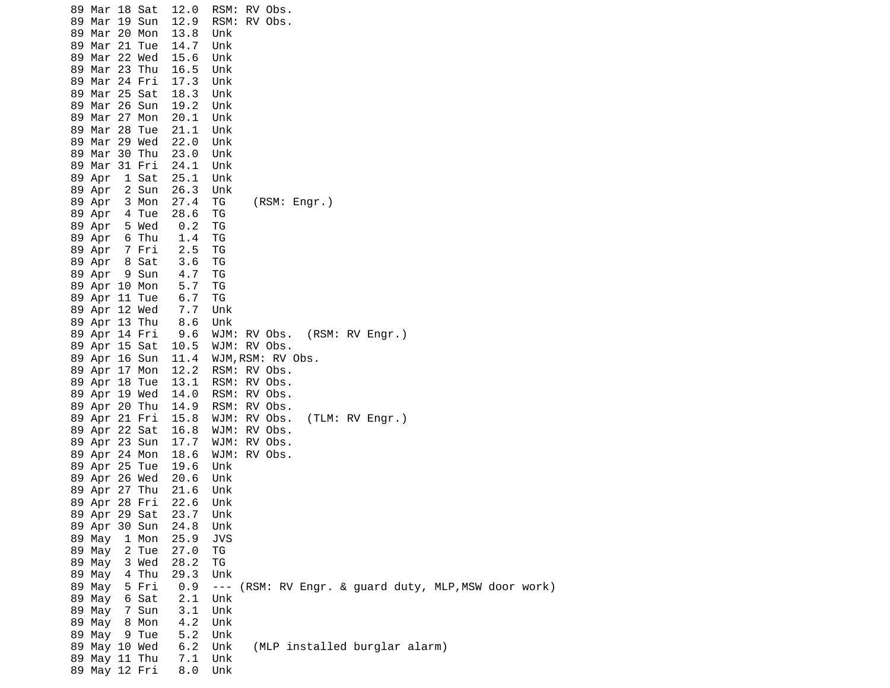```
89 Mar 18 Sat  12.0  RSM: RV Obs.
89 Mar 19 Sun  12.9  RSM: RV Obs.
89 Mar 20 Mon  13.8  Unk
89 Mar 21 Tue  14.7  Unk
89 Mar 22 Wed  15.6  Unk
89 Mar 23 Thu  16.5  Unk
89 Mar 24 Fri  17.3  Unk
89 Mar 25 Sat  18.3  Unk
89 Mar 26 Sun  19.2  Unk
89 Mar 27 Mon  20.1  Unk
89 Mar 28 Tue  21.1  Unk
89 Mar 29 Wed  22.0  Unk
89 Mar 30 Thu  23.0  Unk
89 Mar 31 Fri  24.1  Unk
89 Apr  1 Sat  25.1  Unk
89 Apr  2 Sun  26.3  Unk
89 Apr  3 Mon  27.4  TG    (RSM: Engr.)
89 Apr  4 Tue  28.6  TG
89 Apr  5 Wed   0.2  TG
89 Apr  6 Thu   1.4  TG
89 Apr  7 Fri   2.5  TG
89 Apr  8 Sat   3.6  TG
89 Apr  9 Sun   4.7  TG
89 Apr 10 Mon   5.7  TG
89 Apr 11 Tue   6.7  TG
89 Apr 12 Wed   7.7  Unk
89 Apr 13 Thu   8.6  Unk
89 Apr 14 Fri   9.6  WJM: RV Obs.  (RSM: RV Engr.)
89 Apr 15 Sat  10.5  WJM: RV Obs.
89 Apr 16 Sun  11.4  WJM,RSM: RV Obs.
89 Apr 17 Mon  12.2  RSM: RV Obs.
89 Apr 18 Tue  13.1  RSM: RV Obs.
89 Apr 19 Wed  14.0  RSM: RV Obs.
89 Apr 20 Thu  14.9  RSM: RV Obs.
89 Apr 21 Fri  15.8  WJM: RV Obs.  (TLM: RV Engr.)
89 Apr 22 Sat  16.8  WJM: RV Obs.
89 Apr 23 Sun  17.7  WJM: RV Obs.
89 Apr 24 Mon  18.6  WJM: RV Obs.
89 Apr 25 Tue  19.6  Unk
89 Apr 26 Wed  20.6  Unk
89 Apr 27 Thu  21.6  Unk
89 Apr 28 Fri  22.6  Unk
89 Apr 29 Sat  23.7  Unk
89 Apr 30 Sun  24.8  Unk
89 May  1 Mon  25.9  JVS
89 May  2 Tue  27.0  TG
89 May  3 Wed  28.2  TG
89 May  4 Thu  29.3  Unk
89 May  5 Fri   0.9  --- (RSM: RV Engr. & guard duty, MLP,MSW door work)
89 May  6 Sat   2.1  Unk
89 May  7 Sun   3.1  Unk
89 May  8 Mon   4.2  Unk
89 May  9 Tue   5.2  Unk
89 May 10 Wed   6.2  Unk   (MLP installed burglar alarm)
89 May 11 Thu   7.1  Unk
89 May 12 Fri   8.0  Unk
```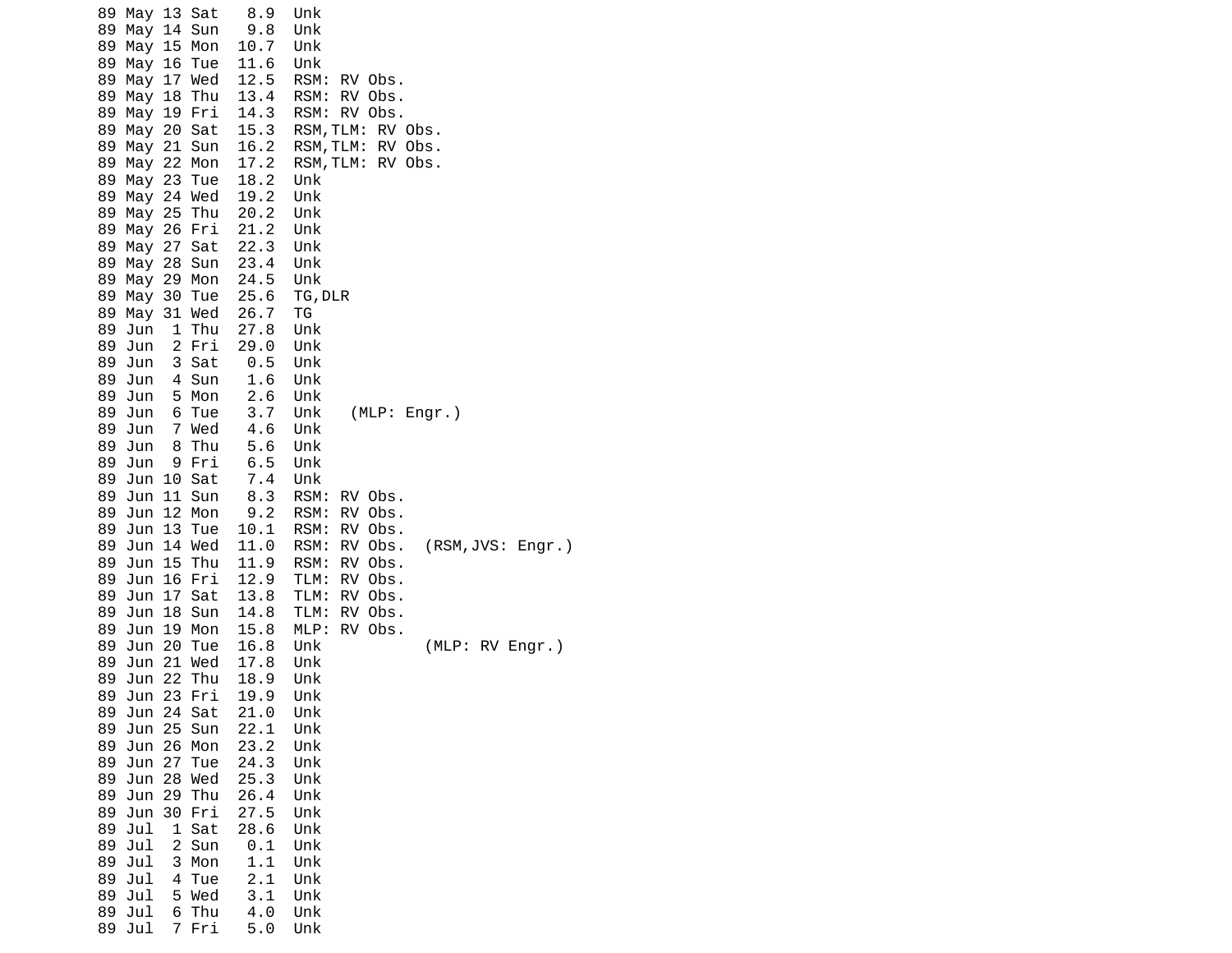```
89 May 13 Sat   8.9  Unk
89 May 14 Sun   9.8  Unk
89 May 15 Mon  10.7  Unk
89 May 16 Tue  11.6  Unk
89 May 17 Wed  12.5  RSM: RV Obs.
89 May 18 Thu  13.4  RSM: RV Obs.
89 May 19 Fri  14.3  RSM: RV Obs.
89 May 20 Sat  15.3  RSM,TLM: RV Obs.
89 May 21 Sun  16.2  RSM,TLM: RV Obs.
89 May 22 Mon  17.2  RSM,TLM: RV Obs.
89 May 23 Tue  18.2  Unk
89 May 24 Wed  19.2  Unk
89 May 25 Thu  20.2  Unk
89 May 26 Fri  21.2  Unk
89 May 27 Sat  22.3  Unk
89 May 28 Sun  23.4  Unk
89 May 29 Mon  24.5  Unk
89 May 30 Tue  25.6  TG,DLR
89 May 31 Wed  26.7  TG
89 Jun  1 Thu  27.8  Unk
89 Jun  2 Fri  29.0  Unk
89 Jun  3 Sat   0.5  Unk
89 Jun  4 Sun   1.6  Unk
89 Jun  5 Mon   2.6  Unk
89 Jun  6 Tue   3.7  Unk   (MLP: Engr.)
89 Jun  7 Wed   4.6  Unk
89 Jun  8 Thu   5.6  Unk
89 Jun  9 Fri   6.5  Unk
89 Jun 10 Sat   7.4  Unk
89 Jun 11 Sun   8.3  RSM: RV Obs.
89 Jun 12 Mon   9.2  RSM: RV Obs.
89 Jun 13 Tue  10.1  RSM: RV Obs.
89 Jun 14 Wed  11.0  RSM: RV Obs.  (RSM,JVS: Engr.)
89 Jun 15 Thu  11.9  RSM: RV Obs.
89 Jun 16 Fri  12.9  TLM: RV Obs.
89 Jun 17 Sat  13.8  TLM: RV Obs.
89 Jun 18 Sun  14.8  TLM: RV Obs.
89 Jun 19 Mon  15.8  MLP: RV Obs.
89 Jun 20 Tue  16.8  Unk           (MLP: RV Engr.)
89 Jun 21 Wed  17.8  Unk
89 Jun 22 Thu  18.9  Unk
89 Jun 23 Fri  19.9  Unk
89 Jun 24 Sat  21.0  Unk
89 Jun 25 Sun  22.1  Unk
89 Jun 26 Mon  23.2  Unk
89 Jun 27 Tue  24.3  Unk
89 Jun 28 Wed  25.3  Unk
89 Jun 29 Thu  26.4  Unk
89 Jun 30 Fri  27.5  Unk
89 Jul  1 Sat  28.6  Unk
89 Jul  2 Sun   0.1  Unk
89 Jul  3 Mon   1.1  Unk
89 Jul  4 Tue   2.1  Unk
89 Jul  5 Wed   3.1  Unk
89 Jul  6 Thu   4.0  Unk
89 Jul  7 Fri   5.0  Unk
```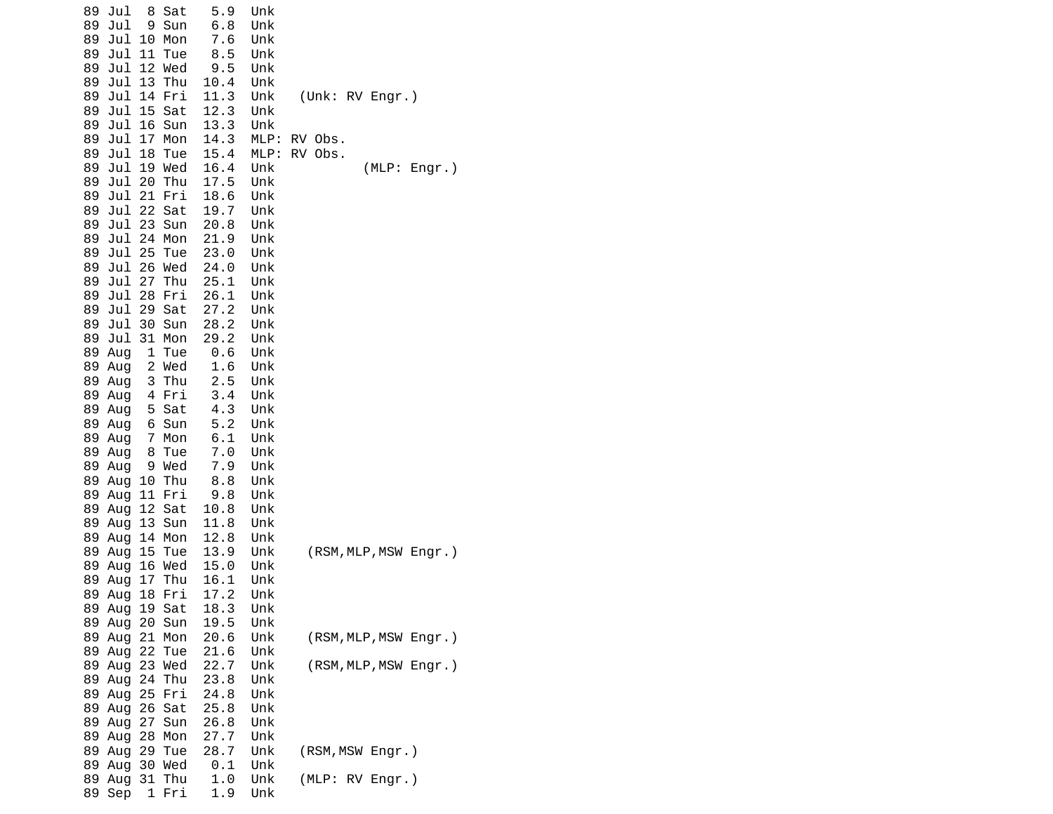```
89 Jul  8 Sat   5.9  Unk
89 Jul  9 Sun   6.8  Unk
89 Jul 10 Mon   7.6  Unk
89 Jul 11 Tue   8.5  Unk
89 Jul 12 Wed   9.5  Unk
89 Jul 13 Thu  10.4  Unk
89 Jul 14 Fri  11.3  Unk   (Unk: RV Engr.)
89 Jul 15 Sat  12.3  Unk
89 Jul 16 Sun  13.3  Unk
89 Jul 17 Mon  14.3  MLP: RV Obs.
89 Jul 18 Tue  15.4  MLP: RV Obs.
89 Jul 19 Wed  16.4  Unk           (MLP: Engr.)
89 Jul 20 Thu  17.5  Unk
89 Jul 21 Fri  18.6  Unk
89 Jul 22 Sat  19.7  Unk
89 Jul 23 Sun  20.8  Unk
89 Jul 24 Mon  21.9  Unk
89 Jul 25 Tue  23.0  Unk
89 Jul 26 Wed  24.0  Unk
89 Jul 27 Thu  25.1  Unk
89 Jul 28 Fri  26.1  Unk
89 Jul 29 Sat  27.2  Unk
89 Jul 30 Sun  28.2  Unk
89 Jul 31 Mon  29.2  Unk
89 Aug  1 Tue   0.6  Unk
89 Aug  2 Wed   1.6  Unk
89 Aug  3 Thu   2.5  Unk
89 Aug  4 Fri   3.4  Unk
89 Aug  5 Sat   4.3  Unk
89 Aug  6 Sun   5.2  Unk
89 Aug  7 Mon   6.1  Unk
89 Aug  8 Tue   7.0  Unk
89 Aug  9 Wed   7.9  Unk
89 Aug 10 Thu   8.8  Unk
89 Aug 11 Fri   9.8  Unk
89 Aug 12 Sat  10.8  Unk
89 Aug 13 Sun  11.8  Unk
89 Aug 14 Mon  12.8  Unk
89 Aug 15 Tue  13.9  Unk    (RSM,MLP,MSW Engr.)
89 Aug 16 Wed  15.0  Unk
89 Aug 17 Thu  16.1  Unk
89 Aug 18 Fri  17.2  Unk
89 Aug 19 Sat  18.3  Unk
89 Aug 20 Sun  19.5  Unk
89 Aug 21 Mon  20.6  Unk    (RSM,MLP,MSW Engr.)
89 Aug 22 Tue  21.6  Unk
89 Aug 23 Wed  22.7  Unk    (RSM,MLP,MSW Engr.)
89 Aug 24 Thu  23.8  Unk
89 Aug 25 Fri  24.8  Unk
89 Aug 26 Sat  25.8  Unk
89 Aug 27 Sun  26.8  Unk
89 Aug 28 Mon  27.7  Unk
89 Aug 29 Tue  28.7  Unk   (RSM,MSW Engr.)
89 Aug 30 Wed   0.1  Unk
89 Aug 31 Thu   1.0  Unk   (MLP: RV Engr.)
89 Sep  1 Fri   1.9  Unk
```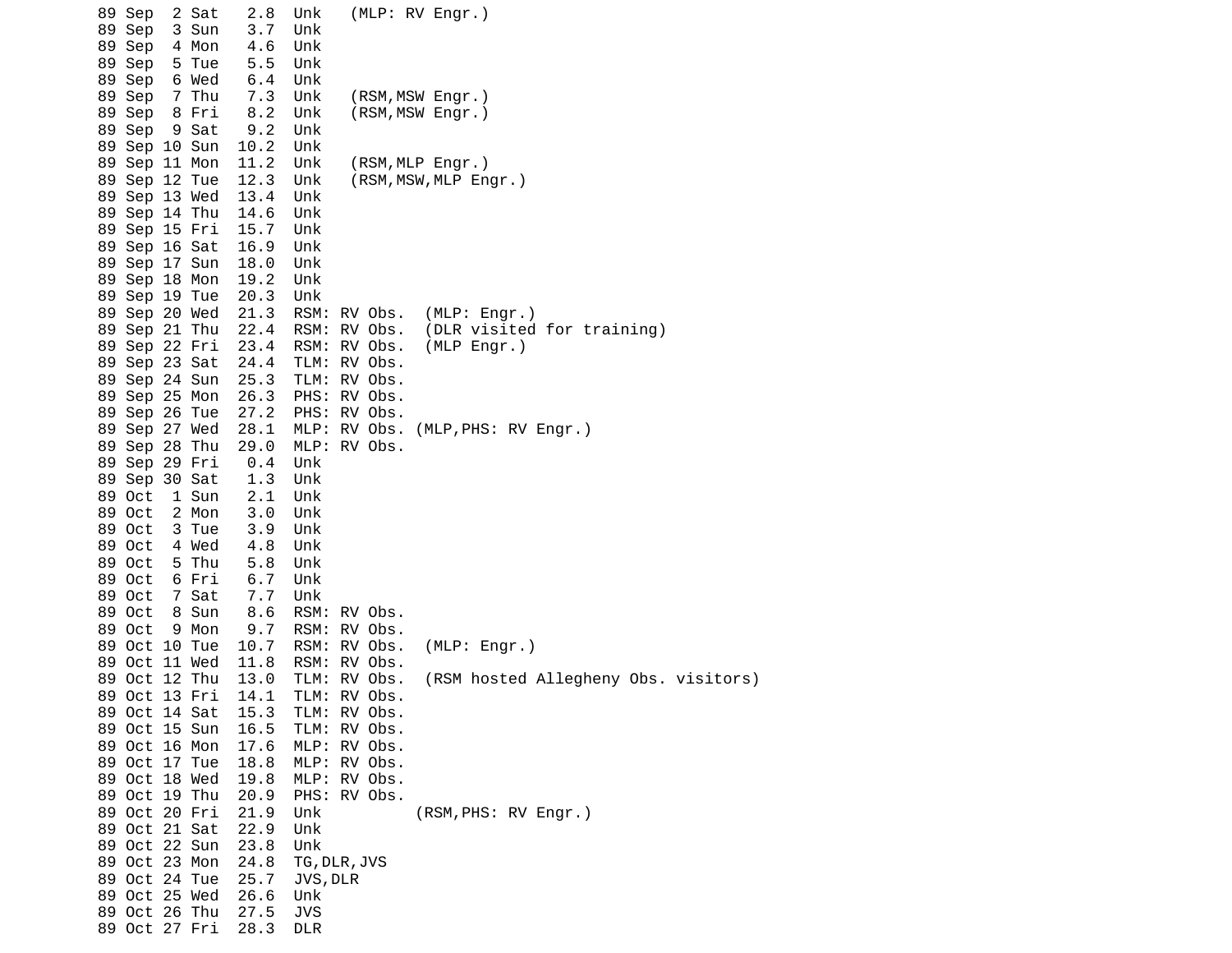```
89 Sep  2 Sat   2.8  Unk   (MLP: RV Engr.)
89 Sep  3 Sun   3.7  Unk
89 Sep  4 Mon   4.6  Unk
89 Sep  5 Tue   5.5  Unk
89 Sep  6 Wed   6.4  Unk
89 Sep  7 Thu   7.3  Unk   (RSM,MSW Engr.)
89 Sep  8 Fri   8.2  Unk   (RSM,MSW Engr.)
89 Sep  9 Sat   9.2  Unk
89 Sep 10 Sun  10.2  Unk
89 Sep 11 Mon  11.2  Unk   (RSM,MLP Engr.)
89 Sep 12 Tue  12.3  Unk   (RSM,MSW,MLP Engr.)
89 Sep 13 Wed  13.4  Unk
89 Sep 14 Thu  14.6  Unk
89 Sep 15 Fri  15.7  Unk
89 Sep 16 Sat  16.9  Unk
89 Sep 17 Sun  18.0  Unk
89 Sep 18 Mon  19.2  Unk
89 Sep 19 Tue  20.3  Unk
89 Sep 20 Wed  21.3  RSM: RV Obs.  (MLP: Engr.)
89 Sep 21 Thu  22.4  RSM: RV Obs.  (DLR visited for training)
89 Sep 22 Fri  23.4  RSM: RV Obs.  (MLP Engr.)
89 Sep 23 Sat  24.4  TLM: RV Obs.
89 Sep 24 Sun  25.3  TLM: RV Obs.
89 Sep 25 Mon  26.3  PHS: RV Obs.
89 Sep 26 Tue  27.2  PHS: RV Obs.
89 Sep 27 Wed  28.1  MLP: RV Obs. (MLP,PHS: RV Engr.)
89 Sep 28 Thu  29.0  MLP: RV Obs.
89 Sep 29 Fri   0.4  Unk
89 Sep 30 Sat   1.3  Unk
89 Oct  1 Sun   2.1  Unk
89 Oct  2 Mon   3.0  Unk
89 Oct  3 Tue   3.9  Unk
89 Oct  4 Wed   4.8  Unk
89 Oct  5 Thu   5.8  Unk
89 Oct  6 Fri   6.7  Unk
89 Oct  7 Sat   7.7  Unk
89 Oct  8 Sun   8.6  RSM: RV Obs.
89 Oct  9 Mon   9.7  RSM: RV Obs.
89 Oct 10 Tue  10.7  RSM: RV Obs.  (MLP: Engr.)
89 Oct 11 Wed  11.8  RSM: RV Obs.
89 Oct 12 Thu  13.0  TLM: RV Obs.  (RSM hosted Allegheny Obs. visitors)
89 Oct 13 Fri  14.1  TLM: RV Obs.
89 Oct 14 Sat  15.3  TLM: RV Obs.
89 Oct 15 Sun  16.5  TLM: RV Obs.
89 Oct 16 Mon  17.6  MLP: RV Obs.
89 Oct 17 Tue  18.8  MLP: RV Obs.
89 Oct 18 Wed  19.8  MLP: RV Obs.
89 Oct 19 Thu  20.9  PHS: RV Obs.
89 Oct 20 Fri  21.9  Unk          (RSM,PHS: RV Engr.)
89 Oct 21 Sat  22.9  Unk
89 Oct 22 Sun  23.8  Unk
89 Oct 23 Mon  24.8  TG,DLR,JVS
89 Oct 24 Tue  25.7  JVS,DLR
89 Oct 25 Wed  26.6  Unk
89 Oct 26 Thu  27.5  JVS
89 Oct 27 Fri  28.3  DLR
```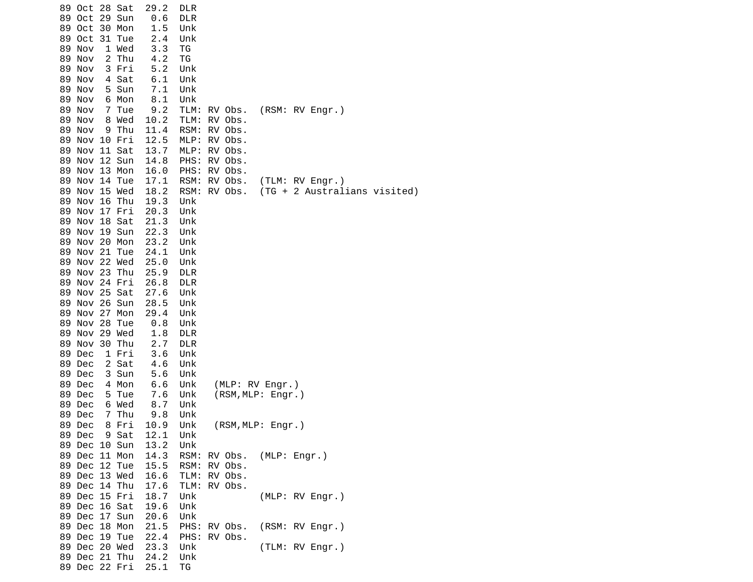```
89 Oct 28 Sat  29.2  DLR
89 Oct 29 Sun   0.6  DLR
89 Oct 30 Mon   1.5  Unk
89 Oct 31 Tue   2.4  Unk
89 Nov  1 Wed   3.3  TG
89 Nov  2 Thu   4.2  TG
89 Nov  3 Fri   5.2  Unk
89 Nov  4 Sat   6.1  Unk
89 Nov  5 Sun   7.1  Unk
89 Nov  6 Mon   8.1  Unk
89 Nov  7 Tue   9.2  TLM: RV Obs.  (RSM: RV Engr.)
89 Nov  8 Wed  10.2  TLM: RV Obs.
89 Nov  9 Thu  11.4  RSM: RV Obs.
89 Nov 10 Fri  12.5  MLP: RV Obs.
89 Nov 11 Sat  13.7  MLP: RV Obs.
89 Nov 12 Sun  14.8  PHS: RV Obs.
89 Nov 13 Mon  16.0  PHS: RV Obs.
89 Nov 14 Tue  17.1  RSM: RV Obs.  (TLM: RV Engr.)
89 Nov 15 Wed  18.2  RSM: RV Obs.  (TG + 2 Australians visited)
89 Nov 16 Thu  19.3  Unk
89 Nov 17 Fri  20.3  Unk
89 Nov 18 Sat  21.3  Unk
89 Nov 19 Sun  22.3  Unk
89 Nov 20 Mon  23.2  Unk
89 Nov 21 Tue  24.1  Unk
89 Nov 22 Wed  25.0  Unk
89 Nov 23 Thu  25.9  DLR
89 Nov 24 Fri  26.8  DLR
89 Nov 25 Sat  27.6  Unk
89 Nov 26 Sun  28.5  Unk
89 Nov 27 Mon  29.4  Unk
89 Nov 28 Tue   0.8  Unk
89 Nov 29 Wed   1.8  DLR
89 Nov 30 Thu   2.7  DLR
89 Dec  1 Fri   3.6  Unk
89 Dec  2 Sat   4.6  Unk
89 Dec  3 Sun   5.6  Unk
89 Dec  4 Mon   6.6  Unk   (MLP: RV Engr.)
89 Dec  5 Tue   7.6  Unk   (RSM,MLP: Engr.)
89 Dec  6 Wed   8.7  Unk
89 Dec  7 Thu   9.8  Unk
89 Dec  8 Fri  10.9  Unk   (RSM,MLP: Engr.)
89 Dec  9 Sat  12.1  Unk
89 Dec 10 Sun  13.2  Unk
89 Dec 11 Mon  14.3  RSM: RV Obs.  (MLP: Engr.)
89 Dec 12 Tue  15.5  RSM: RV Obs.
89 Dec 13 Wed  16.6  TLM: RV Obs.
89 Dec 14 Thu  17.6  TLM: RV Obs.
89 Dec 15 Fri  18.7  Unk           (MLP: RV Engr.)
89 Dec 16 Sat  19.6  Unk
89 Dec 17 Sun  20.6  Unk
89 Dec 18 Mon  21.5  PHS: RV Obs.  (RSM: RV Engr.)
89 Dec 19 Tue  22.4  PHS: RV Obs.
89 Dec 20 Wed  23.3  Unk           (TLM: RV Engr.)
89 Dec 21 Thu  24.2  Unk
89 Dec 22 Fri  25.1  TG
```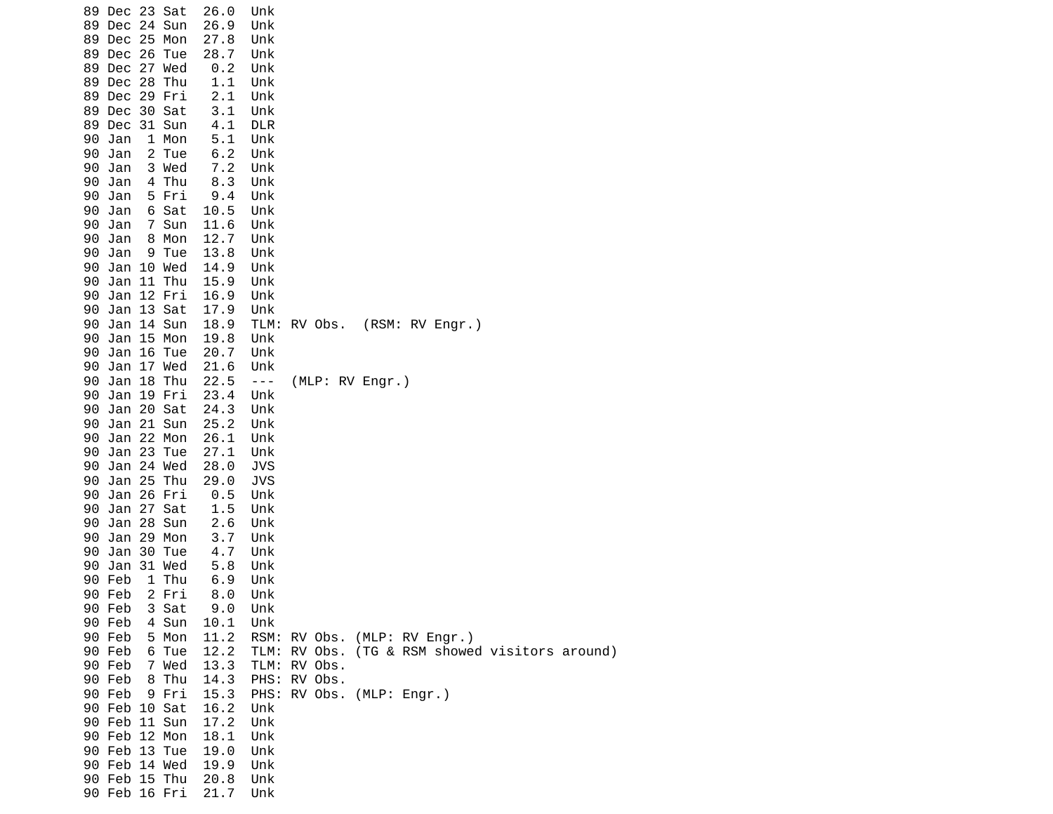```
89 Dec 23 Sat  26.0  Unk
89 Dec 24 Sun  26.9  Unk
89 Dec 25 Mon  27.8  Unk
89 Dec 26 Tue  28.7  Unk
89 Dec 27 Wed   0.2  Unk
89 Dec 28 Thu   1.1  Unk
89 Dec 29 Fri   2.1  Unk
89 Dec 30 Sat   3.1  Unk
89 Dec 31 Sun   4.1  DLR
90 Jan  1 Mon   5.1  Unk
90 Jan  2 Tue   6.2  Unk
90 Jan  3 Wed   7.2  Unk
90 Jan  4 Thu   8.3  Unk
90 Jan  5 Fri   9.4  Unk
90 Jan  6 Sat  10.5  Unk
90 Jan  7 Sun  11.6  Unk
90 Jan  8 Mon  12.7  Unk
90 Jan  9 Tue  13.8  Unk
90 Jan 10 Wed  14.9  Unk
90 Jan 11 Thu  15.9  Unk
90 Jan 12 Fri  16.9  Unk
90 Jan 13 Sat  17.9  Unk
90 Jan 14 Sun  18.9  TLM: RV Obs.  (RSM: RV Engr.)
90 Jan 15 Mon  19.8  Unk
90 Jan 16 Tue  20.7  Unk
90 Jan 17 Wed  21.6  Unk
90 Jan 18 Thu  22.5  ---  (MLP: RV Engr.)
90 Jan 19 Fri  23.4  Unk
90 Jan 20 Sat  24.3  Unk
90 Jan 21 Sun  25.2  Unk
90 Jan 22 Mon  26.1  Unk
90 Jan 23 Tue  27.1  Unk
90 Jan 24 Wed  28.0  JVS
90 Jan 25 Thu  29.0  JVS
90 Jan 26 Fri   0.5  Unk
90 Jan 27 Sat   1.5  Unk
90 Jan 28 Sun   2.6  Unk
90 Jan 29 Mon   3.7  Unk
90 Jan 30 Tue   4.7  Unk
90 Jan 31 Wed   5.8  Unk
90 Feb  1 Thu   6.9  Unk
90 Feb  2 Fri   8.0  Unk
90 Feb  3 Sat   9.0  Unk
90 Feb  4 Sun  10.1  Unk
90 Feb  5 Mon  11.2  RSM: RV Obs. (MLP: RV Engr.)
90 Feb  6 Tue  12.2  TLM: RV Obs. (TG & RSM showed visitors around)
90 Feb  7 Wed  13.3  TLM: RV Obs.
90 Feb  8 Thu  14.3  PHS: RV Obs.
90 Feb  9 Fri  15.3  PHS: RV Obs. (MLP: Engr.)
90 Feb 10 Sat  16.2  Unk
90 Feb 11 Sun  17.2  Unk
90 Feb 12 Mon  18.1  Unk
90 Feb 13 Tue  19.0  Unk
90 Feb 14 Wed  19.9  Unk
90 Feb 15 Thu  20.8  Unk
90 Feb 16 Fri  21.7  Unk
```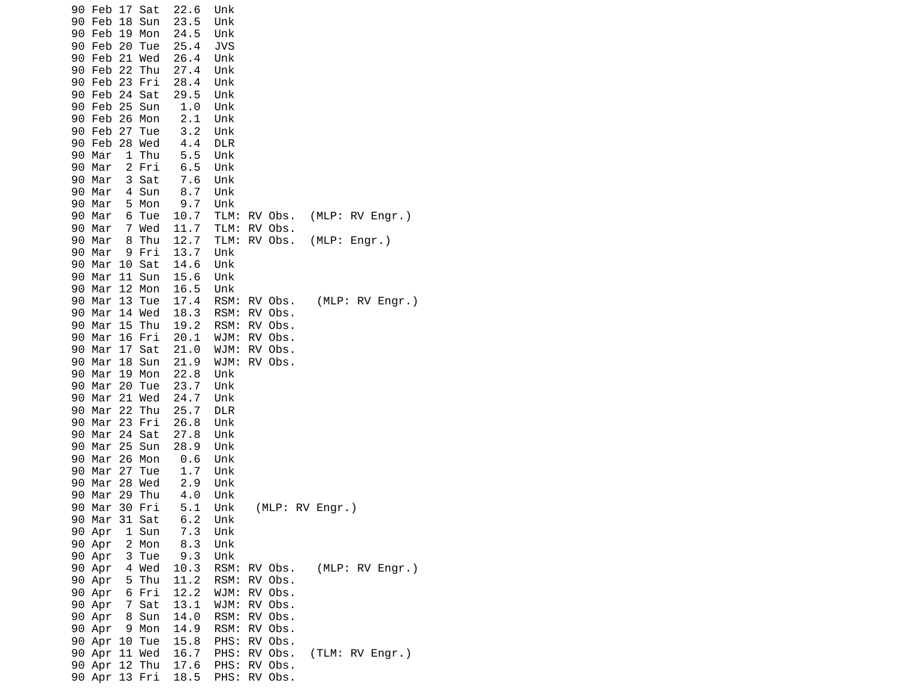```
90 Feb 17 Sat  22.6  Unk
90 Feb 18 Sun  23.5  Unk
90 Feb 19 Mon  24.5  Unk
90 Feb 20 Tue  25.4  JVS
90 Feb 21 Wed  26.4  Unk
90 Feb 22 Thu  27.4  Unk
90 Feb 23 Fri  28.4  Unk
90 Feb 24 Sat  29.5  Unk
90 Feb 25 Sun   1.0  Unk
90 Feb 26 Mon   2.1  Unk
90 Feb 27 Tue   3.2  Unk
90 Feb 28 Wed   4.4  DLR
90 Mar  1 Thu   5.5  Unk
90 Mar  2 Fri   6.5  Unk
90 Mar  3 Sat   7.6  Unk
90 Mar  4 Sun   8.7  Unk
90 Mar  5 Mon   9.7  Unk
90 Mar  6 Tue  10.7  TLM: RV Obs.  (MLP: RV Engr.)
90 Mar  7 Wed  11.7  TLM: RV Obs.
90 Mar  8 Thu  12.7  TLM: RV Obs.  (MLP: Engr.)
90 Mar  9 Fri  13.7  Unk
90 Mar 10 Sat  14.6  Unk
90 Mar 11 Sun  15.6  Unk
90 Mar 12 Mon  16.5  Unk
90 Mar 13 Tue  17.4  RSM: RV Obs.   (MLP: RV Engr.)
90 Mar 14 Wed  18.3  RSM: RV Obs.
90 Mar 15 Thu  19.2  RSM: RV Obs.
90 Mar 16 Fri  20.1  WJM: RV Obs.
90 Mar 17 Sat  21.0  WJM: RV Obs.
90 Mar 18 Sun  21.9  WJM: RV Obs.
90 Mar 19 Mon  22.8  Unk
90 Mar 20 Tue  23.7  Unk
90 Mar 21 Wed  24.7  Unk
90 Mar 22 Thu  25.7  DLR
90 Mar 23 Fri  26.8  Unk
90 Mar 24 Sat  27.8  Unk
90 Mar 25 Sun  28.9  Unk
90 Mar 26 Mon   0.6  Unk
90 Mar 27 Tue   1.7  Unk
90 Mar 28 Wed   2.9  Unk
90 Mar 29 Thu   4.0  Unk
90 Mar 30 Fri   5.1  Unk   (MLP: RV Engr.)
90 Mar 31 Sat   6.2  Unk
90 Apr  1 Sun   7.3  Unk
90 Apr  2 Mon   8.3  Unk
90 Apr  3 Tue   9.3  Unk
90 Apr  4 Wed  10.3  RSM: RV Obs.   (MLP: RV Engr.)
90 Apr  5 Thu  11.2  RSM: RV Obs.
90 Apr  6 Fri  12.2  WJM: RV Obs.
90 Apr  7 Sat  13.1  WJM: RV Obs.
90 Apr  8 Sun  14.0  RSM: RV Obs.
90 Apr  9 Mon  14.9  RSM: RV Obs.
90 Apr 10 Tue  15.8  PHS: RV Obs.
90 Apr 11 Wed  16.7  PHS: RV Obs.  (TLM: RV Engr.)
90 Apr 12 Thu  17.6  PHS: RV Obs.
90 Apr 13 Fri  18.5  PHS: RV Obs.
```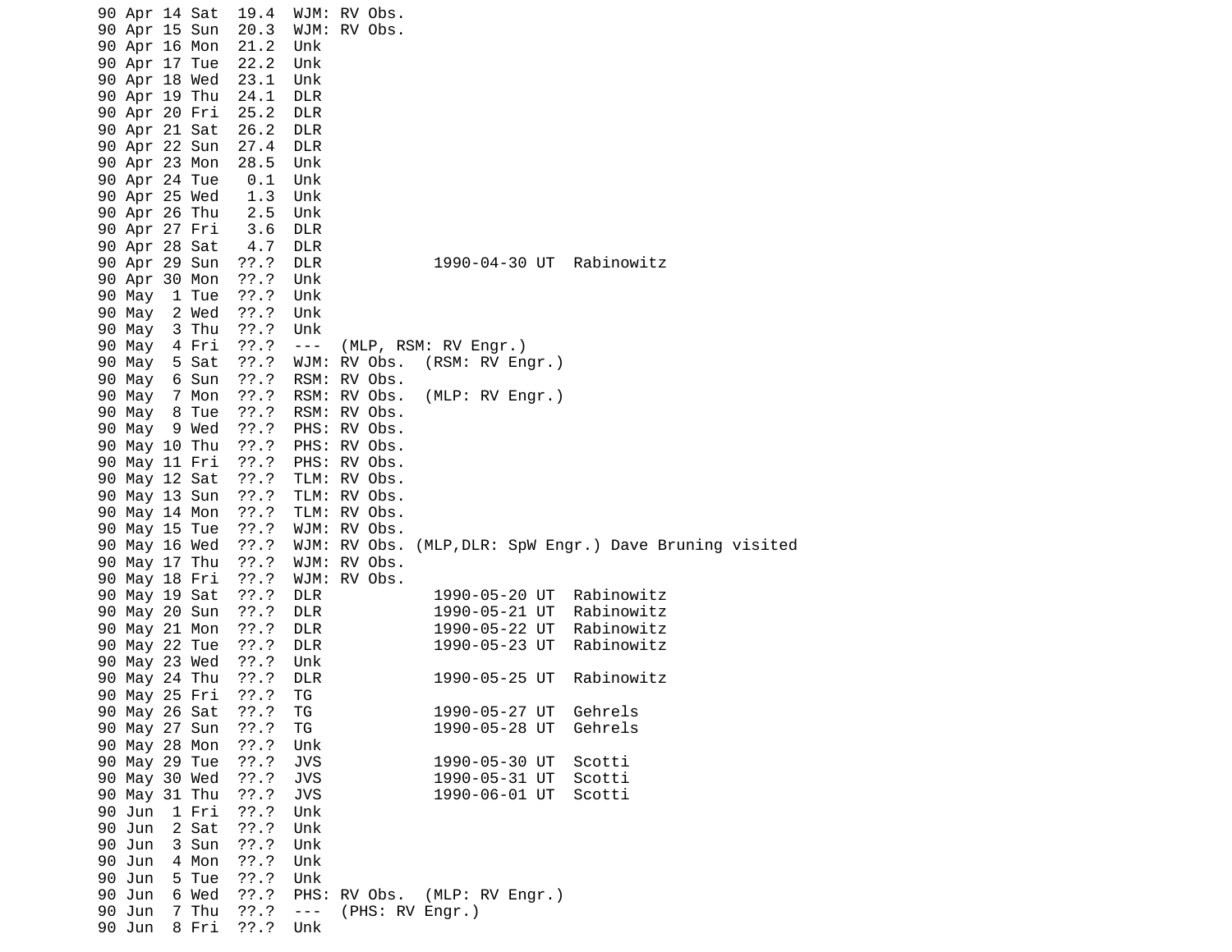```
90 Apr 14 Sat  19.4  WJM: RV Obs.
90 Apr 15 Sun  20.3  WJM: RV Obs.
90 Apr 16 Mon  21.2  Unk
90 Apr 17 Tue  22.2  Unk
90 Apr 18 Wed  23.1  Unk
90 Apr 19 Thu  24.1  DLR
90 Apr 20 Fri  25.2  DLR
90 Apr 21 Sat  26.2  DLR
90 Apr 22 Sun  27.4  DLR
90 Apr 23 Mon  28.5  Unk
90 Apr 24 Tue   0.1  Unk
90 Apr 25 Wed   1.3  Unk
90 Apr 26 Thu   2.5  Unk
90 Apr 27 Fri   3.6  DLR
90 Apr 28 Sat   4.7  DLR
90 Apr 29 Sun  ??.?  DLR            1990-04-30 UT  Rabinowitz
90 Apr 30 Mon  ??.?  Unk
90 May  1 Tue  ??.?  Unk
90 May  2 Wed  ??.?  Unk
90 May  3 Thu  ??.?  Unk
90 May  4 Fri  ??.?  ---  (MLP, RSM: RV Engr.)
90 May  5 Sat  ??.?  WJM: RV Obs.  (RSM: RV Engr.)
90 May  6 Sun  ??.?  RSM: RV Obs.
90 May  7 Mon  ??.?  RSM: RV Obs.  (MLP: RV Engr.)
90 May  8 Tue  ??.?  RSM: RV Obs.
90 May  9 Wed  ??.?  PHS: RV Obs.
90 May 10 Thu  ??.?  PHS: RV Obs.
90 May 11 Fri  ??.?  PHS: RV Obs.
90 May 12 Sat  ??.?  TLM: RV Obs.
90 May 13 Sun  ??.?  TLM: RV Obs.
90 May 14 Mon  ??.?  TLM: RV Obs.
90 May 15 Tue  ??.?  WJM: RV Obs.
90 May 16 Wed  ??.?  WJM: RV Obs. (MLP,DLR: SpW Engr.) Dave Bruning visited
90 May 17 Thu  ??.?  WJM: RV Obs.
90 May 18 Fri  ??.?  WJM: RV Obs.
90 May 19 Sat  ??.?  DLR            1990-05-20 UT  Rabinowitz
90 May 20 Sun  ??.?  DLR            1990-05-21 UT  Rabinowitz
90 May 21 Mon  ??.?  DLR            1990-05-22 UT  Rabinowitz
90 May 22 Tue  ??.?  DLR            1990-05-23 UT  Rabinowitz
90 May 23 Wed  ??.?  Unk
90 May 24 Thu  ??.?  DLR            1990-05-25 UT  Rabinowitz
90 May 25 Fri  ??.?  TG
90 May 26 Sat  ??.?  TG             1990-05-27 UT  Gehrels
90 May 27 Sun  ??.?  TG             1990-05-28 UT  Gehrels
90 May 28 Mon  ??.?  Unk
90 May 29 Tue  ??.?  JVS            1990-05-30 UT  Scotti
90 May 30 Wed  ??.?  JVS            1990-05-31 UT  Scotti
90 May 31 Thu  ??.?  JVS            1990-06-01 UT  Scotti
90 Jun  1 Fri  ??.?  Unk
90 Jun  2 Sat  ??.?  Unk
90 Jun  3 Sun  ??.?  Unk
90 Jun  4 Mon  ??.?  Unk
90 Jun  5 Tue  ??.?  Unk
90 Jun  6 Wed  ??.?  PHS: RV Obs.  (MLP: RV Engr.)
90 Jun  7 Thu  ??.?  ---  (PHS: RV Engr.)
90 Jun  8 Fri  ??.?  Unk
```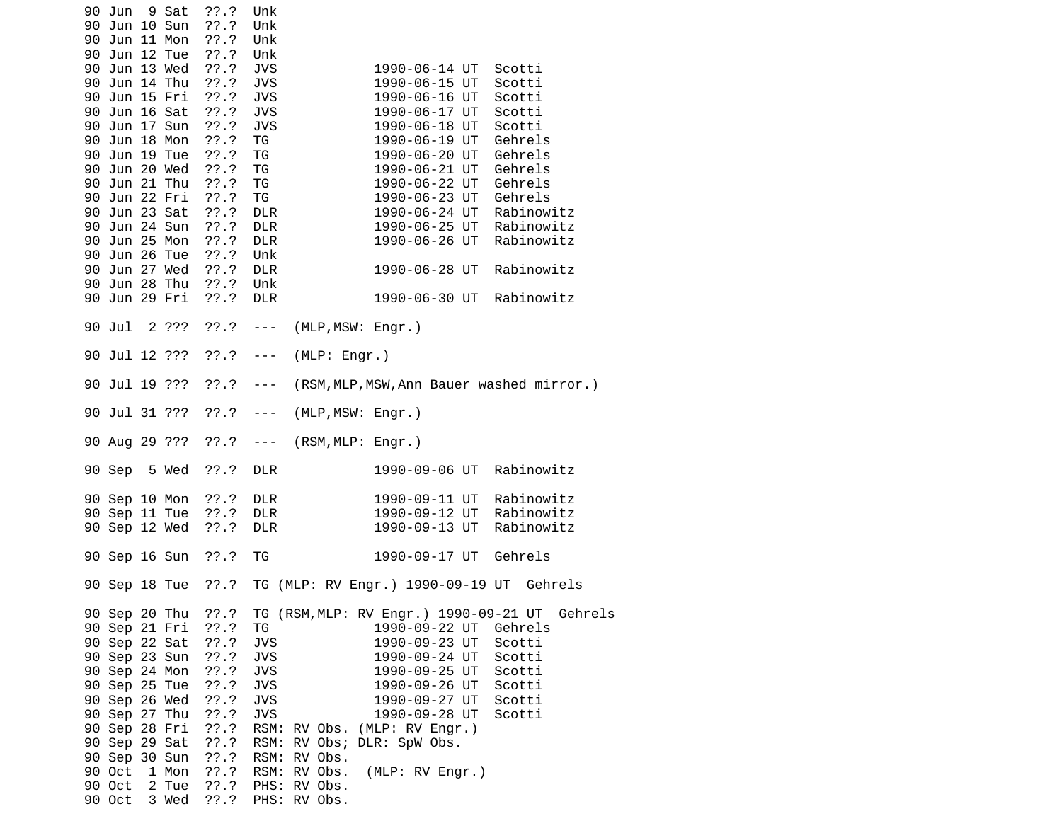```
90 Jun  9 Sat  ??.?  Unk
90 Jun 10 Sun  ??.?  Unk
90 Jun 11 Mon  ??.?  Unk
90 Jun 12 Tue  ??.?  Unk
90 Jun 13 Wed  ??.?  JVS            1990-06-14 UT  Scotti
90 Jun 14 Thu  ??.?  JVS            1990-06-15 UT  Scotti
90 Jun 15 Fri  ??.?  JVS            1990-06-16 UT  Scotti
90 Jun 16 Sat  ??.?  JVS            1990-06-17 UT  Scotti
90 Jun 17 Sun  ??.?  JVS            1990-06-18 UT  Scotti
90 Jun 18 Mon  ??.?  TG             1990-06-19 UT  Gehrels
90 Jun 19 Tue  ??.?  TG             1990-06-20 UT  Gehrels
90 Jun 20 Wed  ??.?  TG             1990-06-21 UT  Gehrels
90 Jun 21 Thu  ??.?  TG             1990-06-22 UT  Gehrels
90 Jun 22 Fri  ??.?  TG             1990-06-23 UT  Gehrels
90 Jun 23 Sat  ??.?  DLR            1990-06-24 UT  Rabinowitz
90 Jun 24 Sun  ??.?  DLR            1990-06-25 UT  Rabinowitz
90 Jun 25 Mon  ??.?  DLR            1990-06-26 UT  Rabinowitz
90 Jun 26 Tue  ??.?  Unk
90 Jun 27 Wed  ??.?  DLR            1990-06-28 UT  Rabinowitz
90 Jun 28 Thu  ??.?  Unk
90 Jun 29 Fri  ??.?  DLR            1990-06-30 UT  Rabinowitz

90 Jul  2 ???  ??.?  ---  (MLP,MSW: Engr.)

90 Jul 12 ???  ??.?  ---  (MLP: Engr.)

90 Jul 19 ???  ??.?  ---  (RSM,MLP,MSW,Ann Bauer washed mirror.)

90 Jul 31 ???  ??.?  ---  (MLP,MSW: Engr.)

90 Aug 29 ???  ??.?  ---  (RSM,MLP: Engr.)

90 Sep  5 Wed  ??.?  DLR            1990-09-06 UT  Rabinowitz

90 Sep 10 Mon  ??.?  DLR            1990-09-11 UT  Rabinowitz
90 Sep 11 Tue  ??.?  DLR            1990-09-12 UT  Rabinowitz
90 Sep 12 Wed  ??.?  DLR            1990-09-13 UT  Rabinowitz

90 Sep 16 Sun  ??.?  TG             1990-09-17 UT  Gehrels

90 Sep 18 Tue  ??.?  TG (MLP: RV Engr.) 1990-09-19 UT  Gehrels

90 Sep 20 Thu  ??.?  TG (RSM,MLP: RV Engr.) 1990-09-21 UT  Gehrels
90 Sep 21 Fri  ??.?  TG             1990-09-22 UT  Gehrels
90 Sep 22 Sat  ??.?  JVS            1990-09-23 UT  Scotti
90 Sep 23 Sun  ??.?  JVS            1990-09-24 UT  Scotti
90 Sep 24 Mon  ??.?  JVS            1990-09-25 UT  Scotti
90 Sep 25 Tue  ??.?  JVS            1990-09-26 UT  Scotti
90 Sep 26 Wed  ??.?  JVS            1990-09-27 UT  Scotti
90 Sep 27 Thu  ??.?  JVS            1990-09-28 UT  Scotti
90 Sep 28 Fri  ??.?  RSM: RV Obs. (MLP: RV Engr.)
90 Sep 29 Sat  ??.?  RSM: RV Obs; DLR: SpW Obs.
90 Sep 30 Sun  ??.?  RSM: RV Obs.
90 Oct  1 Mon  ??.?  RSM: RV Obs.  (MLP: RV Engr.)
90 Oct  2 Tue  ??.?  PHS: RV Obs.
90 Oct  3 Wed  ??.?  PHS: RV Obs.
```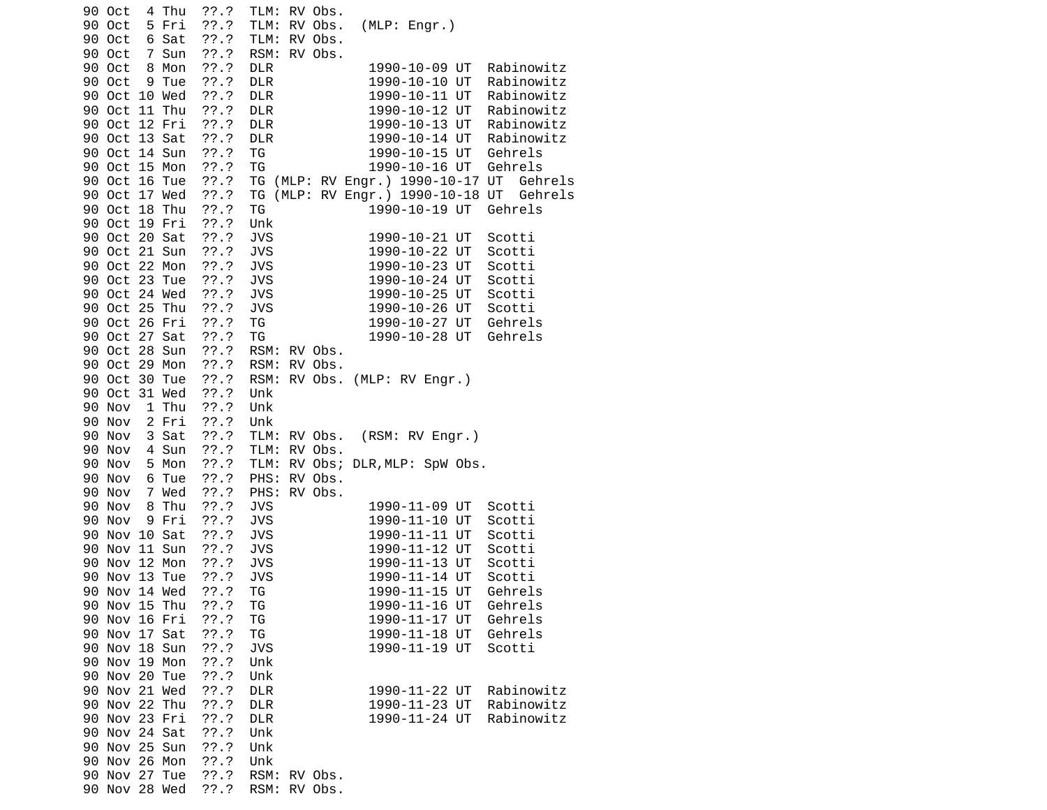```
90 Oct  4 Thu  ??.?  TLM: RV Obs.
90 Oct  5 Fri  ??.?  TLM: RV Obs.  (MLP: Engr.)
90 Oct  6 Sat  ??.?  TLM: RV Obs.
90 Oct  7 Sun  ??.?  RSM: RV Obs.
90 Oct  8 Mon  ??.?  DLR            1990-10-09 UT  Rabinowitz
90 Oct  9 Tue  ??.?  DLR            1990-10-10 UT  Rabinowitz
90 Oct 10 Wed  ??.?  DLR            1990-10-11 UT  Rabinowitz
90 Oct 11 Thu  ??.?  DLR            1990-10-12 UT  Rabinowitz
90 Oct 12 Fri  ??.?  DLR            1990-10-13 UT  Rabinowitz
90 Oct 13 Sat  ??.?  DLR            1990-10-14 UT  Rabinowitz
90 Oct 14 Sun  ??.?  TG             1990-10-15 UT  Gehrels
90 Oct 15 Mon  ??.?  TG             1990-10-16 UT  Gehrels
90 Oct 16 Tue  ??.?  TG (MLP: RV Engr.) 1990-10-17 UT  Gehrels
90 Oct 17 Wed  ??.?  TG (MLP: RV Engr.) 1990-10-18 UT  Gehrels
90 Oct 18 Thu  ??.?  TG             1990-10-19 UT  Gehrels
90 Oct 19 Fri  ??.?  Unk
90 Oct 20 Sat  ??.?  JVS            1990-10-21 UT  Scotti
90 Oct 21 Sun  ??.?  JVS            1990-10-22 UT  Scotti
90 Oct 22 Mon  ??.?  JVS            1990-10-23 UT  Scotti
90 Oct 23 Tue  ??.?  JVS            1990-10-24 UT  Scotti
90 Oct 24 Wed  ??.?  JVS            1990-10-25 UT  Scotti
90 Oct 25 Thu  ??.?  JVS            1990-10-26 UT  Scotti
90 Oct 26 Fri  ??.?  TG             1990-10-27 UT  Gehrels
90 Oct 27 Sat  ??.?  TG             1990-10-28 UT  Gehrels
90 Oct 28 Sun  ??.?  RSM: RV Obs.
90 Oct 29 Mon  ??.?  RSM: RV Obs.
90 Oct 30 Tue  ??.?  RSM: RV Obs. (MLP: RV Engr.)
90 Oct 31 Wed  ??.?  Unk
90 Nov  1 Thu  ??.?  Unk
90 Nov  2 Fri  ??.?  Unk
90 Nov  3 Sat  ??.?  TLM: RV Obs.  (RSM: RV Engr.)
90 Nov  4 Sun  ??.?  TLM: RV Obs.
90 Nov  5 Mon  ??.?  TLM: RV Obs; DLR,MLP: SpW Obs.
90 Nov  6 Tue  ??.?  PHS: RV Obs.
90 Nov  7 Wed  ??.?  PHS: RV Obs.
90 Nov  8 Thu  ??.?  JVS            1990-11-09 UT  Scotti
90 Nov  9 Fri  ??.?  JVS            1990-11-10 UT  Scotti
90 Nov 10 Sat  ??.?  JVS            1990-11-11 UT  Scotti
90 Nov 11 Sun  ??.?  JVS            1990-11-12 UT  Scotti
90 Nov 12 Mon  ??.?  JVS            1990-11-13 UT  Scotti
90 Nov 13 Tue  ??.?  JVS            1990-11-14 UT  Scotti
90 Nov 14 Wed  ??.?  TG             1990-11-15 UT  Gehrels
90 Nov 15 Thu  ??.?  TG             1990-11-16 UT  Gehrels
90 Nov 16 Fri  ??.?  TG             1990-11-17 UT  Gehrels
90 Nov 17 Sat  ??.?  TG             1990-11-18 UT  Gehrels
90 Nov 18 Sun  ??.?  JVS            1990-11-19 UT  Scotti
90 Nov 19 Mon  ??.?  Unk
90 Nov 20 Tue  ??.?  Unk
90 Nov 21 Wed  ??.?  DLR            1990-11-22 UT  Rabinowitz
90 Nov 22 Thu  ??.?  DLR            1990-11-23 UT  Rabinowitz
90 Nov 23 Fri  ??.?  DLR            1990-11-24 UT  Rabinowitz
90 Nov 24 Sat  ??.?  Unk
90 Nov 25 Sun  ??.?  Unk
90 Nov 26 Mon  ??.?  Unk
90 Nov 27 Tue  ??.?  RSM: RV Obs.
90 Nov 28 Wed  ??.?  RSM: RV Obs.
```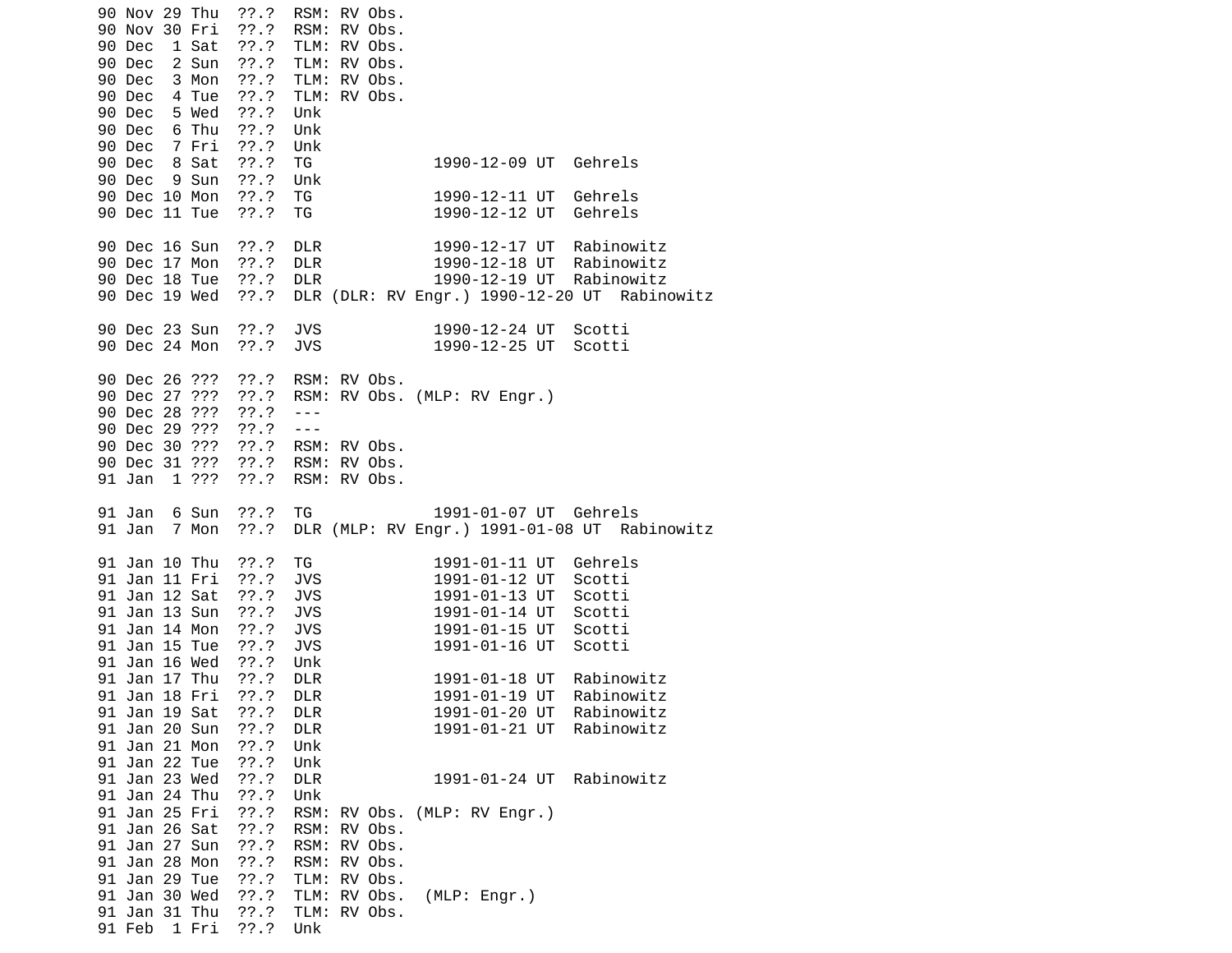```
90 Nov 29 Thu  ??.?  RSM: RV Obs.
90 Nov 30 Fri  ??.?  RSM: RV Obs.
90 Dec  1 Sat  ??.?  TLM: RV Obs.
90 Dec  2 Sun  ??.?  TLM: RV Obs.
90 Dec  3 Mon  ??.?  TLM: RV Obs.
90 Dec  4 Tue  ??.?  TLM: RV Obs.
90 Dec  5 Wed  ??.?  Unk
90 Dec  6 Thu  ??.?  Unk
90 Dec  7 Fri  ??.?  Unk
90 Dec  8 Sat  ??.?  TG              1990-12-09 UT  Gehrels
90 Dec  9 Sun  ??.?  Unk
90 Dec 10 Mon  ??.?  TG              1990-12-11 UT  Gehrels
90 Dec 11 Tue  ??.?  TG              1990-12-12 UT  Gehrels

90 Dec 16 Sun  ??.?  DLR             1990-12-17 UT  Rabinowitz
90 Dec 17 Mon  ??.?  DLR             1990-12-18 UT  Rabinowitz
90 Dec 18 Tue  ??.?  DLR             1990-12-19 UT  Rabinowitz
90 Dec 19 Wed  ??.?  DLR (DLR: RV Engr.) 1990-12-20 UT  Rabinowitz

90 Dec 23 Sun  ??.?  JVS             1990-12-24 UT  Scotti
90 Dec 24 Mon  ??.?  JVS             1990-12-25 UT  Scotti

90 Dec 26 ???  ??.?  RSM: RV Obs.
90 Dec 27 ???  ??.?  RSM: RV Obs. (MLP: RV Engr.)
90 Dec 28 ???  ??.?  ---
90 Dec 29 ???  ??.?  ---
90 Dec 30 ???  ??.?  RSM: RV Obs.
90 Dec 31 ???  ??.?  RSM: RV Obs.
91 Jan  1 ???  ??.?  RSM: RV Obs.

91 Jan  6 Sun  ??.?  TG              1991-01-07 UT  Gehrels
91 Jan  7 Mon  ??.?  DLR (MLP: RV Engr.) 1991-01-08 UT  Rabinowitz

91 Jan 10 Thu  ??.?  TG              1991-01-11 UT  Gehrels
91 Jan 11 Fri  ??.?  JVS             1991-01-12 UT  Scotti
91 Jan 12 Sat  ??.?  JVS             1991-01-13 UT  Scotti
91 Jan 13 Sun  ??.?  JVS             1991-01-14 UT  Scotti
91 Jan 14 Mon  ??.?  JVS             1991-01-15 UT  Scotti
91 Jan 15 Tue  ??.?  JVS             1991-01-16 UT  Scotti
91 Jan 16 Wed  ??.?  Unk
91 Jan 17 Thu  ??.?  DLR             1991-01-18 UT  Rabinowitz
91 Jan 18 Fri  ??.?  DLR             1991-01-19 UT  Rabinowitz
91 Jan 19 Sat  ??.?  DLR             1991-01-20 UT  Rabinowitz
91 Jan 20 Sun  ??.?  DLR             1991-01-21 UT  Rabinowitz
91 Jan 21 Mon  ??.?  Unk
91 Jan 22 Tue  ??.?  Unk
91 Jan 23 Wed  ??.?  DLR             1991-01-24 UT  Rabinowitz
91 Jan 24 Thu  ??.?  Unk
91 Jan 25 Fri  ??.?  RSM: RV Obs. (MLP: RV Engr.)
91 Jan 26 Sat  ??.?  RSM: RV Obs.
91 Jan 27 Sun  ??.?  RSM: RV Obs.
91 Jan 28 Mon  ??.?  RSM: RV Obs.
91 Jan 29 Tue  ??.?  TLM: RV Obs.
91 Jan 30 Wed  ??.?  TLM: RV Obs.  (MLP: Engr.)
91 Jan 31 Thu  ??.?  TLM: RV Obs.
91 Feb  1 Fri  ??.?  Unk
```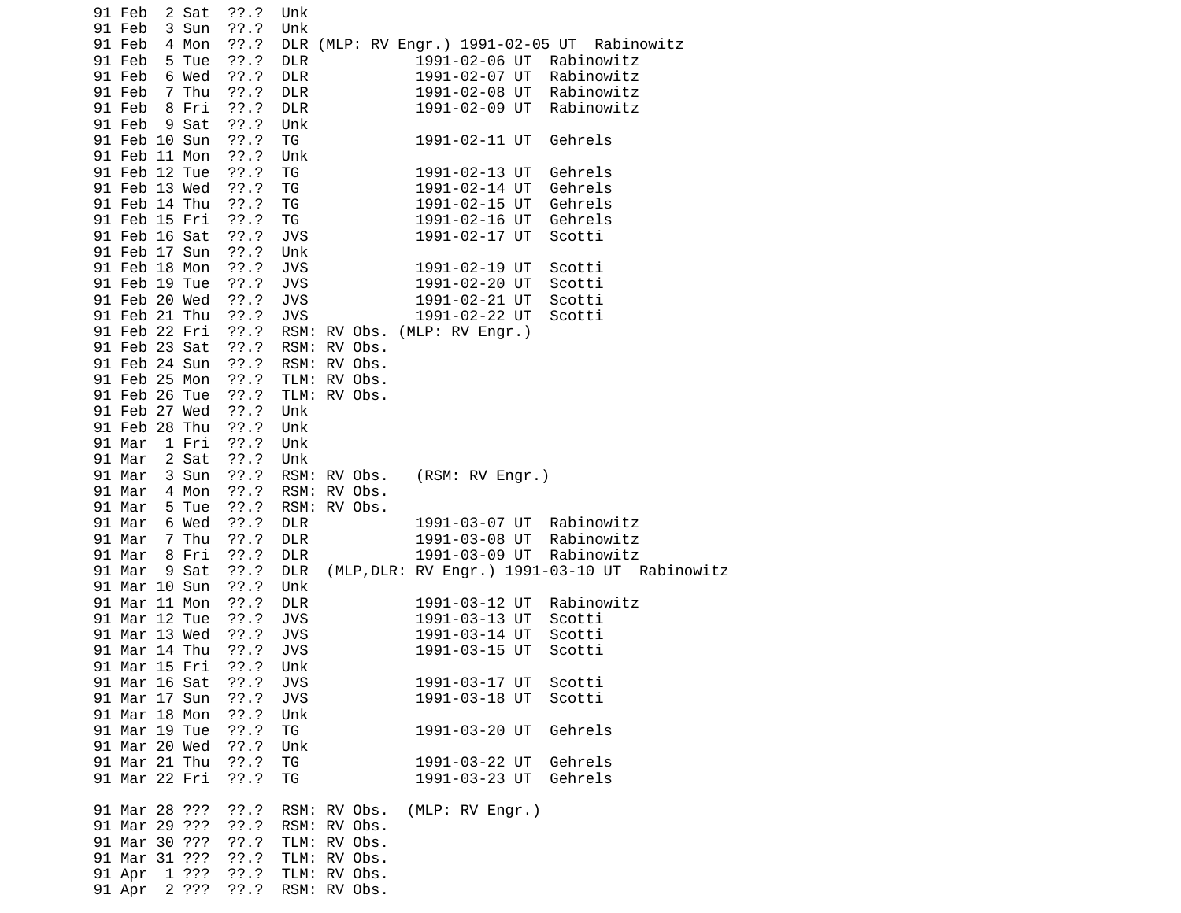```
91 Feb  2 Sat  ??.?  Unk
91 Feb  3 Sun  ??.?  Unk
91 Feb  4 Mon  ??.?  DLR (MLP: RV Engr.) 1991-02-05 UT  Rabinowitz
91 Feb  5 Tue  ??.?  DLR            1991-02-06 UT  Rabinowitz
91 Feb  6 Wed  ??.?  DLR            1991-02-07 UT  Rabinowitz
91 Feb  7 Thu  ??.?  DLR            1991-02-08 UT  Rabinowitz
91 Feb  8 Fri  ??.?  DLR            1991-02-09 UT  Rabinowitz
91 Feb  9 Sat  ??.?  Unk
91 Feb 10 Sun  ??.?  TG             1991-02-11 UT  Gehrels
91 Feb 11 Mon  ??.?  Unk
91 Feb 12 Tue  ??.?  TG             1991-02-13 UT  Gehrels
91 Feb 13 Wed  ??.?  TG             1991-02-14 UT  Gehrels
91 Feb 14 Thu  ??.?  TG             1991-02-15 UT  Gehrels
91 Feb 15 Fri  ??.?  TG             1991-02-16 UT  Gehrels
91 Feb 16 Sat  ??.?  JVS            1991-02-17 UT  Scotti
91 Feb 17 Sun  ??.?  Unk
91 Feb 18 Mon  ??.?  JVS            1991-02-19 UT  Scotti
91 Feb 19 Tue  ??.?  JVS            1991-02-20 UT  Scotti
91 Feb 20 Wed  ??.?  JVS            1991-02-21 UT  Scotti
91 Feb 21 Thu  ??.?  JVS            1991-02-22 UT  Scotti
91 Feb 22 Fri  ??.?  RSM: RV Obs. (MLP: RV Engr.)
91 Feb 23 Sat  ??.?  RSM: RV Obs.
91 Feb 24 Sun  ??.?  RSM: RV Obs.
91 Feb 25 Mon  ??.?  TLM: RV Obs.
91 Feb 26 Tue  ??.?  TLM: RV Obs.
91 Feb 27 Wed  ??.?  Unk
91 Feb 28 Thu  ??.?  Unk
91 Mar  1 Fri  ??.?  Unk
91 Mar  2 Sat  ??.?  Unk
91 Mar  3 Sun  ??.?  RSM: RV Obs.   (RSM: RV Engr.)
91 Mar  4 Mon  ??.?  RSM: RV Obs.
91 Mar  5 Tue  ??.?  RSM: RV Obs.
91 Mar  6 Wed  ??.?  DLR            1991-03-07 UT  Rabinowitz
91 Mar  7 Thu  ??.?  DLR            1991-03-08 UT  Rabinowitz
91 Mar  8 Fri  ??.?  DLR            1991-03-09 UT  Rabinowitz
91 Mar  9 Sat  ??.?  DLR  (MLP,DLR: RV Engr.) 1991-03-10 UT  Rabinowitz
91 Mar 10 Sun  ??.?  Unk
91 Mar 11 Mon  ??.?  DLR            1991-03-12 UT  Rabinowitz
91 Mar 12 Tue  ??.?  JVS            1991-03-13 UT  Scotti
91 Mar 13 Wed  ??.?  JVS            1991-03-14 UT  Scotti
91 Mar 14 Thu  ??.?  JVS            1991-03-15 UT  Scotti
91 Mar 15 Fri  ??.?  Unk
91 Mar 16 Sat  ??.?  JVS            1991-03-17 UT  Scotti
91 Mar 17 Sun  ??.?  JVS            1991-03-18 UT  Scotti
91 Mar 18 Mon  ??.?  Unk
91 Mar 19 Tue  ??.?  TG             1991-03-20 UT  Gehrels
91 Mar 20 Wed  ??.?  Unk
91 Mar 21 Thu  ??.?  TG             1991-03-22 UT  Gehrels
91 Mar 22 Fri  ??.?  TG             1991-03-23 UT  Gehrels

91 Mar 28 ???  ??.?  RSM: RV Obs.  (MLP: RV Engr.)
91 Mar 29 ???  ??.?  RSM: RV Obs.
91 Mar 30 ???  ??.?  TLM: RV Obs.
91 Mar 31 ???  ??.?  TLM: RV Obs.
91 Apr  1 ???  ??.?  TLM: RV Obs.
91 Apr  2 ???  ??.?  RSM: RV Obs.
```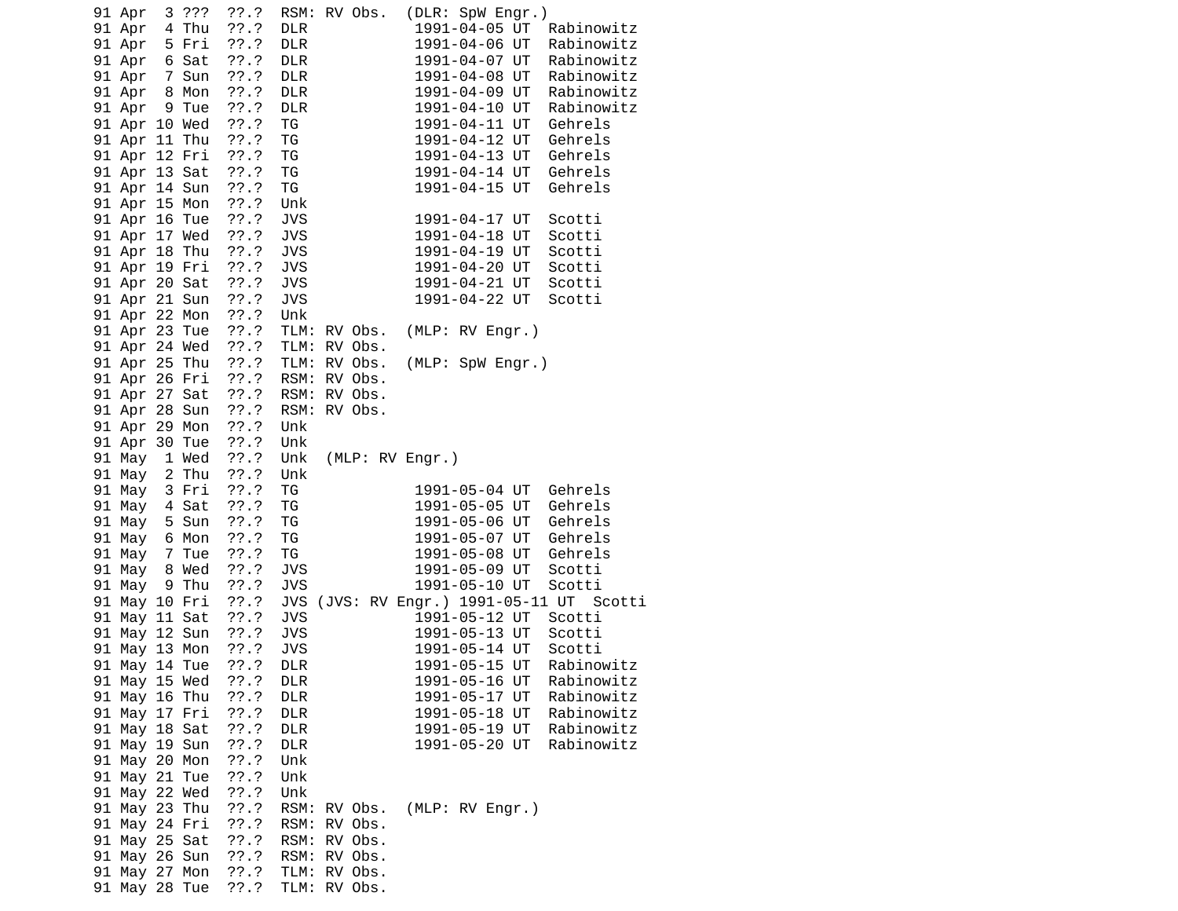```
91 Apr  3 ???  ??.?  RSM: RV Obs.  (DLR: SpW Engr.)
91 Apr  4 Thu  ??.?  DLR            1991-04-05 UT  Rabinowitz
91 Apr  5 Fri  ??.?  DLR            1991-04-06 UT  Rabinowitz
91 Apr  6 Sat  ??.?  DLR            1991-04-07 UT  Rabinowitz
91 Apr  7 Sun  ??.?  DLR            1991-04-08 UT  Rabinowitz
91 Apr  8 Mon  ??.?  DLR            1991-04-09 UT  Rabinowitz
91 Apr  9 Tue  ??.?  DLR            1991-04-10 UT  Rabinowitz
91 Apr 10 Wed  ??.?  TG             1991-04-11 UT  Gehrels
91 Apr 11 Thu  ??.?  TG             1991-04-12 UT  Gehrels
91 Apr 12 Fri  ??.?  TG             1991-04-13 UT  Gehrels
91 Apr 13 Sat  ??.?  TG             1991-04-14 UT  Gehrels
91 Apr 14 Sun  ??.?  TG             1991-04-15 UT  Gehrels
91 Apr 15 Mon  ??.?  Unk
91 Apr 16 Tue  ??.?  JVS            1991-04-17 UT  Scotti
91 Apr 17 Wed  ??.?  JVS            1991-04-18 UT  Scotti
91 Apr 18 Thu  ??.?  JVS            1991-04-19 UT  Scotti
91 Apr 19 Fri  ??.?  JVS            1991-04-20 UT  Scotti
91 Apr 20 Sat  ??.?  JVS            1991-04-21 UT  Scotti
91 Apr 21 Sun  ??.?  JVS            1991-04-22 UT  Scotti
91 Apr 22 Mon  ??.?  Unk
91 Apr 23 Tue  ??.?  TLM: RV Obs.  (MLP: RV Engr.)
91 Apr 24 Wed  ??.?  TLM: RV Obs.
91 Apr 25 Thu  ??.?  TLM: RV Obs.  (MLP: SpW Engr.)
91 Apr 26 Fri  ??.?  RSM: RV Obs.
91 Apr 27 Sat  ??.?  RSM: RV Obs.
91 Apr 28 Sun  ??.?  RSM: RV Obs.
91 Apr 29 Mon  ??.?  Unk
91 Apr 30 Tue  ??.?  Unk
91 May  1 Wed  ??.?  Unk  (MLP: RV Engr.)
91 May  2 Thu  ??.?  Unk
91 May  3 Fri  ??.?  TG             1991-05-04 UT  Gehrels
91 May  4 Sat  ??.?  TG             1991-05-05 UT  Gehrels
91 May  5 Sun  ??.?  TG             1991-05-06 UT  Gehrels
91 May  6 Mon  ??.?  TG             1991-05-07 UT  Gehrels
91 May  7 Tue  ??.?  TG             1991-05-08 UT  Gehrels
91 May  8 Wed  ??.?  JVS            1991-05-09 UT  Scotti
91 May  9 Thu  ??.?  JVS            1991-05-10 UT  Scotti
91 May 10 Fri  ??.?  JVS (JVS: RV Engr.) 1991-05-11 UT  Scotti
91 May 11 Sat  ??.?  JVS            1991-05-12 UT  Scotti
91 May 12 Sun  ??.?  JVS            1991-05-13 UT  Scotti
91 May 13 Mon  ??.?  JVS            1991-05-14 UT  Scotti
91 May 14 Tue  ??.?  DLR            1991-05-15 UT  Rabinowitz
91 May 15 Wed  ??.?  DLR            1991-05-16 UT  Rabinowitz
91 May 16 Thu  ??.?  DLR            1991-05-17 UT  Rabinowitz
91 May 17 Fri  ??.?  DLR            1991-05-18 UT  Rabinowitz
91 May 18 Sat  ??.?  DLR            1991-05-19 UT  Rabinowitz
91 May 19 Sun  ??.?  DLR            1991-05-20 UT  Rabinowitz
91 May 20 Mon  ??.?  Unk
91 May 21 Tue  ??.?  Unk
91 May 22 Wed  ??.?  Unk
91 May 23 Thu  ??.?  RSM: RV Obs.  (MLP: RV Engr.)
91 May 24 Fri  ??.?  RSM: RV Obs.
91 May 25 Sat  ??.?  RSM: RV Obs.
91 May 26 Sun  ??.?  RSM: RV Obs.
91 May 27 Mon  ??.?  TLM: RV Obs.
91 May 28 Tue  ??.?  TLM: RV Obs.
```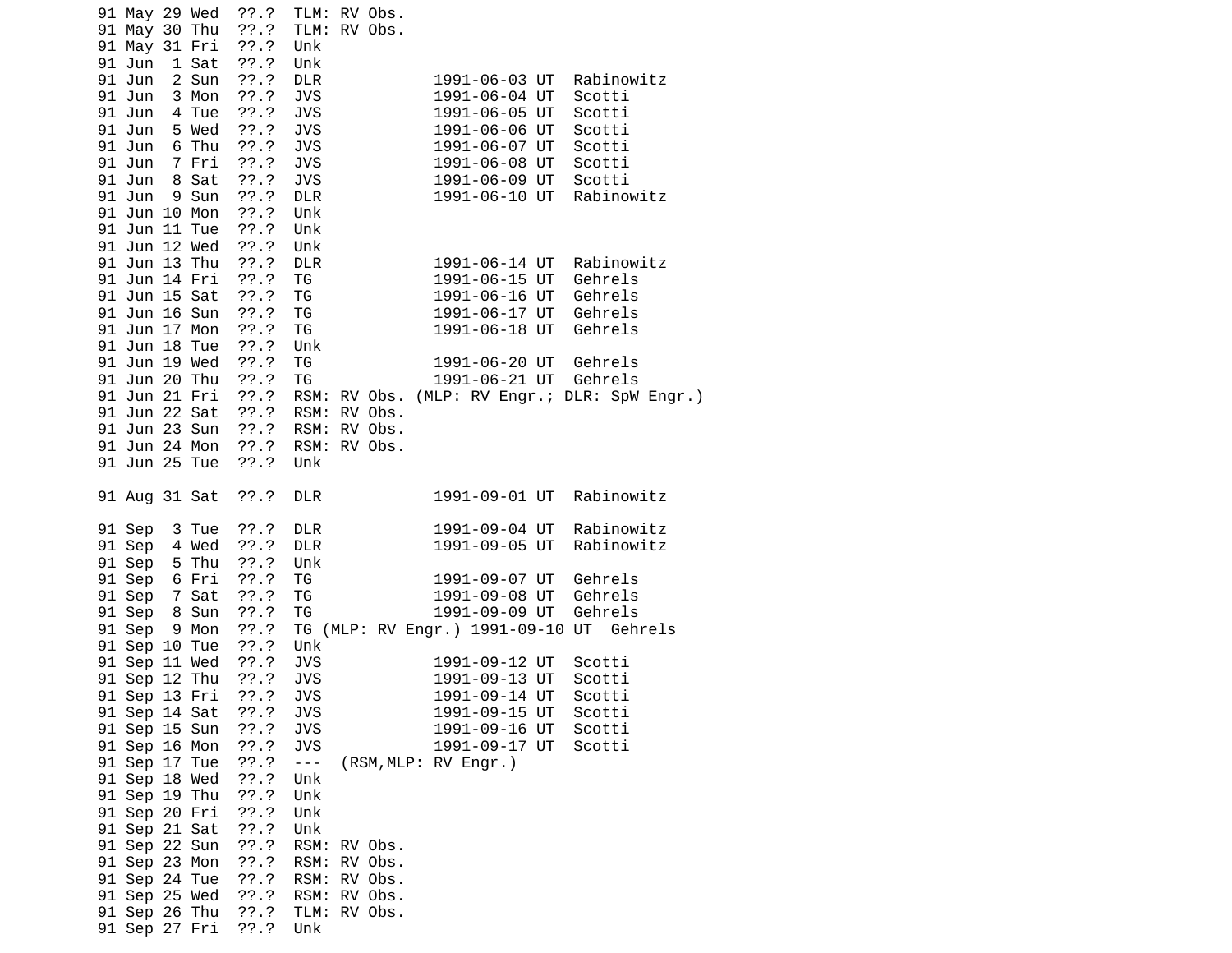```
91 May 29 Wed  ??.?  TLM: RV Obs.
91 May 30 Thu  ??.?  TLM: RV Obs.
91 May 31 Fri  ??.?  Unk
91 Jun  1 Sat  ??.?  Unk
91 Jun  2 Sun  ??.?  DLR            1991-06-03 UT  Rabinowitz
91 Jun  3 Mon  ??.?  JVS            1991-06-04 UT  Scotti
91 Jun  4 Tue  ??.?  JVS            1991-06-05 UT  Scotti
91 Jun  5 Wed  ??.?  JVS            1991-06-06 UT  Scotti
91 Jun  6 Thu  ??.?  JVS            1991-06-07 UT  Scotti
91 Jun  7 Fri  ??.?  JVS            1991-06-08 UT  Scotti
91 Jun  8 Sat  ??.?  JVS            1991-06-09 UT  Scotti
91 Jun  9 Sun  ??.?  DLR            1991-06-10 UT  Rabinowitz
91 Jun 10 Mon  ??.?  Unk
91 Jun 11 Tue  ??.?  Unk
91 Jun 12 Wed  ??.?  Unk
91 Jun 13 Thu  ??.?  DLR            1991-06-14 UT  Rabinowitz
91 Jun 14 Fri  ??.?  TG             1991-06-15 UT  Gehrels
91 Jun 15 Sat  ??.?  TG             1991-06-16 UT  Gehrels
91 Jun 16 Sun  ??.?  TG             1991-06-17 UT  Gehrels
91 Jun 17 Mon  ??.?  TG             1991-06-18 UT  Gehrels
91 Jun 18 Tue  ??.?  Unk
91 Jun 19 Wed  ??.?  TG             1991-06-20 UT  Gehrels
91 Jun 20 Thu  ??.?  TG             1991-06-21 UT  Gehrels
91 Jun 21 Fri  ??.?  RSM: RV Obs. (MLP: RV Engr.; DLR: SpW Engr.)
91 Jun 22 Sat  ??.?  RSM: RV Obs.
91 Jun 23 Sun  ??.?  RSM: RV Obs.
91 Jun 24 Mon  ??.?  RSM: RV Obs.
91 Jun 25 Tue  ??.?  Unk

91 Aug 31 Sat  ??.?  DLR            1991-09-01 UT  Rabinowitz

91 Sep  3 Tue  ??.?  DLR            1991-09-04 UT  Rabinowitz
91 Sep  4 Wed  ??.?  DLR            1991-09-05 UT  Rabinowitz
91 Sep  5 Thu  ??.?  Unk
91 Sep  6 Fri  ??.?  TG             1991-09-07 UT  Gehrels
91 Sep  7 Sat  ??.?  TG             1991-09-08 UT  Gehrels
91 Sep  8 Sun  ??.?  TG             1991-09-09 UT  Gehrels
91 Sep  9 Mon  ??.?  TG (MLP: RV Engr.) 1991-09-10 UT  Gehrels
91 Sep 10 Tue  ??.?  Unk
91 Sep 11 Wed  ??.?  JVS            1991-09-12 UT  Scotti
91 Sep 12 Thu  ??.?  JVS            1991-09-13 UT  Scotti
91 Sep 13 Fri  ??.?  JVS            1991-09-14 UT  Scotti
91 Sep 14 Sat  ??.?  JVS            1991-09-15 UT  Scotti
91 Sep 15 Sun  ??.?  JVS            1991-09-16 UT  Scotti
91 Sep 16 Mon  ??.?  JVS            1991-09-17 UT  Scotti
91 Sep 17 Tue  ??.?  ---  (RSM,MLP: RV Engr.)
91 Sep 18 Wed  ??.?  Unk
91 Sep 19 Thu  ??.?  Unk
91 Sep 20 Fri  ??.?  Unk
91 Sep 21 Sat  ??.?  Unk
91 Sep 22 Sun  ??.?  RSM: RV Obs.
91 Sep 23 Mon  ??.?  RSM: RV Obs.
91 Sep 24 Tue  ??.?  RSM: RV Obs.
91 Sep 25 Wed  ??.?  RSM: RV Obs.
91 Sep 26 Thu  ??.?  TLM: RV Obs.
91 Sep 27 Fri  ??.?  Unk
```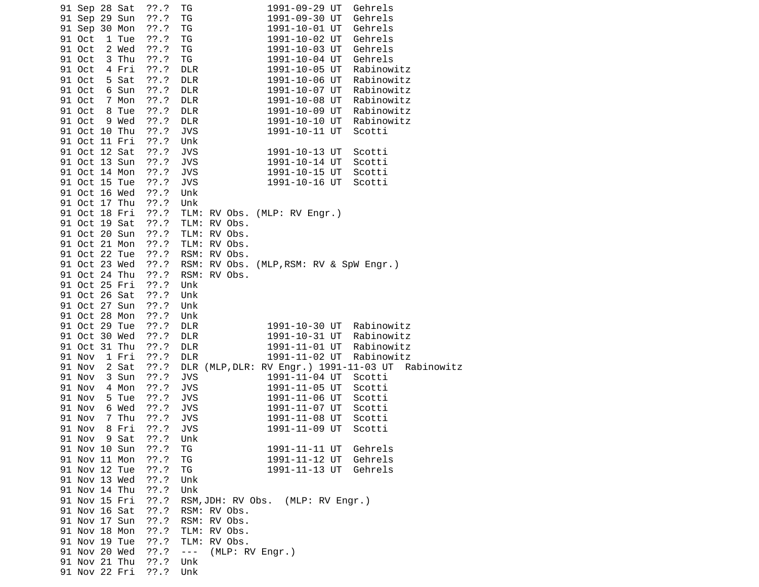```
91 Sep 28 Sat  ??.?  TG             1991-09-29 UT  Gehrels
91 Sep 29 Sun  ??.?  TG             1991-09-30 UT  Gehrels
91 Sep 30 Mon  ??.?  TG             1991-10-01 UT  Gehrels
91 Oct  1 Tue  ??.?  TG             1991-10-02 UT  Gehrels
91 Oct  2 Wed  ??.?  TG             1991-10-03 UT  Gehrels
91 Oct  3 Thu  ??.?  TG             1991-10-04 UT  Gehrels
91 Oct  4 Fri  ??.?  DLR            1991-10-05 UT  Rabinowitz
91 Oct  5 Sat  ??.?  DLR            1991-10-06 UT  Rabinowitz
91 Oct  6 Sun  ??.?  DLR            1991-10-07 UT  Rabinowitz
91 Oct  7 Mon  ??.?  DLR            1991-10-08 UT  Rabinowitz
91 Oct  8 Tue  ??.?  DLR            1991-10-09 UT  Rabinowitz
91 Oct  9 Wed  ??.?  DLR            1991-10-10 UT  Rabinowitz
91 Oct 10 Thu  ??.?  JVS            1991-10-11 UT  Scotti
91 Oct 11 Fri  ??.?  Unk
91 Oct 12 Sat  ??.?  JVS            1991-10-13 UT  Scotti
91 Oct 13 Sun  ??.?  JVS            1991-10-14 UT  Scotti
91 Oct 14 Mon  ??.?  JVS            1991-10-15 UT  Scotti
91 Oct 15 Tue  ??.?  JVS            1991-10-16 UT  Scotti
91 Oct 16 Wed  ??.?  Unk
91 Oct 17 Thu  ??.?  Unk
91 Oct 18 Fri  ??.?  TLM: RV Obs. (MLP: RV Engr.)
91 Oct 19 Sat  ??.?  TLM: RV Obs.
91 Oct 20 Sun  ??.?  TLM: RV Obs.
91 Oct 21 Mon  ??.?  TLM: RV Obs.
91 Oct 22 Tue  ??.?  RSM: RV Obs.
91 Oct 23 Wed  ??.?  RSM: RV Obs. (MLP,RSM: RV & SpW Engr.)
91 Oct 24 Thu  ??.?  RSM: RV Obs.
91 Oct 25 Fri  ??.?  Unk
91 Oct 26 Sat  ??.?  Unk
91 Oct 27 Sun  ??.?  Unk
91 Oct 28 Mon  ??.?  Unk
91 Oct 29 Tue  ??.?  DLR            1991-10-30 UT  Rabinowitz
91 Oct 30 Wed  ??.?  DLR            1991-10-31 UT  Rabinowitz
91 Oct 31 Thu  ??.?  DLR            1991-11-01 UT  Rabinowitz
91 Nov  1 Fri  ??.?  DLR            1991-11-02 UT  Rabinowitz
91 Nov  2 Sat  ??.?  DLR (MLP,DLR: RV Engr.) 1991-11-03 UT  Rabinowitz
91 Nov  3 Sun  ??.?  JVS            1991-11-04 UT  Scotti
91 Nov  4 Mon  ??.?  JVS            1991-11-05 UT  Scotti
91 Nov  5 Tue  ??.?  JVS            1991-11-06 UT  Scotti
91 Nov  6 Wed  ??.?  JVS            1991-11-07 UT  Scotti
91 Nov  7 Thu  ??.?  JVS            1991-11-08 UT  Scotti
91 Nov  8 Fri  ??.?  JVS            1991-11-09 UT  Scotti
91 Nov  9 Sat  ??.?  Unk
91 Nov 10 Sun  ??.?  TG             1991-11-11 UT  Gehrels
91 Nov 11 Mon  ??.?  TG             1991-11-12 UT  Gehrels
91 Nov 12 Tue  ??.?  TG             1991-11-13 UT  Gehrels
91 Nov 13 Wed  ??.?  Unk
91 Nov 14 Thu  ??.?  Unk
91 Nov 15 Fri  ??.?  RSM,JDH: RV Obs.  (MLP: RV Engr.)
91 Nov 16 Sat  ??.?  RSM: RV Obs.
91 Nov 17 Sun  ??.?  RSM: RV Obs.
91 Nov 18 Mon  ??.?  TLM: RV Obs.
91 Nov 19 Tue  ??.?  TLM: RV Obs.
91 Nov 20 Wed  ??.?  ---  (MLP: RV Engr.)
91 Nov 21 Thu  ??.?  Unk
91 Nov 22 Fri  ??.?  Unk
```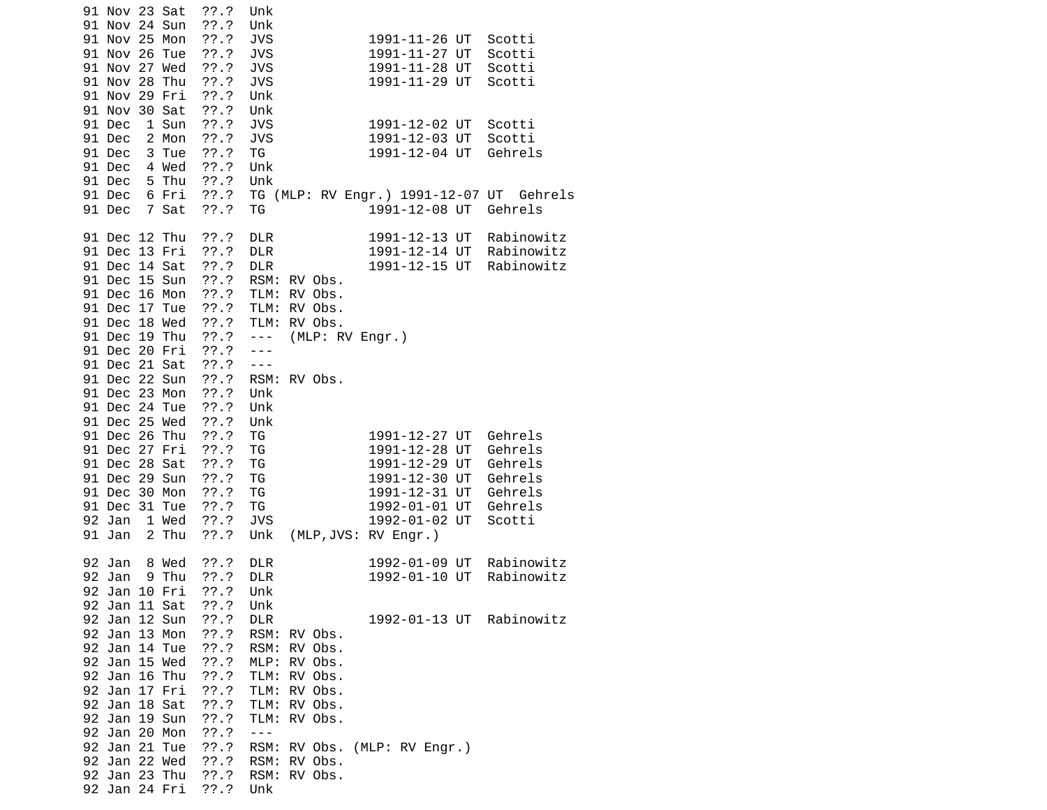```
91 Nov 23 Sat  ??.?  Unk
91 Nov 24 Sun  ??.?  Unk
91 Nov 25 Mon  ??.?  JVS            1991-11-26 UT  Scotti
91 Nov 26 Tue  ??.?  JVS            1991-11-27 UT  Scotti
91 Nov 27 Wed  ??.?  JVS            1991-11-28 UT  Scotti
91 Nov 28 Thu  ??.?  JVS            1991-11-29 UT  Scotti
91 Nov 29 Fri  ??.?  Unk
91 Nov 30 Sat  ??.?  Unk
91 Dec  1 Sun  ??.?  JVS            1991-12-02 UT  Scotti
91 Dec  2 Mon  ??.?  JVS            1991-12-03 UT  Scotti
91 Dec  3 Tue  ??.?  TG             1991-12-04 UT  Gehrels
91 Dec  4 Wed  ??.?  Unk
91 Dec  5 Thu  ??.?  Unk
91 Dec  6 Fri  ??.?  TG (MLP: RV Engr.) 1991-12-07 UT  Gehrels
91 Dec  7 Sat  ??.?  TG             1991-12-08 UT  Gehrels

91 Dec 12 Thu  ??.?  DLR            1991-12-13 UT  Rabinowitz
91 Dec 13 Fri  ??.?  DLR            1991-12-14 UT  Rabinowitz
91 Dec 14 Sat  ??.?  DLR            1991-12-15 UT  Rabinowitz
91 Dec 15 Sun  ??.?  RSM: RV Obs.
91 Dec 16 Mon  ??.?  TLM: RV Obs.
91 Dec 17 Tue  ??.?  TLM: RV Obs.
91 Dec 18 Wed  ??.?  TLM: RV Obs.
91 Dec 19 Thu  ??.?  ---  (MLP: RV Engr.)
91 Dec 20 Fri  ??.?  ---
91 Dec 21 Sat  ??.?  ---
91 Dec 22 Sun  ??.?  RSM: RV Obs.
91 Dec 23 Mon  ??.?  Unk
91 Dec 24 Tue  ??.?  Unk
91 Dec 25 Wed  ??.?  Unk
91 Dec 26 Thu  ??.?  TG             1991-12-27 UT  Gehrels
91 Dec 27 Fri  ??.?  TG             1991-12-28 UT  Gehrels
91 Dec 28 Sat  ??.?  TG             1991-12-29 UT  Gehrels
91 Dec 29 Sun  ??.?  TG             1991-12-30 UT  Gehrels
91 Dec 30 Mon  ??.?  TG             1991-12-31 UT  Gehrels
91 Dec 31 Tue  ??.?  TG             1992-01-01 UT  Gehrels
92 Jan  1 Wed  ??.?  JVS            1992-01-02 UT  Scotti
91 Jan  2 Thu  ??.?  Unk  (MLP,JVS: RV Engr.)

92 Jan  8 Wed  ??.?  DLR            1992-01-09 UT  Rabinowitz
92 Jan  9 Thu  ??.?  DLR            1992-01-10 UT  Rabinowitz
92 Jan 10 Fri  ??.?  Unk
92 Jan 11 Sat  ??.?  Unk
92 Jan 12 Sun  ??.?  DLR            1992-01-13 UT  Rabinowitz
92 Jan 13 Mon  ??.?  RSM: RV Obs.
92 Jan 14 Tue  ??.?  RSM: RV Obs.
92 Jan 15 Wed  ??.?  MLP: RV Obs.
92 Jan 16 Thu  ??.?  TLM: RV Obs.
92 Jan 17 Fri  ??.?  TLM: RV Obs.
92 Jan 18 Sat  ??.?  TLM: RV Obs.
92 Jan 19 Sun  ??.?  TLM: RV Obs.
92 Jan 20 Mon  ??.?  ---
92 Jan 21 Tue  ??.?  RSM: RV Obs. (MLP: RV Engr.)
92 Jan 22 Wed  ??.?  RSM: RV Obs.
92 Jan 23 Thu  ??.?  RSM: RV Obs.
92 Jan 24 Fri  ??.?  Unk
```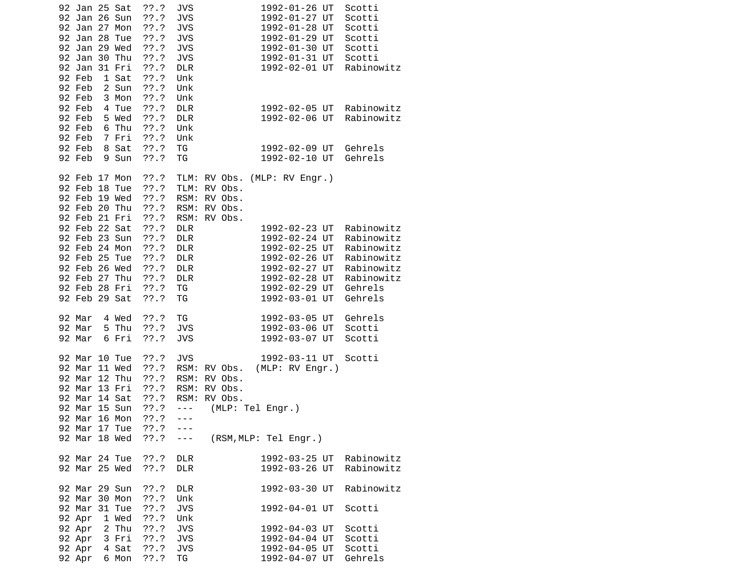```
92 Jan 25 Sat  ??.?  JVS            1992-01-26 UT  Scotti
92 Jan 26 Sun  ??.?  JVS            1992-01-27 UT  Scotti
92 Jan 27 Mon  ??.?  JVS            1992-01-28 UT  Scotti
92 Jan 28 Tue  ??.?  JVS            1992-01-29 UT  Scotti
92 Jan 29 Wed  ??.?  JVS            1992-01-30 UT  Scotti
92 Jan 30 Thu  ??.?  JVS            1992-01-31 UT  Scotti
92 Jan 31 Fri  ??.?  DLR            1992-02-01 UT  Rabinowitz
92 Feb  1 Sat  ??.?  Unk
92 Feb  2 Sun  ??.?  Unk
92 Feb  3 Mon  ??.?  Unk
92 Feb  4 Tue  ??.?  DLR            1992-02-05 UT  Rabinowitz
92 Feb  5 Wed  ??.?  DLR            1992-02-06 UT  Rabinowitz
92 Feb  6 Thu  ??.?  Unk
92 Feb  7 Fri  ??.?  Unk
92 Feb  8 Sat  ??.?  TG             1992-02-09 UT  Gehrels
92 Feb  9 Sun  ??.?  TG             1992-02-10 UT  Gehrels

92 Feb 17 Mon  ??.?  TLM: RV Obs. (MLP: RV Engr.)
92 Feb 18 Tue  ??.?  TLM: RV Obs.
92 Feb 19 Wed  ??.?  RSM: RV Obs.
92 Feb 20 Thu  ??.?  RSM: RV Obs.
92 Feb 21 Fri  ??.?  RSM: RV Obs.
92 Feb 22 Sat  ??.?  DLR            1992-02-23 UT  Rabinowitz
92 Feb 23 Sun  ??.?  DLR            1992-02-24 UT  Rabinowitz
92 Feb 24 Mon  ??.?  DLR            1992-02-25 UT  Rabinowitz
92 Feb 25 Tue  ??.?  DLR            1992-02-26 UT  Rabinowitz
92 Feb 26 Wed  ??.?  DLR            1992-02-27 UT  Rabinowitz
92 Feb 27 Thu  ??.?  DLR            1992-02-28 UT  Rabinowitz
92 Feb 28 Fri  ??.?  TG             1992-02-29 UT  Gehrels
92 Feb 29 Sat  ??.?  TG             1992-03-01 UT  Gehrels

92 Mar  4 Wed  ??.?  TG             1992-03-05 UT  Gehrels
92 Mar  5 Thu  ??.?  JVS            1992-03-06 UT  Scotti
92 Mar  6 Fri  ??.?  JVS            1992-03-07 UT  Scotti

92 Mar 10 Tue  ??.?  JVS            1992-03-11 UT  Scotti
92 Mar 11 Wed  ??.?  RSM: RV Obs.  (MLP: RV Engr.)
92 Mar 12 Thu  ??.?  RSM: RV Obs.
92 Mar 13 Fri  ??.?  RSM: RV Obs.
92 Mar 14 Sat  ??.?  RSM: RV Obs.
92 Mar 15 Sun  ??.?  ---   (MLP: Tel Engr.)
92 Mar 16 Mon  ??.?  ---
92 Mar 17 Tue  ??.?  ---
92 Mar 18 Wed  ??.?  ---   (RSM,MLP: Tel Engr.)

92 Mar 24 Tue  ??.?  DLR            1992-03-25 UT  Rabinowitz
92 Mar 25 Wed  ??.?  DLR            1992-03-26 UT  Rabinowitz

92 Mar 29 Sun  ??.?  DLR            1992-03-30 UT  Rabinowitz
92 Mar 30 Mon  ??.?  Unk
92 Mar 31 Tue  ??.?  JVS            1992-04-01 UT  Scotti
92 Apr  1 Wed  ??.?  Unk
92 Apr  2 Thu  ??.?  JVS            1992-04-03 UT  Scotti
92 Apr  3 Fri  ??.?  JVS            1992-04-04 UT  Scotti
92 Apr  4 Sat  ??.?  JVS            1992-04-05 UT  Scotti
92 Apr  6 Mon  ??.?  TG             1992-04-07 UT  Gehrels
```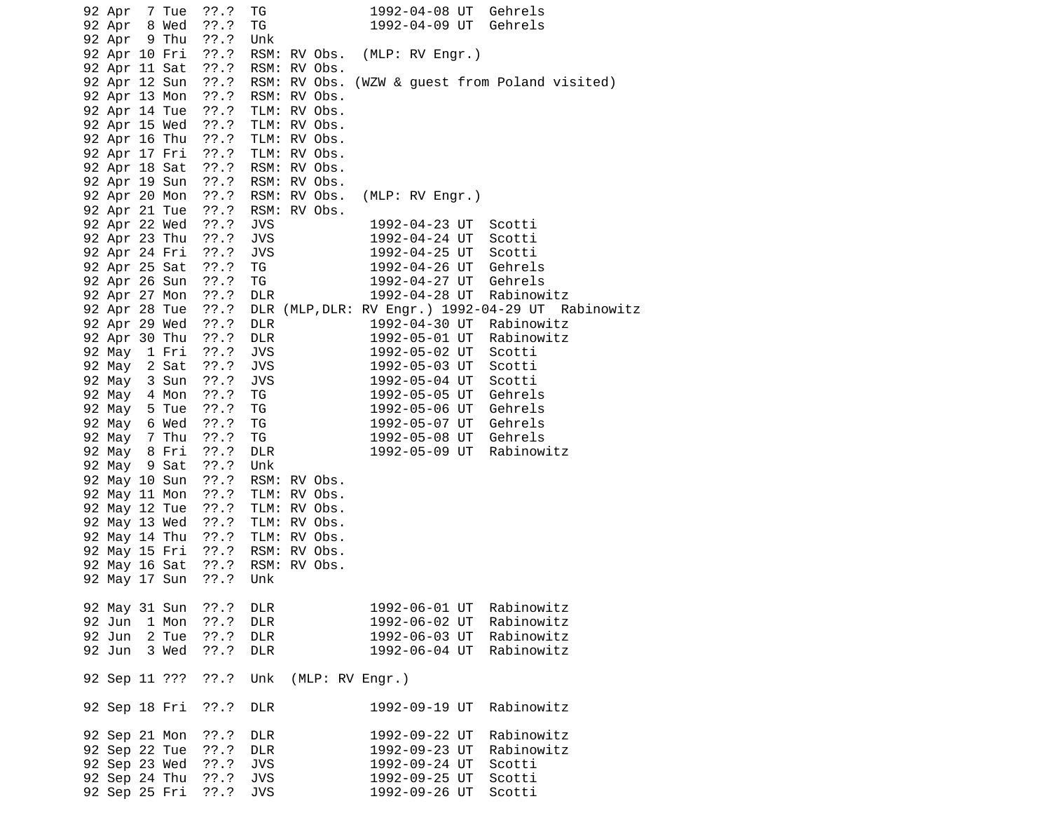```
92 Apr  7 Tue  ??.?  TG              1992-04-08 UT  Gehrels
92 Apr  8 Wed  ??.?  TG              1992-04-09 UT  Gehrels
92 Apr  9 Thu  ??.?  Unk
92 Apr 10 Fri  ??.?  RSM: RV Obs.  (MLP: RV Engr.)
92 Apr 11 Sat  ??.?  RSM: RV Obs.
92 Apr 12 Sun  ??.?  RSM: RV Obs. (WZW & guest from Poland visited)
92 Apr 13 Mon  ??.?  RSM: RV Obs.
92 Apr 14 Tue  ??.?  TLM: RV Obs.
92 Apr 15 Wed  ??.?  TLM: RV Obs.
92 Apr 16 Thu  ??.?  TLM: RV Obs.
92 Apr 17 Fri  ??.?  TLM: RV Obs.
92 Apr 18 Sat  ??.?  RSM: RV Obs.
92 Apr 19 Sun  ??.?  RSM: RV Obs.
92 Apr 20 Mon  ??.?  RSM: RV Obs.  (MLP: RV Engr.)
92 Apr 21 Tue  ??.?  RSM: RV Obs.
92 Apr 22 Wed  ??.?  JVS             1992-04-23 UT  Scotti
92 Apr 23 Thu  ??.?  JVS             1992-04-24 UT  Scotti
92 Apr 24 Fri  ??.?  JVS             1992-04-25 UT  Scotti
92 Apr 25 Sat  ??.?  TG              1992-04-26 UT  Gehrels
92 Apr 26 Sun  ??.?  TG              1992-04-27 UT  Gehrels
92 Apr 27 Mon  ??.?  DLR             1992-04-28 UT  Rabinowitz
92 Apr 28 Tue  ??.?  DLR (MLP,DLR: RV Engr.) 1992-04-29 UT  Rabinowitz
92 Apr 29 Wed  ??.?  DLR             1992-04-30 UT  Rabinowitz
92 Apr 30 Thu  ??.?  DLR             1992-05-01 UT  Rabinowitz
92 May  1 Fri  ??.?  JVS             1992-05-02 UT  Scotti
92 May  2 Sat  ??.?  JVS             1992-05-03 UT  Scotti
92 May  3 Sun  ??.?  JVS             1992-05-04 UT  Scotti
92 May  4 Mon  ??.?  TG              1992-05-05 UT  Gehrels
92 May  5 Tue  ??.?  TG              1992-05-06 UT  Gehrels
92 May  6 Wed  ??.?  TG              1992-05-07 UT  Gehrels
92 May  7 Thu  ??.?  TG              1992-05-08 UT  Gehrels
92 May  8 Fri  ??.?  DLR             1992-05-09 UT  Rabinowitz
92 May  9 Sat  ??.?  Unk
92 May 10 Sun  ??.?  RSM: RV Obs.
92 May 11 Mon  ??.?  TLM: RV Obs.
92 May 12 Tue  ??.?  TLM: RV Obs.
92 May 13 Wed  ??.?  TLM: RV Obs.
92 May 14 Thu  ??.?  TLM: RV Obs.
92 May 15 Fri  ??.?  RSM: RV Obs.
92 May 16 Sat  ??.?  RSM: RV Obs.
92 May 17 Sun  ??.?  Unk

92 May 31 Sun  ??.?  DLR             1992-06-01 UT  Rabinowitz
92 Jun  1 Mon  ??.?  DLR             1992-06-02 UT  Rabinowitz
92 Jun  2 Tue  ??.?  DLR             1992-06-03 UT  Rabinowitz
92 Jun  3 Wed  ??.?  DLR             1992-06-04 UT  Rabinowitz

92 Sep 11 ???  ??.?  Unk  (MLP: RV Engr.)

92 Sep 18 Fri  ??.?  DLR             1992-09-19 UT  Rabinowitz

92 Sep 21 Mon  ??.?  DLR             1992-09-22 UT  Rabinowitz
92 Sep 22 Tue  ??.?  DLR             1992-09-23 UT  Rabinowitz
92 Sep 23 Wed  ??.?  JVS             1992-09-24 UT  Scotti
92 Sep 24 Thu  ??.?  JVS             1992-09-25 UT  Scotti
92 Sep 25 Fri  ??.?  JVS             1992-09-26 UT  Scotti
```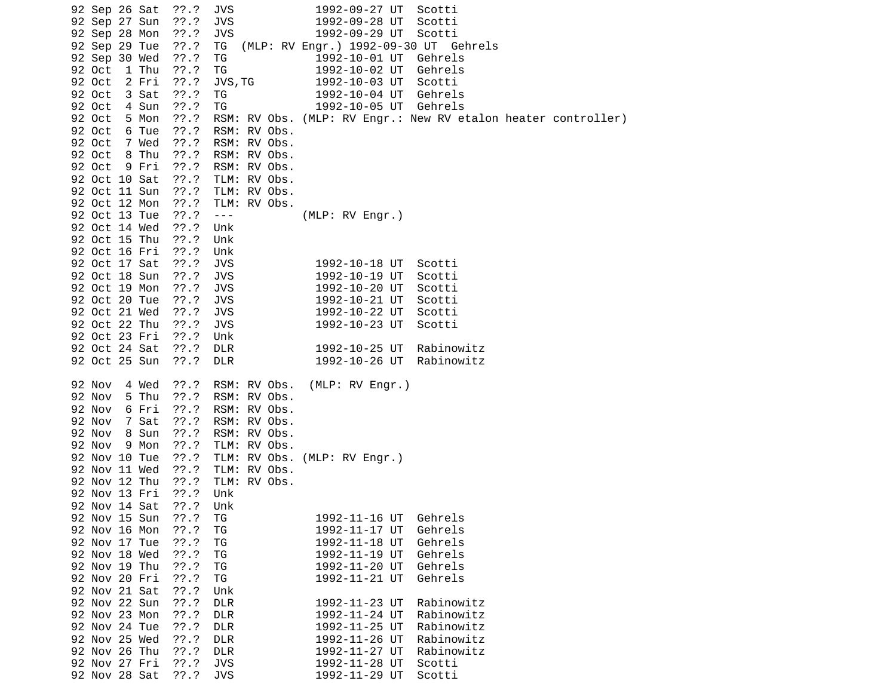```
92 Sep 26 Sat  ??.?  JVS            1992-09-27 UT  Scotti
92 Sep 27 Sun  ??.?  JVS            1992-09-28 UT  Scotti
92 Sep 28 Mon  ??.?  JVS            1992-09-29 UT  Scotti
92 Sep 29 Tue  ??.?  TG  (MLP: RV Engr.) 1992-09-30 UT  Gehrels
92 Sep 30 Wed  ??.?  TG             1992-10-01 UT  Gehrels
92 Oct  1 Thu  ??.?  TG             1992-10-02 UT  Gehrels
92 Oct  2 Fri  ??.?  JVS,TG         1992-10-03 UT  Scotti
92 Oct  3 Sat  ??.?  TG             1992-10-04 UT  Gehrels
92 Oct  4 Sun  ??.?  TG             1992-10-05 UT  Gehrels
92 Oct  5 Mon  ??.?  RSM: RV Obs. (MLP: RV Engr.: New RV etalon heater controller)
92 Oct  6 Tue  ??.?  RSM: RV Obs.
92 Oct  7 Wed  ??.?  RSM: RV Obs.
92 Oct  8 Thu  ??.?  RSM: RV Obs.
92 Oct  9 Fri  ??.?  RSM: RV Obs.
92 Oct 10 Sat  ??.?  TLM: RV Obs.
92 Oct 11 Sun  ??.?  TLM: RV Obs.
92 Oct 12 Mon  ??.?  TLM: RV Obs.
92 Oct 13 Tue  ??.?  ---          (MLP: RV Engr.)
92 Oct 14 Wed  ??.?  Unk
92 Oct 15 Thu  ??.?  Unk
92 Oct 16 Fri  ??.?  Unk
92 Oct 17 Sat  ??.?  JVS            1992-10-18 UT  Scotti
92 Oct 18 Sun  ??.?  JVS            1992-10-19 UT  Scotti
92 Oct 19 Mon  ??.?  JVS            1992-10-20 UT  Scotti
92 Oct 20 Tue  ??.?  JVS            1992-10-21 UT  Scotti
92 Oct 21 Wed  ??.?  JVS            1992-10-22 UT  Scotti
92 Oct 22 Thu  ??.?  JVS            1992-10-23 UT  Scotti
92 Oct 23 Fri  ??.?  Unk
92 Oct 24 Sat  ??.?  DLR            1992-10-25 UT  Rabinowitz
92 Oct 25 Sun  ??.?  DLR            1992-10-26 UT  Rabinowitz

92 Nov  4 Wed  ??.?  RSM: RV Obs.  (MLP: RV Engr.)
92 Nov  5 Thu  ??.?  RSM: RV Obs.
92 Nov  6 Fri  ??.?  RSM: RV Obs.
92 Nov  7 Sat  ??.?  RSM: RV Obs.
92 Nov  8 Sun  ??.?  RSM: RV Obs.
92 Nov  9 Mon  ??.?  TLM: RV Obs.
92 Nov 10 Tue  ??.?  TLM: RV Obs. (MLP: RV Engr.)
92 Nov 11 Wed  ??.?  TLM: RV Obs.
92 Nov 12 Thu  ??.?  TLM: RV Obs.
92 Nov 13 Fri  ??.?  Unk
92 Nov 14 Sat  ??.?  Unk
92 Nov 15 Sun  ??.?  TG             1992-11-16 UT  Gehrels
92 Nov 16 Mon  ??.?  TG             1992-11-17 UT  Gehrels
92 Nov 17 Tue  ??.?  TG             1992-11-18 UT  Gehrels
92 Nov 18 Wed  ??.?  TG             1992-11-19 UT  Gehrels
92 Nov 19 Thu  ??.?  TG             1992-11-20 UT  Gehrels
92 Nov 20 Fri  ??.?  TG             1992-11-21 UT  Gehrels
92 Nov 21 Sat  ??.?  Unk
92 Nov 22 Sun  ??.?  DLR            1992-11-23 UT  Rabinowitz
92 Nov 23 Mon  ??.?  DLR            1992-11-24 UT  Rabinowitz
92 Nov 24 Tue  ??.?  DLR            1992-11-25 UT  Rabinowitz
92 Nov 25 Wed  ??.?  DLR            1992-11-26 UT  Rabinowitz
92 Nov 26 Thu  ??.?  DLR            1992-11-27 UT  Rabinowitz
92 Nov 27 Fri  ??.?  JVS            1992-11-28 UT  Scotti
92 Nov 28 Sat  ??.?  JVS            1992-11-29 UT  Scotti
```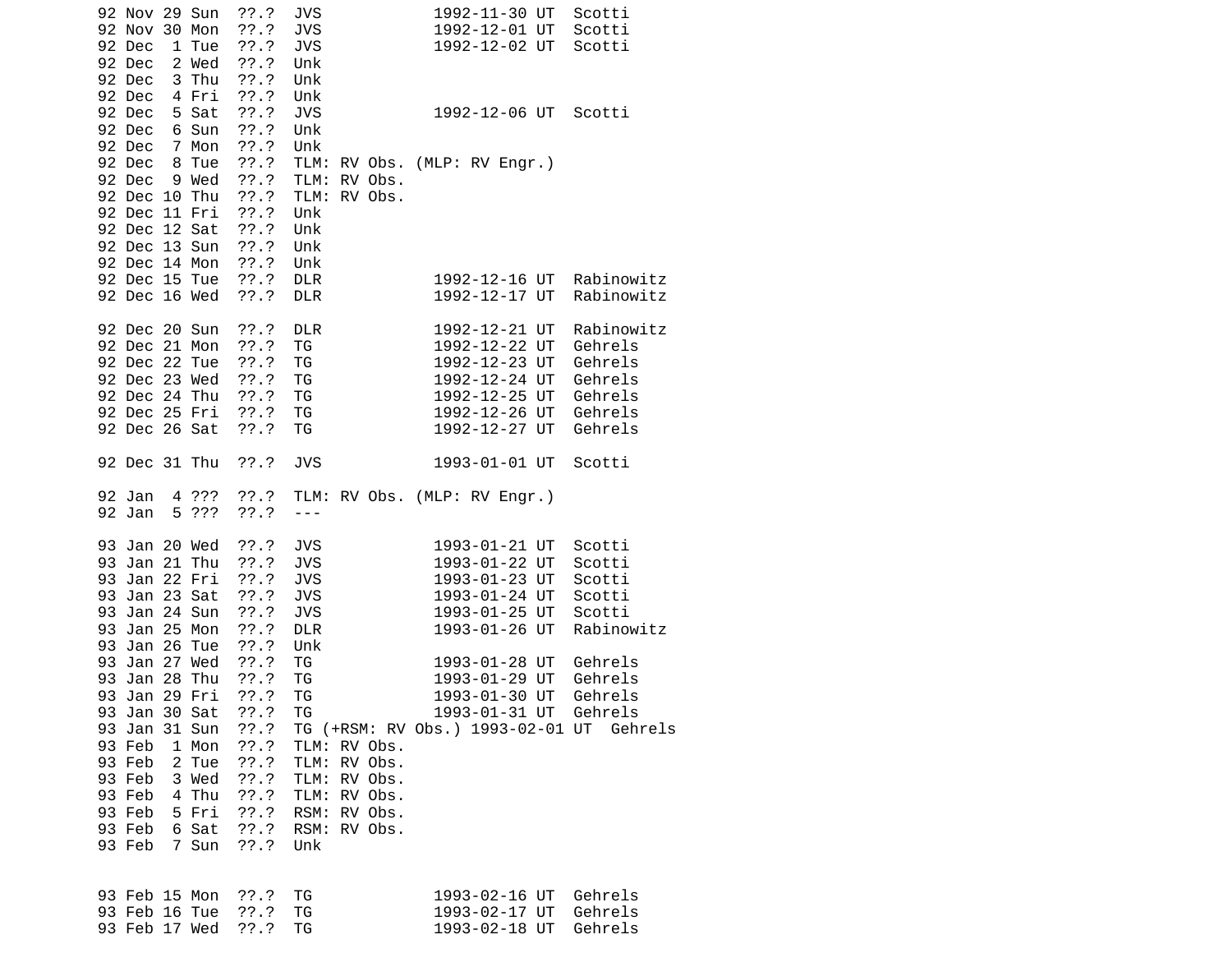```
92 Nov 29 Sun  ??.?  JVS            1992-11-30 UT  Scotti
92 Nov 30 Mon  ??.?  JVS            1992-12-01 UT  Scotti
92 Dec  1 Tue  ??.?  JVS            1992-12-02 UT  Scotti
92 Dec  2 Wed  ??.?  Unk
92 Dec  3 Thu  ??.?  Unk
92 Dec  4 Fri  ??.?  Unk
92 Dec  5 Sat  ??.?  JVS            1992-12-06 UT  Scotti
92 Dec  6 Sun  ??.?  Unk
92 Dec  7 Mon  ??.?  Unk
92 Dec  8 Tue  ??.?  TLM: RV Obs. (MLP: RV Engr.)
92 Dec  9 Wed  ??.?  TLM: RV Obs.
92 Dec 10 Thu  ??.?  TLM: RV Obs.
92 Dec 11 Fri  ??.?  Unk
92 Dec 12 Sat  ??.?  Unk
92 Dec 13 Sun  ??.?  Unk
92 Dec 14 Mon  ??.?  Unk
92 Dec 15 Tue  ??.?  DLR            1992-12-16 UT  Rabinowitz
92 Dec 16 Wed  ??.?  DLR            1992-12-17 UT  Rabinowitz

92 Dec 20 Sun  ??.?  DLR            1992-12-21 UT  Rabinowitz
92 Dec 21 Mon  ??.?  TG             1992-12-22 UT  Gehrels
92 Dec 22 Tue  ??.?  TG             1992-12-23 UT  Gehrels
92 Dec 23 Wed  ??.?  TG             1992-12-24 UT  Gehrels
92 Dec 24 Thu  ??.?  TG             1992-12-25 UT  Gehrels
92 Dec 25 Fri  ??.?  TG             1992-12-26 UT  Gehrels
92 Dec 26 Sat  ??.?  TG             1992-12-27 UT  Gehrels

92 Dec 31 Thu  ??.?  JVS            1993-01-01 UT  Scotti

92 Jan  4 ???  ??.?  TLM: RV Obs. (MLP: RV Engr.)
92 Jan  5 ???  ??.?  ---

93 Jan 20 Wed  ??.?  JVS            1993-01-21 UT  Scotti
93 Jan 21 Thu  ??.?  JVS            1993-01-22 UT  Scotti
93 Jan 22 Fri  ??.?  JVS            1993-01-23 UT  Scotti
93 Jan 23 Sat  ??.?  JVS            1993-01-24 UT  Scotti
93 Jan 24 Sun  ??.?  JVS            1993-01-25 UT  Scotti
93 Jan 25 Mon  ??.?  DLR            1993-01-26 UT  Rabinowitz
93 Jan 26 Tue  ??.?  Unk
93 Jan 27 Wed  ??.?  TG             1993-01-28 UT  Gehrels
93 Jan 28 Thu  ??.?  TG             1993-01-29 UT  Gehrels
93 Jan 29 Fri  ??.?  TG             1993-01-30 UT  Gehrels
93 Jan 30 Sat  ??.?  TG             1993-01-31 UT  Gehrels
93 Jan 31 Sun  ??.?  TG (+RSM: RV Obs.) 1993-02-01 UT  Gehrels
93 Feb  1 Mon  ??.?  TLM: RV Obs.
93 Feb  2 Tue  ??.?  TLM: RV Obs.
93 Feb  3 Wed  ??.?  TLM: RV Obs.
93 Feb  4 Thu  ??.?  TLM: RV Obs.
93 Feb  5 Fri  ??.?  RSM: RV Obs.
93 Feb  6 Sat  ??.?  RSM: RV Obs.
93 Feb  7 Sun  ??.?  Unk


93 Feb 15 Mon  ??.?  TG             1993-02-16 UT  Gehrels
93 Feb 16 Tue  ??.?  TG             1993-02-17 UT  Gehrels
93 Feb 17 Wed  ??.?  TG             1993-02-18 UT  Gehrels
```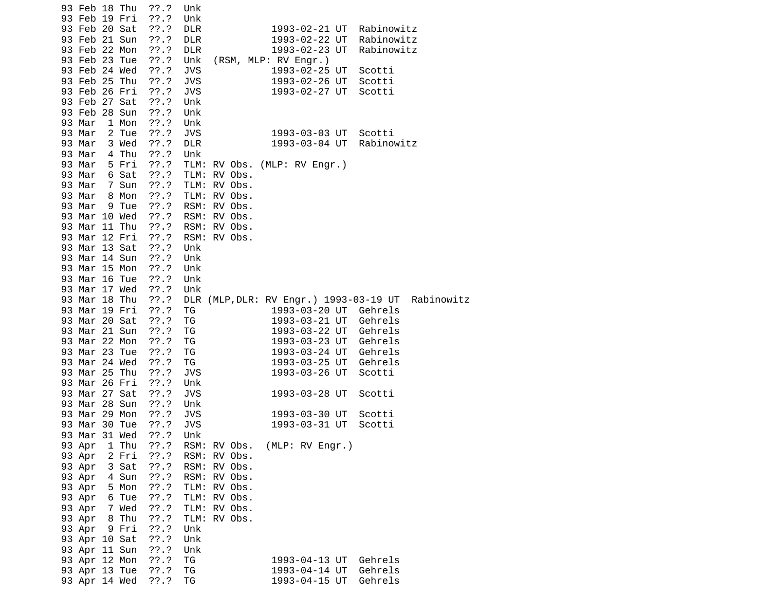```
93 Feb 18 Thu  ??.?  Unk
93 Feb 19 Fri  ??.?  Unk
93 Feb 20 Sat  ??.?  DLR            1993-02-21 UT  Rabinowitz
93 Feb 21 Sun  ??.?  DLR            1993-02-22 UT  Rabinowitz
93 Feb 22 Mon  ??.?  DLR            1993-02-23 UT  Rabinowitz
93 Feb 23 Tue  ??.?  Unk  (RSM, MLP: RV Engr.)
93 Feb 24 Wed  ??.?  JVS            1993-02-25 UT  Scotti
93 Feb 25 Thu  ??.?  JVS            1993-02-26 UT  Scotti
93 Feb 26 Fri  ??.?  JVS            1993-02-27 UT  Scotti
93 Feb 27 Sat  ??.?  Unk
93 Feb 28 Sun  ??.?  Unk
93 Mar  1 Mon  ??.?  Unk
93 Mar  2 Tue  ??.?  JVS            1993-03-03 UT  Scotti
93 Mar  3 Wed  ??.?  DLR            1993-03-04 UT  Rabinowitz
93 Mar  4 Thu  ??.?  Unk
93 Mar  5 Fri  ??.?  TLM: RV Obs. (MLP: RV Engr.)
93 Mar  6 Sat  ??.?  TLM: RV Obs.
93 Mar  7 Sun  ??.?  TLM: RV Obs.
93 Mar  8 Mon  ??.?  TLM: RV Obs.
93 Mar  9 Tue  ??.?  RSM: RV Obs.
93 Mar 10 Wed  ??.?  RSM: RV Obs.
93 Mar 11 Thu  ??.?  RSM: RV Obs.
93 Mar 12 Fri  ??.?  RSM: RV Obs.
93 Mar 13 Sat  ??.?  Unk
93 Mar 14 Sun  ??.?  Unk
93 Mar 15 Mon  ??.?  Unk
93 Mar 16 Tue  ??.?  Unk
93 Mar 17 Wed  ??.?  Unk
93 Mar 18 Thu  ??.?  DLR (MLP,DLR: RV Engr.) 1993-03-19 UT  Rabinowitz
93 Mar 19 Fri  ??.?  TG             1993-03-20 UT  Gehrels
93 Mar 20 Sat  ??.?  TG             1993-03-21 UT  Gehrels
93 Mar 21 Sun  ??.?  TG             1993-03-22 UT  Gehrels
93 Mar 22 Mon  ??.?  TG             1993-03-23 UT  Gehrels
93 Mar 23 Tue  ??.?  TG             1993-03-24 UT  Gehrels
93 Mar 24 Wed  ??.?  TG             1993-03-25 UT  Gehrels
93 Mar 25 Thu  ??.?  JVS            1993-03-26 UT  Scotti
93 Mar 26 Fri  ??.?  Unk
93 Mar 27 Sat  ??.?  JVS            1993-03-28 UT  Scotti
93 Mar 28 Sun  ??.?  Unk
93 Mar 29 Mon  ??.?  JVS            1993-03-30 UT  Scotti
93 Mar 30 Tue  ??.?  JVS            1993-03-31 UT  Scotti
93 Mar 31 Wed  ??.?  Unk
93 Apr  1 Thu  ??.?  RSM: RV Obs.  (MLP: RV Engr.)
93 Apr  2 Fri  ??.?  RSM: RV Obs.
93 Apr  3 Sat  ??.?  RSM: RV Obs.
93 Apr  4 Sun  ??.?  RSM: RV Obs.
93 Apr  5 Mon  ??.?  TLM: RV Obs.
93 Apr  6 Tue  ??.?  TLM: RV Obs.
93 Apr  7 Wed  ??.?  TLM: RV Obs.
93 Apr  8 Thu  ??.?  TLM: RV Obs.
93 Apr  9 Fri  ??.?  Unk
93 Apr 10 Sat  ??.?  Unk
93 Apr 11 Sun  ??.?  Unk
93 Apr 12 Mon  ??.?  TG             1993-04-13 UT  Gehrels
93 Apr 13 Tue  ??.?  TG             1993-04-14 UT  Gehrels
93 Apr 14 Wed  ??.?  TG             1993-04-15 UT  Gehrels
```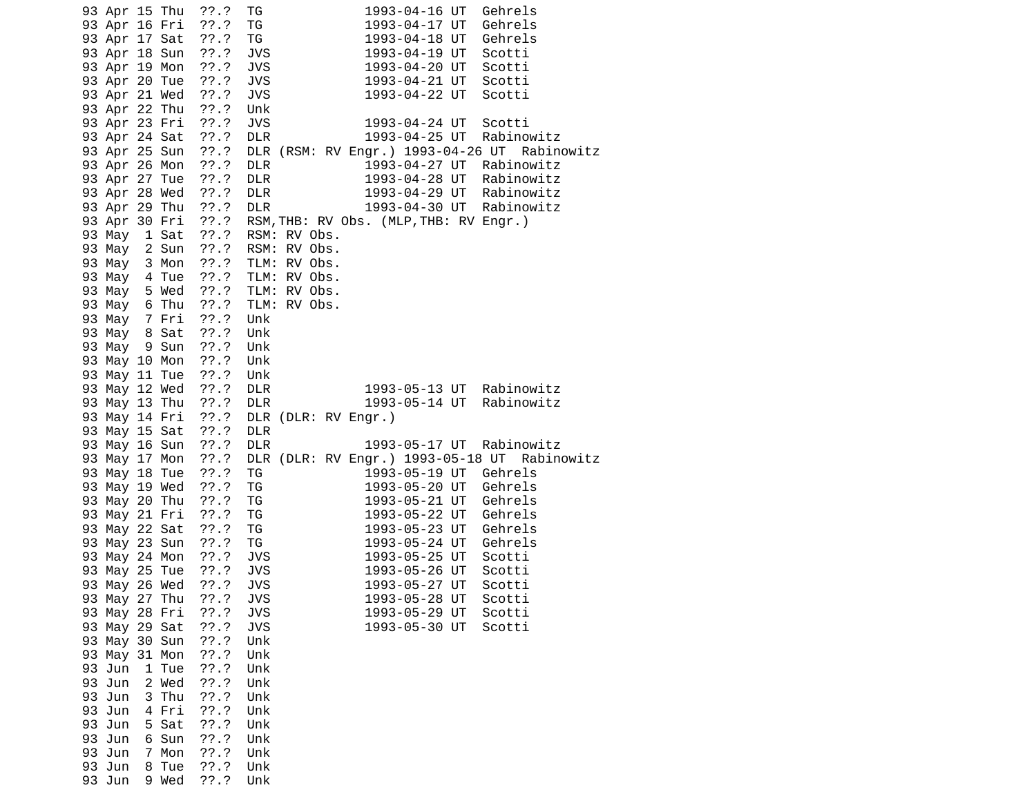```
93 Apr 15 Thu  ??.?  TG             1993-04-16 UT  Gehrels
93 Apr 16 Fri  ??.?  TG             1993-04-17 UT  Gehrels
93 Apr 17 Sat  ??.?  TG             1993-04-18 UT  Gehrels
93 Apr 18 Sun  ??.?  JVS            1993-04-19 UT  Scotti
93 Apr 19 Mon  ??.?  JVS            1993-04-20 UT  Scotti
93 Apr 20 Tue  ??.?  JVS            1993-04-21 UT  Scotti
93 Apr 21 Wed  ??.?  JVS            1993-04-22 UT  Scotti
93 Apr 22 Thu  ??.?  Unk
93 Apr 23 Fri  ??.?  JVS            1993-04-24 UT  Scotti
93 Apr 24 Sat  ??.?  DLR            1993-04-25 UT  Rabinowitz
93 Apr 25 Sun  ??.?  DLR (RSM: RV Engr.) 1993-04-26 UT  Rabinowitz
93 Apr 26 Mon  ??.?  DLR            1993-04-27 UT  Rabinowitz
93 Apr 27 Tue  ??.?  DLR            1993-04-28 UT  Rabinowitz
93 Apr 28 Wed  ??.?  DLR            1993-04-29 UT  Rabinowitz
93 Apr 29 Thu  ??.?  DLR            1993-04-30 UT  Rabinowitz
93 Apr 30 Fri  ??.?  RSM,THB: RV Obs. (MLP,THB: RV Engr.)
93 May  1 Sat  ??.?  RSM: RV Obs.
93 May  2 Sun  ??.?  RSM: RV Obs.
93 May  3 Mon  ??.?  TLM: RV Obs.
93 May  4 Tue  ??.?  TLM: RV Obs.
93 May  5 Wed  ??.?  TLM: RV Obs.
93 May  6 Thu  ??.?  TLM: RV Obs.
93 May  7 Fri  ??.?  Unk
93 May  8 Sat  ??.?  Unk
93 May  9 Sun  ??.?  Unk
93 May 10 Mon  ??.?  Unk
93 May 11 Tue  ??.?  Unk
93 May 12 Wed  ??.?  DLR            1993-05-13 UT  Rabinowitz
93 May 13 Thu  ??.?  DLR            1993-05-14 UT  Rabinowitz
93 May 14 Fri  ??.?  DLR (DLR: RV Engr.)
93 May 15 Sat  ??.?  DLR
93 May 16 Sun  ??.?  DLR            1993-05-17 UT  Rabinowitz
93 May 17 Mon  ??.?  DLR (DLR: RV Engr.) 1993-05-18 UT  Rabinowitz
93 May 18 Tue  ??.?  TG             1993-05-19 UT  Gehrels
93 May 19 Wed  ??.?  TG             1993-05-20 UT  Gehrels
93 May 20 Thu  ??.?  TG             1993-05-21 UT  Gehrels
93 May 21 Fri  ??.?  TG             1993-05-22 UT  Gehrels
93 May 22 Sat  ??.?  TG             1993-05-23 UT  Gehrels
93 May 23 Sun  ??.?  TG             1993-05-24 UT  Gehrels
93 May 24 Mon  ??.?  JVS            1993-05-25 UT  Scotti
93 May 25 Tue  ??.?  JVS            1993-05-26 UT  Scotti
93 May 26 Wed  ??.?  JVS            1993-05-27 UT  Scotti
93 May 27 Thu  ??.?  JVS            1993-05-28 UT  Scotti
93 May 28 Fri  ??.?  JVS            1993-05-29 UT  Scotti
93 May 29 Sat  ??.?  JVS            1993-05-30 UT  Scotti
93 May 30 Sun  ??.?  Unk
93 May 31 Mon  ??.?  Unk
93 Jun  1 Tue  ??.?  Unk
93 Jun  2 Wed  ??.?  Unk
93 Jun  3 Thu  ??.?  Unk
93 Jun  4 Fri  ??.?  Unk
93 Jun  5 Sat  ??.?  Unk
93 Jun  6 Sun  ??.?  Unk
93 Jun  7 Mon  ??.?  Unk
93 Jun  8 Tue  ??.?  Unk
93 Jun  9 Wed  ??.?  Unk
```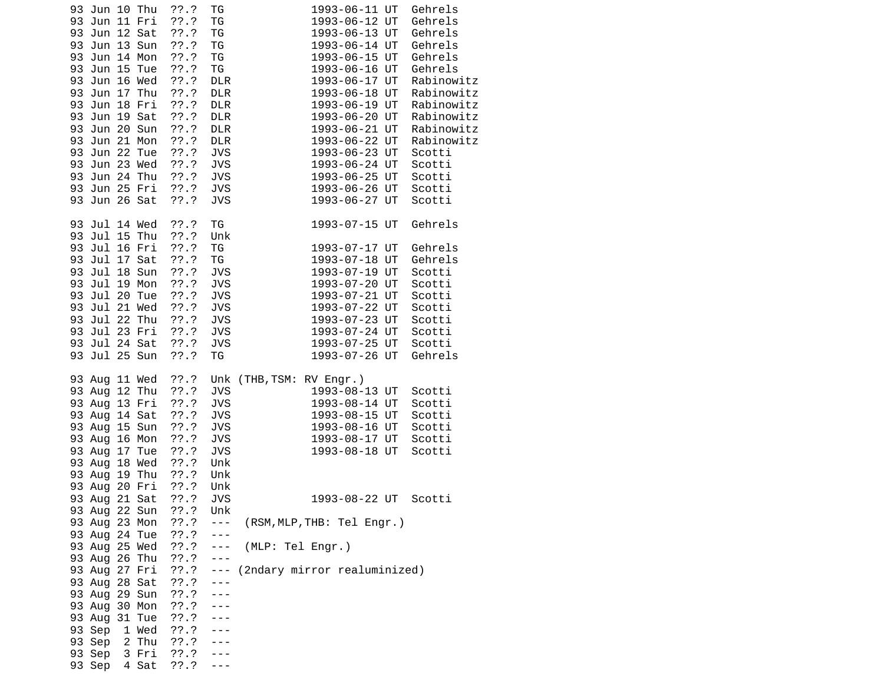```
93 Jun 10 Thu  ??.?  TG             1993-06-11 UT  Gehrels
93 Jun 11 Fri  ??.?  TG             1993-06-12 UT  Gehrels
93 Jun 12 Sat  ??.?  TG             1993-06-13 UT  Gehrels
93 Jun 13 Sun  ??.?  TG             1993-06-14 UT  Gehrels
93 Jun 14 Mon  ??.?  TG             1993-06-15 UT  Gehrels
93 Jun 15 Tue  ??.?  TG             1993-06-16 UT  Gehrels
93 Jun 16 Wed  ??.?  DLR            1993-06-17 UT  Rabinowitz
93 Jun 17 Thu  ??.?  DLR            1993-06-18 UT  Rabinowitz
93 Jun 18 Fri  ??.?  DLR            1993-06-19 UT  Rabinowitz
93 Jun 19 Sat  ??.?  DLR            1993-06-20 UT  Rabinowitz
93 Jun 20 Sun  ??.?  DLR            1993-06-21 UT  Rabinowitz
93 Jun 21 Mon  ??.?  DLR            1993-06-22 UT  Rabinowitz
93 Jun 22 Tue  ??.?  JVS            1993-06-23 UT  Scotti
93 Jun 23 Wed  ??.?  JVS            1993-06-24 UT  Scotti
93 Jun 24 Thu  ??.?  JVS            1993-06-25 UT  Scotti
93 Jun 25 Fri  ??.?  JVS            1993-06-26 UT  Scotti
93 Jun 26 Sat  ??.?  JVS            1993-06-27 UT  Scotti

93 Jul 14 Wed  ??.?  TG             1993-07-15 UT  Gehrels
93 Jul 15 Thu  ??.?  Unk
93 Jul 16 Fri  ??.?  TG             1993-07-17 UT  Gehrels
93 Jul 17 Sat  ??.?  TG             1993-07-18 UT  Gehrels
93 Jul 18 Sun  ??.?  JVS            1993-07-19 UT  Scotti
93 Jul 19 Mon  ??.?  JVS            1993-07-20 UT  Scotti
93 Jul 20 Tue  ??.?  JVS            1993-07-21 UT  Scotti
93 Jul 21 Wed  ??.?  JVS            1993-07-22 UT  Scotti
93 Jul 22 Thu  ??.?  JVS            1993-07-23 UT  Scotti
93 Jul 23 Fri  ??.?  JVS            1993-07-24 UT  Scotti
93 Jul 24 Sat  ??.?  JVS            1993-07-25 UT  Scotti
93 Jul 25 Sun  ??.?  TG             1993-07-26 UT  Gehrels

93 Aug 11 Wed  ??.?  Unk (THB,TSM: RV Engr.)
93 Aug 12 Thu  ??.?  JVS            1993-08-13 UT  Scotti
93 Aug 13 Fri  ??.?  JVS            1993-08-14 UT  Scotti
93 Aug 14 Sat  ??.?  JVS            1993-08-15 UT  Scotti
93 Aug 15 Sun  ??.?  JVS            1993-08-16 UT  Scotti
93 Aug 16 Mon  ??.?  JVS            1993-08-17 UT  Scotti
93 Aug 17 Tue  ??.?  JVS            1993-08-18 UT  Scotti
93 Aug 18 Wed  ??.?  Unk
93 Aug 19 Thu  ??.?  Unk
93 Aug 20 Fri  ??.?  Unk
93 Aug 21 Sat  ??.?  JVS            1993-08-22 UT  Scotti
93 Aug 22 Sun  ??.?  Unk
93 Aug 23 Mon  ??.?  ---  (RSM,MLP,THB: Tel Engr.)
93 Aug 24 Tue  ??.?  ---
93 Aug 25 Wed  ??.?  ---  (MLP: Tel Engr.)
93 Aug 26 Thu  ??.?  ---
93 Aug 27 Fri  ??.?  --- (2ndary mirror realuminized)
93 Aug 28 Sat  ??.?  ---
93 Aug 29 Sun  ??.?  ---
93 Aug 30 Mon  ??.?  ---
93 Aug 31 Tue  ??.?  ---
93 Sep  1 Wed  ??.?  ---
93 Sep  2 Thu  ??.?  ---
93 Sep  3 Fri  ??.?  ---
93 Sep  4 Sat  ??.?  ---
```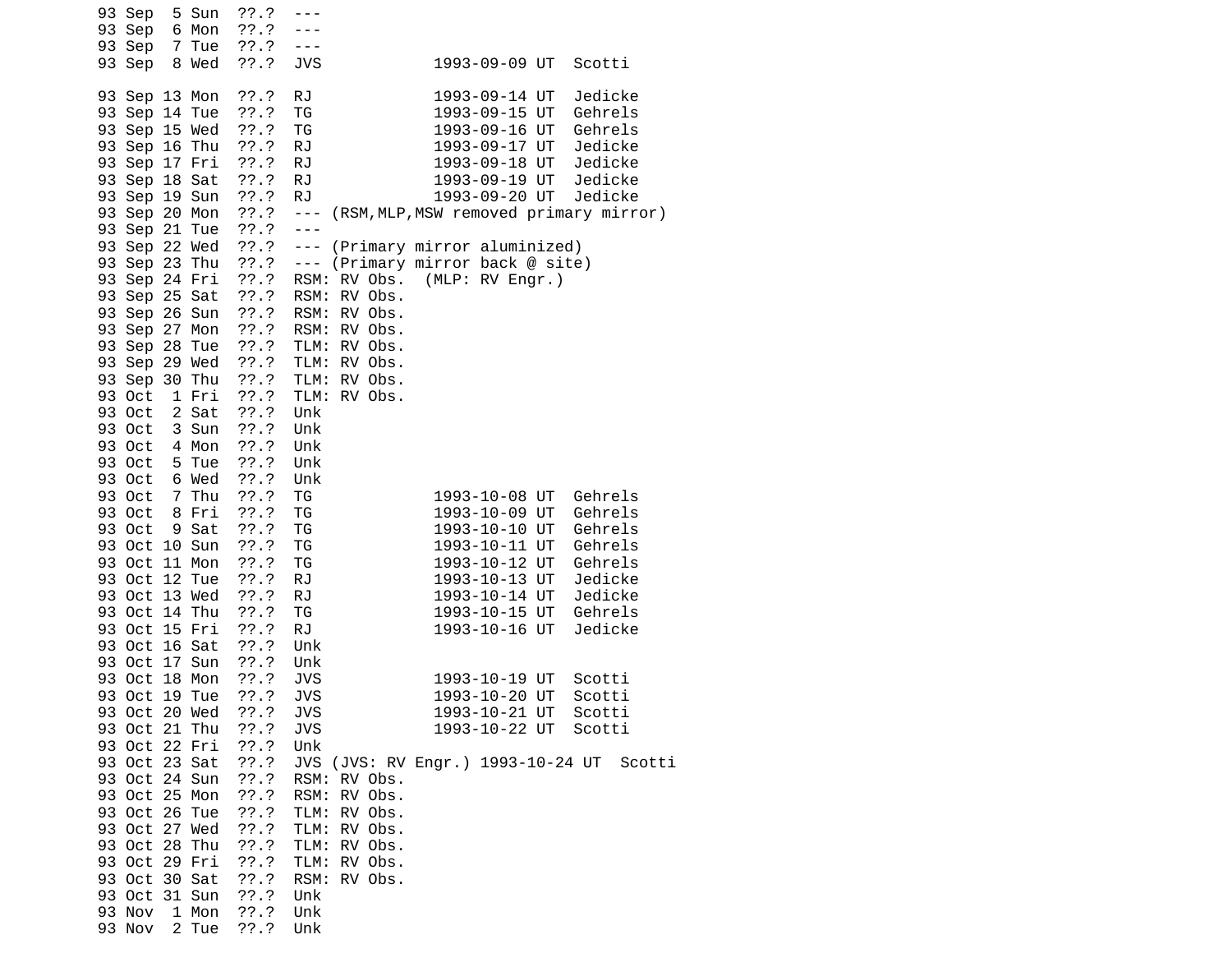```
93 Sep  5 Sun  ??.?  ---
93 Sep  6 Mon  ??.?  ---
93 Sep  7 Tue  ??.?  ---
93 Sep  8 Wed  ??.?  JVS            1993-09-09 UT  Scotti

93 Sep 13 Mon  ??.?  RJ             1993-09-14 UT  Jedicke
93 Sep 14 Tue  ??.?  TG             1993-09-15 UT  Gehrels
93 Sep 15 Wed  ??.?  TG             1993-09-16 UT  Gehrels
93 Sep 16 Thu  ??.?  RJ             1993-09-17 UT  Jedicke
93 Sep 17 Fri  ??.?  RJ             1993-09-18 UT  Jedicke
93 Sep 18 Sat  ??.?  RJ             1993-09-19 UT  Jedicke
93 Sep 19 Sun  ??.?  RJ             1993-09-20 UT  Jedicke
93 Sep 20 Mon  ??.?  --- (RSM,MLP,MSW removed primary mirror)
93 Sep 21 Tue  ??.?  ---
93 Sep 22 Wed  ??.?  --- (Primary mirror aluminized)
93 Sep 23 Thu  ??.?  --- (Primary mirror back @ site)
93 Sep 24 Fri  ??.?  RSM: RV Obs.  (MLP: RV Engr.)
93 Sep 25 Sat  ??.?  RSM: RV Obs.
93 Sep 26 Sun  ??.?  RSM: RV Obs.
93 Sep 27 Mon  ??.?  RSM: RV Obs.
93 Sep 28 Tue  ??.?  TLM: RV Obs.
93 Sep 29 Wed  ??.?  TLM: RV Obs.
93 Sep 30 Thu  ??.?  TLM: RV Obs.
93 Oct  1 Fri  ??.?  TLM: RV Obs.
93 Oct  2 Sat  ??.?  Unk
93 Oct  3 Sun  ??.?  Unk
93 Oct  4 Mon  ??.?  Unk
93 Oct  5 Tue  ??.?  Unk
93 Oct  6 Wed  ??.?  Unk
93 Oct  7 Thu  ??.?  TG             1993-10-08 UT  Gehrels
93 Oct  8 Fri  ??.?  TG             1993-10-09 UT  Gehrels
93 Oct  9 Sat  ??.?  TG             1993-10-10 UT  Gehrels
93 Oct 10 Sun  ??.?  TG             1993-10-11 UT  Gehrels
93 Oct 11 Mon  ??.?  TG             1993-10-12 UT  Gehrels
93 Oct 12 Tue  ??.?  RJ             1993-10-13 UT  Jedicke
93 Oct 13 Wed  ??.?  RJ             1993-10-14 UT  Jedicke
93 Oct 14 Thu  ??.?  TG             1993-10-15 UT  Gehrels
93 Oct 15 Fri  ??.?  RJ             1993-10-16 UT  Jedicke
93 Oct 16 Sat  ??.?  Unk
93 Oct 17 Sun  ??.?  Unk
93 Oct 18 Mon  ??.?  JVS            1993-10-19 UT  Scotti
93 Oct 19 Tue  ??.?  JVS            1993-10-20 UT  Scotti
93 Oct 20 Wed  ??.?  JVS            1993-10-21 UT  Scotti
93 Oct 21 Thu  ??.?  JVS            1993-10-22 UT  Scotti
93 Oct 22 Fri  ??.?  Unk
93 Oct 23 Sat  ??.?  JVS (JVS: RV Engr.) 1993-10-24 UT  Scotti
93 Oct 24 Sun  ??.?  RSM: RV Obs.
93 Oct 25 Mon  ??.?  RSM: RV Obs.
93 Oct 26 Tue  ??.?  TLM: RV Obs.
93 Oct 27 Wed  ??.?  TLM: RV Obs.
93 Oct 28 Thu  ??.?  TLM: RV Obs.
93 Oct 29 Fri  ??.?  TLM: RV Obs.
93 Oct 30 Sat  ??.?  RSM: RV Obs.
93 Oct 31 Sun  ??.?  Unk
93 Nov  1 Mon  ??.?  Unk
93 Nov  2 Tue  ??.?  Unk
```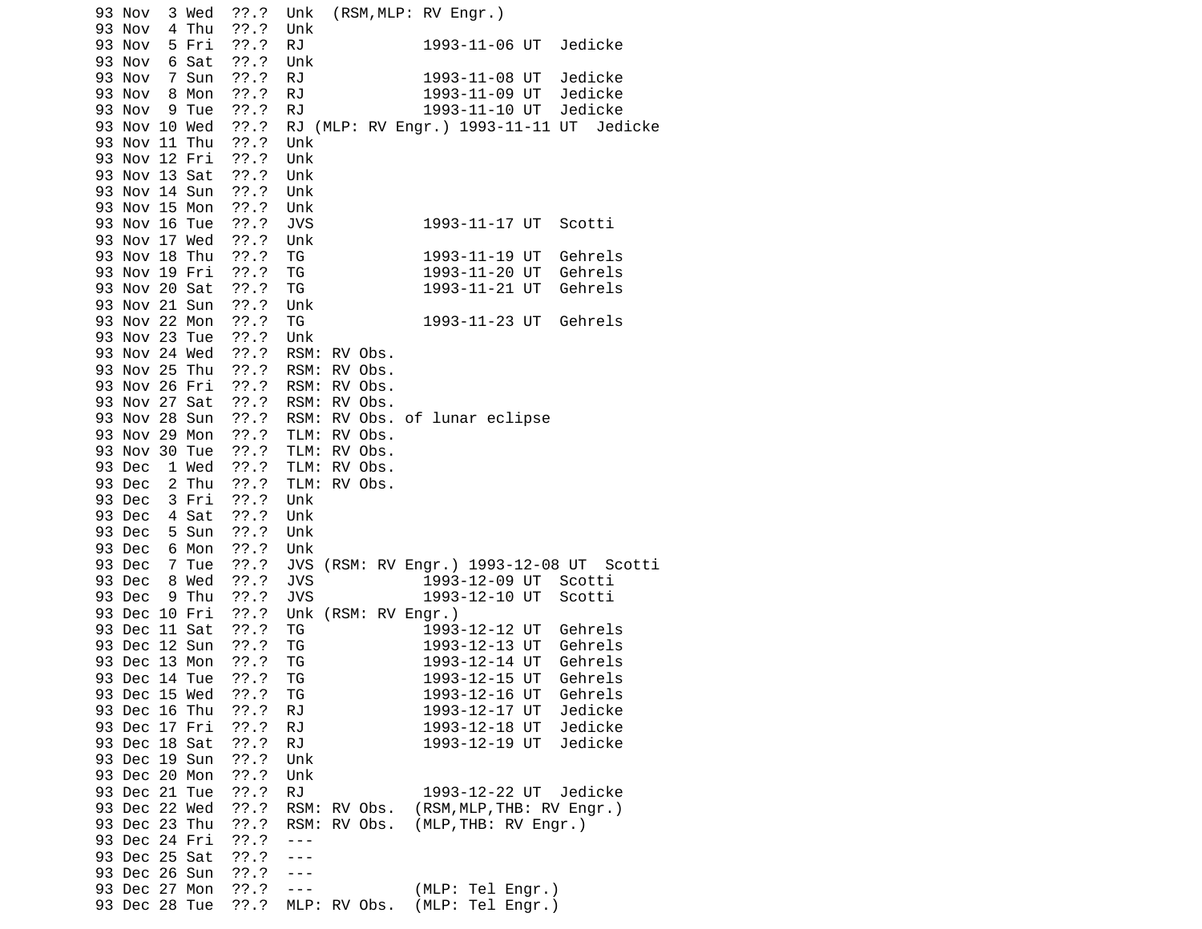```
93 Nov  3 Wed  ??.?  Unk  (RSM,MLP: RV Engr.)
93 Nov  4 Thu  ??.?  Unk
93 Nov  5 Fri  ??.?  RJ             1993-11-06 UT  Jedicke
93 Nov  6 Sat  ??.?  Unk
93 Nov  7 Sun  ??.?  RJ             1993-11-08 UT  Jedicke
93 Nov  8 Mon  ??.?  RJ             1993-11-09 UT  Jedicke
93 Nov  9 Tue  ??.?  RJ             1993-11-10 UT  Jedicke
93 Nov 10 Wed  ??.?  RJ (MLP: RV Engr.) 1993-11-11 UT  Jedicke
93 Nov 11 Thu  ??.?  Unk
93 Nov 12 Fri  ??.?  Unk
93 Nov 13 Sat  ??.?  Unk
93 Nov 14 Sun  ??.?  Unk
93 Nov 15 Mon  ??.?  Unk
93 Nov 16 Tue  ??.?  JVS            1993-11-17 UT  Scotti
93 Nov 17 Wed  ??.?  Unk
93 Nov 18 Thu  ??.?  TG             1993-11-19 UT  Gehrels
93 Nov 19 Fri  ??.?  TG             1993-11-20 UT  Gehrels
93 Nov 20 Sat  ??.?  TG             1993-11-21 UT  Gehrels
93 Nov 21 Sun  ??.?  Unk
93 Nov 22 Mon  ??.?  TG             1993-11-23 UT  Gehrels
93 Nov 23 Tue  ??.?  Unk
93 Nov 24 Wed  ??.?  RSM: RV Obs.
93 Nov 25 Thu  ??.?  RSM: RV Obs.
93 Nov 26 Fri  ??.?  RSM: RV Obs.
93 Nov 27 Sat  ??.?  RSM: RV Obs.
93 Nov 28 Sun  ??.?  RSM: RV Obs. of lunar eclipse
93 Nov 29 Mon  ??.?  TLM: RV Obs.
93 Nov 30 Tue  ??.?  TLM: RV Obs.
93 Dec  1 Wed  ??.?  TLM: RV Obs.
93 Dec  2 Thu  ??.?  TLM: RV Obs.
93 Dec  3 Fri  ??.?  Unk
93 Dec  4 Sat  ??.?  Unk
93 Dec  5 Sun  ??.?  Unk
93 Dec  6 Mon  ??.?  Unk
93 Dec  7 Tue  ??.?  JVS (RSM: RV Engr.) 1993-12-08 UT  Scotti
93 Dec  8 Wed  ??.?  JVS            1993-12-09 UT  Scotti
93 Dec  9 Thu  ??.?  JVS            1993-12-10 UT  Scotti
93 Dec 10 Fri  ??.?  Unk (RSM: RV Engr.)
93 Dec 11 Sat  ??.?  TG             1993-12-12 UT  Gehrels
93 Dec 12 Sun  ??.?  TG             1993-12-13 UT  Gehrels
93 Dec 13 Mon  ??.?  TG             1993-12-14 UT  Gehrels
93 Dec 14 Tue  ??.?  TG             1993-12-15 UT  Gehrels
93 Dec 15 Wed  ??.?  TG             1993-12-16 UT  Gehrels
93 Dec 16 Thu  ??.?  RJ             1993-12-17 UT  Jedicke
93 Dec 17 Fri  ??.?  RJ             1993-12-18 UT  Jedicke
93 Dec 18 Sat  ??.?  RJ             1993-12-19 UT  Jedicke
93 Dec 19 Sun  ??.?  Unk
93 Dec 20 Mon  ??.?  Unk
93 Dec 21 Tue  ??.?  RJ             1993-12-22 UT  Jedicke
93 Dec 22 Wed  ??.?  RSM: RV Obs.  (RSM,MLP,THB: RV Engr.)
93 Dec 23 Thu  ??.?  RSM: RV Obs.  (MLP,THB: RV Engr.)
93 Dec 24 Fri  ??.?  ---
93 Dec 25 Sat  ??.?  ---
93 Dec 26 Sun  ??.?  ---
93 Dec 27 Mon  ??.?  ---           (MLP: Tel Engr.)
93 Dec 28 Tue  ??.?  MLP: RV Obs.  (MLP: Tel Engr.)
```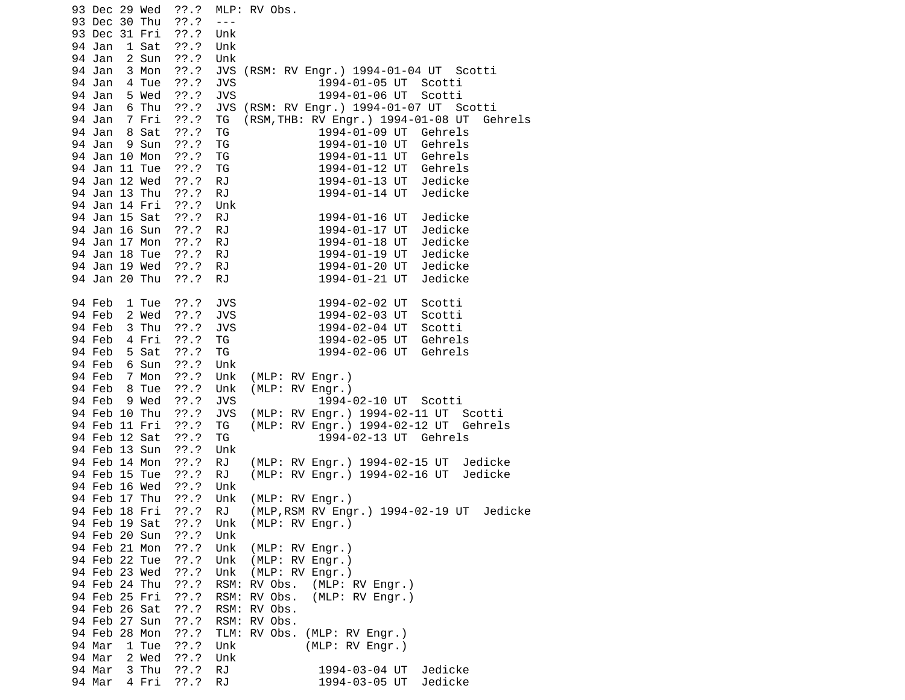```
93 Dec 29 Wed  ??.?  MLP: RV Obs.
93 Dec 30 Thu  ??.?  ---
93 Dec 31 Fri  ??.?  Unk
94 Jan  1 Sat  ??.?  Unk
94 Jan  2 Sun  ??.?  Unk
94 Jan  3 Mon  ??.?  JVS (RSM: RV Engr.) 1994-01-04 UT  Scotti
94 Jan  4 Tue  ??.?  JVS            1994-01-05 UT  Scotti
94 Jan  5 Wed  ??.?  JVS            1994-01-06 UT  Scotti
94 Jan  6 Thu  ??.?  JVS (RSM: RV Engr.) 1994-01-07 UT  Scotti
94 Jan  7 Fri  ??.?  TG  (RSM,THB: RV Engr.) 1994-01-08 UT  Gehrels
94 Jan  8 Sat  ??.?  TG             1994-01-09 UT  Gehrels
94 Jan  9 Sun  ??.?  TG             1994-01-10 UT  Gehrels
94 Jan 10 Mon  ??.?  TG             1994-01-11 UT  Gehrels
94 Jan 11 Tue  ??.?  TG             1994-01-12 UT  Gehrels
94 Jan 12 Wed  ??.?  RJ             1994-01-13 UT  Jedicke
94 Jan 13 Thu  ??.?  RJ             1994-01-14 UT  Jedicke
94 Jan 14 Fri  ??.?  Unk
94 Jan 15 Sat  ??.?  RJ             1994-01-16 UT  Jedicke
94 Jan 16 Sun  ??.?  RJ             1994-01-17 UT  Jedicke
94 Jan 17 Mon  ??.?  RJ             1994-01-18 UT  Jedicke
94 Jan 18 Tue  ??.?  RJ             1994-01-19 UT  Jedicke
94 Jan 19 Wed  ??.?  RJ             1994-01-20 UT  Jedicke
94 Jan 20 Thu  ??.?  RJ             1994-01-21 UT  Jedicke

94 Feb  1 Tue  ??.?  JVS            1994-02-02 UT  Scotti
94 Feb  2 Wed  ??.?  JVS            1994-02-03 UT  Scotti
94 Feb  3 Thu  ??.?  JVS            1994-02-04 UT  Scotti
94 Feb  4 Fri  ??.?  TG             1994-02-05 UT  Gehrels
94 Feb  5 Sat  ??.?  TG             1994-02-06 UT  Gehrels
94 Feb  6 Sun  ??.?  Unk
94 Feb  7 Mon  ??.?  Unk  (MLP: RV Engr.)
94 Feb  8 Tue  ??.?  Unk  (MLP: RV Engr.)
94 Feb  9 Wed  ??.?  JVS            1994-02-10 UT  Scotti
94 Feb 10 Thu  ??.?  JVS  (MLP: RV Engr.) 1994-02-11 UT  Scotti
94 Feb 11 Fri  ??.?  TG   (MLP: RV Engr.) 1994-02-12 UT  Gehrels
94 Feb 12 Sat  ??.?  TG             1994-02-13 UT  Gehrels
94 Feb 13 Sun  ??.?  Unk
94 Feb 14 Mon  ??.?  RJ   (MLP: RV Engr.) 1994-02-15 UT  Jedicke
94 Feb 15 Tue  ??.?  RJ   (MLP: RV Engr.) 1994-02-16 UT  Jedicke
94 Feb 16 Wed  ??.?  Unk
94 Feb 17 Thu  ??.?  Unk  (MLP: RV Engr.)
94 Feb 18 Fri  ??.?  RJ   (MLP,RSM RV Engr.) 1994-02-19 UT  Jedicke
94 Feb 19 Sat  ??.?  Unk  (MLP: RV Engr.)
94 Feb 20 Sun  ??.?  Unk
94 Feb 21 Mon  ??.?  Unk  (MLP: RV Engr.)
94 Feb 22 Tue  ??.?  Unk  (MLP: RV Engr.)
94 Feb 23 Wed  ??.?  Unk  (MLP: RV Engr.)
94 Feb 24 Thu  ??.?  RSM: RV Obs.  (MLP: RV Engr.)
94 Feb 25 Fri  ??.?  RSM: RV Obs.  (MLP: RV Engr.)
94 Feb 26 Sat  ??.?  RSM: RV Obs.
94 Feb 27 Sun  ??.?  RSM: RV Obs.
94 Feb 28 Mon  ??.?  TLM: RV Obs. (MLP: RV Engr.)
94 Mar  1 Tue  ??.?  Unk          (MLP: RV Engr.)
94 Mar  2 Wed  ??.?  Unk
94 Mar  3 Thu  ??.?  RJ             1994-03-04 UT  Jedicke
94 Mar  4 Fri  ??.?  RJ             1994-03-05 UT  Jedicke
```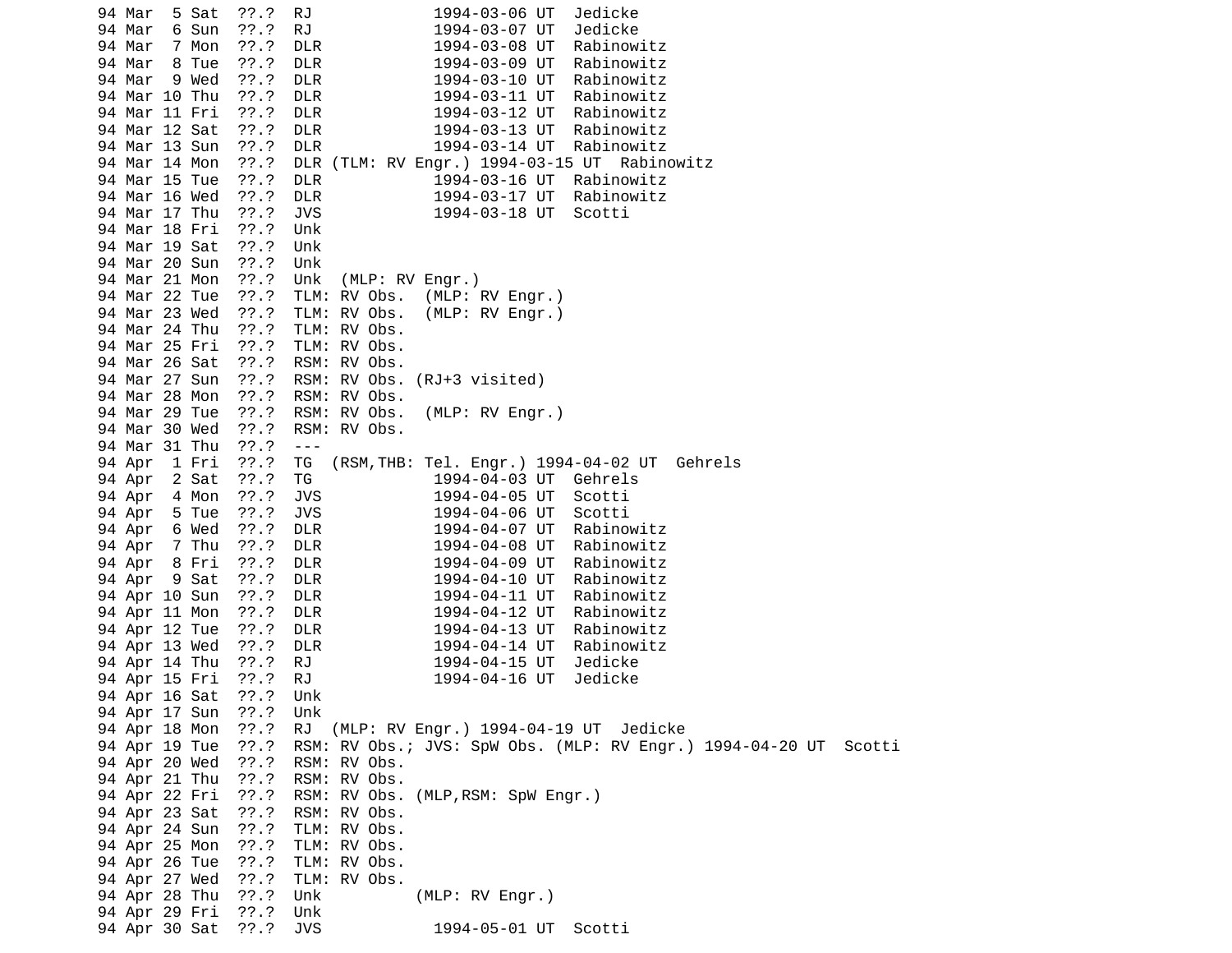```
94 Mar  5 Sat  ??.?  RJ             1994-03-06 UT  Jedicke
94 Mar  6 Sun  ??.?  RJ             1994-03-07 UT  Jedicke
94 Mar  7 Mon  ??.?  DLR            1994-03-08 UT  Rabinowitz
94 Mar  8 Tue  ??.?  DLR            1994-03-09 UT  Rabinowitz
94 Mar  9 Wed  ??.?  DLR            1994-03-10 UT  Rabinowitz
94 Mar 10 Thu  ??.?  DLR            1994-03-11 UT  Rabinowitz
94 Mar 11 Fri  ??.?  DLR            1994-03-12 UT  Rabinowitz
94 Mar 12 Sat  ??.?  DLR            1994-03-13 UT  Rabinowitz
94 Mar 13 Sun  ??.?  DLR            1994-03-14 UT  Rabinowitz
94 Mar 14 Mon  ??.?  DLR (TLM: RV Engr.) 1994-03-15 UT  Rabinowitz
94 Mar 15 Tue  ??.?  DLR            1994-03-16 UT  Rabinowitz
94 Mar 16 Wed  ??.?  DLR            1994-03-17 UT  Rabinowitz
94 Mar 17 Thu  ??.?  JVS            1994-03-18 UT  Scotti
94 Mar 18 Fri  ??.?  Unk
94 Mar 19 Sat  ??.?  Unk
94 Mar 20 Sun  ??.?  Unk
94 Mar 21 Mon  ??.?  Unk  (MLP: RV Engr.)
94 Mar 22 Tue  ??.?  TLM: RV Obs.  (MLP: RV Engr.)
94 Mar 23 Wed  ??.?  TLM: RV Obs.  (MLP: RV Engr.)
94 Mar 24 Thu  ??.?  TLM: RV Obs.
94 Mar 25 Fri  ??.?  TLM: RV Obs.
94 Mar 26 Sat  ??.?  RSM: RV Obs.
94 Mar 27 Sun  ??.?  RSM: RV Obs. (RJ+3 visited)
94 Mar 28 Mon  ??.?  RSM: RV Obs.
94 Mar 29 Tue  ??.?  RSM: RV Obs.  (MLP: RV Engr.)
94 Mar 30 Wed  ??.?  RSM: RV Obs.
94 Mar 31 Thu  ??.?  ---
94 Apr  1 Fri  ??.?  TG  (RSM,THB: Tel. Engr.) 1994-04-02 UT  Gehrels
94 Apr  2 Sat  ??.?  TG             1994-04-03 UT  Gehrels
94 Apr  4 Mon  ??.?  JVS            1994-04-05 UT  Scotti
94 Apr  5 Tue  ??.?  JVS            1994-04-06 UT  Scotti
94 Apr  6 Wed  ??.?  DLR            1994-04-07 UT  Rabinowitz
94 Apr  7 Thu  ??.?  DLR            1994-04-08 UT  Rabinowitz
94 Apr  8 Fri  ??.?  DLR            1994-04-09 UT  Rabinowitz
94 Apr  9 Sat  ??.?  DLR            1994-04-10 UT  Rabinowitz
94 Apr 10 Sun  ??.?  DLR            1994-04-11 UT  Rabinowitz
94 Apr 11 Mon  ??.?  DLR            1994-04-12 UT  Rabinowitz
94 Apr 12 Tue  ??.?  DLR            1994-04-13 UT  Rabinowitz
94 Apr 13 Wed  ??.?  DLR            1994-04-14 UT  Rabinowitz
94 Apr 14 Thu  ??.?  RJ             1994-04-15 UT  Jedicke
94 Apr 15 Fri  ??.?  RJ             1994-04-16 UT  Jedicke
94 Apr 16 Sat  ??.?  Unk
94 Apr 17 Sun  ??.?  Unk
94 Apr 18 Mon  ??.?  RJ  (MLP: RV Engr.) 1994-04-19 UT  Jedicke
94 Apr 19 Tue  ??.?  RSM: RV Obs.; JVS: SpW Obs. (MLP: RV Engr.) 1994-04-20 UT  Scotti
94 Apr 20 Wed  ??.?  RSM: RV Obs.
94 Apr 21 Thu  ??.?  RSM: RV Obs.
94 Apr 22 Fri  ??.?  RSM: RV Obs. (MLP,RSM: SpW Engr.)
94 Apr 23 Sat  ??.?  RSM: RV Obs.
94 Apr 24 Sun  ??.?  TLM: RV Obs.
94 Apr 25 Mon  ??.?  TLM: RV Obs.
94 Apr 26 Tue  ??.?  TLM: RV Obs.
94 Apr 27 Wed  ??.?  TLM: RV Obs.
94 Apr 28 Thu  ??.?  Unk          (MLP: RV Engr.)
94 Apr 29 Fri  ??.?  Unk
94 Apr 30 Sat  ??.?  JVS            1994-05-01 UT  Scotti
```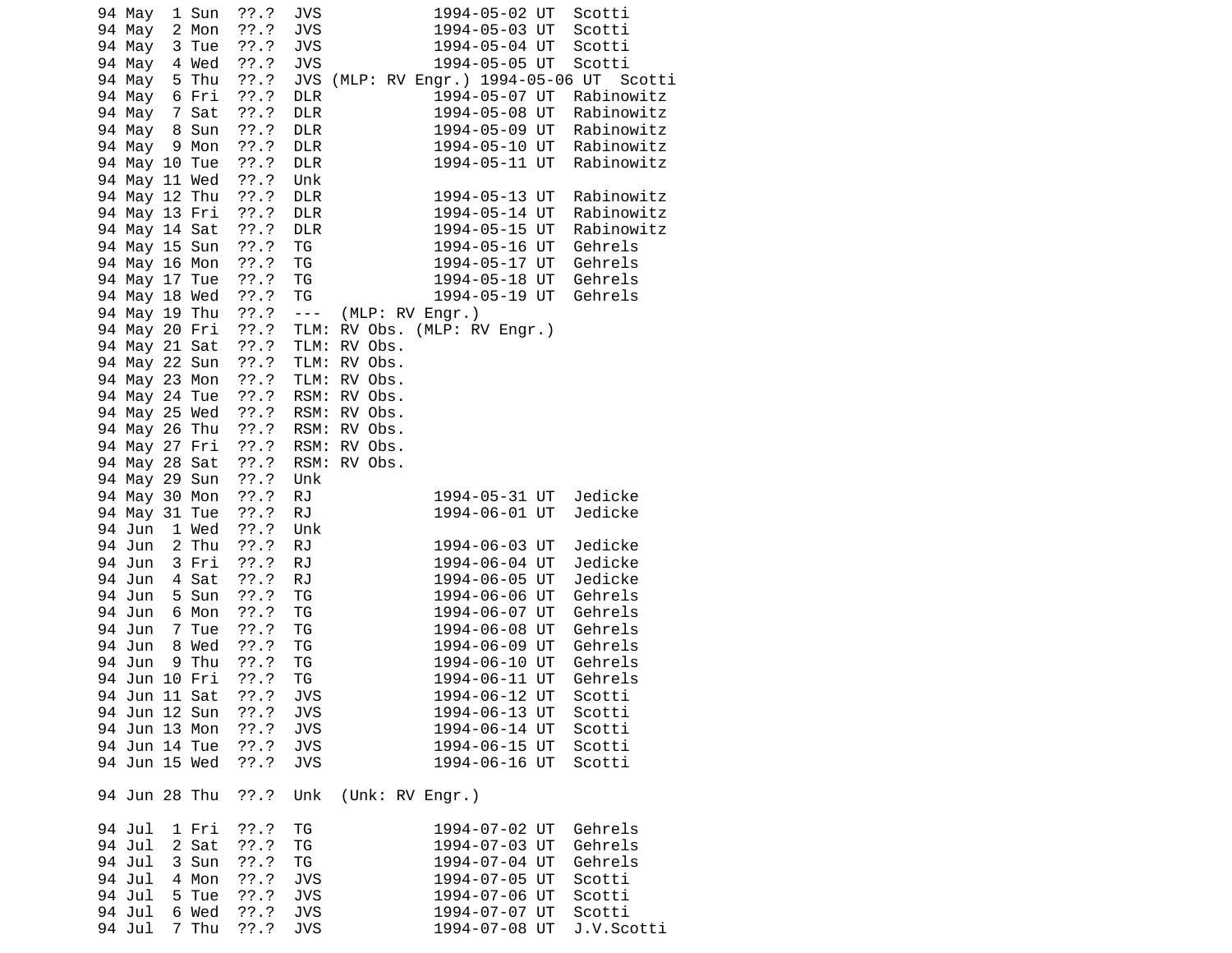```
94 May  1 Sun  ??.?  JVS            1994-05-02 UT  Scotti
94 May  2 Mon  ??.?  JVS            1994-05-03 UT  Scotti
94 May  3 Tue  ??.?  JVS            1994-05-04 UT  Scotti
94 May  4 Wed  ??.?  JVS            1994-05-05 UT  Scotti
94 May  5 Thu  ??.?  JVS (MLP: RV Engr.) 1994-05-06 UT  Scotti
94 May  6 Fri  ??.?  DLR            1994-05-07 UT  Rabinowitz
94 May  7 Sat  ??.?  DLR            1994-05-08 UT  Rabinowitz
94 May  8 Sun  ??.?  DLR            1994-05-09 UT  Rabinowitz
94 May  9 Mon  ??.?  DLR            1994-05-10 UT  Rabinowitz
94 May 10 Tue  ??.?  DLR            1994-05-11 UT  Rabinowitz
94 May 11 Wed  ??.?  Unk
94 May 12 Thu  ??.?  DLR            1994-05-13 UT  Rabinowitz
94 May 13 Fri  ??.?  DLR            1994-05-14 UT  Rabinowitz
94 May 14 Sat  ??.?  DLR            1994-05-15 UT  Rabinowitz
94 May 15 Sun  ??.?  TG             1994-05-16 UT  Gehrels
94 May 16 Mon  ??.?  TG             1994-05-17 UT  Gehrels
94 May 17 Tue  ??.?  TG             1994-05-18 UT  Gehrels
94 May 18 Wed  ??.?  TG             1994-05-19 UT  Gehrels
94 May 19 Thu  ??.?  ---  (MLP: RV Engr.)
94 May 20 Fri  ??.?  TLM: RV Obs. (MLP: RV Engr.)
94 May 21 Sat  ??.?  TLM: RV Obs.
94 May 22 Sun  ??.?  TLM: RV Obs.
94 May 23 Mon  ??.?  TLM: RV Obs.
94 May 24 Tue  ??.?  RSM: RV Obs.
94 May 25 Wed  ??.?  RSM: RV Obs.
94 May 26 Thu  ??.?  RSM: RV Obs.
94 May 27 Fri  ??.?  RSM: RV Obs.
94 May 28 Sat  ??.?  RSM: RV Obs.
94 May 29 Sun  ??.?  Unk
94 May 30 Mon  ??.?  RJ             1994-05-31 UT  Jedicke
94 May 31 Tue  ??.?  RJ             1994-06-01 UT  Jedicke
94 Jun  1 Wed  ??.?  Unk
94 Jun  2 Thu  ??.?  RJ             1994-06-03 UT  Jedicke
94 Jun  3 Fri  ??.?  RJ             1994-06-04 UT  Jedicke
94 Jun  4 Sat  ??.?  RJ             1994-06-05 UT  Jedicke
94 Jun  5 Sun  ??.?  TG             1994-06-06 UT  Gehrels
94 Jun  6 Mon  ??.?  TG             1994-06-07 UT  Gehrels
94 Jun  7 Tue  ??.?  TG             1994-06-08 UT  Gehrels
94 Jun  8 Wed  ??.?  TG             1994-06-09 UT  Gehrels
94 Jun  9 Thu  ??.?  TG             1994-06-10 UT  Gehrels
94 Jun 10 Fri  ??.?  TG             1994-06-11 UT  Gehrels
94 Jun 11 Sat  ??.?  JVS            1994-06-12 UT  Scotti
94 Jun 12 Sun  ??.?  JVS            1994-06-13 UT  Scotti
94 Jun 13 Mon  ??.?  JVS            1994-06-14 UT  Scotti
94 Jun 14 Tue  ??.?  JVS            1994-06-15 UT  Scotti
94 Jun 15 Wed  ??.?  JVS            1994-06-16 UT  Scotti

94 Jun 28 Thu  ??.?  Unk  (Unk: RV Engr.)

94 Jul  1 Fri  ??.?  TG             1994-07-02 UT  Gehrels
94 Jul  2 Sat  ??.?  TG             1994-07-03 UT  Gehrels
94 Jul  3 Sun  ??.?  TG             1994-07-04 UT  Gehrels
94 Jul  4 Mon  ??.?  JVS            1994-07-05 UT  Scotti
94 Jul  5 Tue  ??.?  JVS            1994-07-06 UT  Scotti
94 Jul  6 Wed  ??.?  JVS            1994-07-07 UT  Scotti
94 Jul  7 Thu  ??.?  JVS            1994-07-08 UT  J.V.Scotti
```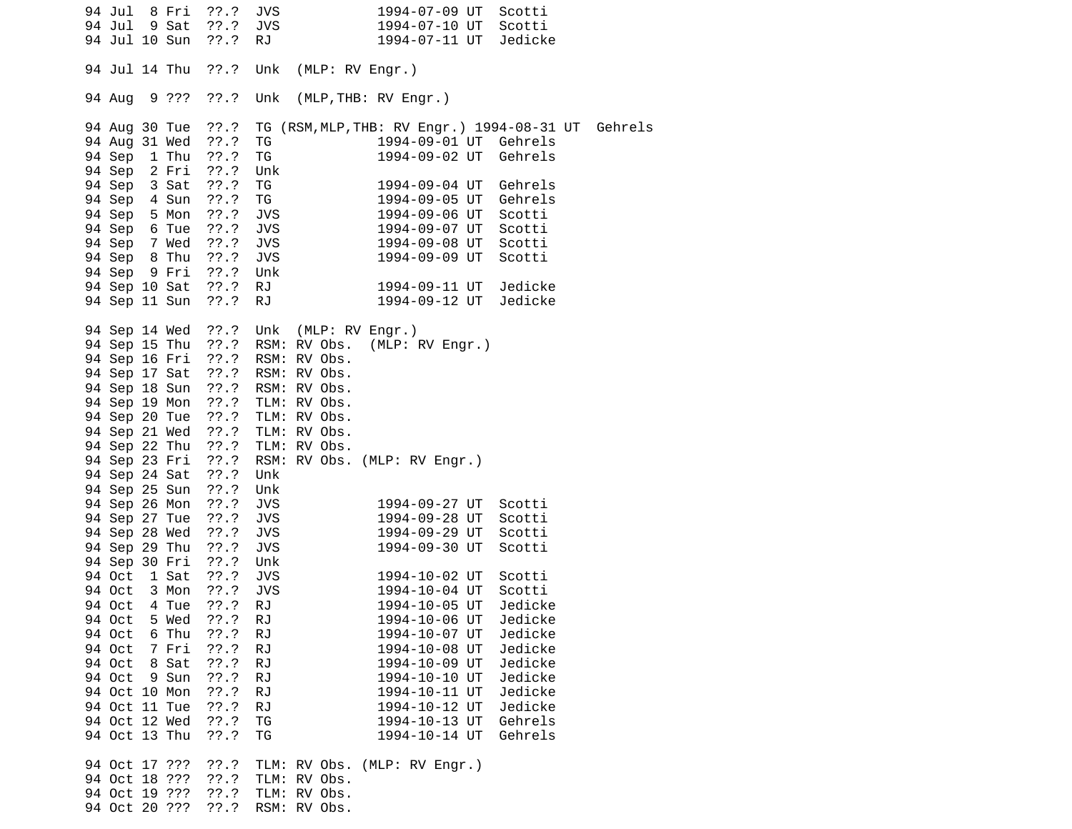```
94 Jul  8 Fri  ??.?  JVS            1994-07-09 UT  Scotti
94 Jul  9 Sat  ??.?  JVS            1994-07-10 UT  Scotti
94 Jul 10 Sun  ??.?  RJ             1994-07-11 UT  Jedicke

94 Jul 14 Thu  ??.?  Unk  (MLP: RV Engr.)

94 Aug  9 ???  ??.?  Unk  (MLP,THB: RV Engr.)

94 Aug 30 Tue  ??.?  TG (RSM,MLP,THB: RV Engr.) 1994-08-31 UT  Gehrels
94 Aug 31 Wed  ??.?  TG             1994-09-01 UT  Gehrels
94 Sep  1 Thu  ??.?  TG             1994-09-02 UT  Gehrels
94 Sep  2 Fri  ??.?  Unk
94 Sep  3 Sat  ??.?  TG             1994-09-04 UT  Gehrels
94 Sep  4 Sun  ??.?  TG             1994-09-05 UT  Gehrels
94 Sep  5 Mon  ??.?  JVS            1994-09-06 UT  Scotti
94 Sep  6 Tue  ??.?  JVS            1994-09-07 UT  Scotti
94 Sep  7 Wed  ??.?  JVS            1994-09-08 UT  Scotti
94 Sep  8 Thu  ??.?  JVS            1994-09-09 UT  Scotti
94 Sep  9 Fri  ??.?  Unk
94 Sep 10 Sat  ??.?  RJ             1994-09-11 UT  Jedicke
94 Sep 11 Sun  ??.?  RJ             1994-09-12 UT  Jedicke

94 Sep 14 Wed  ??.?  Unk  (MLP: RV Engr.)
94 Sep 15 Thu  ??.?  RSM: RV Obs.  (MLP: RV Engr.)
94 Sep 16 Fri  ??.?  RSM: RV Obs.
94 Sep 17 Sat  ??.?  RSM: RV Obs.
94 Sep 18 Sun  ??.?  RSM: RV Obs.
94 Sep 19 Mon  ??.?  TLM: RV Obs.
94 Sep 20 Tue  ??.?  TLM: RV Obs.
94 Sep 21 Wed  ??.?  TLM: RV Obs.
94 Sep 22 Thu  ??.?  TLM: RV Obs.
94 Sep 23 Fri  ??.?  RSM: RV Obs. (MLP: RV Engr.)
94 Sep 24 Sat  ??.?  Unk
94 Sep 25 Sun  ??.?  Unk
94 Sep 26 Mon  ??.?  JVS            1994-09-27 UT  Scotti
94 Sep 27 Tue  ??.?  JVS            1994-09-28 UT  Scotti
94 Sep 28 Wed  ??.?  JVS            1994-09-29 UT  Scotti
94 Sep 29 Thu  ??.?  JVS            1994-09-30 UT  Scotti
94 Sep 30 Fri  ??.?  Unk
94 Oct  1 Sat  ??.?  JVS            1994-10-02 UT  Scotti
94 Oct  3 Mon  ??.?  JVS            1994-10-04 UT  Scotti
94 Oct  4 Tue  ??.?  RJ             1994-10-05 UT  Jedicke
94 Oct  5 Wed  ??.?  RJ             1994-10-06 UT  Jedicke
94 Oct  6 Thu  ??.?  RJ             1994-10-07 UT  Jedicke
94 Oct  7 Fri  ??.?  RJ             1994-10-08 UT  Jedicke
94 Oct  8 Sat  ??.?  RJ             1994-10-09 UT  Jedicke
94 Oct  9 Sun  ??.?  RJ             1994-10-10 UT  Jedicke
94 Oct 10 Mon  ??.?  RJ             1994-10-11 UT  Jedicke
94 Oct 11 Tue  ??.?  RJ             1994-10-12 UT  Jedicke
94 Oct 12 Wed  ??.?  TG             1994-10-13 UT  Gehrels
94 Oct 13 Thu  ??.?  TG             1994-10-14 UT  Gehrels

94 Oct 17 ???  ??.?  TLM: RV Obs. (MLP: RV Engr.)
94 Oct 18 ???  ??.?  TLM: RV Obs.
94 Oct 19 ???  ??.?  TLM: RV Obs.
94 Oct 20 ???  ??.?  RSM: RV Obs.
```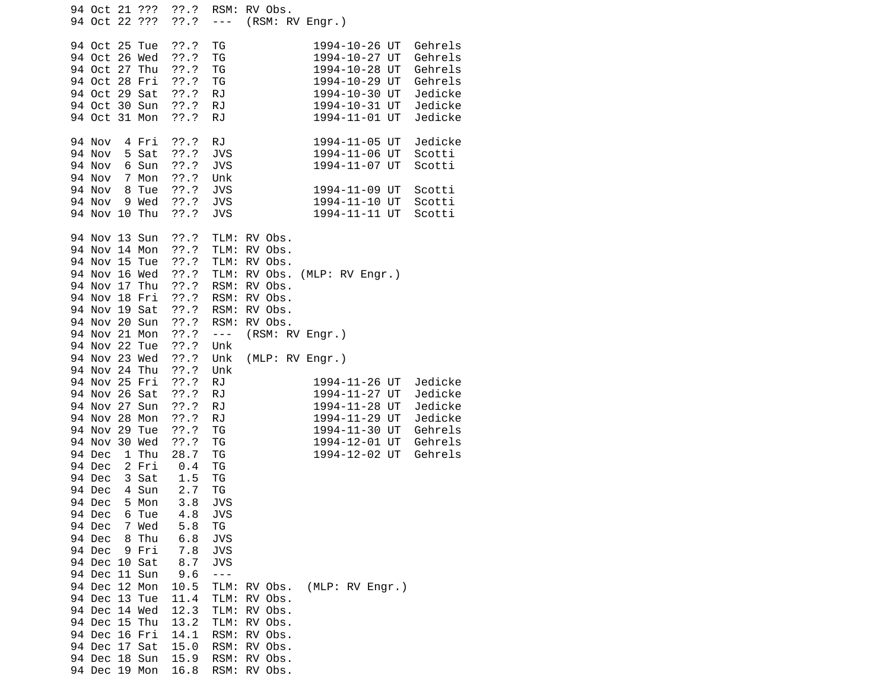```
94 Oct 21 ???  ??.?  RSM: RV Obs.
94 Oct 22 ???  ??.?  ---  (RSM: RV Engr.)

94 Oct 25 Tue  ??.?  TG             1994-10-26 UT  Gehrels
94 Oct 26 Wed  ??.?  TG             1994-10-27 UT  Gehrels
94 Oct 27 Thu  ??.?  TG             1994-10-28 UT  Gehrels
94 Oct 28 Fri  ??.?  TG             1994-10-29 UT  Gehrels
94 Oct 29 Sat  ??.?  RJ             1994-10-30 UT  Jedicke
94 Oct 30 Sun  ??.?  RJ             1994-10-31 UT  Jedicke
94 Oct 31 Mon  ??.?  RJ             1994-11-01 UT  Jedicke

94 Nov  4 Fri  ??.?  RJ             1994-11-05 UT  Jedicke
94 Nov  5 Sat  ??.?  JVS            1994-11-06 UT  Scotti
94 Nov  6 Sun  ??.?  JVS            1994-11-07 UT  Scotti
94 Nov  7 Mon  ??.?  Unk
94 Nov  8 Tue  ??.?  JVS            1994-11-09 UT  Scotti
94 Nov  9 Wed  ??.?  JVS            1994-11-10 UT  Scotti
94 Nov 10 Thu  ??.?  JVS            1994-11-11 UT  Scotti

94 Nov 13 Sun  ??.?  TLM: RV Obs.
94 Nov 14 Mon  ??.?  TLM: RV Obs.
94 Nov 15 Tue  ??.?  TLM: RV Obs.
94 Nov 16 Wed  ??.?  TLM: RV Obs. (MLP: RV Engr.)
94 Nov 17 Thu  ??.?  RSM: RV Obs.
94 Nov 18 Fri  ??.?  RSM: RV Obs.
94 Nov 19 Sat  ??.?  RSM: RV Obs.
94 Nov 20 Sun  ??.?  RSM: RV Obs.
94 Nov 21 Mon  ??.?  ---  (RSM: RV Engr.)
94 Nov 22 Tue  ??.?  Unk
94 Nov 23 Wed  ??.?  Unk  (MLP: RV Engr.)
94 Nov 24 Thu  ??.?  Unk
94 Nov 25 Fri  ??.?  RJ             1994-11-26 UT  Jedicke
94 Nov 26 Sat  ??.?  RJ             1994-11-27 UT  Jedicke
94 Nov 27 Sun  ??.?  RJ             1994-11-28 UT  Jedicke
94 Nov 28 Mon  ??.?  RJ             1994-11-29 UT  Jedicke
94 Nov 29 Tue  ??.?  TG             1994-11-30 UT  Gehrels
94 Nov 30 Wed  ??.?  TG             1994-12-01 UT  Gehrels
94 Dec  1 Thu  28.7  TG             1994-12-02 UT  Gehrels
94 Dec  2 Fri   0.4  TG
94 Dec  3 Sat   1.5  TG
94 Dec  4 Sun   2.7  TG
94 Dec  5 Mon   3.8  JVS
94 Dec  6 Tue   4.8  JVS
94 Dec  7 Wed   5.8  TG
94 Dec  8 Thu   6.8  JVS
94 Dec  9 Fri   7.8  JVS
94 Dec 10 Sat   8.7  JVS
94 Dec 11 Sun   9.6  ---
94 Dec 12 Mon  10.5  TLM: RV Obs.  (MLP: RV Engr.)
94 Dec 13 Tue  11.4  TLM: RV Obs.
94 Dec 14 Wed  12.3  TLM: RV Obs.
94 Dec 15 Thu  13.2  TLM: RV Obs.
94 Dec 16 Fri  14.1  RSM: RV Obs.
94 Dec 17 Sat  15.0  RSM: RV Obs.
94 Dec 18 Sun  15.9  RSM: RV Obs.
94 Dec 19 Mon  16.8  RSM: RV Obs.
```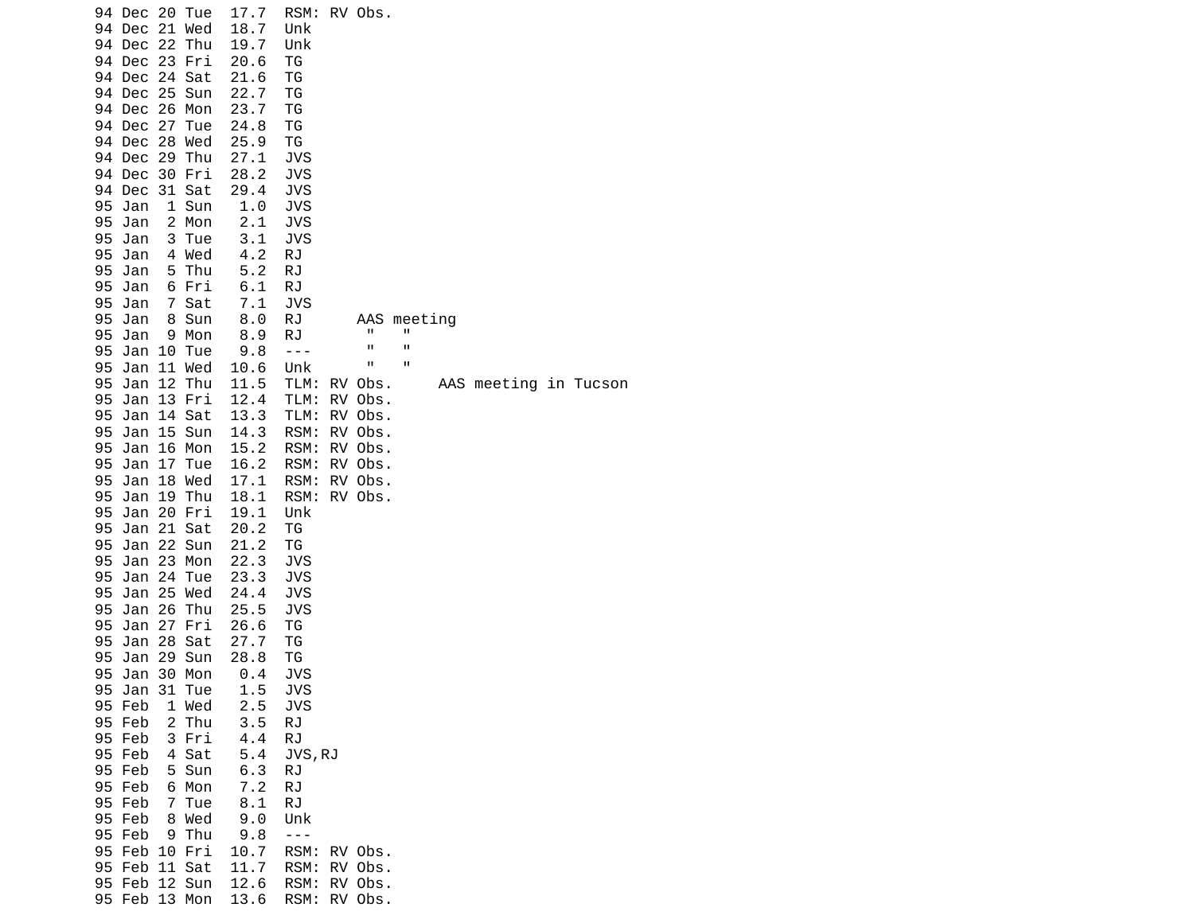```
94 Dec 20 Tue  17.7  RSM: RV Obs.
94 Dec 21 Wed  18.7  Unk
94 Dec 22 Thu  19.7  Unk
94 Dec 23 Fri  20.6  TG
94 Dec 24 Sat  21.6  TG
94 Dec 25 Sun  22.7  TG
94 Dec 26 Mon  23.7  TG
94 Dec 27 Tue  24.8  TG
94 Dec 28 Wed  25.9  TG
94 Dec 29 Thu  27.1  JVS
94 Dec 30 Fri  28.2  JVS
94 Dec 31 Sat  29.4  JVS
95 Jan  1 Sun   1.0  JVS
95 Jan  2 Mon   2.1  JVS
95 Jan  3 Tue   3.1  JVS
95 Jan  4 Wed   4.2  RJ
95 Jan  5 Thu   5.2  RJ
95 Jan  6 Fri   6.1  RJ
95 Jan  7 Sat   7.1  JVS
95 Jan  8 Sun   8.0  RJ      AAS meeting
95 Jan  9 Mon   8.9  RJ       "   "
95 Jan 10 Tue   9.8  ---      "   "
95 Jan 11 Wed  10.6  Unk      "   "
95 Jan 12 Thu  11.5  TLM: RV Obs.     AAS meeting in Tucson
95 Jan 13 Fri  12.4  TLM: RV Obs.
95 Jan 14 Sat  13.3  TLM: RV Obs.
95 Jan 15 Sun  14.3  RSM: RV Obs.
95 Jan 16 Mon  15.2  RSM: RV Obs.
95 Jan 17 Tue  16.2  RSM: RV Obs.
95 Jan 18 Wed  17.1  RSM: RV Obs.
95 Jan 19 Thu  18.1  RSM: RV Obs.
95 Jan 20 Fri  19.1  Unk
95 Jan 21 Sat  20.2  TG
95 Jan 22 Sun  21.2  TG
95 Jan 23 Mon  22.3  JVS
95 Jan 24 Tue  23.3  JVS
95 Jan 25 Wed  24.4  JVS
95 Jan 26 Thu  25.5  JVS
95 Jan 27 Fri  26.6  TG
95 Jan 28 Sat  27.7  TG
95 Jan 29 Sun  28.8  TG
95 Jan 30 Mon   0.4  JVS
95 Jan 31 Tue   1.5  JVS
95 Feb  1 Wed   2.5  JVS
95 Feb  2 Thu   3.5  RJ
95 Feb  3 Fri   4.4  RJ
95 Feb  4 Sat   5.4  JVS,RJ
95 Feb  5 Sun   6.3  RJ
95 Feb  6 Mon   7.2  RJ
95 Feb  7 Tue   8.1  RJ
95 Feb  8 Wed   9.0  Unk
95 Feb  9 Thu   9.8  ---
95 Feb 10 Fri  10.7  RSM: RV Obs.
95 Feb 11 Sat  11.7  RSM: RV Obs.
95 Feb 12 Sun  12.6  RSM: RV Obs.
95 Feb 13 Mon  13.6  RSM: RV Obs.
```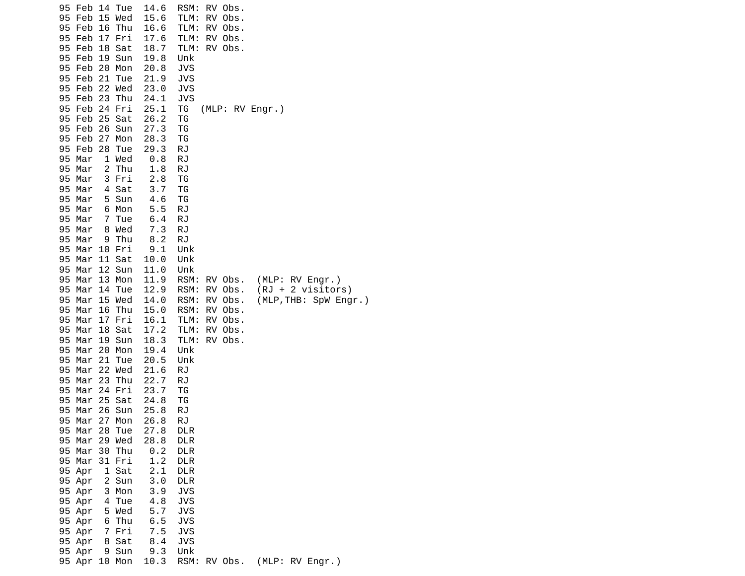```
95 Feb 14 Tue  14.6  RSM: RV Obs.
95 Feb 15 Wed  15.6  TLM: RV Obs.
95 Feb 16 Thu  16.6  TLM: RV Obs.
95 Feb 17 Fri  17.6  TLM: RV Obs.
95 Feb 18 Sat  18.7  TLM: RV Obs.
95 Feb 19 Sun  19.8  Unk
95 Feb 20 Mon  20.8  JVS
95 Feb 21 Tue  21.9  JVS
95 Feb 22 Wed  23.0  JVS
95 Feb 23 Thu  24.1  JVS
95 Feb 24 Fri  25.1  TG  (MLP: RV Engr.)
95 Feb 25 Sat  26.2  TG
95 Feb 26 Sun  27.3  TG
95 Feb 27 Mon  28.3  TG
95 Feb 28 Tue  29.3  RJ
95 Mar  1 Wed   0.8  RJ
95 Mar  2 Thu   1.8  RJ
95 Mar  3 Fri   2.8  TG
95 Mar  4 Sat   3.7  TG
95 Mar  5 Sun   4.6  TG
95 Mar  6 Mon   5.5  RJ
95 Mar  7 Tue   6.4  RJ
95 Mar  8 Wed   7.3  RJ
95 Mar  9 Thu   8.2  RJ
95 Mar 10 Fri   9.1  Unk
95 Mar 11 Sat  10.0  Unk
95 Mar 12 Sun  11.0  Unk
95 Mar 13 Mon  11.9  RSM: RV Obs.  (MLP: RV Engr.)
95 Mar 14 Tue  12.9  RSM: RV Obs.  (RJ + 2 visitors)
95 Mar 15 Wed  14.0  RSM: RV Obs.  (MLP,THB: SpW Engr.)
95 Mar 16 Thu  15.0  RSM: RV Obs.
95 Mar 17 Fri  16.1  TLM: RV Obs.
95 Mar 18 Sat  17.2  TLM: RV Obs.
95 Mar 19 Sun  18.3  TLM: RV Obs.
95 Mar 20 Mon  19.4  Unk
95 Mar 21 Tue  20.5  Unk
95 Mar 22 Wed  21.6  RJ
95 Mar 23 Thu  22.7  RJ
95 Mar 24 Fri  23.7  TG
95 Mar 25 Sat  24.8  TG
95 Mar 26 Sun  25.8  RJ
95 Mar 27 Mon  26.8  RJ
95 Mar 28 Tue  27.8  DLR
95 Mar 29 Wed  28.8  DLR
95 Mar 30 Thu   0.2  DLR
95 Mar 31 Fri   1.2  DLR
95 Apr  1 Sat   2.1  DLR
95 Apr  2 Sun   3.0  DLR
95 Apr  3 Mon   3.9  JVS
95 Apr  4 Tue   4.8  JVS
95 Apr  5 Wed   5.7  JVS
95 Apr  6 Thu   6.5  JVS
95 Apr  7 Fri   7.5  JVS
95 Apr  8 Sat   8.4  JVS
95 Apr  9 Sun   9.3  Unk
95 Apr 10 Mon  10.3  RSM: RV Obs.  (MLP: RV Engr.)
```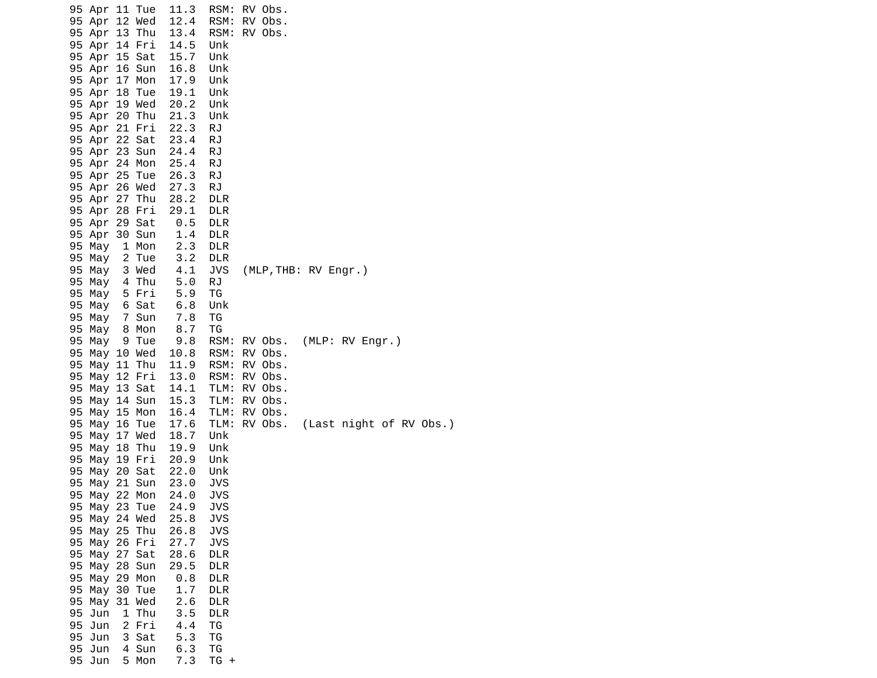```
95 Apr 11 Tue  11.3  RSM: RV Obs.
95 Apr 12 Wed  12.4  RSM: RV Obs.
95 Apr 13 Thu  13.4  RSM: RV Obs.
95 Apr 14 Fri  14.5  Unk
95 Apr 15 Sat  15.7  Unk
95 Apr 16 Sun  16.8  Unk
95 Apr 17 Mon  17.9  Unk
95 Apr 18 Tue  19.1  Unk
95 Apr 19 Wed  20.2  Unk
95 Apr 20 Thu  21.3  Unk
95 Apr 21 Fri  22.3  RJ
95 Apr 22 Sat  23.4  RJ
95 Apr 23 Sun  24.4  RJ
95 Apr 24 Mon  25.4  RJ
95 Apr 25 Tue  26.3  RJ
95 Apr 26 Wed  27.3  RJ
95 Apr 27 Thu  28.2  DLR
95 Apr 28 Fri  29.1  DLR
95 Apr 29 Sat   0.5  DLR
95 Apr 30 Sun   1.4  DLR
95 May  1 Mon   2.3  DLR
95 May  2 Tue   3.2  DLR
95 May  3 Wed   4.1  JVS  (MLP,THB: RV Engr.)
95 May  4 Thu   5.0  RJ
95 May  5 Fri   5.9  TG
95 May  6 Sat   6.8  Unk
95 May  7 Sun   7.8  TG
95 May  8 Mon   8.7  TG
95 May  9 Tue   9.8  RSM: RV Obs.  (MLP: RV Engr.)
95 May 10 Wed  10.8  RSM: RV Obs.
95 May 11 Thu  11.9  RSM: RV Obs.
95 May 12 Fri  13.0  RSM: RV Obs.
95 May 13 Sat  14.1  TLM: RV Obs.
95 May 14 Sun  15.3  TLM: RV Obs.
95 May 15 Mon  16.4  TLM: RV Obs.
95 May 16 Tue  17.6  TLM: RV Obs.  (Last night of RV Obs.)
95 May 17 Wed  18.7  Unk
95 May 18 Thu  19.9  Unk
95 May 19 Fri  20.9  Unk
95 May 20 Sat  22.0  Unk
95 May 21 Sun  23.0  JVS
95 May 22 Mon  24.0  JVS
95 May 23 Tue  24.9  JVS
95 May 24 Wed  25.8  JVS
95 May 25 Thu  26.8  JVS
95 May 26 Fri  27.7  JVS
95 May 27 Sat  28.6  DLR
95 May 28 Sun  29.5  DLR
95 May 29 Mon   0.8  DLR
95 May 30 Tue   1.7  DLR
95 May 31 Wed   2.6  DLR
95 Jun  1 Thu   3.5  DLR
95 Jun  2 Fri   4.4  TG
95 Jun  3 Sat   5.3  TG
95 Jun  4 Sun   6.3  TG
95 Jun  5 Mon   7.3  TG +
```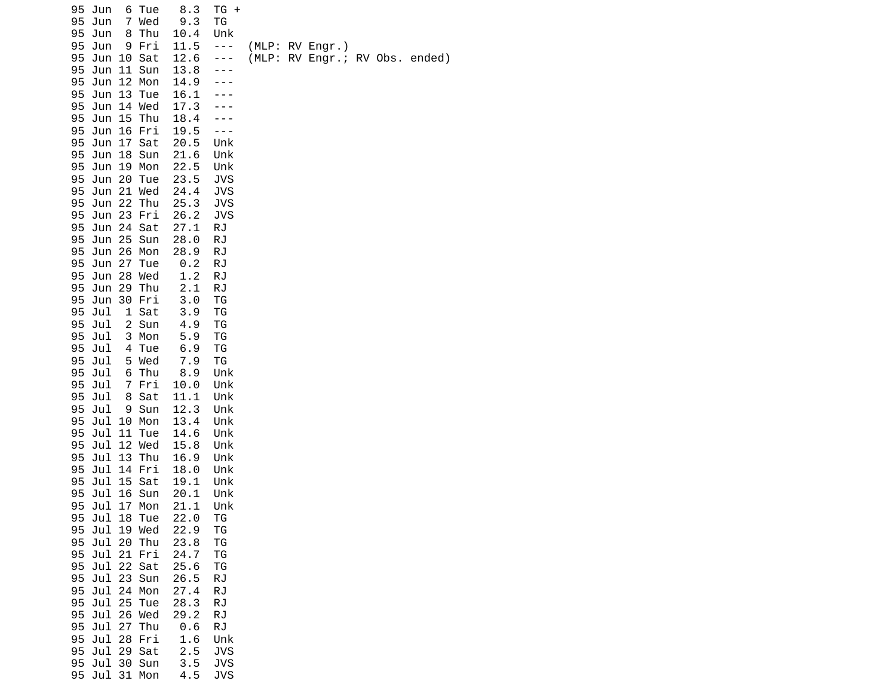```
95 Jun  6 Tue   8.3  TG +
95 Jun  7 Wed   9.3  TG
95 Jun  8 Thu  10.4  Unk
95 Jun  9 Fri  11.5  ---  (MLP: RV Engr.)
95 Jun 10 Sat  12.6  ---  (MLP: RV Engr.; RV Obs. ended)
95 Jun 11 Sun  13.8  ---
95 Jun 12 Mon  14.9  ---
95 Jun 13 Tue  16.1  ---
95 Jun 14 Wed  17.3  ---
95 Jun 15 Thu  18.4  ---
95 Jun 16 Fri  19.5  ---
95 Jun 17 Sat  20.5  Unk
95 Jun 18 Sun  21.6  Unk
95 Jun 19 Mon  22.5  Unk
95 Jun 20 Tue  23.5  JVS
95 Jun 21 Wed  24.4  JVS
95 Jun 22 Thu  25.3  JVS
95 Jun 23 Fri  26.2  JVS
95 Jun 24 Sat  27.1  RJ
95 Jun 25 Sun  28.0  RJ
95 Jun 26 Mon  28.9  RJ
95 Jun 27 Tue   0.2  RJ
95 Jun 28 Wed   1.2  RJ
95 Jun 29 Thu   2.1  RJ
95 Jun 30 Fri   3.0  TG
95 Jul  1 Sat   3.9  TG
95 Jul  2 Sun   4.9  TG
95 Jul  3 Mon   5.9  TG
95 Jul  4 Tue   6.9  TG
95 Jul  5 Wed   7.9  TG
95 Jul  6 Thu   8.9  Unk
95 Jul  7 Fri  10.0  Unk
95 Jul  8 Sat  11.1  Unk
95 Jul  9 Sun  12.3  Unk
95 Jul 10 Mon  13.4  Unk
95 Jul 11 Tue  14.6  Unk
95 Jul 12 Wed  15.8  Unk
95 Jul 13 Thu  16.9  Unk
95 Jul 14 Fri  18.0  Unk
95 Jul 15 Sat  19.1  Unk
95 Jul 16 Sun  20.1  Unk
95 Jul 17 Mon  21.1  Unk
95 Jul 18 Tue  22.0  TG
95 Jul 19 Wed  22.9  TG
95 Jul 20 Thu  23.8  TG
95 Jul 21 Fri  24.7  TG
95 Jul 22 Sat  25.6  TG
95 Jul 23 Sun  26.5  RJ
95 Jul 24 Mon  27.4  RJ
95 Jul 25 Tue  28.3  RJ
95 Jul 26 Wed  29.2  RJ
95 Jul 27 Thu   0.6  RJ
95 Jul 28 Fri   1.6  Unk
95 Jul 29 Sat   2.5  JVS
95 Jul 30 Sun   3.5  JVS
95 Jul 31 Mon   4.5  JVS
```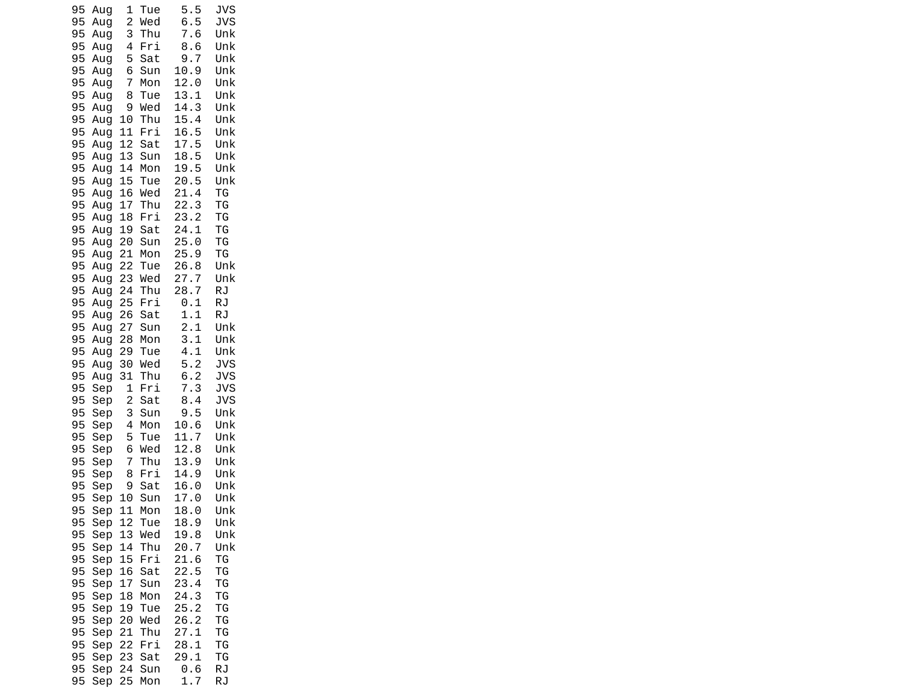```
95 Aug  1 Tue   5.5  JVS
95 Aug  2 Wed   6.5  JVS
95 Aug  3 Thu   7.6  Unk
95 Aug  4 Fri   8.6  Unk
95 Aug  5 Sat   9.7  Unk
95 Aug  6 Sun  10.9  Unk
95 Aug  7 Mon  12.0  Unk
95 Aug  8 Tue  13.1  Unk
95 Aug  9 Wed  14.3  Unk
95 Aug 10 Thu  15.4  Unk
95 Aug 11 Fri  16.5  Unk
95 Aug 12 Sat  17.5  Unk
95 Aug 13 Sun  18.5  Unk
95 Aug 14 Mon  19.5  Unk
95 Aug 15 Tue  20.5  Unk
95 Aug 16 Wed  21.4  TG
95 Aug 17 Thu  22.3  TG
95 Aug 18 Fri  23.2  TG
95 Aug 19 Sat  24.1  TG
95 Aug 20 Sun  25.0  TG
95 Aug 21 Mon  25.9  TG
95 Aug 22 Tue  26.8  Unk
95 Aug 23 Wed  27.7  Unk
95 Aug 24 Thu  28.7  RJ
95 Aug 25 Fri   0.1  RJ
95 Aug 26 Sat   1.1  RJ
95 Aug 27 Sun   2.1  Unk
95 Aug 28 Mon   3.1  Unk
95 Aug 29 Tue   4.1  Unk
95 Aug 30 Wed   5.2  JVS
95 Aug 31 Thu   6.2  JVS
95 Sep  1 Fri   7.3  JVS
95 Sep  2 Sat   8.4  JVS
95 Sep  3 Sun   9.5  Unk
95 Sep  4 Mon  10.6  Unk
95 Sep  5 Tue  11.7  Unk
95 Sep  6 Wed  12.8  Unk
95 Sep  7 Thu  13.9  Unk
95 Sep  8 Fri  14.9  Unk
95 Sep  9 Sat  16.0  Unk
95 Sep 10 Sun  17.0  Unk
95 Sep 11 Mon  18.0  Unk
95 Sep 12 Tue  18.9  Unk
95 Sep 13 Wed  19.8  Unk
95 Sep 14 Thu  20.7  Unk
95 Sep 15 Fri  21.6  TG
95 Sep 16 Sat  22.5  TG
95 Sep 17 Sun  23.4  TG
95 Sep 18 Mon  24.3  TG
95 Sep 19 Tue  25.2  TG
95 Sep 20 Wed  26.2  TG
95 Sep 21 Thu  27.1  TG
95 Sep 22 Fri  28.1  TG
95 Sep 23 Sat  29.1  TG
95 Sep 24 Sun   0.6  RJ
95 Sep 25 Mon   1.7  RJ
```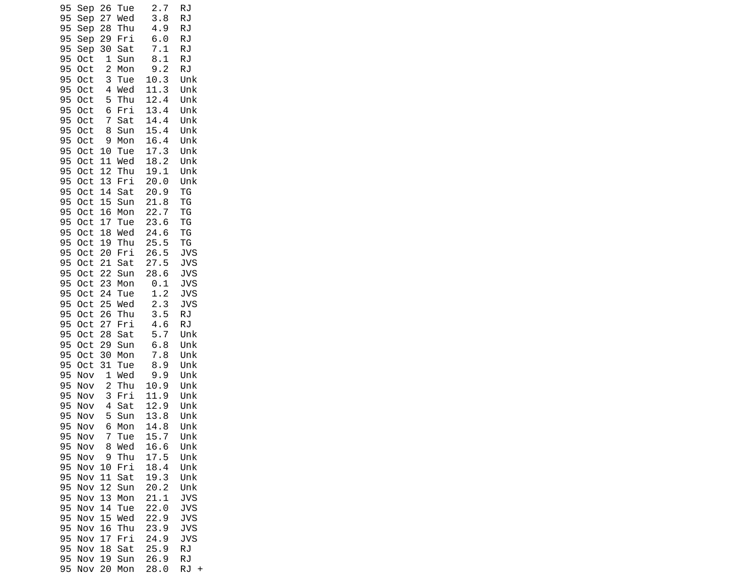```
95 Sep 26 Tue   2.7  RJ
95 Sep 27 Wed   3.8  RJ
95 Sep 28 Thu   4.9  RJ
95 Sep 29 Fri   6.0  RJ
95 Sep 30 Sat   7.1  RJ
95 Oct  1 Sun   8.1  RJ
95 Oct  2 Mon   9.2  RJ
95 Oct  3 Tue  10.3  Unk
95 Oct  4 Wed  11.3  Unk
95 Oct  5 Thu  12.4  Unk
95 Oct  6 Fri  13.4  Unk
95 Oct  7 Sat  14.4  Unk
95 Oct  8 Sun  15.4  Unk
95 Oct  9 Mon  16.4  Unk
95 Oct 10 Tue  17.3  Unk
95 Oct 11 Wed  18.2  Unk
95 Oct 12 Thu  19.1  Unk
95 Oct 13 Fri  20.0  Unk
95 Oct 14 Sat  20.9  TG
95 Oct 15 Sun  21.8  TG
95 Oct 16 Mon  22.7  TG
95 Oct 17 Tue  23.6  TG
95 Oct 18 Wed  24.6  TG
95 Oct 19 Thu  25.5  TG
95 Oct 20 Fri  26.5  JVS
95 Oct 21 Sat  27.5  JVS
95 Oct 22 Sun  28.6  JVS
95 Oct 23 Mon   0.1  JVS
95 Oct 24 Tue   1.2  JVS
95 Oct 25 Wed   2.3  JVS
95 Oct 26 Thu   3.5  RJ
95 Oct 27 Fri   4.6  RJ
95 Oct 28 Sat   5.7  Unk
95 Oct 29 Sun   6.8  Unk
95 Oct 30 Mon   7.8  Unk
95 Oct 31 Tue   8.9  Unk
95 Nov  1 Wed   9.9  Unk
95 Nov  2 Thu  10.9  Unk
95 Nov  3 Fri  11.9  Unk
95 Nov  4 Sat  12.9  Unk
95 Nov  5 Sun  13.8  Unk
95 Nov  6 Mon  14.8  Unk
95 Nov  7 Tue  15.7  Unk
95 Nov  8 Wed  16.6  Unk
95 Nov  9 Thu  17.5  Unk
95 Nov 10 Fri  18.4  Unk
95 Nov 11 Sat  19.3  Unk
95 Nov 12 Sun  20.2  Unk
95 Nov 13 Mon  21.1  JVS
95 Nov 14 Tue  22.0  JVS
95 Nov 15 Wed  22.9  JVS
95 Nov 16 Thu  23.9  JVS
95 Nov 17 Fri  24.9  JVS
95 Nov 18 Sat  25.9  RJ
95 Nov 19 Sun  26.9  RJ
95 Nov 20 Mon  28.0  RJ +
```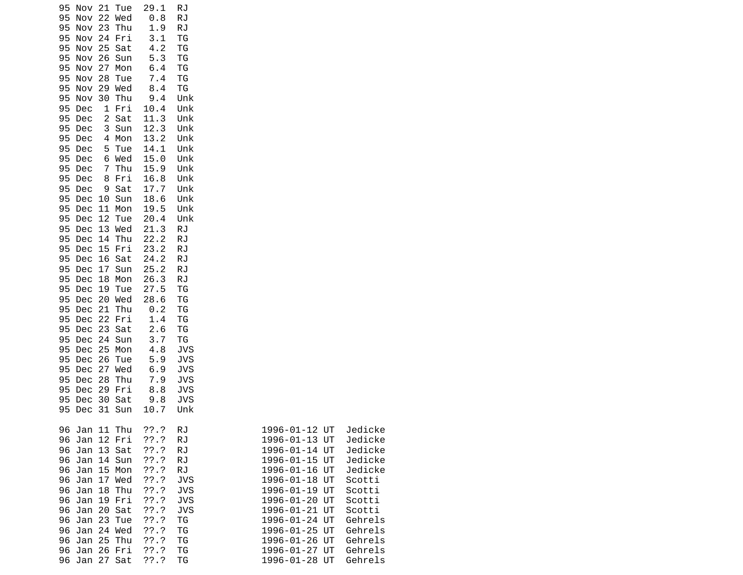```
95 Nov 21 Tue  29.1  RJ
95 Nov 22 Wed   0.8  RJ
95 Nov 23 Thu   1.9  RJ
95 Nov 24 Fri   3.1  TG
95 Nov 25 Sat   4.2  TG
95 Nov 26 Sun   5.3  TG
95 Nov 27 Mon   6.4  TG
95 Nov 28 Tue   7.4  TG
95 Nov 29 Wed   8.4  TG
95 Nov 30 Thu   9.4  Unk
95 Dec  1 Fri  10.4  Unk
95 Dec  2 Sat  11.3  Unk
95 Dec  3 Sun  12.3  Unk
95 Dec  4 Mon  13.2  Unk
95 Dec  5 Tue  14.1  Unk
95 Dec  6 Wed  15.0  Unk
95 Dec  7 Thu  15.9  Unk
95 Dec  8 Fri  16.8  Unk
95 Dec  9 Sat  17.7  Unk
95 Dec 10 Sun  18.6  Unk
95 Dec 11 Mon  19.5  Unk
95 Dec 12 Tue  20.4  Unk
95 Dec 13 Wed  21.3  RJ
95 Dec 14 Thu  22.2  RJ
95 Dec 15 Fri  23.2  RJ
95 Dec 16 Sat  24.2  RJ
95 Dec 17 Sun  25.2  RJ
95 Dec 18 Mon  26.3  RJ
95 Dec 19 Tue  27.5  TG
95 Dec 20 Wed  28.6  TG
95 Dec 21 Thu   0.2  TG
95 Dec 22 Fri   1.4  TG
95 Dec 23 Sat   2.6  TG
95 Dec 24 Sun   3.7  TG
95 Dec 25 Mon   4.8  JVS
95 Dec 26 Tue   5.9  JVS
95 Dec 27 Wed   6.9  JVS
95 Dec 28 Thu   7.9  JVS
95 Dec 29 Fri   8.8  JVS
95 Dec 30 Sat   9.8  JVS
95 Dec 31 Sun  10.7  Unk

96 Jan 11 Thu  ??.?  RJ             1996-01-12 UT  Jedicke
96 Jan 12 Fri  ??.?  RJ             1996-01-13 UT  Jedicke
96 Jan 13 Sat  ??.?  RJ             1996-01-14 UT  Jedicke
96 Jan 14 Sun  ??.?  RJ             1996-01-15 UT  Jedicke
96 Jan 15 Mon  ??.?  RJ             1996-01-16 UT  Jedicke
96 Jan 17 Wed  ??.?  JVS            1996-01-18 UT  Scotti
96 Jan 18 Thu  ??.?  JVS            1996-01-19 UT  Scotti
96 Jan 19 Fri  ??.?  JVS            1996-01-20 UT  Scotti
96 Jan 20 Sat  ??.?  JVS            1996-01-21 UT  Scotti
96 Jan 23 Tue  ??.?  TG             1996-01-24 UT  Gehrels
96 Jan 24 Wed  ??.?  TG             1996-01-25 UT  Gehrels
96 Jan 25 Thu  ??.?  TG             1996-01-26 UT  Gehrels
96 Jan 26 Fri  ??.?  TG             1996-01-27 UT  Gehrels
96 Jan 27 Sat  ??.?  TG             1996-01-28 UT  Gehrels
```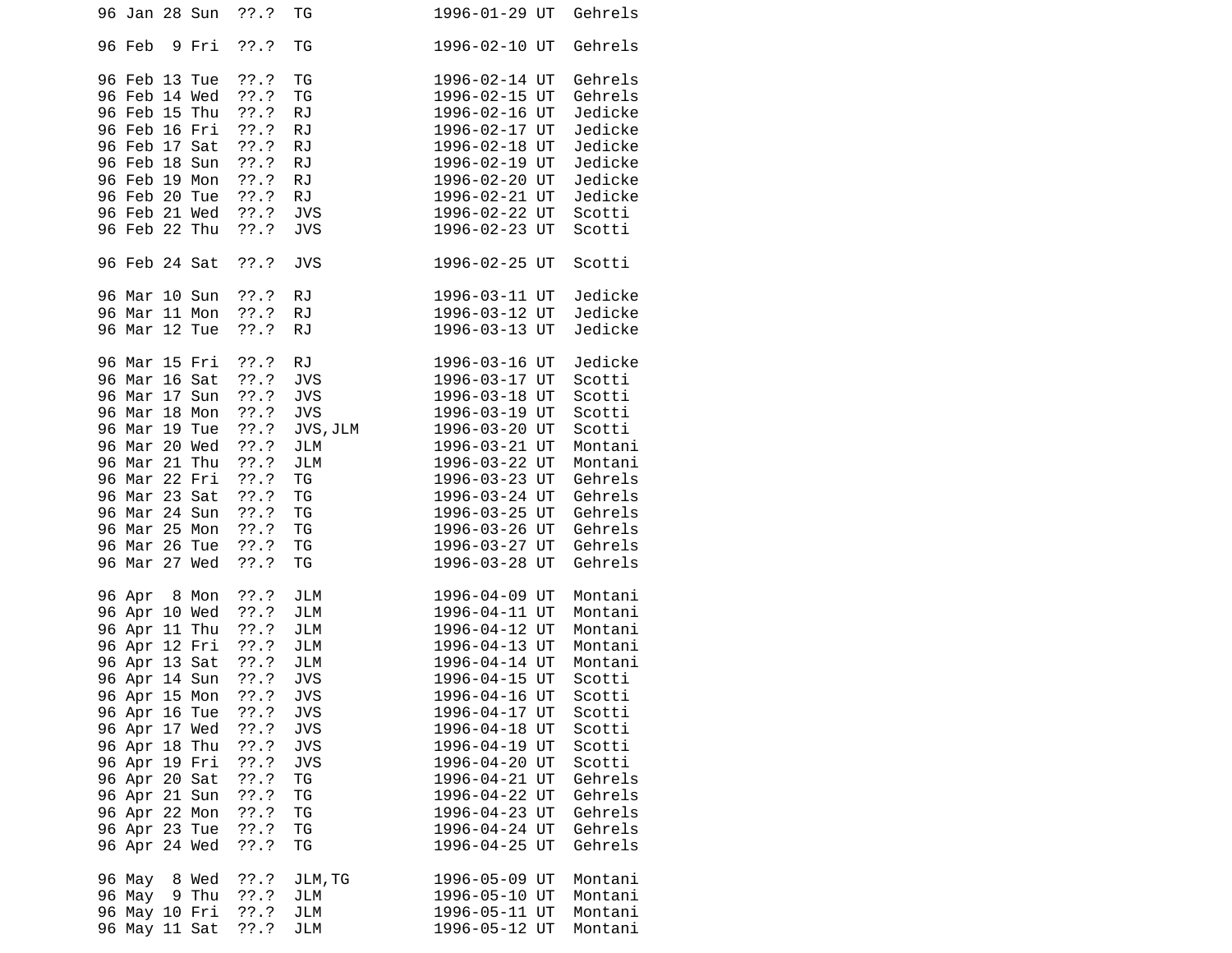```
96 Jan 28 Sun  ??.?  TG             1996-01-29 UT  Gehrels

96 Feb  9 Fri  ??.?  TG             1996-02-10 UT  Gehrels

96 Feb 13 Tue  ??.?  TG             1996-02-14 UT  Gehrels
96 Feb 14 Wed  ??.?  TG             1996-02-15 UT  Gehrels
96 Feb 15 Thu  ??.?  RJ             1996-02-16 UT  Jedicke
96 Feb 16 Fri  ??.?  RJ             1996-02-17 UT  Jedicke
96 Feb 17 Sat  ??.?  RJ             1996-02-18 UT  Jedicke
96 Feb 18 Sun  ??.?  RJ             1996-02-19 UT  Jedicke
96 Feb 19 Mon  ??.?  RJ             1996-02-20 UT  Jedicke
96 Feb 20 Tue  ??.?  RJ             1996-02-21 UT  Jedicke
96 Feb 21 Wed  ??.?  JVS            1996-02-22 UT  Scotti
96 Feb 22 Thu  ??.?  JVS            1996-02-23 UT  Scotti

96 Feb 24 Sat  ??.?  JVS            1996-02-25 UT  Scotti

96 Mar 10 Sun  ??.?  RJ             1996-03-11 UT  Jedicke
96 Mar 11 Mon  ??.?  RJ             1996-03-12 UT  Jedicke
96 Mar 12 Tue  ??.?  RJ             1996-03-13 UT  Jedicke

96 Mar 15 Fri  ??.?  RJ             1996-03-16 UT  Jedicke
96 Mar 16 Sat  ??.?  JVS            1996-03-17 UT  Scotti
96 Mar 17 Sun  ??.?  JVS            1996-03-18 UT  Scotti
96 Mar 18 Mon  ??.?  JVS            1996-03-19 UT  Scotti
96 Mar 19 Tue  ??.?  JVS,JLM        1996-03-20 UT  Scotti
96 Mar 20 Wed  ??.?  JLM            1996-03-21 UT  Montani
96 Mar 21 Thu  ??.?  JLM            1996-03-22 UT  Montani
96 Mar 22 Fri  ??.?  TG             1996-03-23 UT  Gehrels
96 Mar 23 Sat  ??.?  TG             1996-03-24 UT  Gehrels
96 Mar 24 Sun  ??.?  TG             1996-03-25 UT  Gehrels
96 Mar 25 Mon  ??.?  TG             1996-03-26 UT  Gehrels
96 Mar 26 Tue  ??.?  TG             1996-03-27 UT  Gehrels
96 Mar 27 Wed  ??.?  TG             1996-03-28 UT  Gehrels

96 Apr  8 Mon  ??.?  JLM            1996-04-09 UT  Montani
96 Apr 10 Wed  ??.?  JLM            1996-04-11 UT  Montani
96 Apr 11 Thu  ??.?  JLM            1996-04-12 UT  Montani
96 Apr 12 Fri  ??.?  JLM            1996-04-13 UT  Montani
96 Apr 13 Sat  ??.?  JLM            1996-04-14 UT  Montani
96 Apr 14 Sun  ??.?  JVS            1996-04-15 UT  Scotti
96 Apr 15 Mon  ??.?  JVS            1996-04-16 UT  Scotti
96 Apr 16 Tue  ??.?  JVS            1996-04-17 UT  Scotti
96 Apr 17 Wed  ??.?  JVS            1996-04-18 UT  Scotti
96 Apr 18 Thu  ??.?  JVS            1996-04-19 UT  Scotti
96 Apr 19 Fri  ??.?  JVS            1996-04-20 UT  Scotti
96 Apr 20 Sat  ??.?  TG             1996-04-21 UT  Gehrels
96 Apr 21 Sun  ??.?  TG             1996-04-22 UT  Gehrels
96 Apr 22 Mon  ??.?  TG             1996-04-23 UT  Gehrels
96 Apr 23 Tue  ??.?  TG             1996-04-24 UT  Gehrels
96 Apr 24 Wed  ??.?  TG             1996-04-25 UT  Gehrels

96 May  8 Wed  ??.?  JLM,TG         1996-05-09 UT  Montani
96 May  9 Thu  ??.?  JLM            1996-05-10 UT  Montani
96 May 10 Fri  ??.?  JLM            1996-05-11 UT  Montani
96 May 11 Sat  ??.?  JLM            1996-05-12 UT  Montani
```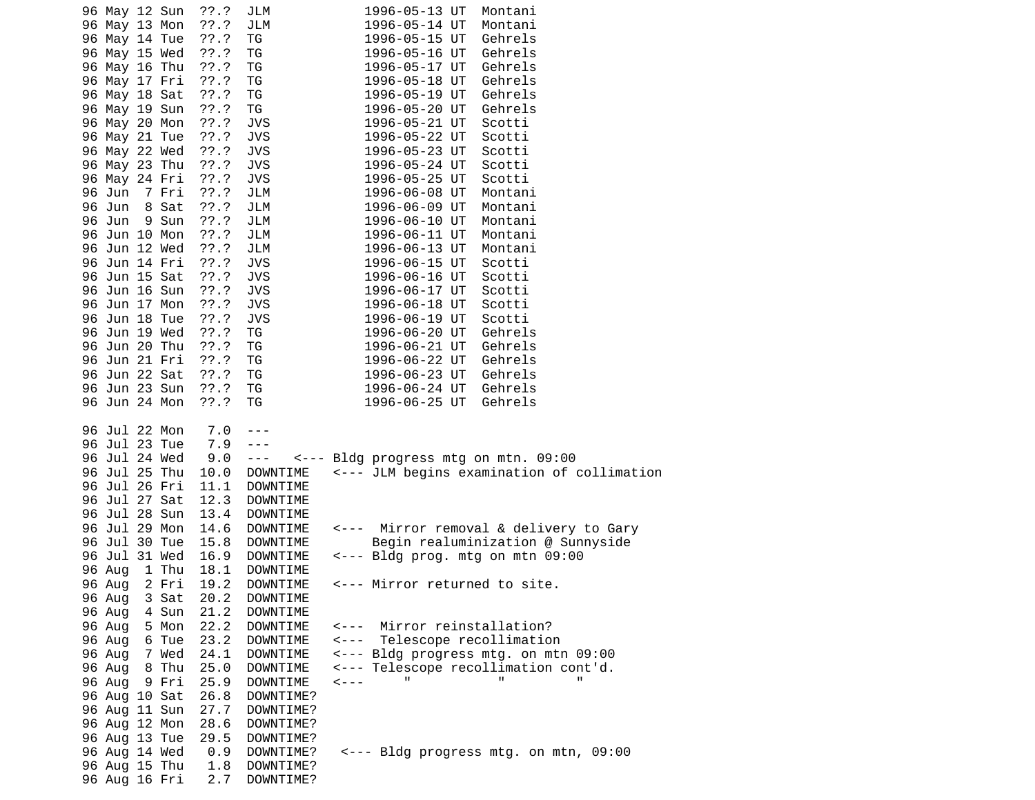```
96 May 12 Sun  ??.?  JLM            1996-05-13 UT  Montani
96 May 13 Mon  ??.?  JLM            1996-05-14 UT  Montani
96 May 14 Tue  ??.?  TG             1996-05-15 UT  Gehrels
96 May 15 Wed  ??.?  TG             1996-05-16 UT  Gehrels
96 May 16 Thu  ??.?  TG             1996-05-17 UT  Gehrels
96 May 17 Fri  ??.?  TG             1996-05-18 UT  Gehrels
96 May 18 Sat  ??.?  TG             1996-05-19 UT  Gehrels
96 May 19 Sun  ??.?  TG             1996-05-20 UT  Gehrels
96 May 20 Mon  ??.?  JVS            1996-05-21 UT  Scotti
96 May 21 Tue  ??.?  JVS            1996-05-22 UT  Scotti
96 May 22 Wed  ??.?  JVS            1996-05-23 UT  Scotti
96 May 23 Thu  ??.?  JVS            1996-05-24 UT  Scotti
96 May 24 Fri  ??.?  JVS            1996-05-25 UT  Scotti
96 Jun  7 Fri  ??.?  JLM            1996-06-08 UT  Montani
96 Jun  8 Sat  ??.?  JLM            1996-06-09 UT  Montani
96 Jun  9 Sun  ??.?  JLM            1996-06-10 UT  Montani
96 Jun 10 Mon  ??.?  JLM            1996-06-11 UT  Montani
96 Jun 12 Wed  ??.?  JLM            1996-06-13 UT  Montani
96 Jun 14 Fri  ??.?  JVS            1996-06-15 UT  Scotti
96 Jun 15 Sat  ??.?  JVS            1996-06-16 UT  Scotti
96 Jun 16 Sun  ??.?  JVS            1996-06-17 UT  Scotti
96 Jun 17 Mon  ??.?  JVS            1996-06-18 UT  Scotti
96 Jun 18 Tue  ??.?  JVS            1996-06-19 UT  Scotti
96 Jun 19 Wed  ??.?  TG             1996-06-20 UT  Gehrels
96 Jun 20 Thu  ??.?  TG             1996-06-21 UT  Gehrels
96 Jun 21 Fri  ??.?  TG             1996-06-22 UT  Gehrels
96 Jun 22 Sat  ??.?  TG             1996-06-23 UT  Gehrels
96 Jun 23 Sun  ??.?  TG             1996-06-24 UT  Gehrels
96 Jun 24 Mon  ??.?  TG             1996-06-25 UT  Gehrels

96 Jul 22 Mon   7.0  ---
96 Jul 23 Tue   7.9  ---
96 Jul 24 Wed   9.0  ---   <--- Bldg progress mtg on mtn. 09:00
96 Jul 25 Thu  10.0  DOWNTIME   <--- JLM begins examination of collimation
96 Jul 26 Fri  11.1  DOWNTIME
96 Jul 27 Sat  12.3  DOWNTIME
96 Jul 28 Sun  13.4  DOWNTIME
96 Jul 29 Mon  14.6  DOWNTIME   <---  Mirror removal & delivery to Gary
96 Jul 30 Tue  15.8  DOWNTIME        Begin realuminization @ Sunnyside
96 Jul 31 Wed  16.9  DOWNTIME   <--- Bldg prog. mtg on mtn 09:00
96 Aug  1 Thu  18.1  DOWNTIME
96 Aug  2 Fri  19.2  DOWNTIME   <--- Mirror returned to site.
96 Aug  3 Sat  20.2  DOWNTIME
96 Aug  4 Sun  21.2  DOWNTIME
96 Aug  5 Mon  22.2  DOWNTIME   <---  Mirror reinstallation?
96 Aug  6 Tue  23.2  DOWNTIME   <---  Telescope recollimation
96 Aug  7 Wed  24.1  DOWNTIME   <--- Bldg progress mtg. on mtn 09:00
96 Aug  8 Thu  25.0  DOWNTIME   <--- Telescope recollimation cont'd.
96 Aug  9 Fri  25.9  DOWNTIME   <---     "           "         "
96 Aug 10 Sat  26.8  DOWNTIME?
96 Aug 11 Sun  27.7  DOWNTIME?
96 Aug 12 Mon  28.6  DOWNTIME?
96 Aug 13 Tue  29.5  DOWNTIME?
96 Aug 14 Wed   0.9  DOWNTIME?   <--- Bldg progress mtg. on mtn, 09:00
96 Aug 15 Thu   1.8  DOWNTIME?
96 Aug 16 Fri   2.7  DOWNTIME?
```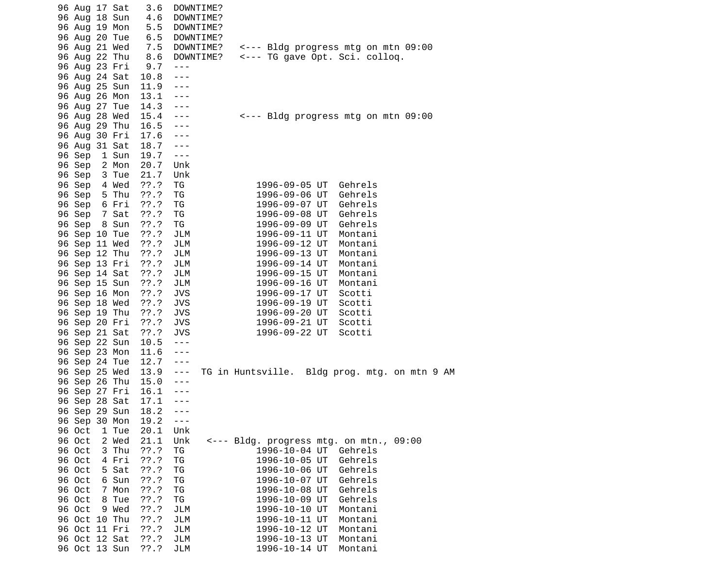```
96 Aug 17 Sat   3.6  DOWNTIME?
96 Aug 18 Sun   4.6  DOWNTIME?
96 Aug 19 Mon   5.5  DOWNTIME?
96 Aug 20 Tue   6.5  DOWNTIME?
96 Aug 21 Wed   7.5  DOWNTIME?   <--- Bldg progress mtg on mtn 09:00
96 Aug 22 Thu   8.6  DOWNTIME?   <--- TG gave Opt. Sci. colloq.
96 Aug 23 Fri   9.7  ---
96 Aug 24 Sat  10.8  ---
96 Aug 25 Sun  11.9  ---
96 Aug 26 Mon  13.1  ---
96 Aug 27 Tue  14.3  ---
96 Aug 28 Wed  15.4  ---         <--- Bldg progress mtg on mtn 09:00
96 Aug 29 Thu  16.5  ---
96 Aug 30 Fri  17.6  ---
96 Aug 31 Sat  18.7  ---
96 Sep  1 Sun  19.7  ---
96 Sep  2 Mon  20.7  Unk
96 Sep  3 Tue  21.7  Unk
96 Sep  4 Wed  ??.?  TG             1996-09-05 UT  Gehrels
96 Sep  5 Thu  ??.?  TG             1996-09-06 UT  Gehrels
96 Sep  6 Fri  ??.?  TG             1996-09-07 UT  Gehrels
96 Sep  7 Sat  ??.?  TG             1996-09-08 UT  Gehrels
96 Sep  8 Sun  ??.?  TG             1996-09-09 UT  Gehrels
96 Sep 10 Tue  ??.?  JLM            1996-09-11 UT  Montani
96 Sep 11 Wed  ??.?  JLM            1996-09-12 UT  Montani
96 Sep 12 Thu  ??.?  JLM            1996-09-13 UT  Montani
96 Sep 13 Fri  ??.?  JLM            1996-09-14 UT  Montani
96 Sep 14 Sat  ??.?  JLM            1996-09-15 UT  Montani
96 Sep 15 Sun  ??.?  JLM            1996-09-16 UT  Montani
96 Sep 16 Mon  ??.?  JVS            1996-09-17 UT  Scotti
96 Sep 18 Wed  ??.?  JVS            1996-09-19 UT  Scotti
96 Sep 19 Thu  ??.?  JVS            1996-09-20 UT  Scotti
96 Sep 20 Fri  ??.?  JVS            1996-09-21 UT  Scotti
96 Sep 21 Sat  ??.?  JVS            1996-09-22 UT  Scotti
96 Sep 22 Sun  10.5  ---
96 Sep 23 Mon  11.6  ---
96 Sep 24 Tue  12.7  ---
96 Sep 25 Wed  13.9  ---  TG in Huntsville.  Bldg prog. mtg. on mtn 9 AM
96 Sep 26 Thu  15.0  ---
96 Sep 27 Fri  16.1  ---
96 Sep 28 Sat  17.1  ---
96 Sep 29 Sun  18.2  ---
96 Sep 30 Mon  19.2  ---
96 Oct  1 Tue  20.1  Unk
96 Oct  2 Wed  21.1  Unk   <--- Bldg. progress mtg. on mtn., 09:00
96 Oct  3 Thu  ??.?  TG             1996-10-04 UT  Gehrels
96 Oct  4 Fri  ??.?  TG             1996-10-05 UT  Gehrels
96 Oct  5 Sat  ??.?  TG             1996-10-06 UT  Gehrels
96 Oct  6 Sun  ??.?  TG             1996-10-07 UT  Gehrels
96 Oct  7 Mon  ??.?  TG             1996-10-08 UT  Gehrels
96 Oct  8 Tue  ??.?  TG             1996-10-09 UT  Gehrels
96 Oct  9 Wed  ??.?  JLM            1996-10-10 UT  Montani
96 Oct 10 Thu  ??.?  JLM            1996-10-11 UT  Montani
96 Oct 11 Fri  ??.?  JLM            1996-10-12 UT  Montani
96 Oct 12 Sat  ??.?  JLM            1996-10-13 UT  Montani
96 Oct 13 Sun  ??.?  JLM            1996-10-14 UT  Montani
```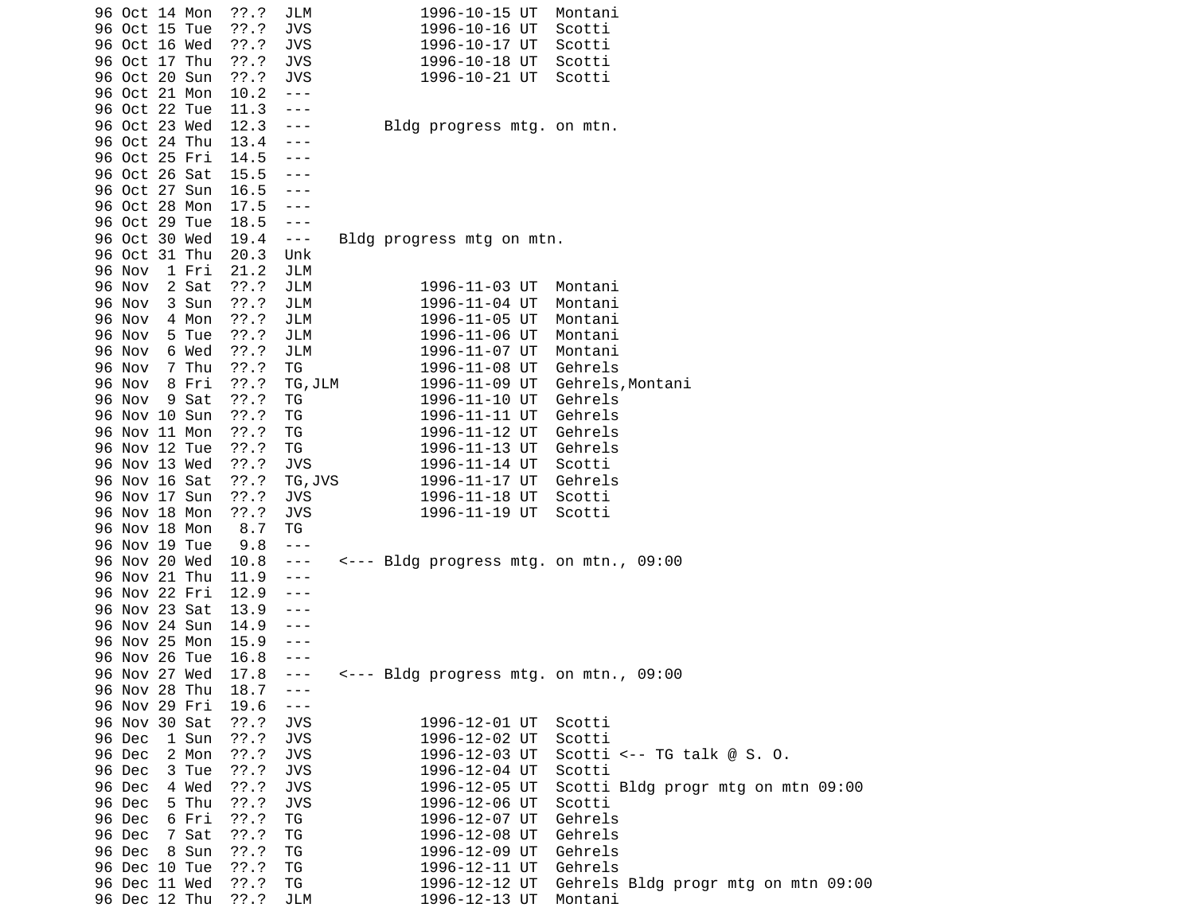```
96 Oct 14 Mon  ??.?  JLM            1996-10-15 UT  Montani
96 Oct 15 Tue  ??.?  JVS            1996-10-16 UT  Scotti
96 Oct 16 Wed  ??.?  JVS            1996-10-17 UT  Scotti
96 Oct 17 Thu  ??.?  JVS            1996-10-18 UT  Scotti
96 Oct 20 Sun  ??.?  JVS            1996-10-21 UT  Scotti
96 Oct 21 Mon  10.2  ---
96 Oct 22 Tue  11.3  ---
96 Oct 23 Wed  12.3  ---        Bldg progress mtg. on mtn.
96 Oct 24 Thu  13.4  ---
96 Oct 25 Fri  14.5  ---
96 Oct 26 Sat  15.5  ---
96 Oct 27 Sun  16.5  ---
96 Oct 28 Mon  17.5  ---
96 Oct 29 Tue  18.5  ---
96 Oct 30 Wed  19.4  ---   Bldg progress mtg on mtn.
96 Oct 31 Thu  20.3  Unk
96 Nov  1 Fri  21.2  JLM
96 Nov  2 Sat  ??.?  JLM            1996-11-03 UT  Montani
96 Nov  3 Sun  ??.?  JLM            1996-11-04 UT  Montani
96 Nov  4 Mon  ??.?  JLM            1996-11-05 UT  Montani
96 Nov  5 Tue  ??.?  JLM            1996-11-06 UT  Montani
96 Nov  6 Wed  ??.?  JLM            1996-11-07 UT  Montani
96 Nov  7 Thu  ??.?  TG             1996-11-08 UT  Gehrels
96 Nov  8 Fri  ??.?  TG,JLM         1996-11-09 UT  Gehrels,Montani
96 Nov  9 Sat  ??.?  TG             1996-11-10 UT  Gehrels
96 Nov 10 Sun  ??.?  TG             1996-11-11 UT  Gehrels
96 Nov 11 Mon  ??.?  TG             1996-11-12 UT  Gehrels
96 Nov 12 Tue  ??.?  TG             1996-11-13 UT  Gehrels
96 Nov 13 Wed  ??.?  JVS            1996-11-14 UT  Scotti
96 Nov 16 Sat  ??.?  TG,JVS         1996-11-17 UT  Gehrels
96 Nov 17 Sun  ??.?  JVS            1996-11-18 UT  Scotti
96 Nov 18 Mon  ??.?  JVS            1996-11-19 UT  Scotti
96 Nov 18 Mon   8.7  TG
96 Nov 19 Tue   9.8  ---
96 Nov 20 Wed  10.8  ---   <--- Bldg progress mtg. on mtn., 09:00
96 Nov 21 Thu  11.9  ---
96 Nov 22 Fri  12.9  ---
96 Nov 23 Sat  13.9  ---
96 Nov 24 Sun  14.9  ---
96 Nov 25 Mon  15.9  ---
96 Nov 26 Tue  16.8  ---
96 Nov 27 Wed  17.8  ---   <--- Bldg progress mtg. on mtn., 09:00
96 Nov 28 Thu  18.7  ---
96 Nov 29 Fri  19.6  ---
96 Nov 30 Sat  ??.?  JVS            1996-12-01 UT  Scotti
96 Dec  1 Sun  ??.?  JVS            1996-12-02 UT  Scotti
96 Dec  2 Mon  ??.?  JVS            1996-12-03 UT  Scotti <-- TG talk @ S. O.
96 Dec  3 Tue  ??.?  JVS            1996-12-04 UT  Scotti
96 Dec  4 Wed  ??.?  JVS            1996-12-05 UT  Scotti Bldg progr mtg on mtn 09:00
96 Dec  5 Thu  ??.?  JVS            1996-12-06 UT  Scotti
96 Dec  6 Fri  ??.?  TG             1996-12-07 UT  Gehrels
96 Dec  7 Sat  ??.?  TG             1996-12-08 UT  Gehrels
96 Dec  8 Sun  ??.?  TG             1996-12-09 UT  Gehrels
96 Dec 10 Tue  ??.?  TG             1996-12-11 UT  Gehrels
96 Dec 11 Wed  ??.?  TG             1996-12-12 UT  Gehrels Bldg progr mtg on mtn 09:00
96 Dec 12 Thu  ??.?  JLM            1996-12-13 UT  Montani
```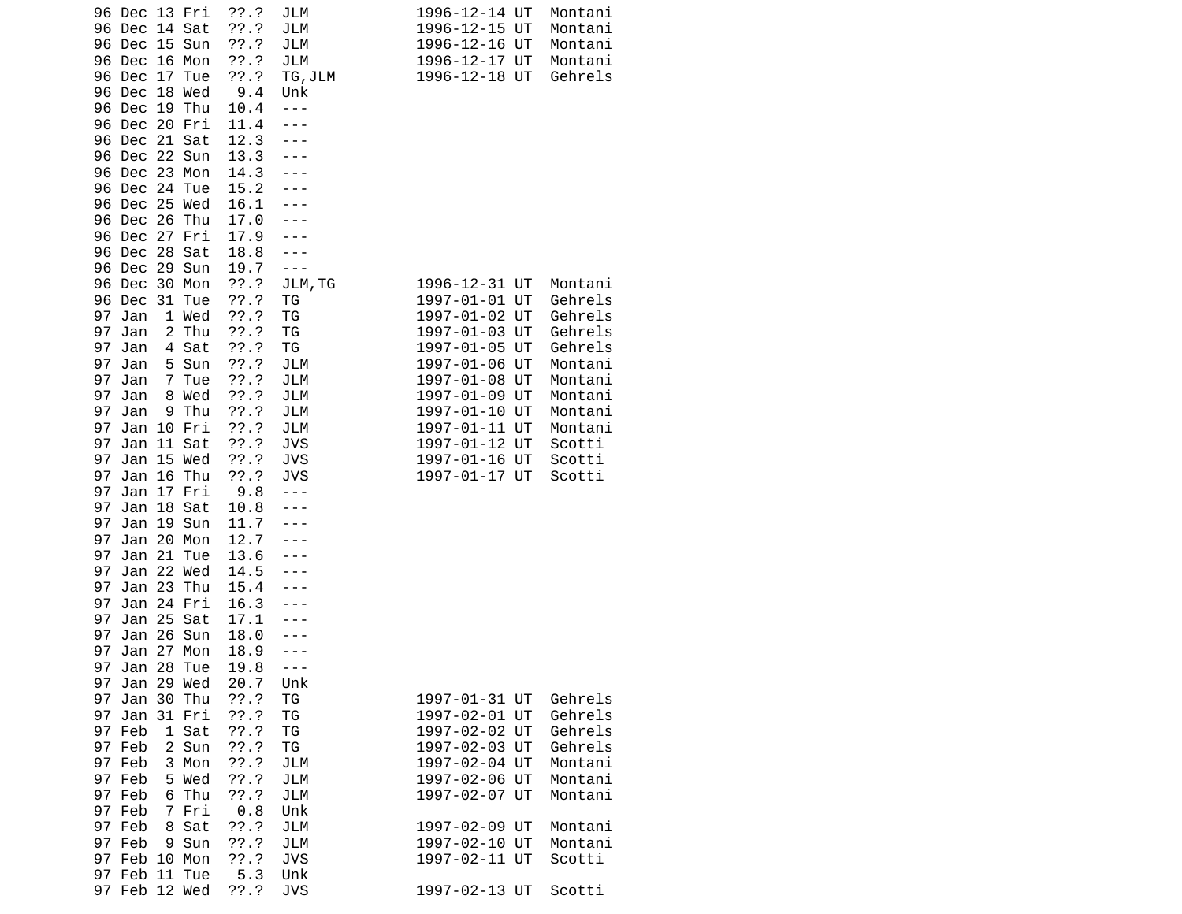```
96 Dec 13 Fri  ??.?  JLM           1996-12-14 UT  Montani
96 Dec 14 Sat  ??.?  JLM           1996-12-15 UT  Montani
96 Dec 15 Sun  ??.?  JLM           1996-12-16 UT  Montani
96 Dec 16 Mon  ??.?  JLM           1996-12-17 UT  Montani
96 Dec 17 Tue  ??.?  TG,JLM        1996-12-18 UT  Gehrels
96 Dec 18 Wed   9.4  Unk
96 Dec 19 Thu  10.4  ---
96 Dec 20 Fri  11.4  ---
96 Dec 21 Sat  12.3  ---
96 Dec 22 Sun  13.3  ---
96 Dec 23 Mon  14.3  ---
96 Dec 24 Tue  15.2  ---
96 Dec 25 Wed  16.1  ---
96 Dec 26 Thu  17.0  ---
96 Dec 27 Fri  17.9  ---
96 Dec 28 Sat  18.8  ---
96 Dec 29 Sun  19.7  ---
96 Dec 30 Mon  ??.?  JLM,TG        1996-12-31 UT  Montani
96 Dec 31 Tue  ??.?  TG            1997-01-01 UT  Gehrels
97 Jan  1 Wed  ??.?  TG            1997-01-02 UT  Gehrels
97 Jan  2 Thu  ??.?  TG            1997-01-03 UT  Gehrels
97 Jan  4 Sat  ??.?  TG            1997-01-05 UT  Gehrels
97 Jan  5 Sun  ??.?  JLM           1997-01-06 UT  Montani
97 Jan  7 Tue  ??.?  JLM           1997-01-08 UT  Montani
97 Jan  8 Wed  ??.?  JLM           1997-01-09 UT  Montani
97 Jan  9 Thu  ??.?  JLM           1997-01-10 UT  Montani
97 Jan 10 Fri  ??.?  JLM           1997-01-11 UT  Montani
97 Jan 11 Sat  ??.?  JVS           1997-01-12 UT  Scotti
97 Jan 15 Wed  ??.?  JVS           1997-01-16 UT  Scotti
97 Jan 16 Thu  ??.?  JVS           1997-01-17 UT  Scotti
97 Jan 17 Fri   9.8  ---
97 Jan 18 Sat  10.8  ---
97 Jan 19 Sun  11.7  ---
97 Jan 20 Mon  12.7  ---
97 Jan 21 Tue  13.6  ---
97 Jan 22 Wed  14.5  ---
97 Jan 23 Thu  15.4  ---
97 Jan 24 Fri  16.3  ---
97 Jan 25 Sat  17.1  ---
97 Jan 26 Sun  18.0  ---
97 Jan 27 Mon  18.9  ---
97 Jan 28 Tue  19.8  ---
97 Jan 29 Wed  20.7  Unk
97 Jan 30 Thu  ??.?  TG            1997-01-31 UT  Gehrels
97 Jan 31 Fri  ??.?  TG            1997-02-01 UT  Gehrels
97 Feb  1 Sat  ??.?  TG            1997-02-02 UT  Gehrels
97 Feb  2 Sun  ??.?  TG            1997-02-03 UT  Gehrels
97 Feb  3 Mon  ??.?  JLM           1997-02-04 UT  Montani
97 Feb  5 Wed  ??.?  JLM           1997-02-06 UT  Montani
97 Feb  6 Thu  ??.?  JLM           1997-02-07 UT  Montani
97 Feb  7 Fri   0.8  Unk
97 Feb  8 Sat  ??.?  JLM           1997-02-09 UT  Montani
97 Feb  9 Sun  ??.?  JLM           1997-02-10 UT  Montani
97 Feb 10 Mon  ??.?  JVS           1997-02-11 UT  Scotti
97 Feb 11 Tue   5.3  Unk
97 Feb 12 Wed  ??.?  JVS           1997-02-13 UT  Scotti
```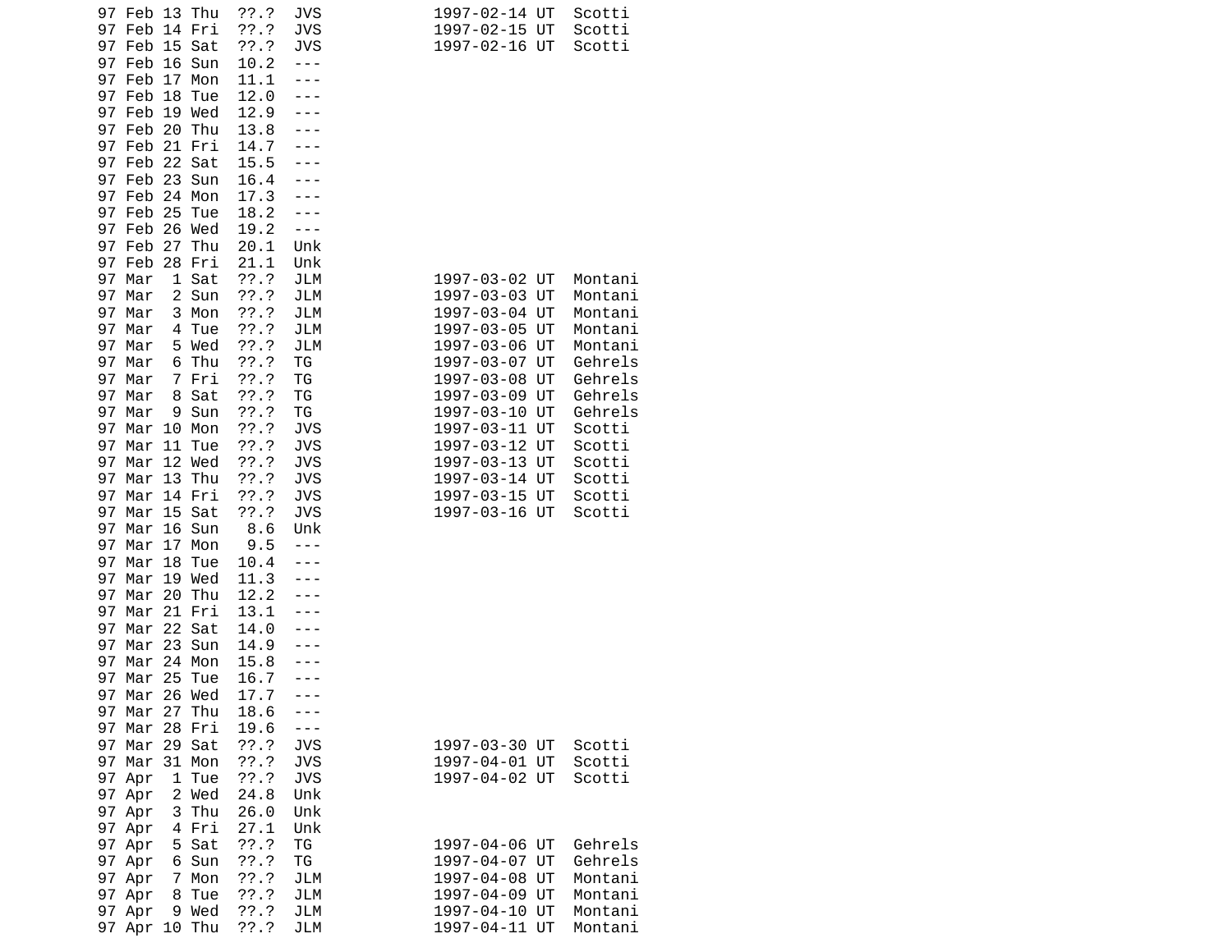```
97 Feb 13 Thu  ??.?  JVS            1997-02-14 UT  Scotti
97 Feb 14 Fri  ??.?  JVS            1997-02-15 UT  Scotti
97 Feb 15 Sat  ??.?  JVS            1997-02-16 UT  Scotti
97 Feb 16 Sun  10.2  ---
97 Feb 17 Mon  11.1  ---
97 Feb 18 Tue  12.0  ---
97 Feb 19 Wed  12.9  ---
97 Feb 20 Thu  13.8  ---
97 Feb 21 Fri  14.7  ---
97 Feb 22 Sat  15.5  ---
97 Feb 23 Sun  16.4  ---
97 Feb 24 Mon  17.3  ---
97 Feb 25 Tue  18.2  ---
97 Feb 26 Wed  19.2  ---
97 Feb 27 Thu  20.1  Unk
97 Feb 28 Fri  21.1  Unk
97 Mar  1 Sat  ??.?  JLM            1997-03-02 UT  Montani
97 Mar  2 Sun  ??.?  JLM            1997-03-03 UT  Montani
97 Mar  3 Mon  ??.?  JLM            1997-03-04 UT  Montani
97 Mar  4 Tue  ??.?  JLM            1997-03-05 UT  Montani
97 Mar  5 Wed  ??.?  JLM            1997-03-06 UT  Montani
97 Mar  6 Thu  ??.?  TG             1997-03-07 UT  Gehrels
97 Mar  7 Fri  ??.?  TG             1997-03-08 UT  Gehrels
97 Mar  8 Sat  ??.?  TG             1997-03-09 UT  Gehrels
97 Mar  9 Sun  ??.?  TG             1997-03-10 UT  Gehrels
97 Mar 10 Mon  ??.?  JVS            1997-03-11 UT  Scotti
97 Mar 11 Tue  ??.?  JVS            1997-03-12 UT  Scotti
97 Mar 12 Wed  ??.?  JVS            1997-03-13 UT  Scotti
97 Mar 13 Thu  ??.?  JVS            1997-03-14 UT  Scotti
97 Mar 14 Fri  ??.?  JVS            1997-03-15 UT  Scotti
97 Mar 15 Sat  ??.?  JVS            1997-03-16 UT  Scotti
97 Mar 16 Sun   8.6  Unk
97 Mar 17 Mon   9.5  ---
97 Mar 18 Tue  10.4  ---
97 Mar 19 Wed  11.3  ---
97 Mar 20 Thu  12.2  ---
97 Mar 21 Fri  13.1  ---
97 Mar 22 Sat  14.0  ---
97 Mar 23 Sun  14.9  ---
97 Mar 24 Mon  15.8  ---
97 Mar 25 Tue  16.7  ---
97 Mar 26 Wed  17.7  ---
97 Mar 27 Thu  18.6  ---
97 Mar 28 Fri  19.6  ---
97 Mar 29 Sat  ??.?  JVS            1997-03-30 UT  Scotti
97 Mar 31 Mon  ??.?  JVS            1997-04-01 UT  Scotti
97 Apr  1 Tue  ??.?  JVS            1997-04-02 UT  Scotti
97 Apr  2 Wed  24.8  Unk
97 Apr  3 Thu  26.0  Unk
97 Apr  4 Fri  27.1  Unk
97 Apr  5 Sat  ??.?  TG             1997-04-06 UT  Gehrels
97 Apr  6 Sun  ??.?  TG             1997-04-07 UT  Gehrels
97 Apr  7 Mon  ??.?  JLM            1997-04-08 UT  Montani
97 Apr  8 Tue  ??.?  JLM            1997-04-09 UT  Montani
97 Apr  9 Wed  ??.?  JLM            1997-04-10 UT  Montani
97 Apr 10 Thu  ??.?  JLM            1997-04-11 UT  Montani
```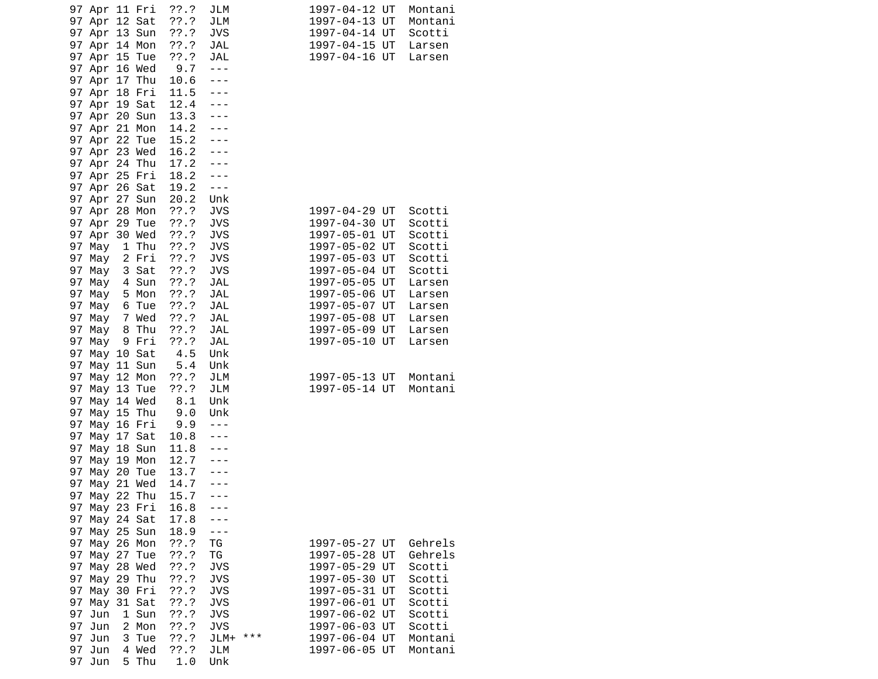```
97 Apr 11 Fri  ??.?  JLM            1997-04-12 UT  Montani
97 Apr 12 Sat  ??.?  JLM            1997-04-13 UT  Montani
97 Apr 13 Sun  ??.?  JVS            1997-04-14 UT  Scotti
97 Apr 14 Mon  ??.?  JAL            1997-04-15 UT  Larsen
97 Apr 15 Tue  ??.?  JAL            1997-04-16 UT  Larsen
97 Apr 16 Wed   9.7  ---
97 Apr 17 Thu  10.6  ---
97 Apr 18 Fri  11.5  ---
97 Apr 19 Sat  12.4  ---
97 Apr 20 Sun  13.3  ---
97 Apr 21 Mon  14.2  ---
97 Apr 22 Tue  15.2  ---
97 Apr 23 Wed  16.2  ---
97 Apr 24 Thu  17.2  ---
97 Apr 25 Fri  18.2  ---
97 Apr 26 Sat  19.2  ---
97 Apr 27 Sun  20.2  Unk
97 Apr 28 Mon  ??.?  JVS            1997-04-29 UT  Scotti
97 Apr 29 Tue  ??.?  JVS            1997-04-30 UT  Scotti
97 Apr 30 Wed  ??.?  JVS            1997-05-01 UT  Scotti
97 May  1 Thu  ??.?  JVS            1997-05-02 UT  Scotti
97 May  2 Fri  ??.?  JVS            1997-05-03 UT  Scotti
97 May  3 Sat  ??.?  JVS            1997-05-04 UT  Scotti
97 May  4 Sun  ??.?  JAL            1997-05-05 UT  Larsen
97 May  5 Mon  ??.?  JAL            1997-05-06 UT  Larsen
97 May  6 Tue  ??.?  JAL            1997-05-07 UT  Larsen
97 May  7 Wed  ??.?  JAL            1997-05-08 UT  Larsen
97 May  8 Thu  ??.?  JAL            1997-05-09 UT  Larsen
97 May  9 Fri  ??.?  JAL            1997-05-10 UT  Larsen
97 May 10 Sat   4.5  Unk
97 May 11 Sun   5.4  Unk
97 May 12 Mon  ??.?  JLM            1997-05-13 UT  Montani
97 May 13 Tue  ??.?  JLM            1997-05-14 UT  Montani
97 May 14 Wed   8.1  Unk
97 May 15 Thu   9.0  Unk
97 May 16 Fri   9.9  ---
97 May 17 Sat  10.8  ---
97 May 18 Sun  11.8  ---
97 May 19 Mon  12.7  ---
97 May 20 Tue  13.7  ---
97 May 21 Wed  14.7  ---
97 May 22 Thu  15.7  ---
97 May 23 Fri  16.8  ---
97 May 24 Sat  17.8  ---
97 May 25 Sun  18.9  ---
97 May 26 Mon  ??.?  TG             1997-05-27 UT  Gehrels
97 May 27 Tue  ??.?  TG             1997-05-28 UT  Gehrels
97 May 28 Wed  ??.?  JVS            1997-05-29 UT  Scotti
97 May 29 Thu  ??.?  JVS            1997-05-30 UT  Scotti
97 May 30 Fri  ??.?  JVS            1997-05-31 UT  Scotti
97 May 31 Sat  ??.?  JVS            1997-06-01 UT  Scotti
97 Jun  1 Sun  ??.?  JVS            1997-06-02 UT  Scotti
97 Jun  2 Mon  ??.?  JVS            1997-06-03 UT  Scotti
97 Jun  3 Tue  ??.?  JLM+ ***       1997-06-04 UT  Montani
97 Jun  4 Wed  ??.?  JLM            1997-06-05 UT  Montani
97 Jun  5 Thu   1.0  Unk
```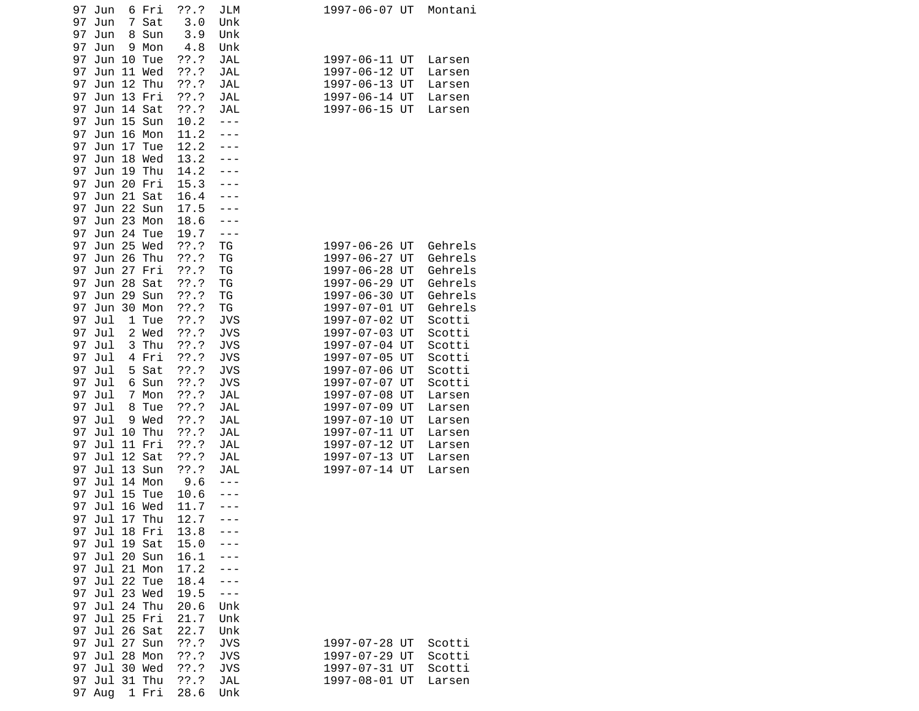```
97 Jun  6 Fri  ??.?  JLM            1997-06-07 UT  Montani
97 Jun  7 Sat   3.0  Unk
97 Jun  8 Sun   3.9  Unk
97 Jun  9 Mon   4.8  Unk
97 Jun 10 Tue  ??.?  JAL            1997-06-11 UT  Larsen
97 Jun 11 Wed  ??.?  JAL            1997-06-12 UT  Larsen
97 Jun 12 Thu  ??.?  JAL            1997-06-13 UT  Larsen
97 Jun 13 Fri  ??.?  JAL            1997-06-14 UT  Larsen
97 Jun 14 Sat  ??.?  JAL            1997-06-15 UT  Larsen
97 Jun 15 Sun  10.2  ---
97 Jun 16 Mon  11.2  ---
97 Jun 17 Tue  12.2  ---
97 Jun 18 Wed  13.2  ---
97 Jun 19 Thu  14.2  ---
97 Jun 20 Fri  15.3  ---
97 Jun 21 Sat  16.4  ---
97 Jun 22 Sun  17.5  ---
97 Jun 23 Mon  18.6  ---
97 Jun 24 Tue  19.7  ---
97 Jun 25 Wed  ??.?  TG             1997-06-26 UT  Gehrels
97 Jun 26 Thu  ??.?  TG             1997-06-27 UT  Gehrels
97 Jun 27 Fri  ??.?  TG             1997-06-28 UT  Gehrels
97 Jun 28 Sat  ??.?  TG             1997-06-29 UT  Gehrels
97 Jun 29 Sun  ??.?  TG             1997-06-30 UT  Gehrels
97 Jun 30 Mon  ??.?  TG             1997-07-01 UT  Gehrels
97 Jul  1 Tue  ??.?  JVS            1997-07-02 UT  Scotti
97 Jul  2 Wed  ??.?  JVS            1997-07-03 UT  Scotti
97 Jul  3 Thu  ??.?  JVS            1997-07-04 UT  Scotti
97 Jul  4 Fri  ??.?  JVS            1997-07-05 UT  Scotti
97 Jul  5 Sat  ??.?  JVS            1997-07-06 UT  Scotti
97 Jul  6 Sun  ??.?  JVS            1997-07-07 UT  Scotti
97 Jul  7 Mon  ??.?  JAL            1997-07-08 UT  Larsen
97 Jul  8 Tue  ??.?  JAL            1997-07-09 UT  Larsen
97 Jul  9 Wed  ??.?  JAL            1997-07-10 UT  Larsen
97 Jul 10 Thu  ??.?  JAL            1997-07-11 UT  Larsen
97 Jul 11 Fri  ??.?  JAL            1997-07-12 UT  Larsen
97 Jul 12 Sat  ??.?  JAL            1997-07-13 UT  Larsen
97 Jul 13 Sun  ??.?  JAL            1997-07-14 UT  Larsen
97 Jul 14 Mon   9.6  ---
97 Jul 15 Tue  10.6  ---
97 Jul 16 Wed  11.7  ---
97 Jul 17 Thu  12.7  ---
97 Jul 18 Fri  13.8  ---
97 Jul 19 Sat  15.0  ---
97 Jul 20 Sun  16.1  ---
97 Jul 21 Mon  17.2  ---
97 Jul 22 Tue  18.4  ---
97 Jul 23 Wed  19.5  ---
97 Jul 24 Thu  20.6  Unk
97 Jul 25 Fri  21.7  Unk
97 Jul 26 Sat  22.7  Unk
97 Jul 27 Sun  ??.?  JVS            1997-07-28 UT  Scotti
97 Jul 28 Mon  ??.?  JVS            1997-07-29 UT  Scotti
97 Jul 30 Wed  ??.?  JVS            1997-07-31 UT  Scotti
97 Jul 31 Thu  ??.?  JAL            1997-08-01 UT  Larsen
97 Aug  1 Fri  28.6  Unk
```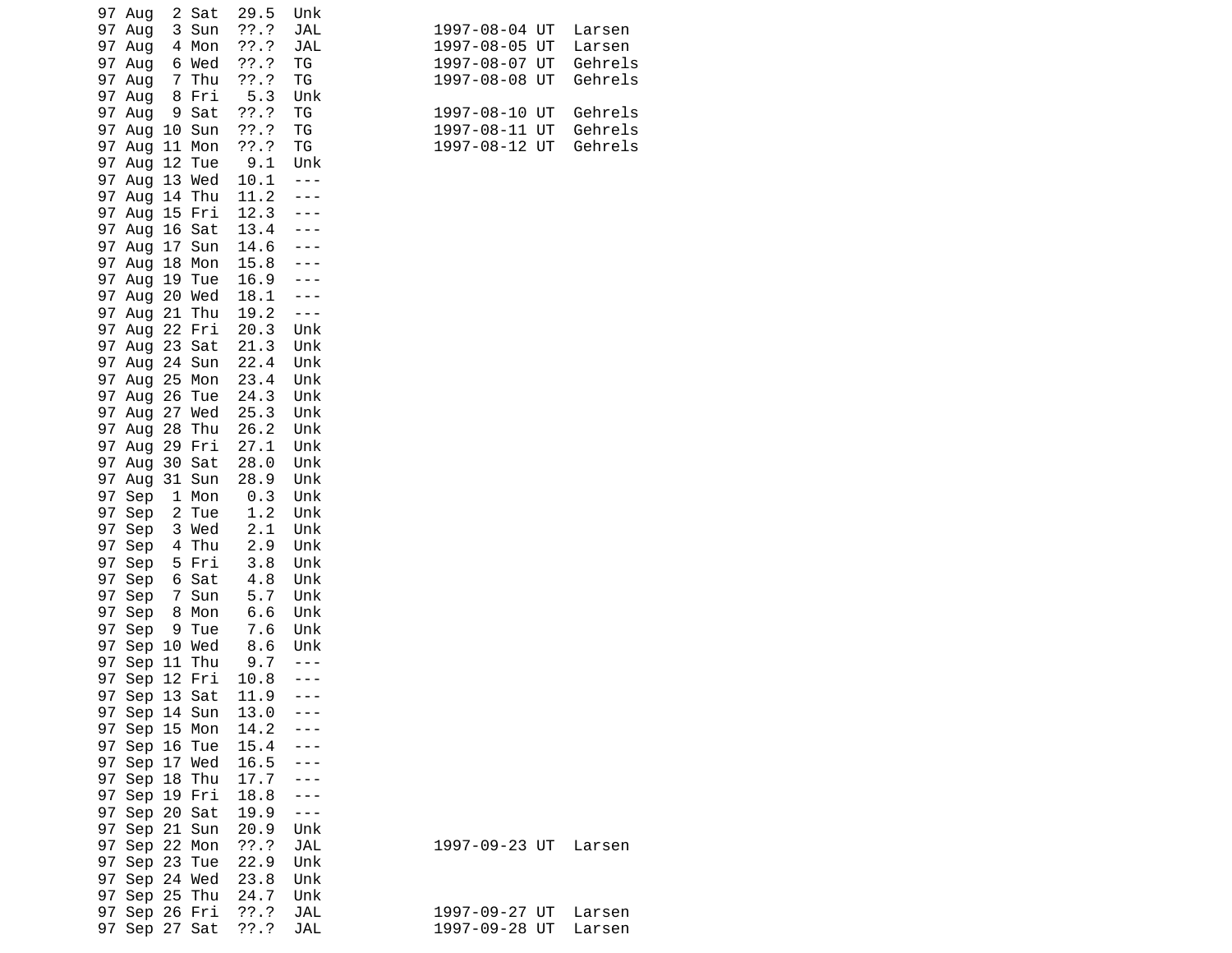```
97 Aug  2 Sat  29.5  Unk
97 Aug  3 Sun  ??.?  JAL            1997-08-04 UT  Larsen
97 Aug  4 Mon  ??.?  JAL            1997-08-05 UT  Larsen
97 Aug  6 Wed  ??.?  TG             1997-08-07 UT  Gehrels
97 Aug  7 Thu  ??.?  TG             1997-08-08 UT  Gehrels
97 Aug  8 Fri   5.3  Unk
97 Aug  9 Sat  ??.?  TG             1997-08-10 UT  Gehrels
97 Aug 10 Sun  ??.?  TG             1997-08-11 UT  Gehrels
97 Aug 11 Mon  ??.?  TG             1997-08-12 UT  Gehrels
97 Aug 12 Tue   9.1  Unk
97 Aug 13 Wed  10.1  ---
97 Aug 14 Thu  11.2  ---
97 Aug 15 Fri  12.3  ---
97 Aug 16 Sat  13.4  ---
97 Aug 17 Sun  14.6  ---
97 Aug 18 Mon  15.8  ---
97 Aug 19 Tue  16.9  ---
97 Aug 20 Wed  18.1  ---
97 Aug 21 Thu  19.2  ---
97 Aug 22 Fri  20.3  Unk
97 Aug 23 Sat  21.3  Unk
97 Aug 24 Sun  22.4  Unk
97 Aug 25 Mon  23.4  Unk
97 Aug 26 Tue  24.3  Unk
97 Aug 27 Wed  25.3  Unk
97 Aug 28 Thu  26.2  Unk
97 Aug 29 Fri  27.1  Unk
97 Aug 30 Sat  28.0  Unk
97 Aug 31 Sun  28.9  Unk
97 Sep  1 Mon   0.3  Unk
97 Sep  2 Tue   1.2  Unk
97 Sep  3 Wed   2.1  Unk
97 Sep  4 Thu   2.9  Unk
97 Sep  5 Fri   3.8  Unk
97 Sep  6 Sat   4.8  Unk
97 Sep  7 Sun   5.7  Unk
97 Sep  8 Mon   6.6  Unk
97 Sep  9 Tue   7.6  Unk
97 Sep 10 Wed   8.6  Unk
97 Sep 11 Thu   9.7  ---
97 Sep 12 Fri  10.8  ---
97 Sep 13 Sat  11.9  ---
97 Sep 14 Sun  13.0  ---
97 Sep 15 Mon  14.2  ---
97 Sep 16 Tue  15.4  ---
97 Sep 17 Wed  16.5  ---
97 Sep 18 Thu  17.7  ---
97 Sep 19 Fri  18.8  ---
97 Sep 20 Sat  19.9  ---
97 Sep 21 Sun  20.9  Unk
97 Sep 22 Mon  ??.?  JAL            1997-09-23 UT  Larsen
97 Sep 23 Tue  22.9  Unk
97 Sep 24 Wed  23.8  Unk
97 Sep 25 Thu  24.7  Unk
97 Sep 26 Fri  ??.?  JAL            1997-09-27 UT  Larsen
97 Sep 27 Sat  ??.?  JAL            1997-09-28 UT  Larsen
```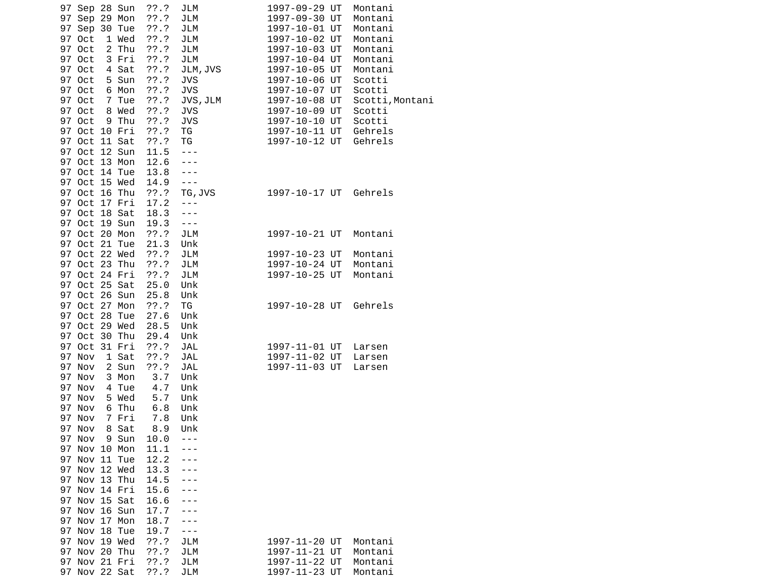```
97 Sep 28 Sun  ??.?  JLM            1997-09-29 UT  Montani
97 Sep 29 Mon  ??.?  JLM            1997-09-30 UT  Montani
97 Sep 30 Tue  ??.?  JLM            1997-10-01 UT  Montani
97 Oct  1 Wed  ??.?  JLM            1997-10-02 UT  Montani
97 Oct  2 Thu  ??.?  JLM            1997-10-03 UT  Montani
97 Oct  3 Fri  ??.?  JLM            1997-10-04 UT  Montani
97 Oct  4 Sat  ??.?  JLM,JVS        1997-10-05 UT  Montani
97 Oct  5 Sun  ??.?  JVS            1997-10-06 UT  Scotti
97 Oct  6 Mon  ??.?  JVS            1997-10-07 UT  Scotti
97 Oct  7 Tue  ??.?  JVS,JLM        1997-10-08 UT  Scotti,Montani
97 Oct  8 Wed  ??.?  JVS            1997-10-09 UT  Scotti
97 Oct  9 Thu  ??.?  JVS            1997-10-10 UT  Scotti
97 Oct 10 Fri  ??.?  TG             1997-10-11 UT  Gehrels
97 Oct 11 Sat  ??.?  TG             1997-10-12 UT  Gehrels
97 Oct 12 Sun  11.5  ---
97 Oct 13 Mon  12.6  ---
97 Oct 14 Tue  13.8  ---
97 Oct 15 Wed  14.9  ---
97 Oct 16 Thu  ??.?  TG,JVS         1997-10-17 UT  Gehrels
97 Oct 17 Fri  17.2  ---
97 Oct 18 Sat  18.3  ---
97 Oct 19 Sun  19.3  ---
97 Oct 20 Mon  ??.?  JLM            1997-10-21 UT  Montani
97 Oct 21 Tue  21.3  Unk
97 Oct 22 Wed  ??.?  JLM            1997-10-23 UT  Montani
97 Oct 23 Thu  ??.?  JLM            1997-10-24 UT  Montani
97 Oct 24 Fri  ??.?  JLM            1997-10-25 UT  Montani
97 Oct 25 Sat  25.0  Unk
97 Oct 26 Sun  25.8  Unk
97 Oct 27 Mon  ??.?  TG             1997-10-28 UT  Gehrels
97 Oct 28 Tue  27.6  Unk
97 Oct 29 Wed  28.5  Unk
97 Oct 30 Thu  29.4  Unk
97 Oct 31 Fri  ??.?  JAL            1997-11-01 UT  Larsen
97 Nov  1 Sat  ??.?  JAL            1997-11-02 UT  Larsen
97 Nov  2 Sun  ??.?  JAL            1997-11-03 UT  Larsen
97 Nov  3 Mon   3.7  Unk
97 Nov  4 Tue   4.7  Unk
97 Nov  5 Wed   5.7  Unk
97 Nov  6 Thu   6.8  Unk
97 Nov  7 Fri   7.8  Unk
97 Nov  8 Sat   8.9  Unk
97 Nov  9 Sun  10.0  ---
97 Nov 10 Mon  11.1  ---
97 Nov 11 Tue  12.2  ---
97 Nov 12 Wed  13.3  ---
97 Nov 13 Thu  14.5  ---
97 Nov 14 Fri  15.6  ---
97 Nov 15 Sat  16.6  ---
97 Nov 16 Sun  17.7  ---
97 Nov 17 Mon  18.7  ---
97 Nov 18 Tue  19.7  ---
97 Nov 19 Wed  ??.?  JLM            1997-11-20 UT  Montani
97 Nov 20 Thu  ??.?  JLM            1997-11-21 UT  Montani
97 Nov 21 Fri  ??.?  JLM            1997-11-22 UT  Montani
97 Nov 22 Sat  ??.?  JLM            1997-11-23 UT  Montani
```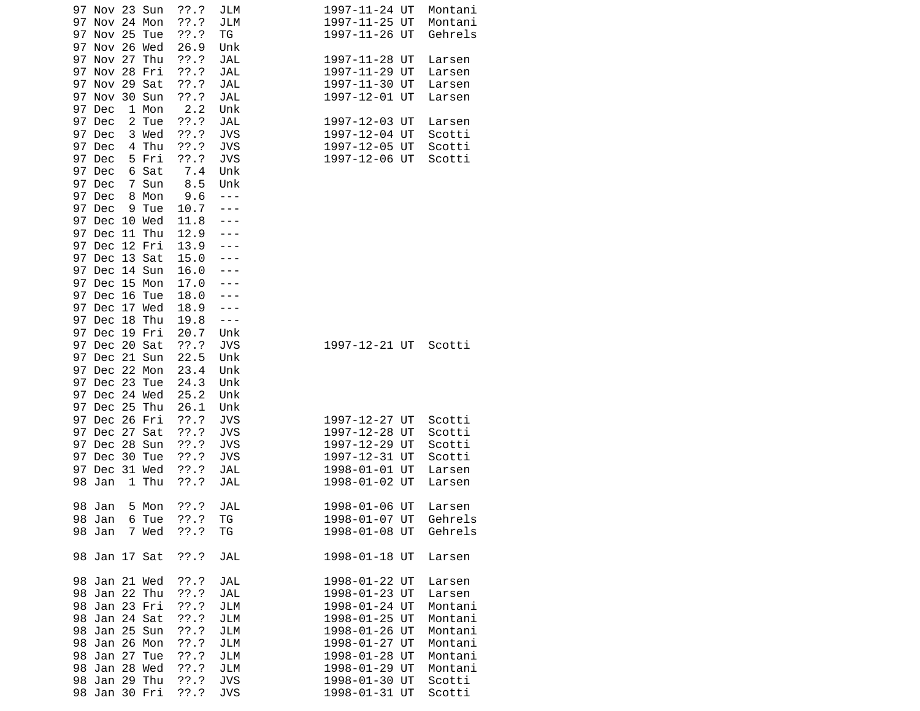```
97 Nov 23 Sun  ??.?  JLM            1997-11-24 UT  Montani
97 Nov 24 Mon  ??.?  JLM            1997-11-25 UT  Montani
97 Nov 25 Tue  ??.?  TG             1997-11-26 UT  Gehrels
97 Nov 26 Wed  26.9  Unk
97 Nov 27 Thu  ??.?  JAL            1997-11-28 UT  Larsen
97 Nov 28 Fri  ??.?  JAL            1997-11-29 UT  Larsen
97 Nov 29 Sat  ??.?  JAL            1997-11-30 UT  Larsen
97 Nov 30 Sun  ??.?  JAL            1997-12-01 UT  Larsen
97 Dec  1 Mon   2.2  Unk
97 Dec  2 Tue  ??.?  JAL            1997-12-03 UT  Larsen
97 Dec  3 Wed  ??.?  JVS            1997-12-04 UT  Scotti
97 Dec  4 Thu  ??.?  JVS            1997-12-05 UT  Scotti
97 Dec  5 Fri  ??.?  JVS            1997-12-06 UT  Scotti
97 Dec  6 Sat   7.4  Unk
97 Dec  7 Sun   8.5  Unk
97 Dec  8 Mon   9.6  ---
97 Dec  9 Tue  10.7  ---
97 Dec 10 Wed  11.8  ---
97 Dec 11 Thu  12.9  ---
97 Dec 12 Fri  13.9  ---
97 Dec 13 Sat  15.0  ---
97 Dec 14 Sun  16.0  ---
97 Dec 15 Mon  17.0  ---
97 Dec 16 Tue  18.0  ---
97 Dec 17 Wed  18.9  ---
97 Dec 18 Thu  19.8  ---
97 Dec 19 Fri  20.7  Unk
97 Dec 20 Sat  ??.?  JVS            1997-12-21 UT  Scotti
97 Dec 21 Sun  22.5  Unk
97 Dec 22 Mon  23.4  Unk
97 Dec 23 Tue  24.3  Unk
97 Dec 24 Wed  25.2  Unk
97 Dec 25 Thu  26.1  Unk
97 Dec 26 Fri  ??.?  JVS            1997-12-27 UT  Scotti
97 Dec 27 Sat  ??.?  JVS            1997-12-28 UT  Scotti
97 Dec 28 Sun  ??.?  JVS            1997-12-29 UT  Scotti
97 Dec 30 Tue  ??.?  JVS            1997-12-31 UT  Scotti
97 Dec 31 Wed  ??.?  JAL            1998-01-01 UT  Larsen
98 Jan  1 Thu  ??.?  JAL            1998-01-02 UT  Larsen

98 Jan  5 Mon  ??.?  JAL            1998-01-06 UT  Larsen
98 Jan  6 Tue  ??.?  TG             1998-01-07 UT  Gehrels
98 Jan  7 Wed  ??.?  TG             1998-01-08 UT  Gehrels

98 Jan 17 Sat  ??.?  JAL            1998-01-18 UT  Larsen

98 Jan 21 Wed  ??.?  JAL            1998-01-22 UT  Larsen
98 Jan 22 Thu  ??.?  JAL            1998-01-23 UT  Larsen
98 Jan 23 Fri  ??.?  JLM            1998-01-24 UT  Montani
98 Jan 24 Sat  ??.?  JLM            1998-01-25 UT  Montani
98 Jan 25 Sun  ??.?  JLM            1998-01-26 UT  Montani
98 Jan 26 Mon  ??.?  JLM            1998-01-27 UT  Montani
98 Jan 27 Tue  ??.?  JLM            1998-01-28 UT  Montani
98 Jan 28 Wed  ??.?  JLM            1998-01-29 UT  Montani
98 Jan 29 Thu  ??.?  JVS            1998-01-30 UT  Scotti
98 Jan 30 Fri  ??.?  JVS            1998-01-31 UT  Scotti
```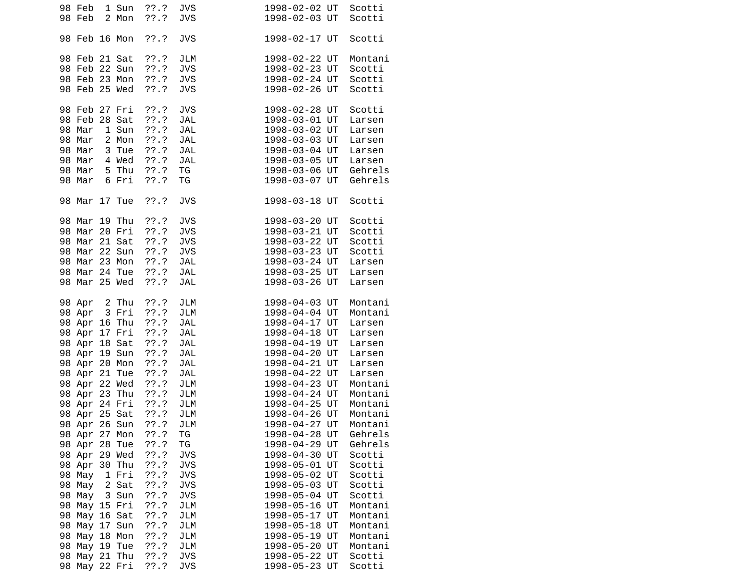```
98 Feb  1 Sun  ??.?  JVS            1998-02-02 UT  Scotti
98 Feb  2 Mon  ??.?  JVS            1998-02-03 UT  Scotti

98 Feb 16 Mon  ??.?  JVS            1998-02-17 UT  Scotti

98 Feb 21 Sat  ??.?  JLM            1998-02-22 UT  Montani
98 Feb 22 Sun  ??.?  JVS            1998-02-23 UT  Scotti
98 Feb 23 Mon  ??.?  JVS            1998-02-24 UT  Scotti
98 Feb 25 Wed  ??.?  JVS            1998-02-26 UT  Scotti

98 Feb 27 Fri  ??.?  JVS            1998-02-28 UT  Scotti
98 Feb 28 Sat  ??.?  JAL            1998-03-01 UT  Larsen
98 Mar  1 Sun  ??.?  JAL            1998-03-02 UT  Larsen
98 Mar  2 Mon  ??.?  JAL            1998-03-03 UT  Larsen
98 Mar  3 Tue  ??.?  JAL            1998-03-04 UT  Larsen
98 Mar  4 Wed  ??.?  JAL            1998-03-05 UT  Larsen
98 Mar  5 Thu  ??.?  TG             1998-03-06 UT  Gehrels
98 Mar  6 Fri  ??.?  TG             1998-03-07 UT  Gehrels

98 Mar 17 Tue  ??.?  JVS            1998-03-18 UT  Scotti

98 Mar 19 Thu  ??.?  JVS            1998-03-20 UT  Scotti
98 Mar 20 Fri  ??.?  JVS            1998-03-21 UT  Scotti
98 Mar 21 Sat  ??.?  JVS            1998-03-22 UT  Scotti
98 Mar 22 Sun  ??.?  JVS            1998-03-23 UT  Scotti
98 Mar 23 Mon  ??.?  JAL            1998-03-24 UT  Larsen
98 Mar 24 Tue  ??.?  JAL            1998-03-25 UT  Larsen
98 Mar 25 Wed  ??.?  JAL            1998-03-26 UT  Larsen

98 Apr  2 Thu  ??.?  JLM            1998-04-03 UT  Montani
98 Apr  3 Fri  ??.?  JLM            1998-04-04 UT  Montani
98 Apr 16 Thu  ??.?  JAL            1998-04-17 UT  Larsen
98 Apr 17 Fri  ??.?  JAL            1998-04-18 UT  Larsen
98 Apr 18 Sat  ??.?  JAL            1998-04-19 UT  Larsen
98 Apr 19 Sun  ??.?  JAL            1998-04-20 UT  Larsen
98 Apr 20 Mon  ??.?  JAL            1998-04-21 UT  Larsen
98 Apr 21 Tue  ??.?  JAL            1998-04-22 UT  Larsen
98 Apr 22 Wed  ??.?  JLM            1998-04-23 UT  Montani
98 Apr 23 Thu  ??.?  JLM            1998-04-24 UT  Montani
98 Apr 24 Fri  ??.?  JLM            1998-04-25 UT  Montani
98 Apr 25 Sat  ??.?  JLM            1998-04-26 UT  Montani
98 Apr 26 Sun  ??.?  JLM            1998-04-27 UT  Montani
98 Apr 27 Mon  ??.?  TG             1998-04-28 UT  Gehrels
98 Apr 28 Tue  ??.?  TG             1998-04-29 UT  Gehrels
98 Apr 29 Wed  ??.?  JVS            1998-04-30 UT  Scotti
98 Apr 30 Thu  ??.?  JVS            1998-05-01 UT  Scotti
98 May  1 Fri  ??.?  JVS            1998-05-02 UT  Scotti
98 May  2 Sat  ??.?  JVS            1998-05-03 UT  Scotti
98 May  3 Sun  ??.?  JVS            1998-05-04 UT  Scotti
98 May 15 Fri  ??.?  JLM            1998-05-16 UT  Montani
98 May 16 Sat  ??.?  JLM            1998-05-17 UT  Montani
98 May 17 Sun  ??.?  JLM            1998-05-18 UT  Montani
98 May 18 Mon  ??.?  JLM            1998-05-19 UT  Montani
98 May 19 Tue  ??.?  JLM            1998-05-20 UT  Montani
98 May 21 Thu  ??.?  JVS            1998-05-22 UT  Scotti
98 May 22 Fri  ??.?  JVS            1998-05-23 UT  Scotti
```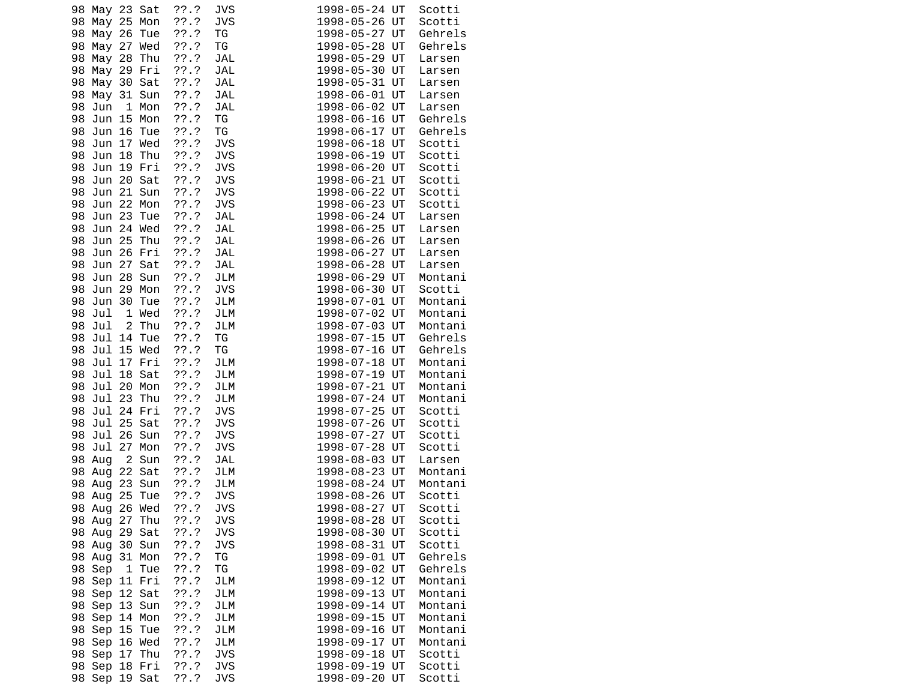```
98 May 23 Sat  ??.?  JVS            1998-05-24 UT  Scotti
98 May 25 Mon  ??.?  JVS            1998-05-26 UT  Scotti
98 May 26 Tue  ??.?  TG             1998-05-27 UT  Gehrels
98 May 27 Wed  ??.?  TG             1998-05-28 UT  Gehrels
98 May 28 Thu  ??.?  JAL            1998-05-29 UT  Larsen
98 May 29 Fri  ??.?  JAL            1998-05-30 UT  Larsen
98 May 30 Sat  ??.?  JAL            1998-05-31 UT  Larsen
98 May 31 Sun  ??.?  JAL            1998-06-01 UT  Larsen
98 Jun  1 Mon  ??.?  JAL            1998-06-02 UT  Larsen
98 Jun 15 Mon  ??.?  TG             1998-06-16 UT  Gehrels
98 Jun 16 Tue  ??.?  TG             1998-06-17 UT  Gehrels
98 Jun 17 Wed  ??.?  JVS            1998-06-18 UT  Scotti
98 Jun 18 Thu  ??.?  JVS            1998-06-19 UT  Scotti
98 Jun 19 Fri  ??.?  JVS            1998-06-20 UT  Scotti
98 Jun 20 Sat  ??.?  JVS            1998-06-21 UT  Scotti
98 Jun 21 Sun  ??.?  JVS            1998-06-22 UT  Scotti
98 Jun 22 Mon  ??.?  JVS            1998-06-23 UT  Scotti
98 Jun 23 Tue  ??.?  JAL            1998-06-24 UT  Larsen
98 Jun 24 Wed  ??.?  JAL            1998-06-25 UT  Larsen
98 Jun 25 Thu  ??.?  JAL            1998-06-26 UT  Larsen
98 Jun 26 Fri  ??.?  JAL            1998-06-27 UT  Larsen
98 Jun 27 Sat  ??.?  JAL            1998-06-28 UT  Larsen
98 Jun 28 Sun  ??.?  JLM            1998-06-29 UT  Montani
98 Jun 29 Mon  ??.?  JVS            1998-06-30 UT  Scotti
98 Jun 30 Tue  ??.?  JLM            1998-07-01 UT  Montani
98 Jul  1 Wed  ??.?  JLM            1998-07-02 UT  Montani
98 Jul  2 Thu  ??.?  JLM            1998-07-03 UT  Montani
98 Jul 14 Tue  ??.?  TG             1998-07-15 UT  Gehrels
98 Jul 15 Wed  ??.?  TG             1998-07-16 UT  Gehrels
98 Jul 17 Fri  ??.?  JLM            1998-07-18 UT  Montani
98 Jul 18 Sat  ??.?  JLM            1998-07-19 UT  Montani
98 Jul 20 Mon  ??.?  JLM            1998-07-21 UT  Montani
98 Jul 23 Thu  ??.?  JLM            1998-07-24 UT  Montani
98 Jul 24 Fri  ??.?  JVS            1998-07-25 UT  Scotti
98 Jul 25 Sat  ??.?  JVS            1998-07-26 UT  Scotti
98 Jul 26 Sun  ??.?  JVS            1998-07-27 UT  Scotti
98 Jul 27 Mon  ??.?  JVS            1998-07-28 UT  Scotti
98 Aug  2 Sun  ??.?  JAL            1998-08-03 UT  Larsen
98 Aug 22 Sat  ??.?  JLM            1998-08-23 UT  Montani
98 Aug 23 Sun  ??.?  JLM            1998-08-24 UT  Montani
98 Aug 25 Tue  ??.?  JVS            1998-08-26 UT  Scotti
98 Aug 26 Wed  ??.?  JVS            1998-08-27 UT  Scotti
98 Aug 27 Thu  ??.?  JVS            1998-08-28 UT  Scotti
98 Aug 29 Sat  ??.?  JVS            1998-08-30 UT  Scotti
98 Aug 30 Sun  ??.?  JVS            1998-08-31 UT  Scotti
98 Aug 31 Mon  ??.?  TG             1998-09-01 UT  Gehrels
98 Sep  1 Tue  ??.?  TG             1998-09-02 UT  Gehrels
98 Sep 11 Fri  ??.?  JLM            1998-09-12 UT  Montani
98 Sep 12 Sat  ??.?  JLM            1998-09-13 UT  Montani
98 Sep 13 Sun  ??.?  JLM            1998-09-14 UT  Montani
98 Sep 14 Mon  ??.?  JLM            1998-09-15 UT  Montani
98 Sep 15 Tue  ??.?  JLM            1998-09-16 UT  Montani
98 Sep 16 Wed  ??.?  JLM            1998-09-17 UT  Montani
98 Sep 17 Thu  ??.?  JVS            1998-09-18 UT  Scotti
98 Sep 18 Fri  ??.?  JVS            1998-09-19 UT  Scotti
98 Sep 19 Sat  ??.?  JVS            1998-09-20 UT  Scotti
```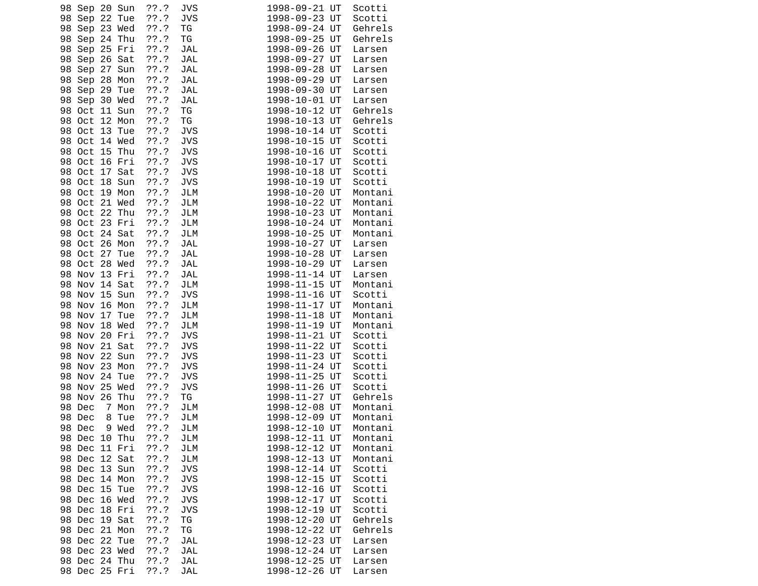```
98 Sep 20 Sun  ??.?  JVS            1998-09-21 UT  Scotti
98 Sep 22 Tue  ??.?  JVS            1998-09-23 UT  Scotti
98 Sep 23 Wed  ??.?  TG             1998-09-24 UT  Gehrels
98 Sep 24 Thu  ??.?  TG             1998-09-25 UT  Gehrels
98 Sep 25 Fri  ??.?  JAL            1998-09-26 UT  Larsen
98 Sep 26 Sat  ??.?  JAL            1998-09-27 UT  Larsen
98 Sep 27 Sun  ??.?  JAL            1998-09-28 UT  Larsen
98 Sep 28 Mon  ??.?  JAL            1998-09-29 UT  Larsen
98 Sep 29 Tue  ??.?  JAL            1998-09-30 UT  Larsen
98 Sep 30 Wed  ??.?  JAL            1998-10-01 UT  Larsen
98 Oct 11 Sun  ??.?  TG             1998-10-12 UT  Gehrels
98 Oct 12 Mon  ??.?  TG             1998-10-13 UT  Gehrels
98 Oct 13 Tue  ??.?  JVS            1998-10-14 UT  Scotti
98 Oct 14 Wed  ??.?  JVS            1998-10-15 UT  Scotti
98 Oct 15 Thu  ??.?  JVS            1998-10-16 UT  Scotti
98 Oct 16 Fri  ??.?  JVS            1998-10-17 UT  Scotti
98 Oct 17 Sat  ??.?  JVS            1998-10-18 UT  Scotti
98 Oct 18 Sun  ??.?  JVS            1998-10-19 UT  Scotti
98 Oct 19 Mon  ??.?  JLM            1998-10-20 UT  Montani
98 Oct 21 Wed  ??.?  JLM            1998-10-22 UT  Montani
98 Oct 22 Thu  ??.?  JLM            1998-10-23 UT  Montani
98 Oct 23 Fri  ??.?  JLM            1998-10-24 UT  Montani
98 Oct 24 Sat  ??.?  JLM            1998-10-25 UT  Montani
98 Oct 26 Mon  ??.?  JAL            1998-10-27 UT  Larsen
98 Oct 27 Tue  ??.?  JAL            1998-10-28 UT  Larsen
98 Oct 28 Wed  ??.?  JAL            1998-10-29 UT  Larsen
98 Nov 13 Fri  ??.?  JAL            1998-11-14 UT  Larsen
98 Nov 14 Sat  ??.?  JLM            1998-11-15 UT  Montani
98 Nov 15 Sun  ??.?  JVS            1998-11-16 UT  Scotti
98 Nov 16 Mon  ??.?  JLM            1998-11-17 UT  Montani
98 Nov 17 Tue  ??.?  JLM            1998-11-18 UT  Montani
98 Nov 18 Wed  ??.?  JLM            1998-11-19 UT  Montani
98 Nov 20 Fri  ??.?  JVS            1998-11-21 UT  Scotti
98 Nov 21 Sat  ??.?  JVS            1998-11-22 UT  Scotti
98 Nov 22 Sun  ??.?  JVS            1998-11-23 UT  Scotti
98 Nov 23 Mon  ??.?  JVS            1998-11-24 UT  Scotti
98 Nov 24 Tue  ??.?  JVS            1998-11-25 UT  Scotti
98 Nov 25 Wed  ??.?  JVS            1998-11-26 UT  Scotti
98 Nov 26 Thu  ??.?  TG             1998-11-27 UT  Gehrels
98 Dec  7 Mon  ??.?  JLM            1998-12-08 UT  Montani
98 Dec  8 Tue  ??.?  JLM            1998-12-09 UT  Montani
98 Dec  9 Wed  ??.?  JLM            1998-12-10 UT  Montani
98 Dec 10 Thu  ??.?  JLM            1998-12-11 UT  Montani
98 Dec 11 Fri  ??.?  JLM            1998-12-12 UT  Montani
98 Dec 12 Sat  ??.?  JLM            1998-12-13 UT  Montani
98 Dec 13 Sun  ??.?  JVS            1998-12-14 UT  Scotti
98 Dec 14 Mon  ??.?  JVS            1998-12-15 UT  Scotti
98 Dec 15 Tue  ??.?  JVS            1998-12-16 UT  Scotti
98 Dec 16 Wed  ??.?  JVS            1998-12-17 UT  Scotti
98 Dec 18 Fri  ??.?  JVS            1998-12-19 UT  Scotti
98 Dec 19 Sat  ??.?  TG             1998-12-20 UT  Gehrels
98 Dec 21 Mon  ??.?  TG             1998-12-22 UT  Gehrels
98 Dec 22 Tue  ??.?  JAL            1998-12-23 UT  Larsen
98 Dec 23 Wed  ??.?  JAL            1998-12-24 UT  Larsen
98 Dec 24 Thu  ??.?  JAL            1998-12-25 UT  Larsen
98 Dec 25 Fri  ??.?  JAL            1998-12-26 UT  Larsen
```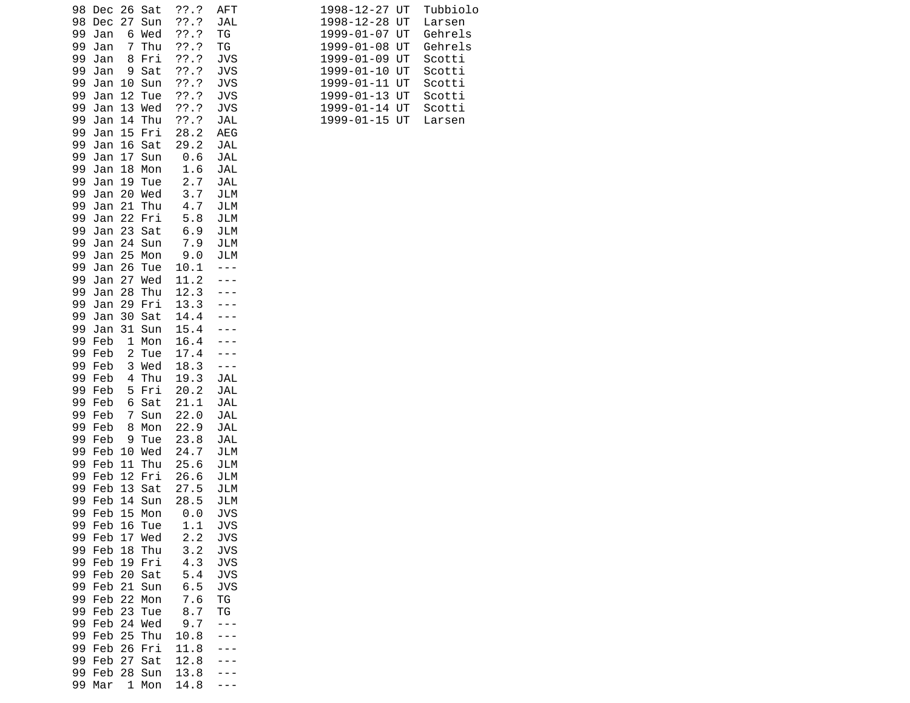```
98 Dec 26 Sat  ??.?  AFT            1998-12-27 UT  Tubbiolo
98 Dec 27 Sun  ??.?  JAL            1998-12-28 UT  Larsen
99 Jan  6 Wed  ??.?  TG             1999-01-07 UT  Gehrels
99 Jan  7 Thu  ??.?  TG             1999-01-08 UT  Gehrels
99 Jan  8 Fri  ??.?  JVS            1999-01-09 UT  Scotti
99 Jan  9 Sat  ??.?  JVS            1999-01-10 UT  Scotti
99 Jan 10 Sun  ??.?  JVS            1999-01-11 UT  Scotti
99 Jan 12 Tue  ??.?  JVS            1999-01-13 UT  Scotti
99 Jan 13 Wed  ??.?  JVS            1999-01-14 UT  Scotti
99 Jan 14 Thu  ??.?  JAL            1999-01-15 UT  Larsen
99 Jan 15 Fri  28.2  AEG
99 Jan 16 Sat  29.2  JAL
99 Jan 17 Sun   0.6  JAL
99 Jan 18 Mon   1.6  JAL
99 Jan 19 Tue   2.7  JAL
99 Jan 20 Wed   3.7  JLM
99 Jan 21 Thu   4.7  JLM
99 Jan 22 Fri   5.8  JLM
99 Jan 23 Sat   6.9  JLM
99 Jan 24 Sun   7.9  JLM
99 Jan 25 Mon   9.0  JLM
99 Jan 26 Tue  10.1  ---
99 Jan 27 Wed  11.2  ---
99 Jan 28 Thu  12.3  ---
99 Jan 29 Fri  13.3  ---
99 Jan 30 Sat  14.4  ---
99 Jan 31 Sun  15.4  ---
99 Feb  1 Mon  16.4  ---
99 Feb  2 Tue  17.4  ---
99 Feb  3 Wed  18.3  ---
99 Feb  4 Thu  19.3  JAL
99 Feb  5 Fri  20.2  JAL
99 Feb  6 Sat  21.1  JAL
99 Feb  7 Sun  22.0  JAL
99 Feb  8 Mon  22.9  JAL
99 Feb  9 Tue  23.8  JAL
99 Feb 10 Wed  24.7  JLM
99 Feb 11 Thu  25.6  JLM
99 Feb 12 Fri  26.6  JLM
99 Feb 13 Sat  27.5  JLM
99 Feb 14 Sun  28.5  JLM
99 Feb 15 Mon   0.0  JVS
99 Feb 16 Tue   1.1  JVS
99 Feb 17 Wed   2.2  JVS
99 Feb 18 Thu   3.2  JVS
99 Feb 19 Fri   4.3  JVS
99 Feb 20 Sat   5.4  JVS
99 Feb 21 Sun   6.5  JVS
99 Feb 22 Mon   7.6  TG
99 Feb 23 Tue   8.7  TG
99 Feb 24 Wed   9.7  ---
99 Feb 25 Thu  10.8  ---
99 Feb 26 Fri  11.8  ---
99 Feb 27 Sat  12.8  ---
99 Feb 28 Sun  13.8  ---
99 Mar  1 Mon  14.8  ---
```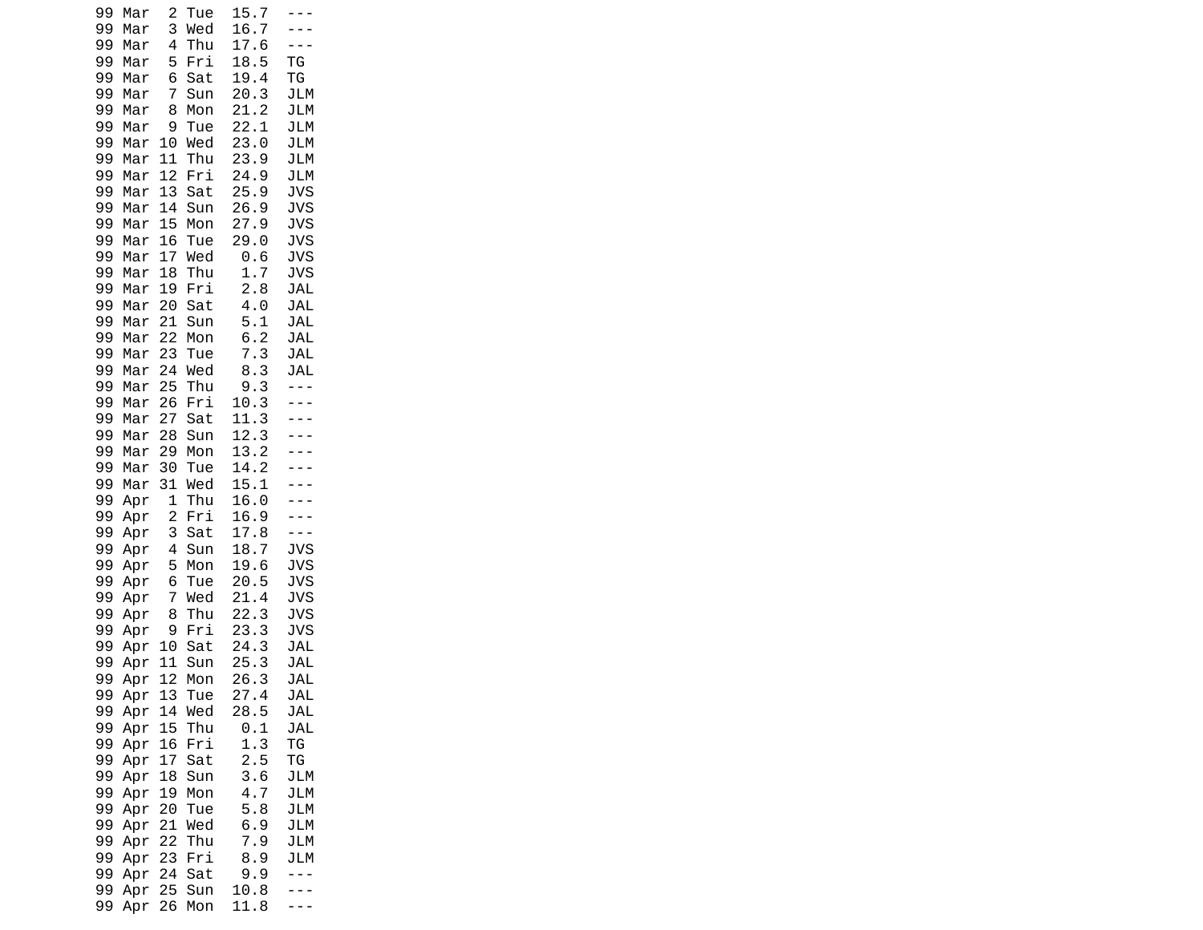```
99 Mar  2 Tue  15.7  ---
99 Mar  3 Wed  16.7  ---
99 Mar  4 Thu  17.6  ---
99 Mar  5 Fri  18.5  TG
99 Mar  6 Sat  19.4  TG
99 Mar  7 Sun  20.3  JLM
99 Mar  8 Mon  21.2  JLM
99 Mar  9 Tue  22.1  JLM
99 Mar 10 Wed  23.0  JLM
99 Mar 11 Thu  23.9  JLM
99 Mar 12 Fri  24.9  JLM
99 Mar 13 Sat  25.9  JVS
99 Mar 14 Sun  26.9  JVS
99 Mar 15 Mon  27.9  JVS
99 Mar 16 Tue  29.0  JVS
99 Mar 17 Wed   0.6  JVS
99 Mar 18 Thu   1.7  JVS
99 Mar 19 Fri   2.8  JAL
99 Mar 20 Sat   4.0  JAL
99 Mar 21 Sun   5.1  JAL
99 Mar 22 Mon   6.2  JAL
99 Mar 23 Tue   7.3  JAL
99 Mar 24 Wed   8.3  JAL
99 Mar 25 Thu   9.3  ---
99 Mar 26 Fri  10.3  ---
99 Mar 27 Sat  11.3  ---
99 Mar 28 Sun  12.3  ---
99 Mar 29 Mon  13.2  ---
99 Mar 30 Tue  14.2  ---
99 Mar 31 Wed  15.1  ---
99 Apr  1 Thu  16.0  ---
99 Apr  2 Fri  16.9  ---
99 Apr  3 Sat  17.8  ---
99 Apr  4 Sun  18.7  JVS
99 Apr  5 Mon  19.6  JVS
99 Apr  6 Tue  20.5  JVS
99 Apr  7 Wed  21.4  JVS
99 Apr  8 Thu  22.3  JVS
99 Apr  9 Fri  23.3  JVS
99 Apr 10 Sat  24.3  JAL
99 Apr 11 Sun  25.3  JAL
99 Apr 12 Mon  26.3  JAL
99 Apr 13 Tue  27.4  JAL
99 Apr 14 Wed  28.5  JAL
99 Apr 15 Thu   0.1  JAL
99 Apr 16 Fri   1.3  TG
99 Apr 17 Sat   2.5  TG
99 Apr 18 Sun   3.6  JLM
99 Apr 19 Mon   4.7  JLM
99 Apr 20 Tue   5.8  JLM
99 Apr 21 Wed   6.9  JLM
99 Apr 22 Thu   7.9  JLM
99 Apr 23 Fri   8.9  JLM
99 Apr 24 Sat   9.9  ---
99 Apr 25 Sun  10.8  ---
99 Apr 26 Mon  11.8  ---
```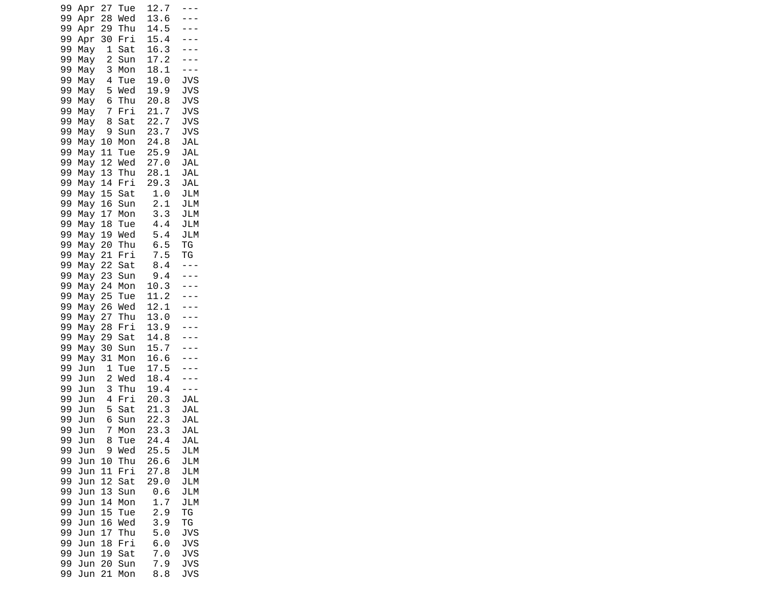```
99 Apr 27 Tue  12.7  ---
99 Apr 28 Wed  13.6  ---
99 Apr 29 Thu  14.5  ---
99 Apr 30 Fri  15.4  ---
99 May  1 Sat  16.3  ---
99 May  2 Sun  17.2  ---
99 May  3 Mon  18.1  ---
99 May  4 Tue  19.0  JVS
99 May  5 Wed  19.9  JVS
99 May  6 Thu  20.8  JVS
99 May  7 Fri  21.7  JVS
99 May  8 Sat  22.7  JVS
99 May  9 Sun  23.7  JVS
99 May 10 Mon  24.8  JAL
99 May 11 Tue  25.9  JAL
99 May 12 Wed  27.0  JAL
99 May 13 Thu  28.1  JAL
99 May 14 Fri  29.3  JAL
99 May 15 Sat   1.0  JLM
99 May 16 Sun   2.1  JLM
99 May 17 Mon   3.3  JLM
99 May 18 Tue   4.4  JLM
99 May 19 Wed   5.4  JLM
99 May 20 Thu   6.5  TG
99 May 21 Fri   7.5  TG
99 May 22 Sat   8.4  ---
99 May 23 Sun   9.4  ---
99 May 24 Mon  10.3  ---
99 May 25 Tue  11.2  ---
99 May 26 Wed  12.1  ---
99 May 27 Thu  13.0  ---
99 May 28 Fri  13.9  ---
99 May 29 Sat  14.8  ---
99 May 30 Sun  15.7  ---
99 May 31 Mon  16.6  ---
99 Jun  1 Tue  17.5  ---
99 Jun  2 Wed  18.4  ---
99 Jun  3 Thu  19.4  ---
99 Jun  4 Fri  20.3  JAL
99 Jun  5 Sat  21.3  JAL
99 Jun  6 Sun  22.3  JAL
99 Jun  7 Mon  23.3  JAL
99 Jun  8 Tue  24.4  JAL
99 Jun  9 Wed  25.5  JLM
99 Jun 10 Thu  26.6  JLM
99 Jun 11 Fri  27.8  JLM
99 Jun 12 Sat  29.0  JLM
99 Jun 13 Sun   0.6  JLM
99 Jun 14 Mon   1.7  JLM
99 Jun 15 Tue   2.9  TG
99 Jun 16 Wed   3.9  TG
99 Jun 17 Thu   5.0  JVS
99 Jun 18 Fri   6.0  JVS
99 Jun 19 Sat   7.0  JVS
99 Jun 20 Sun   7.9  JVS
99 Jun 21 Mon   8.8  JVS
```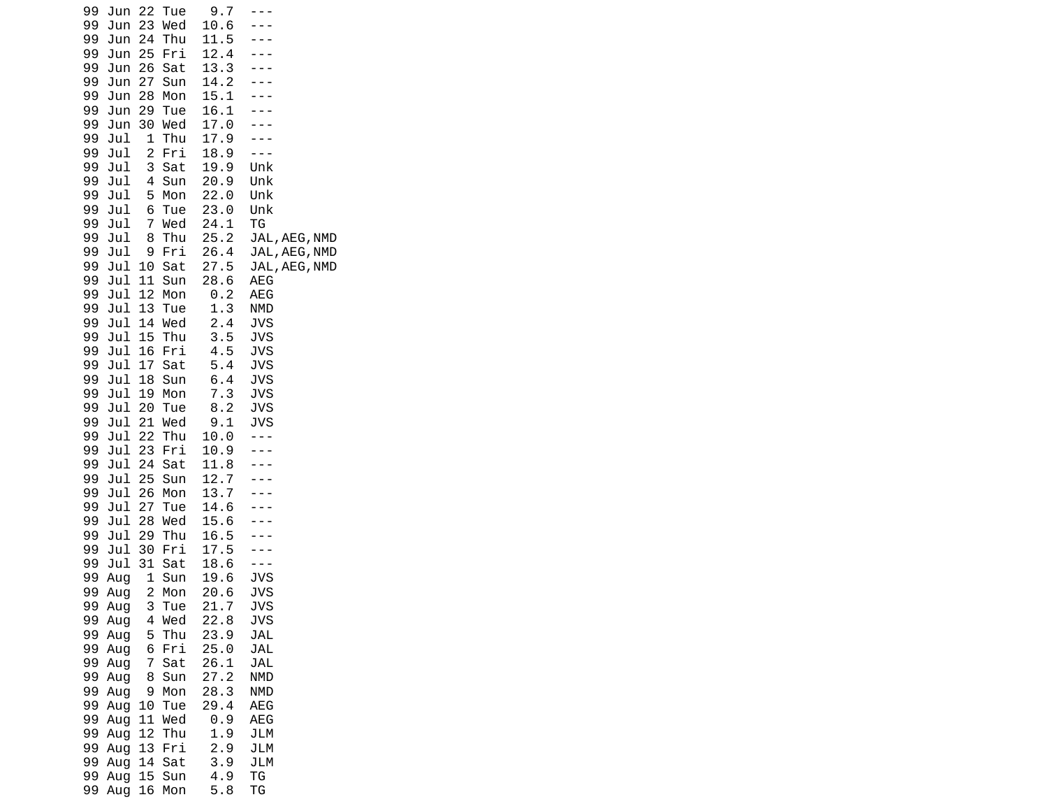```
99 Jun 22 Tue   9.7  ---
99 Jun 23 Wed  10.6  ---
99 Jun 24 Thu  11.5  ---
99 Jun 25 Fri  12.4  ---
99 Jun 26 Sat  13.3  ---
99 Jun 27 Sun  14.2  ---
99 Jun 28 Mon  15.1  ---
99 Jun 29 Tue  16.1  ---
99 Jun 30 Wed  17.0  ---
99 Jul  1 Thu  17.9  ---
99 Jul  2 Fri  18.9  ---
99 Jul  3 Sat  19.9  Unk
99 Jul  4 Sun  20.9  Unk
99 Jul  5 Mon  22.0  Unk
99 Jul  6 Tue  23.0  Unk
99 Jul  7 Wed  24.1  TG
99 Jul  8 Thu  25.2  JAL,AEG,NMD
99 Jul  9 Fri  26.4  JAL,AEG,NMD
99 Jul 10 Sat  27.5  JAL,AEG,NMD
99 Jul 11 Sun  28.6  AEG
99 Jul 12 Mon   0.2  AEG
99 Jul 13 Tue   1.3  NMD
99 Jul 14 Wed   2.4  JVS
99 Jul 15 Thu   3.5  JVS
99 Jul 16 Fri   4.5  JVS
99 Jul 17 Sat   5.4  JVS
99 Jul 18 Sun   6.4  JVS
99 Jul 19 Mon   7.3  JVS
99 Jul 20 Tue   8.2  JVS
99 Jul 21 Wed   9.1  JVS
99 Jul 22 Thu  10.0  ---
99 Jul 23 Fri  10.9  ---
99 Jul 24 Sat  11.8  ---
99 Jul 25 Sun  12.7  ---
99 Jul 26 Mon  13.7  ---
99 Jul 27 Tue  14.6  ---
99 Jul 28 Wed  15.6  ---
99 Jul 29 Thu  16.5  ---
99 Jul 30 Fri  17.5  ---
99 Jul 31 Sat  18.6  ---
99 Aug  1 Sun  19.6  JVS
99 Aug  2 Mon  20.6  JVS
99 Aug  3 Tue  21.7  JVS
99 Aug  4 Wed  22.8  JVS
99 Aug  5 Thu  23.9  JAL
99 Aug  6 Fri  25.0  JAL
99 Aug  7 Sat  26.1  JAL
99 Aug  8 Sun  27.2  NMD
99 Aug  9 Mon  28.3  NMD
99 Aug 10 Tue  29.4  AEG
99 Aug 11 Wed   0.9  AEG
99 Aug 12 Thu   1.9  JLM
99 Aug 13 Fri   2.9  JLM
99 Aug 14 Sat   3.9  JLM
99 Aug 15 Sun   4.9  TG
99 Aug 16 Mon   5.8  TG
```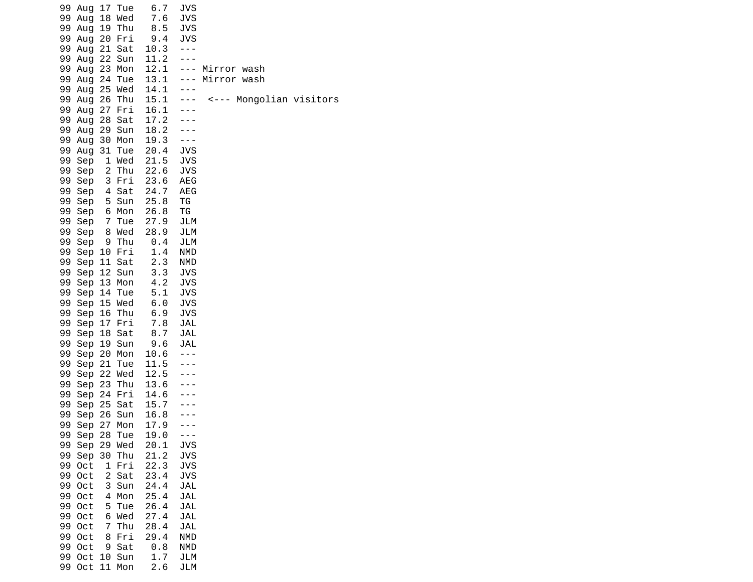```
99 Aug 17 Tue   6.7  JVS
99 Aug 18 Wed   7.6  JVS
99 Aug 19 Thu   8.5  JVS
99 Aug 20 Fri   9.4  JVS
99 Aug 21 Sat  10.3  ---
99 Aug 22 Sun  11.2  ---
99 Aug 23 Mon  12.1  --- Mirror wash
99 Aug 24 Tue  13.1  --- Mirror wash
99 Aug 25 Wed  14.1  ---
99 Aug 26 Thu  15.1  ---  <--- Mongolian visitors
99 Aug 27 Fri  16.1  ---
99 Aug 28 Sat  17.2  ---
99 Aug 29 Sun  18.2  ---
99 Aug 30 Mon  19.3  ---
99 Aug 31 Tue  20.4  JVS
99 Sep  1 Wed  21.5  JVS
99 Sep  2 Thu  22.6  JVS
99 Sep  3 Fri  23.6  AEG
99 Sep  4 Sat  24.7  AEG
99 Sep  5 Sun  25.8  TG
99 Sep  6 Mon  26.8  TG
99 Sep  7 Tue  27.9  JLM
99 Sep  8 Wed  28.9  JLM
99 Sep  9 Thu   0.4  JLM
99 Sep 10 Fri   1.4  NMD
99 Sep 11 Sat   2.3  NMD
99 Sep 12 Sun   3.3  JVS
99 Sep 13 Mon   4.2  JVS
99 Sep 14 Tue   5.1  JVS
99 Sep 15 Wed   6.0  JVS
99 Sep 16 Thu   6.9  JVS
99 Sep 17 Fri   7.8  JAL
99 Sep 18 Sat   8.7  JAL
99 Sep 19 Sun   9.6  JAL
99 Sep 20 Mon  10.6  ---
99 Sep 21 Tue  11.5  ---
99 Sep 22 Wed  12.5  ---
99 Sep 23 Thu  13.6  ---
99 Sep 24 Fri  14.6  ---
99 Sep 25 Sat  15.7  ---
99 Sep 26 Sun  16.8  ---
99 Sep 27 Mon  17.9  ---
99 Sep 28 Tue  19.0  ---
99 Sep 29 Wed  20.1  JVS
99 Sep 30 Thu  21.2  JVS
99 Oct  1 Fri  22.3  JVS
99 Oct  2 Sat  23.4  JVS
99 Oct  3 Sun  24.4  JAL
99 Oct  4 Mon  25.4  JAL
99 Oct  5 Tue  26.4  JAL
99 Oct  6 Wed  27.4  JAL
99 Oct  7 Thu  28.4  JAL
99 Oct  8 Fri  29.4  NMD
99 Oct  9 Sat   0.8  NMD
99 Oct 10 Sun   1.7  JLM
99 Oct 11 Mon   2.6  JLM
```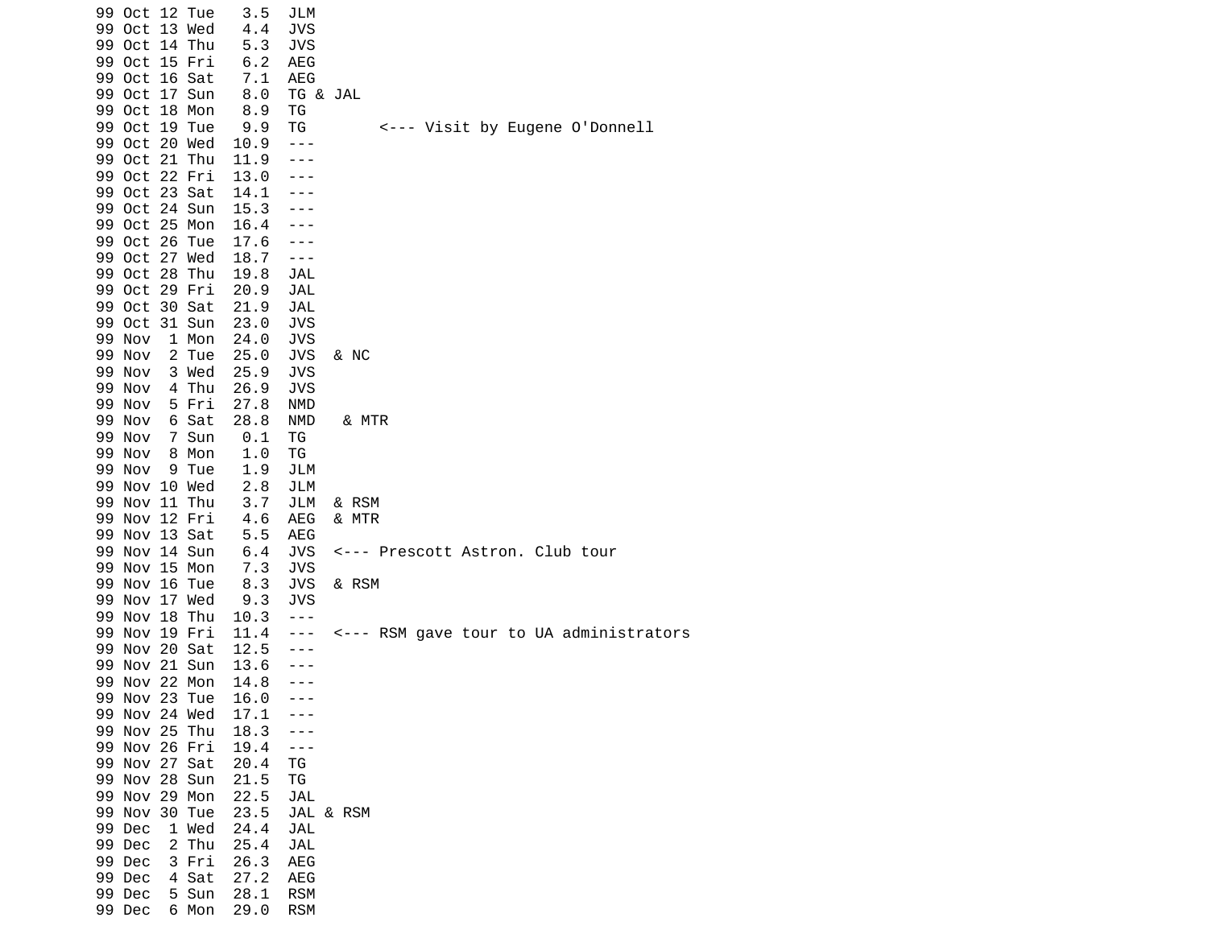```
99 Oct 12 Tue   3.5  JLM
99 Oct 13 Wed   4.4  JVS
99 Oct 14 Thu   5.3  JVS
99 Oct 15 Fri   6.2  AEG
99 Oct 16 Sat   7.1  AEG
99 Oct 17 Sun   8.0  TG & JAL
99 Oct 18 Mon   8.9  TG
99 Oct 19 Tue   9.9  TG        <--- Visit by Eugene O'Donnell
99 Oct 20 Wed  10.9  ---
99 Oct 21 Thu  11.9  ---
99 Oct 22 Fri  13.0  ---
99 Oct 23 Sat  14.1  ---
99 Oct 24 Sun  15.3  ---
99 Oct 25 Mon  16.4  ---
99 Oct 26 Tue  17.6  ---
99 Oct 27 Wed  18.7  ---
99 Oct 28 Thu  19.8  JAL
99 Oct 29 Fri  20.9  JAL
99 Oct 30 Sat  21.9  JAL
99 Oct 31 Sun  23.0  JVS
99 Nov  1 Mon  24.0  JVS
99 Nov  2 Tue  25.0  JVS  & NC
99 Nov  3 Wed  25.9  JVS
99 Nov  4 Thu  26.9  JVS
99 Nov  5 Fri  27.8  NMD
99 Nov  6 Sat  28.8  NMD   & MTR
99 Nov  7 Sun   0.1  TG
99 Nov  8 Mon   1.0  TG
99 Nov  9 Tue   1.9  JLM
99 Nov 10 Wed   2.8  JLM
99 Nov 11 Thu   3.7  JLM  & RSM
99 Nov 12 Fri   4.6  AEG  & MTR
99 Nov 13 Sat   5.5  AEG
99 Nov 14 Sun   6.4  JVS  <--- Prescott Astron. Club tour
99 Nov 15 Mon   7.3  JVS
99 Nov 16 Tue   8.3  JVS  & RSM
99 Nov 17 Wed   9.3  JVS
99 Nov 18 Thu  10.3  ---
99 Nov 19 Fri  11.4  ---  <--- RSM gave tour to UA administrators
99 Nov 20 Sat  12.5  ---
99 Nov 21 Sun  13.6  ---
99 Nov 22 Mon  14.8  ---
99 Nov 23 Tue  16.0  ---
99 Nov 24 Wed  17.1  ---
99 Nov 25 Thu  18.3  ---
99 Nov 26 Fri  19.4  ---
99 Nov 27 Sat  20.4  TG
99 Nov 28 Sun  21.5  TG
99 Nov 29 Mon  22.5  JAL
99 Nov 30 Tue  23.5  JAL & RSM
99 Dec  1 Wed  24.4  JAL
99 Dec  2 Thu  25.4  JAL
99 Dec  3 Fri  26.3  AEG
99 Dec  4 Sat  27.2  AEG
99 Dec  5 Sun  28.1  RSM
99 Dec  6 Mon  29.0  RSM
```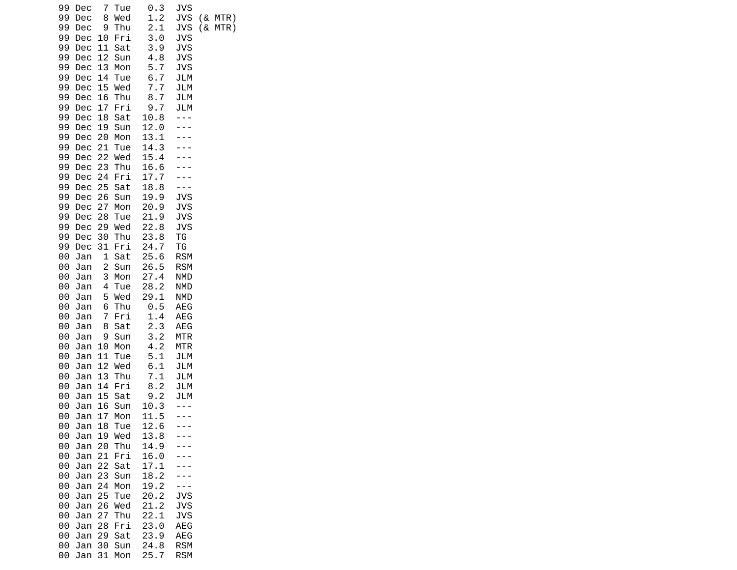```
99 Dec  7 Tue   0.3  JVS
99 Dec  8 Wed   1.2  JVS (& MTR)
99 Dec  9 Thu   2.1  JVS (& MTR)
99 Dec 10 Fri   3.0  JVS
99 Dec 11 Sat   3.9  JVS
99 Dec 12 Sun   4.8  JVS
99 Dec 13 Mon   5.7  JVS
99 Dec 14 Tue   6.7  JLM
99 Dec 15 Wed   7.7  JLM
99 Dec 16 Thu   8.7  JLM
99 Dec 17 Fri   9.7  JLM
99 Dec 18 Sat  10.8  ---
99 Dec 19 Sun  12.0  ---
99 Dec 20 Mon  13.1  ---
99 Dec 21 Tue  14.3  ---
99 Dec 22 Wed  15.4  ---
99 Dec 23 Thu  16.6  ---
99 Dec 24 Fri  17.7  ---
99 Dec 25 Sat  18.8  ---
99 Dec 26 Sun  19.9  JVS
99 Dec 27 Mon  20.9  JVS
99 Dec 28 Tue  21.9  JVS
99 Dec 29 Wed  22.8  JVS
99 Dec 30 Thu  23.8  TG
99 Dec 31 Fri  24.7  TG
00 Jan  1 Sat  25.6  RSM
00 Jan  2 Sun  26.5  RSM
00 Jan  3 Mon  27.4  NMD
00 Jan  4 Tue  28.2  NMD
00 Jan  5 Wed  29.1  NMD
00 Jan  6 Thu   0.5  AEG
00 Jan  7 Fri   1.4  AEG
00 Jan  8 Sat   2.3  AEG
00 Jan  9 Sun   3.2  MTR
00 Jan 10 Mon   4.2  MTR
00 Jan 11 Tue   5.1  JLM
00 Jan 12 Wed   6.1  JLM
00 Jan 13 Thu   7.1  JLM
00 Jan 14 Fri   8.2  JLM
00 Jan 15 Sat   9.2  JLM
00 Jan 16 Sun  10.3  ---
00 Jan 17 Mon  11.5  ---
00 Jan 18 Tue  12.6  ---
00 Jan 19 Wed  13.8  ---
00 Jan 20 Thu  14.9  ---
00 Jan 21 Fri  16.0  ---
00 Jan 22 Sat  17.1  ---
00 Jan 23 Sun  18.2  ---
00 Jan 24 Mon  19.2  ---
00 Jan 25 Tue  20.2  JVS
00 Jan 26 Wed  21.2  JVS
00 Jan 27 Thu  22.1  JVS
00 Jan 28 Fri  23.0  AEG
00 Jan 29 Sat  23.9  AEG
00 Jan 30 Sun  24.8  RSM
00 Jan 31 Mon  25.7  RSM
```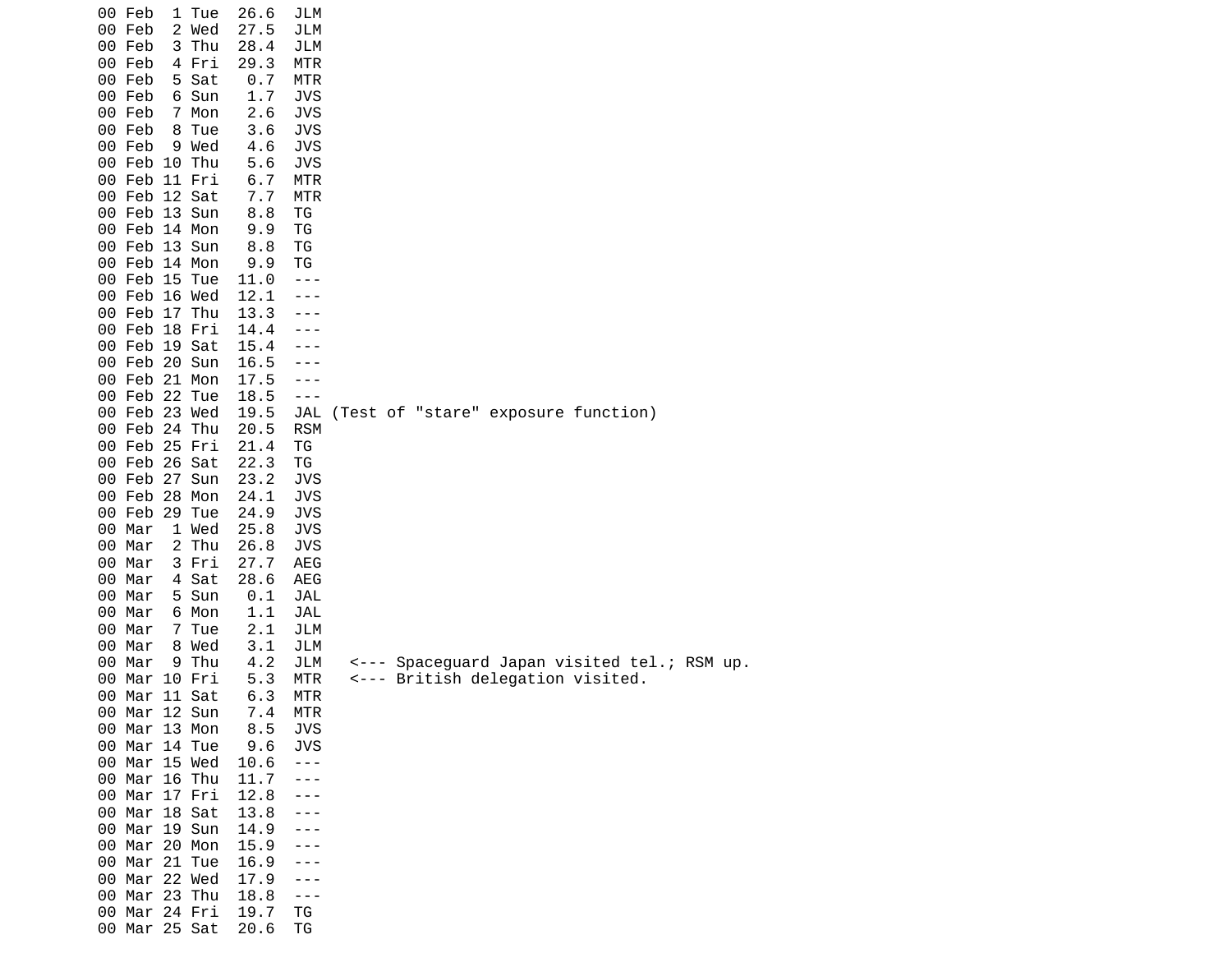```
00 Feb  1 Tue  26.6  JLM
00 Feb  2 Wed  27.5  JLM
00 Feb  3 Thu  28.4  JLM
00 Feb  4 Fri  29.3  MTR
00 Feb  5 Sat   0.7  MTR
00 Feb  6 Sun   1.7  JVS
00 Feb  7 Mon   2.6  JVS
00 Feb  8 Tue   3.6  JVS
00 Feb  9 Wed   4.6  JVS
00 Feb 10 Thu   5.6  JVS
00 Feb 11 Fri   6.7  MTR
00 Feb 12 Sat   7.7  MTR
00 Feb 13 Sun   8.8  TG
00 Feb 14 Mon   9.9  TG
00 Feb 13 Sun   8.8  TG
00 Feb 14 Mon   9.9  TG
00 Feb 15 Tue  11.0  ---
00 Feb 16 Wed  12.1  ---
00 Feb 17 Thu  13.3  ---
00 Feb 18 Fri  14.4  ---
00 Feb 19 Sat  15.4  ---
00 Feb 20 Sun  16.5  ---
00 Feb 21 Mon  17.5  ---
00 Feb 22 Tue  18.5  ---
00 Feb 23 Wed  19.5  JAL (Test of "stare" exposure function)
00 Feb 24 Thu  20.5  RSM
00 Feb 25 Fri  21.4  TG
00 Feb 26 Sat  22.3  TG
00 Feb 27 Sun  23.2  JVS
00 Feb 28 Mon  24.1  JVS
00 Feb 29 Tue  24.9  JVS
00 Mar  1 Wed  25.8  JVS
00 Mar  2 Thu  26.8  JVS
00 Mar  3 Fri  27.7  AEG
00 Mar  4 Sat  28.6  AEG
00 Mar  5 Sun   0.1  JAL
00 Mar  6 Mon   1.1  JAL
00 Mar  7 Tue   2.1  JLM
00 Mar  8 Wed   3.1  JLM
00 Mar  9 Thu   4.2  JLM   <--- Spaceguard Japan visited tel.; RSM up.
00 Mar 10 Fri   5.3  MTR   <--- British delegation visited.
00 Mar 11 Sat   6.3  MTR
00 Mar 12 Sun   7.4  MTR
00 Mar 13 Mon   8.5  JVS
00 Mar 14 Tue   9.6  JVS
00 Mar 15 Wed  10.6  ---
00 Mar 16 Thu  11.7  ---
00 Mar 17 Fri  12.8  ---
00 Mar 18 Sat  13.8  ---
00 Mar 19 Sun  14.9  ---
00 Mar 20 Mon  15.9  ---
00 Mar 21 Tue  16.9  ---
00 Mar 22 Wed  17.9  ---
00 Mar 23 Thu  18.8  ---
00 Mar 24 Fri  19.7  TG
00 Mar 25 Sat  20.6  TG
```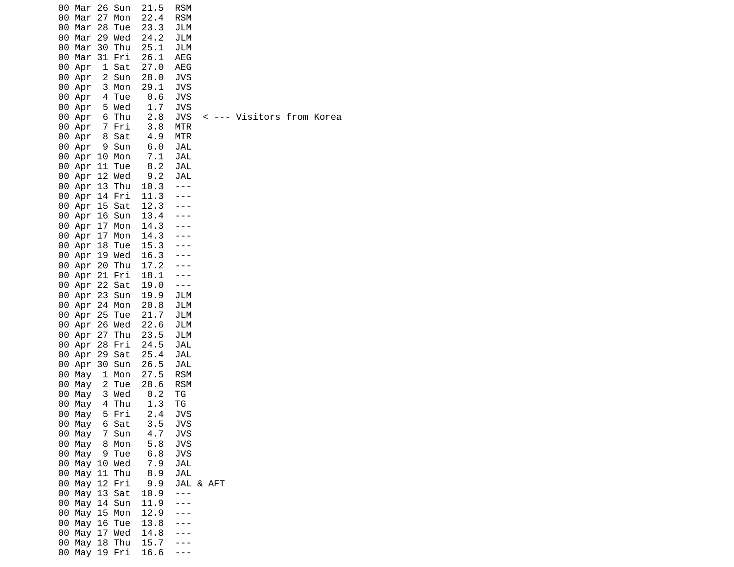```
00 Mar 26 Sun  21.5  RSM
00 Mar 27 Mon  22.4  RSM
00 Mar 28 Tue  23.3  JLM
00 Mar 29 Wed  24.2  JLM
00 Mar 30 Thu  25.1  JLM
00 Mar 31 Fri  26.1  AEG
00 Apr  1 Sat  27.0  AEG
00 Apr  2 Sun  28.0  JVS
00 Apr  3 Mon  29.1  JVS
00 Apr  4 Tue   0.6  JVS
00 Apr  5 Wed   1.7  JVS
00 Apr  6 Thu   2.8  JVS  < --- Visitors from Korea
00 Apr  7 Fri   3.8  MTR
00 Apr  8 Sat   4.9  MTR
00 Apr  9 Sun   6.0  JAL
00 Apr 10 Mon   7.1  JAL
00 Apr 11 Tue   8.2  JAL
00 Apr 12 Wed   9.2  JAL
00 Apr 13 Thu  10.3  ---
00 Apr 14 Fri  11.3  ---
00 Apr 15 Sat  12.3  ---
00 Apr 16 Sun  13.4  ---
00 Apr 17 Mon  14.3  ---
00 Apr 17 Mon  14.3  ---
00 Apr 18 Tue  15.3  ---
00 Apr 19 Wed  16.3  ---
00 Apr 20 Thu  17.2  ---
00 Apr 21 Fri  18.1  ---
00 Apr 22 Sat  19.0  ---
00 Apr 23 Sun  19.9  JLM
00 Apr 24 Mon  20.8  JLM
00 Apr 25 Tue  21.7  JLM
00 Apr 26 Wed  22.6  JLM
00 Apr 27 Thu  23.5  JLM
00 Apr 28 Fri  24.5  JAL
00 Apr 29 Sat  25.4  JAL
00 Apr 30 Sun  26.5  JAL
00 May  1 Mon  27.5  RSM
00 May  2 Tue  28.6  RSM
00 May  3 Wed   0.2  TG
00 May  4 Thu   1.3  TG
00 May  5 Fri   2.4  JVS
00 May  6 Sat   3.5  JVS
00 May  7 Sun   4.7  JVS
00 May  8 Mon   5.8  JVS
00 May  9 Tue   6.8  JVS
00 May 10 Wed   7.9  JAL
00 May 11 Thu   8.9  JAL
00 May 12 Fri   9.9  JAL & AFT
00 May 13 Sat  10.9  ---
00 May 14 Sun  11.9  ---
00 May 15 Mon  12.9  ---
00 May 16 Tue  13.8  ---
00 May 17 Wed  14.8  ---
00 May 18 Thu  15.7  ---
00 May 19 Fri  16.6  ---
```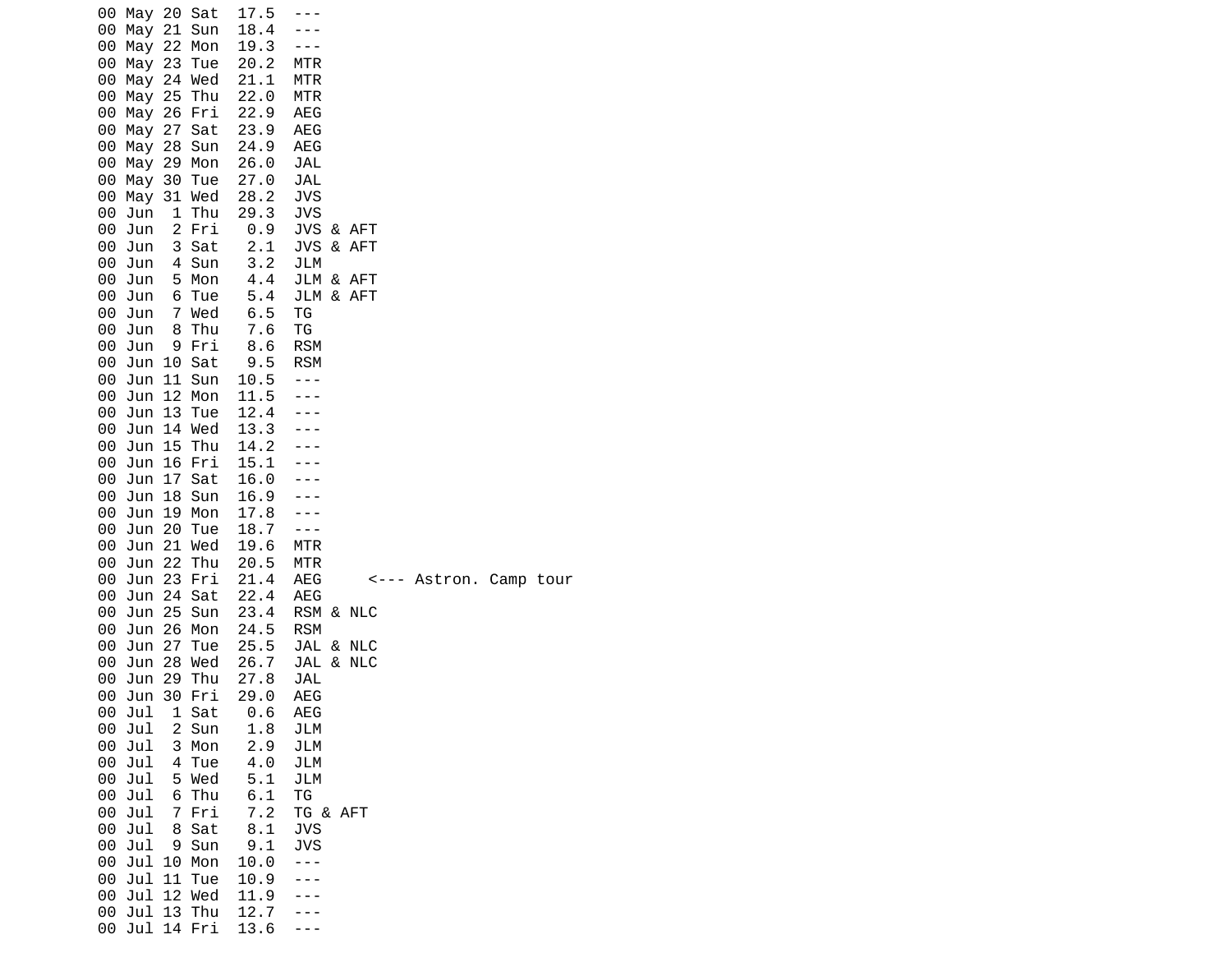```
00 May 20 Sat  17.5  ---
00 May 21 Sun  18.4  ---
00 May 22 Mon  19.3  ---
00 May 23 Tue  20.2  MTR
00 May 24 Wed  21.1  MTR
00 May 25 Thu  22.0  MTR
00 May 26 Fri  22.9  AEG
00 May 27 Sat  23.9  AEG
00 May 28 Sun  24.9  AEG
00 May 29 Mon  26.0  JAL
00 May 30 Tue  27.0  JAL
00 May 31 Wed  28.2  JVS
00 Jun  1 Thu  29.3  JVS
00 Jun  2 Fri   0.9  JVS & AFT
00 Jun  3 Sat   2.1  JVS & AFT
00 Jun  4 Sun   3.2  JLM
00 Jun  5 Mon   4.4  JLM & AFT
00 Jun  6 Tue   5.4  JLM & AFT
00 Jun  7 Wed   6.5  TG
00 Jun  8 Thu   7.6  TG
00 Jun  9 Fri   8.6  RSM
00 Jun 10 Sat   9.5  RSM
00 Jun 11 Sun  10.5  ---
00 Jun 12 Mon  11.5  ---
00 Jun 13 Tue  12.4  ---
00 Jun 14 Wed  13.3  ---
00 Jun 15 Thu  14.2  ---
00 Jun 16 Fri  15.1  ---
00 Jun 17 Sat  16.0  ---
00 Jun 18 Sun  16.9  ---
00 Jun 19 Mon  17.8  ---
00 Jun 20 Tue  18.7  ---
00 Jun 21 Wed  19.6  MTR
00 Jun 22 Thu  20.5  MTR
00 Jun 23 Fri  21.4  AEG     <--- Astron. Camp tour
00 Jun 24 Sat  22.4  AEG
00 Jun 25 Sun  23.4  RSM & NLC
00 Jun 26 Mon  24.5  RSM
00 Jun 27 Tue  25.5  JAL & NLC
00 Jun 28 Wed  26.7  JAL & NLC
00 Jun 29 Thu  27.8  JAL
00 Jun 30 Fri  29.0  AEG
00 Jul  1 Sat   0.6  AEG
00 Jul  2 Sun   1.8  JLM
00 Jul  3 Mon   2.9  JLM
00 Jul  4 Tue   4.0  JLM
00 Jul  5 Wed   5.1  JLM
00 Jul  6 Thu   6.1  TG
00 Jul  7 Fri   7.2  TG & AFT
00 Jul  8 Sat   8.1  JVS
00 Jul  9 Sun   9.1  JVS
00 Jul 10 Mon  10.0  ---
00 Jul 11 Tue  10.9  ---
00 Jul 12 Wed  11.9  ---
00 Jul 13 Thu  12.7  ---
00 Jul 14 Fri  13.6  ---
```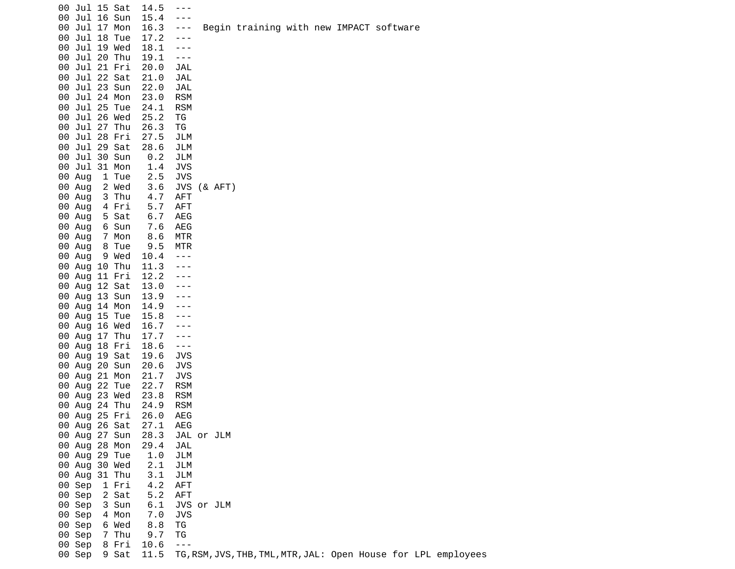```
00 Jul 15 Sat  14.5  ---
00 Jul 16 Sun  15.4  ---
00 Jul 17 Mon  16.3  ---  Begin training with new IMPACT software
00 Jul 18 Tue  17.2  ---
00 Jul 19 Wed  18.1  ---
00 Jul 20 Thu  19.1  ---
00 Jul 21 Fri  20.0  JAL
00 Jul 22 Sat  21.0  JAL
00 Jul 23 Sun  22.0  JAL
00 Jul 24 Mon  23.0  RSM
00 Jul 25 Tue  24.1  RSM
00 Jul 26 Wed  25.2  TG
00 Jul 27 Thu  26.3  TG
00 Jul 28 Fri  27.5  JLM
00 Jul 29 Sat  28.6  JLM
00 Jul 30 Sun   0.2  JLM
00 Jul 31 Mon   1.4  JVS
00 Aug  1 Tue   2.5  JVS
00 Aug  2 Wed   3.6  JVS (& AFT)
00 Aug  3 Thu   4.7  AFT
00 Aug  4 Fri   5.7  AFT
00 Aug  5 Sat   6.7  AEG
00 Aug  6 Sun   7.6  AEG
00 Aug  7 Mon   8.6  MTR
00 Aug  8 Tue   9.5  MTR
00 Aug  9 Wed  10.4  ---
00 Aug 10 Thu  11.3  ---
00 Aug 11 Fri  12.2  ---
00 Aug 12 Sat  13.0  ---
00 Aug 13 Sun  13.9  ---
00 Aug 14 Mon  14.9  ---
00 Aug 15 Tue  15.8  ---
00 Aug 16 Wed  16.7  ---
00 Aug 17 Thu  17.7  ---
00 Aug 18 Fri  18.6  ---
00 Aug 19 Sat  19.6  JVS
00 Aug 20 Sun  20.6  JVS
00 Aug 21 Mon  21.7  JVS
00 Aug 22 Tue  22.7  RSM
00 Aug 23 Wed  23.8  RSM
00 Aug 24 Thu  24.9  RSM
00 Aug 25 Fri  26.0  AEG
00 Aug 26 Sat  27.1  AEG
00 Aug 27 Sun  28.3  JAL or JLM
00 Aug 28 Mon  29.4  JAL
00 Aug 29 Tue   1.0  JLM
00 Aug 30 Wed   2.1  JLM
00 Aug 31 Thu   3.1  JLM
00 Sep  1 Fri   4.2  AFT
00 Sep  2 Sat   5.2  AFT
00 Sep  3 Sun   6.1  JVS or JLM
00 Sep  4 Mon   7.0  JVS
00 Sep  6 Wed   8.8  TG
00 Sep  7 Thu   9.7  TG
00 Sep  8 Fri  10.6  ---
00 Sep  9 Sat  11.5  TG,RSM,JVS,THB,TML,MTR,JAL: Open House for LPL employees
```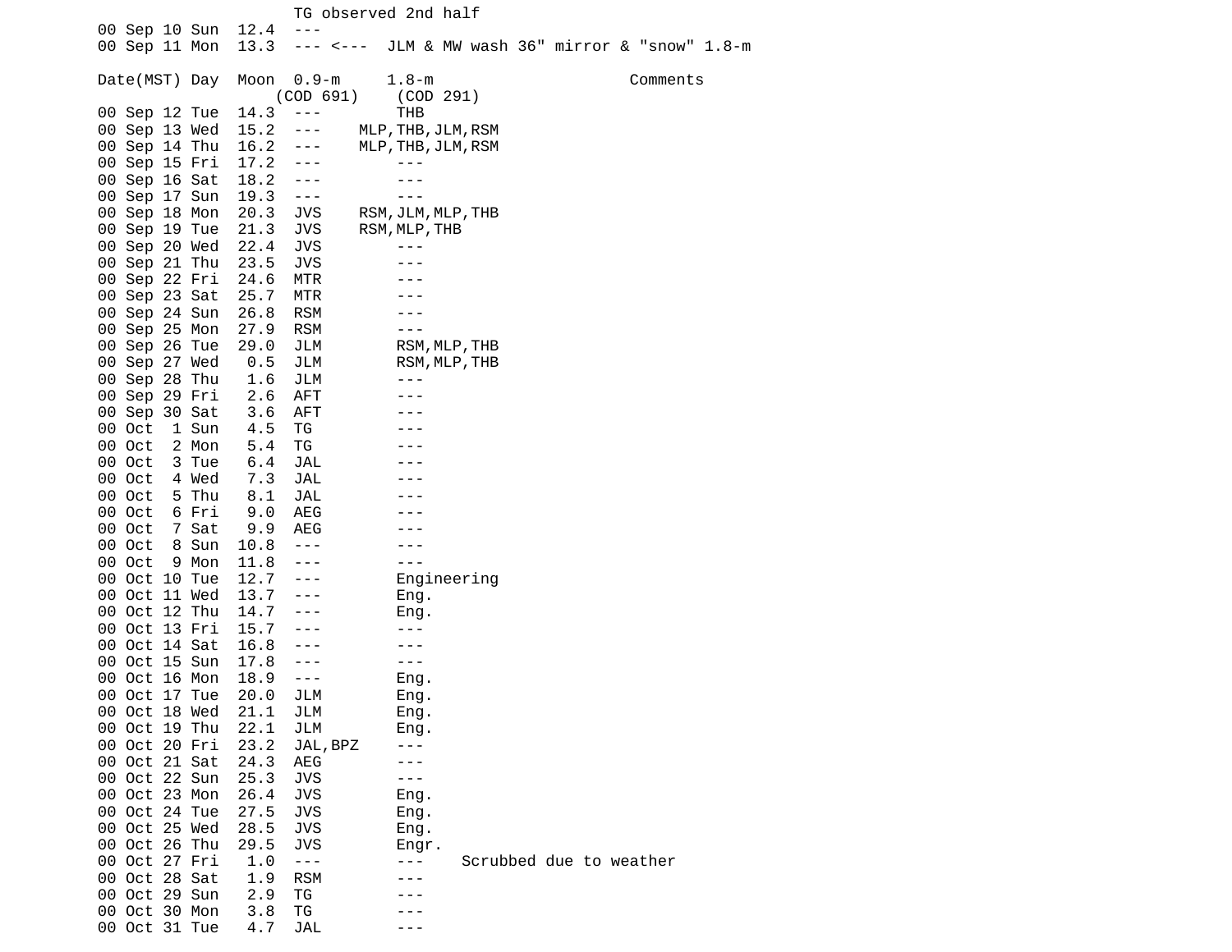TG observed 2nd half

```
00 Sep 10 Sun  12.4  ---
00 Sep 11 Mon  13.3  --- <---  JLM & MW wash 36" mirror & "snow" 1.8-m
```

| Date(MST) | Day | Moon | 0.9-m (COD 691) | 1.8-m (COD 291) | Comments |
|---|---|---|---|---|---|
| 00 Sep 12 | Tue | 14.3 | --- | THB | |
| 00 Sep 13 | Wed | 15.2 | --- | MLP,THB,JLM,RSM | |
| 00 Sep 14 | Thu | 16.2 | --- | MLP,THB,JLM,RSM | |
| 00 Sep 15 | Fri | 17.2 | --- | --- | |
| 00 Sep 16 | Sat | 18.2 | --- | --- | |
| 00 Sep 17 | Sun | 19.3 | --- | --- | |
| 00 Sep 18 | Mon | 20.3 | JVS | RSM,JLM,MLP,THB | |
| 00 Sep 19 | Tue | 21.3 | JVS | RSM,MLP,THB | |
| 00 Sep 20 | Wed | 22.4 | JVS | --- | |
| 00 Sep 21 | Thu | 23.5 | JVS | --- | |
| 00 Sep 22 | Fri | 24.6 | MTR | --- | |
| 00 Sep 23 | Sat | 25.7 | MTR | --- | |
| 00 Sep 24 | Sun | 26.8 | RSM | --- | |
| 00 Sep 25 | Mon | 27.9 | RSM | --- | |
| 00 Sep 26 | Tue | 29.0 | JLM | RSM,MLP,THB | |
| 00 Sep 27 | Wed | 0.5 | JLM | RSM,MLP,THB | |
| 00 Sep 28 | Thu | 1.6 | JLM | --- | |
| 00 Sep 29 | Fri | 2.6 | AFT | --- | |
| 00 Sep 30 | Sat | 3.6 | AFT | --- | |
| 00 Oct 1 | Sun | 4.5 | TG | --- | |
| 00 Oct 2 | Mon | 5.4 | TG | --- | |
| 00 Oct 3 | Tue | 6.4 | JAL | --- | |
| 00 Oct 4 | Wed | 7.3 | JAL | --- | |
| 00 Oct 5 | Thu | 8.1 | JAL | --- | |
| 00 Oct 6 | Fri | 9.0 | AEG | --- | |
| 00 Oct 7 | Sat | 9.9 | AEG | --- | |
| 00 Oct 8 | Sun | 10.8 | --- | --- | |
| 00 Oct 9 | Mon | 11.8 | --- | --- | |
| 00 Oct 10 | Tue | 12.7 | --- | Engineering | |
| 00 Oct 11 | Wed | 13.7 | --- | Eng. | |
| 00 Oct 12 | Thu | 14.7 | --- | Eng. | |
| 00 Oct 13 | Fri | 15.7 | --- | --- | |
| 00 Oct 14 | Sat | 16.8 | --- | --- | |
| 00 Oct 15 | Sun | 17.8 | --- | --- | |
| 00 Oct 16 | Mon | 18.9 | --- | Eng. | |
| 00 Oct 17 | Tue | 20.0 | JLM | Eng. | |
| 00 Oct 18 | Wed | 21.1 | JLM | Eng. | |
| 00 Oct 19 | Thu | 22.1 | JLM | Eng. | |
| 00 Oct 20 | Fri | 23.2 | JAL,BPZ | --- | |
| 00 Oct 21 | Sat | 24.3 | AEG | --- | |
| 00 Oct 22 | Sun | 25.3 | JVS | --- | |
| 00 Oct 23 | Mon | 26.4 | JVS | Eng. | |
| 00 Oct 24 | Tue | 27.5 | JVS | Eng. | |
| 00 Oct 25 | Wed | 28.5 | JVS | Eng. | |
| 00 Oct 26 | Thu | 29.5 | JVS | Engr. | |
| 00 Oct 27 | Fri | 1.0 | --- | --- | Scrubbed due to weather |
| 00 Oct 28 | Sat | 1.9 | RSM | --- | |
| 00 Oct 29 | Sun | 2.9 | TG | --- | |
| 00 Oct 30 | Mon | 3.8 | TG | --- | |
| 00 Oct 31 | Tue | 4.7 | JAL | --- | |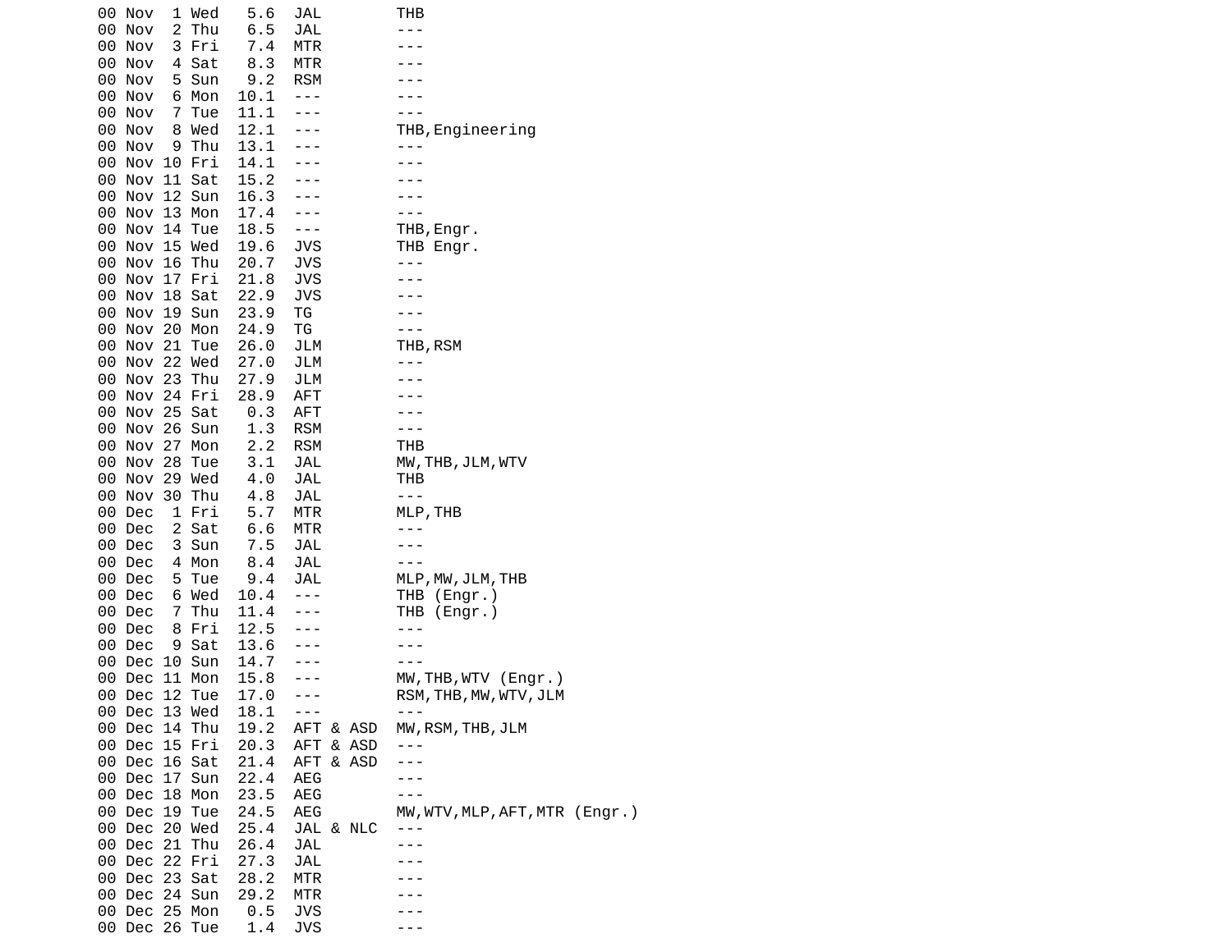```
00 Nov  1 Wed   5.6  JAL        THB
00 Nov  2 Thu   6.5  JAL        ---
00 Nov  3 Fri   7.4  MTR        ---
00 Nov  4 Sat   8.3  MTR        ---
00 Nov  5 Sun   9.2  RSM        ---
00 Nov  6 Mon  10.1  ---        ---
00 Nov  7 Tue  11.1  ---        ---
00 Nov  8 Wed  12.1  ---        THB,Engineering
00 Nov  9 Thu  13.1  ---        ---
00 Nov 10 Fri  14.1  ---        ---
00 Nov 11 Sat  15.2  ---        ---
00 Nov 12 Sun  16.3  ---        ---
00 Nov 13 Mon  17.4  ---        ---
00 Nov 14 Tue  18.5  ---        THB,Engr.
00 Nov 15 Wed  19.6  JVS        THB Engr.
00 Nov 16 Thu  20.7  JVS        ---
00 Nov 17 Fri  21.8  JVS        ---
00 Nov 18 Sat  22.9  JVS        ---
00 Nov 19 Sun  23.9  TG         ---
00 Nov 20 Mon  24.9  TG         ---
00 Nov 21 Tue  26.0  JLM        THB,RSM
00 Nov 22 Wed  27.0  JLM        ---
00 Nov 23 Thu  27.9  JLM        ---
00 Nov 24 Fri  28.9  AFT        ---
00 Nov 25 Sat   0.3  AFT        ---
00 Nov 26 Sun   1.3  RSM        ---
00 Nov 27 Mon   2.2  RSM        THB
00 Nov 28 Tue   3.1  JAL        MW,THB,JLM,WTV
00 Nov 29 Wed   4.0  JAL        THB
00 Nov 30 Thu   4.8  JAL        ---
00 Dec  1 Fri   5.7  MTR        MLP,THB
00 Dec  2 Sat   6.6  MTR        ---
00 Dec  3 Sun   7.5  JAL        ---
00 Dec  4 Mon   8.4  JAL        ---
00 Dec  5 Tue   9.4  JAL        MLP,MW,JLM,THB
00 Dec  6 Wed  10.4  ---        THB (Engr.)
00 Dec  7 Thu  11.4  ---        THB (Engr.)
00 Dec  8 Fri  12.5  ---        ---
00 Dec  9 Sat  13.6  ---        ---
00 Dec 10 Sun  14.7  ---        ---
00 Dec 11 Mon  15.8  ---        MW,THB,WTV (Engr.)
00 Dec 12 Tue  17.0  ---        RSM,THB,MW,WTV,JLM
00 Dec 13 Wed  18.1  ---        ---
00 Dec 14 Thu  19.2  AFT & ASD  MW,RSM,THB,JLM
00 Dec 15 Fri  20.3  AFT & ASD  ---
00 Dec 16 Sat  21.4  AFT & ASD  ---
00 Dec 17 Sun  22.4  AEG        ---
00 Dec 18 Mon  23.5  AEG        ---
00 Dec 19 Tue  24.5  AEG        MW,WTV,MLP,AFT,MTR (Engr.)
00 Dec 20 Wed  25.4  JAL & NLC  ---
00 Dec 21 Thu  26.4  JAL        ---
00 Dec 22 Fri  27.3  JAL        ---
00 Dec 23 Sat  28.2  MTR        ---
00 Dec 24 Sun  29.2  MTR        ---
00 Dec 25 Mon   0.5  JVS        ---
00 Dec 26 Tue   1.4  JVS        ---
```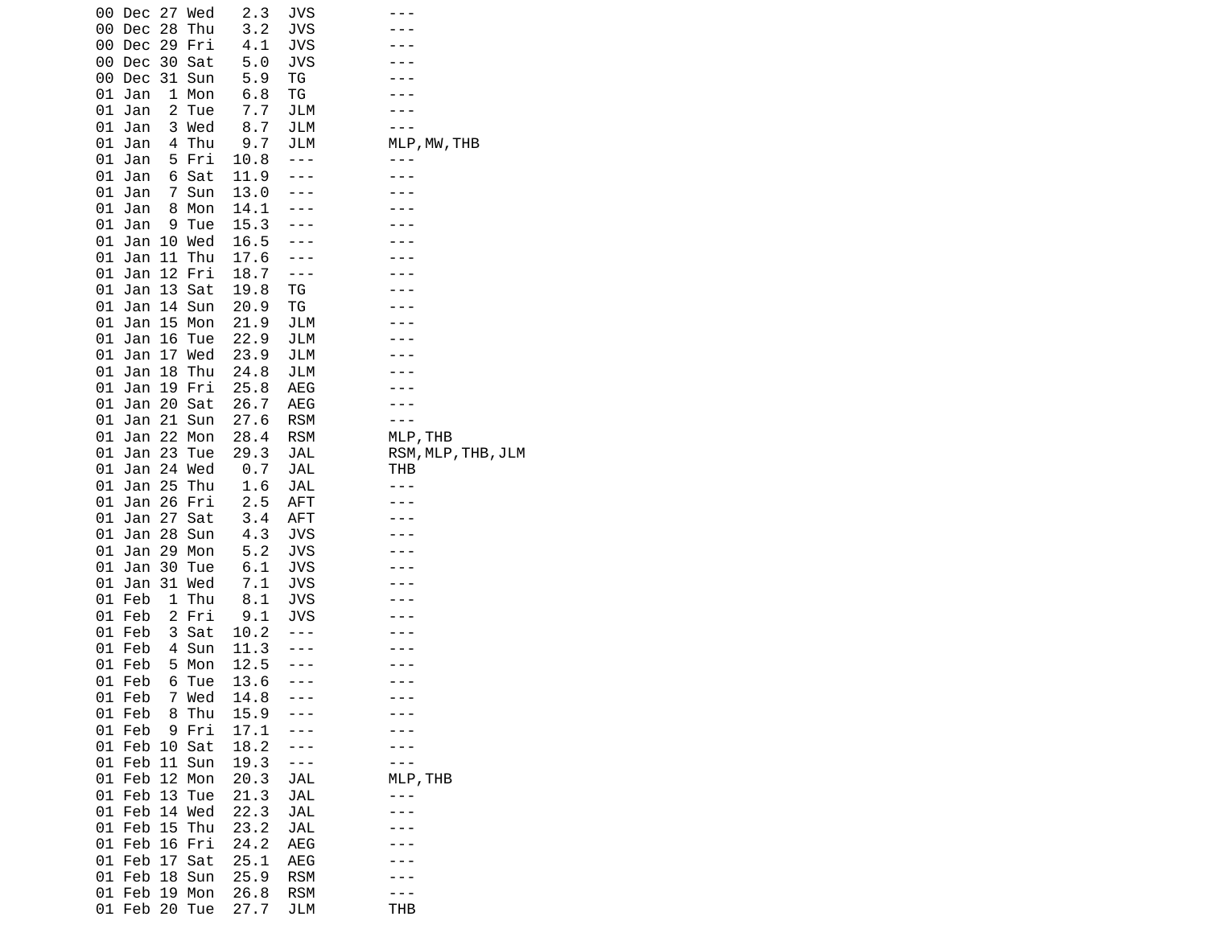```
00 Dec 27 Wed   2.3  JVS        ---
00 Dec 28 Thu   3.2  JVS        ---
00 Dec 29 Fri   4.1  JVS        ---
00 Dec 30 Sat   5.0  JVS        ---
00 Dec 31 Sun   5.9  TG         ---
01 Jan  1 Mon   6.8  TG         ---
01 Jan  2 Tue   7.7  JLM        ---
01 Jan  3 Wed   8.7  JLM        ---
01 Jan  4 Thu   9.7  JLM        MLP,MW,THB
01 Jan  5 Fri  10.8  ---        ---
01 Jan  6 Sat  11.9  ---        ---
01 Jan  7 Sun  13.0  ---        ---
01 Jan  8 Mon  14.1  ---        ---
01 Jan  9 Tue  15.3  ---        ---
01 Jan 10 Wed  16.5  ---        ---
01 Jan 11 Thu  17.6  ---        ---
01 Jan 12 Fri  18.7  ---        ---
01 Jan 13 Sat  19.8  TG         ---
01 Jan 14 Sun  20.9  TG         ---
01 Jan 15 Mon  21.9  JLM        ---
01 Jan 16 Tue  22.9  JLM        ---
01 Jan 17 Wed  23.9  JLM        ---
01 Jan 18 Thu  24.8  JLM        ---
01 Jan 19 Fri  25.8  AEG        ---
01 Jan 20 Sat  26.7  AEG        ---
01 Jan 21 Sun  27.6  RSM        ---
01 Jan 22 Mon  28.4  RSM        MLP,THB
01 Jan 23 Tue  29.3  JAL        RSM,MLP,THB,JLM
01 Jan 24 Wed   0.7  JAL        THB
01 Jan 25 Thu   1.6  JAL        ---
01 Jan 26 Fri   2.5  AFT        ---
01 Jan 27 Sat   3.4  AFT        ---
01 Jan 28 Sun   4.3  JVS        ---
01 Jan 29 Mon   5.2  JVS        ---
01 Jan 30 Tue   6.1  JVS        ---
01 Jan 31 Wed   7.1  JVS        ---
01 Feb  1 Thu   8.1  JVS        ---
01 Feb  2 Fri   9.1  JVS        ---
01 Feb  3 Sat  10.2  ---        ---
01 Feb  4 Sun  11.3  ---        ---
01 Feb  5 Mon  12.5  ---        ---
01 Feb  6 Tue  13.6  ---        ---
01 Feb  7 Wed  14.8  ---        ---
01 Feb  8 Thu  15.9  ---        ---
01 Feb  9 Fri  17.1  ---        ---
01 Feb 10 Sat  18.2  ---        ---
01 Feb 11 Sun  19.3  ---        ---
01 Feb 12 Mon  20.3  JAL        MLP,THB
01 Feb 13 Tue  21.3  JAL        ---
01 Feb 14 Wed  22.3  JAL        ---
01 Feb 15 Thu  23.2  JAL        ---
01 Feb 16 Fri  24.2  AEG        ---
01 Feb 17 Sat  25.1  AEG        ---
01 Feb 18 Sun  25.9  RSM        ---
01 Feb 19 Mon  26.8  RSM        ---
01 Feb 20 Tue  27.7  JLM        THB
```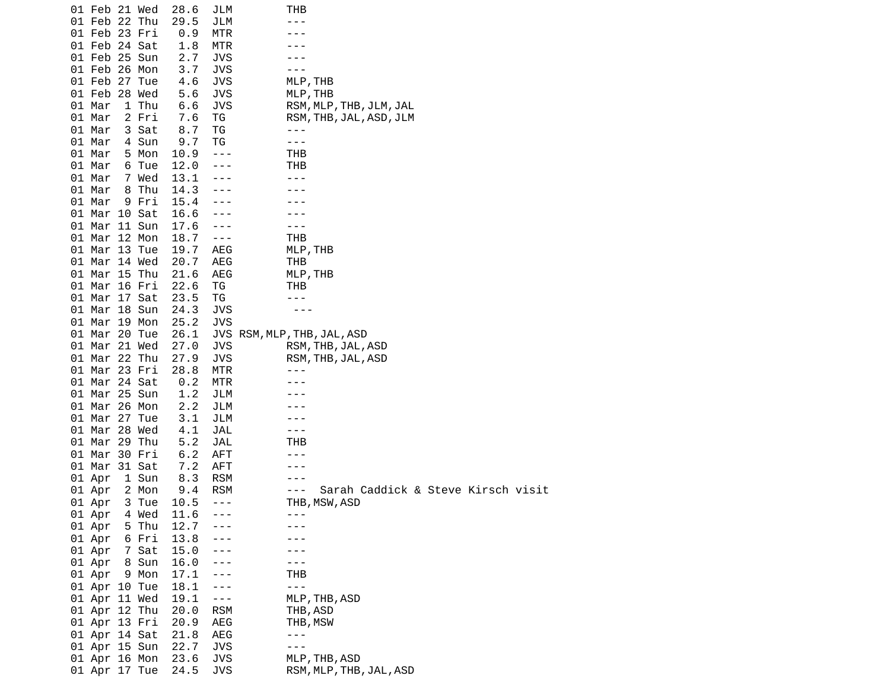```
01 Feb 21 Wed  28.6  JLM        THB
01 Feb 22 Thu  29.5  JLM        ---
01 Feb 23 Fri   0.9  MTR        ---
01 Feb 24 Sat   1.8  MTR        ---
01 Feb 25 Sun   2.7  JVS        ---
01 Feb 26 Mon   3.7  JVS        ---
01 Feb 27 Tue   4.6  JVS        MLP,THB
01 Feb 28 Wed   5.6  JVS        MLP,THB
01 Mar  1 Thu   6.6  JVS        RSM,MLP,THB,JLM,JAL
01 Mar  2 Fri   7.6  TG         RSM,THB,JAL,ASD,JLM
01 Mar  3 Sat   8.7  TG         ---
01 Mar  4 Sun   9.7  TG         ---
01 Mar  5 Mon  10.9  ---        THB
01 Mar  6 Tue  12.0  ---        THB
01 Mar  7 Wed  13.1  ---        ---
01 Mar  8 Thu  14.3  ---        ---
01 Mar  9 Fri  15.4  ---        ---
01 Mar 10 Sat  16.6  ---        ---
01 Mar 11 Sun  17.6  ---        ---
01 Mar 12 Mon  18.7  ---        THB
01 Mar 13 Tue  19.7  AEG        MLP,THB
01 Mar 14 Wed  20.7  AEG        THB
01 Mar 15 Thu  21.6  AEG        MLP,THB
01 Mar 16 Fri  22.6  TG         THB
01 Mar 17 Sat  23.5  TG         ---
01 Mar 18 Sun  24.3  JVS         ---
01 Mar 19 Mon  25.2  JVS
01 Mar 20 Tue  26.1  JVS RSM,MLP,THB,JAL,ASD
01 Mar 21 Wed  27.0  JVS        RSM,THB,JAL,ASD
01 Mar 22 Thu  27.9  JVS        RSM,THB,JAL,ASD
01 Mar 23 Fri  28.8  MTR        ---
01 Mar 24 Sat   0.2  MTR        ---
01 Mar 25 Sun   1.2  JLM        ---
01 Mar 26 Mon   2.2  JLM        ---
01 Mar 27 Tue   3.1  JLM        ---
01 Mar 28 Wed   4.1  JAL        ---
01 Mar 29 Thu   5.2  JAL        THB
01 Mar 30 Fri   6.2  AFT        ---
01 Mar 31 Sat   7.2  AFT        ---
01 Apr  1 Sun   8.3  RSM        ---
01 Apr  2 Mon   9.4  RSM        ---  Sarah Caddick & Steve Kirsch visit
01 Apr  3 Tue  10.5  ---        THB,MSW,ASD
01 Apr  4 Wed  11.6  ---        ---
01 Apr  5 Thu  12.7  ---        ---
01 Apr  6 Fri  13.8  ---        ---
01 Apr  7 Sat  15.0  ---        ---
01 Apr  8 Sun  16.0  ---        ---
01 Apr  9 Mon  17.1  ---        THB
01 Apr 10 Tue  18.1  ---        ---
01 Apr 11 Wed  19.1  ---        MLP,THB,ASD
01 Apr 12 Thu  20.0  RSM        THB,ASD
01 Apr 13 Fri  20.9  AEG        THB,MSW
01 Apr 14 Sat  21.8  AEG        ---
01 Apr 15 Sun  22.7  JVS        ---
01 Apr 16 Mon  23.6  JVS        MLP,THB,ASD
01 Apr 17 Tue  24.5  JVS        RSM,MLP,THB,JAL,ASD
```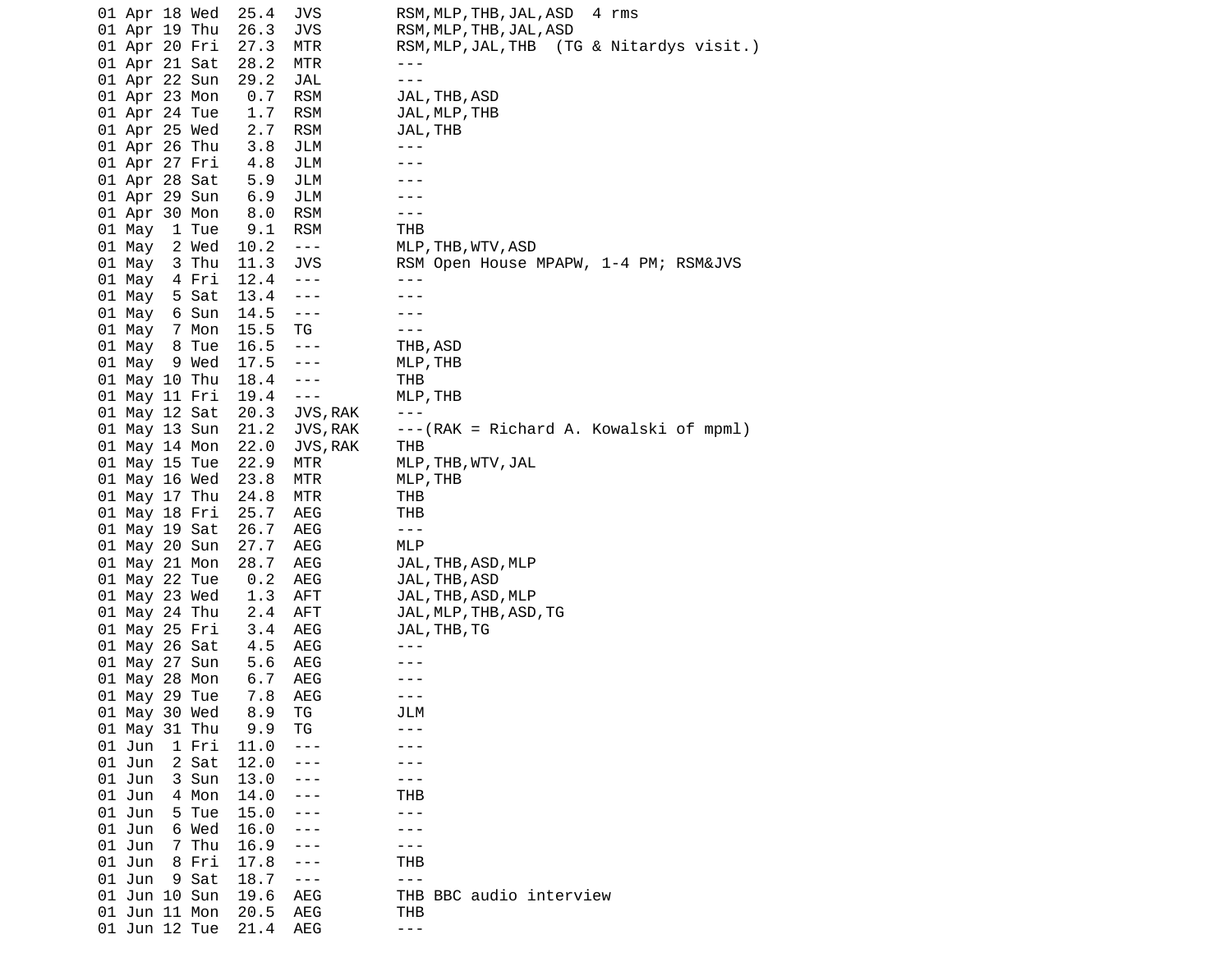```
01 Apr 18 Wed  25.4  JVS        RSM,MLP,THB,JAL,ASD  4 rms
01 Apr 19 Thu  26.3  JVS        RSM,MLP,THB,JAL,ASD
01 Apr 20 Fri  27.3  MTR        RSM,MLP,JAL,THB  (TG & Nitardys visit.)
01 Apr 21 Sat  28.2  MTR        ---
01 Apr 22 Sun  29.2  JAL        ---
01 Apr 23 Mon   0.7  RSM        JAL,THB,ASD
01 Apr 24 Tue   1.7  RSM        JAL,MLP,THB
01 Apr 25 Wed   2.7  RSM        JAL,THB
01 Apr 26 Thu   3.8  JLM        ---
01 Apr 27 Fri   4.8  JLM        ---
01 Apr 28 Sat   5.9  JLM        ---
01 Apr 29 Sun   6.9  JLM        ---
01 Apr 30 Mon   8.0  RSM        ---
01 May  1 Tue   9.1  RSM        THB
01 May  2 Wed  10.2  ---        MLP,THB,WTV,ASD
01 May  3 Thu  11.3  JVS        RSM Open House MPAPW, 1-4 PM; RSM&JVS
01 May  4 Fri  12.4  ---        ---
01 May  5 Sat  13.4  ---        ---
01 May  6 Sun  14.5  ---        ---
01 May  7 Mon  15.5  TG         ---
01 May  8 Tue  16.5  ---        THB,ASD
01 May  9 Wed  17.5  ---        MLP,THB
01 May 10 Thu  18.4  ---        THB
01 May 11 Fri  19.4  ---        MLP,THB
01 May 12 Sat  20.3  JVS,RAK    ---
01 May 13 Sun  21.2  JVS,RAK    ---(RAK = Richard A. Kowalski of mpml)
01 May 14 Mon  22.0  JVS,RAK    THB
01 May 15 Tue  22.9  MTR        MLP,THB,WTV,JAL
01 May 16 Wed  23.8  MTR        MLP,THB
01 May 17 Thu  24.8  MTR        THB
01 May 18 Fri  25.7  AEG        THB
01 May 19 Sat  26.7  AEG        ---
01 May 20 Sun  27.7  AEG        MLP
01 May 21 Mon  28.7  AEG        JAL,THB,ASD,MLP
01 May 22 Tue   0.2  AEG        JAL,THB,ASD
01 May 23 Wed   1.3  AFT        JAL,THB,ASD,MLP
01 May 24 Thu   2.4  AFT        JAL,MLP,THB,ASD,TG
01 May 25 Fri   3.4  AEG        JAL,THB,TG
01 May 26 Sat   4.5  AEG        ---
01 May 27 Sun   5.6  AEG        ---
01 May 28 Mon   6.7  AEG        ---
01 May 29 Tue   7.8  AEG        ---
01 May 30 Wed   8.9  TG         JLM
01 May 31 Thu   9.9  TG         ---
01 Jun  1 Fri  11.0  ---        ---
01 Jun  2 Sat  12.0  ---        ---
01 Jun  3 Sun  13.0  ---        ---
01 Jun  4 Mon  14.0  ---        THB
01 Jun  5 Tue  15.0  ---        ---
01 Jun  6 Wed  16.0  ---        ---
01 Jun  7 Thu  16.9  ---        ---
01 Jun  8 Fri  17.8  ---        THB
01 Jun  9 Sat  18.7  ---        ---
01 Jun 10 Sun  19.6  AEG        THB BBC audio interview
01 Jun 11 Mon  20.5  AEG        THB
01 Jun 12 Tue  21.4  AEG        ---
```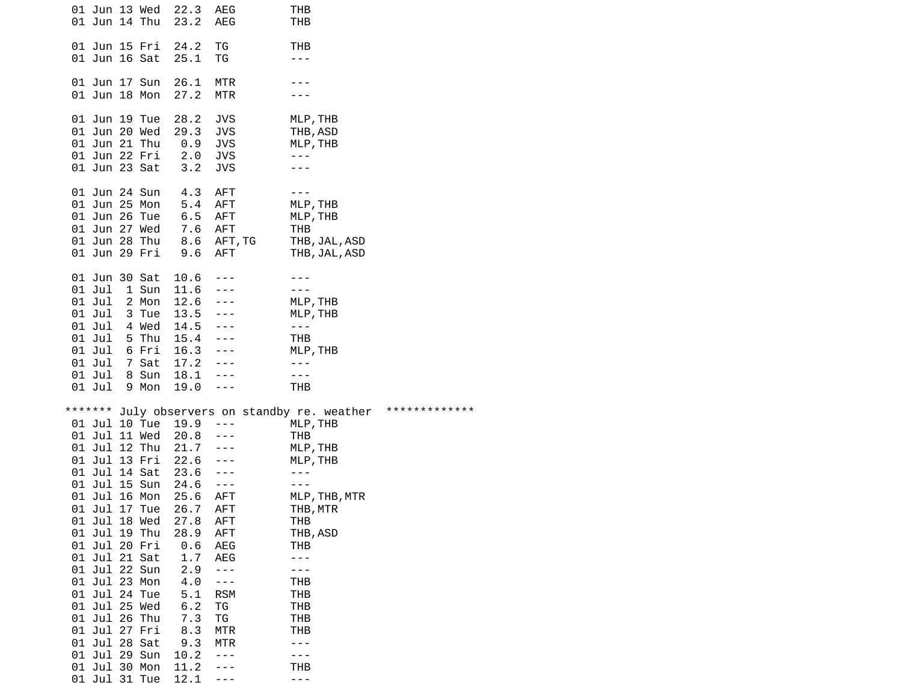```
 01 Jun 13 Wed  22.3  AEG        THB
 01 Jun 14 Thu  23.2  AEG        THB

 01 Jun 15 Fri  24.2  TG         THB
 01 Jun 16 Sat  25.1  TG         ---

 01 Jun 17 Sun  26.1  MTR        ---
 01 Jun 18 Mon  27.2  MTR        ---

 01 Jun 19 Tue  28.2  JVS        MLP,THB
 01 Jun 20 Wed  29.3  JVS        THB,ASD
 01 Jun 21 Thu   0.9  JVS        MLP,THB
 01 Jun 22 Fri   2.0  JVS        ---
 01 Jun 23 Sat   3.2  JVS        ---

 01 Jun 24 Sun   4.3  AFT        ---
 01 Jun 25 Mon   5.4  AFT        MLP,THB
 01 Jun 26 Tue   6.5  AFT        MLP,THB
 01 Jun 27 Wed   7.6  AFT        THB
 01 Jun 28 Thu   8.6  AFT,TG     THB,JAL,ASD
 01 Jun 29 Fri   9.6  AFT        THB,JAL,ASD

 01 Jun 30 Sat  10.6  ---        ---
 01 Jul  1 Sun  11.6  ---        ---
 01 Jul  2 Mon  12.6  ---        MLP,THB
 01 Jul  3 Tue  13.5  ---        MLP,THB
 01 Jul  4 Wed  14.5  ---        ---
 01 Jul  5 Thu  15.4  ---        THB
 01 Jul  6 Fri  16.3  ---        MLP,THB
 01 Jul  7 Sat  17.2  ---        ---
 01 Jul  8 Sun  18.1  ---        ---
 01 Jul  9 Mon  19.0  ---        THB

******* July observers on standby re. weather  *************
 01 Jul 10 Tue  19.9  ---        MLP,THB
 01 Jul 11 Wed  20.8  ---        THB
 01 Jul 12 Thu  21.7  ---        MLP,THB
 01 Jul 13 Fri  22.6  ---        MLP,THB
 01 Jul 14 Sat  23.6  ---        ---
 01 Jul 15 Sun  24.6  ---        ---
 01 Jul 16 Mon  25.6  AFT        MLP,THB,MTR
 01 Jul 17 Tue  26.7  AFT        THB,MTR
 01 Jul 18 Wed  27.8  AFT        THB
 01 Jul 19 Thu  28.9  AFT        THB,ASD
 01 Jul 20 Fri   0.6  AEG        THB
 01 Jul 21 Sat   1.7  AEG        ---
 01 Jul 22 Sun   2.9  ---        ---
 01 Jul 23 Mon   4.0  ---        THB
 01 Jul 24 Tue   5.1  RSM        THB
 01 Jul 25 Wed   6.2  TG         THB
 01 Jul 26 Thu   7.3  TG         THB
 01 Jul 27 Fri   8.3  MTR        THB
 01 Jul 28 Sat   9.3  MTR        ---
 01 Jul 29 Sun  10.2  ---        ---
 01 Jul 30 Mon  11.2  ---        THB
 01 Jul 31 Tue  12.1  ---        ---
```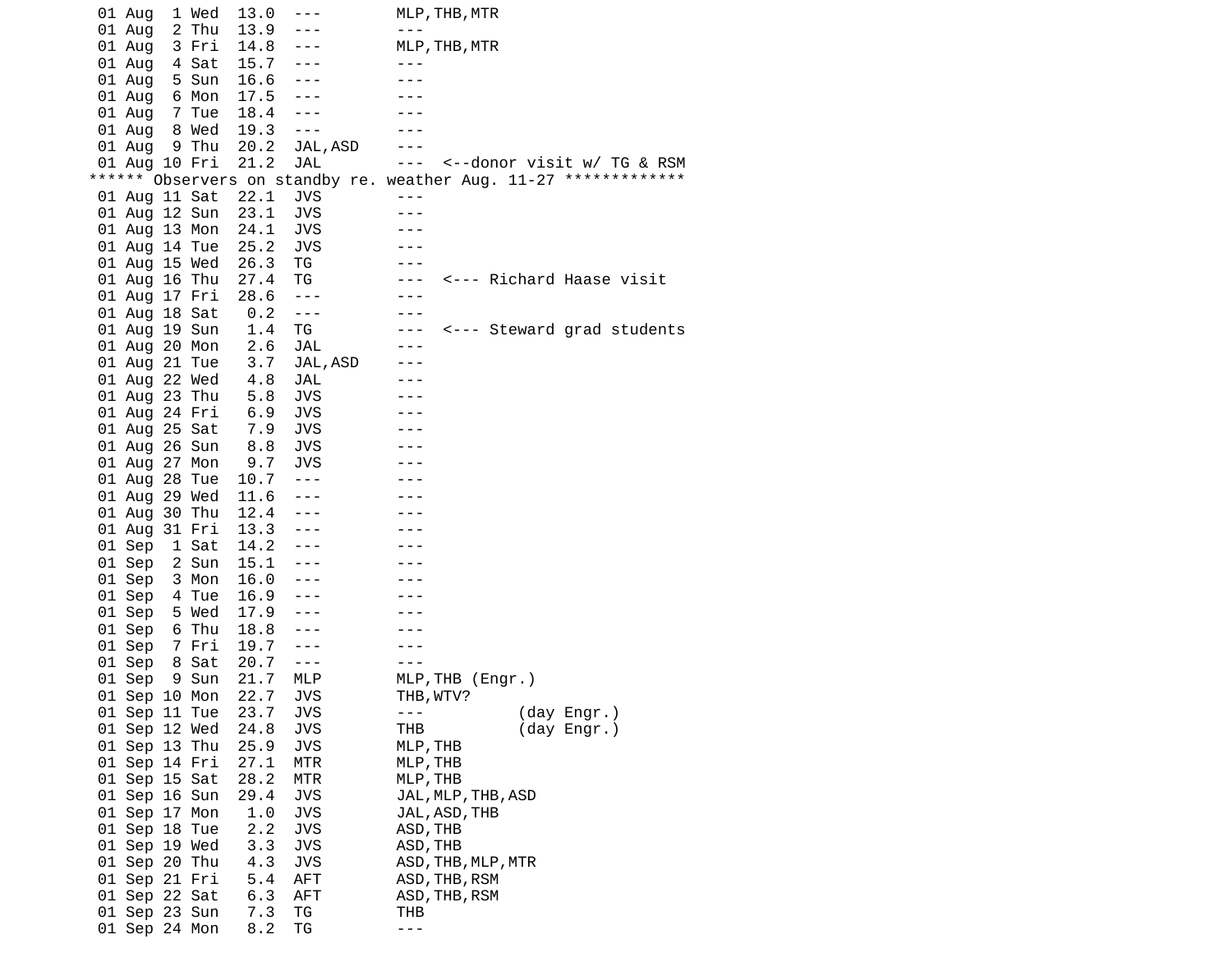```
 01 Aug  1 Wed  13.0  ---        MLP,THB,MTR
 01 Aug  2 Thu  13.9  ---        ---
 01 Aug  3 Fri  14.8  ---        MLP,THB,MTR
 01 Aug  4 Sat  15.7  ---        ---
 01 Aug  5 Sun  16.6  ---        ---
 01 Aug  6 Mon  17.5  ---        ---
 01 Aug  7 Tue  18.4  ---        ---
 01 Aug  8 Wed  19.3  ---        ---
 01 Aug  9 Thu  20.2  JAL,ASD    ---
 01 Aug 10 Fri  21.2  JAL        ---  <--donor visit w/ TG & RSM
****** Observers on standby re. weather Aug. 11-27 *************
 01 Aug 11 Sat  22.1  JVS        ---
 01 Aug 12 Sun  23.1  JVS        ---
 01 Aug 13 Mon  24.1  JVS        ---
 01 Aug 14 Tue  25.2  JVS        ---
 01 Aug 15 Wed  26.3  TG         ---
 01 Aug 16 Thu  27.4  TG         ---  <--- Richard Haase visit
 01 Aug 17 Fri  28.6  ---        ---
 01 Aug 18 Sat   0.2  ---        ---
 01 Aug 19 Sun   1.4  TG         ---  <--- Steward grad students
 01 Aug 20 Mon   2.6  JAL        ---
 01 Aug 21 Tue   3.7  JAL,ASD    ---
 01 Aug 22 Wed   4.8  JAL        ---
 01 Aug 23 Thu   5.8  JVS        ---
 01 Aug 24 Fri   6.9  JVS        ---
 01 Aug 25 Sat   7.9  JVS        ---
 01 Aug 26 Sun   8.8  JVS        ---
 01 Aug 27 Mon   9.7  JVS        ---
 01 Aug 28 Tue  10.7  ---        ---
 01 Aug 29 Wed  11.6  ---        ---
 01 Aug 30 Thu  12.4  ---        ---
 01 Aug 31 Fri  13.3  ---        ---
 01 Sep  1 Sat  14.2  ---        ---
 01 Sep  2 Sun  15.1  ---        ---
 01 Sep  3 Mon  16.0  ---        ---
 01 Sep  4 Tue  16.9  ---        ---
 01 Sep  5 Wed  17.9  ---        ---
 01 Sep  6 Thu  18.8  ---        ---
 01 Sep  7 Fri  19.7  ---        ---
 01 Sep  8 Sat  20.7  ---        ---
 01 Sep  9 Sun  21.7  MLP        MLP,THB (Engr.)
 01 Sep 10 Mon  22.7  JVS        THB,WTV?
 01 Sep 11 Tue  23.7  JVS        ---          (day Engr.)
 01 Sep 12 Wed  24.8  JVS        THB          (day Engr.)
 01 Sep 13 Thu  25.9  JVS        MLP,THB
 01 Sep 14 Fri  27.1  MTR        MLP,THB
 01 Sep 15 Sat  28.2  MTR        MLP,THB
 01 Sep 16 Sun  29.4  JVS        JAL,MLP,THB,ASD
 01 Sep 17 Mon   1.0  JVS        JAL,ASD,THB
 01 Sep 18 Tue   2.2  JVS        ASD,THB
 01 Sep 19 Wed   3.3  JVS        ASD,THB
 01 Sep 20 Thu   4.3  JVS        ASD,THB,MLP,MTR
 01 Sep 21 Fri   5.4  AFT        ASD,THB,RSM
 01 Sep 22 Sat   6.3  AFT        ASD,THB,RSM
 01 Sep 23 Sun   7.3  TG         THB
 01 Sep 24 Mon   8.2  TG         ---
```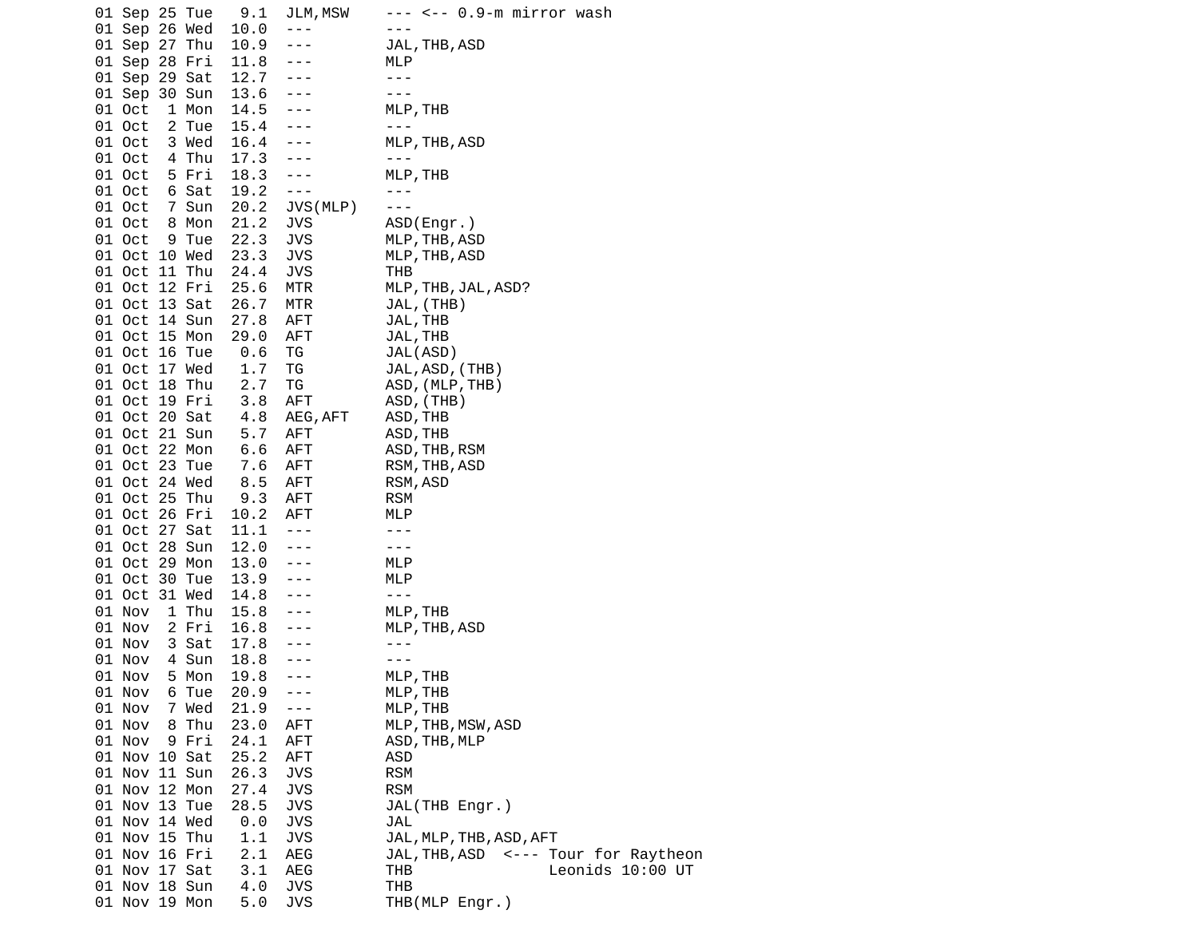```
01 Sep 25 Tue   9.1  JLM,MSW    --- <-- 0.9-m mirror wash
01 Sep 26 Wed  10.0  ---        ---
01 Sep 27 Thu  10.9  ---        JAL,THB,ASD
01 Sep 28 Fri  11.8  ---        MLP
01 Sep 29 Sat  12.7  ---        ---
01 Sep 30 Sun  13.6  ---        ---
01 Oct  1 Mon  14.5  ---        MLP,THB
01 Oct  2 Tue  15.4  ---        ---
01 Oct  3 Wed  16.4  ---        MLP,THB,ASD
01 Oct  4 Thu  17.3  ---        ---
01 Oct  5 Fri  18.3  ---        MLP,THB
01 Oct  6 Sat  19.2  ---        ---
01 Oct  7 Sun  20.2  JVS(MLP)   ---
01 Oct  8 Mon  21.2  JVS        ASD(Engr.)
01 Oct  9 Tue  22.3  JVS        MLP,THB,ASD
01 Oct 10 Wed  23.3  JVS        MLP,THB,ASD
01 Oct 11 Thu  24.4  JVS        THB
01 Oct 12 Fri  25.6  MTR        MLP,THB,JAL,ASD?
01 Oct 13 Sat  26.7  MTR        JAL,(THB)
01 Oct 14 Sun  27.8  AFT        JAL,THB
01 Oct 15 Mon  29.0  AFT        JAL,THB
01 Oct 16 Tue   0.6  TG         JAL(ASD)
01 Oct 17 Wed   1.7  TG         JAL,ASD,(THB)
01 Oct 18 Thu   2.7  TG         ASD,(MLP,THB)
01 Oct 19 Fri   3.8  AFT        ASD,(THB)
01 Oct 20 Sat   4.8  AEG,AFT    ASD,THB
01 Oct 21 Sun   5.7  AFT        ASD,THB
01 Oct 22 Mon   6.6  AFT        ASD,THB,RSM
01 Oct 23 Tue   7.6  AFT        RSM,THB,ASD
01 Oct 24 Wed   8.5  AFT        RSM,ASD
01 Oct 25 Thu   9.3  AFT        RSM
01 Oct 26 Fri  10.2  AFT        MLP
01 Oct 27 Sat  11.1  ---        ---
01 Oct 28 Sun  12.0  ---        ---
01 Oct 29 Mon  13.0  ---        MLP
01 Oct 30 Tue  13.9  ---        MLP
01 Oct 31 Wed  14.8  ---        ---
01 Nov  1 Thu  15.8  ---        MLP,THB
01 Nov  2 Fri  16.8  ---        MLP,THB,ASD
01 Nov  3 Sat  17.8  ---        ---
01 Nov  4 Sun  18.8  ---        ---
01 Nov  5 Mon  19.8  ---        MLP,THB
01 Nov  6 Tue  20.9  ---        MLP,THB
01 Nov  7 Wed  21.9  ---        MLP,THB
01 Nov  8 Thu  23.0  AFT        MLP,THB,MSW,ASD
01 Nov  9 Fri  24.1  AFT        ASD,THB,MLP
01 Nov 10 Sat  25.2  AFT        ASD
01 Nov 11 Sun  26.3  JVS        RSM
01 Nov 12 Mon  27.4  JVS        RSM
01 Nov 13 Tue  28.5  JVS        JAL(THB Engr.)
01 Nov 14 Wed   0.0  JVS        JAL
01 Nov 15 Thu   1.1  JVS        JAL,MLP,THB,ASD,AFT
01 Nov 16 Fri   2.1  AEG        JAL,THB,ASD  <--- Tour for Raytheon
01 Nov 17 Sat   3.1  AEG        THB                Leonids 10:00 UT
01 Nov 18 Sun   4.0  JVS        THB
01 Nov 19 Mon   5.0  JVS        THB(MLP Engr.)
```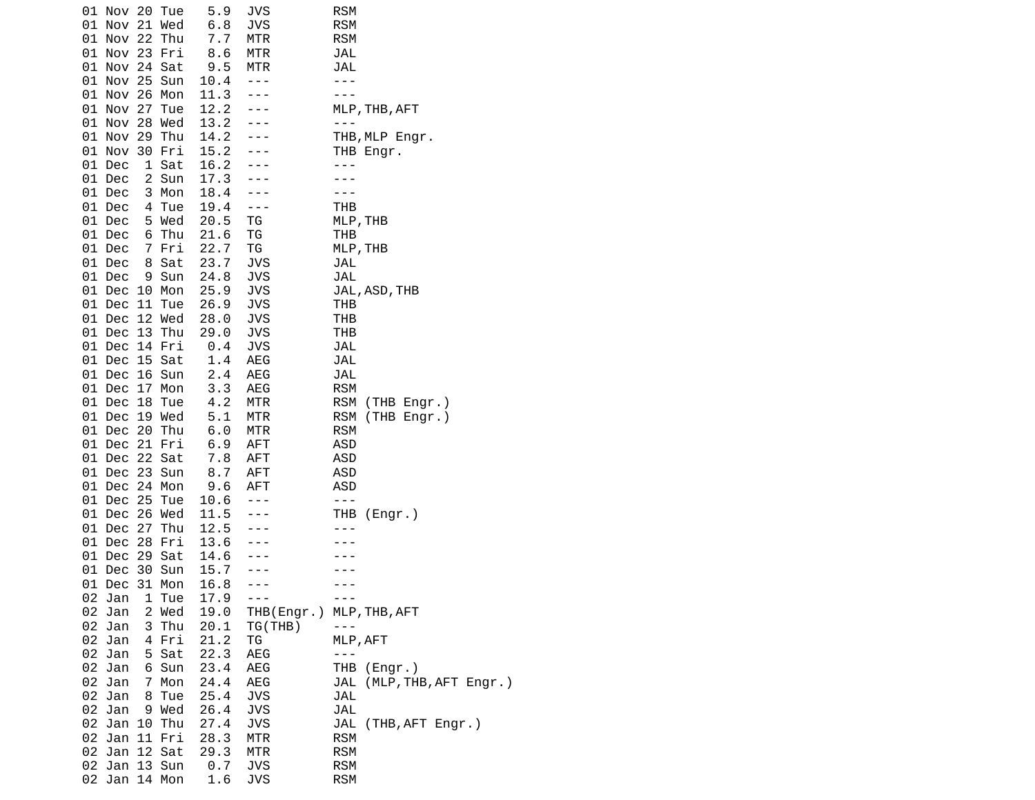```
01 Nov 20 Tue   5.9  JVS        RSM
01 Nov 21 Wed   6.8  JVS        RSM
01 Nov 22 Thu   7.7  MTR        RSM
01 Nov 23 Fri   8.6  MTR        JAL
01 Nov 24 Sat   9.5  MTR        JAL
01 Nov 25 Sun  10.4  ---        ---
01 Nov 26 Mon  11.3  ---        ---
01 Nov 27 Tue  12.2  ---        MLP,THB,AFT
01 Nov 28 Wed  13.2  ---        ---
01 Nov 29 Thu  14.2  ---        THB,MLP Engr.
01 Nov 30 Fri  15.2  ---        THB Engr.
01 Dec  1 Sat  16.2  ---        ---
01 Dec  2 Sun  17.3  ---        ---
01 Dec  3 Mon  18.4  ---        ---
01 Dec  4 Tue  19.4  ---        THB
01 Dec  5 Wed  20.5  TG         MLP,THB
01 Dec  6 Thu  21.6  TG         THB
01 Dec  7 Fri  22.7  TG         MLP,THB
01 Dec  8 Sat  23.7  JVS        JAL
01 Dec  9 Sun  24.8  JVS        JAL
01 Dec 10 Mon  25.9  JVS        JAL,ASD,THB
01 Dec 11 Tue  26.9  JVS        THB
01 Dec 12 Wed  28.0  JVS        THB
01 Dec 13 Thu  29.0  JVS        THB
01 Dec 14 Fri   0.4  JVS        JAL
01 Dec 15 Sat   1.4  AEG        JAL
01 Dec 16 Sun   2.4  AEG        JAL
01 Dec 17 Mon   3.3  AEG        RSM
01 Dec 18 Tue   4.2  MTR        RSM (THB Engr.)
01 Dec 19 Wed   5.1  MTR        RSM (THB Engr.)
01 Dec 20 Thu   6.0  MTR        RSM
01 Dec 21 Fri   6.9  AFT        ASD
01 Dec 22 Sat   7.8  AFT        ASD
01 Dec 23 Sun   8.7  AFT        ASD
01 Dec 24 Mon   9.6  AFT        ASD
01 Dec 25 Tue  10.6  ---        ---
01 Dec 26 Wed  11.5  ---        THB (Engr.)
01 Dec 27 Thu  12.5  ---        ---
01 Dec 28 Fri  13.6  ---        ---
01 Dec 29 Sat  14.6  ---        ---
01 Dec 30 Sun  15.7  ---        ---
01 Dec 31 Mon  16.8  ---        ---
02 Jan  1 Tue  17.9  ---        ---
02 Jan  2 Wed  19.0  THB(Engr.) MLP,THB,AFT
02 Jan  3 Thu  20.1  TG(THB)    ---
02 Jan  4 Fri  21.2  TG         MLP,AFT
02 Jan  5 Sat  22.3  AEG        ---
02 Jan  6 Sun  23.4  AEG        THB (Engr.)
02 Jan  7 Mon  24.4  AEG        JAL (MLP,THB,AFT Engr.)
02 Jan  8 Tue  25.4  JVS        JAL
02 Jan  9 Wed  26.4  JVS        JAL
02 Jan 10 Thu  27.4  JVS        JAL (THB,AFT Engr.)
02 Jan 11 Fri  28.3  MTR        RSM
02 Jan 12 Sat  29.3  MTR        RSM
02 Jan 13 Sun   0.7  JVS        RSM
02 Jan 14 Mon   1.6  JVS        RSM
```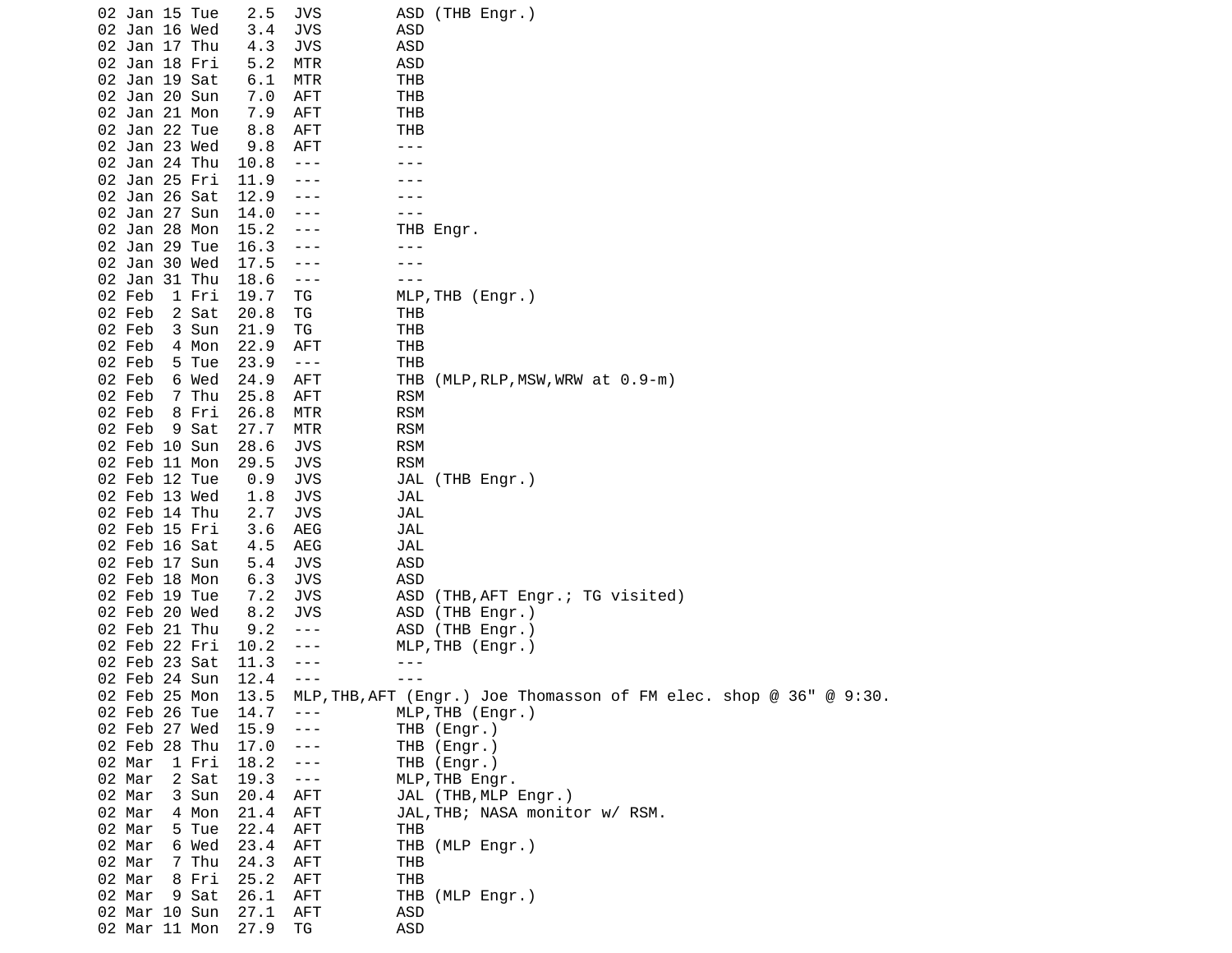```
02 Jan 15 Tue   2.5  JVS        ASD (THB Engr.)
02 Jan 16 Wed   3.4  JVS        ASD
02 Jan 17 Thu   4.3  JVS        ASD
02 Jan 18 Fri   5.2  MTR        ASD
02 Jan 19 Sat   6.1  MTR        THB
02 Jan 20 Sun   7.0  AFT        THB
02 Jan 21 Mon   7.9  AFT        THB
02 Jan 22 Tue   8.8  AFT        THB
02 Jan 23 Wed   9.8  AFT        ---
02 Jan 24 Thu  10.8  ---        ---
02 Jan 25 Fri  11.9  ---        ---
02 Jan 26 Sat  12.9  ---        ---
02 Jan 27 Sun  14.0  ---        ---
02 Jan 28 Mon  15.2  ---        THB Engr.
02 Jan 29 Tue  16.3  ---        ---
02 Jan 30 Wed  17.5  ---        ---
02 Jan 31 Thu  18.6  ---        ---
02 Feb  1 Fri  19.7  TG         MLP,THB (Engr.)
02 Feb  2 Sat  20.8  TG         THB
02 Feb  3 Sun  21.9  TG         THB
02 Feb  4 Mon  22.9  AFT        THB
02 Feb  5 Tue  23.9  ---        THB
02 Feb  6 Wed  24.9  AFT        THB (MLP,RLP,MSW,WRW at 0.9-m)
02 Feb  7 Thu  25.8  AFT        RSM
02 Feb  8 Fri  26.8  MTR        RSM
02 Feb  9 Sat  27.7  MTR        RSM
02 Feb 10 Sun  28.6  JVS        RSM
02 Feb 11 Mon  29.5  JVS        RSM
02 Feb 12 Tue   0.9  JVS        JAL (THB Engr.)
02 Feb 13 Wed   1.8  JVS        JAL
02 Feb 14 Thu   2.7  JVS        JAL
02 Feb 15 Fri   3.6  AEG        JAL
02 Feb 16 Sat   4.5  AEG        JAL
02 Feb 17 Sun   5.4  JVS        ASD
02 Feb 18 Mon   6.3  JVS        ASD
02 Feb 19 Tue   7.2  JVS        ASD (THB,AFT Engr.; TG visited)
02 Feb 20 Wed   8.2  JVS        ASD (THB Engr.)
02 Feb 21 Thu   9.2  ---        ASD (THB Engr.)
02 Feb 22 Fri  10.2  ---        MLP,THB (Engr.)
02 Feb 23 Sat  11.3  ---        ---
02 Feb 24 Sun  12.4  ---        ---
02 Feb 25 Mon  13.5  MLP,THB,AFT (Engr.) Joe Thomasson of FM elec. shop @ 36" @ 9:30.
02 Feb 26 Tue  14.7  ---        MLP,THB (Engr.)
02 Feb 27 Wed  15.9  ---        THB (Engr.)
02 Feb 28 Thu  17.0  ---        THB (Engr.)
02 Mar  1 Fri  18.2  ---        THB (Engr.)
02 Mar  2 Sat  19.3  ---        MLP,THB Engr.
02 Mar  3 Sun  20.4  AFT        JAL (THB,MLP Engr.)
02 Mar  4 Mon  21.4  AFT        JAL,THB; NASA monitor w/ RSM.
02 Mar  5 Tue  22.4  AFT        THB
02 Mar  6 Wed  23.4  AFT        THB (MLP Engr.)
02 Mar  7 Thu  24.3  AFT        THB
02 Mar  8 Fri  25.2  AFT        THB
02 Mar  9 Sat  26.1  AFT        THB (MLP Engr.)
02 Mar 10 Sun  27.1  AFT        ASD
02 Mar 11 Mon  27.9  TG         ASD
```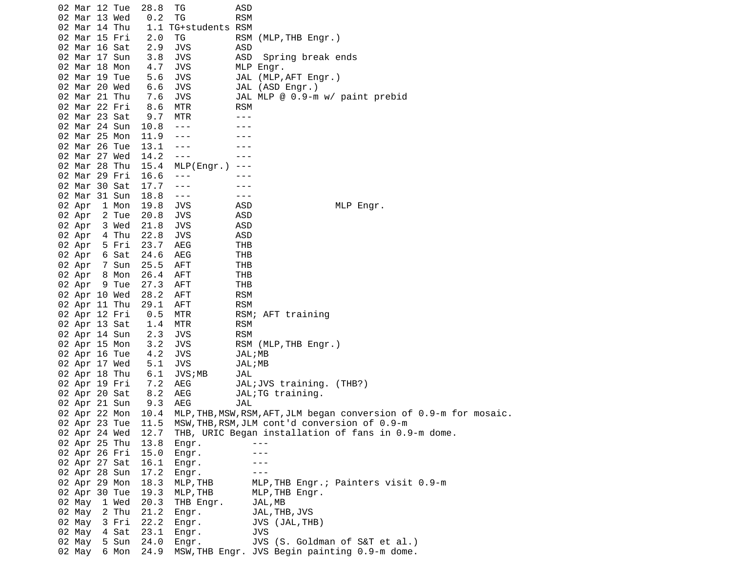```
02 Mar 12 Tue  28.8  TG          ASD
02 Mar 13 Wed   0.2  TG          RSM
02 Mar 14 Thu   1.1 TG+students RSM
02 Mar 15 Fri   2.0  TG          RSM (MLP,THB Engr.)
02 Mar 16 Sat   2.9  JVS         ASD
02 Mar 17 Sun   3.8  JVS         ASD  Spring break ends
02 Mar 18 Mon   4.7  JVS         MLP Engr.
02 Mar 19 Tue   5.6  JVS         JAL (MLP,AFT Engr.)
02 Mar 20 Wed   6.6  JVS         JAL (ASD Engr.)
02 Mar 21 Thu   7.6  JVS         JAL MLP @ 0.9-m w/ paint prebid
02 Mar 22 Fri   8.6  MTR         RSM
02 Mar 23 Sat   9.7  MTR         ---
02 Mar 24 Sun  10.8  ---         ---
02 Mar 25 Mon  11.9  ---         ---
02 Mar 26 Tue  13.1  ---         ---
02 Mar 27 Wed  14.2  ---         ---
02 Mar 28 Thu  15.4  MLP(Engr.) ---
02 Mar 29 Fri  16.6  ---         ---
02 Mar 30 Sat  17.7  ---         ---
02 Mar 31 Sun  18.8  ---         ---
02 Apr  1 Mon  19.8  JVS         ASD               MLP Engr.
02 Apr  2 Tue  20.8  JVS         ASD
02 Apr  3 Wed  21.8  JVS         ASD
02 Apr  4 Thu  22.8  JVS         ASD
02 Apr  5 Fri  23.7  AEG         THB
02 Apr  6 Sat  24.6  AEG         THB
02 Apr  7 Sun  25.5  AFT         THB
02 Apr  8 Mon  26.4  AFT         THB
02 Apr  9 Tue  27.3  AFT         THB
02 Apr 10 Wed  28.2  AFT         RSM
02 Apr 11 Thu  29.1  AFT         RSM
02 Apr 12 Fri   0.5  MTR         RSM; AFT training
02 Apr 13 Sat   1.4  MTR         RSM
02 Apr 14 Sun   2.3  JVS         RSM
02 Apr 15 Mon   3.2  JVS         RSM (MLP,THB Engr.)
02 Apr 16 Tue   4.2  JVS         JAL;MB
02 Apr 17 Wed   5.1  JVS         JAL;MB
02 Apr 18 Thu   6.1  JVS;MB      JAL
02 Apr 19 Fri   7.2  AEG         JAL;JVS training. (THB?)
02 Apr 20 Sat   8.2  AEG         JAL;TG training.
02 Apr 21 Sun   9.3  AEG         JAL
02 Apr 22 Mon  10.4  MLP,THB,MSW,RSM,AFT,JLM began conversion of 0.9-m for mosaic.
02 Apr 23 Tue  11.5  MSW,THB,RSM,JLM cont'd conversion of 0.9-m
02 Apr 24 Wed  12.7  THB, URIC Began installation of fans in 0.9-m dome.
02 Apr 25 Thu  13.8  Engr.          ---
02 Apr 26 Fri  15.0  Engr.          ---
02 Apr 27 Sat  16.1  Engr.          ---
02 Apr 28 Sun  17.2  Engr.          ---
02 Apr 29 Mon  18.3  MLP,THB        MLP,THB Engr.; Painters visit 0.9-m
02 Apr 30 Tue  19.3  MLP,THB        MLP,THB Engr.
02 May  1 Wed  20.3  THB Engr.      JAL,MB
02 May  2 Thu  21.2  Engr.          JAL,THB,JVS
02 May  3 Fri  22.2  Engr.          JVS (JAL,THB)
02 May  4 Sat  23.1  Engr.          JVS
02 May  5 Sun  24.0  Engr.          JVS (S. Goldman of S&T et al.)
02 May  6 Mon  24.9  MSW,THB Engr. JVS Begin painting 0.9-m dome.
```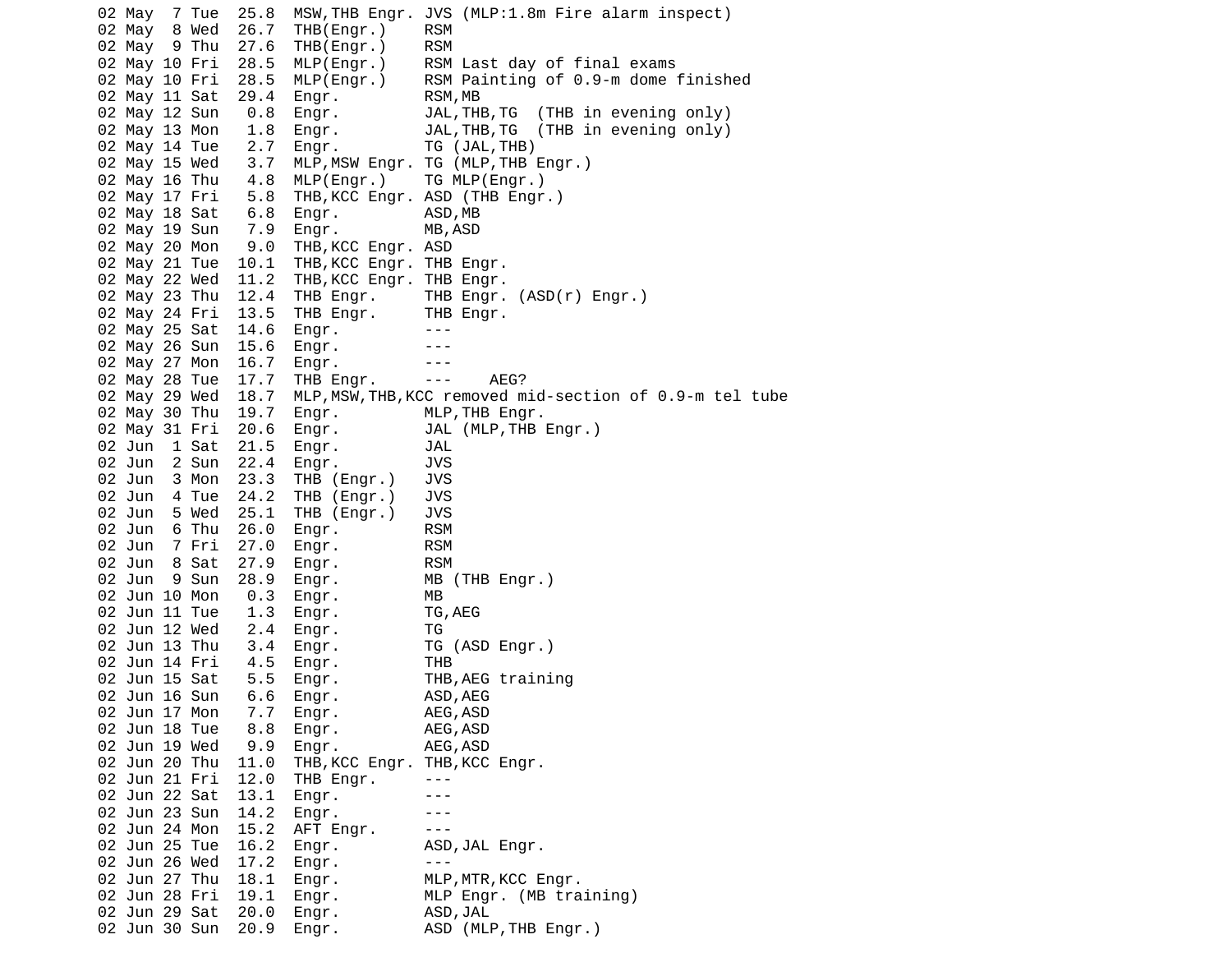```
02 May  7 Tue  25.8  MSW,THB Engr. JVS (MLP:1.8m Fire alarm inspect)
02 May  8 Wed  26.7  THB(Engr.)    RSM
02 May  9 Thu  27.6  THB(Engr.)    RSM
02 May 10 Fri  28.5  MLP(Engr.)    RSM Last day of final exams
02 May 10 Fri  28.5  MLP(Engr.)    RSM Painting of 0.9-m dome finished
02 May 11 Sat  29.4  Engr.         RSM,MB
02 May 12 Sun   0.8  Engr.         JAL,THB,TG  (THB in evening only)
02 May 13 Mon   1.8  Engr.         JAL,THB,TG  (THB in evening only)
02 May 14 Tue   2.7  Engr.         TG (JAL,THB)
02 May 15 Wed   3.7  MLP,MSW Engr. TG (MLP,THB Engr.)
02 May 16 Thu   4.8  MLP(Engr.)    TG MLP(Engr.)
02 May 17 Fri   5.8  THB,KCC Engr. ASD (THB Engr.)
02 May 18 Sat   6.8  Engr.         ASD,MB
02 May 19 Sun   7.9  Engr.         MB,ASD
02 May 20 Mon   9.0  THB,KCC Engr. ASD
02 May 21 Tue  10.1  THB,KCC Engr. THB Engr.
02 May 22 Wed  11.2  THB,KCC Engr. THB Engr.
02 May 23 Thu  12.4  THB Engr.     THB Engr. (ASD(r) Engr.)
02 May 24 Fri  13.5  THB Engr.     THB Engr.
02 May 25 Sat  14.6  Engr.         ---
02 May 26 Sun  15.6  Engr.         ---
02 May 27 Mon  16.7  Engr.         ---
02 May 28 Tue  17.7  THB Engr.     ---    AEG?
02 May 29 Wed  18.7  MLP,MSW,THB,KCC removed mid-section of 0.9-m tel tube
02 May 30 Thu  19.7  Engr.         MLP,THB Engr.
02 May 31 Fri  20.6  Engr.         JAL (MLP,THB Engr.)
02 Jun  1 Sat  21.5  Engr.         JAL
02 Jun  2 Sun  22.4  Engr.         JVS
02 Jun  3 Mon  23.3  THB (Engr.)   JVS
02 Jun  4 Tue  24.2  THB (Engr.)   JVS
02 Jun  5 Wed  25.1  THB (Engr.)   JVS
02 Jun  6 Thu  26.0  Engr.         RSM
02 Jun  7 Fri  27.0  Engr.         RSM
02 Jun  8 Sat  27.9  Engr.         RSM
02 Jun  9 Sun  28.9  Engr.         MB (THB Engr.)
02 Jun 10 Mon   0.3  Engr.         MB
02 Jun 11 Tue   1.3  Engr.         TG,AEG
02 Jun 12 Wed   2.4  Engr.         TG
02 Jun 13 Thu   3.4  Engr.         TG (ASD Engr.)
02 Jun 14 Fri   4.5  Engr.         THB
02 Jun 15 Sat   5.5  Engr.         THB,AEG training
02 Jun 16 Sun   6.6  Engr.         ASD,AEG
02 Jun 17 Mon   7.7  Engr.         AEG,ASD
02 Jun 18 Tue   8.8  Engr.         AEG,ASD
02 Jun 19 Wed   9.9  Engr.         AEG,ASD
02 Jun 20 Thu  11.0  THB,KCC Engr. THB,KCC Engr.
02 Jun 21 Fri  12.0  THB Engr.     ---
02 Jun 22 Sat  13.1  Engr.         ---
02 Jun 23 Sun  14.2  Engr.         ---
02 Jun 24 Mon  15.2  AFT Engr.     ---
02 Jun 25 Tue  16.2  Engr.         ASD,JAL Engr.
02 Jun 26 Wed  17.2  Engr.         ---
02 Jun 27 Thu  18.1  Engr.         MLP,MTR,KCC Engr.
02 Jun 28 Fri  19.1  Engr.         MLP Engr. (MB training)
02 Jun 29 Sat  20.0  Engr.         ASD,JAL
02 Jun 30 Sun  20.9  Engr.         ASD (MLP,THB Engr.)
```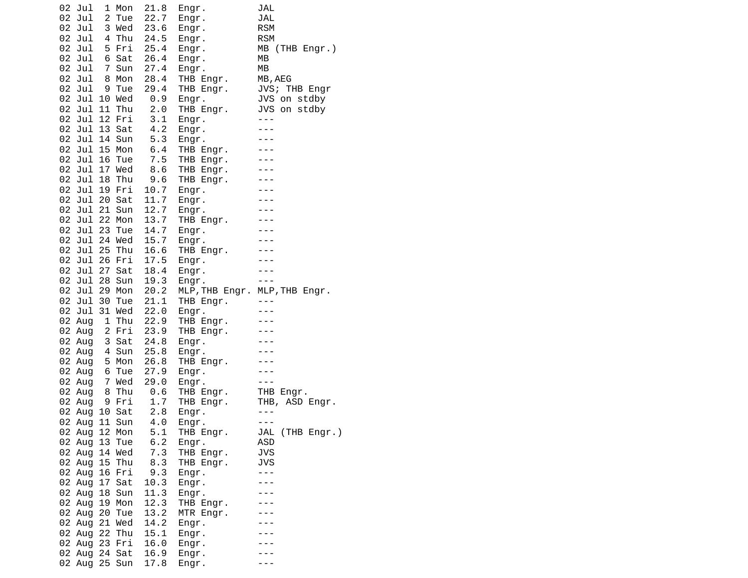```
02 Jul  1 Mon  21.8  Engr.         JAL
02 Jul  2 Tue  22.7  Engr.         JAL
02 Jul  3 Wed  23.6  Engr.         RSM
02 Jul  4 Thu  24.5  Engr.         RSM
02 Jul  5 Fri  25.4  Engr.         MB (THB Engr.)
02 Jul  6 Sat  26.4  Engr.         MB
02 Jul  7 Sun  27.4  Engr.         MB
02 Jul  8 Mon  28.4  THB Engr.     MB,AEG
02 Jul  9 Tue  29.4  THB Engr.     JVS; THB Engr
02 Jul 10 Wed   0.9  Engr.         JVS on stdby
02 Jul 11 Thu   2.0  THB Engr.     JVS on stdby
02 Jul 12 Fri   3.1  Engr.         ---
02 Jul 13 Sat   4.2  Engr.         ---
02 Jul 14 Sun   5.3  Engr.         ---
02 Jul 15 Mon   6.4  THB Engr.     ---
02 Jul 16 Tue   7.5  THB Engr.     ---
02 Jul 17 Wed   8.6  THB Engr.     ---
02 Jul 18 Thu   9.6  THB Engr.     ---
02 Jul 19 Fri  10.7  Engr.         ---
02 Jul 20 Sat  11.7  Engr.         ---
02 Jul 21 Sun  12.7  Engr.         ---
02 Jul 22 Mon  13.7  THB Engr.     ---
02 Jul 23 Tue  14.7  Engr.         ---
02 Jul 24 Wed  15.7  Engr.         ---
02 Jul 25 Thu  16.6  THB Engr.     ---
02 Jul 26 Fri  17.5  Engr.         ---
02 Jul 27 Sat  18.4  Engr.         ---
02 Jul 28 Sun  19.3  Engr.         ---
02 Jul 29 Mon  20.2  MLP,THB Engr. MLP,THB Engr.
02 Jul 30 Tue  21.1  THB Engr.     ---
02 Jul 31 Wed  22.0  Engr.         ---
02 Aug  1 Thu  22.9  THB Engr.     ---
02 Aug  2 Fri  23.9  THB Engr.     ---
02 Aug  3 Sat  24.8  Engr.         ---
02 Aug  4 Sun  25.8  Engr.         ---
02 Aug  5 Mon  26.8  THB Engr.     ---
02 Aug  6 Tue  27.9  Engr.         ---
02 Aug  7 Wed  29.0  Engr.         ---
02 Aug  8 Thu   0.6  THB Engr.     THB Engr.
02 Aug  9 Fri   1.7  THB Engr.     THB, ASD Engr.
02 Aug 10 Sat   2.8  Engr.         ---
02 Aug 11 Sun   4.0  Engr.         ---
02 Aug 12 Mon   5.1  THB Engr.     JAL (THB Engr.)
02 Aug 13 Tue   6.2  Engr.         ASD
02 Aug 14 Wed   7.3  THB Engr.     JVS
02 Aug 15 Thu   8.3  THB Engr.     JVS
02 Aug 16 Fri   9.3  Engr.         ---
02 Aug 17 Sat  10.3  Engr.         ---
02 Aug 18 Sun  11.3  Engr.         ---
02 Aug 19 Mon  12.3  THB Engr.     ---
02 Aug 20 Tue  13.2  MTR Engr.     ---
02 Aug 21 Wed  14.2  Engr.         ---
02 Aug 22 Thu  15.1  Engr.         ---
02 Aug 23 Fri  16.0  Engr.         ---
02 Aug 24 Sat  16.9  Engr.         ---
02 Aug 25 Sun  17.8  Engr.         ---
```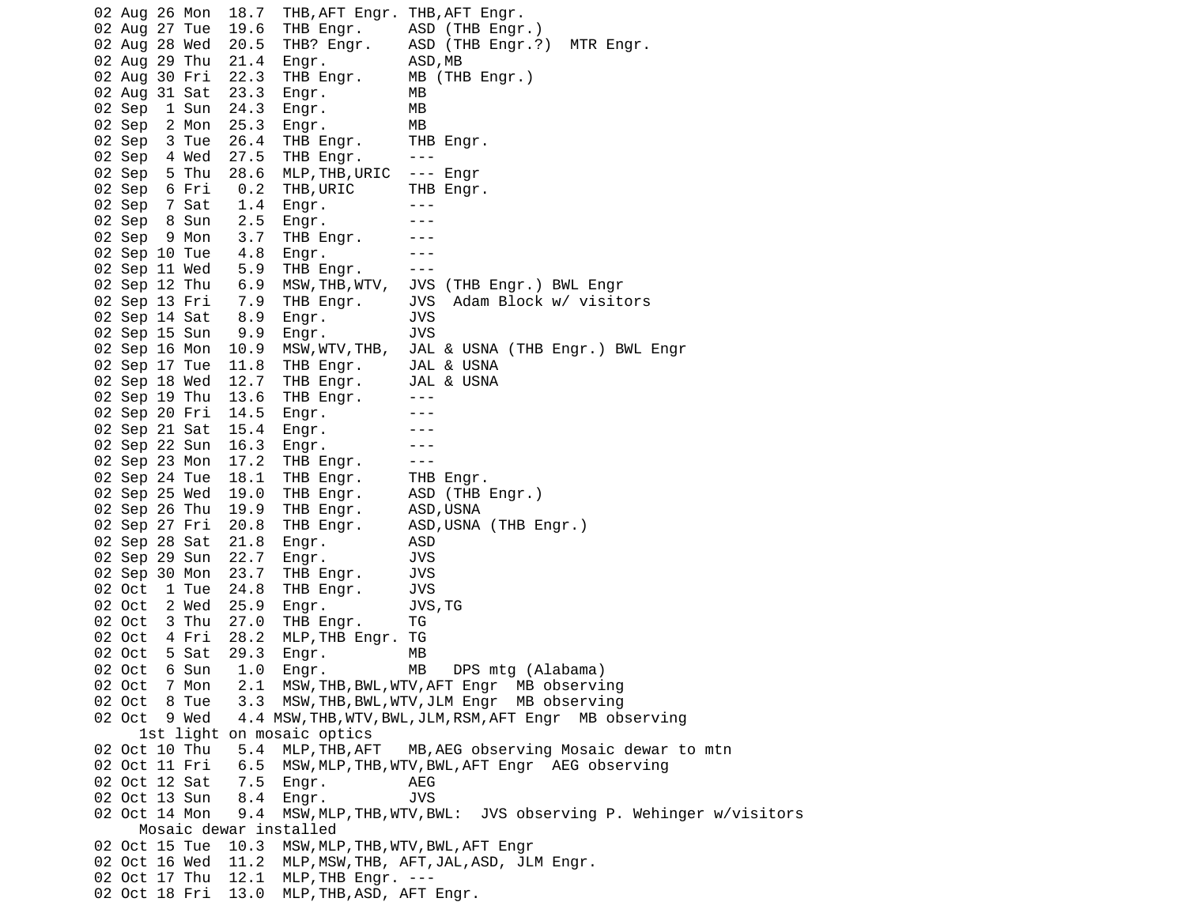```
02 Aug 26 Mon  18.7  THB,AFT Engr. THB,AFT Engr.
02 Aug 27 Tue  19.6  THB Engr.     ASD (THB Engr.)
02 Aug 28 Wed  20.5  THB? Engr.    ASD (THB Engr.?)  MTR Engr.
02 Aug 29 Thu  21.4  Engr.         ASD,MB
02 Aug 30 Fri  22.3  THB Engr.     MB (THB Engr.)
02 Aug 31 Sat  23.3  Engr.         MB
02 Sep  1 Sun  24.3  Engr.         MB
02 Sep  2 Mon  25.3  Engr.         MB
02 Sep  3 Tue  26.4  THB Engr.     THB Engr.
02 Sep  4 Wed  27.5  THB Engr.     ---
02 Sep  5 Thu  28.6  MLP,THB,URIC  --- Engr
02 Sep  6 Fri   0.2  THB,URIC      THB Engr.
02 Sep  7 Sat   1.4  Engr.         ---
02 Sep  8 Sun   2.5  Engr.         ---
02 Sep  9 Mon   3.7  THB Engr.     ---
02 Sep 10 Tue   4.8  Engr.         ---
02 Sep 11 Wed   5.9  THB Engr.     ---
02 Sep 12 Thu   6.9  MSW,THB,WTV,  JVS (THB Engr.) BWL Engr
02 Sep 13 Fri   7.9  THB Engr.     JVS  Adam Block w/ visitors
02 Sep 14 Sat   8.9  Engr.         JVS
02 Sep 15 Sun   9.9  Engr.         JVS
02 Sep 16 Mon  10.9  MSW,WTV,THB,  JAL & USNA (THB Engr.) BWL Engr
02 Sep 17 Tue  11.8  THB Engr.     JAL & USNA
02 Sep 18 Wed  12.7  THB Engr.     JAL & USNA
02 Sep 19 Thu  13.6  THB Engr.     ---
02 Sep 20 Fri  14.5  Engr.         ---
02 Sep 21 Sat  15.4  Engr.         ---
02 Sep 22 Sun  16.3  Engr.         ---
02 Sep 23 Mon  17.2  THB Engr.     ---
02 Sep 24 Tue  18.1  THB Engr.     THB Engr.
02 Sep 25 Wed  19.0  THB Engr.     ASD (THB Engr.)
02 Sep 26 Thu  19.9  THB Engr.     ASD,USNA
02 Sep 27 Fri  20.8  THB Engr.     ASD,USNA (THB Engr.)
02 Sep 28 Sat  21.8  Engr.         ASD
02 Sep 29 Sun  22.7  Engr.         JVS
02 Sep 30 Mon  23.7  THB Engr.     JVS
02 Oct  1 Tue  24.8  THB Engr.     JVS
02 Oct  2 Wed  25.9  Engr.         JVS,TG
02 Oct  3 Thu  27.0  THB Engr.     TG
02 Oct  4 Fri  28.2  MLP,THB Engr. TG
02 Oct  5 Sat  29.3  Engr.         MB
02 Oct  6 Sun   1.0  Engr.         MB   DPS mtg (Alabama)
02 Oct  7 Mon   2.1  MSW,THB,BWL,WTV,AFT Engr  MB observing
02 Oct  8 Tue   3.3  MSW,THB,BWL,WTV,JLM Engr  MB observing
02 Oct  9 Wed   4.4 MSW,THB,WTV,BWL,JLM,RSM,AFT Engr  MB observing
     1st light on mosaic optics
02 Oct 10 Thu   5.4  MLP,THB,AFT   MB,AEG observing Mosaic dewar to mtn
02 Oct 11 Fri   6.5  MSW,MLP,THB,WTV,BWL,AFT Engr  AEG observing
02 Oct 12 Sat   7.5  Engr.         AEG
02 Oct 13 Sun   8.4  Engr.         JVS
02 Oct 14 Mon   9.4  MSW,MLP,THB,WTV,BWL:  JVS observing P. Wehinger w/visitors
     Mosaic dewar installed
02 Oct 15 Tue  10.3  MSW,MLP,THB,WTV,BWL,AFT Engr
02 Oct 16 Wed  11.2  MLP,MSW,THB, AFT,JAL,ASD, JLM Engr.
02 Oct 17 Thu  12.1  MLP,THB Engr. ---
02 Oct 18 Fri  13.0  MLP,THB,ASD, AFT Engr.
```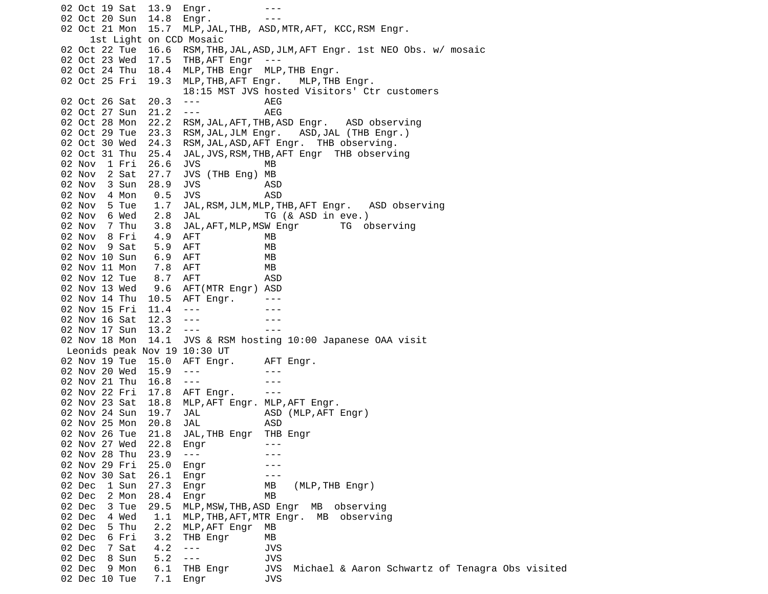```
02 Oct 19 Sat  13.9  Engr.         ---
02 Oct 20 Sun  14.8  Engr.         ---
02 Oct 21 Mon  15.7  MLP,JAL,THB, ASD,MTR,AFT, KCC,RSM Engr.
     1st Light on CCD Mosaic
02 Oct 22 Tue  16.6  RSM,THB,JAL,ASD,JLM,AFT Engr. 1st NEO Obs. w/ mosaic
02 Oct 23 Wed  17.5  THB,AFT Engr  ---
02 Oct 24 Thu  18.4  MLP,THB Engr  MLP,THB Engr.
02 Oct 25 Fri  19.3  MLP,THB,AFT Engr.   MLP,THB Engr.
                     18:15 MST JVS hosted Visitors' Ctr customers
02 Oct 26 Sat  20.3  ---           AEG
02 Oct 27 Sun  21.2  ---           AEG
02 Oct 28 Mon  22.2  RSM,JAL,AFT,THB,ASD Engr.   ASD observing
02 Oct 29 Tue  23.3  RSM,JAL,JLM Engr.   ASD,JAL (THB Engr.)
02 Oct 30 Wed  24.3  RSM,JAL,ASD,AFT Engr.  THB observing.
02 Oct 31 Thu  25.4  JAL,JVS,RSM,THB,AFT Engr  THB observing
02 Nov  1 Fri  26.6  JVS           MB
02 Nov  2 Sat  27.7  JVS (THB Eng) MB
02 Nov  3 Sun  28.9  JVS           ASD
02 Nov  4 Mon   0.5  JVS           ASD
02 Nov  5 Tue   1.7  JAL,RSM,JLM,MLP,THB,AFT Engr.   ASD observing
02 Nov  6 Wed   2.8  JAL           TG (& ASD in eve.)
02 Nov  7 Thu   3.8  JAL,AFT,MLP,MSW Engr       TG  observing
02 Nov  8 Fri   4.9  AFT           MB
02 Nov  9 Sat   5.9  AFT           MB
02 Nov 10 Sun   6.9  AFT           MB
02 Nov 11 Mon   7.8  AFT           MB
02 Nov 12 Tue   8.7  AFT           ASD
02 Nov 13 Wed   9.6  AFT(MTR Engr) ASD
02 Nov 14 Thu  10.5  AFT Engr.     ---
02 Nov 15 Fri  11.4  ---           ---
02 Nov 16 Sat  12.3  ---           ---
02 Nov 17 Sun  13.2  ---           ---
02 Nov 18 Mon  14.1  JVS & RSM hosting 10:00 Japanese OAA visit
 Leonids peak Nov 19 10:30 UT
02 Nov 19 Tue  15.0  AFT Engr.     AFT Engr.
02 Nov 20 Wed  15.9  ---           ---
02 Nov 21 Thu  16.8  ---           ---
02 Nov 22 Fri  17.8  AFT Engr.     ---
02 Nov 23 Sat  18.8  MLP,AFT Engr. MLP,AFT Engr.
02 Nov 24 Sun  19.7  JAL           ASD (MLP,AFT Engr)
02 Nov 25 Mon  20.8  JAL           ASD
02 Nov 26 Tue  21.8  JAL,THB Engr  THB Engr
02 Nov 27 Wed  22.8  Engr          ---
02 Nov 28 Thu  23.9  ---           ---
02 Nov 29 Fri  25.0  Engr          ---
02 Nov 30 Sat  26.1  Engr          ---
02 Dec  1 Sun  27.3  Engr          MB   (MLP,THB Engr)
02 Dec  2 Mon  28.4  Engr          MB
02 Dec  3 Tue  29.5  MLP,MSW,THB,ASD Engr  MB  observing
02 Dec  4 Wed   1.1  MLP,THB,AFT,MTR Engr.  MB  observing
02 Dec  5 Thu   2.2  MLP,AFT Engr  MB
02 Dec  6 Fri   3.2  THB Engr      MB
02 Dec  7 Sat   4.2  ---           JVS
02 Dec  8 Sun   5.2  ---           JVS
02 Dec  9 Mon   6.1  THB Engr      JVS  Michael & Aaron Schwartz of Tenagra Obs visited
02 Dec 10 Tue   7.1  Engr          JVS
```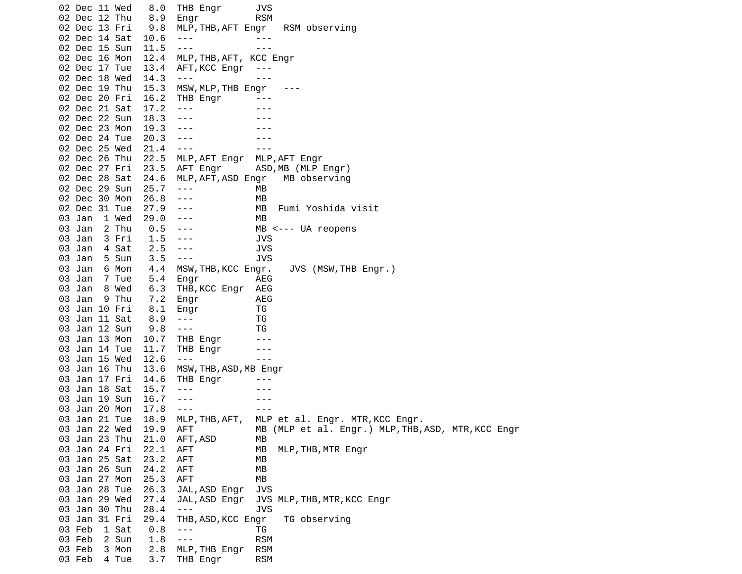```
02 Dec 11 Wed   8.0  THB Engr      JVS
02 Dec 12 Thu   8.9  Engr          RSM
02 Dec 13 Fri   9.8  MLP,THB,AFT Engr   RSM observing
02 Dec 14 Sat  10.6  ---           ---
02 Dec 15 Sun  11.5  ---           ---
02 Dec 16 Mon  12.4  MLP,THB,AFT, KCC Engr
02 Dec 17 Tue  13.4  AFT,KCC Engr  ---
02 Dec 18 Wed  14.3  ---           ---
02 Dec 19 Thu  15.3  MSW,MLP,THB Engr   ---
02 Dec 20 Fri  16.2  THB Engr      ---
02 Dec 21 Sat  17.2  ---           ---
02 Dec 22 Sun  18.3  ---           ---
02 Dec 23 Mon  19.3  ---           ---
02 Dec 24 Tue  20.3  ---           ---
02 Dec 25 Wed  21.4  ---           ---
02 Dec 26 Thu  22.5  MLP,AFT Engr  MLP,AFT Engr
02 Dec 27 Fri  23.5  AFT Engr      ASD,MB (MLP Engr)
02 Dec 28 Sat  24.6  MLP,AFT,ASD Engr   MB observing
02 Dec 29 Sun  25.7  ---           MB
02 Dec 30 Mon  26.8  ---           MB
02 Dec 31 Tue  27.9  ---           MB  Fumi Yoshida visit
03 Jan  1 Wed  29.0  ---           MB
03 Jan  2 Thu   0.5  ---           MB <--- UA reopens
03 Jan  3 Fri   1.5  ---           JVS
03 Jan  4 Sat   2.5  ---           JVS
03 Jan  5 Sun   3.5  ---           JVS
03 Jan  6 Mon   4.4  MSW,THB,KCC Engr.   JVS (MSW,THB Engr.)
03 Jan  7 Tue   5.4  Engr          AEG
03 Jan  8 Wed   6.3  THB,KCC Engr  AEG
03 Jan  9 Thu   7.2  Engr          AEG
03 Jan 10 Fri   8.1  Engr          TG
03 Jan 11 Sat   8.9  ---           TG
03 Jan 12 Sun   9.8  ---           TG
03 Jan 13 Mon  10.7  THB Engr      ---
03 Jan 14 Tue  11.7  THB Engr      ---
03 Jan 15 Wed  12.6  ---           ---
03 Jan 16 Thu  13.6  MSW,THB,ASD,MB Engr
03 Jan 17 Fri  14.6  THB Engr      ---
03 Jan 18 Sat  15.7  ---           ---
03 Jan 19 Sun  16.7  ---           ---
03 Jan 20 Mon  17.8  ---           ---
03 Jan 21 Tue  18.9  MLP,THB,AFT,  MLP et al. Engr. MTR,KCC Engr.
03 Jan 22 Wed  19.9  AFT           MB (MLP et al. Engr.) MLP,THB,ASD, MTR,KCC Engr
03 Jan 23 Thu  21.0  AFT,ASD       MB
03 Jan 24 Fri  22.1  AFT           MB  MLP,THB,MTR Engr
03 Jan 25 Sat  23.2  AFT           MB
03 Jan 26 Sun  24.2  AFT           MB
03 Jan 27 Mon  25.3  AFT           MB
03 Jan 28 Tue  26.3  JAL,ASD Engr  JVS
03 Jan 29 Wed  27.4  JAL,ASD Engr  JVS MLP,THB,MTR,KCC Engr
03 Jan 30 Thu  28.4  ---           JVS
03 Jan 31 Fri  29.4  THB,ASD,KCC Engr   TG observing
03 Feb  1 Sat   0.8  ---           TG
03 Feb  2 Sun   1.8  ---           RSM
03 Feb  3 Mon   2.8  MLP,THB Engr  RSM
03 Feb  4 Tue   3.7  THB Engr      RSM
```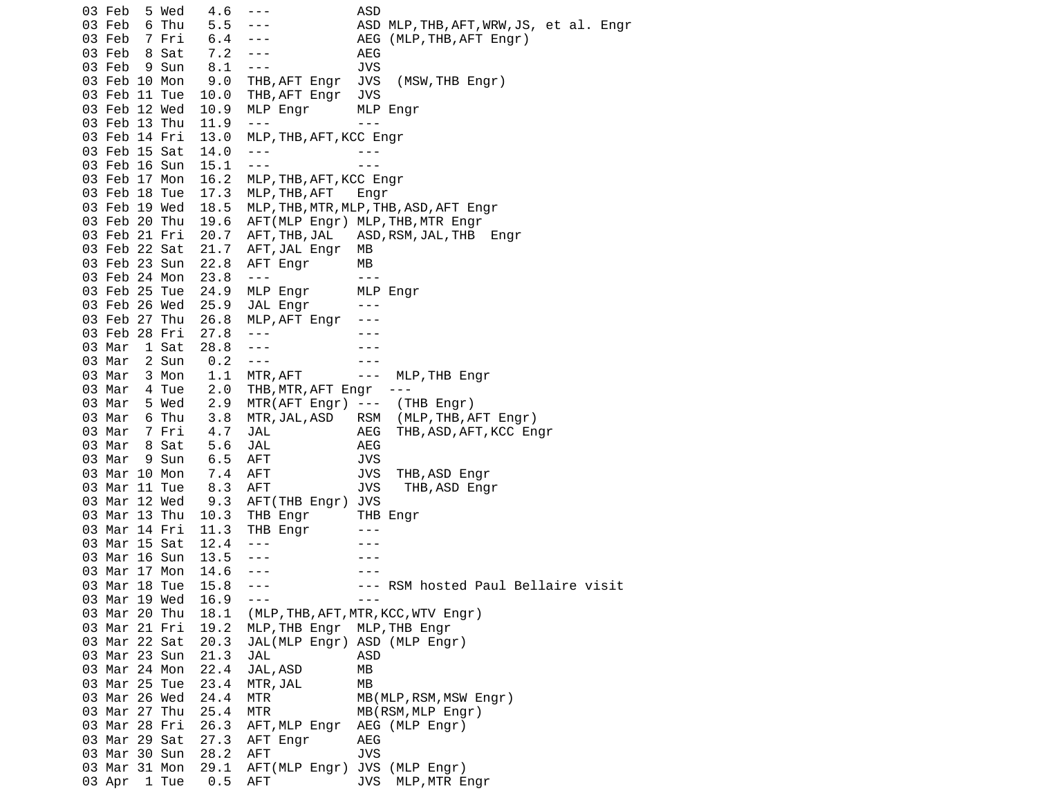```
03 Feb  5 Wed   4.6  ---           ASD
03 Feb  6 Thu   5.5  ---           ASD MLP,THB,AFT,WRW,JS, et al. Engr
03 Feb  7 Fri   6.4  ---           AEG (MLP,THB,AFT Engr)
03 Feb  8 Sat   7.2  ---           AEG
03 Feb  9 Sun   8.1  ---           JVS
03 Feb 10 Mon   9.0  THB,AFT Engr  JVS  (MSW,THB Engr)
03 Feb 11 Tue  10.0  THB,AFT Engr  JVS
03 Feb 12 Wed  10.9  MLP Engr      MLP Engr
03 Feb 13 Thu  11.9  ---           ---
03 Feb 14 Fri  13.0  MLP,THB,AFT,KCC Engr
03 Feb 15 Sat  14.0  ---           ---
03 Feb 16 Sun  15.1  ---           ---
03 Feb 17 Mon  16.2  MLP,THB,AFT,KCC Engr
03 Feb 18 Tue  17.3  MLP,THB,AFT   Engr
03 Feb 19 Wed  18.5  MLP,THB,MTR,MLP,THB,ASD,AFT Engr
03 Feb 20 Thu  19.6  AFT(MLP Engr) MLP,THB,MTR Engr
03 Feb 21 Fri  20.7  AFT,THB,JAL   ASD,RSM,JAL,THB  Engr
03 Feb 22 Sat  21.7  AFT,JAL Engr  MB
03 Feb 23 Sun  22.8  AFT Engr      MB
03 Feb 24 Mon  23.8  ---           ---
03 Feb 25 Tue  24.9  MLP Engr      MLP Engr
03 Feb 26 Wed  25.9  JAL Engr      ---
03 Feb 27 Thu  26.8  MLP,AFT Engr  ---
03 Feb 28 Fri  27.8  ---           ---
03 Mar  1 Sat  28.8  ---           ---
03 Mar  2 Sun   0.2  ---           ---
03 Mar  3 Mon   1.1  MTR,AFT       ---  MLP,THB Engr
03 Mar  4 Tue   2.0  THB,MTR,AFT Engr  ---
03 Mar  5 Wed   2.9  MTR(AFT Engr) ---  (THB Engr)
03 Mar  6 Thu   3.8  MTR,JAL,ASD   RSM  (MLP,THB,AFT Engr)
03 Mar  7 Fri   4.7  JAL           AEG  THB,ASD,AFT,KCC Engr
03 Mar  8 Sat   5.6  JAL           AEG
03 Mar  9 Sun   6.5  AFT           JVS
03 Mar 10 Mon   7.4  AFT           JVS  THB,ASD Engr
03 Mar 11 Tue   8.3  AFT           JVS   THB,ASD Engr
03 Mar 12 Wed   9.3  AFT(THB Engr) JVS
03 Mar 13 Thu  10.3  THB Engr      THB Engr
03 Mar 14 Fri  11.3  THB Engr      ---
03 Mar 15 Sat  12.4  ---           ---
03 Mar 16 Sun  13.5  ---           ---
03 Mar 17 Mon  14.6  ---           ---
03 Mar 18 Tue  15.8  ---           --- RSM hosted Paul Bellaire visit
03 Mar 19 Wed  16.9  ---           ---
03 Mar 20 Thu  18.1  (MLP,THB,AFT,MTR,KCC,WTV Engr)
03 Mar 21 Fri  19.2  MLP,THB Engr  MLP,THB Engr
03 Mar 22 Sat  20.3  JAL(MLP Engr) ASD (MLP Engr)
03 Mar 23 Sun  21.3  JAL           ASD
03 Mar 24 Mon  22.4  JAL,ASD       MB
03 Mar 25 Tue  23.4  MTR,JAL       MB
03 Mar 26 Wed  24.4  MTR           MB(MLP,RSM,MSW Engr)
03 Mar 27 Thu  25.4  MTR           MB(RSM,MLP Engr)
03 Mar 28 Fri  26.3  AFT,MLP Engr  AEG (MLP Engr)
03 Mar 29 Sat  27.3  AFT Engr      AEG
03 Mar 30 Sun  28.2  AFT           JVS
03 Mar 31 Mon  29.1  AFT(MLP Engr) JVS (MLP Engr)
03 Apr  1 Tue   0.5  AFT           JVS  MLP,MTR Engr
```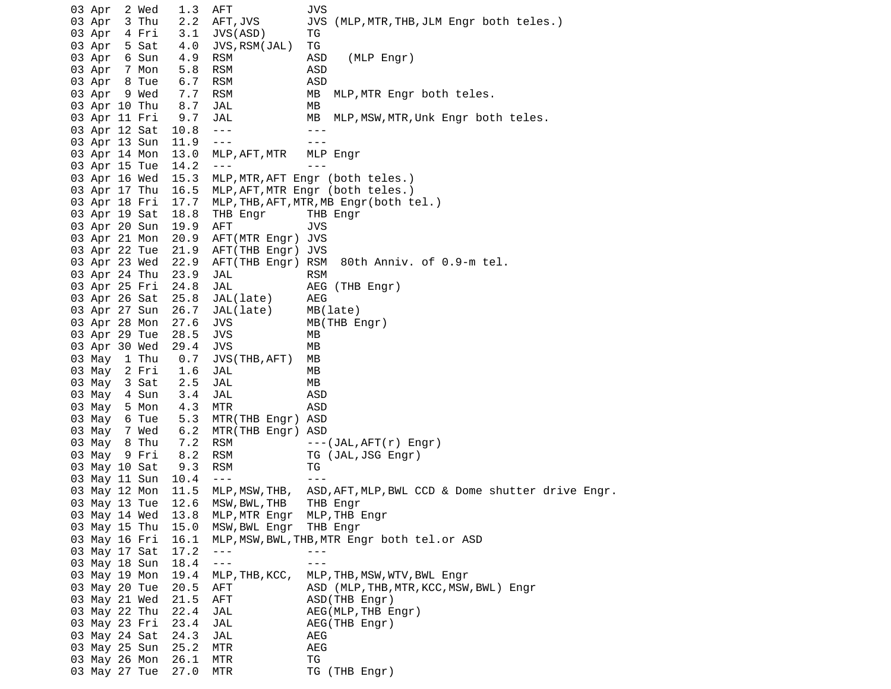```
03 Apr  2 Wed   1.3  AFT           JVS
03 Apr  3 Thu   2.2  AFT,JVS       JVS (MLP,MTR,THB,JLM Engr both teles.)
03 Apr  4 Fri   3.1  JVS(ASD)      TG
03 Apr  5 Sat   4.0  JVS,RSM(JAL)  TG
03 Apr  6 Sun   4.9  RSM           ASD   (MLP Engr)
03 Apr  7 Mon   5.8  RSM           ASD
03 Apr  8 Tue   6.7  RSM           ASD
03 Apr  9 Wed   7.7  RSM           MB  MLP,MTR Engr both teles.
03 Apr 10 Thu   8.7  JAL           MB
03 Apr 11 Fri   9.7  JAL           MB  MLP,MSW,MTR,Unk Engr both teles.
03 Apr 12 Sat  10.8  ---           ---
03 Apr 13 Sun  11.9  ---           ---
03 Apr 14 Mon  13.0  MLP,AFT,MTR   MLP Engr
03 Apr 15 Tue  14.2  ---           ---
03 Apr 16 Wed  15.3  MLP,MTR,AFT Engr (both teles.)
03 Apr 17 Thu  16.5  MLP,AFT,MTR Engr (both teles.)
03 Apr 18 Fri  17.7  MLP,THB,AFT,MTR,MB Engr(both tel.)
03 Apr 19 Sat  18.8  THB Engr      THB Engr
03 Apr 20 Sun  19.9  AFT           JVS
03 Apr 21 Mon  20.9  AFT(MTR Engr) JVS
03 Apr 22 Tue  21.9  AFT(THB Engr) JVS
03 Apr 23 Wed  22.9  AFT(THB Engr) RSM  80th Anniv. of 0.9-m tel.
03 Apr 24 Thu  23.9  JAL           RSM
03 Apr 25 Fri  24.8  JAL           AEG (THB Engr)
03 Apr 26 Sat  25.8  JAL(late)     AEG
03 Apr 27 Sun  26.7  JAL(late)     MB(late)
03 Apr 28 Mon  27.6  JVS           MB(THB Engr)
03 Apr 29 Tue  28.5  JVS           MB
03 Apr 30 Wed  29.4  JVS           MB
03 May  1 Thu   0.7  JVS(THB,AFT)  MB
03 May  2 Fri   1.6  JAL           MB
03 May  3 Sat   2.5  JAL           MB
03 May  4 Sun   3.4  JAL           ASD
03 May  5 Mon   4.3  MTR           ASD
03 May  6 Tue   5.3  MTR(THB Engr) ASD
03 May  7 Wed   6.2  MTR(THB Engr) ASD
03 May  8 Thu   7.2  RSM           ---(JAL,AFT(r) Engr)
03 May  9 Fri   8.2  RSM           TG (JAL,JSG Engr)
03 May 10 Sat   9.3  RSM           TG
03 May 11 Sun  10.4  ---           ---
03 May 12 Mon  11.5  MLP,MSW,THB,  ASD,AFT,MLP,BWL CCD & Dome shutter drive Engr.
03 May 13 Tue  12.6  MSW,BWL,THB   THB Engr
03 May 14 Wed  13.8  MLP,MTR Engr  MLP,THB Engr
03 May 15 Thu  15.0  MSW,BWL Engr  THB Engr
03 May 16 Fri  16.1  MLP,MSW,BWL,THB,MTR Engr both tel.or ASD
03 May 17 Sat  17.2  ---           ---
03 May 18 Sun  18.4  ---           ---
03 May 19 Mon  19.4  MLP,THB,KCC,  MLP,THB,MSW,WTV,BWL Engr
03 May 20 Tue  20.5  AFT           ASD (MLP,THB,MTR,KCC,MSW,BWL) Engr
03 May 21 Wed  21.5  AFT           ASD(THB Engr)
03 May 22 Thu  22.4  JAL           AEG(MLP,THB Engr)
03 May 23 Fri  23.4  JAL           AEG(THB Engr)
03 May 24 Sat  24.3  JAL           AEG
03 May 25 Sun  25.2  MTR           AEG
03 May 26 Mon  26.1  MTR           TG
03 May 27 Tue  27.0  MTR           TG (THB Engr)
```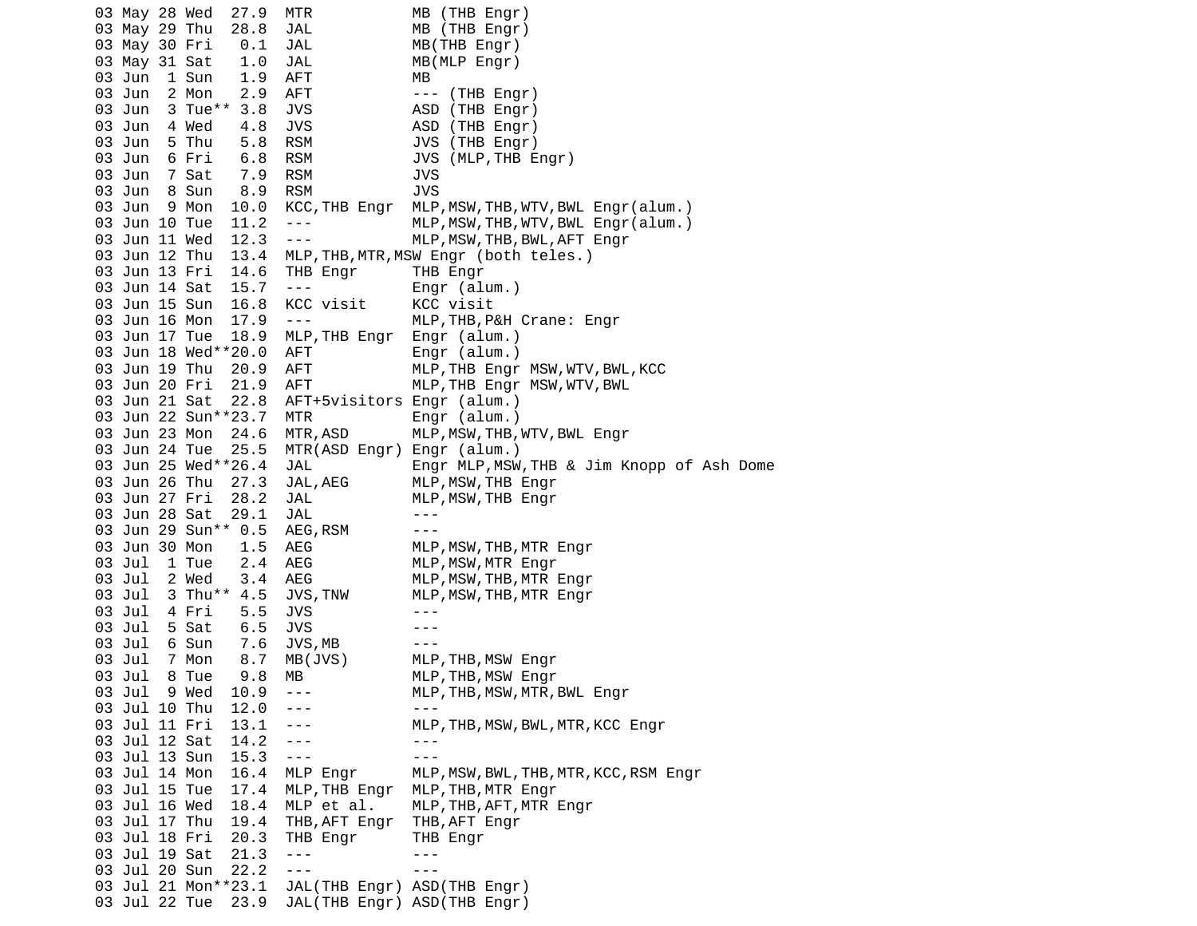```
03 May 28 Wed  27.9  MTR           MB (THB Engr)
03 May 29 Thu  28.8  JAL           MB (THB Engr)
03 May 30 Fri   0.1  JAL           MB(THB Engr)
03 May 31 Sat   1.0  JAL           MB(MLP Engr)
03 Jun  1 Sun   1.9  AFT           MB
03 Jun  2 Mon   2.9  AFT           --- (THB Engr)
03 Jun  3 Tue** 3.8  JVS           ASD (THB Engr)
03 Jun  4 Wed   4.8  JVS           ASD (THB Engr)
03 Jun  5 Thu   5.8  RSM           JVS (THB Engr)
03 Jun  6 Fri   6.8  RSM           JVS (MLP,THB Engr)
03 Jun  7 Sat   7.9  RSM           JVS
03 Jun  8 Sun   8.9  RSM           JVS
03 Jun  9 Mon  10.0  KCC,THB Engr  MLP,MSW,THB,WTV,BWL Engr(alum.)
03 Jun 10 Tue  11.2  ---           MLP,MSW,THB,WTV,BWL Engr(alum.)
03 Jun 11 Wed  12.3  ---           MLP,MSW,THB,BWL,AFT Engr
03 Jun 12 Thu  13.4  MLP,THB,MTR,MSW Engr (both teles.)
03 Jun 13 Fri  14.6  THB Engr      THB Engr
03 Jun 14 Sat  15.7  ---           Engr (alum.)
03 Jun 15 Sun  16.8  KCC visit     KCC visit
03 Jun 16 Mon  17.9  ---           MLP,THB,P&H Crane: Engr
03 Jun 17 Tue  18.9  MLP,THB Engr  Engr (alum.)
03 Jun 18 Wed**20.0  AFT           Engr (alum.)
03 Jun 19 Thu  20.9  AFT           MLP,THB Engr MSW,WTV,BWL,KCC
03 Jun 20 Fri  21.9  AFT           MLP,THB Engr MSW,WTV,BWL
03 Jun 21 Sat  22.8  AFT+5visitors Engr (alum.)
03 Jun 22 Sun**23.7  MTR           Engr (alum.)
03 Jun 23 Mon  24.6  MTR,ASD       MLP,MSW,THB,WTV,BWL Engr
03 Jun 24 Tue  25.5  MTR(ASD Engr) Engr (alum.)
03 Jun 25 Wed**26.4  JAL           Engr MLP,MSW,THB & Jim Knopp of Ash Dome
03 Jun 26 Thu  27.3  JAL,AEG       MLP,MSW,THB Engr
03 Jun 27 Fri  28.2  JAL           MLP,MSW,THB Engr
03 Jun 28 Sat  29.1  JAL           ---
03 Jun 29 Sun** 0.5  AEG,RSM       ---
03 Jun 30 Mon   1.5  AEG           MLP,MSW,THB,MTR Engr
03 Jul  1 Tue   2.4  AEG           MLP,MSW,MTR Engr
03 Jul  2 Wed   3.4  AEG           MLP,MSW,THB,MTR Engr
03 Jul  3 Thu** 4.5  JVS,TNW       MLP,MSW,THB,MTR Engr
03 Jul  4 Fri   5.5  JVS           ---
03 Jul  5 Sat   6.5  JVS           ---
03 Jul  6 Sun   7.6  JVS,MB        ---
03 Jul  7 Mon   8.7  MB(JVS)       MLP,THB,MSW Engr
03 Jul  8 Tue   9.8  MB            MLP,THB,MSW Engr
03 Jul  9 Wed  10.9  ---           MLP,THB,MSW,MTR,BWL Engr
03 Jul 10 Thu  12.0  ---           ---
03 Jul 11 Fri  13.1  ---           MLP,THB,MSW,BWL,MTR,KCC Engr
03 Jul 12 Sat  14.2  ---           ---
03 Jul 13 Sun  15.3  ---           ---
03 Jul 14 Mon  16.4  MLP Engr      MLP,MSW,BWL,THB,MTR,KCC,RSM Engr
03 Jul 15 Tue  17.4  MLP,THB Engr  MLP,THB,MTR Engr
03 Jul 16 Wed  18.4  MLP et al.    MLP,THB,AFT,MTR Engr
03 Jul 17 Thu  19.4  THB,AFT Engr  THB,AFT Engr
03 Jul 18 Fri  20.3  THB Engr      THB Engr
03 Jul 19 Sat  21.3  ---           ---
03 Jul 20 Sun  22.2  ---           ---
03 Jul 21 Mon**23.1  JAL(THB Engr) ASD(THB Engr)
03 Jul 22 Tue  23.9  JAL(THB Engr) ASD(THB Engr)
```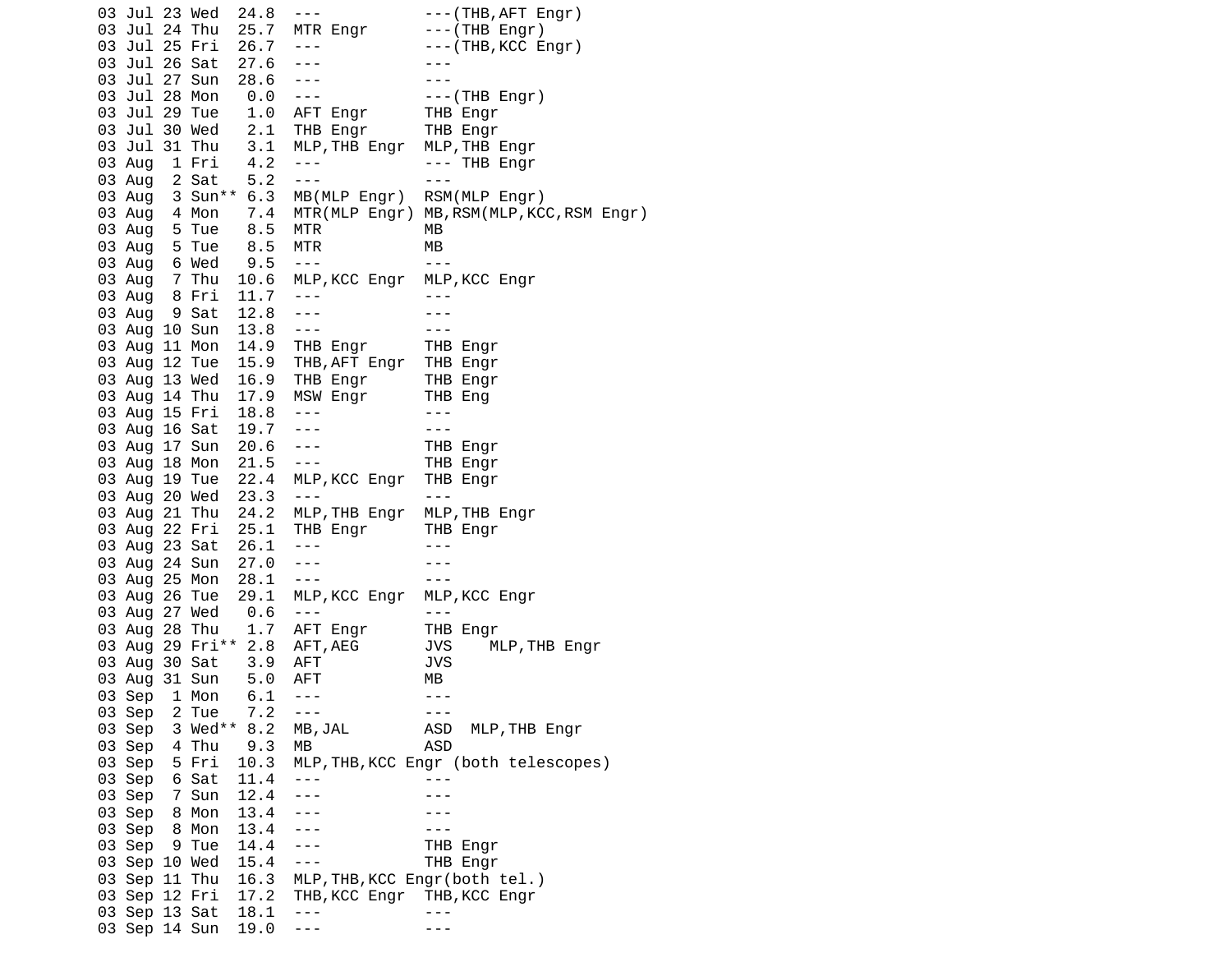```
03 Jul 23 Wed  24.8  ---           ---(THB,AFT Engr)
03 Jul 24 Thu  25.7  MTR Engr      ---(THB Engr)
03 Jul 25 Fri  26.7  ---           ---(THB,KCC Engr)
03 Jul 26 Sat  27.6  ---           ---
03 Jul 27 Sun  28.6  ---           ---
03 Jul 28 Mon   0.0  ---           ---(THB Engr)
03 Jul 29 Tue   1.0  AFT Engr      THB Engr
03 Jul 30 Wed   2.1  THB Engr      THB Engr
03 Jul 31 Thu   3.1  MLP,THB Engr  MLP,THB Engr
03 Aug  1 Fri   4.2  ---           --- THB Engr
03 Aug  2 Sat   5.2  ---           ---
03 Aug  3 Sun** 6.3  MB(MLP Engr)  RSM(MLP Engr)
03 Aug  4 Mon   7.4  MTR(MLP Engr) MB,RSM(MLP,KCC,RSM Engr)
03 Aug  5 Tue   8.5  MTR           MB
03 Aug  5 Tue   8.5  MTR           MB
03 Aug  6 Wed   9.5  ---           ---
03 Aug  7 Thu  10.6  MLP,KCC Engr  MLP,KCC Engr
03 Aug  8 Fri  11.7  ---           ---
03 Aug  9 Sat  12.8  ---           ---
03 Aug 10 Sun  13.8  ---           ---
03 Aug 11 Mon  14.9  THB Engr      THB Engr
03 Aug 12 Tue  15.9  THB,AFT Engr  THB Engr
03 Aug 13 Wed  16.9  THB Engr      THB Engr
03 Aug 14 Thu  17.9  MSW Engr      THB Eng
03 Aug 15 Fri  18.8  ---           ---
03 Aug 16 Sat  19.7  ---           ---
03 Aug 17 Sun  20.6  ---           THB Engr
03 Aug 18 Mon  21.5  ---           THB Engr
03 Aug 19 Tue  22.4  MLP,KCC Engr  THB Engr
03 Aug 20 Wed  23.3  ---           ---
03 Aug 21 Thu  24.2  MLP,THB Engr  MLP,THB Engr
03 Aug 22 Fri  25.1  THB Engr      THB Engr
03 Aug 23 Sat  26.1  ---           ---
03 Aug 24 Sun  27.0  ---           ---
03 Aug 25 Mon  28.1  ---           ---
03 Aug 26 Tue  29.1  MLP,KCC Engr  MLP,KCC Engr
03 Aug 27 Wed   0.6  ---           ---
03 Aug 28 Thu   1.7  AFT Engr      THB Engr
03 Aug 29 Fri** 2.8  AFT,AEG       JVS    MLP,THB Engr
03 Aug 30 Sat   3.9  AFT           JVS
03 Aug 31 Sun   5.0  AFT           MB
03 Sep  1 Mon   6.1  ---           ---
03 Sep  2 Tue   7.2  ---           ---
03 Sep  3 Wed** 8.2  MB,JAL        ASD  MLP,THB Engr
03 Sep  4 Thu   9.3  MB            ASD
03 Sep  5 Fri  10.3  MLP,THB,KCC Engr (both telescopes)
03 Sep  6 Sat  11.4  ---           ---
03 Sep  7 Sun  12.4  ---           ---
03 Sep  8 Mon  13.4  ---           ---
03 Sep  8 Mon  13.4  ---           ---
03 Sep  9 Tue  14.4  ---           THB Engr
03 Sep 10 Wed  15.4  ---           THB Engr
03 Sep 11 Thu  16.3  MLP,THB,KCC Engr(both tel.)
03 Sep 12 Fri  17.2  THB,KCC Engr  THB,KCC Engr
03 Sep 13 Sat  18.1  ---           ---
03 Sep 14 Sun  19.0  ---           ---
```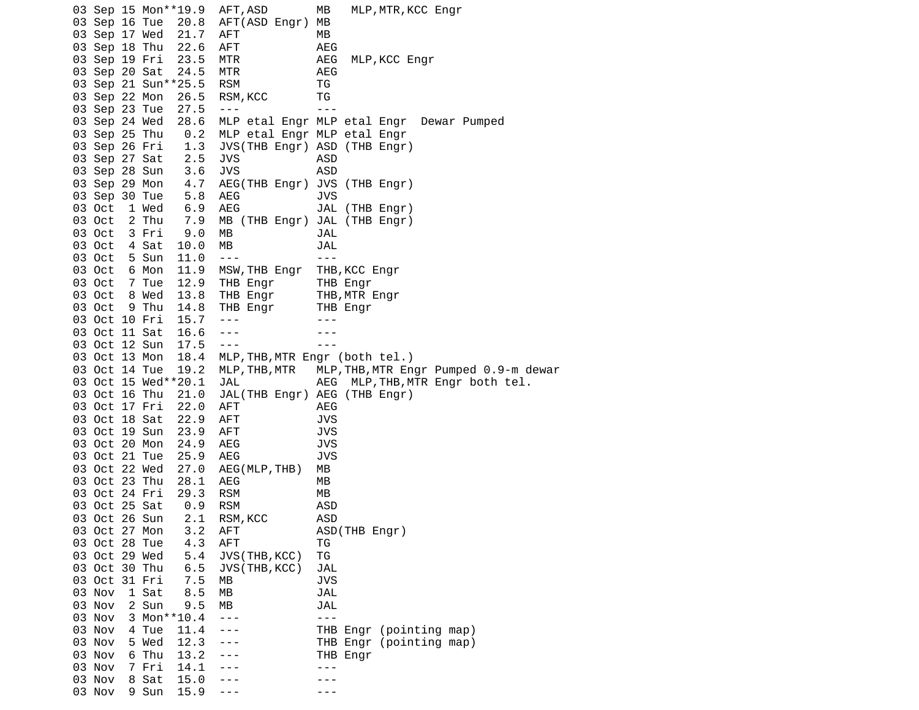```
03 Sep 15 Mon**19.9  AFT,ASD       MB   MLP,MTR,KCC Engr
03 Sep 16 Tue  20.8  AFT(ASD Engr) MB
03 Sep 17 Wed  21.7  AFT           MB
03 Sep 18 Thu  22.6  AFT           AEG
03 Sep 19 Fri  23.5  MTR           AEG  MLP,KCC Engr
03 Sep 20 Sat  24.5  MTR           AEG
03 Sep 21 Sun**25.5  RSM           TG
03 Sep 22 Mon  26.5  RSM,KCC       TG
03 Sep 23 Tue  27.5  ---           ---
03 Sep 24 Wed  28.6  MLP etal Engr MLP etal Engr  Dewar Pumped
03 Sep 25 Thu   0.2  MLP etal Engr MLP etal Engr
03 Sep 26 Fri   1.3  JVS(THB Engr) ASD (THB Engr)
03 Sep 27 Sat   2.5  JVS           ASD
03 Sep 28 Sun   3.6  JVS           ASD
03 Sep 29 Mon   4.7  AEG(THB Engr) JVS (THB Engr)
03 Sep 30 Tue   5.8  AEG           JVS
03 Oct  1 Wed   6.9  AEG           JAL (THB Engr)
03 Oct  2 Thu   7.9  MB (THB Engr) JAL (THB Engr)
03 Oct  3 Fri   9.0  MB            JAL
03 Oct  4 Sat  10.0  MB            JAL
03 Oct  5 Sun  11.0  ---           ---
03 Oct  6 Mon  11.9  MSW,THB Engr  THB,KCC Engr
03 Oct  7 Tue  12.9  THB Engr      THB Engr
03 Oct  8 Wed  13.8  THB Engr      THB,MTR Engr
03 Oct  9 Thu  14.8  THB Engr      THB Engr
03 Oct 10 Fri  15.7  ---           ---
03 Oct 11 Sat  16.6  ---           ---
03 Oct 12 Sun  17.5  ---           ---
03 Oct 13 Mon  18.4  MLP,THB,MTR Engr (both tel.)
03 Oct 14 Tue  19.2  MLP,THB,MTR   MLP,THB,MTR Engr Pumped 0.9-m dewar
03 Oct 15 Wed**20.1  JAL           AEG  MLP,THB,MTR Engr both tel.
03 Oct 16 Thu  21.0  JAL(THB Engr) AEG (THB Engr)
03 Oct 17 Fri  22.0  AFT           AEG
03 Oct 18 Sat  22.9  AFT           JVS
03 Oct 19 Sun  23.9  AFT           JVS
03 Oct 20 Mon  24.9  AEG           JVS
03 Oct 21 Tue  25.9  AEG           JVS
03 Oct 22 Wed  27.0  AEG(MLP,THB)  MB
03 Oct 23 Thu  28.1  AEG           MB
03 Oct 24 Fri  29.3  RSM           MB
03 Oct 25 Sat   0.9  RSM           ASD
03 Oct 26 Sun   2.1  RSM,KCC       ASD
03 Oct 27 Mon   3.2  AFT           ASD(THB Engr)
03 Oct 28 Tue   4.3  AFT           TG
03 Oct 29 Wed   5.4  JVS(THB,KCC)  TG
03 Oct 30 Thu   6.5  JVS(THB,KCC)  JAL
03 Oct 31 Fri   7.5  MB            JVS
03 Nov  1 Sat   8.5  MB            JAL
03 Nov  2 Sun   9.5  MB            JAL
03 Nov  3 Mon**10.4  ---           ---
03 Nov  4 Tue  11.4  ---           THB Engr (pointing map)
03 Nov  5 Wed  12.3  ---           THB Engr (pointing map)
03 Nov  6 Thu  13.2  ---           THB Engr
03 Nov  7 Fri  14.1  ---           ---
03 Nov  8 Sat  15.0  ---           ---
03 Nov  9 Sun  15.9  ---           ---
```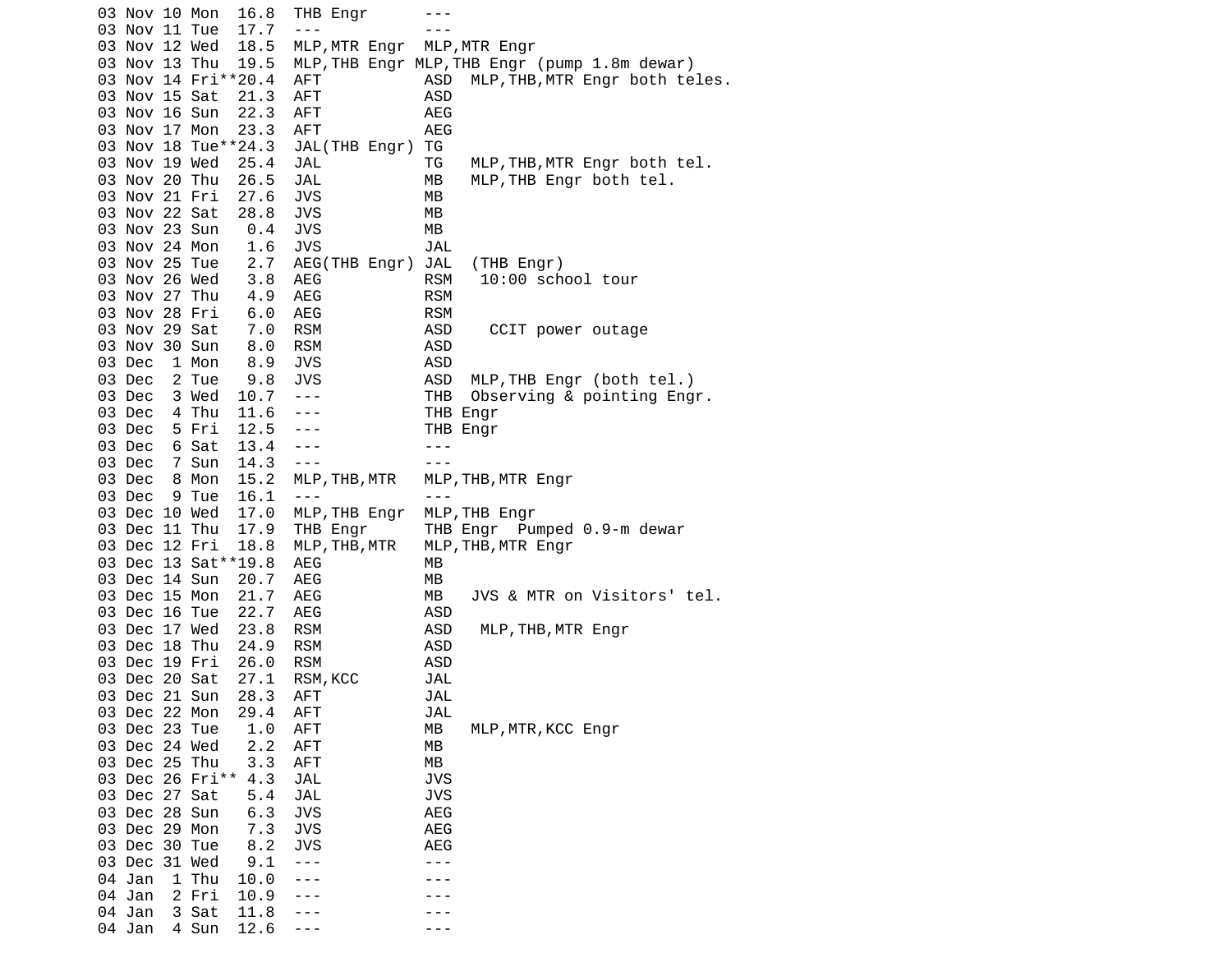```
03 Nov 10 Mon  16.8  THB Engr      ---
03 Nov 11 Tue  17.7  ---           ---
03 Nov 12 Wed  18.5  MLP,MTR Engr  MLP,MTR Engr
03 Nov 13 Thu  19.5  MLP,THB Engr MLP,THB Engr (pump 1.8m dewar)
03 Nov 14 Fri**20.4  AFT           ASD  MLP,THB,MTR Engr both teles.
03 Nov 15 Sat  21.3  AFT           ASD
03 Nov 16 Sun  22.3  AFT           AEG
03 Nov 17 Mon  23.3  AFT           AEG
03 Nov 18 Tue**24.3  JAL(THB Engr) TG
03 Nov 19 Wed  25.4  JAL           TG   MLP,THB,MTR Engr both tel.
03 Nov 20 Thu  26.5  JAL           MB   MLP,THB Engr both tel.
03 Nov 21 Fri  27.6  JVS           MB
03 Nov 22 Sat  28.8  JVS           MB
03 Nov 23 Sun   0.4  JVS           MB
03 Nov 24 Mon   1.6  JVS           JAL
03 Nov 25 Tue   2.7  AEG(THB Engr) JAL  (THB Engr)
03 Nov 26 Wed   3.8  AEG           RSM   10:00 school tour
03 Nov 27 Thu   4.9  AEG           RSM
03 Nov 28 Fri   6.0  AEG           RSM
03 Nov 29 Sat   7.0  RSM           ASD    CCIT power outage
03 Nov 30 Sun   8.0  RSM           ASD
03 Dec  1 Mon   8.9  JVS           ASD
03 Dec  2 Tue   9.8  JVS           ASD  MLP,THB Engr (both tel.)
03 Dec  3 Wed  10.7  ---           THB  Observing & pointing Engr.
03 Dec  4 Thu  11.6  ---           THB Engr
03 Dec  5 Fri  12.5  ---           THB Engr
03 Dec  6 Sat  13.4  ---           ---
03 Dec  7 Sun  14.3  ---           ---
03 Dec  8 Mon  15.2  MLP,THB,MTR   MLP,THB,MTR Engr
03 Dec  9 Tue  16.1  ---           ---
03 Dec 10 Wed  17.0  MLP,THB Engr  MLP,THB Engr
03 Dec 11 Thu  17.9  THB Engr      THB Engr  Pumped 0.9-m dewar
03 Dec 12 Fri  18.8  MLP,THB,MTR   MLP,THB,MTR Engr
03 Dec 13 Sat**19.8  AEG           MB
03 Dec 14 Sun  20.7  AEG           MB
03 Dec 15 Mon  21.7  AEG           MB   JVS & MTR on Visitors' tel.
03 Dec 16 Tue  22.7  AEG           ASD
03 Dec 17 Wed  23.8  RSM           ASD   MLP,THB,MTR Engr
03 Dec 18 Thu  24.9  RSM           ASD
03 Dec 19 Fri  26.0  RSM           ASD
03 Dec 20 Sat  27.1  RSM,KCC       JAL
03 Dec 21 Sun  28.3  AFT           JAL
03 Dec 22 Mon  29.4  AFT           JAL
03 Dec 23 Tue   1.0  AFT           MB   MLP,MTR,KCC Engr
03 Dec 24 Wed   2.2  AFT           MB
03 Dec 25 Thu   3.3  AFT           MB
03 Dec 26 Fri** 4.3  JAL           JVS
03 Dec 27 Sat   5.4  JAL           JVS
03 Dec 28 Sun   6.3  JVS           AEG
03 Dec 29 Mon   7.3  JVS           AEG
03 Dec 30 Tue   8.2  JVS           AEG
03 Dec 31 Wed   9.1  ---           ---
04 Jan  1 Thu  10.0  ---           ---
04 Jan  2 Fri  10.9  ---           ---
04 Jan  3 Sat  11.8  ---           ---
04 Jan  4 Sun  12.6  ---           ---
```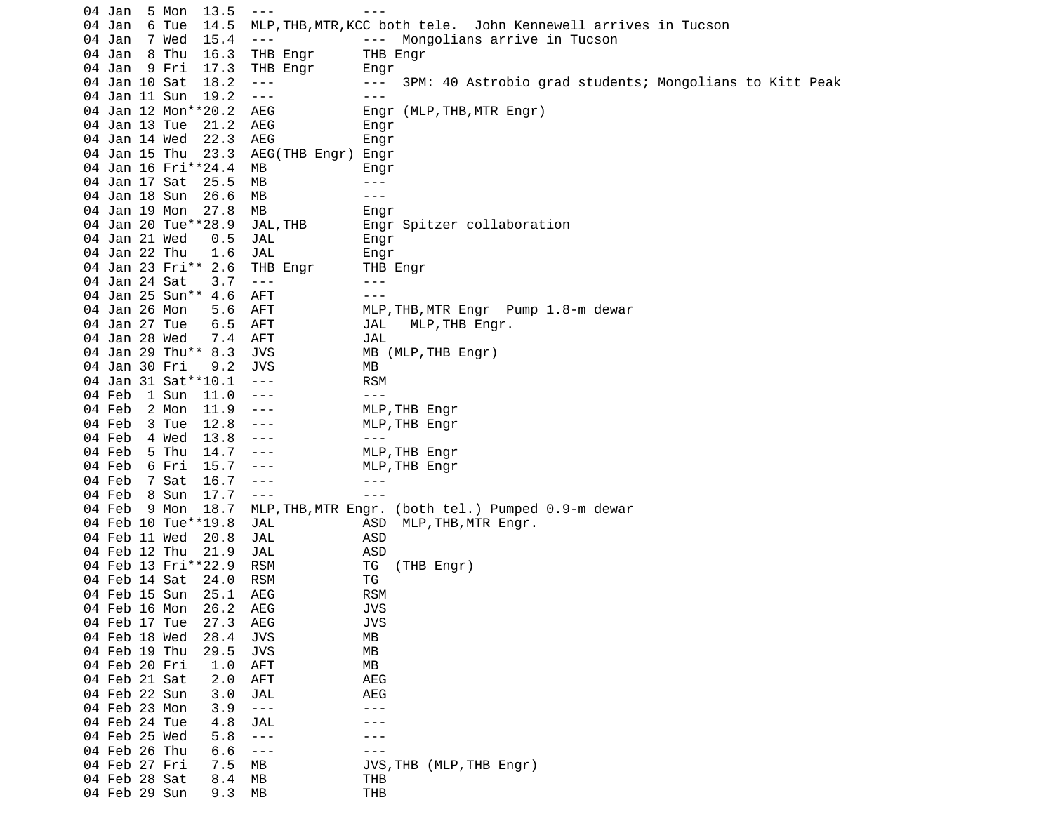```
04 Jan  5 Mon  13.5  ---           ---
04 Jan  6 Tue  14.5  MLP,THB,MTR,KCC both tele.  John Kennewell arrives in Tucson
04 Jan  7 Wed  15.4  ---           ---  Mongolians arrive in Tucson
04 Jan  8 Thu  16.3  THB Engr      THB Engr
04 Jan  9 Fri  17.3  THB Engr      Engr
04 Jan 10 Sat  18.2  ---           ---  3PM: 40 Astrobio grad students; Mongolians to Kitt Peak
04 Jan 11 Sun  19.2  ---           ---
04 Jan 12 Mon**20.2  AEG           Engr (MLP,THB,MTR Engr)
04 Jan 13 Tue  21.2  AEG           Engr
04 Jan 14 Wed  22.3  AEG           Engr
04 Jan 15 Thu  23.3  AEG(THB Engr) Engr
04 Jan 16 Fri**24.4  MB            Engr
04 Jan 17 Sat  25.5  MB            ---
04 Jan 18 Sun  26.6  MB            ---
04 Jan 19 Mon  27.8  MB            Engr
04 Jan 20 Tue**28.9  JAL,THB       Engr Spitzer collaboration
04 Jan 21 Wed   0.5  JAL           Engr
04 Jan 22 Thu   1.6  JAL           Engr
04 Jan 23 Fri** 2.6  THB Engr      THB Engr
04 Jan 24 Sat   3.7  ---           ---
04 Jan 25 Sun** 4.6  AFT           ---
04 Jan 26 Mon   5.6  AFT           MLP,THB,MTR Engr  Pump 1.8-m dewar
04 Jan 27 Tue   6.5  AFT           JAL   MLP,THB Engr.
04 Jan 28 Wed   7.4  AFT           JAL
04 Jan 29 Thu** 8.3  JVS           MB (MLP,THB Engr)
04 Jan 30 Fri   9.2  JVS           MB
04 Jan 31 Sat**10.1  ---           RSM
04 Feb  1 Sun  11.0  ---           ---
04 Feb  2 Mon  11.9  ---           MLP,THB Engr
04 Feb  3 Tue  12.8  ---           MLP,THB Engr
04 Feb  4 Wed  13.8  ---           ---
04 Feb  5 Thu  14.7  ---           MLP,THB Engr
04 Feb  6 Fri  15.7  ---           MLP,THB Engr
04 Feb  7 Sat  16.7  ---           ---
04 Feb  8 Sun  17.7  ---           ---
04 Feb  9 Mon  18.7  MLP,THB,MTR Engr. (both tel.) Pumped 0.9-m dewar
04 Feb 10 Tue**19.8  JAL           ASD  MLP,THB,MTR Engr.
04 Feb 11 Wed  20.8  JAL           ASD
04 Feb 12 Thu  21.9  JAL           ASD
04 Feb 13 Fri**22.9  RSM           TG  (THB Engr)
04 Feb 14 Sat  24.0  RSM           TG
04 Feb 15 Sun  25.1  AEG           RSM
04 Feb 16 Mon  26.2  AEG           JVS
04 Feb 17 Tue  27.3  AEG           JVS
04 Feb 18 Wed  28.4  JVS           MB
04 Feb 19 Thu  29.5  JVS           MB
04 Feb 20 Fri   1.0  AFT           MB
04 Feb 21 Sat   2.0  AFT           AEG
04 Feb 22 Sun   3.0  JAL           AEG
04 Feb 23 Mon   3.9  ---           ---
04 Feb 24 Tue   4.8  JAL           ---
04 Feb 25 Wed   5.8  ---           ---
04 Feb 26 Thu   6.6  ---           ---
04 Feb 27 Fri   7.5  MB            JVS,THB (MLP,THB Engr)
04 Feb 28 Sat   8.4  MB            THB
04 Feb 29 Sun   9.3  MB            THB
```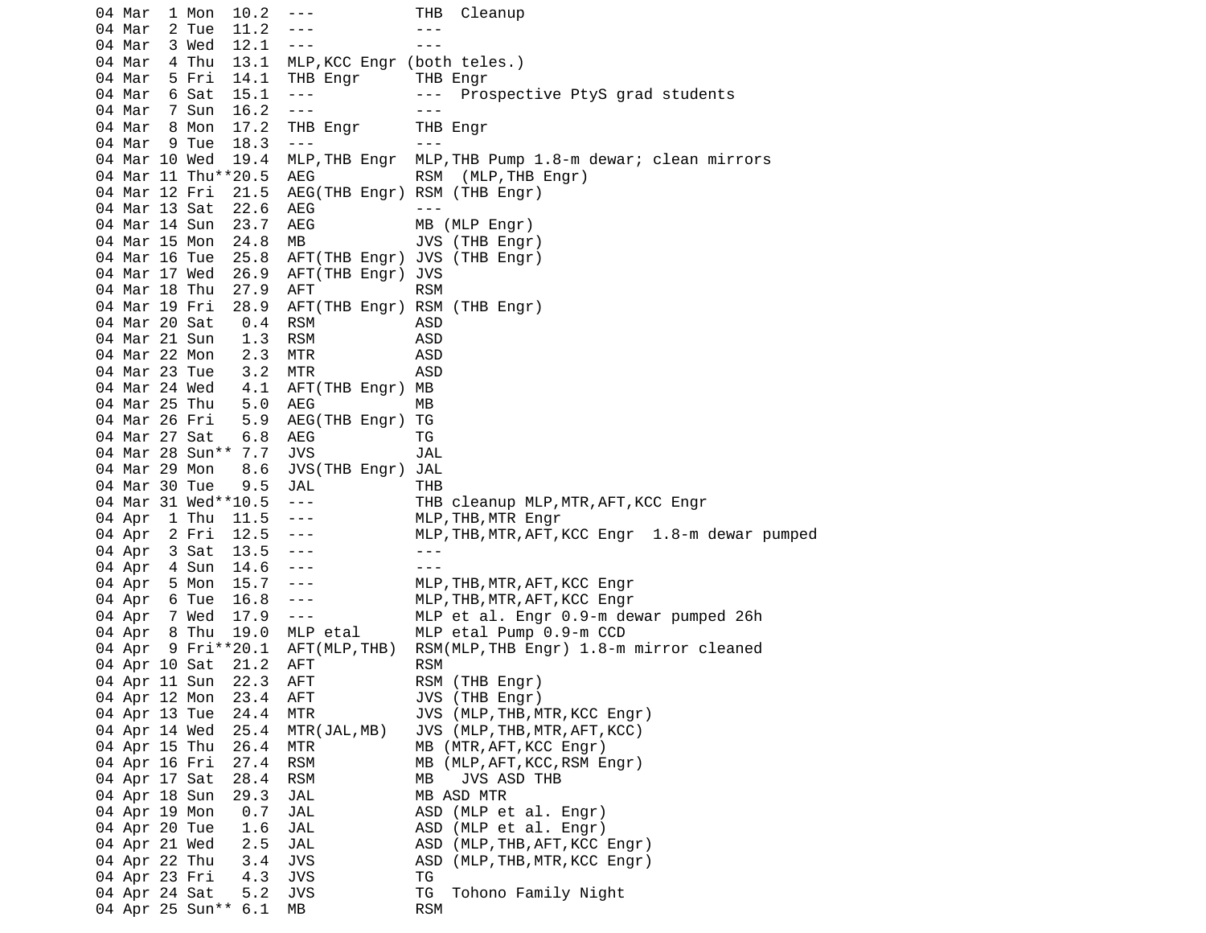```
04 Mar  1 Mon  10.2  ---           THB  Cleanup
04 Mar  2 Tue  11.2  ---           ---
04 Mar  3 Wed  12.1  ---           ---
04 Mar  4 Thu  13.1  MLP,KCC Engr (both teles.)
04 Mar  5 Fri  14.1  THB Engr      THB Engr
04 Mar  6 Sat  15.1  ---           ---  Prospective PtyS grad students
04 Mar  7 Sun  16.2  ---           ---
04 Mar  8 Mon  17.2  THB Engr      THB Engr
04 Mar  9 Tue  18.3  ---           ---
04 Mar 10 Wed  19.4  MLP,THB Engr  MLP,THB Pump 1.8-m dewar; clean mirrors
04 Mar 11 Thu**20.5  AEG           RSM  (MLP,THB Engr)
04 Mar 12 Fri  21.5  AEG(THB Engr) RSM (THB Engr)
04 Mar 13 Sat  22.6  AEG           ---
04 Mar 14 Sun  23.7  AEG           MB (MLP Engr)
04 Mar 15 Mon  24.8  MB            JVS (THB Engr)
04 Mar 16 Tue  25.8  AFT(THB Engr) JVS (THB Engr)
04 Mar 17 Wed  26.9  AFT(THB Engr) JVS
04 Mar 18 Thu  27.9  AFT           RSM
04 Mar 19 Fri  28.9  AFT(THB Engr) RSM (THB Engr)
04 Mar 20 Sat   0.4  RSM           ASD
04 Mar 21 Sun   1.3  RSM           ASD
04 Mar 22 Mon   2.3  MTR           ASD
04 Mar 23 Tue   3.2  MTR           ASD
04 Mar 24 Wed   4.1  AFT(THB Engr) MB
04 Mar 25 Thu   5.0  AEG           MB
04 Mar 26 Fri   5.9  AEG(THB Engr) TG
04 Mar 27 Sat   6.8  AEG           TG
04 Mar 28 Sun** 7.7  JVS           JAL
04 Mar 29 Mon   8.6  JVS(THB Engr) JAL
04 Mar 30 Tue   9.5  JAL           THB
04 Mar 31 Wed**10.5  ---           THB cleanup MLP,MTR,AFT,KCC Engr
04 Apr  1 Thu  11.5  ---           MLP,THB,MTR Engr
04 Apr  2 Fri  12.5  ---           MLP,THB,MTR,AFT,KCC Engr  1.8-m dewar pumped
04 Apr  3 Sat  13.5  ---           ---
04 Apr  4 Sun  14.6  ---           ---
04 Apr  5 Mon  15.7  ---           MLP,THB,MTR,AFT,KCC Engr
04 Apr  6 Tue  16.8  ---           MLP,THB,MTR,AFT,KCC Engr
04 Apr  7 Wed  17.9  ---           MLP et al. Engr 0.9-m dewar pumped 26h
04 Apr  8 Thu  19.0  MLP etal      MLP etal Pump 0.9-m CCD
04 Apr  9 Fri**20.1  AFT(MLP,THB)  RSM(MLP,THB Engr) 1.8-m mirror cleaned
04 Apr 10 Sat  21.2  AFT           RSM
04 Apr 11 Sun  22.3  AFT           RSM (THB Engr)
04 Apr 12 Mon  23.4  AFT           JVS (THB Engr)
04 Apr 13 Tue  24.4  MTR           JVS (MLP,THB,MTR,KCC Engr)
04 Apr 14 Wed  25.4  MTR(JAL,MB)   JVS (MLP,THB,MTR,AFT,KCC)
04 Apr 15 Thu  26.4  MTR           MB (MTR,AFT,KCC Engr)
04 Apr 16 Fri  27.4  RSM           MB (MLP,AFT,KCC,RSM Engr)
04 Apr 17 Sat  28.4  RSM           MB   JVS ASD THB
04 Apr 18 Sun  29.3  JAL           MB ASD MTR
04 Apr 19 Mon   0.7  JAL           ASD (MLP et al. Engr)
04 Apr 20 Tue   1.6  JAL           ASD (MLP et al. Engr)
04 Apr 21 Wed   2.5  JAL           ASD (MLP,THB,AFT,KCC Engr)
04 Apr 22 Thu   3.4  JVS           ASD (MLP,THB,MTR,KCC Engr)
04 Apr 23 Fri   4.3  JVS           TG
04 Apr 24 Sat   5.2  JVS           TG  Tohono Family Night
04 Apr 25 Sun** 6.1  MB            RSM
```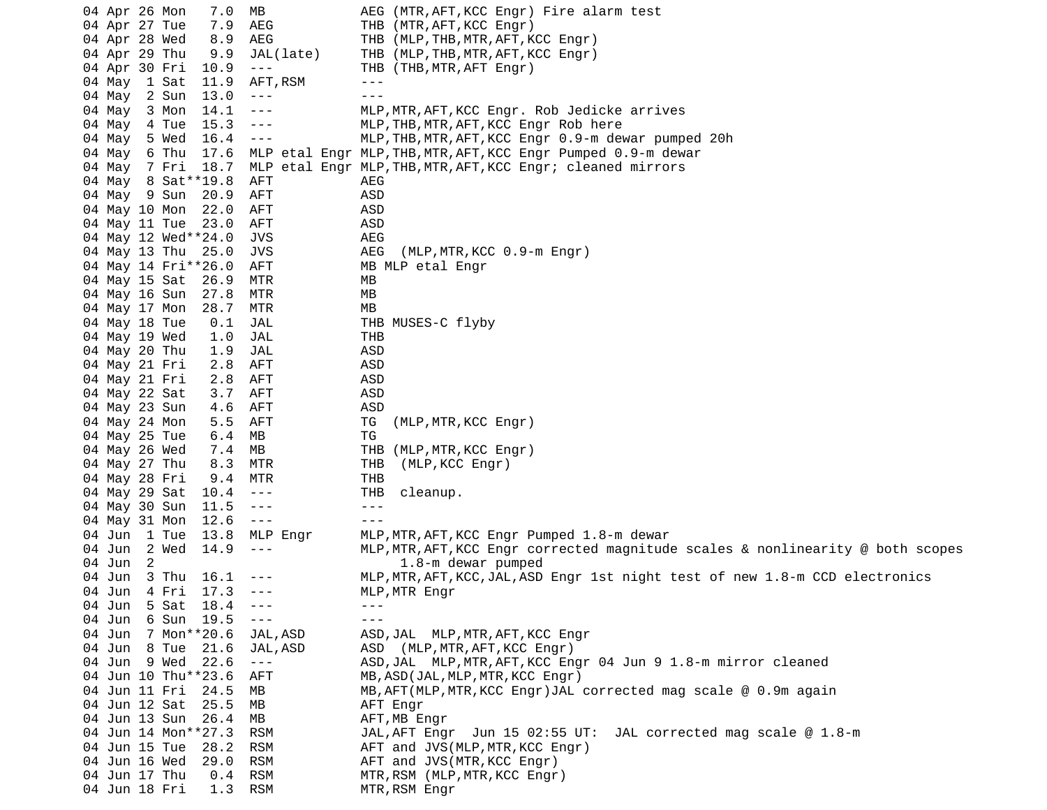```
04 Apr 26 Mon   7.0  MB            AEG (MTR,AFT,KCC Engr) Fire alarm test
04 Apr 27 Tue   7.9  AEG           THB (MTR,AFT,KCC Engr)
04 Apr 28 Wed   8.9  AEG           THB (MLP,THB,MTR,AFT,KCC Engr)
04 Apr 29 Thu   9.9  JAL(late)     THB (MLP,THB,MTR,AFT,KCC Engr)
04 Apr 30 Fri  10.9  ---           THB (THB,MTR,AFT Engr)
04 May  1 Sat  11.9  AFT,RSM       ---
04 May  2 Sun  13.0  ---           ---
04 May  3 Mon  14.1  ---           MLP,MTR,AFT,KCC Engr. Rob Jedicke arrives
04 May  4 Tue  15.3  ---           MLP,THB,MTR,AFT,KCC Engr Rob here
04 May  5 Wed  16.4  ---           MLP,THB,MTR,AFT,KCC Engr 0.9-m dewar pumped 20h
04 May  6 Thu  17.6  MLP etal Engr MLP,THB,MTR,AFT,KCC Engr Pumped 0.9-m dewar
04 May  7 Fri  18.7  MLP etal Engr MLP,THB,MTR,AFT,KCC Engr; cleaned mirrors
04 May  8 Sat**19.8  AFT           AEG
04 May  9 Sun  20.9  AFT           ASD
04 May 10 Mon  22.0  AFT           ASD
04 May 11 Tue  23.0  AFT           ASD
04 May 12 Wed**24.0  JVS           AEG
04 May 13 Thu  25.0  JVS           AEG  (MLP,MTR,KCC 0.9-m Engr)
04 May 14 Fri**26.0  AFT           MB MLP etal Engr
04 May 15 Sat  26.9  MTR           MB
04 May 16 Sun  27.8  MTR           MB
04 May 17 Mon  28.7  MTR           MB
04 May 18 Tue   0.1  JAL           THB MUSES-C flyby
04 May 19 Wed   1.0  JAL           THB
04 May 20 Thu   1.9  JAL           ASD
04 May 21 Fri   2.8  AFT           ASD
04 May 21 Fri   2.8  AFT           ASD
04 May 22 Sat   3.7  AFT           ASD
04 May 23 Sun   4.6  AFT           ASD
04 May 24 Mon   5.5  AFT           TG  (MLP,MTR,KCC Engr)
04 May 25 Tue   6.4  MB            TG
04 May 26 Wed   7.4  MB            THB (MLP,MTR,KCC Engr)
04 May 27 Thu   8.3  MTR           THB  (MLP,KCC Engr)
04 May 28 Fri   9.4  MTR           THB
04 May 29 Sat  10.4  ---           THB  cleanup.
04 May 30 Sun  11.5  ---           ---
04 May 31 Mon  12.6  ---           ---
04 Jun  1 Tue  13.8  MLP Engr      MLP,MTR,AFT,KCC Engr Pumped 1.8-m dewar
04 Jun  2 Wed  14.9  ---           MLP,MTR,AFT,KCC Engr corrected magnitude scales & nonlinearity @ both scopes
04 Jun  2                               1.8-m dewar pumped
04 Jun  3 Thu  16.1  ---           MLP,MTR,AFT,KCC,JAL,ASD Engr 1st night test of new 1.8-m CCD electronics
04 Jun  4 Fri  17.3  ---           MLP,MTR Engr
04 Jun  5 Sat  18.4  ---           ---
04 Jun  6 Sun  19.5  ---           ---
04 Jun  7 Mon**20.6  JAL,ASD       ASD,JAL  MLP,MTR,AFT,KCC Engr
04 Jun  8 Tue  21.6  JAL,ASD       ASD  (MLP,MTR,AFT,KCC Engr)
04 Jun  9 Wed  22.6  ---           ASD,JAL  MLP,MTR,AFT,KCC Engr 04 Jun 9 1.8-m mirror cleaned
04 Jun 10 Thu**23.6  AFT           MB,ASD(JAL,MLP,MTR,KCC Engr)
04 Jun 11 Fri  24.5  MB            MB,AFT(MLP,MTR,KCC Engr)JAL corrected mag scale @ 0.9m again
04 Jun 12 Sat  25.5  MB            AFT Engr
04 Jun 13 Sun  26.4  MB            AFT,MB Engr
04 Jun 14 Mon**27.3  RSM           JAL,AFT Engr  Jun 15 02:55 UT:  JAL corrected mag scale @ 1.8-m
04 Jun 15 Tue  28.2  RSM           AFT and JVS(MLP,MTR,KCC Engr)
04 Jun 16 Wed  29.0  RSM           AFT and JVS(MTR,KCC Engr)
04 Jun 17 Thu   0.4  RSM           MTR,RSM (MLP,MTR,KCC Engr)
04 Jun 18 Fri   1.3  RSM           MTR,RSM Engr
```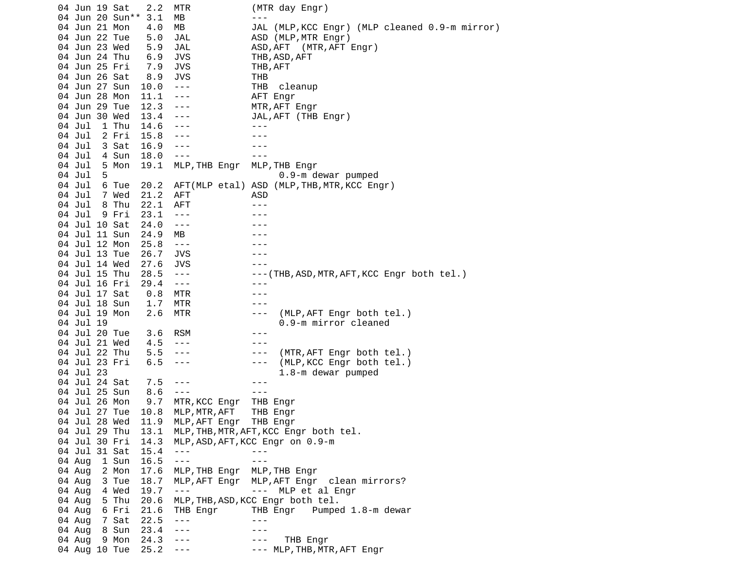```
04 Jun 19 Sat   2.2  MTR           (MTR day Engr)
04 Jun 20 Sun** 3.1  MB            ---
04 Jun 21 Mon   4.0  MB            JAL (MLP,KCC Engr) (MLP cleaned 0.9-m mirror)
04 Jun 22 Tue   5.0  JAL           ASD (MLP,MTR Engr)
04 Jun 23 Wed   5.9  JAL           ASD,AFT  (MTR,AFT Engr)
04 Jun 24 Thu   6.9  JVS           THB,ASD,AFT
04 Jun 25 Fri   7.9  JVS           THB,AFT
04 Jun 26 Sat   8.9  JVS           THB
04 Jun 27 Sun  10.0  ---           THB  cleanup
04 Jun 28 Mon  11.1  ---           AFT Engr
04 Jun 29 Tue  12.3  ---           MTR,AFT Engr
04 Jun 30 Wed  13.4  ---           JAL,AFT (THB Engr)
04 Jul  1 Thu  14.6  ---           ---
04 Jul  2 Fri  15.8  ---           ---
04 Jul  3 Sat  16.9  ---           ---
04 Jul  4 Sun  18.0  ---           ---
04 Jul  5 Mon  19.1  MLP,THB Engr  MLP,THB Engr
04 Jul  5                                 0.9-m dewar pumped
04 Jul  6 Tue  20.2  AFT(MLP etal) ASD (MLP,THB,MTR,KCC Engr)
04 Jul  7 Wed  21.2  AFT           ASD
04 Jul  8 Thu  22.1  AFT           ---
04 Jul  9 Fri  23.1  ---           ---
04 Jul 10 Sat  24.0  ---           ---
04 Jul 11 Sun  24.9  MB            ---
04 Jul 12 Mon  25.8  ---           ---
04 Jul 13 Tue  26.7  JVS           ---
04 Jul 14 Wed  27.6  JVS           ---
04 Jul 15 Thu  28.5  ---           ---(THB,ASD,MTR,AFT,KCC Engr both tel.)
04 Jul 16 Fri  29.4  ---           ---
04 Jul 17 Sat   0.8  MTR           ---
04 Jul 18 Sun   1.7  MTR           ---
04 Jul 19 Mon   2.6  MTR           ---  (MLP,AFT Engr both tel.)
04 Jul 19                                 0.9-m mirror cleaned
04 Jul 20 Tue   3.6  RSM           ---
04 Jul 21 Wed   4.5  ---           ---
04 Jul 22 Thu   5.5  ---           ---  (MTR,AFT Engr both tel.)
04 Jul 23 Fri   6.5  ---           ---  (MLP,KCC Engr both tel.)
04 Jul 23                                 1.8-m dewar pumped
04 Jul 24 Sat   7.5  ---           ---
04 Jul 25 Sun   8.6  ---           ---
04 Jul 26 Mon   9.7  MTR,KCC Engr  THB Engr
04 Jul 27 Tue  10.8  MLP,MTR,AFT   THB Engr
04 Jul 28 Wed  11.9  MLP,AFT Engr  THB Engr
04 Jul 29 Thu  13.1  MLP,THB,MTR,AFT,KCC Engr both tel.
04 Jul 30 Fri  14.3  MLP,ASD,AFT,KCC Engr on 0.9-m
04 Jul 31 Sat  15.4  ---           ---
04 Aug  1 Sun  16.5  ---           ---
04 Aug  2 Mon  17.6  MLP,THB Engr  MLP,THB Engr
04 Aug  3 Tue  18.7  MLP,AFT Engr  MLP,AFT Engr  clean mirrors?
04 Aug  4 Wed  19.7  ---           ---  MLP et al Engr
04 Aug  5 Thu  20.6  MLP,THB,ASD,KCC Engr both tel.
04 Aug  6 Fri  21.6  THB Engr      THB Engr   Pumped 1.8-m dewar
04 Aug  7 Sat  22.5  ---           ---
04 Aug  8 Sun  23.4  ---           ---
04 Aug  9 Mon  24.3  ---           ---   THB Engr
04 Aug 10 Tue  25.2  ---           --- MLP,THB,MTR,AFT Engr
```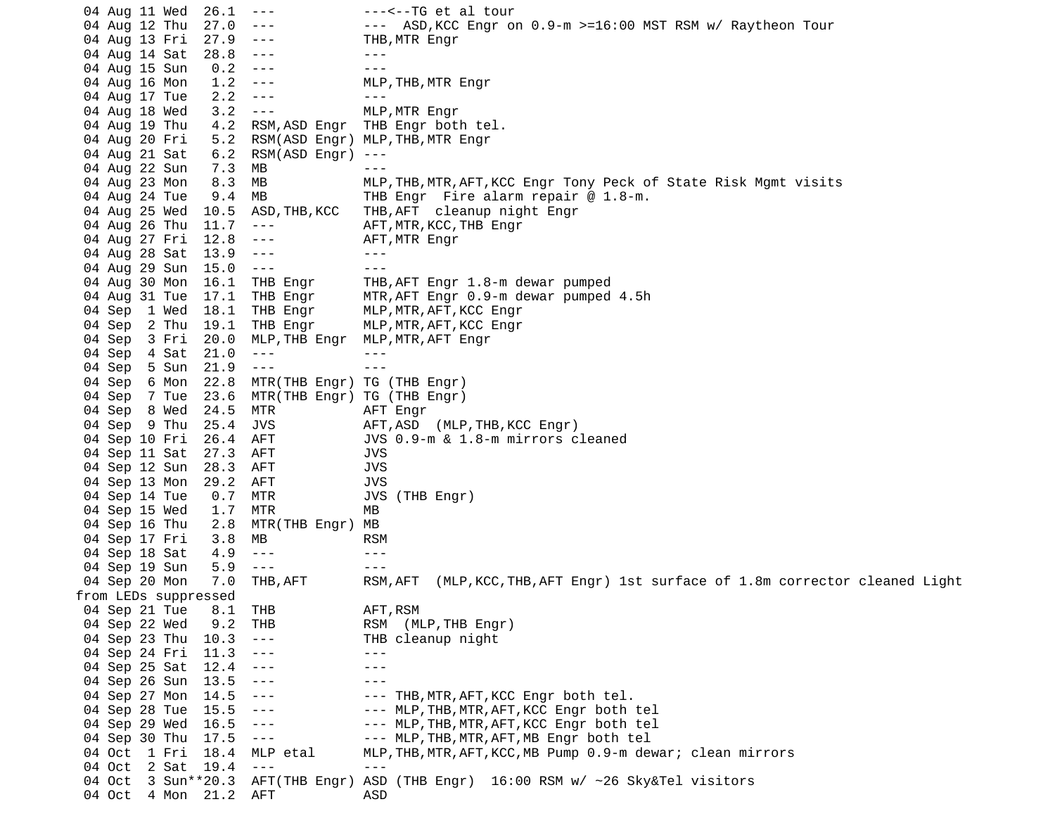```
 04 Aug 11 Wed  26.1  ---            ---<--TG et al tour
 04 Aug 12 Thu  27.0  ---            ---  ASD,KCC Engr on 0.9-m >=16:00 MST RSM w/ Raytheon Tour
 04 Aug 13 Fri  27.9  ---            THB,MTR Engr
 04 Aug 14 Sat  28.8  ---            ---
 04 Aug 15 Sun   0.2  ---            ---
 04 Aug 16 Mon   1.2  ---            MLP,THB,MTR Engr
 04 Aug 17 Tue   2.2  ---            ---
 04 Aug 18 Wed   3.2  ---            MLP,MTR Engr
 04 Aug 19 Thu   4.2  RSM,ASD Engr  THB Engr both tel.
 04 Aug 20 Fri   5.2  RSM(ASD Engr) MLP,THB,MTR Engr
 04 Aug 21 Sat   6.2  RSM(ASD Engr) ---
 04 Aug 22 Sun   7.3  MB             ---
 04 Aug 23 Mon   8.3  MB             MLP,THB,MTR,AFT,KCC Engr Tony Peck of State Risk Mgmt visits
 04 Aug 24 Tue   9.4  MB             THB Engr  Fire alarm repair @ 1.8-m.
 04 Aug 25 Wed  10.5  ASD,THB,KCC   THB,AFT  cleanup night Engr
 04 Aug 26 Thu  11.7  ---            AFT,MTR,KCC,THB Engr
 04 Aug 27 Fri  12.8  ---            AFT,MTR Engr
 04 Aug 28 Sat  13.9  ---            ---
 04 Aug 29 Sun  15.0  ---            ---
 04 Aug 30 Mon  16.1  THB Engr      THB,AFT Engr 1.8-m dewar pumped
 04 Aug 31 Tue  17.1  THB Engr      MTR,AFT Engr 0.9-m dewar pumped 4.5h
 04 Sep  1 Wed  18.1  THB Engr      MLP,MTR,AFT,KCC Engr
 04 Sep  2 Thu  19.1  THB Engr      MLP,MTR,AFT,KCC Engr
 04 Sep  3 Fri  20.0  MLP,THB Engr  MLP,MTR,AFT Engr
 04 Sep  4 Sat  21.0  ---            ---
 04 Sep  5 Sun  21.9  ---            ---
 04 Sep  6 Mon  22.8  MTR(THB Engr) TG (THB Engr)
 04 Sep  7 Tue  23.6  MTR(THB Engr) TG (THB Engr)
 04 Sep  8 Wed  24.5  MTR            AFT Engr
 04 Sep  9 Thu  25.4  JVS            AFT,ASD  (MLP,THB,KCC Engr)
 04 Sep 10 Fri  26.4  AFT            JVS 0.9-m & 1.8-m mirrors cleaned
 04 Sep 11 Sat  27.3  AFT            JVS
 04 Sep 12 Sun  28.3  AFT            JVS
 04 Sep 13 Mon  29.2  AFT            JVS
 04 Sep 14 Tue   0.7  MTR            JVS (THB Engr)
 04 Sep 15 Wed   1.7  MTR            MB
 04 Sep 16 Thu   2.8  MTR(THB Engr) MB
 04 Sep 17 Fri   3.8  MB             RSM
 04 Sep 18 Sat   4.9  ---            ---
 04 Sep 19 Sun   5.9  ---            ---
 04 Sep 20 Mon   7.0  THB,AFT        RSM,AFT  (MLP,KCC,THB,AFT Engr) 1st surface of 1.8m corrector cleaned Light
from LEDs suppressed
 04 Sep 21 Tue   8.1  THB            AFT,RSM
 04 Sep 22 Wed   9.2  THB            RSM  (MLP,THB Engr)
 04 Sep 23 Thu  10.3  ---            THB cleanup night
 04 Sep 24 Fri  11.3  ---            ---
 04 Sep 25 Sat  12.4  ---            ---
 04 Sep 26 Sun  13.5  ---            ---
 04 Sep 27 Mon  14.5  ---            --- THB,MTR,AFT,KCC Engr both tel.
 04 Sep 28 Tue  15.5  ---            --- MLP,THB,MTR,AFT,KCC Engr both tel
 04 Sep 29 Wed  16.5  ---            --- MLP,THB,MTR,AFT,KCC Engr both tel
 04 Sep 30 Thu  17.5  ---            --- MLP,THB,MTR,AFT,MB Engr both tel
 04 Oct  1 Fri  18.4  MLP etal       MLP,THB,MTR,AFT,KCC,MB Pump 0.9-m dewar; clean mirrors
 04 Oct  2 Sat  19.4  ---            ---
 04 Oct  3 Sun**20.3  AFT(THB Engr) ASD (THB Engr)  16:00 RSM w/ ~26 Sky&Tel visitors
 04 Oct  4 Mon  21.2  AFT            ASD
```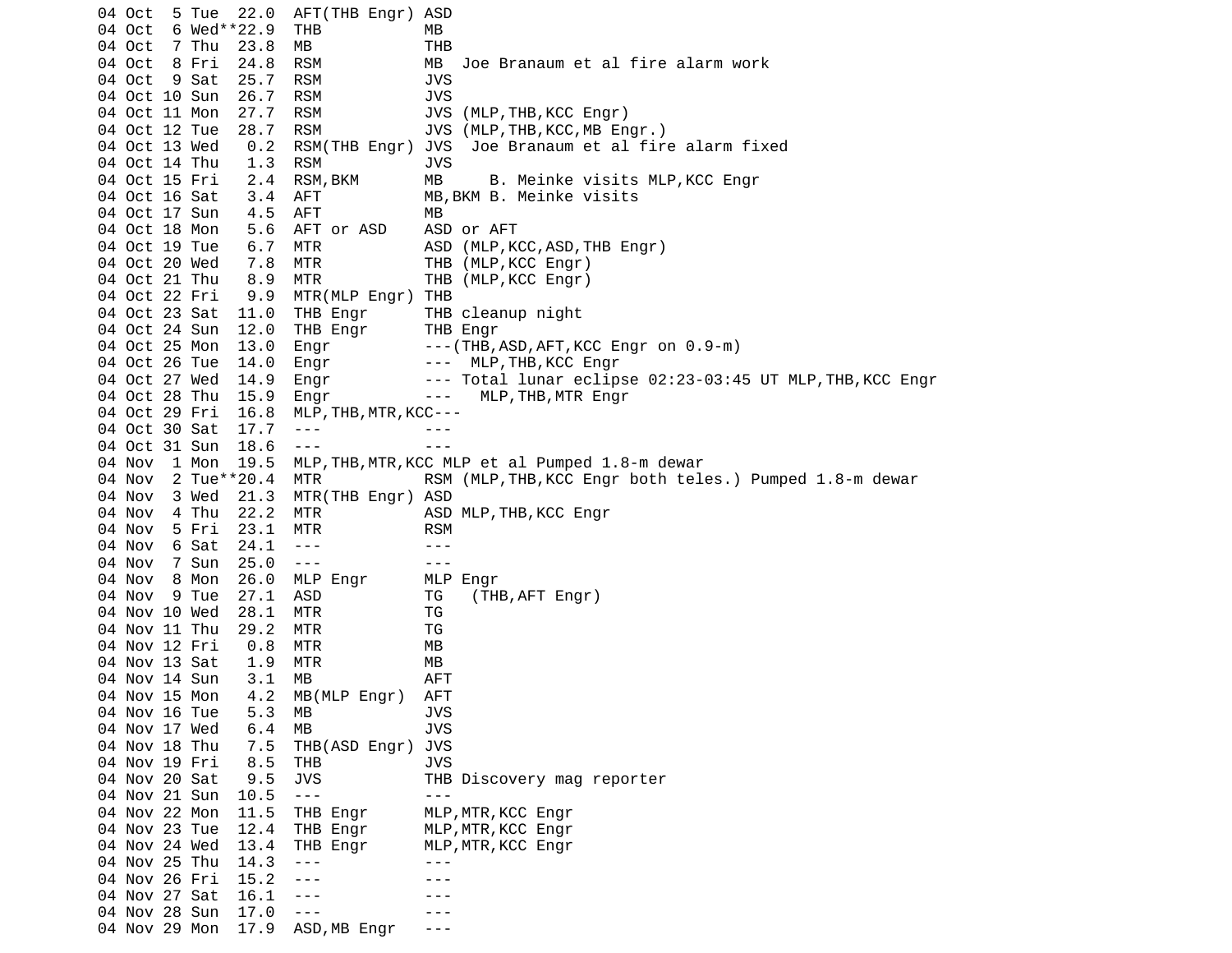```
04 Oct  5 Tue  22.0  AFT(THB Engr) ASD
04 Oct  6 Wed**22.9  THB           MB
04 Oct  7 Thu  23.8  MB            THB
04 Oct  8 Fri  24.8  RSM           MB  Joe Branaum et al fire alarm work
04 Oct  9 Sat  25.7  RSM           JVS
04 Oct 10 Sun  26.7  RSM           JVS
04 Oct 11 Mon  27.7  RSM           JVS (MLP,THB,KCC Engr)
04 Oct 12 Tue  28.7  RSM           JVS (MLP,THB,KCC,MB Engr.)
04 Oct 13 Wed   0.2  RSM(THB Engr) JVS  Joe Branaum et al fire alarm fixed
04 Oct 14 Thu   1.3  RSM           JVS
04 Oct 15 Fri   2.4  RSM,BKM       MB     B. Meinke visits MLP,KCC Engr
04 Oct 16 Sat   3.4  AFT           MB,BKM B. Meinke visits
04 Oct 17 Sun   4.5  AFT           MB
04 Oct 18 Mon   5.6  AFT or ASD    ASD or AFT
04 Oct 19 Tue   6.7  MTR           ASD (MLP,KCC,ASD,THB Engr)
04 Oct 20 Wed   7.8  MTR           THB (MLP,KCC Engr)
04 Oct 21 Thu   8.9  MTR           THB (MLP,KCC Engr)
04 Oct 22 Fri   9.9  MTR(MLP Engr) THB
04 Oct 23 Sat  11.0  THB Engr      THB cleanup night
04 Oct 24 Sun  12.0  THB Engr      THB Engr
04 Oct 25 Mon  13.0  Engr          ---(THB,ASD,AFT,KCC Engr on 0.9-m)
04 Oct 26 Tue  14.0  Engr          ---  MLP,THB,KCC Engr
04 Oct 27 Wed  14.9  Engr          --- Total lunar eclipse 02:23-03:45 UT MLP,THB,KCC Engr
04 Oct 28 Thu  15.9  Engr          ---   MLP,THB,MTR Engr
04 Oct 29 Fri  16.8  MLP,THB,MTR,KCC---
04 Oct 30 Sat  17.7  ---           ---
04 Oct 31 Sun  18.6  ---           ---
04 Nov  1 Mon  19.5  MLP,THB,MTR,KCC MLP et al Pumped 1.8-m dewar
04 Nov  2 Tue**20.4  MTR           RSM (MLP,THB,KCC Engr both teles.) Pumped 1.8-m dewar
04 Nov  3 Wed  21.3  MTR(THB Engr) ASD
04 Nov  4 Thu  22.2  MTR           ASD MLP,THB,KCC Engr
04 Nov  5 Fri  23.1  MTR           RSM
04 Nov  6 Sat  24.1  ---           ---
04 Nov  7 Sun  25.0  ---           ---
04 Nov  8 Mon  26.0  MLP Engr      MLP Engr
04 Nov  9 Tue  27.1  ASD           TG   (THB,AFT Engr)
04 Nov 10 Wed  28.1  MTR           TG
04 Nov 11 Thu  29.2  MTR           TG
04 Nov 12 Fri   0.8  MTR           MB
04 Nov 13 Sat   1.9  MTR           MB
04 Nov 14 Sun   3.1  MB            AFT
04 Nov 15 Mon   4.2  MB(MLP Engr)  AFT
04 Nov 16 Tue   5.3  MB            JVS
04 Nov 17 Wed   6.4  MB            JVS
04 Nov 18 Thu   7.5  THB(ASD Engr) JVS
04 Nov 19 Fri   8.5  THB           JVS
04 Nov 20 Sat   9.5  JVS           THB Discovery mag reporter
04 Nov 21 Sun  10.5  ---           ---
04 Nov 22 Mon  11.5  THB Engr      MLP,MTR,KCC Engr
04 Nov 23 Tue  12.4  THB Engr      MLP,MTR,KCC Engr
04 Nov 24 Wed  13.4  THB Engr      MLP,MTR,KCC Engr
04 Nov 25 Thu  14.3  ---           ---
04 Nov 26 Fri  15.2  ---           ---
04 Nov 27 Sat  16.1  ---           ---
04 Nov 28 Sun  17.0  ---           ---
04 Nov 29 Mon  17.9  ASD,MB Engr   ---
```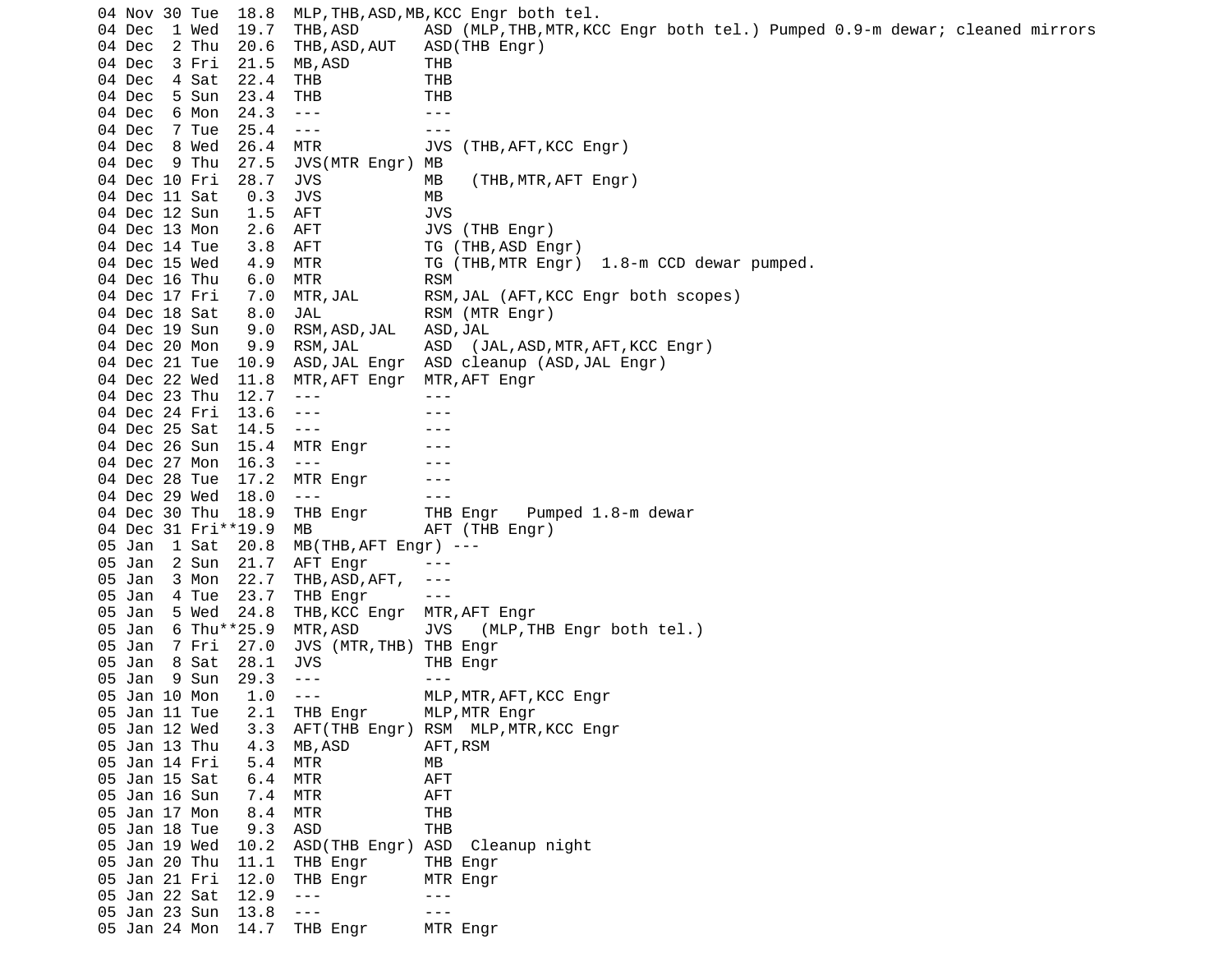```
04 Nov 30 Tue  18.8  MLP,THB,ASD,MB,KCC Engr both tel.
04 Dec  1 Wed  19.7  THB,ASD       ASD (MLP,THB,MTR,KCC Engr both tel.) Pumped 0.9-m dewar; cleaned mirrors
04 Dec  2 Thu  20.6  THB,ASD,AUT   ASD(THB Engr)
04 Dec  3 Fri  21.5  MB,ASD        THB
04 Dec  4 Sat  22.4  THB           THB
04 Dec  5 Sun  23.4  THB           THB
04 Dec  6 Mon  24.3  ---           ---
04 Dec  7 Tue  25.4  ---           ---
04 Dec  8 Wed  26.4  MTR           JVS (THB,AFT,KCC Engr)
04 Dec  9 Thu  27.5  JVS(MTR Engr) MB
04 Dec 10 Fri  28.7  JVS           MB   (THB,MTR,AFT Engr)
04 Dec 11 Sat   0.3  JVS           MB
04 Dec 12 Sun   1.5  AFT           JVS
04 Dec 13 Mon   2.6  AFT           JVS (THB Engr)
04 Dec 14 Tue   3.8  AFT           TG (THB,ASD Engr)
04 Dec 15 Wed   4.9  MTR           TG (THB,MTR Engr)  1.8-m CCD dewar pumped.
04 Dec 16 Thu   6.0  MTR           RSM
04 Dec 17 Fri   7.0  MTR,JAL       RSM,JAL (AFT,KCC Engr both scopes)
04 Dec 18 Sat   8.0  JAL           RSM (MTR Engr)
04 Dec 19 Sun   9.0  RSM,ASD,JAL   ASD,JAL
04 Dec 20 Mon   9.9  RSM,JAL       ASD  (JAL,ASD,MTR,AFT,KCC Engr)
04 Dec 21 Tue  10.9  ASD,JAL Engr  ASD cleanup (ASD,JAL Engr)
04 Dec 22 Wed  11.8  MTR,AFT Engr  MTR,AFT Engr
04 Dec 23 Thu  12.7  ---           ---
04 Dec 24 Fri  13.6  ---           ---
04 Dec 25 Sat  14.5  ---           ---
04 Dec 26 Sun  15.4  MTR Engr      ---
04 Dec 27 Mon  16.3  ---           ---
04 Dec 28 Tue  17.2  MTR Engr      ---
04 Dec 29 Wed  18.0  ---           ---
04 Dec 30 Thu  18.9  THB Engr      THB Engr   Pumped 1.8-m dewar
04 Dec 31 Fri**19.9  MB            AFT (THB Engr)
05 Jan  1 Sat  20.8  MB(THB,AFT Engr) ---
05 Jan  2 Sun  21.7  AFT Engr      ---
05 Jan  3 Mon  22.7  THB,ASD,AFT,  ---
05 Jan  4 Tue  23.7  THB Engr      ---
05 Jan  5 Wed  24.8  THB,KCC Engr  MTR,AFT Engr
05 Jan  6 Thu**25.9  MTR,ASD       JVS   (MLP,THB Engr both tel.)
05 Jan  7 Fri  27.0  JVS (MTR,THB) THB Engr
05 Jan  8 Sat  28.1  JVS           THB Engr
05 Jan  9 Sun  29.3  ---           ---
05 Jan 10 Mon   1.0  ---           MLP,MTR,AFT,KCC Engr
05 Jan 11 Tue   2.1  THB Engr      MLP,MTR Engr
05 Jan 12 Wed   3.3  AFT(THB Engr) RSM  MLP,MTR,KCC Engr
05 Jan 13 Thu   4.3  MB,ASD        AFT,RSM
05 Jan 14 Fri   5.4  MTR           MB
05 Jan 15 Sat   6.4  MTR           AFT
05 Jan 16 Sun   7.4  MTR           AFT
05 Jan 17 Mon   8.4  MTR           THB
05 Jan 18 Tue   9.3  ASD           THB
05 Jan 19 Wed  10.2  ASD(THB Engr) ASD  Cleanup night
05 Jan 20 Thu  11.1  THB Engr      THB Engr
05 Jan 21 Fri  12.0  THB Engr      MTR Engr
05 Jan 22 Sat  12.9  ---           ---
05 Jan 23 Sun  13.8  ---           ---
05 Jan 24 Mon  14.7  THB Engr      MTR Engr
```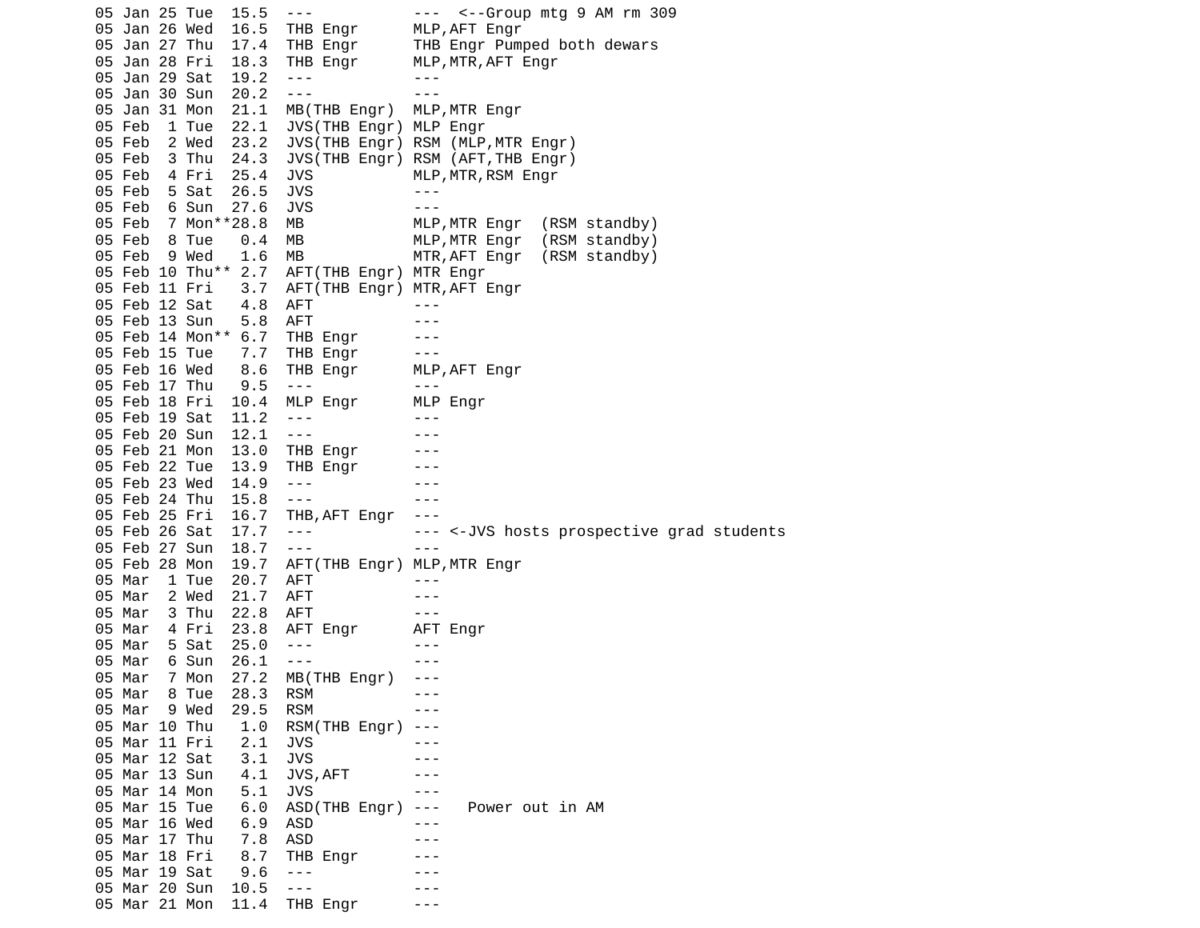```
05 Jan 25 Tue  15.5  ---           ---  <--Group mtg 9 AM rm 309
05 Jan 26 Wed  16.5  THB Engr      MLP,AFT Engr
05 Jan 27 Thu  17.4  THB Engr      THB Engr Pumped both dewars
05 Jan 28 Fri  18.3  THB Engr      MLP,MTR,AFT Engr
05 Jan 29 Sat  19.2  ---           ---
05 Jan 30 Sun  20.2  ---           ---
05 Jan 31 Mon  21.1  MB(THB Engr)  MLP,MTR Engr
05 Feb  1 Tue  22.1  JVS(THB Engr) MLP Engr
05 Feb  2 Wed  23.2  JVS(THB Engr) RSM (MLP,MTR Engr)
05 Feb  3 Thu  24.3  JVS(THB Engr) RSM (AFT,THB Engr)
05 Feb  4 Fri  25.4  JVS           MLP,MTR,RSM Engr
05 Feb  5 Sat  26.5  JVS           ---
05 Feb  6 Sun  27.6  JVS           ---
05 Feb  7 Mon**28.8  MB            MLP,MTR Engr  (RSM standby)
05 Feb  8 Tue   0.4  MB            MLP,MTR Engr  (RSM standby)
05 Feb  9 Wed   1.6  MB            MTR,AFT Engr  (RSM standby)
05 Feb 10 Thu** 2.7  AFT(THB Engr) MTR Engr
05 Feb 11 Fri   3.7  AFT(THB Engr) MTR,AFT Engr
05 Feb 12 Sat   4.8  AFT           ---
05 Feb 13 Sun   5.8  AFT           ---
05 Feb 14 Mon** 6.7  THB Engr      ---
05 Feb 15 Tue   7.7  THB Engr      ---
05 Feb 16 Wed   8.6  THB Engr      MLP,AFT Engr
05 Feb 17 Thu   9.5  ---           ---
05 Feb 18 Fri  10.4  MLP Engr      MLP Engr
05 Feb 19 Sat  11.2  ---           ---
05 Feb 20 Sun  12.1  ---           ---
05 Feb 21 Mon  13.0  THB Engr      ---
05 Feb 22 Tue  13.9  THB Engr      ---
05 Feb 23 Wed  14.9  ---           ---
05 Feb 24 Thu  15.8  ---           ---
05 Feb 25 Fri  16.7  THB,AFT Engr  ---
05 Feb 26 Sat  17.7  ---           --- <-JVS hosts prospective grad students
05 Feb 27 Sun  18.7  ---           ---
05 Feb 28 Mon  19.7  AFT(THB Engr) MLP,MTR Engr
05 Mar  1 Tue  20.7  AFT           ---
05 Mar  2 Wed  21.7  AFT           ---
05 Mar  3 Thu  22.8  AFT           ---
05 Mar  4 Fri  23.8  AFT Engr      AFT Engr
05 Mar  5 Sat  25.0  ---           ---
05 Mar  6 Sun  26.1  ---           ---
05 Mar  7 Mon  27.2  MB(THB Engr)  ---
05 Mar  8 Tue  28.3  RSM           ---
05 Mar  9 Wed  29.5  RSM           ---
05 Mar 10 Thu   1.0  RSM(THB Engr) ---
05 Mar 11 Fri   2.1  JVS           ---
05 Mar 12 Sat   3.1  JVS           ---
05 Mar 13 Sun   4.1  JVS,AFT       ---
05 Mar 14 Mon   5.1  JVS           ---
05 Mar 15 Tue   6.0  ASD(THB Engr) ---   Power out in AM
05 Mar 16 Wed   6.9  ASD           ---
05 Mar 17 Thu   7.8  ASD           ---
05 Mar 18 Fri   8.7  THB Engr      ---
05 Mar 19 Sat   9.6  ---           ---
05 Mar 20 Sun  10.5  ---           ---
05 Mar 21 Mon  11.4  THB Engr      ---
```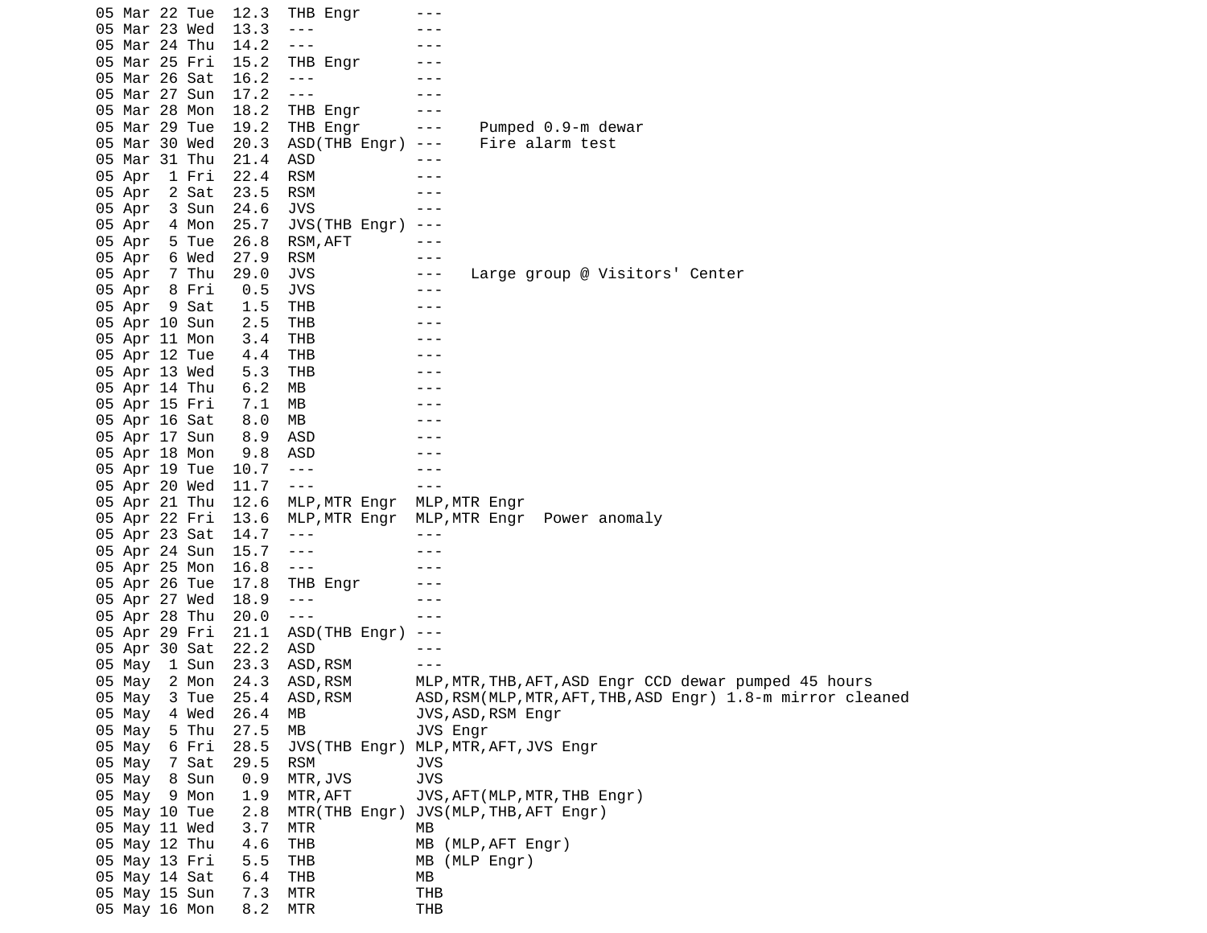```
05 Mar 22 Tue  12.3  THB Engr      ---
05 Mar 23 Wed  13.3  ---           ---
05 Mar 24 Thu  14.2  ---           ---
05 Mar 25 Fri  15.2  THB Engr      ---
05 Mar 26 Sat  16.2  ---           ---
05 Mar 27 Sun  17.2  ---           ---
05 Mar 28 Mon  18.2  THB Engr      ---
05 Mar 29 Tue  19.2  THB Engr      ---    Pumped 0.9-m dewar
05 Mar 30 Wed  20.3  ASD(THB Engr) ---    Fire alarm test
05 Mar 31 Thu  21.4  ASD           ---
05 Apr  1 Fri  22.4  RSM           ---
05 Apr  2 Sat  23.5  RSM           ---
05 Apr  3 Sun  24.6  JVS           ---
05 Apr  4 Mon  25.7  JVS(THB Engr) ---
05 Apr  5 Tue  26.8  RSM,AFT       ---
05 Apr  6 Wed  27.9  RSM           ---
05 Apr  7 Thu  29.0  JVS           ---   Large group @ Visitors' Center
05 Apr  8 Fri   0.5  JVS           ---
05 Apr  9 Sat   1.5  THB           ---
05 Apr 10 Sun   2.5  THB           ---
05 Apr 11 Mon   3.4  THB           ---
05 Apr 12 Tue   4.4  THB           ---
05 Apr 13 Wed   5.3  THB           ---
05 Apr 14 Thu   6.2  MB            ---
05 Apr 15 Fri   7.1  MB            ---
05 Apr 16 Sat   8.0  MB            ---
05 Apr 17 Sun   8.9  ASD           ---
05 Apr 18 Mon   9.8  ASD           ---
05 Apr 19 Tue  10.7  ---           ---
05 Apr 20 Wed  11.7  ---           ---
05 Apr 21 Thu  12.6  MLP,MTR Engr  MLP,MTR Engr
05 Apr 22 Fri  13.6  MLP,MTR Engr  MLP,MTR Engr  Power anomaly
05 Apr 23 Sat  14.7  ---           ---
05 Apr 24 Sun  15.7  ---           ---
05 Apr 25 Mon  16.8  ---           ---
05 Apr 26 Tue  17.8  THB Engr      ---
05 Apr 27 Wed  18.9  ---           ---
05 Apr 28 Thu  20.0  ---           ---
05 Apr 29 Fri  21.1  ASD(THB Engr) ---
05 Apr 30 Sat  22.2  ASD           ---
05 May  1 Sun  23.3  ASD,RSM       ---
05 May  2 Mon  24.3  ASD,RSM       MLP,MTR,THB,AFT,ASD Engr CCD dewar pumped 45 hours
05 May  3 Tue  25.4  ASD,RSM       ASD,RSM(MLP,MTR,AFT,THB,ASD Engr) 1.8-m mirror cleaned
05 May  4 Wed  26.4  MB            JVS,ASD,RSM Engr
05 May  5 Thu  27.5  MB            JVS Engr
05 May  6 Fri  28.5  JVS(THB Engr) MLP,MTR,AFT,JVS Engr
05 May  7 Sat  29.5  RSM           JVS
05 May  8 Sun   0.9  MTR,JVS       JVS
05 May  9 Mon   1.9  MTR,AFT       JVS,AFT(MLP,MTR,THB Engr)
05 May 10 Tue   2.8  MTR(THB Engr) JVS(MLP,THB,AFT Engr)
05 May 11 Wed   3.7  MTR           MB
05 May 12 Thu   4.6  THB           MB (MLP,AFT Engr)
05 May 13 Fri   5.5  THB           MB (MLP Engr)
05 May 14 Sat   6.4  THB           MB
05 May 15 Sun   7.3  MTR           THB
05 May 16 Mon   8.2  MTR           THB
```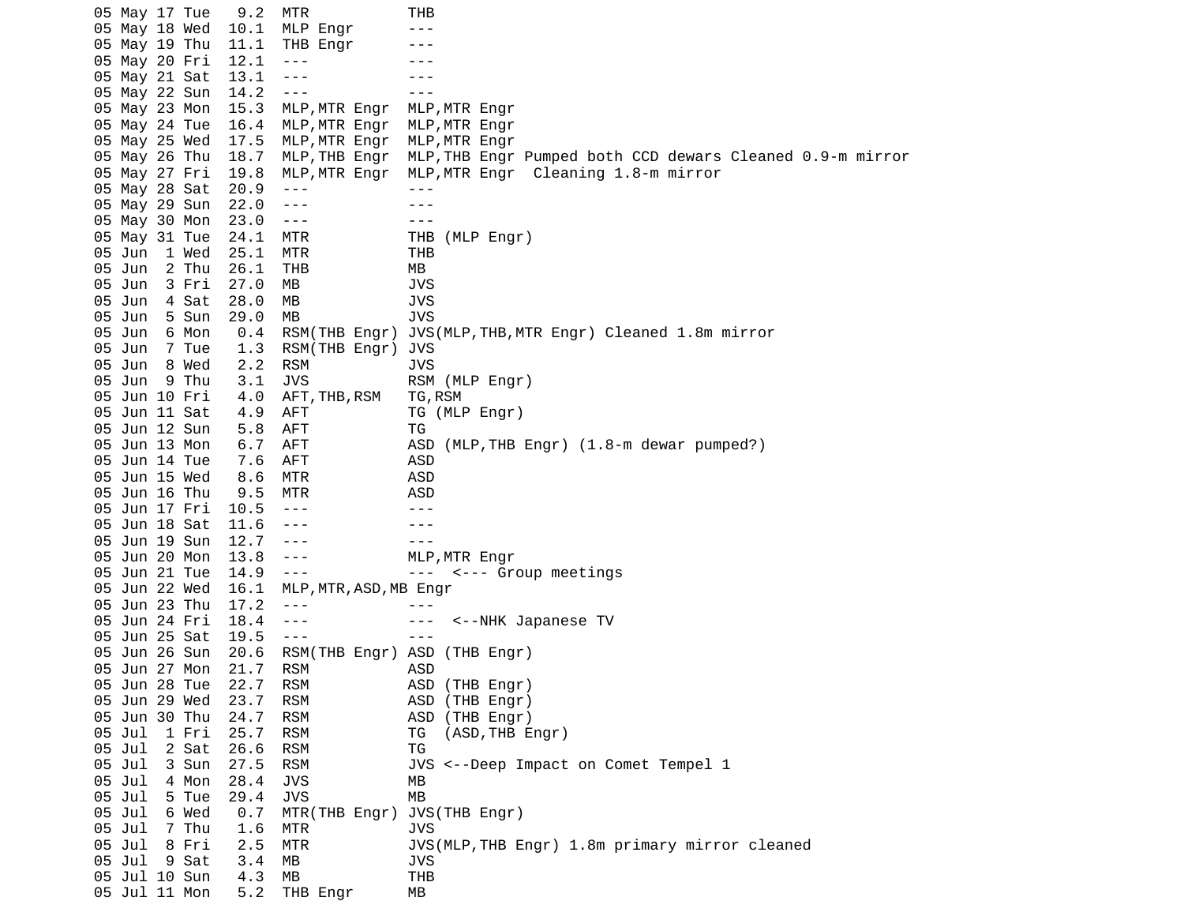```
05 May 17 Tue   9.2  MTR           THB
05 May 18 Wed  10.1  MLP Engr      ---
05 May 19 Thu  11.1  THB Engr      ---
05 May 20 Fri  12.1  ---           ---
05 May 21 Sat  13.1  ---           ---
05 May 22 Sun  14.2  ---           ---
05 May 23 Mon  15.3  MLP,MTR Engr  MLP,MTR Engr
05 May 24 Tue  16.4  MLP,MTR Engr  MLP,MTR Engr
05 May 25 Wed  17.5  MLP,MTR Engr  MLP,MTR Engr
05 May 26 Thu  18.7  MLP,THB Engr  MLP,THB Engr Pumped both CCD dewars Cleaned 0.9-m mirror
05 May 27 Fri  19.8  MLP,MTR Engr  MLP,MTR Engr  Cleaning 1.8-m mirror
05 May 28 Sat  20.9  ---           ---
05 May 29 Sun  22.0  ---           ---
05 May 30 Mon  23.0  ---           ---
05 May 31 Tue  24.1  MTR           THB (MLP Engr)
05 Jun  1 Wed  25.1  MTR           THB
05 Jun  2 Thu  26.1  THB           MB
05 Jun  3 Fri  27.0  MB            JVS
05 Jun  4 Sat  28.0  MB            JVS
05 Jun  5 Sun  29.0  MB            JVS
05 Jun  6 Mon   0.4  RSM(THB Engr) JVS(MLP,THB,MTR Engr) Cleaned 1.8m mirror
05 Jun  7 Tue   1.3  RSM(THB Engr) JVS
05 Jun  8 Wed   2.2  RSM           JVS
05 Jun  9 Thu   3.1  JVS           RSM (MLP Engr)
05 Jun 10 Fri   4.0  AFT,THB,RSM   TG,RSM
05 Jun 11 Sat   4.9  AFT           TG (MLP Engr)
05 Jun 12 Sun   5.8  AFT           TG
05 Jun 13 Mon   6.7  AFT           ASD (MLP,THB Engr) (1.8-m dewar pumped?)
05 Jun 14 Tue   7.6  AFT           ASD
05 Jun 15 Wed   8.6  MTR           ASD
05 Jun 16 Thu   9.5  MTR           ASD
05 Jun 17 Fri  10.5  ---           ---
05 Jun 18 Sat  11.6  ---           ---
05 Jun 19 Sun  12.7  ---           ---
05 Jun 20 Mon  13.8  ---           MLP,MTR Engr
05 Jun 21 Tue  14.9  ---           ---  <--- Group meetings
05 Jun 22 Wed  16.1  MLP,MTR,ASD,MB Engr
05 Jun 23 Thu  17.2  ---           ---
05 Jun 24 Fri  18.4  ---           ---  <--NHK Japanese TV
05 Jun 25 Sat  19.5  ---           ---
05 Jun 26 Sun  20.6  RSM(THB Engr) ASD (THB Engr)
05 Jun 27 Mon  21.7  RSM           ASD
05 Jun 28 Tue  22.7  RSM           ASD (THB Engr)
05 Jun 29 Wed  23.7  RSM           ASD (THB Engr)
05 Jun 30 Thu  24.7  RSM           ASD (THB Engr)
05 Jul  1 Fri  25.7  RSM           TG  (ASD,THB Engr)
05 Jul  2 Sat  26.6  RSM           TG
05 Jul  3 Sun  27.5  RSM           JVS <--Deep Impact on Comet Tempel 1
05 Jul  4 Mon  28.4  JVS           MB
05 Jul  5 Tue  29.4  JVS           MB
05 Jul  6 Wed   0.7  MTR(THB Engr) JVS(THB Engr)
05 Jul  7 Thu   1.6  MTR           JVS
05 Jul  8 Fri   2.5  MTR           JVS(MLP,THB Engr) 1.8m primary mirror cleaned
05 Jul  9 Sat   3.4  MB            JVS
05 Jul 10 Sun   4.3  MB            THB
05 Jul 11 Mon   5.2  THB Engr      MB
```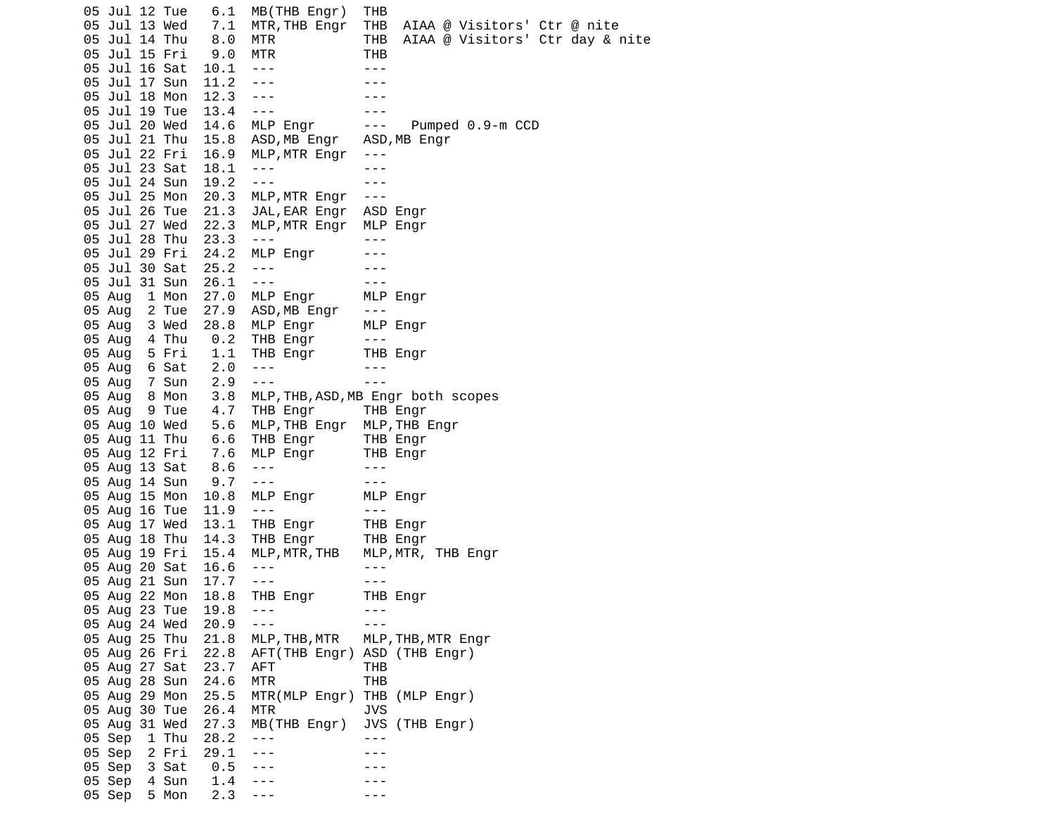```
05 Jul 12 Tue   6.1  MB(THB Engr)  THB
05 Jul 13 Wed   7.1  MTR,THB Engr  THB  AIAA @ Visitors' Ctr @ nite
05 Jul 14 Thu   8.0  MTR           THB  AIAA @ Visitors' Ctr day & nite
05 Jul 15 Fri   9.0  MTR           THB
05 Jul 16 Sat  10.1  ---           ---
05 Jul 17 Sun  11.2  ---           ---
05 Jul 18 Mon  12.3  ---           ---
05 Jul 19 Tue  13.4  ---           ---
05 Jul 20 Wed  14.6  MLP Engr      ---   Pumped 0.9-m CCD
05 Jul 21 Thu  15.8  ASD,MB Engr   ASD,MB Engr
05 Jul 22 Fri  16.9  MLP,MTR Engr  ---
05 Jul 23 Sat  18.1  ---           ---
05 Jul 24 Sun  19.2  ---           ---
05 Jul 25 Mon  20.3  MLP,MTR Engr  ---
05 Jul 26 Tue  21.3  JAL,EAR Engr  ASD Engr
05 Jul 27 Wed  22.3  MLP,MTR Engr  MLP Engr
05 Jul 28 Thu  23.3  ---           ---
05 Jul 29 Fri  24.2  MLP Engr      ---
05 Jul 30 Sat  25.2  ---           ---
05 Jul 31 Sun  26.1  ---           ---
05 Aug  1 Mon  27.0  MLP Engr      MLP Engr
05 Aug  2 Tue  27.9  ASD,MB Engr   ---
05 Aug  3 Wed  28.8  MLP Engr      MLP Engr
05 Aug  4 Thu   0.2  THB Engr      ---
05 Aug  5 Fri   1.1  THB Engr      THB Engr
05 Aug  6 Sat   2.0  ---           ---
05 Aug  7 Sun   2.9  ---           ---
05 Aug  8 Mon   3.8  MLP,THB,ASD,MB Engr both scopes
05 Aug  9 Tue   4.7  THB Engr      THB Engr
05 Aug 10 Wed   5.6  MLP,THB Engr  MLP,THB Engr
05 Aug 11 Thu   6.6  THB Engr      THB Engr
05 Aug 12 Fri   7.6  MLP Engr      THB Engr
05 Aug 13 Sat   8.6  ---           ---
05 Aug 14 Sun   9.7  ---           ---
05 Aug 15 Mon  10.8  MLP Engr      MLP Engr
05 Aug 16 Tue  11.9  ---           ---
05 Aug 17 Wed  13.1  THB Engr      THB Engr
05 Aug 18 Thu  14.3  THB Engr      THB Engr
05 Aug 19 Fri  15.4  MLP,MTR,THB   MLP,MTR, THB Engr
05 Aug 20 Sat  16.6  ---           ---
05 Aug 21 Sun  17.7  ---           ---
05 Aug 22 Mon  18.8  THB Engr      THB Engr
05 Aug 23 Tue  19.8  ---           ---
05 Aug 24 Wed  20.9  ---           ---
05 Aug 25 Thu  21.8  MLP,THB,MTR   MLP,THB,MTR Engr
05 Aug 26 Fri  22.8  AFT(THB Engr) ASD (THB Engr)
05 Aug 27 Sat  23.7  AFT           THB
05 Aug 28 Sun  24.6  MTR           THB
05 Aug 29 Mon  25.5  MTR(MLP Engr) THB (MLP Engr)
05 Aug 30 Tue  26.4  MTR           JVS
05 Aug 31 Wed  27.3  MB(THB Engr)  JVS (THB Engr)
05 Sep  1 Thu  28.2  ---           ---
05 Sep  2 Fri  29.1  ---           ---
05 Sep  3 Sat   0.5  ---           ---
05 Sep  4 Sun   1.4  ---           ---
05 Sep  5 Mon   2.3  ---           ---
```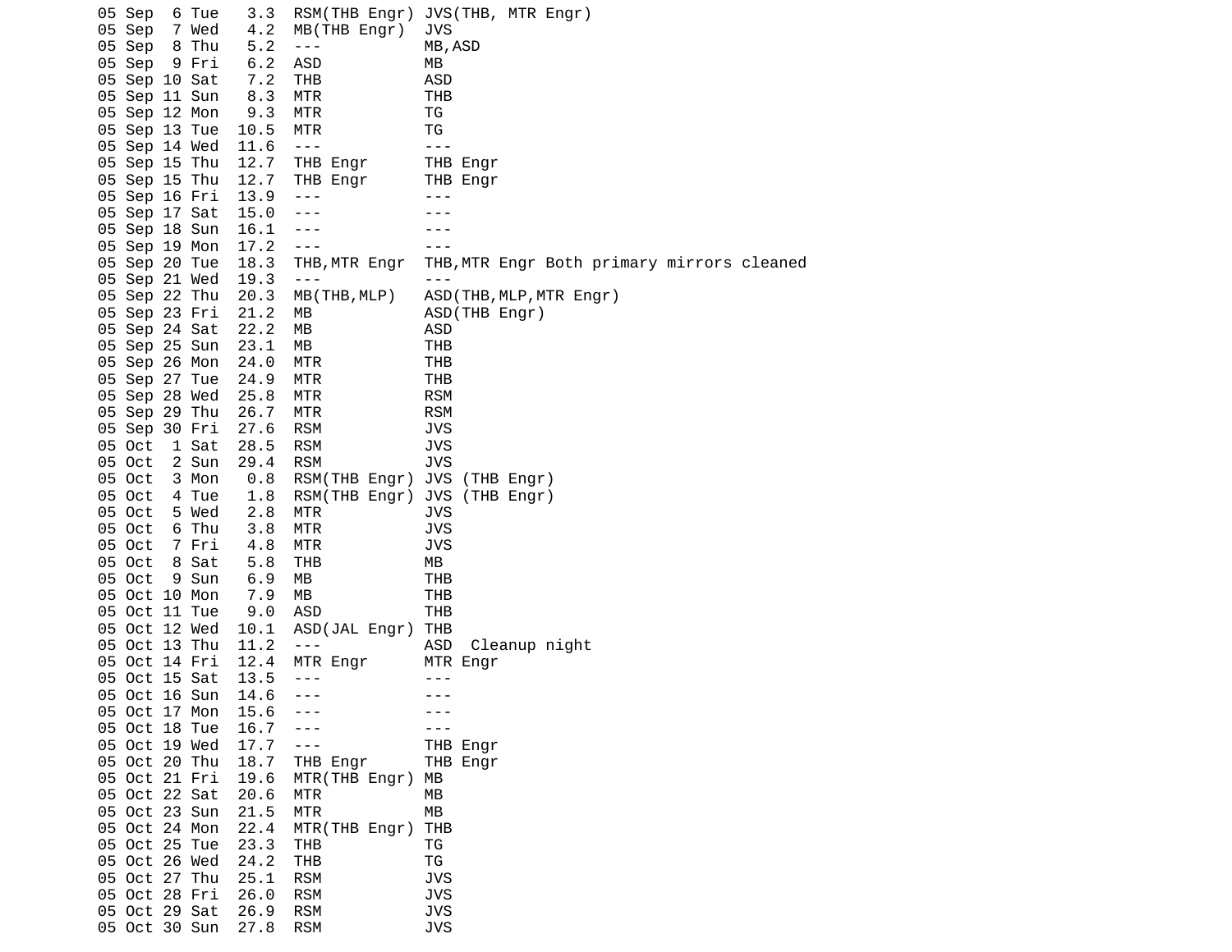```
05 Sep  6 Tue   3.3  RSM(THB Engr) JVS(THB, MTR Engr)
05 Sep  7 Wed   4.2  MB(THB Engr)  JVS
05 Sep  8 Thu   5.2  ---           MB,ASD
05 Sep  9 Fri   6.2  ASD           MB
05 Sep 10 Sat   7.2  THB           ASD
05 Sep 11 Sun   8.3  MTR           THB
05 Sep 12 Mon   9.3  MTR           TG
05 Sep 13 Tue  10.5  MTR           TG
05 Sep 14 Wed  11.6  ---           ---
05 Sep 15 Thu  12.7  THB Engr      THB Engr
05 Sep 15 Thu  12.7  THB Engr      THB Engr
05 Sep 16 Fri  13.9  ---           ---
05 Sep 17 Sat  15.0  ---           ---
05 Sep 18 Sun  16.1  ---           ---
05 Sep 19 Mon  17.2  ---           ---
05 Sep 20 Tue  18.3  THB,MTR Engr  THB,MTR Engr Both primary mirrors cleaned
05 Sep 21 Wed  19.3  ---           ---
05 Sep 22 Thu  20.3  MB(THB,MLP)   ASD(THB,MLP,MTR Engr)
05 Sep 23 Fri  21.2  MB            ASD(THB Engr)
05 Sep 24 Sat  22.2  MB            ASD
05 Sep 25 Sun  23.1  MB            THB
05 Sep 26 Mon  24.0  MTR           THB
05 Sep 27 Tue  24.9  MTR           THB
05 Sep 28 Wed  25.8  MTR           RSM
05 Sep 29 Thu  26.7  MTR           RSM
05 Sep 30 Fri  27.6  RSM           JVS
05 Oct  1 Sat  28.5  RSM           JVS
05 Oct  2 Sun  29.4  RSM           JVS
05 Oct  3 Mon   0.8  RSM(THB Engr) JVS (THB Engr)
05 Oct  4 Tue   1.8  RSM(THB Engr) JVS (THB Engr)
05 Oct  5 Wed   2.8  MTR           JVS
05 Oct  6 Thu   3.8  MTR           JVS
05 Oct  7 Fri   4.8  MTR           JVS
05 Oct  8 Sat   5.8  THB           MB
05 Oct  9 Sun   6.9  MB            THB
05 Oct 10 Mon   7.9  MB            THB
05 Oct 11 Tue   9.0  ASD           THB
05 Oct 12 Wed  10.1  ASD(JAL Engr) THB
05 Oct 13 Thu  11.2  ---           ASD  Cleanup night
05 Oct 14 Fri  12.4  MTR Engr      MTR Engr
05 Oct 15 Sat  13.5  ---           ---
05 Oct 16 Sun  14.6  ---           ---
05 Oct 17 Mon  15.6  ---           ---
05 Oct 18 Tue  16.7  ---           ---
05 Oct 19 Wed  17.7  ---           THB Engr
05 Oct 20 Thu  18.7  THB Engr      THB Engr
05 Oct 21 Fri  19.6  MTR(THB Engr) MB
05 Oct 22 Sat  20.6  MTR           MB
05 Oct 23 Sun  21.5  MTR           MB
05 Oct 24 Mon  22.4  MTR(THB Engr) THB
05 Oct 25 Tue  23.3  THB           TG
05 Oct 26 Wed  24.2  THB           TG
05 Oct 27 Thu  25.1  RSM           JVS
05 Oct 28 Fri  26.0  RSM           JVS
05 Oct 29 Sat  26.9  RSM           JVS
05 Oct 30 Sun  27.8  RSM           JVS
```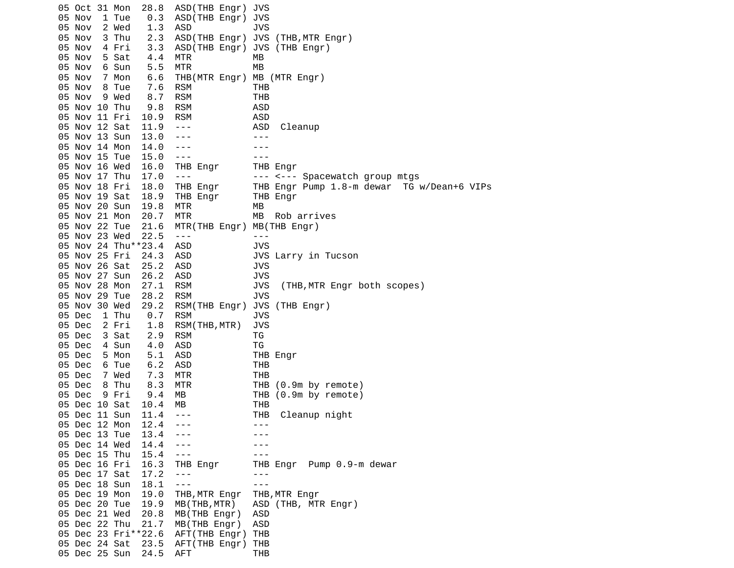```
05 Oct 31 Mon  28.8  ASD(THB Engr) JVS
05 Nov  1 Tue   0.3  ASD(THB Engr) JVS
05 Nov  2 Wed   1.3  ASD           JVS
05 Nov  3 Thu   2.3  ASD(THB Engr) JVS (THB,MTR Engr)
05 Nov  4 Fri   3.3  ASD(THB Engr) JVS (THB Engr)
05 Nov  5 Sat   4.4  MTR           MB
05 Nov  6 Sun   5.5  MTR           MB
05 Nov  7 Mon   6.6  THB(MTR Engr) MB (MTR Engr)
05 Nov  8 Tue   7.6  RSM           THB
05 Nov  9 Wed   8.7  RSM           THB
05 Nov 10 Thu   9.8  RSM           ASD
05 Nov 11 Fri  10.9  RSM           ASD
05 Nov 12 Sat  11.9  ---           ASD  Cleanup
05 Nov 13 Sun  13.0  ---           ---
05 Nov 14 Mon  14.0  ---           ---
05 Nov 15 Tue  15.0  ---           ---
05 Nov 16 Wed  16.0  THB Engr      THB Engr
05 Nov 17 Thu  17.0  ---           --- <--- Spacewatch group mtgs
05 Nov 18 Fri  18.0  THB Engr      THB Engr Pump 1.8-m dewar  TG w/Dean+6 VIPs
05 Nov 19 Sat  18.9  THB Engr      THB Engr
05 Nov 20 Sun  19.8  MTR           MB
05 Nov 21 Mon  20.7  MTR           MB  Rob arrives
05 Nov 22 Tue  21.6  MTR(THB Engr) MB(THB Engr)
05 Nov 23 Wed  22.5  ---           ---
05 Nov 24 Thu**23.4  ASD           JVS
05 Nov 25 Fri  24.3  ASD           JVS Larry in Tucson
05 Nov 26 Sat  25.2  ASD           JVS
05 Nov 27 Sun  26.2  ASD           JVS
05 Nov 28 Mon  27.1  RSM           JVS  (THB,MTR Engr both scopes)
05 Nov 29 Tue  28.2  RSM           JVS
05 Nov 30 Wed  29.2  RSM(THB Engr) JVS (THB Engr)
05 Dec  1 Thu   0.7  RSM           JVS
05 Dec  2 Fri   1.8  RSM(THB,MTR)  JVS
05 Dec  3 Sat   2.9  RSM           TG
05 Dec  4 Sun   4.0  ASD           TG
05 Dec  5 Mon   5.1  ASD           THB Engr
05 Dec  6 Tue   6.2  ASD           THB
05 Dec  7 Wed   7.3  MTR           THB
05 Dec  8 Thu   8.3  MTR           THB (0.9m by remote)
05 Dec  9 Fri   9.4  MB            THB (0.9m by remote)
05 Dec 10 Sat  10.4  MB            THB
05 Dec 11 Sun  11.4  ---           THB  Cleanup night
05 Dec 12 Mon  12.4  ---           ---
05 Dec 13 Tue  13.4  ---           ---
05 Dec 14 Wed  14.4  ---           ---
05 Dec 15 Thu  15.4  ---           ---
05 Dec 16 Fri  16.3  THB Engr      THB Engr  Pump 0.9-m dewar
05 Dec 17 Sat  17.2  ---           ---
05 Dec 18 Sun  18.1  ---           ---
05 Dec 19 Mon  19.0  THB,MTR Engr  THB,MTR Engr
05 Dec 20 Tue  19.9  MB(THB,MTR)   ASD (THB, MTR Engr)
05 Dec 21 Wed  20.8  MB(THB Engr)  ASD
05 Dec 22 Thu  21.7  MB(THB Engr)  ASD
05 Dec 23 Fri**22.6  AFT(THB Engr) THB
05 Dec 24 Sat  23.5  AFT(THB Engr) THB
05 Dec 25 Sun  24.5  AFT           THB
```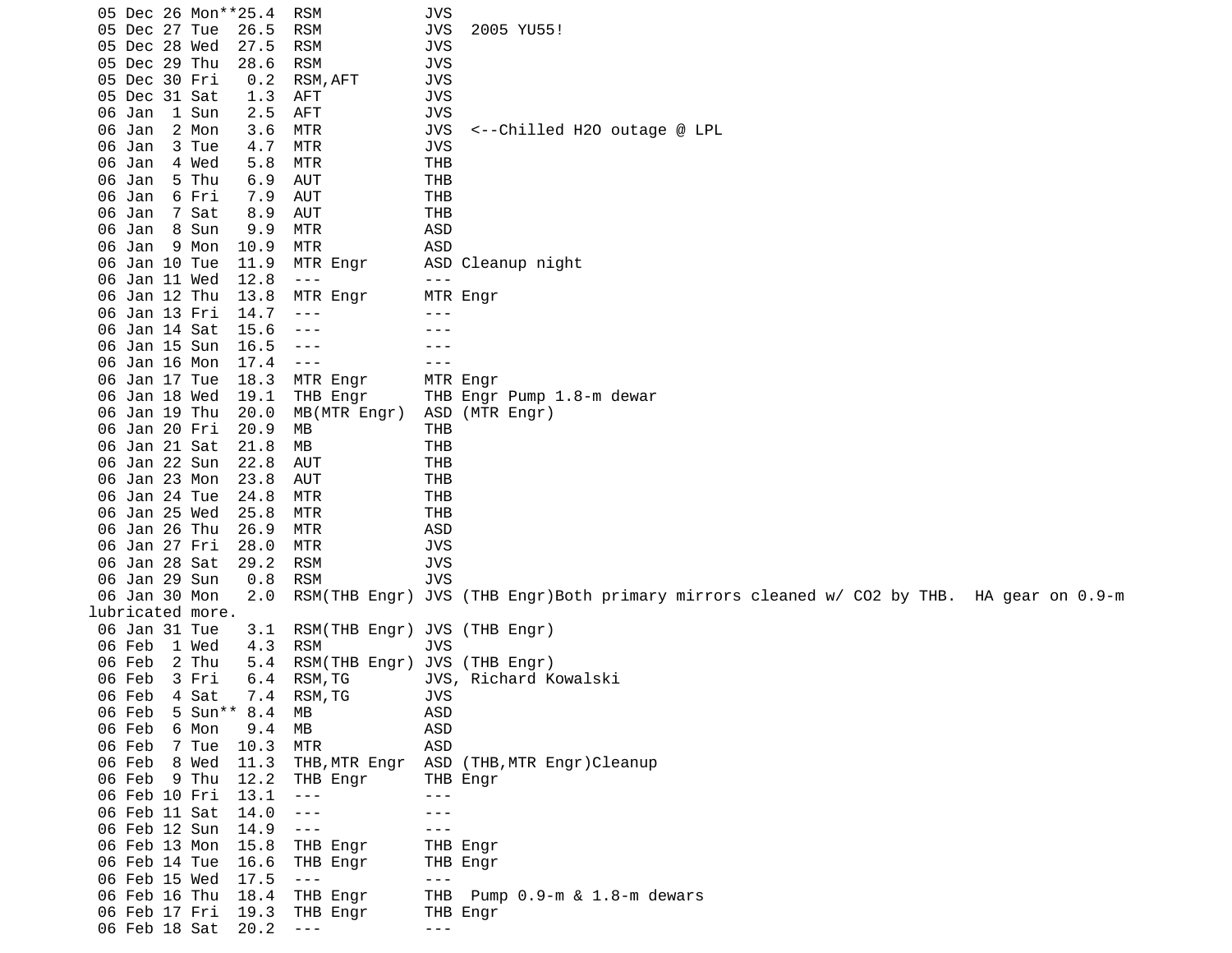```
 05 Dec 26 Mon**25.4  RSM           JVS
 05 Dec 27 Tue  26.5  RSM           JVS  2005 YU55!
 05 Dec 28 Wed  27.5  RSM           JVS
 05 Dec 29 Thu  28.6  RSM           JVS
 05 Dec 30 Fri   0.2  RSM,AFT       JVS
 05 Dec 31 Sat   1.3  AFT           JVS
 06 Jan  1 Sun   2.5  AFT           JVS
 06 Jan  2 Mon   3.6  MTR           JVS  <--Chilled H2O outage @ LPL
 06 Jan  3 Tue   4.7  MTR           JVS
 06 Jan  4 Wed   5.8  MTR           THB
 06 Jan  5 Thu   6.9  AUT           THB
 06 Jan  6 Fri   7.9  AUT           THB
 06 Jan  7 Sat   8.9  AUT           THB
 06 Jan  8 Sun   9.9  MTR           ASD
 06 Jan  9 Mon  10.9  MTR           ASD
 06 Jan 10 Tue  11.9  MTR Engr      ASD Cleanup night
 06 Jan 11 Wed  12.8  ---           ---
 06 Jan 12 Thu  13.8  MTR Engr      MTR Engr
 06 Jan 13 Fri  14.7  ---           ---
 06 Jan 14 Sat  15.6  ---           ---
 06 Jan 15 Sun  16.5  ---           ---
 06 Jan 16 Mon  17.4  ---           ---
 06 Jan 17 Tue  18.3  MTR Engr      MTR Engr
 06 Jan 18 Wed  19.1  THB Engr      THB Engr Pump 1.8-m dewar
 06 Jan 19 Thu  20.0  MB(MTR Engr)  ASD (MTR Engr)
 06 Jan 20 Fri  20.9  MB            THB
 06 Jan 21 Sat  21.8  MB            THB
 06 Jan 22 Sun  22.8  AUT           THB
 06 Jan 23 Mon  23.8  AUT           THB
 06 Jan 24 Tue  24.8  MTR           THB
 06 Jan 25 Wed  25.8  MTR           THB
 06 Jan 26 Thu  26.9  MTR           ASD
 06 Jan 27 Fri  28.0  MTR           JVS
 06 Jan 28 Sat  29.2  RSM           JVS
 06 Jan 29 Sun   0.8  RSM           JVS
 06 Jan 30 Mon   2.0  RSM(THB Engr) JVS (THB Engr)Both primary mirrors cleaned w/ CO2 by THB.  HA gear on 0.9-m
lubricated more.
 06 Jan 31 Tue   3.1  RSM(THB Engr) JVS (THB Engr)
 06 Feb  1 Wed   4.3  RSM           JVS
 06 Feb  2 Thu   5.4  RSM(THB Engr) JVS (THB Engr)
 06 Feb  3 Fri   6.4  RSM,TG        JVS, Richard Kowalski
 06 Feb  4 Sat   7.4  RSM,TG        JVS
 06 Feb  5 Sun** 8.4  MB            ASD
 06 Feb  6 Mon   9.4  MB            ASD
 06 Feb  7 Tue  10.3  MTR           ASD
 06 Feb  8 Wed  11.3  THB,MTR Engr  ASD (THB,MTR Engr)Cleanup
 06 Feb  9 Thu  12.2  THB Engr      THB Engr
 06 Feb 10 Fri  13.1  ---           ---
 06 Feb 11 Sat  14.0  ---           ---
 06 Feb 12 Sun  14.9  ---           ---
 06 Feb 13 Mon  15.8  THB Engr      THB Engr
 06 Feb 14 Tue  16.6  THB Engr      THB Engr
 06 Feb 15 Wed  17.5  ---           ---
 06 Feb 16 Thu  18.4  THB Engr      THB  Pump 0.9-m & 1.8-m dewars
 06 Feb 17 Fri  19.3  THB Engr      THB Engr
 06 Feb 18 Sat  20.2  ---           ---
```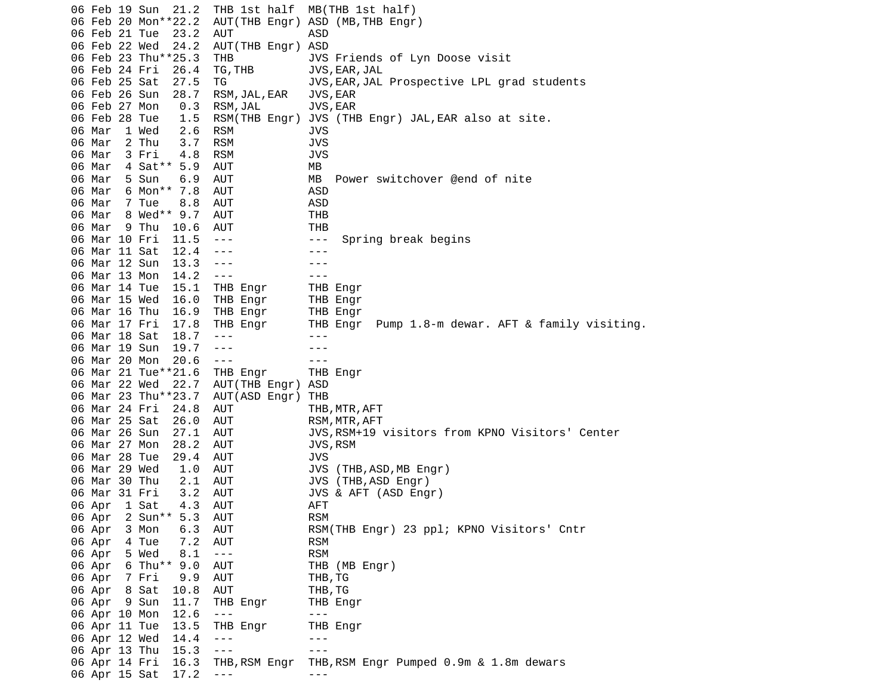```
06 Feb 19 Sun  21.2  THB 1st half  MB(THB 1st half)
06 Feb 20 Mon**22.2  AUT(THB Engr) ASD (MB,THB Engr)
06 Feb 21 Tue  23.2  AUT           ASD
06 Feb 22 Wed  24.2  AUT(THB Engr) ASD
06 Feb 23 Thu**25.3  THB           JVS Friends of Lyn Doose visit
06 Feb 24 Fri  26.4  TG,THB        JVS,EAR,JAL
06 Feb 25 Sat  27.5  TG            JVS,EAR,JAL Prospective LPL grad students
06 Feb 26 Sun  28.7  RSM,JAL,EAR   JVS,EAR
06 Feb 27 Mon   0.3  RSM,JAL       JVS,EAR
06 Feb 28 Tue   1.5  RSM(THB Engr) JVS (THB Engr) JAL,EAR also at site.
06 Mar  1 Wed   2.6  RSM           JVS
06 Mar  2 Thu   3.7  RSM           JVS
06 Mar  3 Fri   4.8  RSM           JVS
06 Mar  4 Sat** 5.9  AUT           MB
06 Mar  5 Sun   6.9  AUT           MB  Power switchover @end of nite
06 Mar  6 Mon** 7.8  AUT           ASD
06 Mar  7 Tue   8.8  AUT           ASD
06 Mar  8 Wed** 9.7  AUT           THB
06 Mar  9 Thu  10.6  AUT           THB
06 Mar 10 Fri  11.5  ---           ---  Spring break begins
06 Mar 11 Sat  12.4  ---           ---
06 Mar 12 Sun  13.3  ---           ---
06 Mar 13 Mon  14.2  ---           ---
06 Mar 14 Tue  15.1  THB Engr      THB Engr
06 Mar 15 Wed  16.0  THB Engr      THB Engr
06 Mar 16 Thu  16.9  THB Engr      THB Engr
06 Mar 17 Fri  17.8  THB Engr      THB Engr  Pump 1.8-m dewar. AFT & family visiting.
06 Mar 18 Sat  18.7  ---           ---
06 Mar 19 Sun  19.7  ---           ---
06 Mar 20 Mon  20.6  ---           ---
06 Mar 21 Tue**21.6  THB Engr      THB Engr
06 Mar 22 Wed  22.7  AUT(THB Engr) ASD
06 Mar 23 Thu**23.7  AUT(ASD Engr) THB
06 Mar 24 Fri  24.8  AUT           THB,MTR,AFT
06 Mar 25 Sat  26.0  AUT           RSM,MTR,AFT
06 Mar 26 Sun  27.1  AUT           JVS,RSM+19 visitors from KPNO Visitors' Center
06 Mar 27 Mon  28.2  AUT           JVS,RSM
06 Mar 28 Tue  29.4  AUT           JVS
06 Mar 29 Wed   1.0  AUT           JVS (THB,ASD,MB Engr)
06 Mar 30 Thu   2.1  AUT           JVS (THB,ASD Engr)
06 Mar 31 Fri   3.2  AUT           JVS & AFT (ASD Engr)
06 Apr  1 Sat   4.3  AUT           AFT
06 Apr  2 Sun** 5.3  AUT           RSM
06 Apr  3 Mon   6.3  AUT           RSM(THB Engr) 23 ppl; KPNO Visitors' Cntr
06 Apr  4 Tue   7.2  AUT           RSM
06 Apr  5 Wed   8.1  ---           RSM
06 Apr  6 Thu** 9.0  AUT           THB (MB Engr)
06 Apr  7 Fri   9.9  AUT           THB,TG
06 Apr  8 Sat  10.8  AUT           THB,TG
06 Apr  9 Sun  11.7  THB Engr      THB Engr
06 Apr 10 Mon  12.6  ---           ---
06 Apr 11 Tue  13.5  THB Engr      THB Engr
06 Apr 12 Wed  14.4  ---           ---
06 Apr 13 Thu  15.3  ---           ---
06 Apr 14 Fri  16.3  THB,RSM Engr  THB,RSM Engr Pumped 0.9m & 1.8m dewars
06 Apr 15 Sat  17.2  ---           ---
```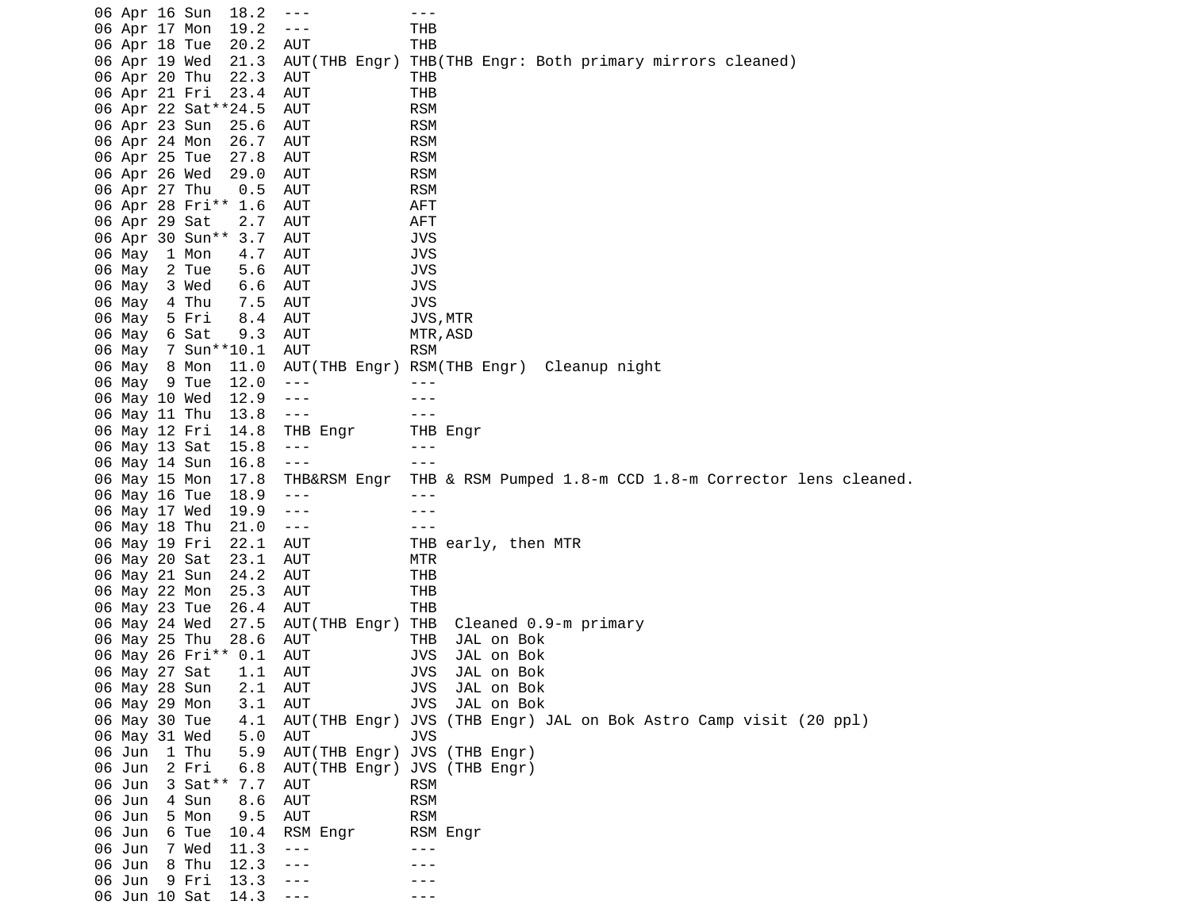```
06 Apr 16 Sun  18.2  ---           ---
06 Apr 17 Mon  19.2  ---           THB
06 Apr 18 Tue  20.2  AUT           THB
06 Apr 19 Wed  21.3  AUT(THB Engr) THB(THB Engr: Both primary mirrors cleaned)
06 Apr 20 Thu  22.3  AUT           THB
06 Apr 21 Fri  23.4  AUT           THB
06 Apr 22 Sat**24.5  AUT           RSM
06 Apr 23 Sun  25.6  AUT           RSM
06 Apr 24 Mon  26.7  AUT           RSM
06 Apr 25 Tue  27.8  AUT           RSM
06 Apr 26 Wed  29.0  AUT           RSM
06 Apr 27 Thu   0.5  AUT           RSM
06 Apr 28 Fri** 1.6  AUT           AFT
06 Apr 29 Sat   2.7  AUT           AFT
06 Apr 30 Sun** 3.7  AUT           JVS
06 May  1 Mon   4.7  AUT           JVS
06 May  2 Tue   5.6  AUT           JVS
06 May  3 Wed   6.6  AUT           JVS
06 May  4 Thu   7.5  AUT           JVS
06 May  5 Fri   8.4  AUT           JVS,MTR
06 May  6 Sat   9.3  AUT           MTR,ASD
06 May  7 Sun**10.1  AUT           RSM
06 May  8 Mon  11.0  AUT(THB Engr) RSM(THB Engr)  Cleanup night
06 May  9 Tue  12.0  ---           ---
06 May 10 Wed  12.9  ---           ---
06 May 11 Thu  13.8  ---           ---
06 May 12 Fri  14.8  THB Engr      THB Engr
06 May 13 Sat  15.8  ---           ---
06 May 14 Sun  16.8  ---           ---
06 May 15 Mon  17.8  THB&RSM Engr  THB & RSM Pumped 1.8-m CCD 1.8-m Corrector lens cleaned.
06 May 16 Tue  18.9  ---           ---
06 May 17 Wed  19.9  ---           ---
06 May 18 Thu  21.0  ---           ---
06 May 19 Fri  22.1  AUT           THB early, then MTR
06 May 20 Sat  23.1  AUT           MTR
06 May 21 Sun  24.2  AUT           THB
06 May 22 Mon  25.3  AUT           THB
06 May 23 Tue  26.4  AUT           THB
06 May 24 Wed  27.5  AUT(THB Engr) THB  Cleaned 0.9-m primary
06 May 25 Thu  28.6  AUT           THB  JAL on Bok
06 May 26 Fri** 0.1  AUT           JVS  JAL on Bok
06 May 27 Sat   1.1  AUT           JVS  JAL on Bok
06 May 28 Sun   2.1  AUT           JVS  JAL on Bok
06 May 29 Mon   3.1  AUT           JVS  JAL on Bok
06 May 30 Tue   4.1  AUT(THB Engr) JVS (THB Engr) JAL on Bok Astro Camp visit (20 ppl)
06 May 31 Wed   5.0  AUT           JVS
06 Jun  1 Thu   5.9  AUT(THB Engr) JVS (THB Engr)
06 Jun  2 Fri   6.8  AUT(THB Engr) JVS (THB Engr)
06 Jun  3 Sat** 7.7  AUT           RSM
06 Jun  4 Sun   8.6  AUT           RSM
06 Jun  5 Mon   9.5  AUT           RSM
06 Jun  6 Tue  10.4  RSM Engr      RSM Engr
06 Jun  7 Wed  11.3  ---           ---
06 Jun  8 Thu  12.3  ---           ---
06 Jun  9 Fri  13.3  ---           ---
06 Jun 10 Sat  14.3  ---           ---
```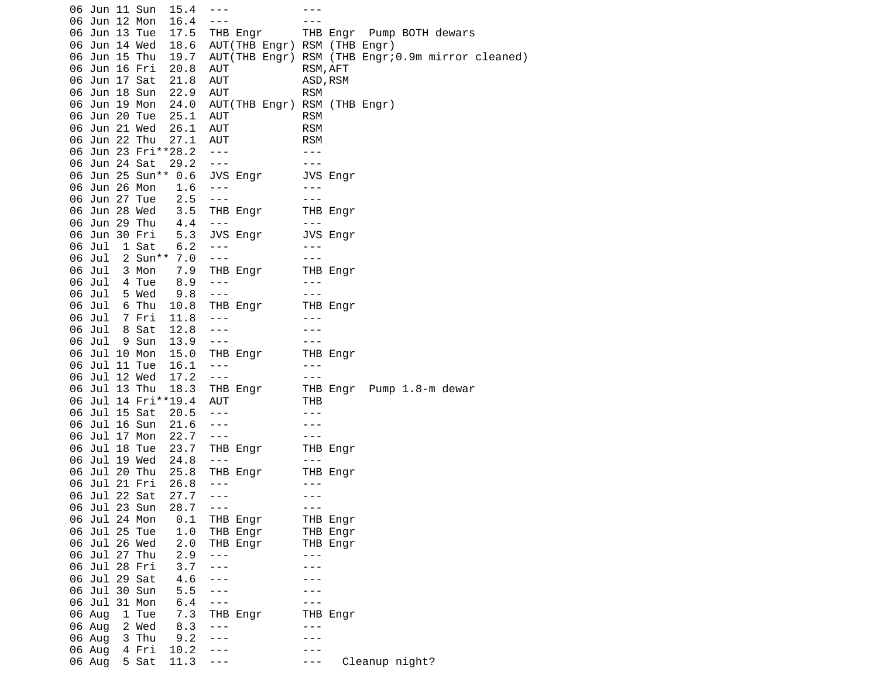```
06 Jun 11 Sun  15.4  ---           ---
06 Jun 12 Mon  16.4  ---           ---
06 Jun 13 Tue  17.5  THB Engr      THB Engr  Pump BOTH dewars
06 Jun 14 Wed  18.6  AUT(THB Engr) RSM (THB Engr)
06 Jun 15 Thu  19.7  AUT(THB Engr) RSM (THB Engr;0.9m mirror cleaned)
06 Jun 16 Fri  20.8  AUT           RSM,AFT
06 Jun 17 Sat  21.8  AUT           ASD,RSM
06 Jun 18 Sun  22.9  AUT           RSM
06 Jun 19 Mon  24.0  AUT(THB Engr) RSM (THB Engr)
06 Jun 20 Tue  25.1  AUT           RSM
06 Jun 21 Wed  26.1  AUT           RSM
06 Jun 22 Thu  27.1  AUT           RSM
06 Jun 23 Fri**28.2  ---           ---
06 Jun 24 Sat  29.2  ---           ---
06 Jun 25 Sun** 0.6  JVS Engr      JVS Engr
06 Jun 26 Mon   1.6  ---           ---
06 Jun 27 Tue   2.5  ---           ---
06 Jun 28 Wed   3.5  THB Engr      THB Engr
06 Jun 29 Thu   4.4  ---           ---
06 Jun 30 Fri   5.3  JVS Engr      JVS Engr
06 Jul  1 Sat   6.2  ---           ---
06 Jul  2 Sun** 7.0  ---           ---
06 Jul  3 Mon   7.9  THB Engr      THB Engr
06 Jul  4 Tue   8.9  ---           ---
06 Jul  5 Wed   9.8  ---           ---
06 Jul  6 Thu  10.8  THB Engr      THB Engr
06 Jul  7 Fri  11.8  ---           ---
06 Jul  8 Sat  12.8  ---           ---
06 Jul  9 Sun  13.9  ---           ---
06 Jul 10 Mon  15.0  THB Engr      THB Engr
06 Jul 11 Tue  16.1  ---           ---
06 Jul 12 Wed  17.2  ---           ---
06 Jul 13 Thu  18.3  THB Engr      THB Engr  Pump 1.8-m dewar
06 Jul 14 Fri**19.4  AUT           THB
06 Jul 15 Sat  20.5  ---           ---
06 Jul 16 Sun  21.6  ---           ---
06 Jul 17 Mon  22.7  ---           ---
06 Jul 18 Tue  23.7  THB Engr      THB Engr
06 Jul 19 Wed  24.8  ---           ---
06 Jul 20 Thu  25.8  THB Engr      THB Engr
06 Jul 21 Fri  26.8  ---           ---
06 Jul 22 Sat  27.7  ---           ---
06 Jul 23 Sun  28.7  ---           ---
06 Jul 24 Mon   0.1  THB Engr      THB Engr
06 Jul 25 Tue   1.0  THB Engr      THB Engr
06 Jul 26 Wed   2.0  THB Engr      THB Engr
06 Jul 27 Thu   2.9  ---           ---
06 Jul 28 Fri   3.7  ---           ---
06 Jul 29 Sat   4.6  ---           ---
06 Jul 30 Sun   5.5  ---           ---
06 Jul 31 Mon   6.4  ---           ---
06 Aug  1 Tue   7.3  THB Engr      THB Engr
06 Aug  2 Wed   8.3  ---           ---
06 Aug  3 Thu   9.2  ---           ---
06 Aug  4 Fri  10.2  ---           ---
06 Aug  5 Sat  11.3  ---           ---   Cleanup night?
```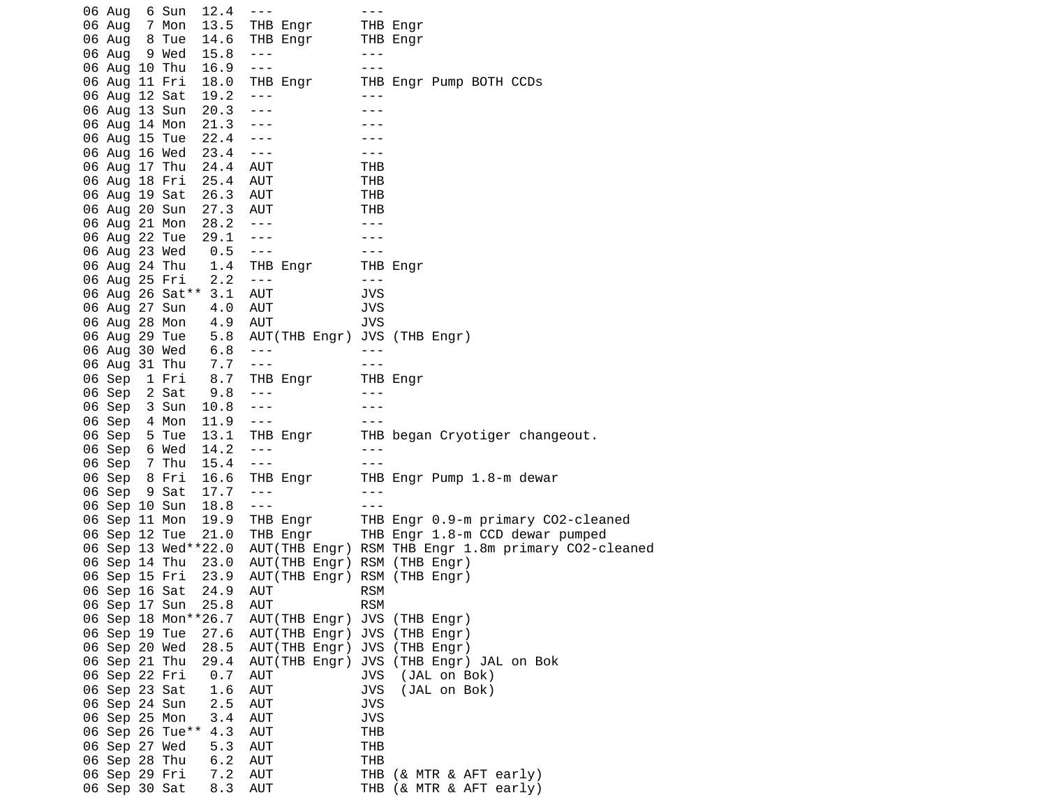```
06 Aug  6 Sun  12.4  ---            ---
06 Aug  7 Mon  13.5  THB Engr       THB Engr
06 Aug  8 Tue  14.6  THB Engr       THB Engr
06 Aug  9 Wed  15.8  ---            ---
06 Aug 10 Thu  16.9  ---            ---
06 Aug 11 Fri  18.0  THB Engr       THB Engr Pump BOTH CCDs
06 Aug 12 Sat  19.2  ---            ---
06 Aug 13 Sun  20.3  ---            ---
06 Aug 14 Mon  21.3  ---            ---
06 Aug 15 Tue  22.4  ---            ---
06 Aug 16 Wed  23.4  ---            ---
06 Aug 17 Thu  24.4  AUT            THB
06 Aug 18 Fri  25.4  AUT            THB
06 Aug 19 Sat  26.3  AUT            THB
06 Aug 20 Sun  27.3  AUT            THB
06 Aug 21 Mon  28.2  ---            ---
06 Aug 22 Tue  29.1  ---            ---
06 Aug 23 Wed   0.5  ---            ---
06 Aug 24 Thu   1.4  THB Engr       THB Engr
06 Aug 25 Fri   2.2  ---            ---
06 Aug 26 Sat** 3.1  AUT            JVS
06 Aug 27 Sun   4.0  AUT            JVS
06 Aug 28 Mon   4.9  AUT            JVS
06 Aug 29 Tue   5.8  AUT(THB Engr) JVS (THB Engr)
06 Aug 30 Wed   6.8  ---            ---
06 Aug 31 Thu   7.7  ---            ---
06 Sep  1 Fri   8.7  THB Engr       THB Engr
06 Sep  2 Sat   9.8  ---            ---
06 Sep  3 Sun  10.8  ---            ---
06 Sep  4 Mon  11.9  ---            ---
06 Sep  5 Tue  13.1  THB Engr       THB began Cryotiger changeout.
06 Sep  6 Wed  14.2  ---            ---
06 Sep  7 Thu  15.4  ---            ---
06 Sep  8 Fri  16.6  THB Engr       THB Engr Pump 1.8-m dewar
06 Sep  9 Sat  17.7  ---            ---
06 Sep 10 Sun  18.8  ---            ---
06 Sep 11 Mon  19.9  THB Engr       THB Engr 0.9-m primary CO2-cleaned
06 Sep 12 Tue  21.0  THB Engr       THB Engr 1.8-m CCD dewar pumped
06 Sep 13 Wed**22.0  AUT(THB Engr) RSM THB Engr 1.8m primary CO2-cleaned
06 Sep 14 Thu  23.0  AUT(THB Engr) RSM (THB Engr)
06 Sep 15 Fri  23.9  AUT(THB Engr) RSM (THB Engr)
06 Sep 16 Sat  24.9  AUT            RSM
06 Sep 17 Sun  25.8  AUT            RSM
06 Sep 18 Mon**26.7  AUT(THB Engr) JVS (THB Engr)
06 Sep 19 Tue  27.6  AUT(THB Engr) JVS (THB Engr)
06 Sep 20 Wed  28.5  AUT(THB Engr) JVS (THB Engr)
06 Sep 21 Thu  29.4  AUT(THB Engr) JVS (THB Engr) JAL on Bok
06 Sep 22 Fri   0.7  AUT            JVS  (JAL on Bok)
06 Sep 23 Sat   1.6  AUT            JVS  (JAL on Bok)
06 Sep 24 Sun   2.5  AUT            JVS
06 Sep 25 Mon   3.4  AUT            JVS
06 Sep 26 Tue** 4.3  AUT            THB
06 Sep 27 Wed   5.3  AUT            THB
06 Sep 28 Thu   6.2  AUT            THB
06 Sep 29 Fri   7.2  AUT            THB (& MTR & AFT early)
06 Sep 30 Sat   8.3  AUT            THB (& MTR & AFT early)
```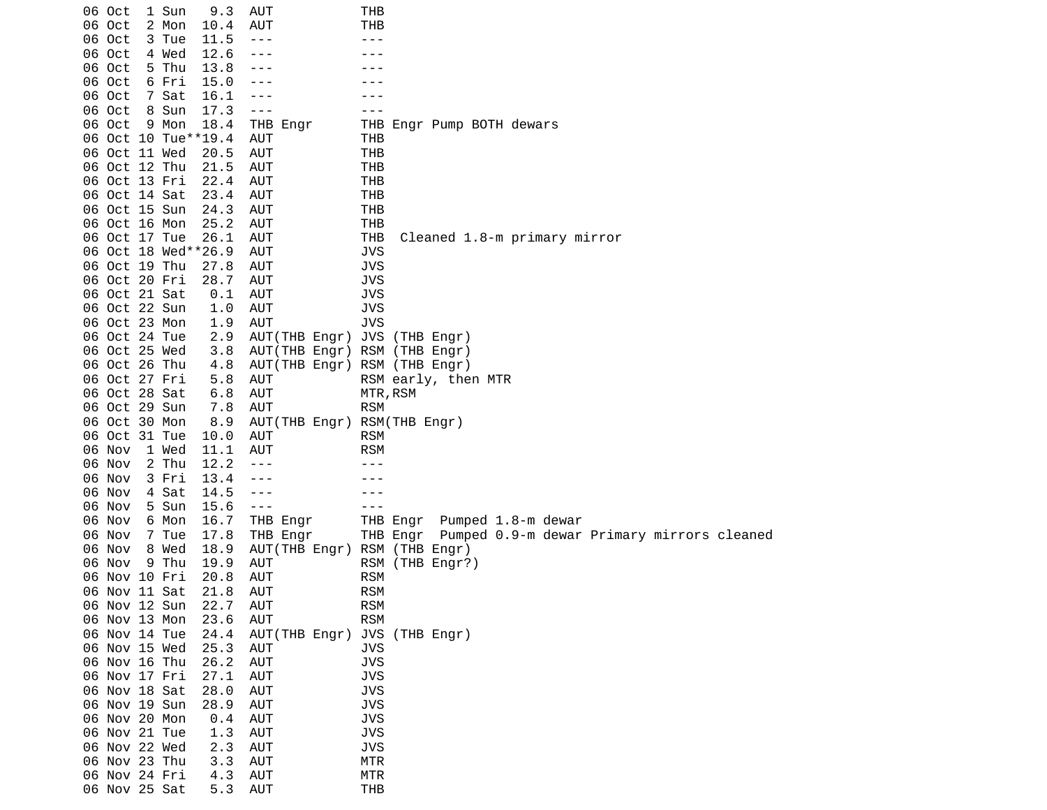```
06 Oct  1 Sun   9.3  AUT           THB
06 Oct  2 Mon  10.4  AUT           THB
06 Oct  3 Tue  11.5  ---           ---
06 Oct  4 Wed  12.6  ---           ---
06 Oct  5 Thu  13.8  ---           ---
06 Oct  6 Fri  15.0  ---           ---
06 Oct  7 Sat  16.1  ---           ---
06 Oct  8 Sun  17.3  ---           ---
06 Oct  9 Mon  18.4  THB Engr      THB Engr Pump BOTH dewars
06 Oct 10 Tue**19.4  AUT           THB
06 Oct 11 Wed  20.5  AUT           THB
06 Oct 12 Thu  21.5  AUT           THB
06 Oct 13 Fri  22.4  AUT           THB
06 Oct 14 Sat  23.4  AUT           THB
06 Oct 15 Sun  24.3  AUT           THB
06 Oct 16 Mon  25.2  AUT           THB
06 Oct 17 Tue  26.1  AUT           THB  Cleaned 1.8-m primary mirror
06 Oct 18 Wed**26.9  AUT           JVS
06 Oct 19 Thu  27.8  AUT           JVS
06 Oct 20 Fri  28.7  AUT           JVS
06 Oct 21 Sat   0.1  AUT           JVS
06 Oct 22 Sun   1.0  AUT           JVS
06 Oct 23 Mon   1.9  AUT           JVS
06 Oct 24 Tue   2.9  AUT(THB Engr) JVS (THB Engr)
06 Oct 25 Wed   3.8  AUT(THB Engr) RSM (THB Engr)
06 Oct 26 Thu   4.8  AUT(THB Engr) RSM (THB Engr)
06 Oct 27 Fri   5.8  AUT           RSM early, then MTR
06 Oct 28 Sat   6.8  AUT           MTR,RSM
06 Oct 29 Sun   7.8  AUT           RSM
06 Oct 30 Mon   8.9  AUT(THB Engr) RSM(THB Engr)
06 Oct 31 Tue  10.0  AUT           RSM
06 Nov  1 Wed  11.1  AUT           RSM
06 Nov  2 Thu  12.2  ---           ---
06 Nov  3 Fri  13.4  ---           ---
06 Nov  4 Sat  14.5  ---           ---
06 Nov  5 Sun  15.6  ---           ---
06 Nov  6 Mon  16.7  THB Engr      THB Engr  Pumped 1.8-m dewar
06 Nov  7 Tue  17.8  THB Engr      THB Engr  Pumped 0.9-m dewar Primary mirrors cleaned
06 Nov  8 Wed  18.9  AUT(THB Engr) RSM (THB Engr)
06 Nov  9 Thu  19.9  AUT           RSM (THB Engr?)
06 Nov 10 Fri  20.8  AUT           RSM
06 Nov 11 Sat  21.8  AUT           RSM
06 Nov 12 Sun  22.7  AUT           RSM
06 Nov 13 Mon  23.6  AUT           RSM
06 Nov 14 Tue  24.4  AUT(THB Engr) JVS (THB Engr)
06 Nov 15 Wed  25.3  AUT           JVS
06 Nov 16 Thu  26.2  AUT           JVS
06 Nov 17 Fri  27.1  AUT           JVS
06 Nov 18 Sat  28.0  AUT           JVS
06 Nov 19 Sun  28.9  AUT           JVS
06 Nov 20 Mon   0.4  AUT           JVS
06 Nov 21 Tue   1.3  AUT           JVS
06 Nov 22 Wed   2.3  AUT           JVS
06 Nov 23 Thu   3.3  AUT           MTR
06 Nov 24 Fri   4.3  AUT           MTR
06 Nov 25 Sat   5.3  AUT           THB
```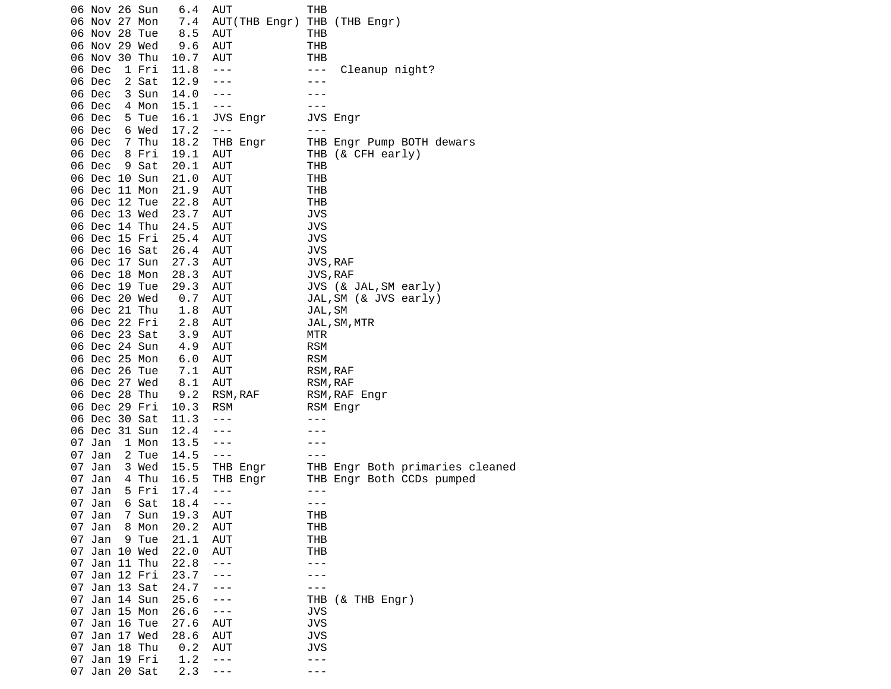```
06 Nov 26 Sun   6.4  AUT           THB
06 Nov 27 Mon   7.4  AUT(THB Engr) THB (THB Engr)
06 Nov 28 Tue   8.5  AUT           THB
06 Nov 29 Wed   9.6  AUT           THB
06 Nov 30 Thu  10.7  AUT           THB
06 Dec  1 Fri  11.8  ---           ---  Cleanup night?
06 Dec  2 Sat  12.9  ---           ---
06 Dec  3 Sun  14.0  ---           ---
06 Dec  4 Mon  15.1  ---           ---
06 Dec  5 Tue  16.1  JVS Engr      JVS Engr
06 Dec  6 Wed  17.2  ---           ---
06 Dec  7 Thu  18.2  THB Engr      THB Engr Pump BOTH dewars
06 Dec  8 Fri  19.1  AUT           THB (& CFH early)
06 Dec  9 Sat  20.1  AUT           THB
06 Dec 10 Sun  21.0  AUT           THB
06 Dec 11 Mon  21.9  AUT           THB
06 Dec 12 Tue  22.8  AUT           THB
06 Dec 13 Wed  23.7  AUT           JVS
06 Dec 14 Thu  24.5  AUT           JVS
06 Dec 15 Fri  25.4  AUT           JVS
06 Dec 16 Sat  26.4  AUT           JVS
06 Dec 17 Sun  27.3  AUT           JVS,RAF
06 Dec 18 Mon  28.3  AUT           JVS,RAF
06 Dec 19 Tue  29.3  AUT           JVS (& JAL,SM early)
06 Dec 20 Wed   0.7  AUT           JAL,SM (& JVS early)
06 Dec 21 Thu   1.8  AUT           JAL,SM
06 Dec 22 Fri   2.8  AUT           JAL,SM,MTR
06 Dec 23 Sat   3.9  AUT           MTR
06 Dec 24 Sun   4.9  AUT           RSM
06 Dec 25 Mon   6.0  AUT           RSM
06 Dec 26 Tue   7.1  AUT           RSM,RAF
06 Dec 27 Wed   8.1  AUT           RSM,RAF
06 Dec 28 Thu   9.2  RSM,RAF       RSM,RAF Engr
06 Dec 29 Fri  10.3  RSM           RSM Engr
06 Dec 30 Sat  11.3  ---           ---
06 Dec 31 Sun  12.4  ---           ---
07 Jan  1 Mon  13.5  ---           ---
07 Jan  2 Tue  14.5  ---           ---
07 Jan  3 Wed  15.5  THB Engr      THB Engr Both primaries cleaned
07 Jan  4 Thu  16.5  THB Engr      THB Engr Both CCDs pumped
07 Jan  5 Fri  17.4  ---           ---
07 Jan  6 Sat  18.4  ---           ---
07 Jan  7 Sun  19.3  AUT           THB
07 Jan  8 Mon  20.2  AUT           THB
07 Jan  9 Tue  21.1  AUT           THB
07 Jan 10 Wed  22.0  AUT           THB
07 Jan 11 Thu  22.8  ---           ---
07 Jan 12 Fri  23.7  ---           ---
07 Jan 13 Sat  24.7  ---           ---
07 Jan 14 Sun  25.6  ---           THB (& THB Engr)
07 Jan 15 Mon  26.6  ---           JVS
07 Jan 16 Tue  27.6  AUT           JVS
07 Jan 17 Wed  28.6  AUT           JVS
07 Jan 18 Thu   0.2  AUT           JVS
07 Jan 19 Fri   1.2  ---           ---
07 Jan 20 Sat   2.3  ---           ---
```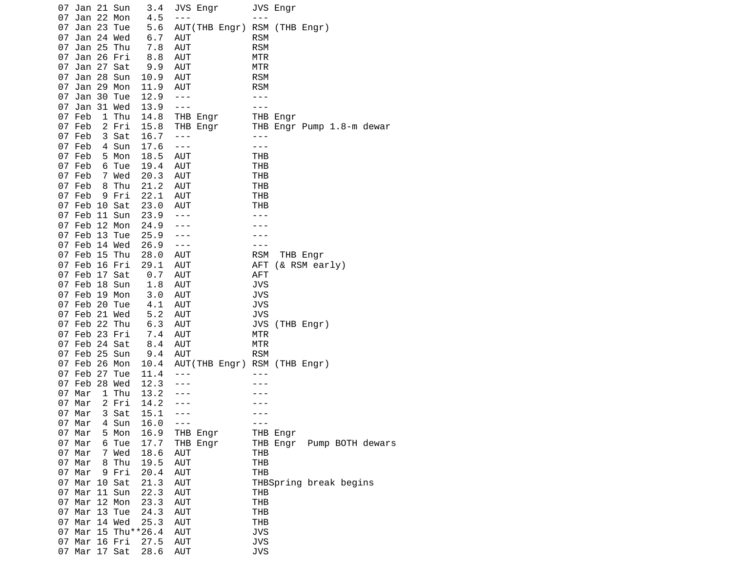```
07 Jan 21 Sun   3.4  JVS Engr      JVS Engr
07 Jan 22 Mon   4.5  ---           ---
07 Jan 23 Tue   5.6  AUT(THB Engr) RSM (THB Engr)
07 Jan 24 Wed   6.7  AUT           RSM
07 Jan 25 Thu   7.8  AUT           RSM
07 Jan 26 Fri   8.8  AUT           MTR
07 Jan 27 Sat   9.9  AUT           MTR
07 Jan 28 Sun  10.9  AUT           RSM
07 Jan 29 Mon  11.9  AUT           RSM
07 Jan 30 Tue  12.9  ---           ---
07 Jan 31 Wed  13.9  ---           ---
07 Feb  1 Thu  14.8  THB Engr      THB Engr
07 Feb  2 Fri  15.8  THB Engr      THB Engr Pump 1.8-m dewar
07 Feb  3 Sat  16.7  ---           ---
07 Feb  4 Sun  17.6  ---           ---
07 Feb  5 Mon  18.5  AUT           THB
07 Feb  6 Tue  19.4  AUT           THB
07 Feb  7 Wed  20.3  AUT           THB
07 Feb  8 Thu  21.2  AUT           THB
07 Feb  9 Fri  22.1  AUT           THB
07 Feb 10 Sat  23.0  AUT           THB
07 Feb 11 Sun  23.9  ---           ---
07 Feb 12 Mon  24.9  ---           ---
07 Feb 13 Tue  25.9  ---           ---
07 Feb 14 Wed  26.9  ---           ---
07 Feb 15 Thu  28.0  AUT           RSM  THB Engr
07 Feb 16 Fri  29.1  AUT           AFT (& RSM early)
07 Feb 17 Sat   0.7  AUT           AFT
07 Feb 18 Sun   1.8  AUT           JVS
07 Feb 19 Mon   3.0  AUT           JVS
07 Feb 20 Tue   4.1  AUT           JVS
07 Feb 21 Wed   5.2  AUT           JVS
07 Feb 22 Thu   6.3  AUT           JVS (THB Engr)
07 Feb 23 Fri   7.4  AUT           MTR
07 Feb 24 Sat   8.4  AUT           MTR
07 Feb 25 Sun   9.4  AUT           RSM
07 Feb 26 Mon  10.4  AUT(THB Engr) RSM (THB Engr)
07 Feb 27 Tue  11.4  ---           ---
07 Feb 28 Wed  12.3  ---           ---
07 Mar  1 Thu  13.2  ---           ---
07 Mar  2 Fri  14.2  ---           ---
07 Mar  3 Sat  15.1  ---           ---
07 Mar  4 Sun  16.0  ---           ---
07 Mar  5 Mon  16.9  THB Engr      THB Engr
07 Mar  6 Tue  17.7  THB Engr      THB Engr  Pump BOTH dewars
07 Mar  7 Wed  18.6  AUT           THB
07 Mar  8 Thu  19.5  AUT           THB
07 Mar  9 Fri  20.4  AUT           THB
07 Mar 10 Sat  21.3  AUT           THBSpring break begins
07 Mar 11 Sun  22.3  AUT           THB
07 Mar 12 Mon  23.3  AUT           THB
07 Mar 13 Tue  24.3  AUT           THB
07 Mar 14 Wed  25.3  AUT           THB
07 Mar 15 Thu**26.4  AUT           JVS
07 Mar 16 Fri  27.5  AUT           JVS
07 Mar 17 Sat  28.6  AUT           JVS
```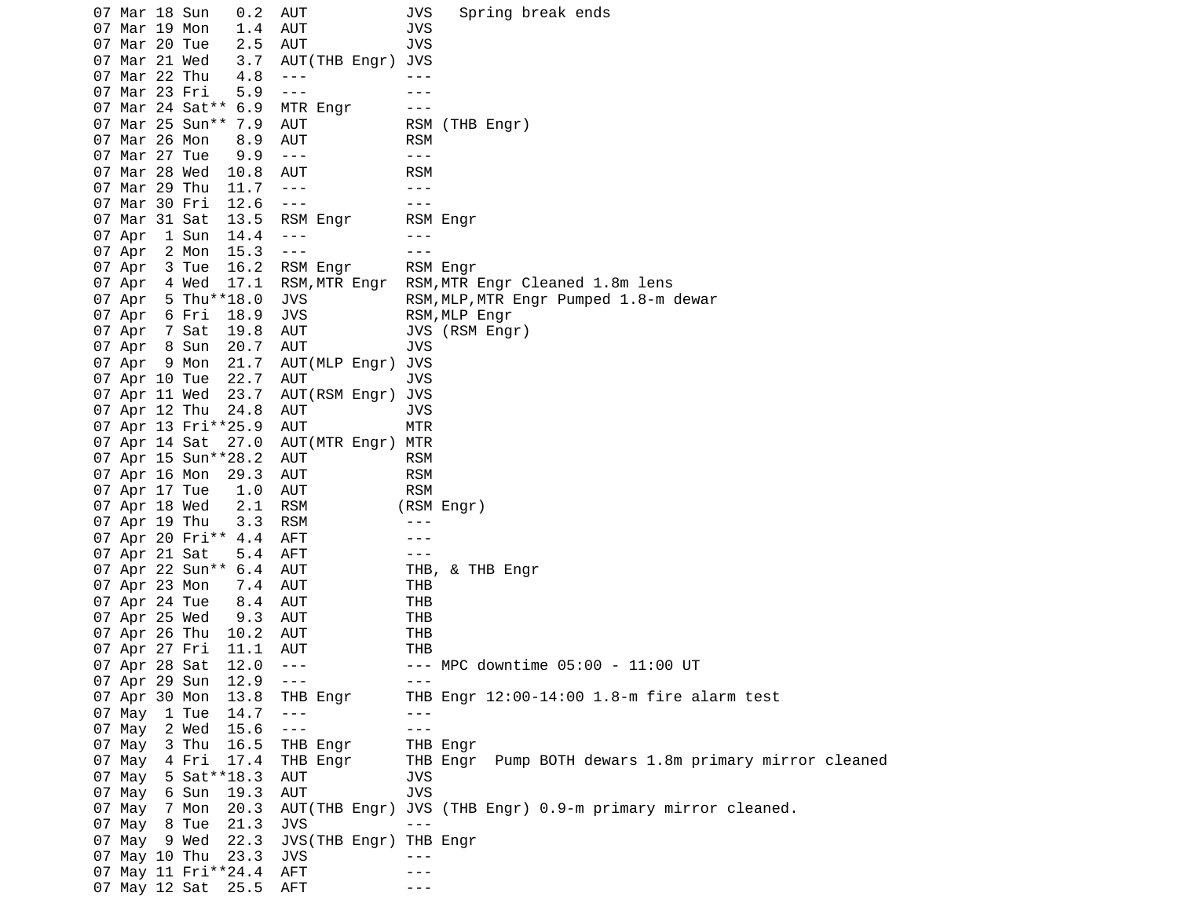```
07 Mar 18 Sun   0.2  AUT           JVS   Spring break ends
07 Mar 19 Mon   1.4  AUT           JVS
07 Mar 20 Tue   2.5  AUT           JVS
07 Mar 21 Wed   3.7  AUT(THB Engr) JVS
07 Mar 22 Thu   4.8  ---           ---
07 Mar 23 Fri   5.9  ---           ---
07 Mar 24 Sat** 6.9  MTR Engr      ---
07 Mar 25 Sun** 7.9  AUT           RSM (THB Engr)
07 Mar 26 Mon   8.9  AUT           RSM
07 Mar 27 Tue   9.9  ---           ---
07 Mar 28 Wed  10.8  AUT           RSM
07 Mar 29 Thu  11.7  ---           ---
07 Mar 30 Fri  12.6  ---           ---
07 Mar 31 Sat  13.5  RSM Engr      RSM Engr
07 Apr  1 Sun  14.4  ---           ---
07 Apr  2 Mon  15.3  ---           ---
07 Apr  3 Tue  16.2  RSM Engr      RSM Engr
07 Apr  4 Wed  17.1  RSM,MTR Engr  RSM,MTR Engr Cleaned 1.8m lens
07 Apr  5 Thu**18.0  JVS           RSM,MLP,MTR Engr Pumped 1.8-m dewar
07 Apr  6 Fri  18.9  JVS           RSM,MLP Engr
07 Apr  7 Sat  19.8  AUT           JVS (RSM Engr)
07 Apr  8 Sun  20.7  AUT           JVS
07 Apr  9 Mon  21.7  AUT(MLP Engr) JVS
07 Apr 10 Tue  22.7  AUT           JVS
07 Apr 11 Wed  23.7  AUT(RSM Engr) JVS
07 Apr 12 Thu  24.8  AUT           JVS
07 Apr 13 Fri**25.9  AUT           MTR
07 Apr 14 Sat  27.0  AUT(MTR Engr) MTR
07 Apr 15 Sun**28.2  AUT           RSM
07 Apr 16 Mon  29.3  AUT           RSM
07 Apr 17 Tue   1.0  AUT           RSM
07 Apr 18 Wed   2.1  RSM          (RSM Engr)
07 Apr 19 Thu   3.3  RSM           ---
07 Apr 20 Fri** 4.4  AFT           ---
07 Apr 21 Sat   5.4  AFT           ---
07 Apr 22 Sun** 6.4  AUT           THB, & THB Engr
07 Apr 23 Mon   7.4  AUT           THB
07 Apr 24 Tue   8.4  AUT           THB
07 Apr 25 Wed   9.3  AUT           THB
07 Apr 26 Thu  10.2  AUT           THB
07 Apr 27 Fri  11.1  AUT           THB
07 Apr 28 Sat  12.0  ---           --- MPC downtime 05:00 - 11:00 UT
07 Apr 29 Sun  12.9  ---           ---
07 Apr 30 Mon  13.8  THB Engr      THB Engr 12:00-14:00 1.8-m fire alarm test
07 May  1 Tue  14.7  ---           ---
07 May  2 Wed  15.6  ---           ---
07 May  3 Thu  16.5  THB Engr      THB Engr
07 May  4 Fri  17.4  THB Engr      THB Engr  Pump BOTH dewars 1.8m primary mirror cleaned
07 May  5 Sat**18.3  AUT           JVS
07 May  6 Sun  19.3  AUT           JVS
07 May  7 Mon  20.3  AUT(THB Engr) JVS (THB Engr) 0.9-m primary mirror cleaned.
07 May  8 Tue  21.3  JVS           ---
07 May  9 Wed  22.3  JVS(THB Engr) THB Engr
07 May 10 Thu  23.3  JVS           ---
07 May 11 Fri**24.4  AFT           ---
07 May 12 Sat  25.5  AFT           ---
```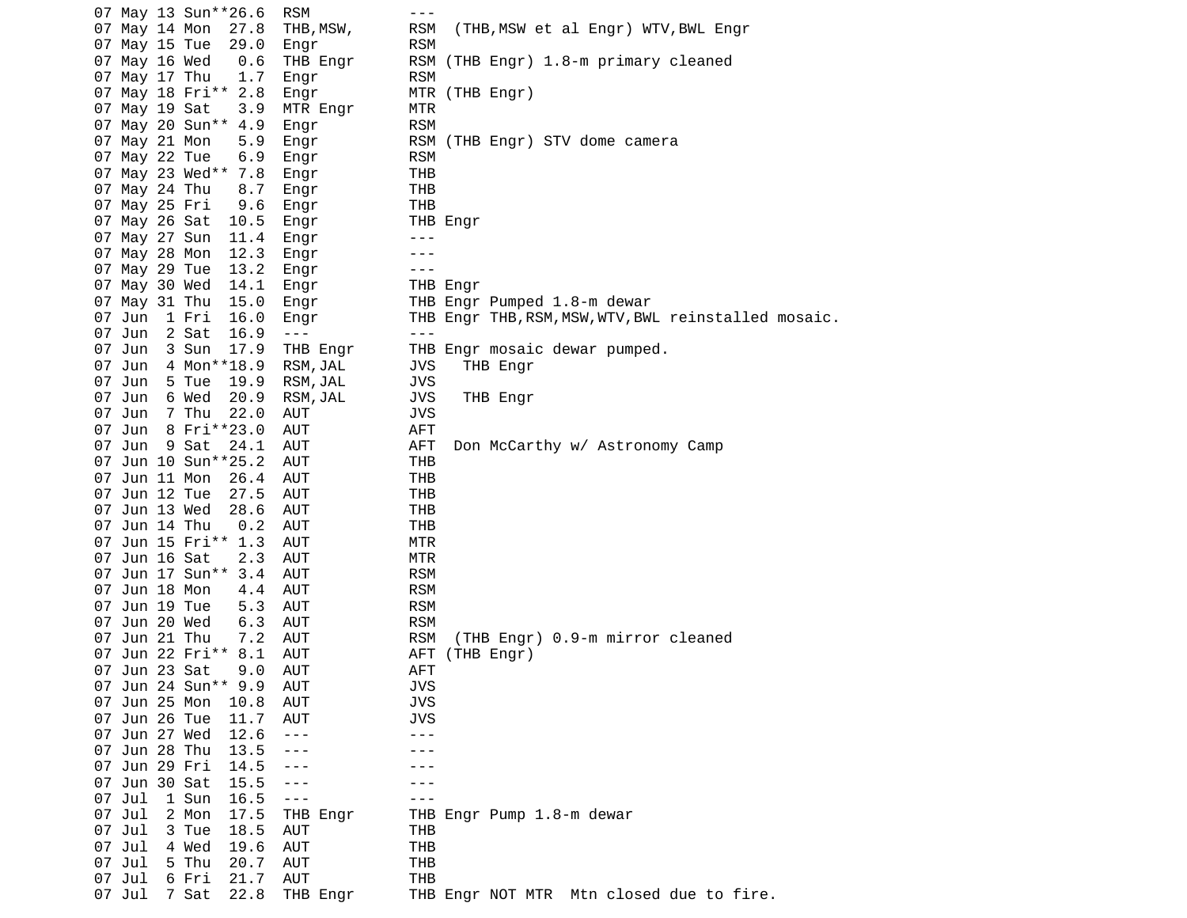```
07 May 13 Sun**26.6  RSM           ---
07 May 14 Mon  27.8  THB,MSW,      RSM  (THB,MSW et al Engr) WTV,BWL Engr
07 May 15 Tue  29.0  Engr          RSM
07 May 16 Wed   0.6  THB Engr      RSM (THB Engr) 1.8-m primary cleaned
07 May 17 Thu   1.7  Engr          RSM
07 May 18 Fri** 2.8  Engr          MTR (THB Engr)
07 May 19 Sat   3.9  MTR Engr      MTR
07 May 20 Sun** 4.9  Engr          RSM
07 May 21 Mon   5.9  Engr          RSM (THB Engr) STV dome camera
07 May 22 Tue   6.9  Engr          RSM
07 May 23 Wed** 7.8  Engr          THB
07 May 24 Thu   8.7  Engr          THB
07 May 25 Fri   9.6  Engr          THB
07 May 26 Sat  10.5  Engr          THB Engr
07 May 27 Sun  11.4  Engr          ---
07 May 28 Mon  12.3  Engr          ---
07 May 29 Tue  13.2  Engr          ---
07 May 30 Wed  14.1  Engr          THB Engr
07 May 31 Thu  15.0  Engr          THB Engr Pumped 1.8-m dewar
07 Jun  1 Fri  16.0  Engr          THB Engr THB,RSM,MSW,WTV,BWL reinstalled mosaic.
07 Jun  2 Sat  16.9  ---           ---
07 Jun  3 Sun  17.9  THB Engr      THB Engr mosaic dewar pumped.
07 Jun  4 Mon**18.9  RSM,JAL       JVS   THB Engr
07 Jun  5 Tue  19.9  RSM,JAL       JVS
07 Jun  6 Wed  20.9  RSM,JAL       JVS   THB Engr
07 Jun  7 Thu  22.0  AUT           JVS
07 Jun  8 Fri**23.0  AUT           AFT
07 Jun  9 Sat  24.1  AUT           AFT  Don McCarthy w/ Astronomy Camp
07 Jun 10 Sun**25.2  AUT           THB
07 Jun 11 Mon  26.4  AUT           THB
07 Jun 12 Tue  27.5  AUT           THB
07 Jun 13 Wed  28.6  AUT           THB
07 Jun 14 Thu   0.2  AUT           THB
07 Jun 15 Fri** 1.3  AUT           MTR
07 Jun 16 Sat   2.3  AUT           MTR
07 Jun 17 Sun** 3.4  AUT           RSM
07 Jun 18 Mon   4.4  AUT           RSM
07 Jun 19 Tue   5.3  AUT           RSM
07 Jun 20 Wed   6.3  AUT           RSM
07 Jun 21 Thu   7.2  AUT           RSM  (THB Engr) 0.9-m mirror cleaned
07 Jun 22 Fri** 8.1  AUT           AFT (THB Engr)
07 Jun 23 Sat   9.0  AUT           AFT
07 Jun 24 Sun** 9.9  AUT           JVS
07 Jun 25 Mon  10.8  AUT           JVS
07 Jun 26 Tue  11.7  AUT           JVS
07 Jun 27 Wed  12.6  ---           ---
07 Jun 28 Thu  13.5  ---           ---
07 Jun 29 Fri  14.5  ---           ---
07 Jun 30 Sat  15.5  ---           ---
07 Jul  1 Sun  16.5  ---           ---
07 Jul  2 Mon  17.5  THB Engr      THB Engr Pump 1.8-m dewar
07 Jul  3 Tue  18.5  AUT           THB
07 Jul  4 Wed  19.6  AUT           THB
07 Jul  5 Thu  20.7  AUT           THB
07 Jul  6 Fri  21.7  AUT           THB
07 Jul  7 Sat  22.8  THB Engr      THB Engr NOT MTR  Mtn closed due to fire.
```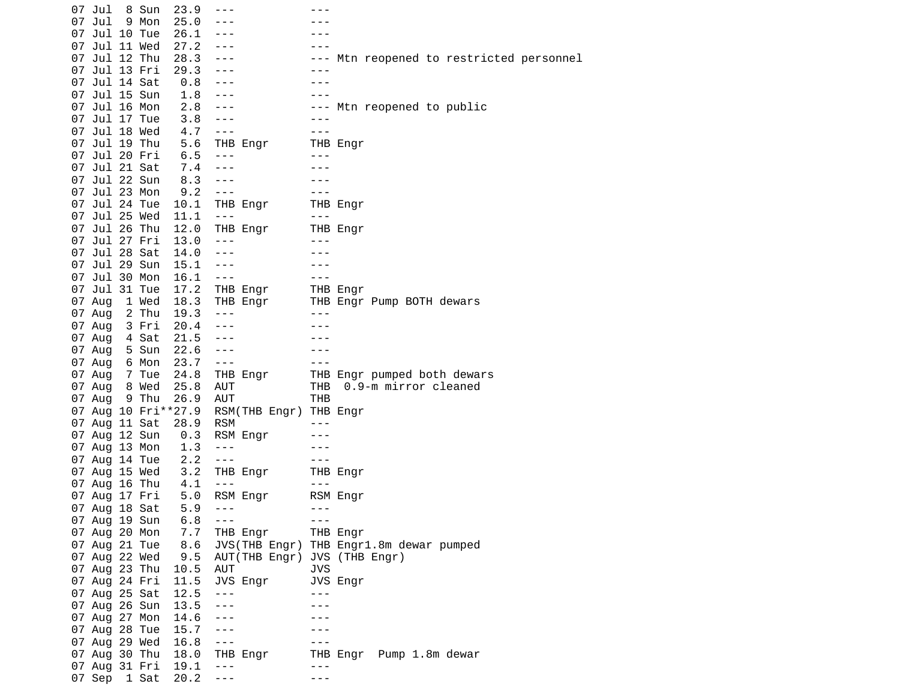```
07 Jul  8 Sun  23.9  ---           ---
07 Jul  9 Mon  25.0  ---           ---
07 Jul 10 Tue  26.1  ---           ---
07 Jul 11 Wed  27.2  ---           ---
07 Jul 12 Thu  28.3  ---           --- Mtn reopened to restricted personnel
07 Jul 13 Fri  29.3  ---           ---
07 Jul 14 Sat   0.8  ---           ---
07 Jul 15 Sun   1.8  ---           ---
07 Jul 16 Mon   2.8  ---           --- Mtn reopened to public
07 Jul 17 Tue   3.8  ---           ---
07 Jul 18 Wed   4.7  ---           ---
07 Jul 19 Thu   5.6  THB Engr      THB Engr
07 Jul 20 Fri   6.5  ---           ---
07 Jul 21 Sat   7.4  ---           ---
07 Jul 22 Sun   8.3  ---           ---
07 Jul 23 Mon   9.2  ---           ---
07 Jul 24 Tue  10.1  THB Engr      THB Engr
07 Jul 25 Wed  11.1  ---           ---
07 Jul 26 Thu  12.0  THB Engr      THB Engr
07 Jul 27 Fri  13.0  ---           ---
07 Jul 28 Sat  14.0  ---           ---
07 Jul 29 Sun  15.1  ---           ---
07 Jul 30 Mon  16.1  ---           ---
07 Jul 31 Tue  17.2  THB Engr      THB Engr
07 Aug  1 Wed  18.3  THB Engr      THB Engr Pump BOTH dewars
07 Aug  2 Thu  19.3  ---           ---
07 Aug  3 Fri  20.4  ---           ---
07 Aug  4 Sat  21.5  ---           ---
07 Aug  5 Sun  22.6  ---           ---
07 Aug  6 Mon  23.7  ---           ---
07 Aug  7 Tue  24.8  THB Engr      THB Engr pumped both dewars
07 Aug  8 Wed  25.8  AUT           THB  0.9-m mirror cleaned
07 Aug  9 Thu  26.9  AUT           THB
07 Aug 10 Fri**27.9  RSM(THB Engr) THB Engr
07 Aug 11 Sat  28.9  RSM           ---
07 Aug 12 Sun   0.3  RSM Engr      ---
07 Aug 13 Mon   1.3  ---           ---
07 Aug 14 Tue   2.2  ---           ---
07 Aug 15 Wed   3.2  THB Engr      THB Engr
07 Aug 16 Thu   4.1  ---           ---
07 Aug 17 Fri   5.0  RSM Engr      RSM Engr
07 Aug 18 Sat   5.9  ---           ---
07 Aug 19 Sun   6.8  ---           ---
07 Aug 20 Mon   7.7  THB Engr      THB Engr
07 Aug 21 Tue   8.6  JVS(THB Engr) THB Engr1.8m dewar pumped
07 Aug 22 Wed   9.5  AUT(THB Engr) JVS (THB Engr)
07 Aug 23 Thu  10.5  AUT           JVS
07 Aug 24 Fri  11.5  JVS Engr      JVS Engr
07 Aug 25 Sat  12.5  ---           ---
07 Aug 26 Sun  13.5  ---           ---
07 Aug 27 Mon  14.6  ---           ---
07 Aug 28 Tue  15.7  ---           ---
07 Aug 29 Wed  16.8  ---           ---
07 Aug 30 Thu  18.0  THB Engr      THB Engr  Pump 1.8m dewar
07 Aug 31 Fri  19.1  ---           ---
07 Sep  1 Sat  20.2  ---           ---
```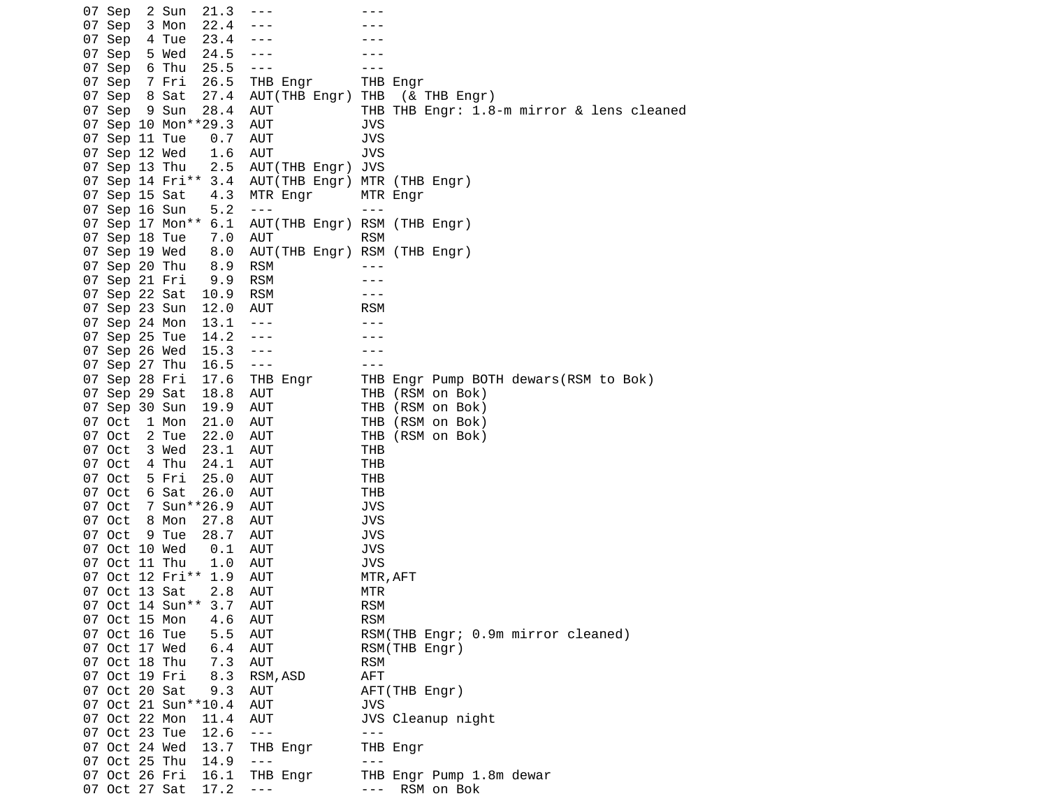```
07 Sep  2 Sun  21.3  ---            ---
07 Sep  3 Mon  22.4  ---            ---
07 Sep  4 Tue  23.4  ---            ---
07 Sep  5 Wed  24.5  ---            ---
07 Sep  6 Thu  25.5  ---            ---
07 Sep  7 Fri  26.5  THB Engr       THB Engr
07 Sep  8 Sat  27.4  AUT(THB Engr) THB  (& THB Engr)
07 Sep  9 Sun  28.4  AUT            THB THB Engr: 1.8-m mirror & lens cleaned
07 Sep 10 Mon**29.3  AUT            JVS
07 Sep 11 Tue   0.7  AUT            JVS
07 Sep 12 Wed   1.6  AUT            JVS
07 Sep 13 Thu   2.5  AUT(THB Engr) JVS
07 Sep 14 Fri** 3.4  AUT(THB Engr) MTR (THB Engr)
07 Sep 15 Sat   4.3  MTR Engr       MTR Engr
07 Sep 16 Sun   5.2  ---            ---
07 Sep 17 Mon** 6.1  AUT(THB Engr) RSM (THB Engr)
07 Sep 18 Tue   7.0  AUT            RSM
07 Sep 19 Wed   8.0  AUT(THB Engr) RSM (THB Engr)
07 Sep 20 Thu   8.9  RSM            ---
07 Sep 21 Fri   9.9  RSM            ---
07 Sep 22 Sat  10.9  RSM            ---
07 Sep 23 Sun  12.0  AUT            RSM
07 Sep 24 Mon  13.1  ---            ---
07 Sep 25 Tue  14.2  ---            ---
07 Sep 26 Wed  15.3  ---            ---
07 Sep 27 Thu  16.5  ---            ---
07 Sep 28 Fri  17.6  THB Engr       THB Engr Pump BOTH dewars(RSM to Bok)
07 Sep 29 Sat  18.8  AUT            THB (RSM on Bok)
07 Sep 30 Sun  19.9  AUT            THB (RSM on Bok)
07 Oct  1 Mon  21.0  AUT            THB (RSM on Bok)
07 Oct  2 Tue  22.0  AUT            THB (RSM on Bok)
07 Oct  3 Wed  23.1  AUT            THB
07 Oct  4 Thu  24.1  AUT            THB
07 Oct  5 Fri  25.0  AUT            THB
07 Oct  6 Sat  26.0  AUT            THB
07 Oct  7 Sun**26.9  AUT            JVS
07 Oct  8 Mon  27.8  AUT            JVS
07 Oct  9 Tue  28.7  AUT            JVS
07 Oct 10 Wed   0.1  AUT            JVS
07 Oct 11 Thu   1.0  AUT            JVS
07 Oct 12 Fri** 1.9  AUT            MTR,AFT
07 Oct 13 Sat   2.8  AUT            MTR
07 Oct 14 Sun** 3.7  AUT            RSM
07 Oct 15 Mon   4.6  AUT            RSM
07 Oct 16 Tue   5.5  AUT            RSM(THB Engr; 0.9m mirror cleaned)
07 Oct 17 Wed   6.4  AUT            RSM(THB Engr)
07 Oct 18 Thu   7.3  AUT            RSM
07 Oct 19 Fri   8.3  RSM,ASD        AFT
07 Oct 20 Sat   9.3  AUT            AFT(THB Engr)
07 Oct 21 Sun**10.4  AUT            JVS
07 Oct 22 Mon  11.4  AUT            JVS Cleanup night
07 Oct 23 Tue  12.6  ---            ---
07 Oct 24 Wed  13.7  THB Engr       THB Engr
07 Oct 25 Thu  14.9  ---            ---
07 Oct 26 Fri  16.1  THB Engr       THB Engr Pump 1.8m dewar
07 Oct 27 Sat  17.2  ---            ---  RSM on Bok
```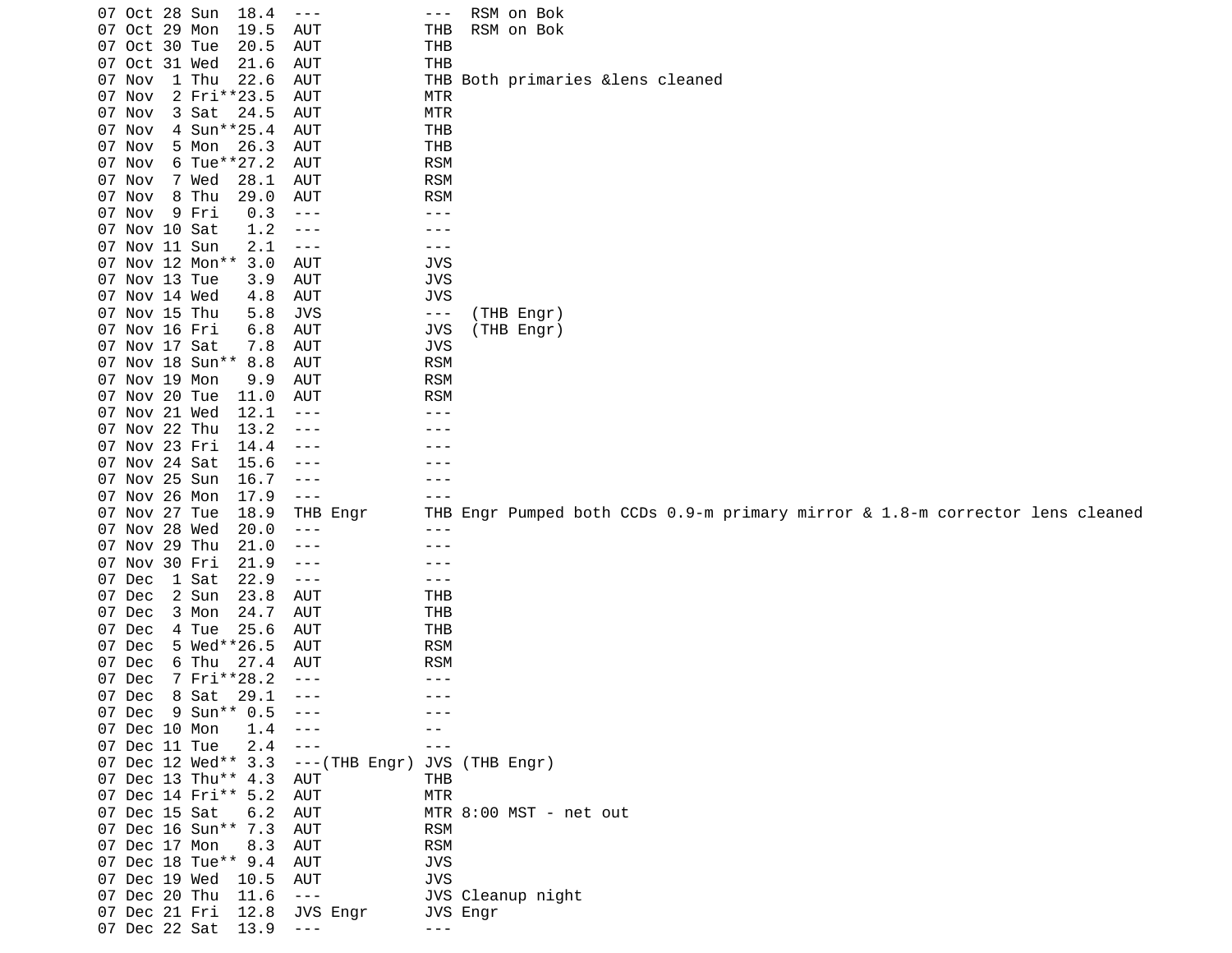```
07 Oct 28 Sun  18.4  ---            ---  RSM on Bok
07 Oct 29 Mon  19.5  AUT            THB  RSM on Bok
07 Oct 30 Tue  20.5  AUT            THB
07 Oct 31 Wed  21.6  AUT            THB
07 Nov  1 Thu  22.6  AUT            THB Both primaries &lens cleaned
07 Nov  2 Fri**23.5  AUT            MTR
07 Nov  3 Sat  24.5  AUT            MTR
07 Nov  4 Sun**25.4  AUT            THB
07 Nov  5 Mon  26.3  AUT            THB
07 Nov  6 Tue**27.2  AUT            RSM
07 Nov  7 Wed  28.1  AUT            RSM
07 Nov  8 Thu  29.0  AUT            RSM
07 Nov  9 Fri   0.3  ---            ---
07 Nov 10 Sat   1.2  ---            ---
07 Nov 11 Sun   2.1  ---            ---
07 Nov 12 Mon** 3.0  AUT            JVS
07 Nov 13 Tue   3.9  AUT            JVS
07 Nov 14 Wed   4.8  AUT            JVS
07 Nov 15 Thu   5.8  JVS            ---  (THB Engr)
07 Nov 16 Fri   6.8  AUT            JVS  (THB Engr)
07 Nov 17 Sat   7.8  AUT            JVS
07 Nov 18 Sun** 8.8  AUT            RSM
07 Nov 19 Mon   9.9  AUT            RSM
07 Nov 20 Tue  11.0  AUT            RSM
07 Nov 21 Wed  12.1  ---            ---
07 Nov 22 Thu  13.2  ---            ---
07 Nov 23 Fri  14.4  ---            ---
07 Nov 24 Sat  15.6  ---            ---
07 Nov 25 Sun  16.7  ---            ---
07 Nov 26 Mon  17.9  ---            ---
07 Nov 27 Tue  18.9  THB Engr       THB Engr Pumped both CCDs 0.9-m primary mirror & 1.8-m corrector lens cleaned
07 Nov 28 Wed  20.0  ---            ---
07 Nov 29 Thu  21.0  ---            ---
07 Nov 30 Fri  21.9  ---            ---
07 Dec  1 Sat  22.9  ---            ---
07 Dec  2 Sun  23.8  AUT            THB
07 Dec  3 Mon  24.7  AUT            THB
07 Dec  4 Tue  25.6  AUT            THB
07 Dec  5 Wed**26.5  AUT            RSM
07 Dec  6 Thu  27.4  AUT            RSM
07 Dec  7 Fri**28.2  ---            ---
07 Dec  8 Sat  29.1  ---            ---
07 Dec  9 Sun** 0.5  ---            ---
07 Dec 10 Mon   1.4  ---            --
07 Dec 11 Tue   2.4  ---            ---
07 Dec 12 Wed** 3.3  ---(THB Engr) JVS (THB Engr)
07 Dec 13 Thu** 4.3  AUT            THB
07 Dec 14 Fri** 5.2  AUT            MTR
07 Dec 15 Sat   6.2  AUT            MTR 8:00 MST - net out
07 Dec 16 Sun** 7.3  AUT            RSM
07 Dec 17 Mon   8.3  AUT            RSM
07 Dec 18 Tue** 9.4  AUT            JVS
07 Dec 19 Wed  10.5  AUT            JVS
07 Dec 20 Thu  11.6  ---            JVS Cleanup night
07 Dec 21 Fri  12.8  JVS Engr       JVS Engr
07 Dec 22 Sat  13.9  ---            ---
```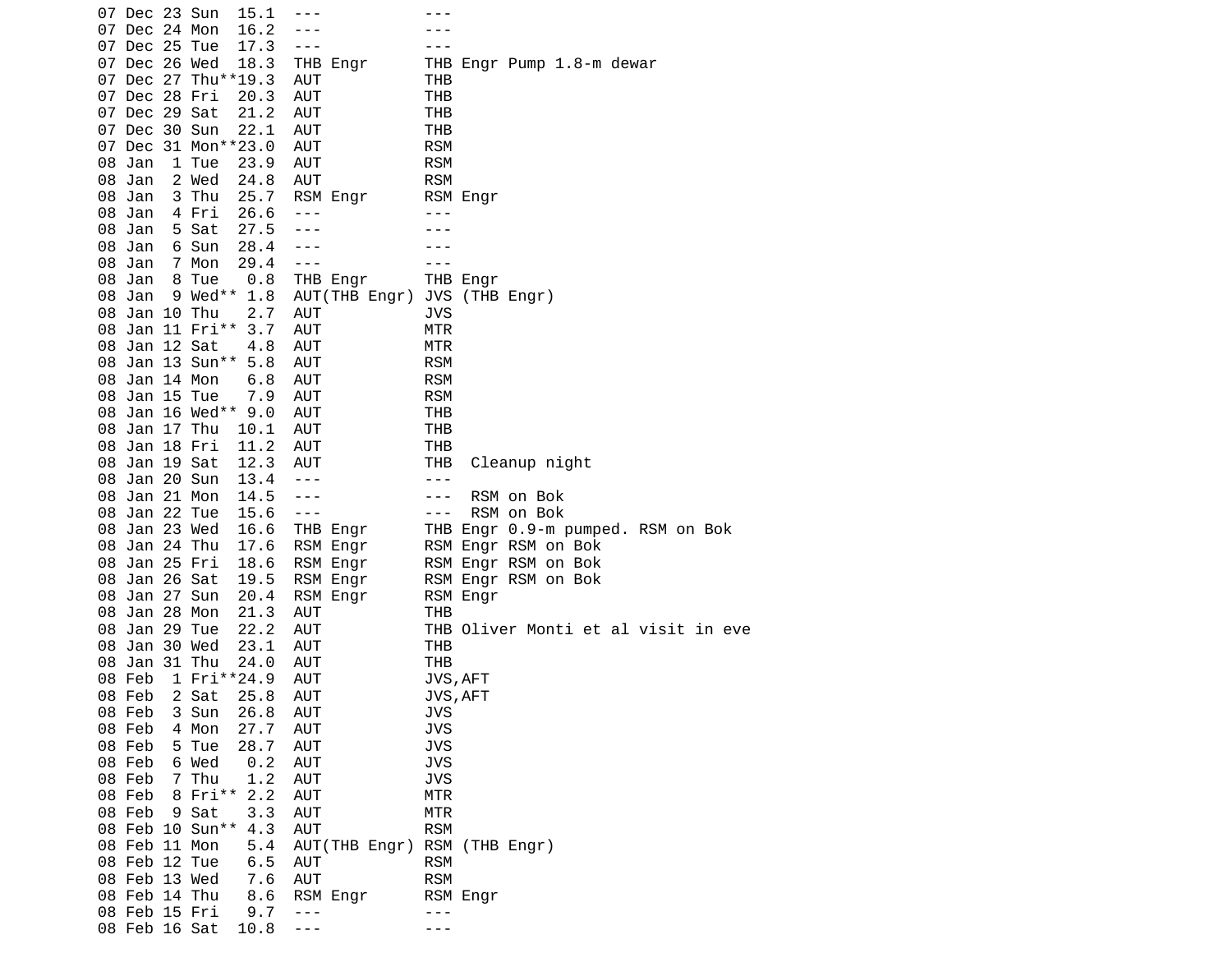```
07 Dec 23 Sun  15.1  ---           ---
07 Dec 24 Mon  16.2  ---           ---
07 Dec 25 Tue  17.3  ---           ---
07 Dec 26 Wed  18.3  THB Engr      THB Engr Pump 1.8-m dewar
07 Dec 27 Thu**19.3  AUT           THB
07 Dec 28 Fri  20.3  AUT           THB
07 Dec 29 Sat  21.2  AUT           THB
07 Dec 30 Sun  22.1  AUT           THB
07 Dec 31 Mon**23.0  AUT           RSM
08 Jan  1 Tue  23.9  AUT           RSM
08 Jan  2 Wed  24.8  AUT           RSM
08 Jan  3 Thu  25.7  RSM Engr      RSM Engr
08 Jan  4 Fri  26.6  ---           ---
08 Jan  5 Sat  27.5  ---           ---
08 Jan  6 Sun  28.4  ---           ---
08 Jan  7 Mon  29.4  ---           ---
08 Jan  8 Tue   0.8  THB Engr      THB Engr
08 Jan  9 Wed** 1.8  AUT(THB Engr) JVS (THB Engr)
08 Jan 10 Thu   2.7  AUT           JVS
08 Jan 11 Fri** 3.7  AUT           MTR
08 Jan 12 Sat   4.8  AUT           MTR
08 Jan 13 Sun** 5.8  AUT           RSM
08 Jan 14 Mon   6.8  AUT           RSM
08 Jan 15 Tue   7.9  AUT           RSM
08 Jan 16 Wed** 9.0  AUT           THB
08 Jan 17 Thu  10.1  AUT           THB
08 Jan 18 Fri  11.2  AUT           THB
08 Jan 19 Sat  12.3  AUT           THB  Cleanup night
08 Jan 20 Sun  13.4  ---           ---
08 Jan 21 Mon  14.5  ---           ---  RSM on Bok
08 Jan 22 Tue  15.6  ---           ---  RSM on Bok
08 Jan 23 Wed  16.6  THB Engr      THB Engr 0.9-m pumped. RSM on Bok
08 Jan 24 Thu  17.6  RSM Engr      RSM Engr RSM on Bok
08 Jan 25 Fri  18.6  RSM Engr      RSM Engr RSM on Bok
08 Jan 26 Sat  19.5  RSM Engr      RSM Engr RSM on Bok
08 Jan 27 Sun  20.4  RSM Engr      RSM Engr
08 Jan 28 Mon  21.3  AUT           THB
08 Jan 29 Tue  22.2  AUT           THB Oliver Monti et al visit in eve
08 Jan 30 Wed  23.1  AUT           THB
08 Jan 31 Thu  24.0  AUT           THB
08 Feb  1 Fri**24.9  AUT           JVS,AFT
08 Feb  2 Sat  25.8  AUT           JVS,AFT
08 Feb  3 Sun  26.8  AUT           JVS
08 Feb  4 Mon  27.7  AUT           JVS
08 Feb  5 Tue  28.7  AUT           JVS
08 Feb  6 Wed   0.2  AUT           JVS
08 Feb  7 Thu   1.2  AUT           JVS
08 Feb  8 Fri** 2.2  AUT           MTR
08 Feb  9 Sat   3.3  AUT           MTR
08 Feb 10 Sun** 4.3  AUT           RSM
08 Feb 11 Mon   5.4  AUT(THB Engr) RSM (THB Engr)
08 Feb 12 Tue   6.5  AUT           RSM
08 Feb 13 Wed   7.6  AUT           RSM
08 Feb 14 Thu   8.6  RSM Engr      RSM Engr
08 Feb 15 Fri   9.7  ---           ---
08 Feb 16 Sat  10.8  ---           ---
```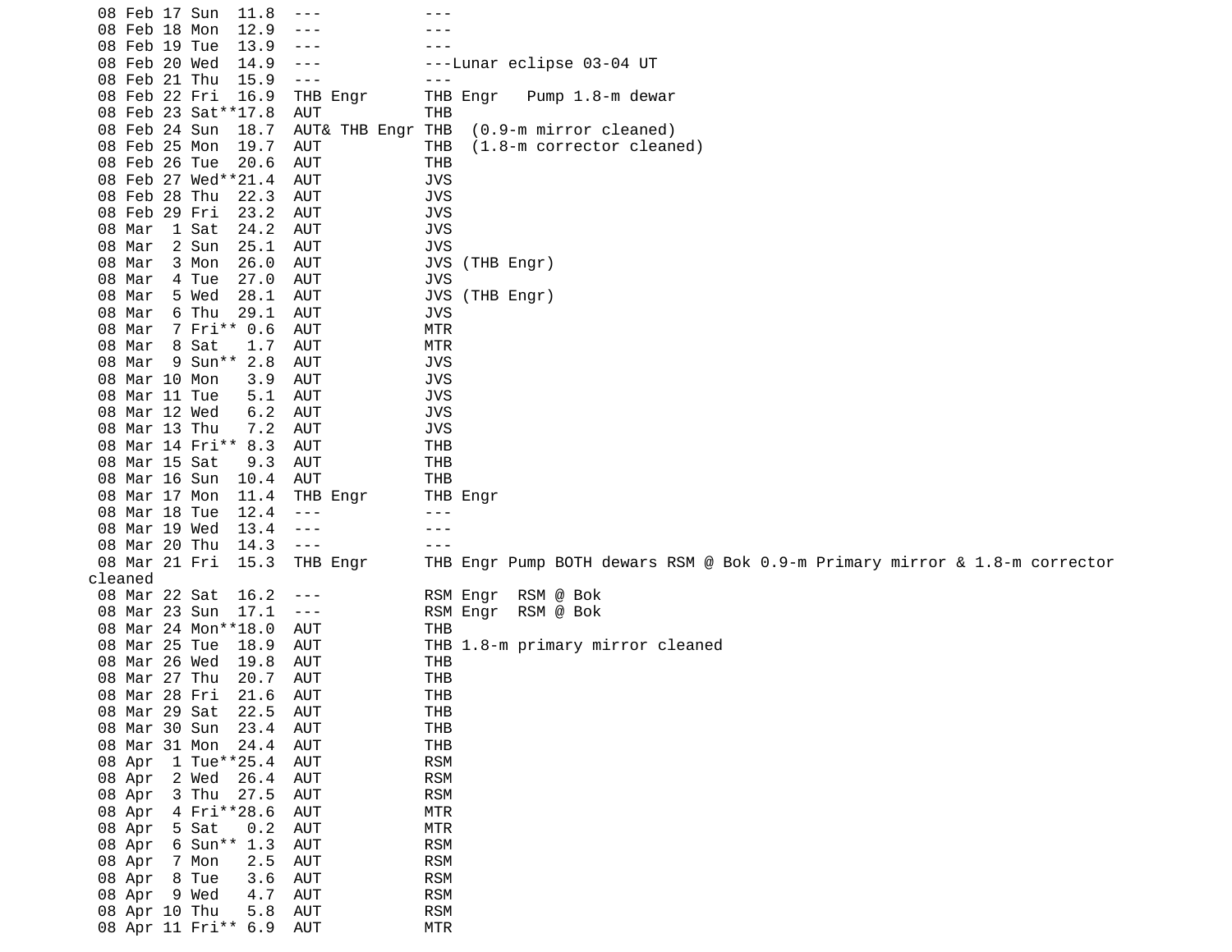```
 08 Feb 17 Sun  11.8  ---           ---
 08 Feb 18 Mon  12.9  ---           ---
 08 Feb 19 Tue  13.9  ---           ---
 08 Feb 20 Wed  14.9  ---           ---Lunar eclipse 03-04 UT
 08 Feb 21 Thu  15.9  ---           ---
 08 Feb 22 Fri  16.9  THB Engr      THB Engr   Pump 1.8-m dewar
 08 Feb 23 Sat**17.8  AUT           THB
 08 Feb 24 Sun  18.7  AUT& THB Engr THB  (0.9-m mirror cleaned)
 08 Feb 25 Mon  19.7  AUT           THB  (1.8-m corrector cleaned)
 08 Feb 26 Tue  20.6  AUT           THB
 08 Feb 27 Wed**21.4  AUT           JVS
 08 Feb 28 Thu  22.3  AUT           JVS
 08 Feb 29 Fri  23.2  AUT           JVS
 08 Mar  1 Sat  24.2  AUT           JVS
 08 Mar  2 Sun  25.1  AUT           JVS
 08 Mar  3 Mon  26.0  AUT           JVS (THB Engr)
 08 Mar  4 Tue  27.0  AUT           JVS
 08 Mar  5 Wed  28.1  AUT           JVS (THB Engr)
 08 Mar  6 Thu  29.1  AUT           JVS
 08 Mar  7 Fri** 0.6  AUT           MTR
 08 Mar  8 Sat   1.7  AUT           MTR
 08 Mar  9 Sun** 2.8  AUT           JVS
 08 Mar 10 Mon   3.9  AUT           JVS
 08 Mar 11 Tue   5.1  AUT           JVS
 08 Mar 12 Wed   6.2  AUT           JVS
 08 Mar 13 Thu   7.2  AUT           JVS
 08 Mar 14 Fri** 8.3  AUT           THB
 08 Mar 15 Sat   9.3  AUT           THB
 08 Mar 16 Sun  10.4  AUT           THB
 08 Mar 17 Mon  11.4  THB Engr      THB Engr
 08 Mar 18 Tue  12.4  ---           ---
 08 Mar 19 Wed  13.4  ---           ---
 08 Mar 20 Thu  14.3  ---           ---
 08 Mar 21 Fri  15.3  THB Engr      THB Engr Pump BOTH dewars RSM @ Bok 0.9-m Primary mirror & 1.8-m corrector
cleaned
 08 Mar 22 Sat  16.2  ---           RSM Engr  RSM @ Bok
 08 Mar 23 Sun  17.1  ---           RSM Engr  RSM @ Bok
 08 Mar 24 Mon**18.0  AUT           THB
 08 Mar 25 Tue  18.9  AUT           THB 1.8-m primary mirror cleaned
 08 Mar 26 Wed  19.8  AUT           THB
 08 Mar 27 Thu  20.7  AUT           THB
 08 Mar 28 Fri  21.6  AUT           THB
 08 Mar 29 Sat  22.5  AUT           THB
 08 Mar 30 Sun  23.4  AUT           THB
 08 Mar 31 Mon  24.4  AUT           THB
 08 Apr  1 Tue**25.4  AUT           RSM
 08 Apr  2 Wed  26.4  AUT           RSM
 08 Apr  3 Thu  27.5  AUT           RSM
 08 Apr  4 Fri**28.6  AUT           MTR
 08 Apr  5 Sat   0.2  AUT           MTR
 08 Apr  6 Sun** 1.3  AUT           RSM
 08 Apr  7 Mon   2.5  AUT           RSM
 08 Apr  8 Tue   3.6  AUT           RSM
 08 Apr  9 Wed   4.7  AUT           RSM
 08 Apr 10 Thu   5.8  AUT           RSM
 08 Apr 11 Fri** 6.9  AUT           MTR
```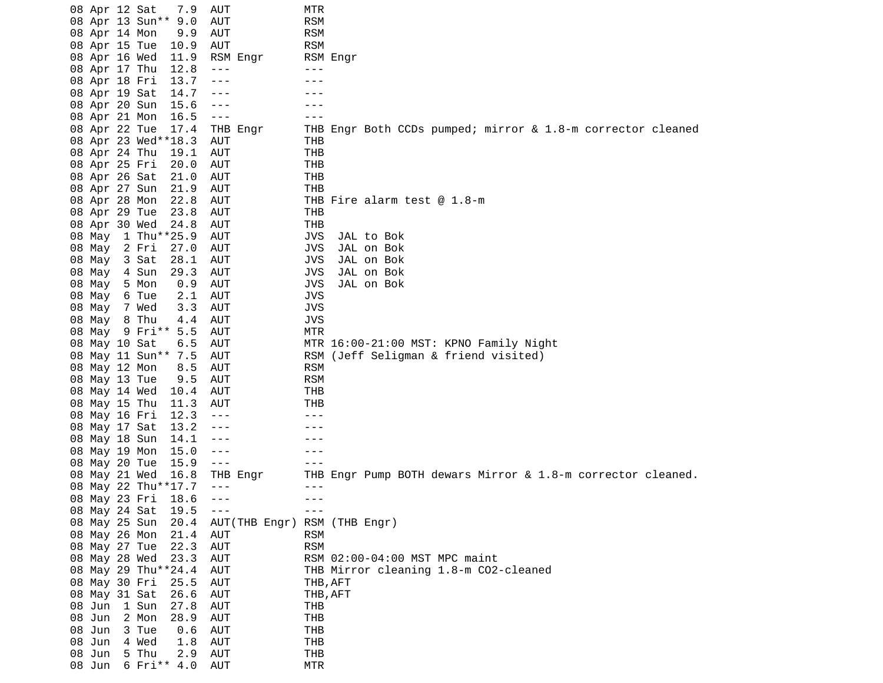```
08 Apr 12 Sat   7.9  AUT           MTR
08 Apr 13 Sun** 9.0  AUT           RSM
08 Apr 14 Mon   9.9  AUT           RSM
08 Apr 15 Tue  10.9  AUT           RSM
08 Apr 16 Wed  11.9  RSM Engr      RSM Engr
08 Apr 17 Thu  12.8  ---           ---
08 Apr 18 Fri  13.7  ---           ---
08 Apr 19 Sat  14.7  ---           ---
08 Apr 20 Sun  15.6  ---           ---
08 Apr 21 Mon  16.5  ---           ---
08 Apr 22 Tue  17.4  THB Engr      THB Engr Both CCDs pumped; mirror & 1.8-m corrector cleaned
08 Apr 23 Wed**18.3  AUT           THB
08 Apr 24 Thu  19.1  AUT           THB
08 Apr 25 Fri  20.0  AUT           THB
08 Apr 26 Sat  21.0  AUT           THB
08 Apr 27 Sun  21.9  AUT           THB
08 Apr 28 Mon  22.8  AUT           THB Fire alarm test @ 1.8-m
08 Apr 29 Tue  23.8  AUT           THB
08 Apr 30 Wed  24.8  AUT           THB
08 May  1 Thu**25.9  AUT           JVS  JAL to Bok
08 May  2 Fri  27.0  AUT           JVS  JAL on Bok
08 May  3 Sat  28.1  AUT           JVS  JAL on Bok
08 May  4 Sun  29.3  AUT           JVS  JAL on Bok
08 May  5 Mon   0.9  AUT           JVS  JAL on Bok
08 May  6 Tue   2.1  AUT           JVS
08 May  7 Wed   3.3  AUT           JVS
08 May  8 Thu   4.4  AUT           JVS
08 May  9 Fri** 5.5  AUT           MTR
08 May 10 Sat   6.5  AUT           MTR 16:00-21:00 MST: KPNO Family Night
08 May 11 Sun** 7.5  AUT           RSM (Jeff Seligman & friend visited)
08 May 12 Mon   8.5  AUT           RSM
08 May 13 Tue   9.5  AUT           RSM
08 May 14 Wed  10.4  AUT           THB
08 May 15 Thu  11.3  AUT           THB
08 May 16 Fri  12.3  ---           ---
08 May 17 Sat  13.2  ---           ---
08 May 18 Sun  14.1  ---           ---
08 May 19 Mon  15.0  ---           ---
08 May 20 Tue  15.9  ---           ---
08 May 21 Wed  16.8  THB Engr      THB Engr Pump BOTH dewars Mirror & 1.8-m corrector cleaned.
08 May 22 Thu**17.7  ---           ---
08 May 23 Fri  18.6  ---           ---
08 May 24 Sat  19.5  ---           ---
08 May 25 Sun  20.4  AUT(THB Engr) RSM (THB Engr)
08 May 26 Mon  21.4  AUT           RSM
08 May 27 Tue  22.3  AUT           RSM
08 May 28 Wed  23.3  AUT           RSM 02:00-04:00 MST MPC maint
08 May 29 Thu**24.4  AUT           THB Mirror cleaning 1.8-m CO2-cleaned
08 May 30 Fri  25.5  AUT           THB,AFT
08 May 31 Sat  26.6  AUT           THB,AFT
08 Jun  1 Sun  27.8  AUT           THB
08 Jun  2 Mon  28.9  AUT           THB
08 Jun  3 Tue   0.6  AUT           THB
08 Jun  4 Wed   1.8  AUT           THB
08 Jun  5 Thu   2.9  AUT           THB
08 Jun  6 Fri** 4.0  AUT           MTR
```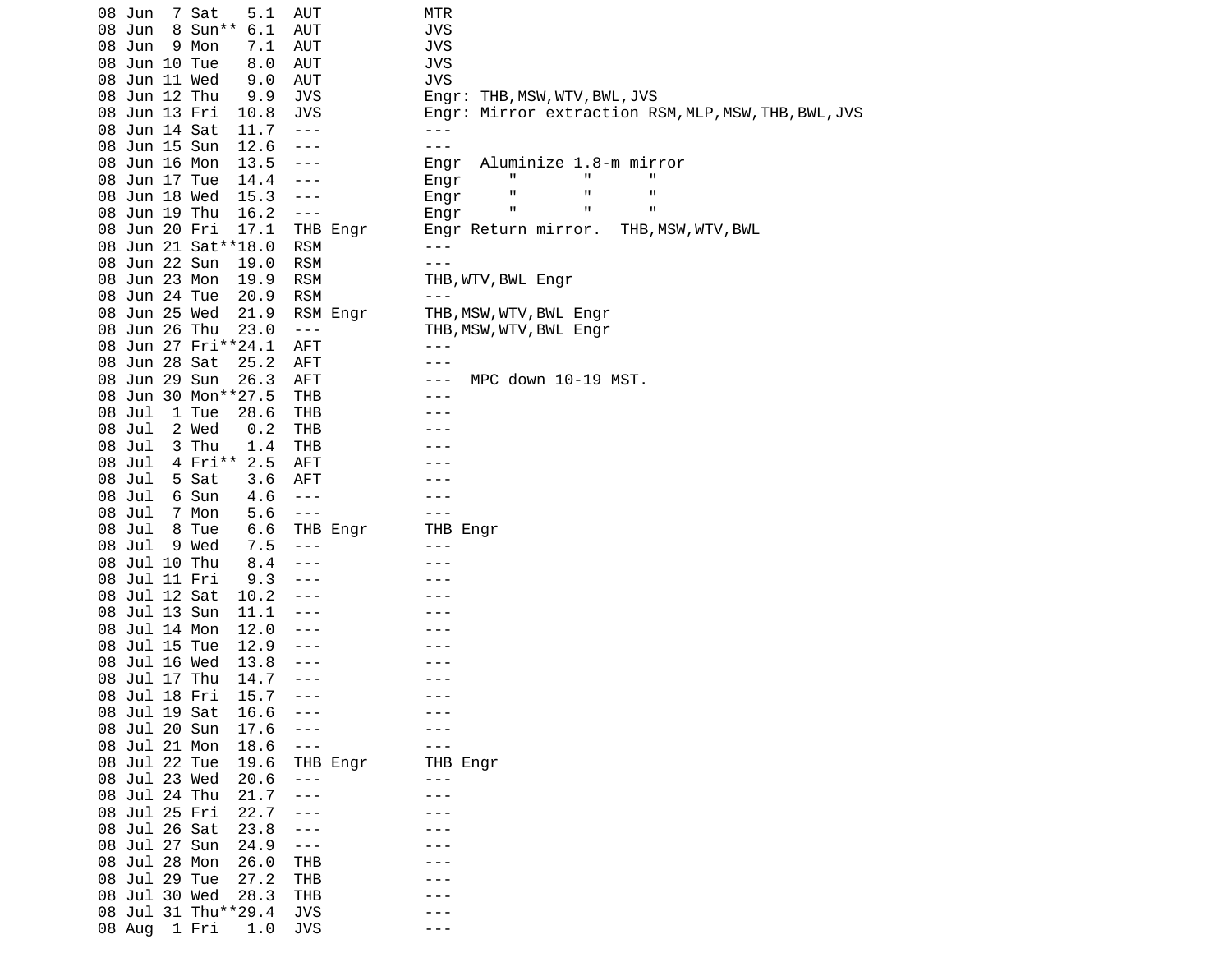```
08 Jun  7 Sat   5.1  AUT            MTR
08 Jun  8 Sun** 6.1  AUT            JVS
08 Jun  9 Mon   7.1  AUT            JVS
08 Jun 10 Tue   8.0  AUT            JVS
08 Jun 11 Wed   9.0  AUT            JVS
08 Jun 12 Thu   9.9  JVS            Engr: THB,MSW,WTV,BWL,JVS
08 Jun 13 Fri  10.8  JVS            Engr: Mirror extraction RSM,MLP,MSW,THB,BWL,JVS
08 Jun 14 Sat  11.7  ---            ---
08 Jun 15 Sun  12.6  ---            ---
08 Jun 16 Mon  13.5  ---            Engr  Aluminize 1.8-m mirror
08 Jun 17 Tue  14.4  ---            Engr     "       "      "
08 Jun 18 Wed  15.3  ---            Engr     "       "      "
08 Jun 19 Thu  16.2  ---            Engr     "       "      "
08 Jun 20 Fri  17.1  THB Engr       Engr Return mirror.  THB,MSW,WTV,BWL
08 Jun 21 Sat**18.0  RSM            ---
08 Jun 22 Sun  19.0  RSM            ---
08 Jun 23 Mon  19.9  RSM            THB,WTV,BWL Engr
08 Jun 24 Tue  20.9  RSM            ---
08 Jun 25 Wed  21.9  RSM Engr       THB,MSW,WTV,BWL Engr
08 Jun 26 Thu  23.0  ---            THB,MSW,WTV,BWL Engr
08 Jun 27 Fri**24.1  AFT            ---
08 Jun 28 Sat  25.2  AFT            ---
08 Jun 29 Sun  26.3  AFT            ---  MPC down 10-19 MST.
08 Jun 30 Mon**27.5  THB            ---
08 Jul  1 Tue  28.6  THB            ---
08 Jul  2 Wed   0.2  THB            ---
08 Jul  3 Thu   1.4  THB            ---
08 Jul  4 Fri** 2.5  AFT            ---
08 Jul  5 Sat   3.6  AFT            ---
08 Jul  6 Sun   4.6  ---            ---
08 Jul  7 Mon   5.6  ---            ---
08 Jul  8 Tue   6.6  THB Engr       THB Engr
08 Jul  9 Wed   7.5  ---            ---
08 Jul 10 Thu   8.4  ---            ---
08 Jul 11 Fri   9.3  ---            ---
08 Jul 12 Sat  10.2  ---            ---
08 Jul 13 Sun  11.1  ---            ---
08 Jul 14 Mon  12.0  ---            ---
08 Jul 15 Tue  12.9  ---            ---
08 Jul 16 Wed  13.8  ---            ---
08 Jul 17 Thu  14.7  ---            ---
08 Jul 18 Fri  15.7  ---            ---
08 Jul 19 Sat  16.6  ---            ---
08 Jul 20 Sun  17.6  ---            ---
08 Jul 21 Mon  18.6  ---            ---
08 Jul 22 Tue  19.6  THB Engr       THB Engr
08 Jul 23 Wed  20.6  ---            ---
08 Jul 24 Thu  21.7  ---            ---
08 Jul 25 Fri  22.7  ---            ---
08 Jul 26 Sat  23.8  ---            ---
08 Jul 27 Sun  24.9  ---            ---
08 Jul 28 Mon  26.0  THB            ---
08 Jul 29 Tue  27.2  THB            ---
08 Jul 30 Wed  28.3  THB            ---
08 Jul 31 Thu**29.4  JVS            ---
08 Aug  1 Fri   1.0  JVS            ---
```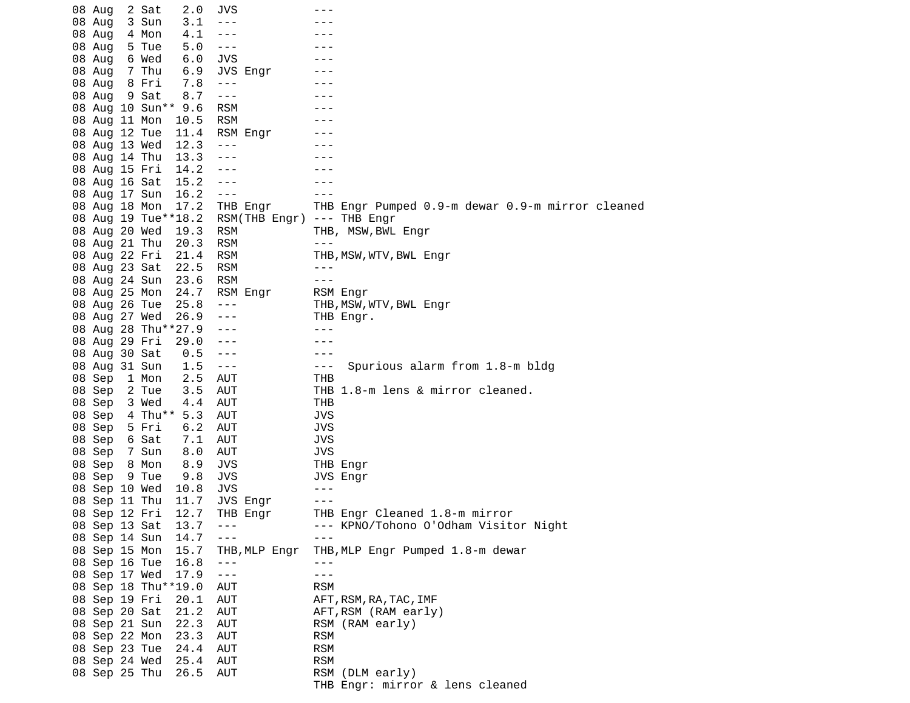```
08 Aug  2 Sat   2.0  JVS           ---
08 Aug  3 Sun   3.1  ---           ---
08 Aug  4 Mon   4.1  ---           ---
08 Aug  5 Tue   5.0  ---           ---
08 Aug  6 Wed   6.0  JVS           ---
08 Aug  7 Thu   6.9  JVS Engr      ---
08 Aug  8 Fri   7.8  ---           ---
08 Aug  9 Sat   8.7  ---           ---
08 Aug 10 Sun** 9.6  RSM           ---
08 Aug 11 Mon  10.5  RSM           ---
08 Aug 12 Tue  11.4  RSM Engr      ---
08 Aug 13 Wed  12.3  ---           ---
08 Aug 14 Thu  13.3  ---           ---
08 Aug 15 Fri  14.2  ---           ---
08 Aug 16 Sat  15.2  ---           ---
08 Aug 17 Sun  16.2  ---           ---
08 Aug 18 Mon  17.2  THB Engr      THB Engr Pumped 0.9-m dewar 0.9-m mirror cleaned
08 Aug 19 Tue**18.2  RSM(THB Engr) --- THB Engr
08 Aug 20 Wed  19.3  RSM           THB, MSW,BWL Engr
08 Aug 21 Thu  20.3  RSM           ---
08 Aug 22 Fri  21.4  RSM           THB,MSW,WTV,BWL Engr
08 Aug 23 Sat  22.5  RSM           ---
08 Aug 24 Sun  23.6  RSM           ---
08 Aug 25 Mon  24.7  RSM Engr      RSM Engr
08 Aug 26 Tue  25.8  ---           THB,MSW,WTV,BWL Engr
08 Aug 27 Wed  26.9  ---           THB Engr.
08 Aug 28 Thu**27.9  ---           ---
08 Aug 29 Fri  29.0  ---           ---
08 Aug 30 Sat   0.5  ---           ---
08 Aug 31 Sun   1.5  ---           ---  Spurious alarm from 1.8-m bldg
08 Sep  1 Mon   2.5  AUT           THB
08 Sep  2 Tue   3.5  AUT           THB 1.8-m lens & mirror cleaned.
08 Sep  3 Wed   4.4  AUT           THB
08 Sep  4 Thu** 5.3  AUT           JVS
08 Sep  5 Fri   6.2  AUT           JVS
08 Sep  6 Sat   7.1  AUT           JVS
08 Sep  7 Sun   8.0  AUT           JVS
08 Sep  8 Mon   8.9  JVS           THB Engr
08 Sep  9 Tue   9.8  JVS           JVS Engr
08 Sep 10 Wed  10.8  JVS           ---
08 Sep 11 Thu  11.7  JVS Engr      ---
08 Sep 12 Fri  12.7  THB Engr      THB Engr Cleaned 1.8-m mirror
08 Sep 13 Sat  13.7  ---           --- KPNO/Tohono O'Odham Visitor Night
08 Sep 14 Sun  14.7  ---           ---
08 Sep 15 Mon  15.7  THB,MLP Engr  THB,MLP Engr Pumped 1.8-m dewar
08 Sep 16 Tue  16.8  ---           ---
08 Sep 17 Wed  17.9  ---           ---
08 Sep 18 Thu**19.0  AUT           RSM
08 Sep 19 Fri  20.1  AUT           AFT,RSM,RA,TAC,IMF
08 Sep 20 Sat  21.2  AUT           AFT,RSM (RAM early)
08 Sep 21 Sun  22.3  AUT           RSM (RAM early)
08 Sep 22 Mon  23.3  AUT           RSM
08 Sep 23 Tue  24.4  AUT           RSM
08 Sep 24 Wed  25.4  AUT           RSM
08 Sep 25 Thu  26.5  AUT           RSM (DLM early)
                                   THB Engr: mirror & lens cleaned
```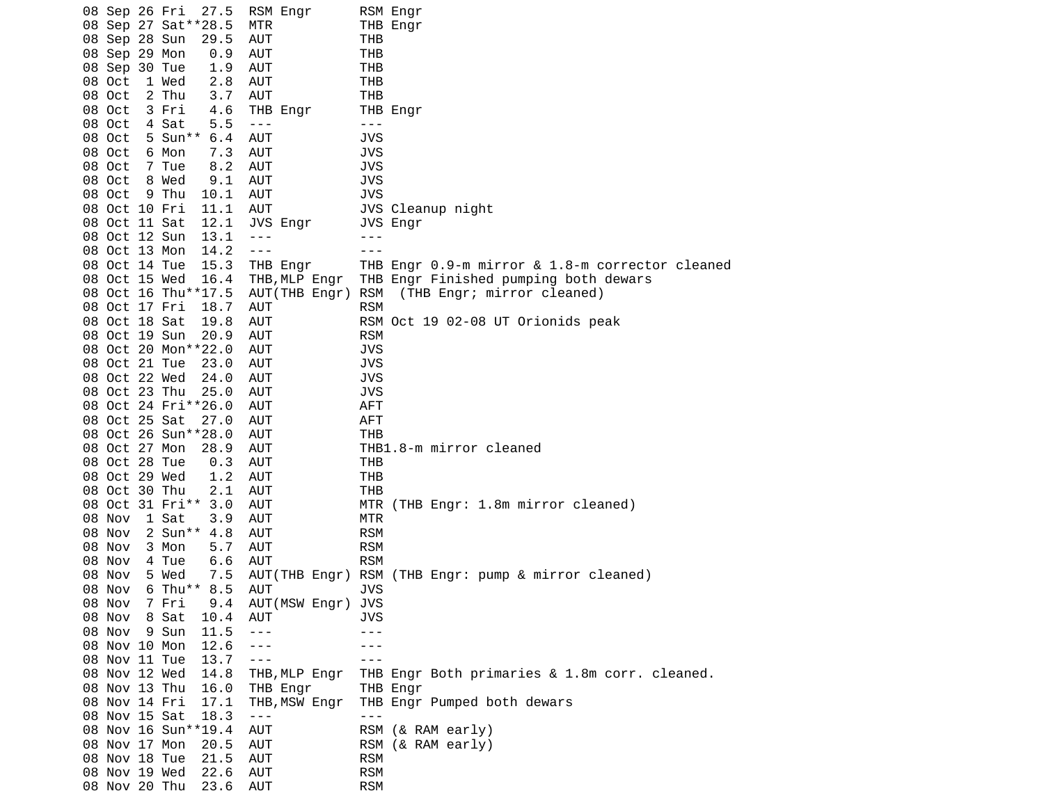```
08 Sep 26 Fri  27.5  RSM Engr      RSM Engr
08 Sep 27 Sat**28.5  MTR           THB Engr
08 Sep 28 Sun  29.5  AUT           THB
08 Sep 29 Mon   0.9  AUT           THB
08 Sep 30 Tue   1.9  AUT           THB
08 Oct  1 Wed   2.8  AUT           THB
08 Oct  2 Thu   3.7  AUT           THB
08 Oct  3 Fri   4.6  THB Engr      THB Engr
08 Oct  4 Sat   5.5  ---           ---
08 Oct  5 Sun** 6.4  AUT           JVS
08 Oct  6 Mon   7.3  AUT           JVS
08 Oct  7 Tue   8.2  AUT           JVS
08 Oct  8 Wed   9.1  AUT           JVS
08 Oct  9 Thu  10.1  AUT           JVS
08 Oct 10 Fri  11.1  AUT           JVS Cleanup night
08 Oct 11 Sat  12.1  JVS Engr      JVS Engr
08 Oct 12 Sun  13.1  ---           ---
08 Oct 13 Mon  14.2  ---           ---
08 Oct 14 Tue  15.3  THB Engr      THB Engr 0.9-m mirror & 1.8-m corrector cleaned
08 Oct 15 Wed  16.4  THB,MLP Engr  THB Engr Finished pumping both dewars
08 Oct 16 Thu**17.5  AUT(THB Engr) RSM  (THB Engr; mirror cleaned)
08 Oct 17 Fri  18.7  AUT           RSM
08 Oct 18 Sat  19.8  AUT           RSM Oct 19 02-08 UT Orionids peak
08 Oct 19 Sun  20.9  AUT           RSM
08 Oct 20 Mon**22.0  AUT           JVS
08 Oct 21 Tue  23.0  AUT           JVS
08 Oct 22 Wed  24.0  AUT           JVS
08 Oct 23 Thu  25.0  AUT           JVS
08 Oct 24 Fri**26.0  AUT           AFT
08 Oct 25 Sat  27.0  AUT           AFT
08 Oct 26 Sun**28.0  AUT           THB
08 Oct 27 Mon  28.9  AUT           THB1.8-m mirror cleaned
08 Oct 28 Tue   0.3  AUT           THB
08 Oct 29 Wed   1.2  AUT           THB
08 Oct 30 Thu   2.1  AUT           THB
08 Oct 31 Fri** 3.0  AUT           MTR (THB Engr: 1.8m mirror cleaned)
08 Nov  1 Sat   3.9  AUT           MTR
08 Nov  2 Sun** 4.8  AUT           RSM
08 Nov  3 Mon   5.7  AUT           RSM
08 Nov  4 Tue   6.6  AUT           RSM
08 Nov  5 Wed   7.5  AUT(THB Engr) RSM (THB Engr: pump & mirror cleaned)
08 Nov  6 Thu** 8.5  AUT           JVS
08 Nov  7 Fri   9.4  AUT(MSW Engr) JVS
08 Nov  8 Sat  10.4  AUT           JVS
08 Nov  9 Sun  11.5  ---           ---
08 Nov 10 Mon  12.6  ---           ---
08 Nov 11 Tue  13.7  ---           ---
08 Nov 12 Wed  14.8  THB,MLP Engr  THB Engr Both primaries & 1.8m corr. cleaned.
08 Nov 13 Thu  16.0  THB Engr      THB Engr
08 Nov 14 Fri  17.1  THB,MSW Engr  THB Engr Pumped both dewars
08 Nov 15 Sat  18.3  ---           ---
08 Nov 16 Sun**19.4  AUT           RSM (& RAM early)
08 Nov 17 Mon  20.5  AUT           RSM (& RAM early)
08 Nov 18 Tue  21.5  AUT           RSM
08 Nov 19 Wed  22.6  AUT           RSM
08 Nov 20 Thu  23.6  AUT           RSM
```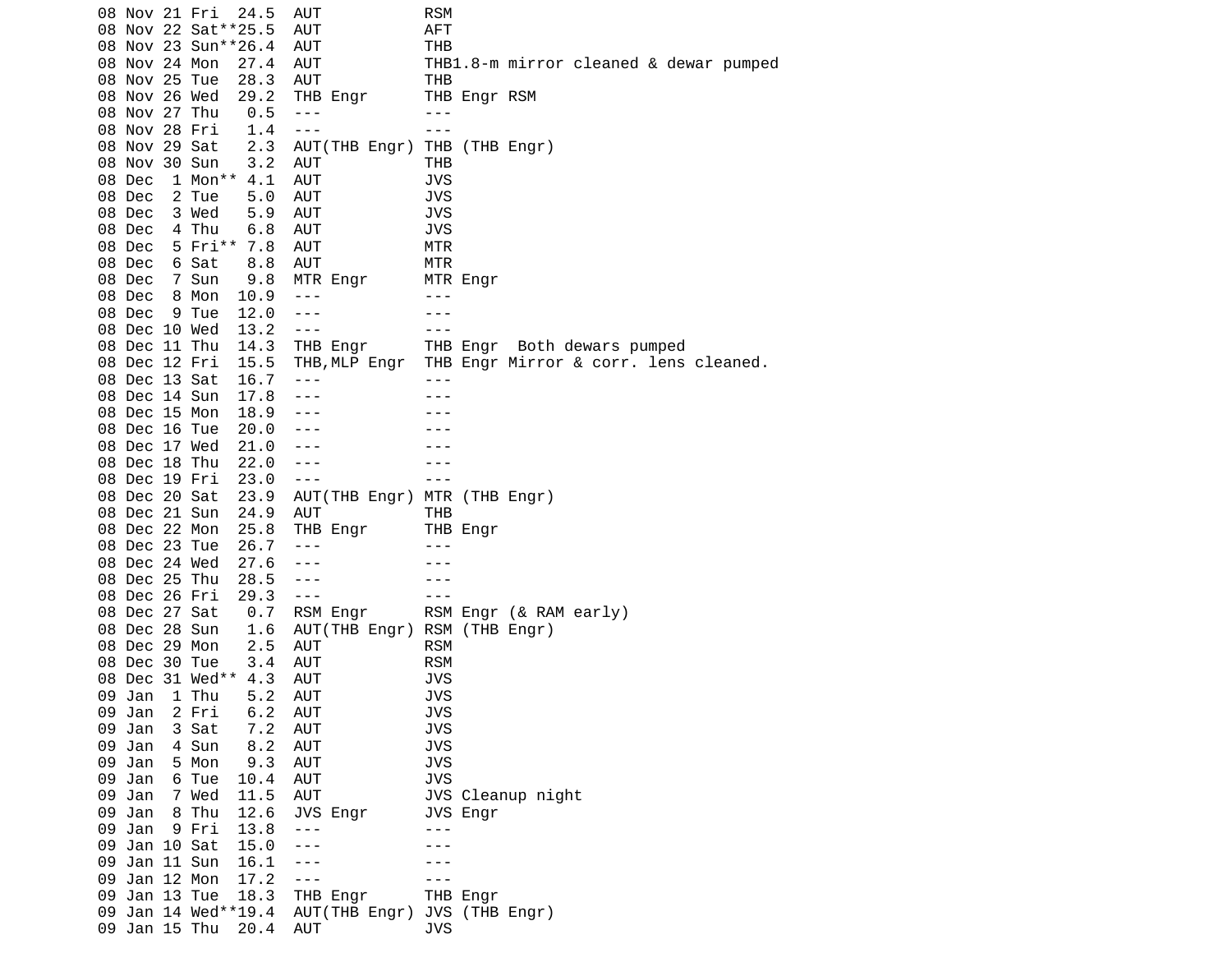```
08 Nov 21 Fri  24.5  AUT           RSM
08 Nov 22 Sat**25.5  AUT           AFT
08 Nov 23 Sun**26.4  AUT           THB
08 Nov 24 Mon  27.4  AUT           THB1.8-m mirror cleaned & dewar pumped
08 Nov 25 Tue  28.3  AUT           THB
08 Nov 26 Wed  29.2  THB Engr      THB Engr RSM
08 Nov 27 Thu   0.5  ---           ---
08 Nov 28 Fri   1.4  ---           ---
08 Nov 29 Sat   2.3  AUT(THB Engr) THB (THB Engr)
08 Nov 30 Sun   3.2  AUT           THB
08 Dec  1 Mon** 4.1  AUT           JVS
08 Dec  2 Tue   5.0  AUT           JVS
08 Dec  3 Wed   5.9  AUT           JVS
08 Dec  4 Thu   6.8  AUT           JVS
08 Dec  5 Fri** 7.8  AUT           MTR
08 Dec  6 Sat   8.8  AUT           MTR
08 Dec  7 Sun   9.8  MTR Engr      MTR Engr
08 Dec  8 Mon  10.9  ---           ---
08 Dec  9 Tue  12.0  ---           ---
08 Dec 10 Wed  13.2  ---           ---
08 Dec 11 Thu  14.3  THB Engr      THB Engr  Both dewars pumped
08 Dec 12 Fri  15.5  THB,MLP Engr  THB Engr Mirror & corr. lens cleaned.
08 Dec 13 Sat  16.7  ---           ---
08 Dec 14 Sun  17.8  ---           ---
08 Dec 15 Mon  18.9  ---           ---
08 Dec 16 Tue  20.0  ---           ---
08 Dec 17 Wed  21.0  ---           ---
08 Dec 18 Thu  22.0  ---           ---
08 Dec 19 Fri  23.0  ---           ---
08 Dec 20 Sat  23.9  AUT(THB Engr) MTR (THB Engr)
08 Dec 21 Sun  24.9  AUT           THB
08 Dec 22 Mon  25.8  THB Engr      THB Engr
08 Dec 23 Tue  26.7  ---           ---
08 Dec 24 Wed  27.6  ---           ---
08 Dec 25 Thu  28.5  ---           ---
08 Dec 26 Fri  29.3  ---           ---
08 Dec 27 Sat   0.7  RSM Engr      RSM Engr (& RAM early)
08 Dec 28 Sun   1.6  AUT(THB Engr) RSM (THB Engr)
08 Dec 29 Mon   2.5  AUT           RSM
08 Dec 30 Tue   3.4  AUT           RSM
08 Dec 31 Wed** 4.3  AUT           JVS
09 Jan  1 Thu   5.2  AUT           JVS
09 Jan  2 Fri   6.2  AUT           JVS
09 Jan  3 Sat   7.2  AUT           JVS
09 Jan  4 Sun   8.2  AUT           JVS
09 Jan  5 Mon   9.3  AUT           JVS
09 Jan  6 Tue  10.4  AUT           JVS
09 Jan  7 Wed  11.5  AUT           JVS Cleanup night
09 Jan  8 Thu  12.6  JVS Engr      JVS Engr
09 Jan  9 Fri  13.8  ---           ---
09 Jan 10 Sat  15.0  ---           ---
09 Jan 11 Sun  16.1  ---           ---
09 Jan 12 Mon  17.2  ---           ---
09 Jan 13 Tue  18.3  THB Engr      THB Engr
09 Jan 14 Wed**19.4  AUT(THB Engr) JVS (THB Engr)
09 Jan 15 Thu  20.4  AUT           JVS
```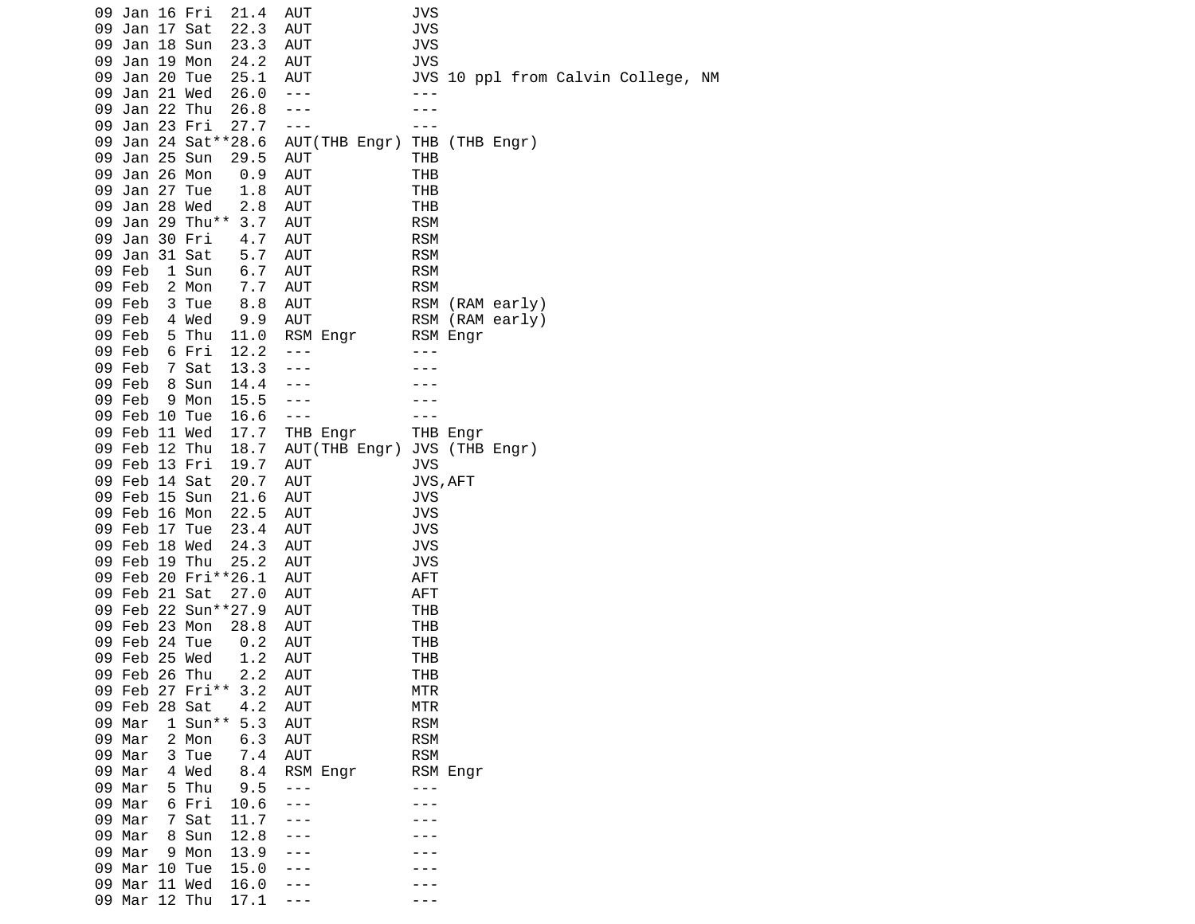```
09 Jan 16 Fri  21.4  AUT           JVS
09 Jan 17 Sat  22.3  AUT           JVS
09 Jan 18 Sun  23.3  AUT           JVS
09 Jan 19 Mon  24.2  AUT           JVS
09 Jan 20 Tue  25.1  AUT           JVS 10 ppl from Calvin College, NM
09 Jan 21 Wed  26.0  ---           ---
09 Jan 22 Thu  26.8  ---           ---
09 Jan 23 Fri  27.7  ---           ---
09 Jan 24 Sat**28.6  AUT(THB Engr) THB (THB Engr)
09 Jan 25 Sun  29.5  AUT           THB
09 Jan 26 Mon   0.9  AUT           THB
09 Jan 27 Tue   1.8  AUT           THB
09 Jan 28 Wed   2.8  AUT           THB
09 Jan 29 Thu** 3.7  AUT           RSM
09 Jan 30 Fri   4.7  AUT           RSM
09 Jan 31 Sat   5.7  AUT           RSM
09 Feb  1 Sun   6.7  AUT           RSM
09 Feb  2 Mon   7.7  AUT           RSM
09 Feb  3 Tue   8.8  AUT           RSM (RAM early)
09 Feb  4 Wed   9.9  AUT           RSM (RAM early)
09 Feb  5 Thu  11.0  RSM Engr      RSM Engr
09 Feb  6 Fri  12.2  ---           ---
09 Feb  7 Sat  13.3  ---           ---
09 Feb  8 Sun  14.4  ---           ---
09 Feb  9 Mon  15.5  ---           ---
09 Feb 10 Tue  16.6  ---           ---
09 Feb 11 Wed  17.7  THB Engr      THB Engr
09 Feb 12 Thu  18.7  AUT(THB Engr) JVS (THB Engr)
09 Feb 13 Fri  19.7  AUT           JVS
09 Feb 14 Sat  20.7  AUT           JVS,AFT
09 Feb 15 Sun  21.6  AUT           JVS
09 Feb 16 Mon  22.5  AUT           JVS
09 Feb 17 Tue  23.4  AUT           JVS
09 Feb 18 Wed  24.3  AUT           JVS
09 Feb 19 Thu  25.2  AUT           JVS
09 Feb 20 Fri**26.1  AUT           AFT
09 Feb 21 Sat  27.0  AUT           AFT
09 Feb 22 Sun**27.9  AUT           THB
09 Feb 23 Mon  28.8  AUT           THB
09 Feb 24 Tue   0.2  AUT           THB
09 Feb 25 Wed   1.2  AUT           THB
09 Feb 26 Thu   2.2  AUT           THB
09 Feb 27 Fri** 3.2  AUT           MTR
09 Feb 28 Sat   4.2  AUT           MTR
09 Mar  1 Sun** 5.3  AUT           RSM
09 Mar  2 Mon   6.3  AUT           RSM
09 Mar  3 Tue   7.4  AUT           RSM
09 Mar  4 Wed   8.4  RSM Engr      RSM Engr
09 Mar  5 Thu   9.5  ---           ---
09 Mar  6 Fri  10.6  ---           ---
09 Mar  7 Sat  11.7  ---           ---
09 Mar  8 Sun  12.8  ---           ---
09 Mar  9 Mon  13.9  ---           ---
09 Mar 10 Tue  15.0  ---           ---
09 Mar 11 Wed  16.0  ---           ---
09 Mar 12 Thu  17.1  ---           ---
```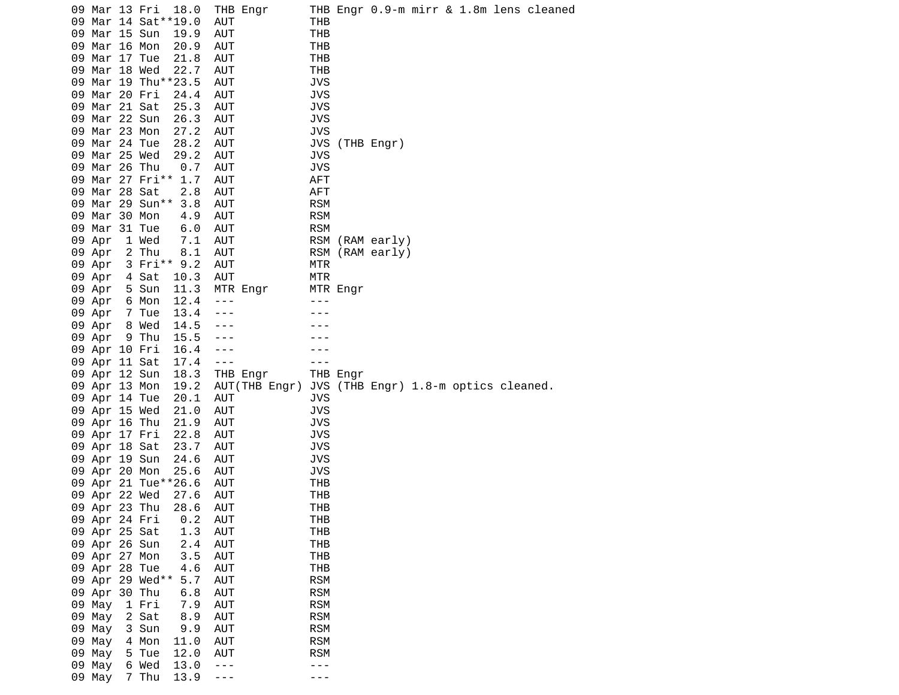```
09 Mar 13 Fri  18.0  THB Engr      THB Engr 0.9-m mirr & 1.8m lens cleaned
09 Mar 14 Sat**19.0  AUT           THB
09 Mar 15 Sun  19.9  AUT           THB
09 Mar 16 Mon  20.9  AUT           THB
09 Mar 17 Tue  21.8  AUT           THB
09 Mar 18 Wed  22.7  AUT           THB
09 Mar 19 Thu**23.5  AUT           JVS
09 Mar 20 Fri  24.4  AUT           JVS
09 Mar 21 Sat  25.3  AUT           JVS
09 Mar 22 Sun  26.3  AUT           JVS
09 Mar 23 Mon  27.2  AUT           JVS
09 Mar 24 Tue  28.2  AUT           JVS (THB Engr)
09 Mar 25 Wed  29.2  AUT           JVS
09 Mar 26 Thu   0.7  AUT           JVS
09 Mar 27 Fri** 1.7  AUT           AFT
09 Mar 28 Sat   2.8  AUT           AFT
09 Mar 29 Sun** 3.8  AUT           RSM
09 Mar 30 Mon   4.9  AUT           RSM
09 Mar 31 Tue   6.0  AUT           RSM
09 Apr  1 Wed   7.1  AUT           RSM (RAM early)
09 Apr  2 Thu   8.1  AUT           RSM (RAM early)
09 Apr  3 Fri** 9.2  AUT           MTR
09 Apr  4 Sat  10.3  AUT           MTR
09 Apr  5 Sun  11.3  MTR Engr      MTR Engr
09 Apr  6 Mon  12.4  ---           ---
09 Apr  7 Tue  13.4  ---           ---
09 Apr  8 Wed  14.5  ---           ---
09 Apr  9 Thu  15.5  ---           ---
09 Apr 10 Fri  16.4  ---           ---
09 Apr 11 Sat  17.4  ---           ---
09 Apr 12 Sun  18.3  THB Engr      THB Engr
09 Apr 13 Mon  19.2  AUT(THB Engr) JVS (THB Engr) 1.8-m optics cleaned.
09 Apr 14 Tue  20.1  AUT           JVS
09 Apr 15 Wed  21.0  AUT           JVS
09 Apr 16 Thu  21.9  AUT           JVS
09 Apr 17 Fri  22.8  AUT           JVS
09 Apr 18 Sat  23.7  AUT           JVS
09 Apr 19 Sun  24.6  AUT           JVS
09 Apr 20 Mon  25.6  AUT           JVS
09 Apr 21 Tue**26.6  AUT           THB
09 Apr 22 Wed  27.6  AUT           THB
09 Apr 23 Thu  28.6  AUT           THB
09 Apr 24 Fri   0.2  AUT           THB
09 Apr 25 Sat   1.3  AUT           THB
09 Apr 26 Sun   2.4  AUT           THB
09 Apr 27 Mon   3.5  AUT           THB
09 Apr 28 Tue   4.6  AUT           THB
09 Apr 29 Wed** 5.7  AUT           RSM
09 Apr 30 Thu   6.8  AUT           RSM
09 May  1 Fri   7.9  AUT           RSM
09 May  2 Sat   8.9  AUT           RSM
09 May  3 Sun   9.9  AUT           RSM
09 May  4 Mon  11.0  AUT           RSM
09 May  5 Tue  12.0  AUT           RSM
09 May  6 Wed  13.0  ---           ---
09 May  7 Thu  13.9  ---           ---
```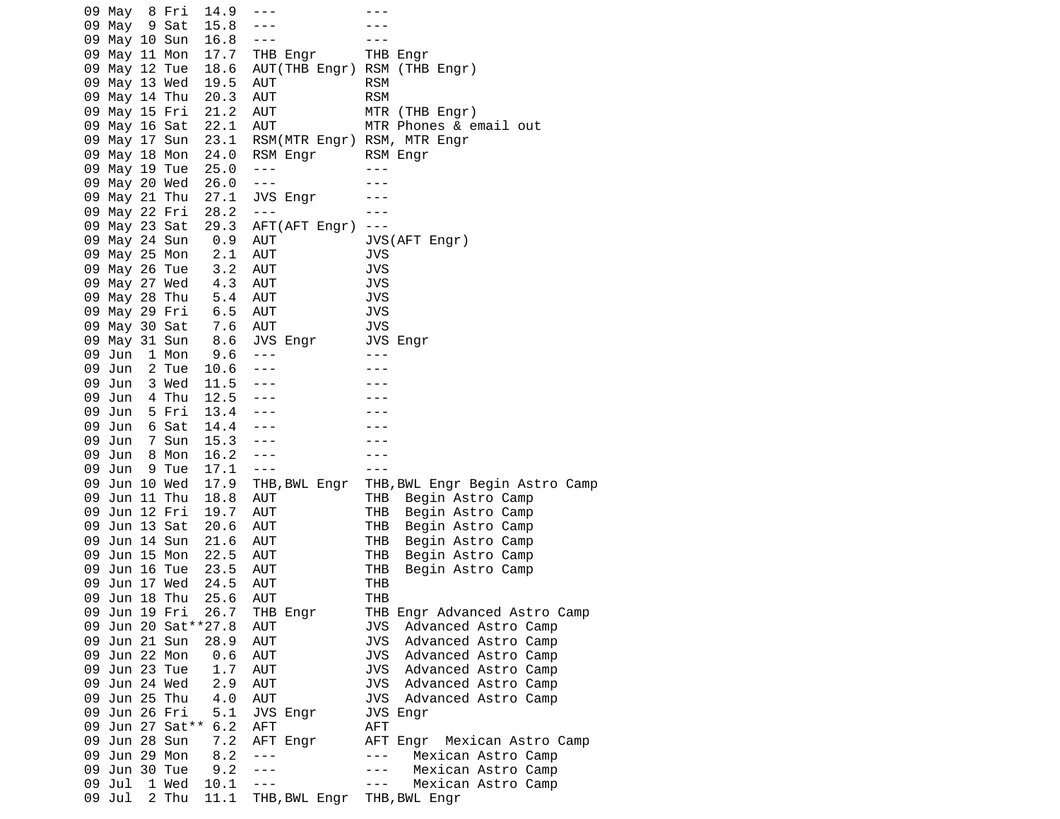```
09 May  8 Fri  14.9  ---           ---
09 May  9 Sat  15.8  ---           ---
09 May 10 Sun  16.8  ---           ---
09 May 11 Mon  17.7  THB Engr      THB Engr
09 May 12 Tue  18.6  AUT(THB Engr) RSM (THB Engr)
09 May 13 Wed  19.5  AUT           RSM
09 May 14 Thu  20.3  AUT           RSM
09 May 15 Fri  21.2  AUT           MTR (THB Engr)
09 May 16 Sat  22.1  AUT           MTR Phones & email out
09 May 17 Sun  23.1  RSM(MTR Engr) RSM, MTR Engr
09 May 18 Mon  24.0  RSM Engr      RSM Engr
09 May 19 Tue  25.0  ---           ---
09 May 20 Wed  26.0  ---           ---
09 May 21 Thu  27.1  JVS Engr      ---
09 May 22 Fri  28.2  ---           ---
09 May 23 Sat  29.3  AFT(AFT Engr) ---
09 May 24 Sun   0.9  AUT           JVS(AFT Engr)
09 May 25 Mon   2.1  AUT           JVS
09 May 26 Tue   3.2  AUT           JVS
09 May 27 Wed   4.3  AUT           JVS
09 May 28 Thu   5.4  AUT           JVS
09 May 29 Fri   6.5  AUT           JVS
09 May 30 Sat   7.6  AUT           JVS
09 May 31 Sun   8.6  JVS Engr      JVS Engr
09 Jun  1 Mon   9.6  ---           ---
09 Jun  2 Tue  10.6  ---           ---
09 Jun  3 Wed  11.5  ---           ---
09 Jun  4 Thu  12.5  ---           ---
09 Jun  5 Fri  13.4  ---           ---
09 Jun  6 Sat  14.4  ---           ---
09 Jun  7 Sun  15.3  ---           ---
09 Jun  8 Mon  16.2  ---           ---
09 Jun  9 Tue  17.1  ---           ---
09 Jun 10 Wed  17.9  THB,BWL Engr  THB,BWL Engr Begin Astro Camp
09 Jun 11 Thu  18.8  AUT           THB  Begin Astro Camp
09 Jun 12 Fri  19.7  AUT           THB  Begin Astro Camp
09 Jun 13 Sat  20.6  AUT           THB  Begin Astro Camp
09 Jun 14 Sun  21.6  AUT           THB  Begin Astro Camp
09 Jun 15 Mon  22.5  AUT           THB  Begin Astro Camp
09 Jun 16 Tue  23.5  AUT           THB  Begin Astro Camp
09 Jun 17 Wed  24.5  AUT           THB
09 Jun 18 Thu  25.6  AUT           THB
09 Jun 19 Fri  26.7  THB Engr      THB Engr Advanced Astro Camp
09 Jun 20 Sat**27.8  AUT           JVS  Advanced Astro Camp
09 Jun 21 Sun  28.9  AUT           JVS  Advanced Astro Camp
09 Jun 22 Mon   0.6  AUT           JVS  Advanced Astro Camp
09 Jun 23 Tue   1.7  AUT           JVS  Advanced Astro Camp
09 Jun 24 Wed   2.9  AUT           JVS  Advanced Astro Camp
09 Jun 25 Thu   4.0  AUT           JVS  Advanced Astro Camp
09 Jun 26 Fri   5.1  JVS Engr      JVS Engr
09 Jun 27 Sat** 6.2  AFT           AFT
09 Jun 28 Sun   7.2  AFT Engr      AFT Engr  Mexican Astro Camp
09 Jun 29 Mon   8.2  ---           ---   Mexican Astro Camp
09 Jun 30 Tue   9.2  ---           ---   Mexican Astro Camp
09 Jul  1 Wed  10.1  ---           ---   Mexican Astro Camp
09 Jul  2 Thu  11.1  THB,BWL Engr  THB,BWL Engr
```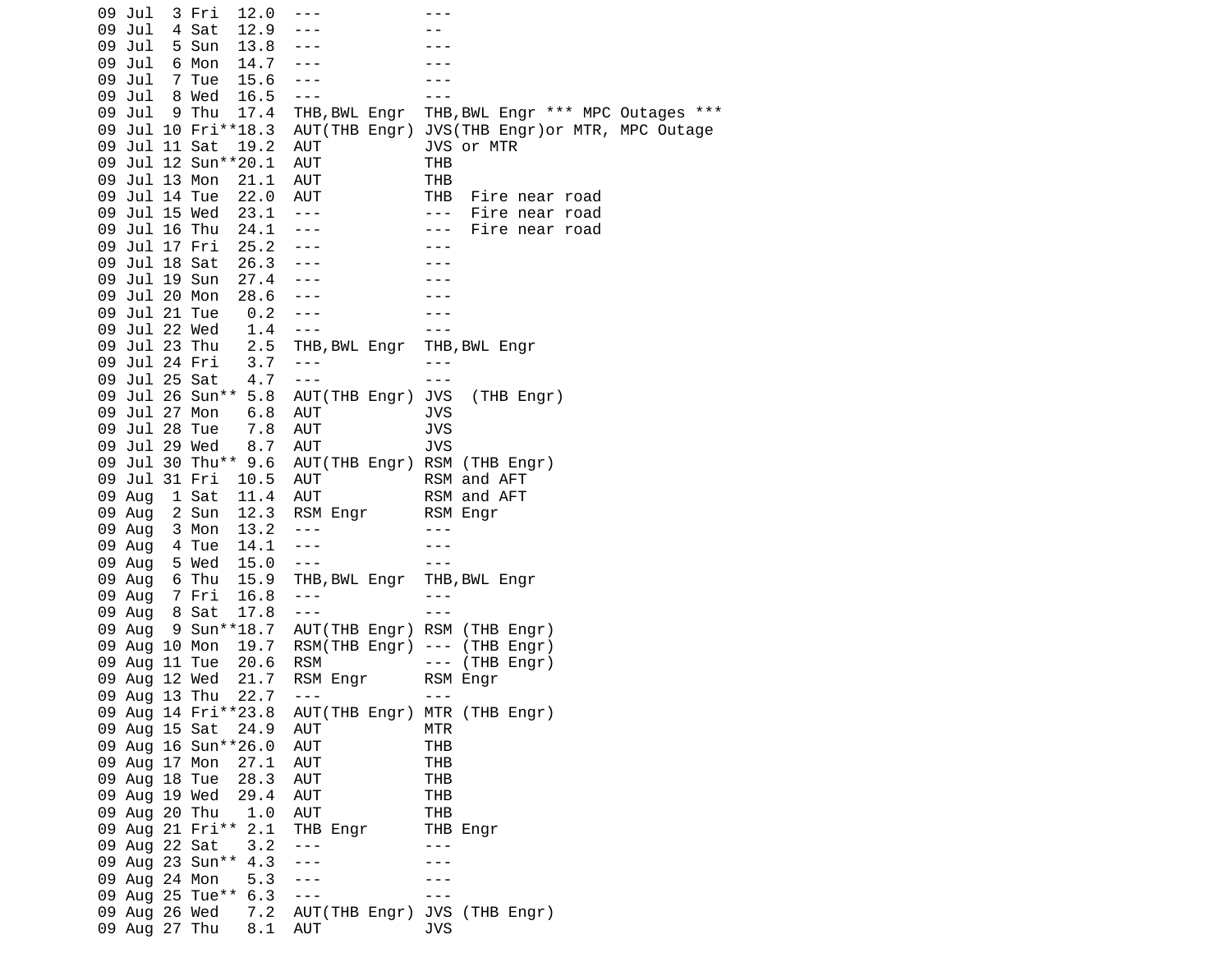```
09 Jul  3 Fri  12.0  ---           ---
09 Jul  4 Sat  12.9  ---           --
09 Jul  5 Sun  13.8  ---           ---
09 Jul  6 Mon  14.7  ---           ---
09 Jul  7 Tue  15.6  ---           ---
09 Jul  8 Wed  16.5  ---           ---
09 Jul  9 Thu  17.4  THB,BWL Engr  THB,BWL Engr *** MPC Outages ***
09 Jul 10 Fri**18.3  AUT(THB Engr) JVS(THB Engr)or MTR, MPC Outage
09 Jul 11 Sat  19.2  AUT           JVS or MTR
09 Jul 12 Sun**20.1  AUT           THB
09 Jul 13 Mon  21.1  AUT           THB
09 Jul 14 Tue  22.0  AUT           THB  Fire near road
09 Jul 15 Wed  23.1  ---           ---  Fire near road
09 Jul 16 Thu  24.1  ---           ---  Fire near road
09 Jul 17 Fri  25.2  ---           ---
09 Jul 18 Sat  26.3  ---           ---
09 Jul 19 Sun  27.4  ---           ---
09 Jul 20 Mon  28.6  ---           ---
09 Jul 21 Tue   0.2  ---           ---
09 Jul 22 Wed   1.4  ---           ---
09 Jul 23 Thu   2.5  THB,BWL Engr  THB,BWL Engr
09 Jul 24 Fri   3.7  ---           ---
09 Jul 25 Sat   4.7  ---           ---
09 Jul 26 Sun** 5.8  AUT(THB Engr) JVS  (THB Engr)
09 Jul 27 Mon   6.8  AUT           JVS
09 Jul 28 Tue   7.8  AUT           JVS
09 Jul 29 Wed   8.7  AUT           JVS
09 Jul 30 Thu** 9.6  AUT(THB Engr) RSM (THB Engr)
09 Jul 31 Fri  10.5  AUT           RSM and AFT
09 Aug  1 Sat  11.4  AUT           RSM and AFT
09 Aug  2 Sun  12.3  RSM Engr      RSM Engr
09 Aug  3 Mon  13.2  ---           ---
09 Aug  4 Tue  14.1  ---           ---
09 Aug  5 Wed  15.0  ---           ---
09 Aug  6 Thu  15.9  THB,BWL Engr  THB,BWL Engr
09 Aug  7 Fri  16.8  ---           ---
09 Aug  8 Sat  17.8  ---           ---
09 Aug  9 Sun**18.7  AUT(THB Engr) RSM (THB Engr)
09 Aug 10 Mon  19.7  RSM(THB Engr) --- (THB Engr)
09 Aug 11 Tue  20.6  RSM           --- (THB Engr)
09 Aug 12 Wed  21.7  RSM Engr      RSM Engr
09 Aug 13 Thu  22.7  ---           ---
09 Aug 14 Fri**23.8  AUT(THB Engr) MTR (THB Engr)
09 Aug 15 Sat  24.9  AUT           MTR
09 Aug 16 Sun**26.0  AUT           THB
09 Aug 17 Mon  27.1  AUT           THB
09 Aug 18 Tue  28.3  AUT           THB
09 Aug 19 Wed  29.4  AUT           THB
09 Aug 20 Thu   1.0  AUT           THB
09 Aug 21 Fri** 2.1  THB Engr      THB Engr
09 Aug 22 Sat   3.2  ---           ---
09 Aug 23 Sun** 4.3  ---           ---
09 Aug 24 Mon   5.3  ---           ---
09 Aug 25 Tue** 6.3  ---           ---
09 Aug 26 Wed   7.2  AUT(THB Engr) JVS (THB Engr)
09 Aug 27 Thu   8.1  AUT           JVS
```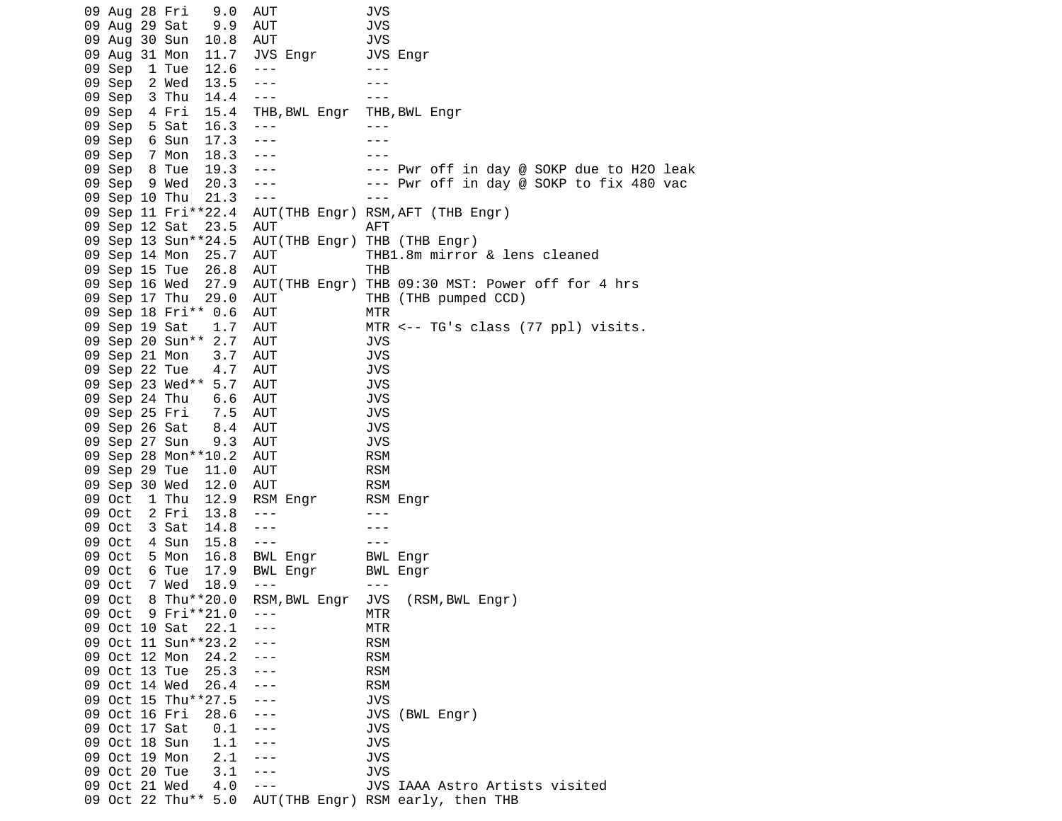```
09 Aug 28 Fri   9.0  AUT           JVS
09 Aug 29 Sat   9.9  AUT           JVS
09 Aug 30 Sun  10.8  AUT           JVS
09 Aug 31 Mon  11.7  JVS Engr      JVS Engr
09 Sep  1 Tue  12.6  ---           ---
09 Sep  2 Wed  13.5  ---           ---
09 Sep  3 Thu  14.4  ---           ---
09 Sep  4 Fri  15.4  THB,BWL Engr  THB,BWL Engr
09 Sep  5 Sat  16.3  ---           ---
09 Sep  6 Sun  17.3  ---           ---
09 Sep  7 Mon  18.3  ---           ---
09 Sep  8 Tue  19.3  ---           --- Pwr off in day @ SOKP due to H2O leak
09 Sep  9 Wed  20.3  ---           --- Pwr off in day @ SOKP to fix 480 vac
09 Sep 10 Thu  21.3  ---           ---
09 Sep 11 Fri**22.4  AUT(THB Engr) RSM,AFT (THB Engr)
09 Sep 12 Sat  23.5  AUT           AFT
09 Sep 13 Sun**24.5  AUT(THB Engr) THB (THB Engr)
09 Sep 14 Mon  25.7  AUT           THB1.8m mirror & lens cleaned
09 Sep 15 Tue  26.8  AUT           THB
09 Sep 16 Wed  27.9  AUT(THB Engr) THB 09:30 MST: Power off for 4 hrs
09 Sep 17 Thu  29.0  AUT           THB (THB pumped CCD)
09 Sep 18 Fri** 0.6  AUT           MTR
09 Sep 19 Sat   1.7  AUT           MTR <-- TG's class (77 ppl) visits.
09 Sep 20 Sun** 2.7  AUT           JVS
09 Sep 21 Mon   3.7  AUT           JVS
09 Sep 22 Tue   4.7  AUT           JVS
09 Sep 23 Wed** 5.7  AUT           JVS
09 Sep 24 Thu   6.6  AUT           JVS
09 Sep 25 Fri   7.5  AUT           JVS
09 Sep 26 Sat   8.4  AUT           JVS
09 Sep 27 Sun   9.3  AUT           JVS
09 Sep 28 Mon**10.2  AUT           RSM
09 Sep 29 Tue  11.0  AUT           RSM
09 Sep 30 Wed  12.0  AUT           RSM
09 Oct  1 Thu  12.9  RSM Engr      RSM Engr
09 Oct  2 Fri  13.8  ---           ---
09 Oct  3 Sat  14.8  ---           ---
09 Oct  4 Sun  15.8  ---           ---
09 Oct  5 Mon  16.8  BWL Engr      BWL Engr
09 Oct  6 Tue  17.9  BWL Engr      BWL Engr
09 Oct  7 Wed  18.9  ---           ---
09 Oct  8 Thu**20.0  RSM,BWL Engr  JVS  (RSM,BWL Engr)
09 Oct  9 Fri**21.0  ---           MTR
09 Oct 10 Sat  22.1  ---           MTR
09 Oct 11 Sun**23.2  ---           RSM
09 Oct 12 Mon  24.2  ---           RSM
09 Oct 13 Tue  25.3  ---           RSM
09 Oct 14 Wed  26.4  ---           RSM
09 Oct 15 Thu**27.5  ---           JVS
09 Oct 16 Fri  28.6  ---           JVS (BWL Engr)
09 Oct 17 Sat   0.1  ---           JVS
09 Oct 18 Sun   1.1  ---           JVS
09 Oct 19 Mon   2.1  ---           JVS
09 Oct 20 Tue   3.1  ---           JVS
09 Oct 21 Wed   4.0  ---           JVS IAAA Astro Artists visited
09 Oct 22 Thu** 5.0  AUT(THB Engr) RSM early, then THB
```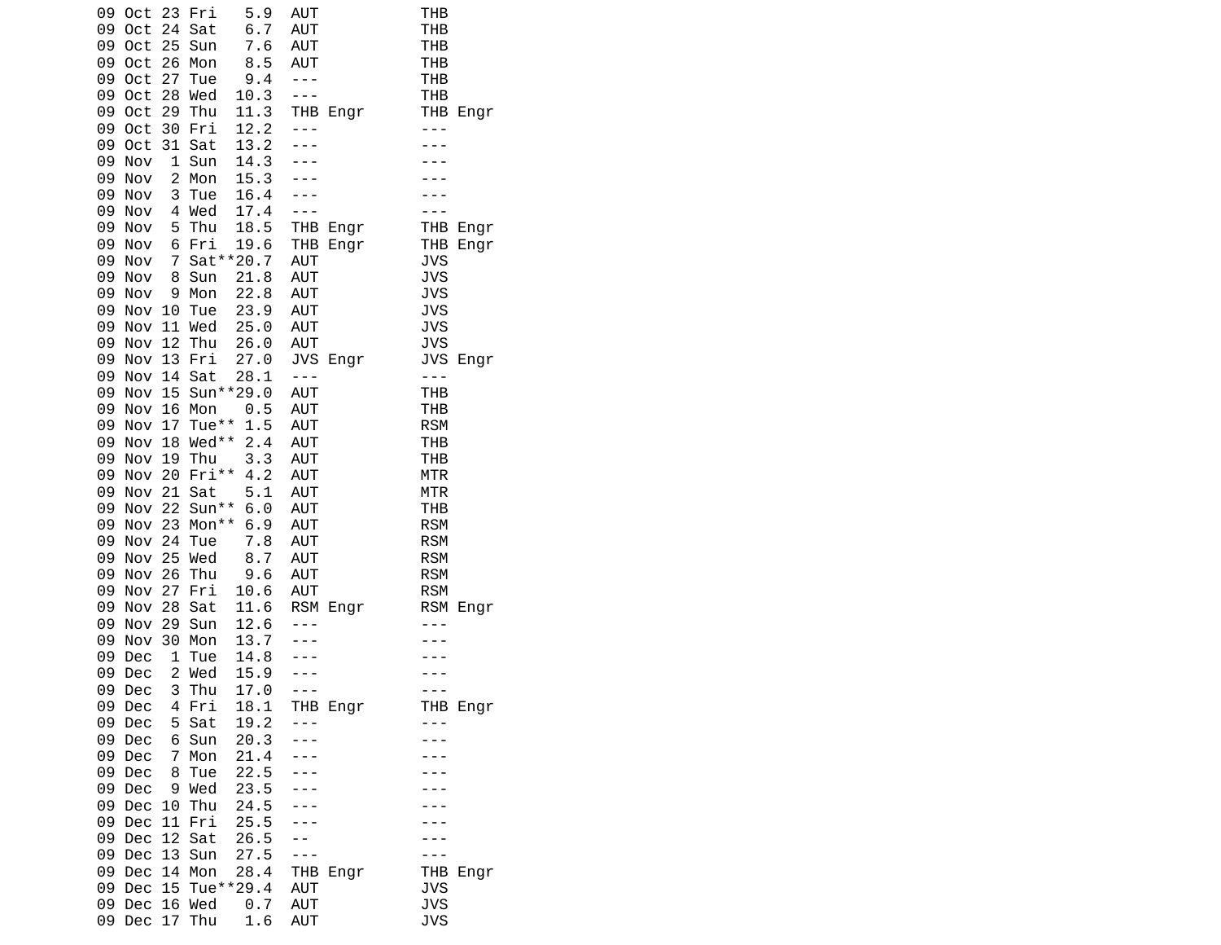```
09 Oct 23 Fri   5.9  AUT           THB
09 Oct 24 Sat   6.7  AUT           THB
09 Oct 25 Sun   7.6  AUT           THB
09 Oct 26 Mon   8.5  AUT           THB
09 Oct 27 Tue   9.4  ---           THB
09 Oct 28 Wed  10.3  ---           THB
09 Oct 29 Thu  11.3  THB Engr      THB Engr
09 Oct 30 Fri  12.2  ---           ---
09 Oct 31 Sat  13.2  ---           ---
09 Nov  1 Sun  14.3  ---           ---
09 Nov  2 Mon  15.3  ---           ---
09 Nov  3 Tue  16.4  ---           ---
09 Nov  4 Wed  17.4  ---           ---
09 Nov  5 Thu  18.5  THB Engr      THB Engr
09 Nov  6 Fri  19.6  THB Engr      THB Engr
09 Nov  7 Sat**20.7  AUT           JVS
09 Nov  8 Sun  21.8  AUT           JVS
09 Nov  9 Mon  22.8  AUT           JVS
09 Nov 10 Tue  23.9  AUT           JVS
09 Nov 11 Wed  25.0  AUT           JVS
09 Nov 12 Thu  26.0  AUT           JVS
09 Nov 13 Fri  27.0  JVS Engr      JVS Engr
09 Nov 14 Sat  28.1  ---           ---
09 Nov 15 Sun**29.0  AUT           THB
09 Nov 16 Mon   0.5  AUT           THB
09 Nov 17 Tue** 1.5  AUT           RSM
09 Nov 18 Wed** 2.4  AUT           THB
09 Nov 19 Thu   3.3  AUT           THB
09 Nov 20 Fri** 4.2  AUT           MTR
09 Nov 21 Sat   5.1  AUT           MTR
09 Nov 22 Sun** 6.0  AUT           THB
09 Nov 23 Mon** 6.9  AUT           RSM
09 Nov 24 Tue   7.8  AUT           RSM
09 Nov 25 Wed   8.7  AUT           RSM
09 Nov 26 Thu   9.6  AUT           RSM
09 Nov 27 Fri  10.6  AUT           RSM
09 Nov 28 Sat  11.6  RSM Engr      RSM Engr
09 Nov 29 Sun  12.6  ---           ---
09 Nov 30 Mon  13.7  ---           ---
09 Dec  1 Tue  14.8  ---           ---
09 Dec  2 Wed  15.9  ---           ---
09 Dec  3 Thu  17.0  ---           ---
09 Dec  4 Fri  18.1  THB Engr      THB Engr
09 Dec  5 Sat  19.2  ---           ---
09 Dec  6 Sun  20.3  ---           ---
09 Dec  7 Mon  21.4  ---           ---
09 Dec  8 Tue  22.5  ---           ---
09 Dec  9 Wed  23.5  ---           ---
09 Dec 10 Thu  24.5  ---           ---
09 Dec 11 Fri  25.5  ---           ---
09 Dec 12 Sat  26.5  --            ---
09 Dec 13 Sun  27.5  ---           ---
09 Dec 14 Mon  28.4  THB Engr      THB Engr
09 Dec 15 Tue**29.4  AUT           JVS
09 Dec 16 Wed   0.7  AUT           JVS
09 Dec 17 Thu   1.6  AUT           JVS
```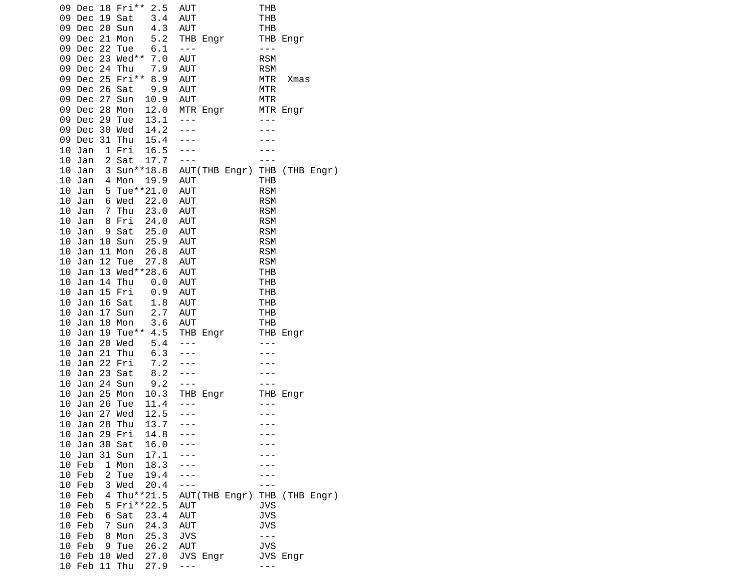```
09 Dec 18 Fri** 2.5  AUT           THB
09 Dec 19 Sat   3.4  AUT           THB
09 Dec 20 Sun   4.3  AUT           THB
09 Dec 21 Mon   5.2  THB Engr      THB Engr
09 Dec 22 Tue   6.1  ---           ---
09 Dec 23 Wed** 7.0  AUT           RSM
09 Dec 24 Thu   7.9  AUT           RSM
09 Dec 25 Fri** 8.9  AUT           MTR  Xmas
09 Dec 26 Sat   9.9  AUT           MTR
09 Dec 27 Sun  10.9  AUT           MTR
09 Dec 28 Mon  12.0  MTR Engr      MTR Engr
09 Dec 29 Tue  13.1  ---           ---
09 Dec 30 Wed  14.2  ---           ---
09 Dec 31 Thu  15.4  ---           ---
10 Jan  1 Fri  16.5  ---           ---
10 Jan  2 Sat  17.7  ---           ---
10 Jan  3 Sun**18.8  AUT(THB Engr) THB (THB Engr)
10 Jan  4 Mon  19.9  AUT           THB
10 Jan  5 Tue**21.0  AUT           RSM
10 Jan  6 Wed  22.0  AUT           RSM
10 Jan  7 Thu  23.0  AUT           RSM
10 Jan  8 Fri  24.0  AUT           RSM
10 Jan  9 Sat  25.0  AUT           RSM
10 Jan 10 Sun  25.9  AUT           RSM
10 Jan 11 Mon  26.8  AUT           RSM
10 Jan 12 Tue  27.8  AUT           RSM
10 Jan 13 Wed**28.6  AUT           THB
10 Jan 14 Thu   0.0  AUT           THB
10 Jan 15 Fri   0.9  AUT           THB
10 Jan 16 Sat   1.8  AUT           THB
10 Jan 17 Sun   2.7  AUT           THB
10 Jan 18 Mon   3.6  AUT           THB
10 Jan 19 Tue** 4.5  THB Engr      THB Engr
10 Jan 20 Wed   5.4  ---           ---
10 Jan 21 Thu   6.3  ---           ---
10 Jan 22 Fri   7.2  ---           ---
10 Jan 23 Sat   8.2  ---           ---
10 Jan 24 Sun   9.2  ---           ---
10 Jan 25 Mon  10.3  THB Engr      THB Engr
10 Jan 26 Tue  11.4  ---           ---
10 Jan 27 Wed  12.5  ---           ---
10 Jan 28 Thu  13.7  ---           ---
10 Jan 29 Fri  14.8  ---           ---
10 Jan 30 Sat  16.0  ---           ---
10 Jan 31 Sun  17.1  ---           ---
10 Feb  1 Mon  18.3  ---           ---
10 Feb  2 Tue  19.4  ---           ---
10 Feb  3 Wed  20.4  ---           ---
10 Feb  4 Thu**21.5  AUT(THB Engr) THB (THB Engr)
10 Feb  5 Fri**22.5  AUT           JVS
10 Feb  6 Sat  23.4  AUT           JVS
10 Feb  7 Sun  24.3  AUT           JVS
10 Feb  8 Mon  25.3  JVS           ---
10 Feb  9 Tue  26.2  AUT           JVS
10 Feb 10 Wed  27.0  JVS Engr      JVS Engr
10 Feb 11 Thu  27.9  ---           ---
```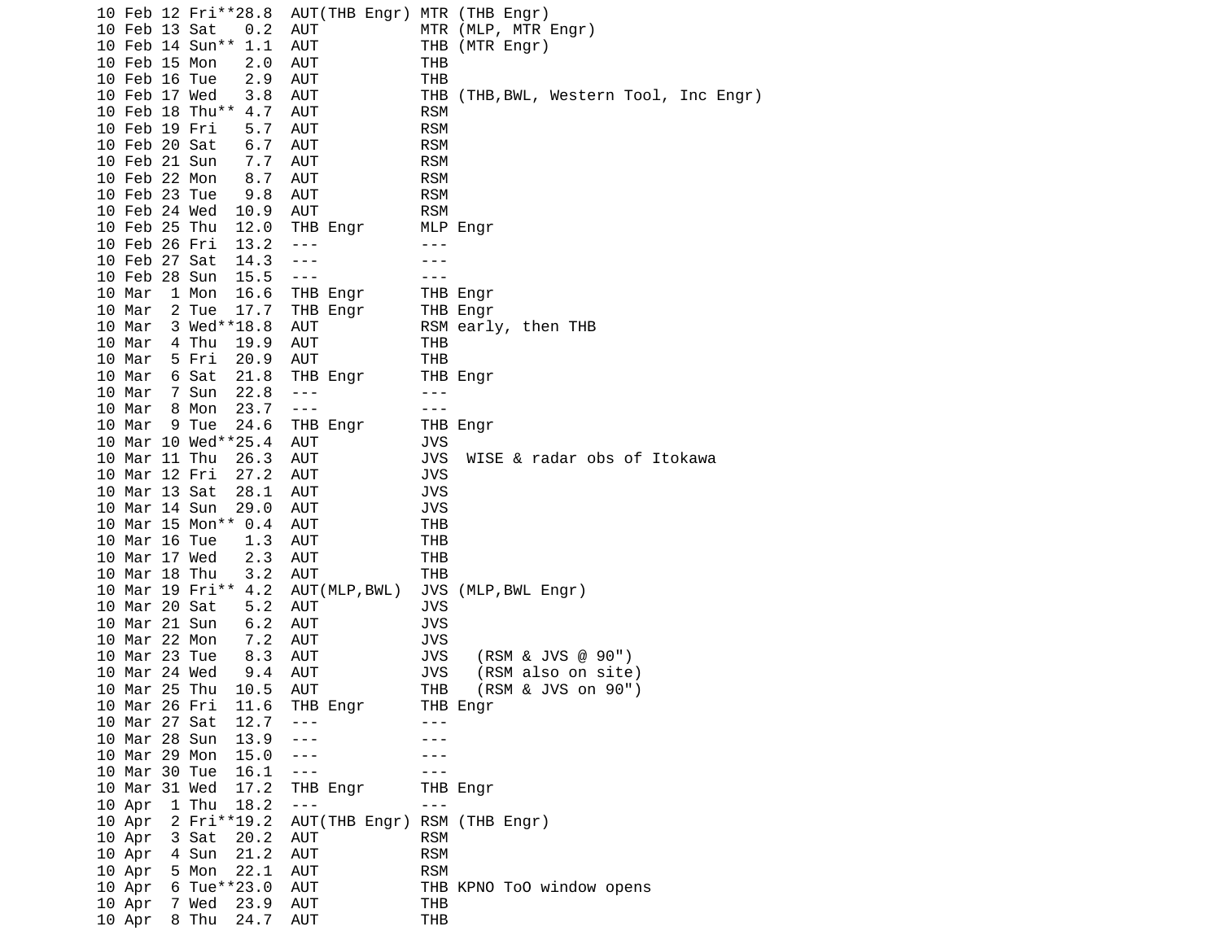```
10 Feb 12 Fri**28.8  AUT(THB Engr) MTR (THB Engr)
10 Feb 13 Sat   0.2  AUT           MTR (MLP, MTR Engr)
10 Feb 14 Sun** 1.1  AUT           THB (MTR Engr)
10 Feb 15 Mon   2.0  AUT           THB
10 Feb 16 Tue   2.9  AUT           THB
10 Feb 17 Wed   3.8  AUT           THB (THB,BWL, Western Tool, Inc Engr)
10 Feb 18 Thu** 4.7  AUT           RSM
10 Feb 19 Fri   5.7  AUT           RSM
10 Feb 20 Sat   6.7  AUT           RSM
10 Feb 21 Sun   7.7  AUT           RSM
10 Feb 22 Mon   8.7  AUT           RSM
10 Feb 23 Tue   9.8  AUT           RSM
10 Feb 24 Wed  10.9  AUT           RSM
10 Feb 25 Thu  12.0  THB Engr      MLP Engr
10 Feb 26 Fri  13.2  ---           ---
10 Feb 27 Sat  14.3  ---           ---
10 Feb 28 Sun  15.5  ---           ---
10 Mar  1 Mon  16.6  THB Engr      THB Engr
10 Mar  2 Tue  17.7  THB Engr      THB Engr
10 Mar  3 Wed**18.8  AUT           RSM early, then THB
10 Mar  4 Thu  19.9  AUT           THB
10 Mar  5 Fri  20.9  AUT           THB
10 Mar  6 Sat  21.8  THB Engr      THB Engr
10 Mar  7 Sun  22.8  ---           ---
10 Mar  8 Mon  23.7  ---           ---
10 Mar  9 Tue  24.6  THB Engr      THB Engr
10 Mar 10 Wed**25.4  AUT           JVS
10 Mar 11 Thu  26.3  AUT           JVS  WISE & radar obs of Itokawa
10 Mar 12 Fri  27.2  AUT           JVS
10 Mar 13 Sat  28.1  AUT           JVS
10 Mar 14 Sun  29.0  AUT           JVS
10 Mar 15 Mon** 0.4  AUT           THB
10 Mar 16 Tue   1.3  AUT           THB
10 Mar 17 Wed   2.3  AUT           THB
10 Mar 18 Thu   3.2  AUT           THB
10 Mar 19 Fri** 4.2  AUT(MLP,BWL)  JVS (MLP,BWL Engr)
10 Mar 20 Sat   5.2  AUT           JVS
10 Mar 21 Sun   6.2  AUT           JVS
10 Mar 22 Mon   7.2  AUT           JVS
10 Mar 23 Tue   8.3  AUT           JVS   (RSM & JVS @ 90")
10 Mar 24 Wed   9.4  AUT           JVS   (RSM also on site)
10 Mar 25 Thu  10.5  AUT           THB   (RSM & JVS on 90")
10 Mar 26 Fri  11.6  THB Engr      THB Engr
10 Mar 27 Sat  12.7  ---           ---
10 Mar 28 Sun  13.9  ---           ---
10 Mar 29 Mon  15.0  ---           ---
10 Mar 30 Tue  16.1  ---           ---
10 Mar 31 Wed  17.2  THB Engr      THB Engr
10 Apr  1 Thu  18.2  ---           ---
10 Apr  2 Fri**19.2  AUT(THB Engr) RSM (THB Engr)
10 Apr  3 Sat  20.2  AUT           RSM
10 Apr  4 Sun  21.2  AUT           RSM
10 Apr  5 Mon  22.1  AUT           RSM
10 Apr  6 Tue**23.0  AUT           THB KPNO ToO window opens
10 Apr  7 Wed  23.9  AUT           THB
10 Apr  8 Thu  24.7  AUT           THB
```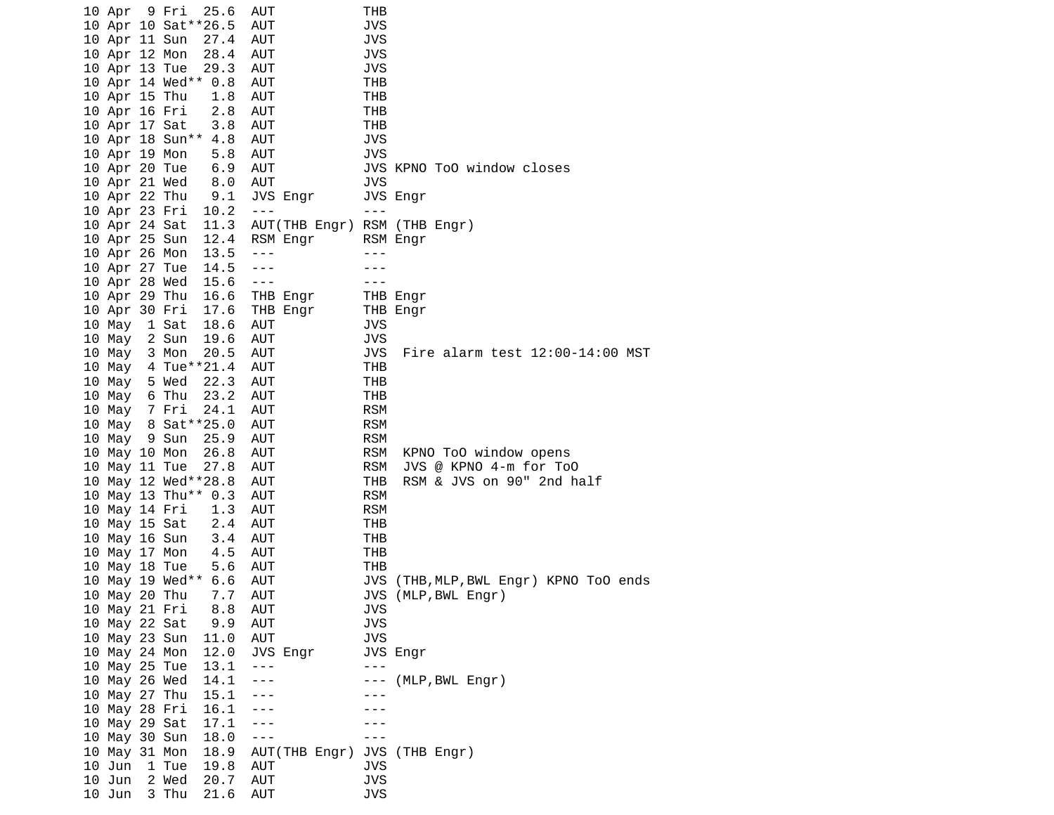```
10 Apr  9 Fri  25.6  AUT           THB
10 Apr 10 Sat**26.5  AUT           JVS
10 Apr 11 Sun  27.4  AUT           JVS
10 Apr 12 Mon  28.4  AUT           JVS
10 Apr 13 Tue  29.3  AUT           JVS
10 Apr 14 Wed** 0.8  AUT           THB
10 Apr 15 Thu   1.8  AUT           THB
10 Apr 16 Fri   2.8  AUT           THB
10 Apr 17 Sat   3.8  AUT           THB
10 Apr 18 Sun** 4.8  AUT           JVS
10 Apr 19 Mon   5.8  AUT           JVS
10 Apr 20 Tue   6.9  AUT           JVS KPNO ToO window closes
10 Apr 21 Wed   8.0  AUT           JVS
10 Apr 22 Thu   9.1  JVS Engr      JVS Engr
10 Apr 23 Fri  10.2  ---           ---
10 Apr 24 Sat  11.3  AUT(THB Engr) RSM (THB Engr)
10 Apr 25 Sun  12.4  RSM Engr      RSM Engr
10 Apr 26 Mon  13.5  ---           ---
10 Apr 27 Tue  14.5  ---           ---
10 Apr 28 Wed  15.6  ---           ---
10 Apr 29 Thu  16.6  THB Engr      THB Engr
10 Apr 30 Fri  17.6  THB Engr      THB Engr
10 May  1 Sat  18.6  AUT           JVS
10 May  2 Sun  19.6  AUT           JVS
10 May  3 Mon  20.5  AUT           JVS  Fire alarm test 12:00-14:00 MST
10 May  4 Tue**21.4  AUT           THB
10 May  5 Wed  22.3  AUT           THB
10 May  6 Thu  23.2  AUT           THB
10 May  7 Fri  24.1  AUT           RSM
10 May  8 Sat**25.0  AUT           RSM
10 May  9 Sun  25.9  AUT           RSM
10 May 10 Mon  26.8  AUT           RSM  KPNO ToO window opens
10 May 11 Tue  27.8  AUT           RSM  JVS @ KPNO 4-m for ToO
10 May 12 Wed**28.8  AUT           THB  RSM & JVS on 90" 2nd half
10 May 13 Thu** 0.3  AUT           RSM
10 May 14 Fri   1.3  AUT           RSM
10 May 15 Sat   2.4  AUT           THB
10 May 16 Sun   3.4  AUT           THB
10 May 17 Mon   4.5  AUT           THB
10 May 18 Tue   5.6  AUT           THB
10 May 19 Wed** 6.6  AUT           JVS (THB,MLP,BWL Engr) KPNO ToO ends
10 May 20 Thu   7.7  AUT           JVS (MLP,BWL Engr)
10 May 21 Fri   8.8  AUT           JVS
10 May 22 Sat   9.9  AUT           JVS
10 May 23 Sun  11.0  AUT           JVS
10 May 24 Mon  12.0  JVS Engr      JVS Engr
10 May 25 Tue  13.1  ---           ---
10 May 26 Wed  14.1  ---           --- (MLP,BWL Engr)
10 May 27 Thu  15.1  ---           ---
10 May 28 Fri  16.1  ---           ---
10 May 29 Sat  17.1  ---           ---
10 May 30 Sun  18.0  ---           ---
10 May 31 Mon  18.9  AUT(THB Engr) JVS (THB Engr)
10 Jun  1 Tue  19.8  AUT           JVS
10 Jun  2 Wed  20.7  AUT           JVS
10 Jun  3 Thu  21.6  AUT           JVS
```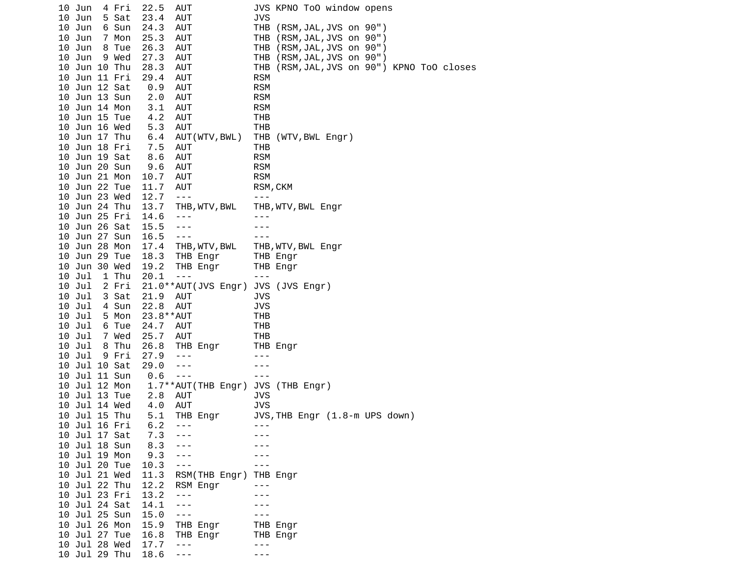```
10 Jun  4 Fri  22.5  AUT           JVS KPNO ToO window opens
10 Jun  5 Sat  23.4  AUT           JVS
10 Jun  6 Sun  24.3  AUT           THB (RSM,JAL,JVS on 90")
10 Jun  7 Mon  25.3  AUT           THB (RSM,JAL,JVS on 90")
10 Jun  8 Tue  26.3  AUT           THB (RSM,JAL,JVS on 90")
10 Jun  9 Wed  27.3  AUT           THB (RSM,JAL,JVS on 90")
10 Jun 10 Thu  28.3  AUT           THB (RSM,JAL,JVS on 90") KPNO ToO closes
10 Jun 11 Fri  29.4  AUT           RSM
10 Jun 12 Sat   0.9  AUT           RSM
10 Jun 13 Sun   2.0  AUT           RSM
10 Jun 14 Mon   3.1  AUT           RSM
10 Jun 15 Tue   4.2  AUT           THB
10 Jun 16 Wed   5.3  AUT           THB
10 Jun 17 Thu   6.4  AUT(WTV,BWL)  THB (WTV,BWL Engr)
10 Jun 18 Fri   7.5  AUT           THB
10 Jun 19 Sat   8.6  AUT           RSM
10 Jun 20 Sun   9.6  AUT           RSM
10 Jun 21 Mon  10.7  AUT           RSM
10 Jun 22 Tue  11.7  AUT           RSM,CKM
10 Jun 23 Wed  12.7  ---           ---
10 Jun 24 Thu  13.7  THB,WTV,BWL   THB,WTV,BWL Engr
10 Jun 25 Fri  14.6  ---           ---
10 Jun 26 Sat  15.5  ---           ---
10 Jun 27 Sun  16.5  ---           ---
10 Jun 28 Mon  17.4  THB,WTV,BWL   THB,WTV,BWL Engr
10 Jun 29 Tue  18.3  THB Engr      THB Engr
10 Jun 30 Wed  19.2  THB Engr      THB Engr
10 Jul  1 Thu  20.1  ---           ---
10 Jul  2 Fri  21.0**AUT(JVS Engr) JVS (JVS Engr)
10 Jul  3 Sat  21.9  AUT           JVS
10 Jul  4 Sun  22.8  AUT           JVS
10 Jul  5 Mon  23.8**AUT           THB
10 Jul  6 Tue  24.7  AUT           THB
10 Jul  7 Wed  25.7  AUT           THB
10 Jul  8 Thu  26.8  THB Engr      THB Engr
10 Jul  9 Fri  27.9  ---           ---
10 Jul 10 Sat  29.0  ---           ---
10 Jul 11 Sun   0.6  ---           ---
10 Jul 12 Mon   1.7**AUT(THB Engr) JVS (THB Engr)
10 Jul 13 Tue   2.8  AUT           JVS
10 Jul 14 Wed   4.0  AUT           JVS
10 Jul 15 Thu   5.1  THB Engr      JVS,THB Engr (1.8-m UPS down)
10 Jul 16 Fri   6.2  ---           ---
10 Jul 17 Sat   7.3  ---           ---
10 Jul 18 Sun   8.3  ---           ---
10 Jul 19 Mon   9.3  ---           ---
10 Jul 20 Tue  10.3  ---           ---
10 Jul 21 Wed  11.3  RSM(THB Engr) THB Engr
10 Jul 22 Thu  12.2  RSM Engr      ---
10 Jul 23 Fri  13.2  ---           ---
10 Jul 24 Sat  14.1  ---           ---
10 Jul 25 Sun  15.0  ---           ---
10 Jul 26 Mon  15.9  THB Engr      THB Engr
10 Jul 27 Tue  16.8  THB Engr      THB Engr
10 Jul 28 Wed  17.7  ---           ---
10 Jul 29 Thu  18.6  ---           ---
```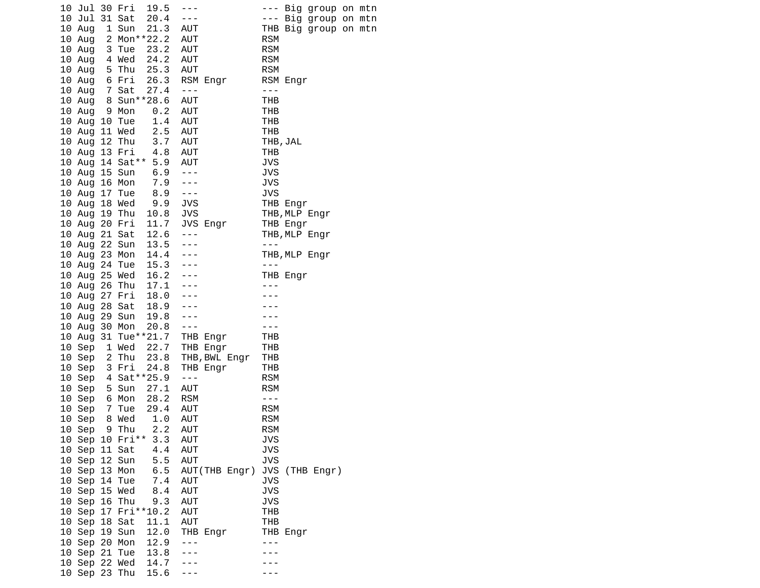```
10 Jul 30 Fri  19.5  ---            --- Big group on mtn
10 Jul 31 Sat  20.4  ---            --- Big group on mtn
10 Aug  1 Sun  21.3  AUT            THB Big group on mtn
10 Aug  2 Mon**22.2  AUT            RSM
10 Aug  3 Tue  23.2  AUT            RSM
10 Aug  4 Wed  24.2  AUT            RSM
10 Aug  5 Thu  25.3  AUT            RSM
10 Aug  6 Fri  26.3  RSM Engr       RSM Engr
10 Aug  7 Sat  27.4  ---            ---
10 Aug  8 Sun**28.6  AUT            THB
10 Aug  9 Mon   0.2  AUT            THB
10 Aug 10 Tue   1.4  AUT            THB
10 Aug 11 Wed   2.5  AUT            THB
10 Aug 12 Thu   3.7  AUT            THB,JAL
10 Aug 13 Fri   4.8  AUT            THB
10 Aug 14 Sat** 5.9  AUT            JVS
10 Aug 15 Sun   6.9  ---            JVS
10 Aug 16 Mon   7.9  ---            JVS
10 Aug 17 Tue   8.9  ---            JVS
10 Aug 18 Wed   9.9  JVS            THB Engr
10 Aug 19 Thu  10.8  JVS            THB,MLP Engr
10 Aug 20 Fri  11.7  JVS Engr       THB Engr
10 Aug 21 Sat  12.6  ---            THB,MLP Engr
10 Aug 22 Sun  13.5  ---            ---
10 Aug 23 Mon  14.4  ---            THB,MLP Engr
10 Aug 24 Tue  15.3  ---            ---
10 Aug 25 Wed  16.2  ---            THB Engr
10 Aug 26 Thu  17.1  ---            ---
10 Aug 27 Fri  18.0  ---            ---
10 Aug 28 Sat  18.9  ---            ---
10 Aug 29 Sun  19.8  ---            ---
10 Aug 30 Mon  20.8  ---            ---
10 Aug 31 Tue**21.7  THB Engr       THB
10 Sep  1 Wed  22.7  THB Engr       THB
10 Sep  2 Thu  23.8  THB,BWL Engr   THB
10 Sep  3 Fri  24.8  THB Engr       THB
10 Sep  4 Sat**25.9  ---            RSM
10 Sep  5 Sun  27.1  AUT            RSM
10 Sep  6 Mon  28.2  RSM            ---
10 Sep  7 Tue  29.4  AUT            RSM
10 Sep  8 Wed   1.0  AUT            RSM
10 Sep  9 Thu   2.2  AUT            RSM
10 Sep 10 Fri** 3.3  AUT            JVS
10 Sep 11 Sat   4.4  AUT            JVS
10 Sep 12 Sun   5.5  AUT            JVS
10 Sep 13 Mon   6.5  AUT(THB Engr)  JVS (THB Engr)
10 Sep 14 Tue   7.4  AUT            JVS
10 Sep 15 Wed   8.4  AUT            JVS
10 Sep 16 Thu   9.3  AUT            JVS
10 Sep 17 Fri**10.2  AUT            THB
10 Sep 18 Sat  11.1  AUT            THB
10 Sep 19 Sun  12.0  THB Engr       THB Engr
10 Sep 20 Mon  12.9  ---            ---
10 Sep 21 Tue  13.8  ---            ---
10 Sep 22 Wed  14.7  ---            ---
10 Sep 23 Thu  15.6  ---            ---
```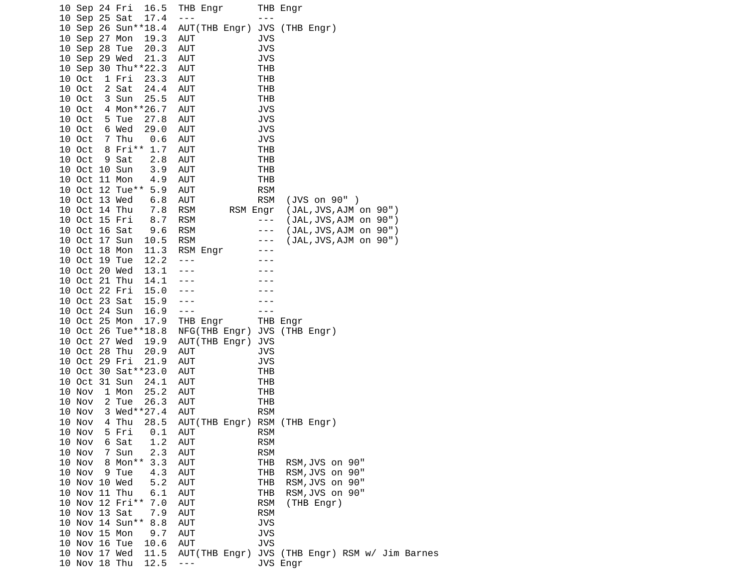```
10 Sep 24 Fri  16.5  THB Engr      THB Engr
10 Sep 25 Sat  17.4  ---           ---
10 Sep 26 Sun**18.4  AUT(THB Engr) JVS (THB Engr)
10 Sep 27 Mon  19.3  AUT           JVS
10 Sep 28 Tue  20.3  AUT           JVS
10 Sep 29 Wed  21.3  AUT           JVS
10 Sep 30 Thu**22.3  AUT           THB
10 Oct  1 Fri  23.3  AUT           THB
10 Oct  2 Sat  24.4  AUT           THB
10 Oct  3 Sun  25.5  AUT           THB
10 Oct  4 Mon**26.7  AUT           JVS
10 Oct  5 Tue  27.8  AUT           JVS
10 Oct  6 Wed  29.0  AUT           JVS
10 Oct  7 Thu   0.6  AUT           JVS
10 Oct  8 Fri** 1.7  AUT           THB
10 Oct  9 Sat   2.8  AUT           THB
10 Oct 10 Sun   3.9  AUT           THB
10 Oct 11 Mon   4.9  AUT           THB
10 Oct 12 Tue** 5.9  AUT           RSM
10 Oct 13 Wed   6.8  AUT           RSM  (JVS on 90" )
10 Oct 14 Thu   7.8  RSM      RSM Engr  (JAL,JVS,AJM on 90")
10 Oct 15 Fri   8.7  RSM           ---  (JAL,JVS,AJM on 90")
10 Oct 16 Sat   9.6  RSM           ---  (JAL,JVS,AJM on 90")
10 Oct 17 Sun  10.5  RSM           ---  (JAL,JVS,AJM on 90")
10 Oct 18 Mon  11.3  RSM Engr      ---
10 Oct 19 Tue  12.2  ---           ---
10 Oct 20 Wed  13.1  ---           ---
10 Oct 21 Thu  14.1  ---           ---
10 Oct 22 Fri  15.0  ---           ---
10 Oct 23 Sat  15.9  ---           ---
10 Oct 24 Sun  16.9  ---           ---
10 Oct 25 Mon  17.9  THB Engr      THB Engr
10 Oct 26 Tue**18.8  NFG(THB Engr) JVS (THB Engr)
10 Oct 27 Wed  19.9  AUT(THB Engr) JVS
10 Oct 28 Thu  20.9  AUT           JVS
10 Oct 29 Fri  21.9  AUT           JVS
10 Oct 30 Sat**23.0  AUT           THB
10 Oct 31 Sun  24.1  AUT           THB
10 Nov  1 Mon  25.2  AUT           THB
10 Nov  2 Tue  26.3  AUT           THB
10 Nov  3 Wed**27.4  AUT           RSM
10 Nov  4 Thu  28.5  AUT(THB Engr) RSM (THB Engr)
10 Nov  5 Fri   0.1  AUT           RSM
10 Nov  6 Sat   1.2  AUT           RSM
10 Nov  7 Sun   2.3  AUT           RSM
10 Nov  8 Mon** 3.3  AUT           THB  RSM,JVS on 90"
10 Nov  9 Tue   4.3  AUT           THB  RSM,JVS on 90"
10 Nov 10 Wed   5.2  AUT           THB  RSM,JVS on 90"
10 Nov 11 Thu   6.1  AUT           THB  RSM,JVS on 90"
10 Nov 12 Fri** 7.0  AUT           RSM  (THB Engr)
10 Nov 13 Sat   7.9  AUT           RSM
10 Nov 14 Sun** 8.8  AUT           JVS
10 Nov 15 Mon   9.7  AUT           JVS
10 Nov 16 Tue  10.6  AUT           JVS
10 Nov 17 Wed  11.5  AUT(THB Engr) JVS (THB Engr) RSM w/ Jim Barnes
10 Nov 18 Thu  12.5  ---           JVS Engr
```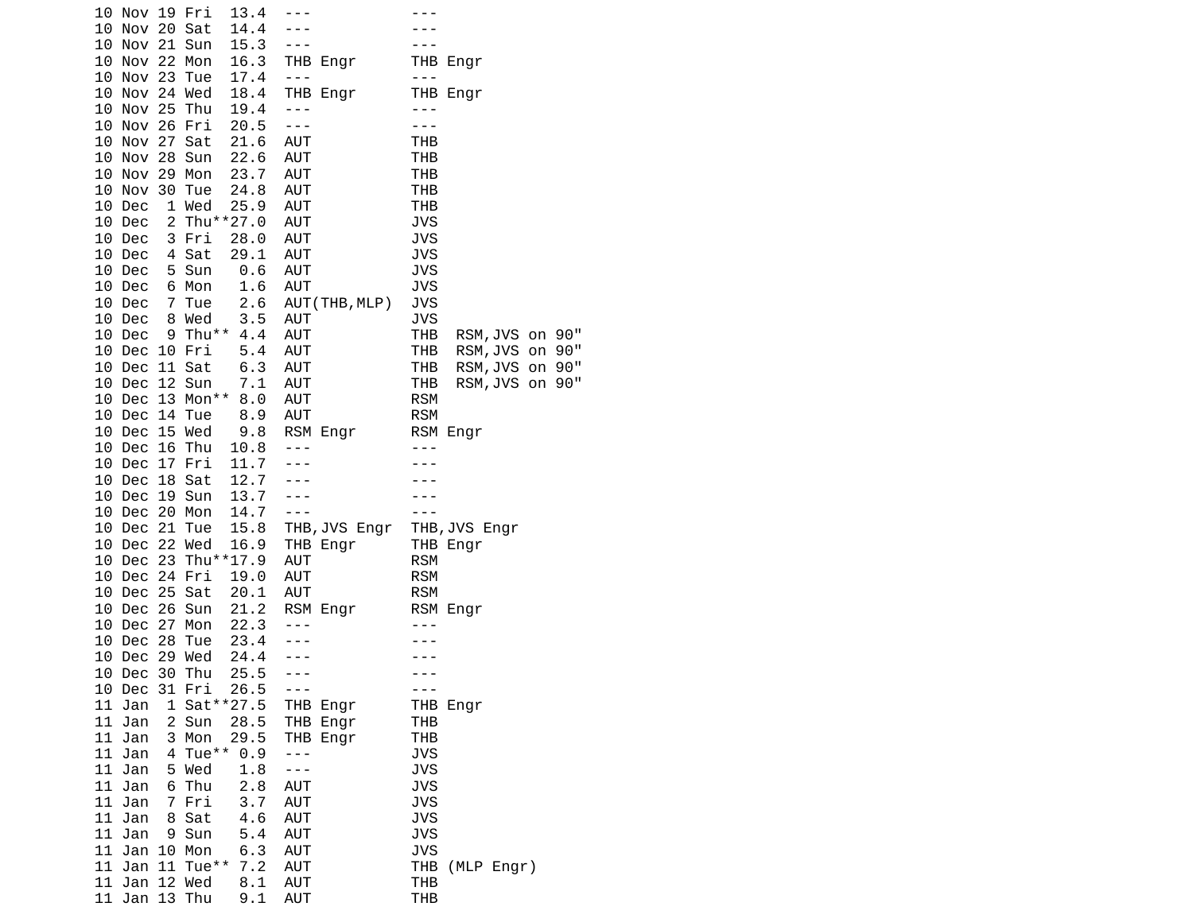```
10 Nov 19 Fri  13.4  ---            ---
10 Nov 20 Sat  14.4  ---            ---
10 Nov 21 Sun  15.3  ---            ---
10 Nov 22 Mon  16.3  THB Engr       THB Engr
10 Nov 23 Tue  17.4  ---            ---
10 Nov 24 Wed  18.4  THB Engr       THB Engr
10 Nov 25 Thu  19.4  ---            ---
10 Nov 26 Fri  20.5  ---            ---
10 Nov 27 Sat  21.6  AUT            THB
10 Nov 28 Sun  22.6  AUT            THB
10 Nov 29 Mon  23.7  AUT            THB
10 Nov 30 Tue  24.8  AUT            THB
10 Dec  1 Wed  25.9  AUT            THB
10 Dec  2 Thu**27.0  AUT            JVS
10 Dec  3 Fri  28.0  AUT            JVS
10 Dec  4 Sat  29.1  AUT            JVS
10 Dec  5 Sun   0.6  AUT            JVS
10 Dec  6 Mon   1.6  AUT            JVS
10 Dec  7 Tue   2.6  AUT(THB,MLP)   JVS
10 Dec  8 Wed   3.5  AUT            JVS
10 Dec  9 Thu** 4.4  AUT            THB  RSM,JVS on 90"
10 Dec 10 Fri   5.4  AUT            THB  RSM,JVS on 90"
10 Dec 11 Sat   6.3  AUT            THB  RSM,JVS on 90"
10 Dec 12 Sun   7.1  AUT            THB  RSM,JVS on 90"
10 Dec 13 Mon** 8.0  AUT            RSM
10 Dec 14 Tue   8.9  AUT            RSM
10 Dec 15 Wed   9.8  RSM Engr       RSM Engr
10 Dec 16 Thu  10.8  ---            ---
10 Dec 17 Fri  11.7  ---            ---
10 Dec 18 Sat  12.7  ---            ---
10 Dec 19 Sun  13.7  ---            ---
10 Dec 20 Mon  14.7  ---            ---
10 Dec 21 Tue  15.8  THB,JVS Engr   THB,JVS Engr
10 Dec 22 Wed  16.9  THB Engr       THB Engr
10 Dec 23 Thu**17.9  AUT            RSM
10 Dec 24 Fri  19.0  AUT            RSM
10 Dec 25 Sat  20.1  AUT            RSM
10 Dec 26 Sun  21.2  RSM Engr       RSM Engr
10 Dec 27 Mon  22.3  ---            ---
10 Dec 28 Tue  23.4  ---            ---
10 Dec 29 Wed  24.4  ---            ---
10 Dec 30 Thu  25.5  ---            ---
10 Dec 31 Fri  26.5  ---            ---
11 Jan  1 Sat**27.5  THB Engr       THB Engr
11 Jan  2 Sun  28.5  THB Engr       THB
11 Jan  3 Mon  29.5  THB Engr       THB
11 Jan  4 Tue** 0.9  ---            JVS
11 Jan  5 Wed   1.8  ---            JVS
11 Jan  6 Thu   2.8  AUT            JVS
11 Jan  7 Fri   3.7  AUT            JVS
11 Jan  8 Sat   4.6  AUT            JVS
11 Jan  9 Sun   5.4  AUT            JVS
11 Jan 10 Mon   6.3  AUT            JVS
11 Jan 11 Tue** 7.2  AUT            THB (MLP Engr)
11 Jan 12 Wed   8.1  AUT            THB
11 Jan 13 Thu   9.1  AUT            THB
```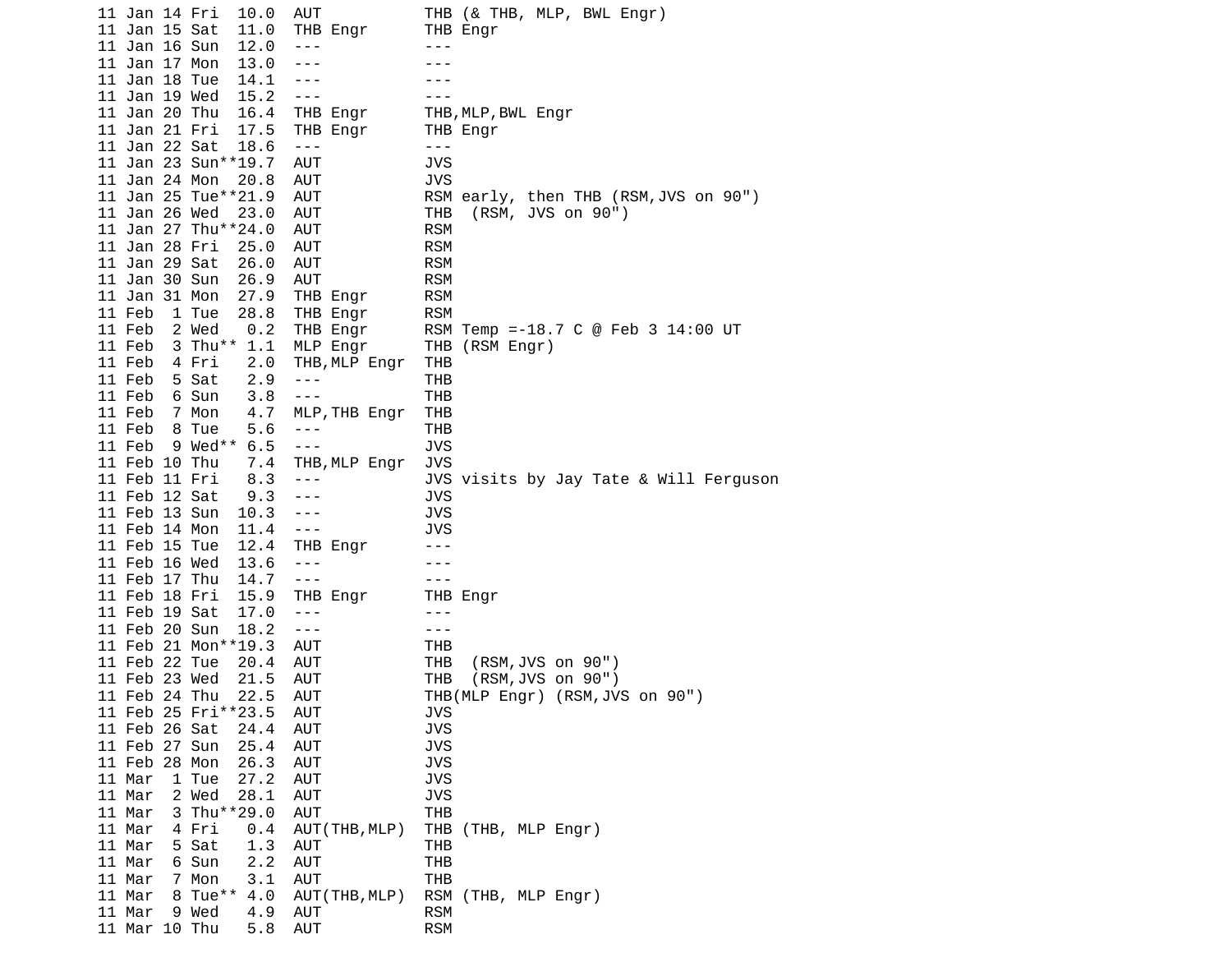```
11 Jan 14 Fri  10.0  AUT           THB (& THB, MLP, BWL Engr)
11 Jan 15 Sat  11.0  THB Engr      THB Engr
11 Jan 16 Sun  12.0  ---           ---
11 Jan 17 Mon  13.0  ---           ---
11 Jan 18 Tue  14.1  ---           ---
11 Jan 19 Wed  15.2  ---           ---
11 Jan 20 Thu  16.4  THB Engr      THB,MLP,BWL Engr
11 Jan 21 Fri  17.5  THB Engr      THB Engr
11 Jan 22 Sat  18.6  ---           ---
11 Jan 23 Sun**19.7  AUT           JVS
11 Jan 24 Mon  20.8  AUT           JVS
11 Jan 25 Tue**21.9  AUT           RSM early, then THB (RSM,JVS on 90")
11 Jan 26 Wed  23.0  AUT           THB  (RSM, JVS on 90")
11 Jan 27 Thu**24.0  AUT           RSM
11 Jan 28 Fri  25.0  AUT           RSM
11 Jan 29 Sat  26.0  AUT           RSM
11 Jan 30 Sun  26.9  AUT           RSM
11 Jan 31 Mon  27.9  THB Engr      RSM
11 Feb  1 Tue  28.8  THB Engr      RSM
11 Feb  2 Wed   0.2  THB Engr      RSM Temp =-18.7 C @ Feb 3 14:00 UT
11 Feb  3 Thu** 1.1  MLP Engr      THB (RSM Engr)
11 Feb  4 Fri   2.0  THB,MLP Engr  THB
11 Feb  5 Sat   2.9  ---           THB
11 Feb  6 Sun   3.8  ---           THB
11 Feb  7 Mon   4.7  MLP,THB Engr  THB
11 Feb  8 Tue   5.6  ---           THB
11 Feb  9 Wed** 6.5  ---           JVS
11 Feb 10 Thu   7.4  THB,MLP Engr  JVS
11 Feb 11 Fri   8.3  ---           JVS visits by Jay Tate & Will Ferguson
11 Feb 12 Sat   9.3  ---           JVS
11 Feb 13 Sun  10.3  ---           JVS
11 Feb 14 Mon  11.4  ---           JVS
11 Feb 15 Tue  12.4  THB Engr      ---
11 Feb 16 Wed  13.6  ---           ---
11 Feb 17 Thu  14.7  ---           ---
11 Feb 18 Fri  15.9  THB Engr      THB Engr
11 Feb 19 Sat  17.0  ---           ---
11 Feb 20 Sun  18.2  ---           ---
11 Feb 21 Mon**19.3  AUT           THB
11 Feb 22 Tue  20.4  AUT           THB  (RSM,JVS on 90")
11 Feb 23 Wed  21.5  AUT           THB  (RSM,JVS on 90")
11 Feb 24 Thu  22.5  AUT           THB(MLP Engr) (RSM,JVS on 90")
11 Feb 25 Fri**23.5  AUT           JVS
11 Feb 26 Sat  24.4  AUT           JVS
11 Feb 27 Sun  25.4  AUT           JVS
11 Feb 28 Mon  26.3  AUT           JVS
11 Mar  1 Tue  27.2  AUT           JVS
11 Mar  2 Wed  28.1  AUT           JVS
11 Mar  3 Thu**29.0  AUT           THB
11 Mar  4 Fri   0.4  AUT(THB,MLP)  THB (THB, MLP Engr)
11 Mar  5 Sat   1.3  AUT           THB
11 Mar  6 Sun   2.2  AUT           THB
11 Mar  7 Mon   3.1  AUT           THB
11 Mar  8 Tue** 4.0  AUT(THB,MLP)  RSM (THB, MLP Engr)
11 Mar  9 Wed   4.9  AUT           RSM
11 Mar 10 Thu   5.8  AUT           RSM
```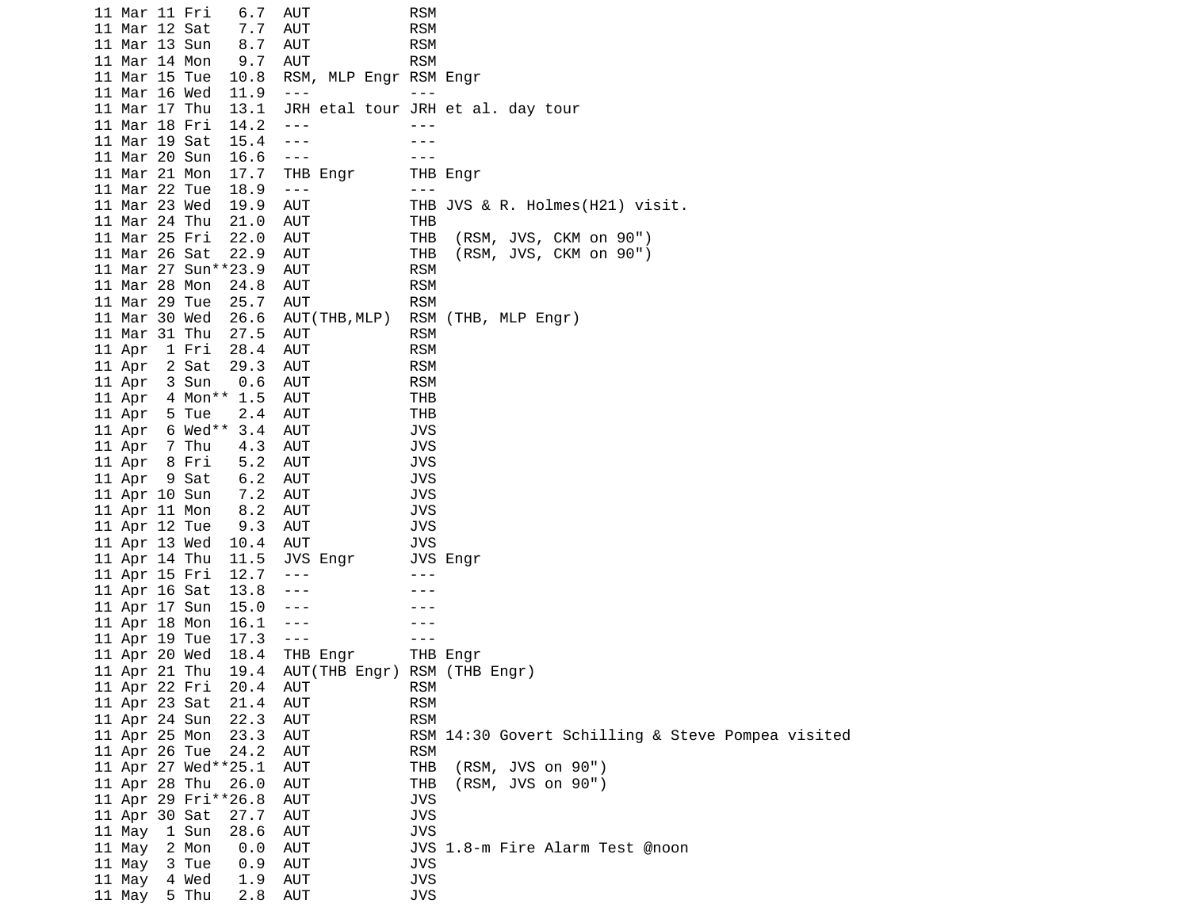```
11 Mar 11 Fri   6.7  AUT            RSM
11 Mar 12 Sat   7.7  AUT            RSM
11 Mar 13 Sun   8.7  AUT            RSM
11 Mar 14 Mon   9.7  AUT            RSM
11 Mar 15 Tue  10.8  RSM, MLP Engr RSM Engr
11 Mar 16 Wed  11.9  ---            ---
11 Mar 17 Thu  13.1  JRH etal tour JRH et al. day tour
11 Mar 18 Fri  14.2  ---            ---
11 Mar 19 Sat  15.4  ---            ---
11 Mar 20 Sun  16.6  ---            ---
11 Mar 21 Mon  17.7  THB Engr       THB Engr
11 Mar 22 Tue  18.9  ---            ---
11 Mar 23 Wed  19.9  AUT            THB JVS & R. Holmes(H21) visit.
11 Mar 24 Thu  21.0  AUT            THB
11 Mar 25 Fri  22.0  AUT            THB  (RSM, JVS, CKM on 90")
11 Mar 26 Sat  22.9  AUT            THB  (RSM, JVS, CKM on 90")
11 Mar 27 Sun**23.9  AUT            RSM
11 Mar 28 Mon  24.8  AUT            RSM
11 Mar 29 Tue  25.7  AUT            RSM
11 Mar 30 Wed  26.6  AUT(THB,MLP)  RSM (THB, MLP Engr)
11 Mar 31 Thu  27.5  AUT            RSM
11 Apr  1 Fri  28.4  AUT            RSM
11 Apr  2 Sat  29.3  AUT            RSM
11 Apr  3 Sun   0.6  AUT            RSM
11 Apr  4 Mon** 1.5  AUT            THB
11 Apr  5 Tue   2.4  AUT            THB
11 Apr  6 Wed** 3.4  AUT            JVS
11 Apr  7 Thu   4.3  AUT            JVS
11 Apr  8 Fri   5.2  AUT            JVS
11 Apr  9 Sat   6.2  AUT            JVS
11 Apr 10 Sun   7.2  AUT            JVS
11 Apr 11 Mon   8.2  AUT            JVS
11 Apr 12 Tue   9.3  AUT            JVS
11 Apr 13 Wed  10.4  AUT            JVS
11 Apr 14 Thu  11.5  JVS Engr       JVS Engr
11 Apr 15 Fri  12.7  ---            ---
11 Apr 16 Sat  13.8  ---            ---
11 Apr 17 Sun  15.0  ---            ---
11 Apr 18 Mon  16.1  ---            ---
11 Apr 19 Tue  17.3  ---            ---
11 Apr 20 Wed  18.4  THB Engr       THB Engr
11 Apr 21 Thu  19.4  AUT(THB Engr) RSM (THB Engr)
11 Apr 22 Fri  20.4  AUT            RSM
11 Apr 23 Sat  21.4  AUT            RSM
11 Apr 24 Sun  22.3  AUT            RSM
11 Apr 25 Mon  23.3  AUT            RSM 14:30 Govert Schilling & Steve Pompea visited
11 Apr 26 Tue  24.2  AUT            RSM
11 Apr 27 Wed**25.1  AUT            THB  (RSM, JVS on 90")
11 Apr 28 Thu  26.0  AUT            THB  (RSM, JVS on 90")
11 Apr 29 Fri**26.8  AUT            JVS
11 Apr 30 Sat  27.7  AUT            JVS
11 May  1 Sun  28.6  AUT            JVS
11 May  2 Mon   0.0  AUT            JVS 1.8-m Fire Alarm Test @noon
11 May  3 Tue   0.9  AUT            JVS
11 May  4 Wed   1.9  AUT            JVS
11 May  5 Thu   2.8  AUT            JVS
```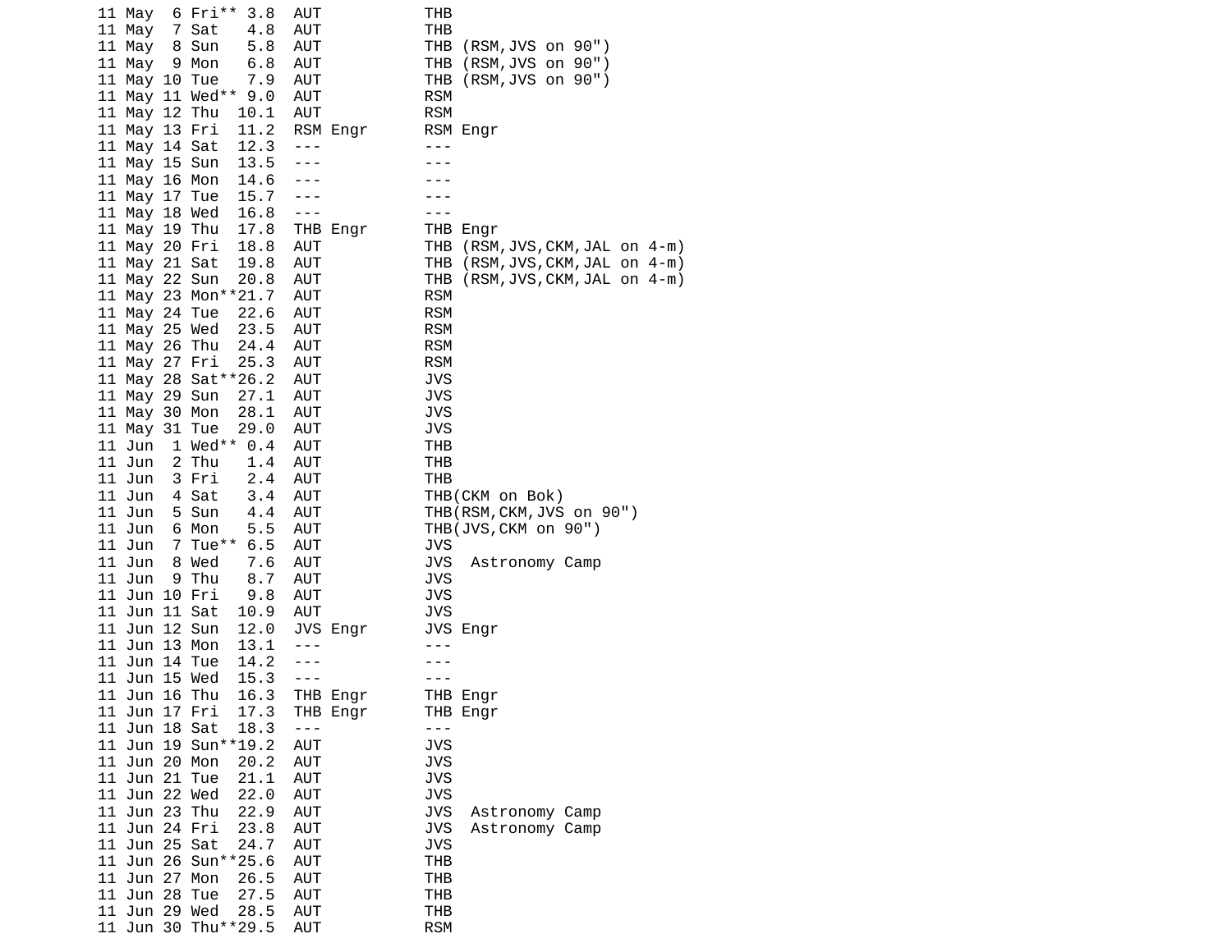```
11 May  6 Fri** 3.8  AUT           THB
11 May  7 Sat   4.8  AUT           THB
11 May  8 Sun   5.8  AUT           THB (RSM,JVS on 90")
11 May  9 Mon   6.8  AUT           THB (RSM,JVS on 90")
11 May 10 Tue   7.9  AUT           THB (RSM,JVS on 90")
11 May 11 Wed** 9.0  AUT           RSM
11 May 12 Thu  10.1  AUT           RSM
11 May 13 Fri  11.2  RSM Engr      RSM Engr
11 May 14 Sat  12.3  ---           ---
11 May 15 Sun  13.5  ---           ---
11 May 16 Mon  14.6  ---           ---
11 May 17 Tue  15.7  ---           ---
11 May 18 Wed  16.8  ---           ---
11 May 19 Thu  17.8  THB Engr      THB Engr
11 May 20 Fri  18.8  AUT           THB (RSM,JVS,CKM,JAL on 4-m)
11 May 21 Sat  19.8  AUT           THB (RSM,JVS,CKM,JAL on 4-m)
11 May 22 Sun  20.8  AUT           THB (RSM,JVS,CKM,JAL on 4-m)
11 May 23 Mon**21.7  AUT           RSM
11 May 24 Tue  22.6  AUT           RSM
11 May 25 Wed  23.5  AUT           RSM
11 May 26 Thu  24.4  AUT           RSM
11 May 27 Fri  25.3  AUT           RSM
11 May 28 Sat**26.2  AUT           JVS
11 May 29 Sun  27.1  AUT           JVS
11 May 30 Mon  28.1  AUT           JVS
11 May 31 Tue  29.0  AUT           JVS
11 Jun  1 Wed** 0.4  AUT           THB
11 Jun  2 Thu   1.4  AUT           THB
11 Jun  3 Fri   2.4  AUT           THB
11 Jun  4 Sat   3.4  AUT           THB(CKM on Bok)
11 Jun  5 Sun   4.4  AUT           THB(RSM,CKM,JVS on 90")
11 Jun  6 Mon   5.5  AUT           THB(JVS,CKM on 90")
11 Jun  7 Tue** 6.5  AUT           JVS
11 Jun  8 Wed   7.6  AUT           JVS  Astronomy Camp
11 Jun  9 Thu   8.7  AUT           JVS
11 Jun 10 Fri   9.8  AUT           JVS
11 Jun 11 Sat  10.9  AUT           JVS
11 Jun 12 Sun  12.0  JVS Engr      JVS Engr
11 Jun 13 Mon  13.1  ---           ---
11 Jun 14 Tue  14.2  ---           ---
11 Jun 15 Wed  15.3  ---           ---
11 Jun 16 Thu  16.3  THB Engr      THB Engr
11 Jun 17 Fri  17.3  THB Engr      THB Engr
11 Jun 18 Sat  18.3  ---           ---
11 Jun 19 Sun**19.2  AUT           JVS
11 Jun 20 Mon  20.2  AUT           JVS
11 Jun 21 Tue  21.1  AUT           JVS
11 Jun 22 Wed  22.0  AUT           JVS
11 Jun 23 Thu  22.9  AUT           JVS  Astronomy Camp
11 Jun 24 Fri  23.8  AUT           JVS  Astronomy Camp
11 Jun 25 Sat  24.7  AUT           JVS
11 Jun 26 Sun**25.6  AUT           THB
11 Jun 27 Mon  26.5  AUT           THB
11 Jun 28 Tue  27.5  AUT           THB
11 Jun 29 Wed  28.5  AUT           THB
11 Jun 30 Thu**29.5  AUT           RSM
```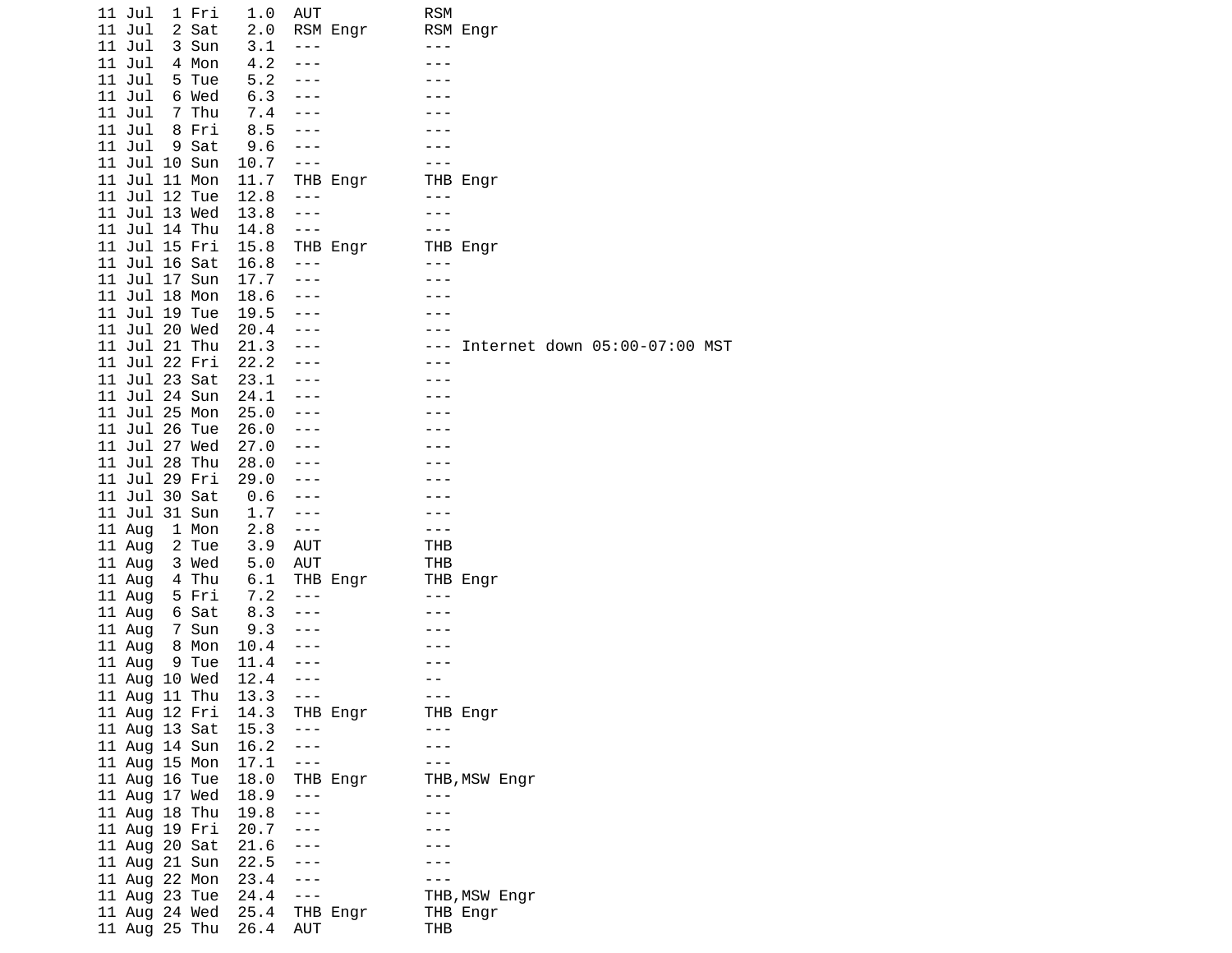```
11 Jul  1 Fri   1.0  AUT           RSM
11 Jul  2 Sat   2.0  RSM Engr      RSM Engr
11 Jul  3 Sun   3.1  ---           ---
11 Jul  4 Mon   4.2  ---           ---
11 Jul  5 Tue   5.2  ---           ---
11 Jul  6 Wed   6.3  ---           ---
11 Jul  7 Thu   7.4  ---           ---
11 Jul  8 Fri   8.5  ---           ---
11 Jul  9 Sat   9.6  ---           ---
11 Jul 10 Sun  10.7  ---           ---
11 Jul 11 Mon  11.7  THB Engr      THB Engr
11 Jul 12 Tue  12.8  ---           ---
11 Jul 13 Wed  13.8  ---           ---
11 Jul 14 Thu  14.8  ---           ---
11 Jul 15 Fri  15.8  THB Engr      THB Engr
11 Jul 16 Sat  16.8  ---           ---
11 Jul 17 Sun  17.7  ---           ---
11 Jul 18 Mon  18.6  ---           ---
11 Jul 19 Tue  19.5  ---           ---
11 Jul 20 Wed  20.4  ---           ---
11 Jul 21 Thu  21.3  ---           --- Internet down 05:00-07:00 MST
11 Jul 22 Fri  22.2  ---           ---
11 Jul 23 Sat  23.1  ---           ---
11 Jul 24 Sun  24.1  ---           ---
11 Jul 25 Mon  25.0  ---           ---
11 Jul 26 Tue  26.0  ---           ---
11 Jul 27 Wed  27.0  ---           ---
11 Jul 28 Thu  28.0  ---           ---
11 Jul 29 Fri  29.0  ---           ---
11 Jul 30 Sat   0.6  ---           ---
11 Jul 31 Sun   1.7  ---           ---
11 Aug  1 Mon   2.8  ---           ---
11 Aug  2 Tue   3.9  AUT           THB
11 Aug  3 Wed   5.0  AUT           THB
11 Aug  4 Thu   6.1  THB Engr      THB Engr
11 Aug  5 Fri   7.2  ---           ---
11 Aug  6 Sat   8.3  ---           ---
11 Aug  7 Sun   9.3  ---           ---
11 Aug  8 Mon  10.4  ---           ---
11 Aug  9 Tue  11.4  ---           ---
11 Aug 10 Wed  12.4  ---           --
11 Aug 11 Thu  13.3  ---           ---
11 Aug 12 Fri  14.3  THB Engr      THB Engr
11 Aug 13 Sat  15.3  ---           ---
11 Aug 14 Sun  16.2  ---           ---
11 Aug 15 Mon  17.1  ---           ---
11 Aug 16 Tue  18.0  THB Engr      THB,MSW Engr
11 Aug 17 Wed  18.9  ---           ---
11 Aug 18 Thu  19.8  ---           ---
11 Aug 19 Fri  20.7  ---           ---
11 Aug 20 Sat  21.6  ---           ---
11 Aug 21 Sun  22.5  ---           ---
11 Aug 22 Mon  23.4  ---           ---
11 Aug 23 Tue  24.4  ---           THB,MSW Engr
11 Aug 24 Wed  25.4  THB Engr      THB Engr
11 Aug 25 Thu  26.4  AUT           THB
```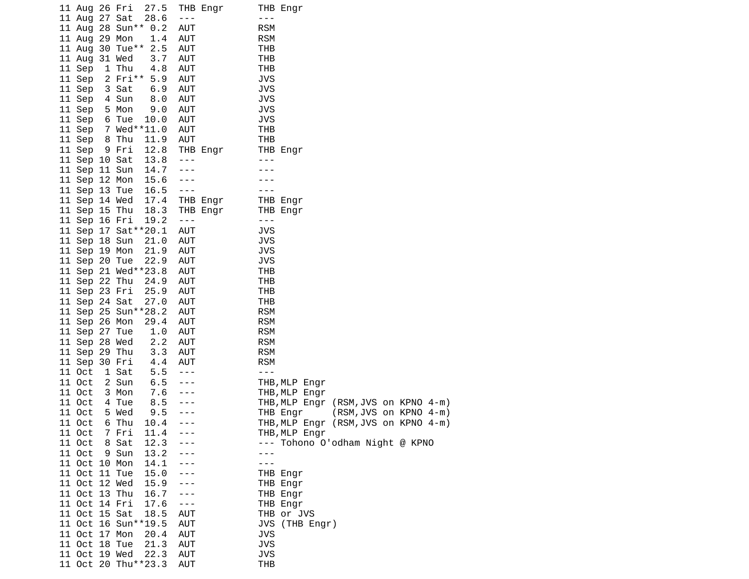```
11 Aug 26 Fri  27.5  THB Engr      THB Engr
11 Aug 27 Sat  28.6  ---           ---
11 Aug 28 Sun** 0.2  AUT           RSM
11 Aug 29 Mon   1.4  AUT           RSM
11 Aug 30 Tue** 2.5  AUT           THB
11 Aug 31 Wed   3.7  AUT           THB
11 Sep  1 Thu   4.8  AUT           THB
11 Sep  2 Fri** 5.9  AUT           JVS
11 Sep  3 Sat   6.9  AUT           JVS
11 Sep  4 Sun   8.0  AUT           JVS
11 Sep  5 Mon   9.0  AUT           JVS
11 Sep  6 Tue  10.0  AUT           JVS
11 Sep  7 Wed**11.0  AUT           THB
11 Sep  8 Thu  11.9  AUT           THB
11 Sep  9 Fri  12.8  THB Engr      THB Engr
11 Sep 10 Sat  13.8  ---           ---
11 Sep 11 Sun  14.7  ---           ---
11 Sep 12 Mon  15.6  ---           ---
11 Sep 13 Tue  16.5  ---           ---
11 Sep 14 Wed  17.4  THB Engr      THB Engr
11 Sep 15 Thu  18.3  THB Engr      THB Engr
11 Sep 16 Fri  19.2  ---           ---
11 Sep 17 Sat**20.1  AUT           JVS
11 Sep 18 Sun  21.0  AUT           JVS
11 Sep 19 Mon  21.9  AUT           JVS
11 Sep 20 Tue  22.9  AUT           JVS
11 Sep 21 Wed**23.8  AUT           THB
11 Sep 22 Thu  24.9  AUT           THB
11 Sep 23 Fri  25.9  AUT           THB
11 Sep 24 Sat  27.0  AUT           THB
11 Sep 25 Sun**28.2  AUT           RSM
11 Sep 26 Mon  29.4  AUT           RSM
11 Sep 27 Tue   1.0  AUT           RSM
11 Sep 28 Wed   2.2  AUT           RSM
11 Sep 29 Thu   3.3  AUT           RSM
11 Sep 30 Fri   4.4  AUT           RSM
11 Oct  1 Sat   5.5  ---           ---
11 Oct  2 Sun   6.5  ---           THB,MLP Engr
11 Oct  3 Mon   7.6  ---           THB,MLP Engr
11 Oct  4 Tue   8.5  ---           THB,MLP Engr (RSM,JVS on KPNO 4-m)
11 Oct  5 Wed   9.5  ---           THB Engr     (RSM,JVS on KPNO 4-m)
11 Oct  6 Thu  10.4  ---           THB,MLP Engr (RSM,JVS on KPNO 4-m)
11 Oct  7 Fri  11.4  ---           THB,MLP Engr
11 Oct  8 Sat  12.3  ---           --- Tohono O'odham Night @ KPNO
11 Oct  9 Sun  13.2  ---           ---
11 Oct 10 Mon  14.1  ---           ---
11 Oct 11 Tue  15.0  ---           THB Engr
11 Oct 12 Wed  15.9  ---           THB Engr
11 Oct 13 Thu  16.7  ---           THB Engr
11 Oct 14 Fri  17.6  ---           THB Engr
11 Oct 15 Sat  18.5  AUT           THB or JVS
11 Oct 16 Sun**19.5  AUT           JVS (THB Engr)
11 Oct 17 Mon  20.4  AUT           JVS
11 Oct 18 Tue  21.3  AUT           JVS
11 Oct 19 Wed  22.3  AUT           JVS
11 Oct 20 Thu**23.3  AUT           THB
```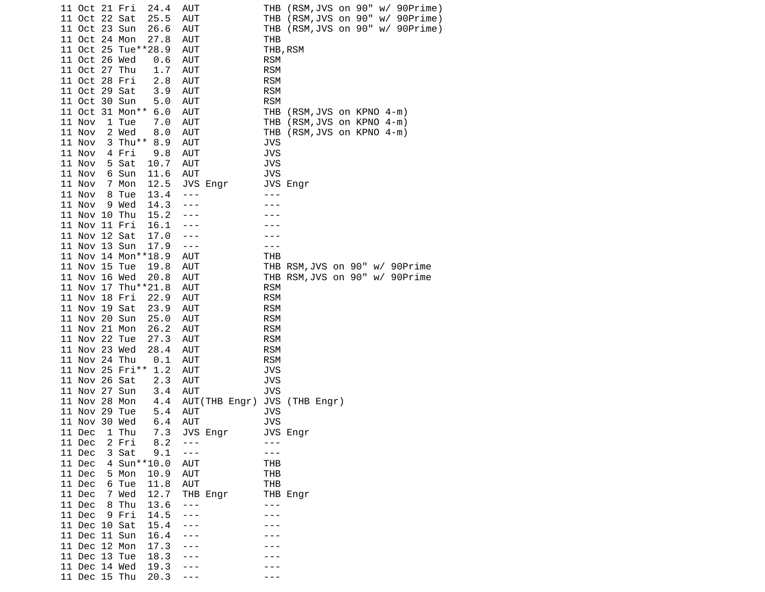```
11 Oct 21 Fri  24.4  AUT           THB (RSM,JVS on 90" w/ 90Prime)
11 Oct 22 Sat  25.5  AUT           THB (RSM,JVS on 90" w/ 90Prime)
11 Oct 23 Sun  26.6  AUT           THB (RSM,JVS on 90" w/ 90Prime)
11 Oct 24 Mon  27.8  AUT           THB
11 Oct 25 Tue**28.9  AUT           THB,RSM
11 Oct 26 Wed   0.6  AUT           RSM
11 Oct 27 Thu   1.7  AUT           RSM
11 Oct 28 Fri   2.8  AUT           RSM
11 Oct 29 Sat   3.9  AUT           RSM
11 Oct 30 Sun   5.0  AUT           RSM
11 Oct 31 Mon** 6.0  AUT           THB (RSM,JVS on KPNO 4-m)
11 Nov  1 Tue   7.0  AUT           THB (RSM,JVS on KPNO 4-m)
11 Nov  2 Wed   8.0  AUT           THB (RSM,JVS on KPNO 4-m)
11 Nov  3 Thu** 8.9  AUT           JVS
11 Nov  4 Fri   9.8  AUT           JVS
11 Nov  5 Sat  10.7  AUT           JVS
11 Nov  6 Sun  11.6  AUT           JVS
11 Nov  7 Mon  12.5  JVS Engr      JVS Engr
11 Nov  8 Tue  13.4  ---           ---
11 Nov  9 Wed  14.3  ---           ---
11 Nov 10 Thu  15.2  ---           ---
11 Nov 11 Fri  16.1  ---           ---
11 Nov 12 Sat  17.0  ---           ---
11 Nov 13 Sun  17.9  ---           ---
11 Nov 14 Mon**18.9  AUT           THB
11 Nov 15 Tue  19.8  AUT           THB RSM,JVS on 90" w/ 90Prime
11 Nov 16 Wed  20.8  AUT           THB RSM,JVS on 90" w/ 90Prime
11 Nov 17 Thu**21.8  AUT           RSM
11 Nov 18 Fri  22.9  AUT           RSM
11 Nov 19 Sat  23.9  AUT           RSM
11 Nov 20 Sun  25.0  AUT           RSM
11 Nov 21 Mon  26.2  AUT           RSM
11 Nov 22 Tue  27.3  AUT           RSM
11 Nov 23 Wed  28.4  AUT           RSM
11 Nov 24 Thu   0.1  AUT           RSM
11 Nov 25 Fri** 1.2  AUT           JVS
11 Nov 26 Sat   2.3  AUT           JVS
11 Nov 27 Sun   3.4  AUT           JVS
11 Nov 28 Mon   4.4  AUT(THB Engr) JVS (THB Engr)
11 Nov 29 Tue   5.4  AUT           JVS
11 Nov 30 Wed   6.4  AUT           JVS
11 Dec  1 Thu   7.3  JVS Engr      JVS Engr
11 Dec  2 Fri   8.2  ---           ---
11 Dec  3 Sat   9.1  ---           ---
11 Dec  4 Sun**10.0  AUT           THB
11 Dec  5 Mon  10.9  AUT           THB
11 Dec  6 Tue  11.8  AUT           THB
11 Dec  7 Wed  12.7  THB Engr      THB Engr
11 Dec  8 Thu  13.6  ---           ---
11 Dec  9 Fri  14.5  ---           ---
11 Dec 10 Sat  15.4  ---           ---
11 Dec 11 Sun  16.4  ---           ---
11 Dec 12 Mon  17.3  ---           ---
11 Dec 13 Tue  18.3  ---           ---
11 Dec 14 Wed  19.3  ---           ---
11 Dec 15 Thu  20.3  ---           ---
```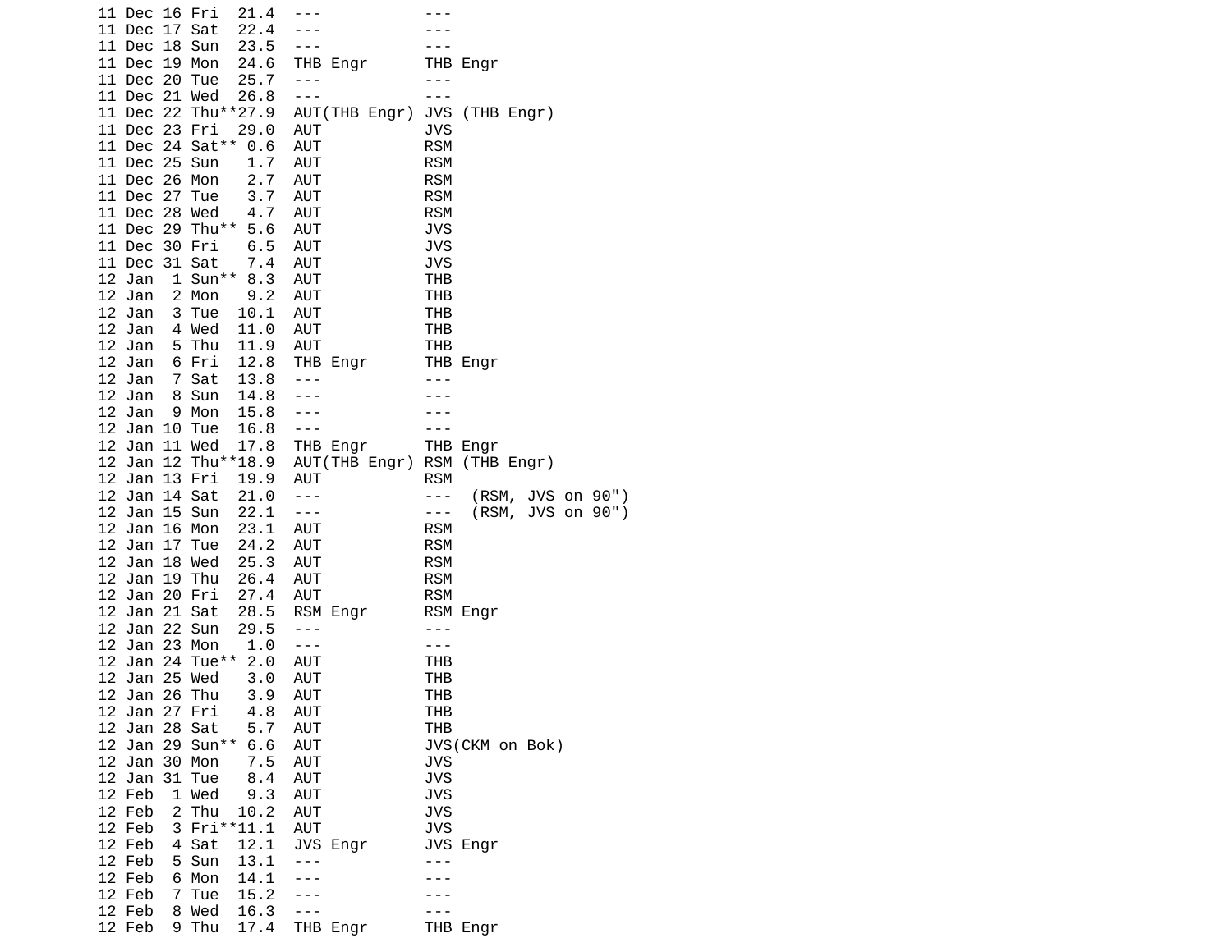```
11 Dec 16 Fri  21.4  ---           ---
11 Dec 17 Sat  22.4  ---           ---
11 Dec 18 Sun  23.5  ---           ---
11 Dec 19 Mon  24.6  THB Engr      THB Engr
11 Dec 20 Tue  25.7  ---           ---
11 Dec 21 Wed  26.8  ---           ---
11 Dec 22 Thu**27.9  AUT(THB Engr) JVS (THB Engr)
11 Dec 23 Fri  29.0  AUT           JVS
11 Dec 24 Sat** 0.6  AUT           RSM
11 Dec 25 Sun   1.7  AUT           RSM
11 Dec 26 Mon   2.7  AUT           RSM
11 Dec 27 Tue   3.7  AUT           RSM
11 Dec 28 Wed   4.7  AUT           RSM
11 Dec 29 Thu** 5.6  AUT           JVS
11 Dec 30 Fri   6.5  AUT           JVS
11 Dec 31 Sat   7.4  AUT           JVS
12 Jan  1 Sun** 8.3  AUT           THB
12 Jan  2 Mon   9.2  AUT           THB
12 Jan  3 Tue  10.1  AUT           THB
12 Jan  4 Wed  11.0  AUT           THB
12 Jan  5 Thu  11.9  AUT           THB
12 Jan  6 Fri  12.8  THB Engr      THB Engr
12 Jan  7 Sat  13.8  ---           ---
12 Jan  8 Sun  14.8  ---           ---
12 Jan  9 Mon  15.8  ---           ---
12 Jan 10 Tue  16.8  ---           ---
12 Jan 11 Wed  17.8  THB Engr      THB Engr
12 Jan 12 Thu**18.9  AUT(THB Engr) RSM (THB Engr)
12 Jan 13 Fri  19.9  AUT           RSM
12 Jan 14 Sat  21.0  ---           ---  (RSM, JVS on 90")
12 Jan 15 Sun  22.1  ---           ---  (RSM, JVS on 90")
12 Jan 16 Mon  23.1  AUT           RSM
12 Jan 17 Tue  24.2  AUT           RSM
12 Jan 18 Wed  25.3  AUT           RSM
12 Jan 19 Thu  26.4  AUT           RSM
12 Jan 20 Fri  27.4  AUT           RSM
12 Jan 21 Sat  28.5  RSM Engr      RSM Engr
12 Jan 22 Sun  29.5  ---           ---
12 Jan 23 Mon   1.0  ---           ---
12 Jan 24 Tue** 2.0  AUT           THB
12 Jan 25 Wed   3.0  AUT           THB
12 Jan 26 Thu   3.9  AUT           THB
12 Jan 27 Fri   4.8  AUT           THB
12 Jan 28 Sat   5.7  AUT           THB
12 Jan 29 Sun** 6.6  AUT           JVS(CKM on Bok)
12 Jan 30 Mon   7.5  AUT           JVS
12 Jan 31 Tue   8.4  AUT           JVS
12 Feb  1 Wed   9.3  AUT           JVS
12 Feb  2 Thu  10.2  AUT           JVS
12 Feb  3 Fri**11.1  AUT           JVS
12 Feb  4 Sat  12.1  JVS Engr      JVS Engr
12 Feb  5 Sun  13.1  ---           ---
12 Feb  6 Mon  14.1  ---           ---
12 Feb  7 Tue  15.2  ---           ---
12 Feb  8 Wed  16.3  ---           ---
12 Feb  9 Thu  17.4  THB Engr      THB Engr
```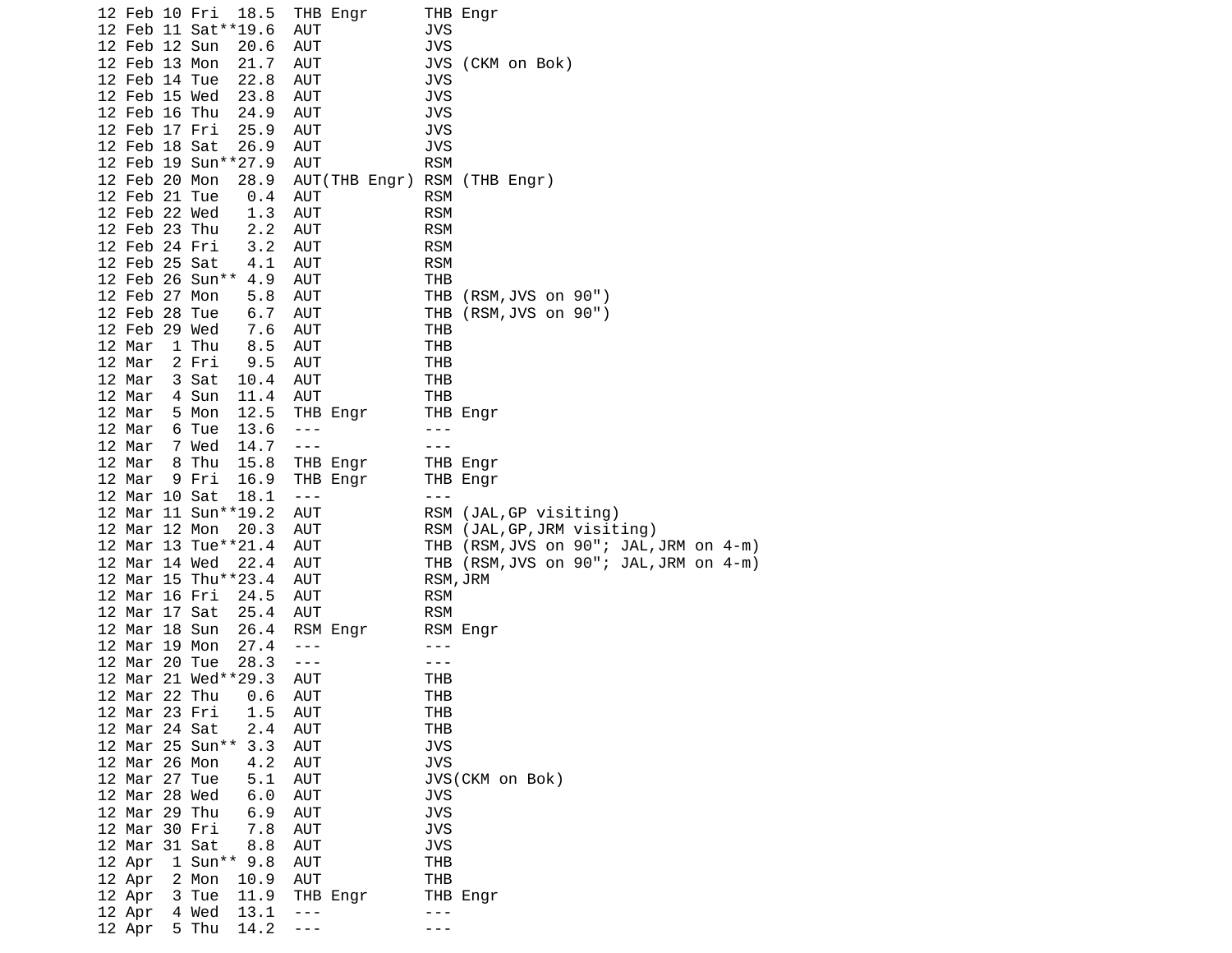```
12 Feb 10 Fri  18.5  THB Engr      THB Engr
12 Feb 11 Sat**19.6  AUT           JVS
12 Feb 12 Sun  20.6  AUT           JVS
12 Feb 13 Mon  21.7  AUT           JVS (CKM on Bok)
12 Feb 14 Tue  22.8  AUT           JVS
12 Feb 15 Wed  23.8  AUT           JVS
12 Feb 16 Thu  24.9  AUT           JVS
12 Feb 17 Fri  25.9  AUT           JVS
12 Feb 18 Sat  26.9  AUT           JVS
12 Feb 19 Sun**27.9  AUT           RSM
12 Feb 20 Mon  28.9  AUT(THB Engr) RSM (THB Engr)
12 Feb 21 Tue   0.4  AUT           RSM
12 Feb 22 Wed   1.3  AUT           RSM
12 Feb 23 Thu   2.2  AUT           RSM
12 Feb 24 Fri   3.2  AUT           RSM
12 Feb 25 Sat   4.1  AUT           RSM
12 Feb 26 Sun** 4.9  AUT           THB
12 Feb 27 Mon   5.8  AUT           THB (RSM,JVS on 90")
12 Feb 28 Tue   6.7  AUT           THB (RSM,JVS on 90")
12 Feb 29 Wed   7.6  AUT           THB
12 Mar  1 Thu   8.5  AUT           THB
12 Mar  2 Fri   9.5  AUT           THB
12 Mar  3 Sat  10.4  AUT           THB
12 Mar  4 Sun  11.4  AUT           THB
12 Mar  5 Mon  12.5  THB Engr      THB Engr
12 Mar  6 Tue  13.6  ---           ---
12 Mar  7 Wed  14.7  ---           ---
12 Mar  8 Thu  15.8  THB Engr      THB Engr
12 Mar  9 Fri  16.9  THB Engr      THB Engr
12 Mar 10 Sat  18.1  ---           ---
12 Mar 11 Sun**19.2  AUT           RSM (JAL,GP visiting)
12 Mar 12 Mon  20.3  AUT           RSM (JAL,GP,JRM visiting)
12 Mar 13 Tue**21.4  AUT           THB (RSM,JVS on 90"; JAL,JRM on 4-m)
12 Mar 14 Wed  22.4  AUT           THB (RSM,JVS on 90"; JAL,JRM on 4-m)
12 Mar 15 Thu**23.4  AUT           RSM,JRM
12 Mar 16 Fri  24.5  AUT           RSM
12 Mar 17 Sat  25.4  AUT           RSM
12 Mar 18 Sun  26.4  RSM Engr      RSM Engr
12 Mar 19 Mon  27.4  ---           ---
12 Mar 20 Tue  28.3  ---           ---
12 Mar 21 Wed**29.3  AUT           THB
12 Mar 22 Thu   0.6  AUT           THB
12 Mar 23 Fri   1.5  AUT           THB
12 Mar 24 Sat   2.4  AUT           THB
12 Mar 25 Sun** 3.3  AUT           JVS
12 Mar 26 Mon   4.2  AUT           JVS
12 Mar 27 Tue   5.1  AUT           JVS(CKM on Bok)
12 Mar 28 Wed   6.0  AUT           JVS
12 Mar 29 Thu   6.9  AUT           JVS
12 Mar 30 Fri   7.8  AUT           JVS
12 Mar 31 Sat   8.8  AUT           JVS
12 Apr  1 Sun** 9.8  AUT           THB
12 Apr  2 Mon  10.9  AUT           THB
12 Apr  3 Tue  11.9  THB Engr      THB Engr
12 Apr  4 Wed  13.1  ---           ---
12 Apr  5 Thu  14.2  ---           ---
```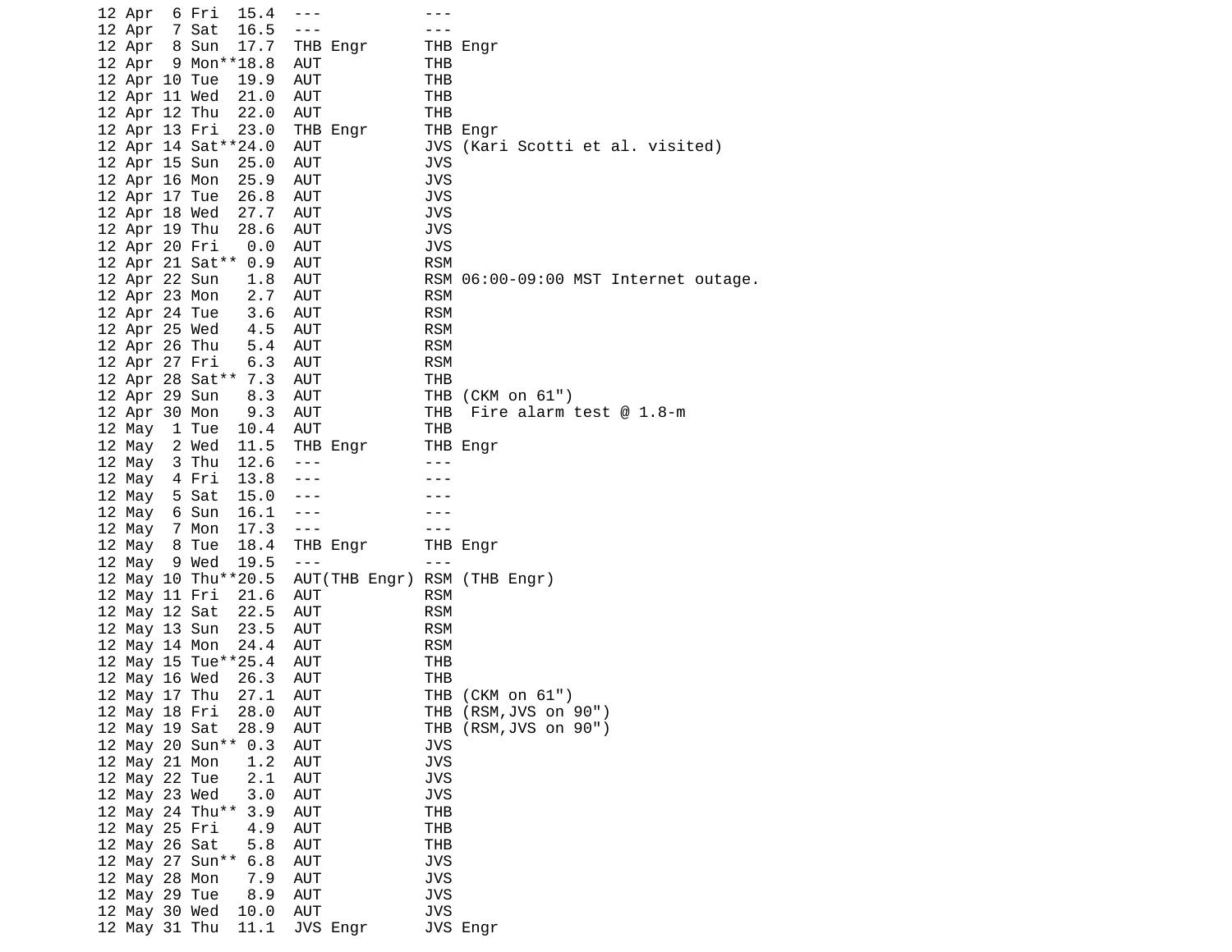```
12 Apr  6 Fri  15.4  ---           ---
12 Apr  7 Sat  16.5  ---           ---
12 Apr  8 Sun  17.7  THB Engr      THB Engr
12 Apr  9 Mon**18.8  AUT           THB
12 Apr 10 Tue  19.9  AUT           THB
12 Apr 11 Wed  21.0  AUT           THB
12 Apr 12 Thu  22.0  AUT           THB
12 Apr 13 Fri  23.0  THB Engr      THB Engr
12 Apr 14 Sat**24.0  AUT           JVS (Kari Scotti et al. visited)
12 Apr 15 Sun  25.0  AUT           JVS
12 Apr 16 Mon  25.9  AUT           JVS
12 Apr 17 Tue  26.8  AUT           JVS
12 Apr 18 Wed  27.7  AUT           JVS
12 Apr 19 Thu  28.6  AUT           JVS
12 Apr 20 Fri   0.0  AUT           JVS
12 Apr 21 Sat** 0.9  AUT           RSM
12 Apr 22 Sun   1.8  AUT           RSM 06:00-09:00 MST Internet outage.
12 Apr 23 Mon   2.7  AUT           RSM
12 Apr 24 Tue   3.6  AUT           RSM
12 Apr 25 Wed   4.5  AUT           RSM
12 Apr 26 Thu   5.4  AUT           RSM
12 Apr 27 Fri   6.3  AUT           RSM
12 Apr 28 Sat** 7.3  AUT           THB
12 Apr 29 Sun   8.3  AUT           THB (CKM on 61")
12 Apr 30 Mon   9.3  AUT           THB  Fire alarm test @ 1.8-m
12 May  1 Tue  10.4  AUT           THB
12 May  2 Wed  11.5  THB Engr      THB Engr
12 May  3 Thu  12.6  ---           ---
12 May  4 Fri  13.8  ---           ---
12 May  5 Sat  15.0  ---           ---
12 May  6 Sun  16.1  ---           ---
12 May  7 Mon  17.3  ---           ---
12 May  8 Tue  18.4  THB Engr      THB Engr
12 May  9 Wed  19.5  ---           ---
12 May 10 Thu**20.5  AUT(THB Engr) RSM (THB Engr)
12 May 11 Fri  21.6  AUT           RSM
12 May 12 Sat  22.5  AUT           RSM
12 May 13 Sun  23.5  AUT           RSM
12 May 14 Mon  24.4  AUT           RSM
12 May 15 Tue**25.4  AUT           THB
12 May 16 Wed  26.3  AUT           THB
12 May 17 Thu  27.1  AUT           THB (CKM on 61")
12 May 18 Fri  28.0  AUT           THB (RSM,JVS on 90")
12 May 19 Sat  28.9  AUT           THB (RSM,JVS on 90")
12 May 20 Sun** 0.3  AUT           JVS
12 May 21 Mon   1.2  AUT           JVS
12 May 22 Tue   2.1  AUT           JVS
12 May 23 Wed   3.0  AUT           JVS
12 May 24 Thu** 3.9  AUT           THB
12 May 25 Fri   4.9  AUT           THB
12 May 26 Sat   5.8  AUT           THB
12 May 27 Sun** 6.8  AUT           JVS
12 May 28 Mon   7.9  AUT           JVS
12 May 29 Tue   8.9  AUT           JVS
12 May 30 Wed  10.0  AUT           JVS
12 May 31 Thu  11.1  JVS Engr      JVS Engr
```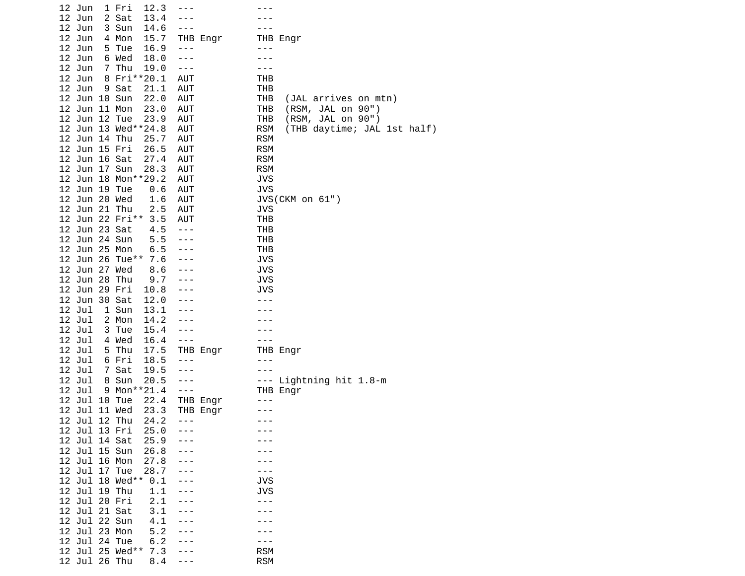```
12 Jun  1 Fri  12.3  ---          ---
12 Jun  2 Sat  13.4  ---          ---
12 Jun  3 Sun  14.6  ---          ---
12 Jun  4 Mon  15.7  THB Engr     THB Engr
12 Jun  5 Tue  16.9  ---          ---
12 Jun  6 Wed  18.0  ---          ---
12 Jun  7 Thu  19.0  ---          ---
12 Jun  8 Fri**20.1  AUT          THB
12 Jun  9 Sat  21.1  AUT          THB
12 Jun 10 Sun  22.0  AUT          THB  (JAL arrives on mtn)
12 Jun 11 Mon  23.0  AUT          THB  (RSM, JAL on 90")
12 Jun 12 Tue  23.9  AUT          THB  (RSM, JAL on 90")
12 Jun 13 Wed**24.8  AUT          RSM  (THB daytime; JAL 1st half)
12 Jun 14 Thu  25.7  AUT          RSM
12 Jun 15 Fri  26.5  AUT          RSM
12 Jun 16 Sat  27.4  AUT          RSM
12 Jun 17 Sun  28.3  AUT          RSM
12 Jun 18 Mon**29.2  AUT          JVS
12 Jun 19 Tue   0.6  AUT          JVS
12 Jun 20 Wed   1.6  AUT          JVS(CKM on 61")
12 Jun 21 Thu   2.5  AUT          JVS
12 Jun 22 Fri** 3.5  AUT          THB
12 Jun 23 Sat   4.5  ---          THB
12 Jun 24 Sun   5.5  ---          THB
12 Jun 25 Mon   6.5  ---          THB
12 Jun 26 Tue** 7.6  ---          JVS
12 Jun 27 Wed   8.6  ---          JVS
12 Jun 28 Thu   9.7  ---          JVS
12 Jun 29 Fri  10.8  ---          JVS
12 Jun 30 Sat  12.0  ---          ---
12 Jul  1 Sun  13.1  ---          ---
12 Jul  2 Mon  14.2  ---          ---
12 Jul  3 Tue  15.4  ---          ---
12 Jul  4 Wed  16.4  ---          ---
12 Jul  5 Thu  17.5  THB Engr     THB Engr
12 Jul  6 Fri  18.5  ---          ---
12 Jul  7 Sat  19.5  ---          ---
12 Jul  8 Sun  20.5  ---          --- Lightning hit 1.8-m
12 Jul  9 Mon**21.4  ---          THB Engr
12 Jul 10 Tue  22.4  THB Engr     ---
12 Jul 11 Wed  23.3  THB Engr     ---
12 Jul 12 Thu  24.2  ---          ---
12 Jul 13 Fri  25.0  ---          ---
12 Jul 14 Sat  25.9  ---          ---
12 Jul 15 Sun  26.8  ---          ---
12 Jul 16 Mon  27.8  ---          ---
12 Jul 17 Tue  28.7  ---          ---
12 Jul 18 Wed** 0.1  ---          JVS
12 Jul 19 Thu   1.1  ---          JVS
12 Jul 20 Fri   2.1  ---          ---
12 Jul 21 Sat   3.1  ---          ---
12 Jul 22 Sun   4.1  ---          ---
12 Jul 23 Mon   5.2  ---          ---
12 Jul 24 Tue   6.2  ---          ---
12 Jul 25 Wed** 7.3  ---          RSM
12 Jul 26 Thu   8.4  ---          RSM
```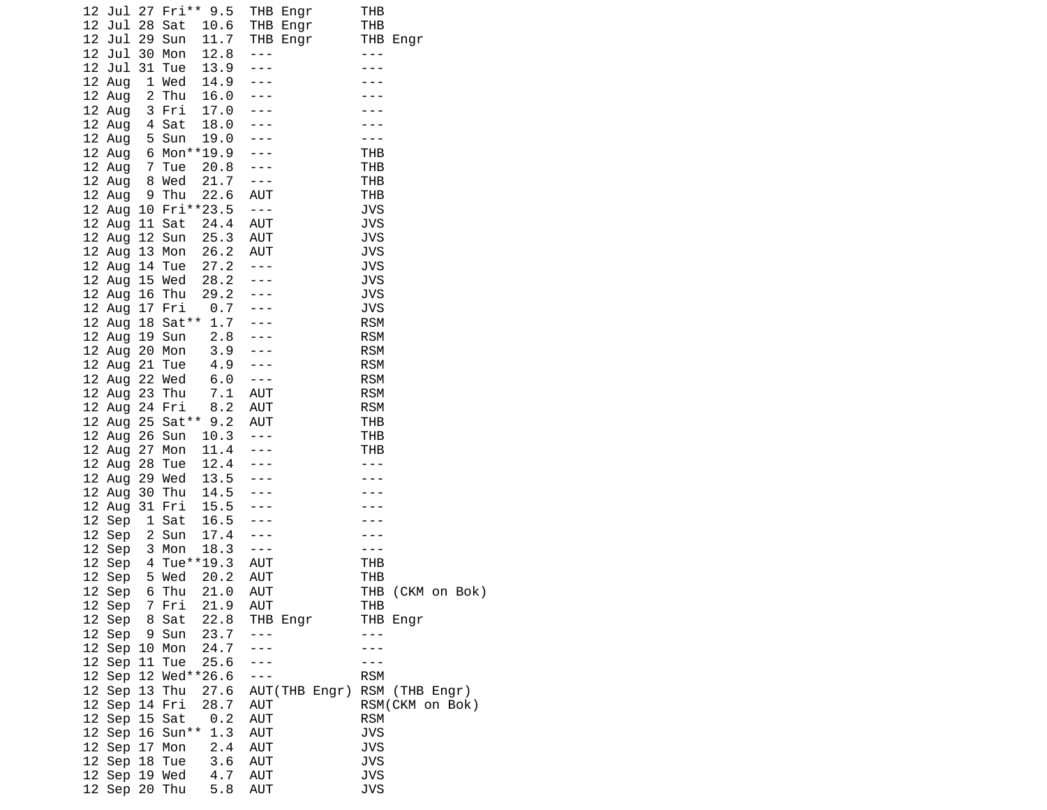```
12 Jul 27 Fri** 9.5  THB Engr      THB
12 Jul 28 Sat  10.6  THB Engr      THB
12 Jul 29 Sun  11.7  THB Engr      THB Engr
12 Jul 30 Mon  12.8  ---           ---
12 Jul 31 Tue  13.9  ---           ---
12 Aug  1 Wed  14.9  ---           ---
12 Aug  2 Thu  16.0  ---           ---
12 Aug  3 Fri  17.0  ---           ---
12 Aug  4 Sat  18.0  ---           ---
12 Aug  5 Sun  19.0  ---           ---
12 Aug  6 Mon**19.9  ---           THB
12 Aug  7 Tue  20.8  ---           THB
12 Aug  8 Wed  21.7  ---           THB
12 Aug  9 Thu  22.6  AUT           THB
12 Aug 10 Fri**23.5  ---           JVS
12 Aug 11 Sat  24.4  AUT           JVS
12 Aug 12 Sun  25.3  AUT           JVS
12 Aug 13 Mon  26.2  AUT           JVS
12 Aug 14 Tue  27.2  ---           JVS
12 Aug 15 Wed  28.2  ---           JVS
12 Aug 16 Thu  29.2  ---           JVS
12 Aug 17 Fri   0.7  ---           JVS
12 Aug 18 Sat** 1.7  ---           RSM
12 Aug 19 Sun   2.8  ---           RSM
12 Aug 20 Mon   3.9  ---           RSM
12 Aug 21 Tue   4.9  ---           RSM
12 Aug 22 Wed   6.0  ---           RSM
12 Aug 23 Thu   7.1  AUT           RSM
12 Aug 24 Fri   8.2  AUT           RSM
12 Aug 25 Sat** 9.2  AUT           THB
12 Aug 26 Sun  10.3  ---           THB
12 Aug 27 Mon  11.4  ---           THB
12 Aug 28 Tue  12.4  ---           ---
12 Aug 29 Wed  13.5  ---           ---
12 Aug 30 Thu  14.5  ---           ---
12 Aug 31 Fri  15.5  ---           ---
12 Sep  1 Sat  16.5  ---           ---
12 Sep  2 Sun  17.4  ---           ---
12 Sep  3 Mon  18.3  ---           ---
12 Sep  4 Tue**19.3  AUT           THB
12 Sep  5 Wed  20.2  AUT           THB
12 Sep  6 Thu  21.0  AUT           THB (CKM on Bok)
12 Sep  7 Fri  21.9  AUT           THB
12 Sep  8 Sat  22.8  THB Engr      THB Engr
12 Sep  9 Sun  23.7  ---           ---
12 Sep 10 Mon  24.7  ---           ---
12 Sep 11 Tue  25.6  ---           ---
12 Sep 12 Wed**26.6  ---           RSM
12 Sep 13 Thu  27.6  AUT(THB Engr) RSM (THB Engr)
12 Sep 14 Fri  28.7  AUT           RSM(CKM on Bok)
12 Sep 15 Sat   0.2  AUT           RSM
12 Sep 16 Sun** 1.3  AUT           JVS
12 Sep 17 Mon   2.4  AUT           JVS
12 Sep 18 Tue   3.6  AUT           JVS
12 Sep 19 Wed   4.7  AUT           JVS
12 Sep 20 Thu   5.8  AUT           JVS
```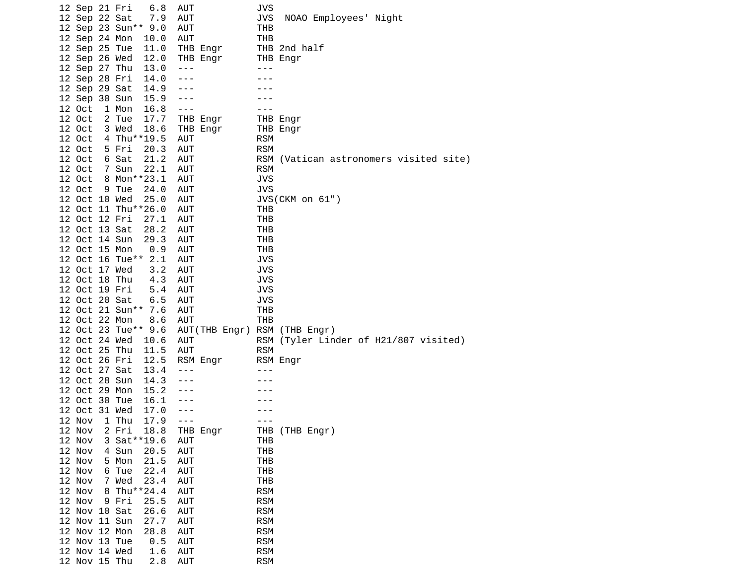```
12 Sep 21 Fri   6.8  AUT            JVS
12 Sep 22 Sat   7.9  AUT            JVS  NOAO Employees' Night
12 Sep 23 Sun** 9.0  AUT            THB
12 Sep 24 Mon  10.0  AUT            THB
12 Sep 25 Tue  11.0  THB Engr       THB 2nd half
12 Sep 26 Wed  12.0  THB Engr       THB Engr
12 Sep 27 Thu  13.0  ---            ---
12 Sep 28 Fri  14.0  ---            ---
12 Sep 29 Sat  14.9  ---            ---
12 Sep 30 Sun  15.9  ---            ---
12 Oct  1 Mon  16.8  ---            ---
12 Oct  2 Tue  17.7  THB Engr       THB Engr
12 Oct  3 Wed  18.6  THB Engr       THB Engr
12 Oct  4 Thu**19.5  AUT            RSM
12 Oct  5 Fri  20.3  AUT            RSM
12 Oct  6 Sat  21.2  AUT            RSM (Vatican astronomers visited site)
12 Oct  7 Sun  22.1  AUT            RSM
12 Oct  8 Mon**23.1  AUT            JVS
12 Oct  9 Tue  24.0  AUT            JVS
12 Oct 10 Wed  25.0  AUT            JVS(CKM on 61")
12 Oct 11 Thu**26.0  AUT            THB
12 Oct 12 Fri  27.1  AUT            THB
12 Oct 13 Sat  28.2  AUT            THB
12 Oct 14 Sun  29.3  AUT            THB
12 Oct 15 Mon   0.9  AUT            THB
12 Oct 16 Tue** 2.1  AUT            JVS
12 Oct 17 Wed   3.2  AUT            JVS
12 Oct 18 Thu   4.3  AUT            JVS
12 Oct 19 Fri   5.4  AUT            JVS
12 Oct 20 Sat   6.5  AUT            JVS
12 Oct 21 Sun** 7.6  AUT            THB
12 Oct 22 Mon   8.6  AUT            THB
12 Oct 23 Tue** 9.6  AUT(THB Engr) RSM (THB Engr)
12 Oct 24 Wed  10.6  AUT            RSM (Tyler Linder of H21/807 visited)
12 Oct 25 Thu  11.5  AUT            RSM
12 Oct 26 Fri  12.5  RSM Engr       RSM Engr
12 Oct 27 Sat  13.4  ---            ---
12 Oct 28 Sun  14.3  ---            ---
12 Oct 29 Mon  15.2  ---            ---
12 Oct 30 Tue  16.1  ---            ---
12 Oct 31 Wed  17.0  ---            ---
12 Nov  1 Thu  17.9  ---            ---
12 Nov  2 Fri  18.8  THB Engr       THB (THB Engr)
12 Nov  3 Sat**19.6  AUT            THB
12 Nov  4 Sun  20.5  AUT            THB
12 Nov  5 Mon  21.5  AUT            THB
12 Nov  6 Tue  22.4  AUT            THB
12 Nov  7 Wed  23.4  AUT            THB
12 Nov  8 Thu**24.4  AUT            RSM
12 Nov  9 Fri  25.5  AUT            RSM
12 Nov 10 Sat  26.6  AUT            RSM
12 Nov 11 Sun  27.7  AUT            RSM
12 Nov 12 Mon  28.8  AUT            RSM
12 Nov 13 Tue   0.5  AUT            RSM
12 Nov 14 Wed   1.6  AUT            RSM
12 Nov 15 Thu   2.8  AUT            RSM
```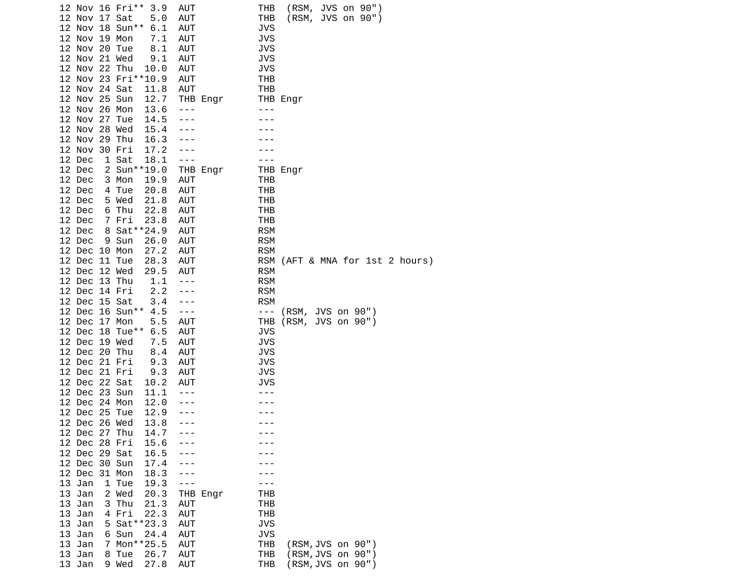```
12 Nov 16 Fri** 3.9  AUT           THB  (RSM, JVS on 90")
12 Nov 17 Sat   5.0  AUT           THB  (RSM, JVS on 90")
12 Nov 18 Sun** 6.1  AUT           JVS
12 Nov 19 Mon   7.1  AUT           JVS
12 Nov 20 Tue   8.1  AUT           JVS
12 Nov 21 Wed   9.1  AUT           JVS
12 Nov 22 Thu  10.0  AUT           JVS
12 Nov 23 Fri**10.9  AUT           THB
12 Nov 24 Sat  11.8  AUT           THB
12 Nov 25 Sun  12.7  THB Engr      THB Engr
12 Nov 26 Mon  13.6  ---           ---
12 Nov 27 Tue  14.5  ---           ---
12 Nov 28 Wed  15.4  ---           ---
12 Nov 29 Thu  16.3  ---           ---
12 Nov 30 Fri  17.2  ---           ---
12 Dec  1 Sat  18.1  ---           ---
12 Dec  2 Sun**19.0  THB Engr      THB Engr
12 Dec  3 Mon  19.9  AUT           THB
12 Dec  4 Tue  20.8  AUT           THB
12 Dec  5 Wed  21.8  AUT           THB
12 Dec  6 Thu  22.8  AUT           THB
12 Dec  7 Fri  23.8  AUT           THB
12 Dec  8 Sat**24.9  AUT           RSM
12 Dec  9 Sun  26.0  AUT           RSM
12 Dec 10 Mon  27.2  AUT           RSM
12 Dec 11 Tue  28.3  AUT           RSM (AFT & MNA for 1st 2 hours)
12 Dec 12 Wed  29.5  AUT           RSM
12 Dec 13 Thu   1.1  ---           RSM
12 Dec 14 Fri   2.2  ---           RSM
12 Dec 15 Sat   3.4  ---           RSM
12 Dec 16 Sun** 4.5  ---           --- (RSM, JVS on 90")
12 Dec 17 Mon   5.5  AUT           THB (RSM, JVS on 90")
12 Dec 18 Tue** 6.5  AUT           JVS
12 Dec 19 Wed   7.5  AUT           JVS
12 Dec 20 Thu   8.4  AUT           JVS
12 Dec 21 Fri   9.3  AUT           JVS
12 Dec 21 Fri   9.3  AUT           JVS
12 Dec 22 Sat  10.2  AUT           JVS
12 Dec 23 Sun  11.1  ---           ---
12 Dec 24 Mon  12.0  ---           ---
12 Dec 25 Tue  12.9  ---           ---
12 Dec 26 Wed  13.8  ---           ---
12 Dec 27 Thu  14.7  ---           ---
12 Dec 28 Fri  15.6  ---           ---
12 Dec 29 Sat  16.5  ---           ---
12 Dec 30 Sun  17.4  ---           ---
12 Dec 31 Mon  18.3  ---           ---
13 Jan  1 Tue  19.3  ---           ---
13 Jan  2 Wed  20.3  THB Engr      THB
13 Jan  3 Thu  21.3  AUT           THB
13 Jan  4 Fri  22.3  AUT           THB
13 Jan  5 Sat**23.3  AUT           JVS
13 Jan  6 Sun  24.4  AUT           JVS
13 Jan  7 Mon**25.5  AUT           THB  (RSM,JVS on 90")
13 Jan  8 Tue  26.7  AUT           THB  (RSM,JVS on 90")
13 Jan  9 Wed  27.8  AUT           THB  (RSM,JVS on 90")
```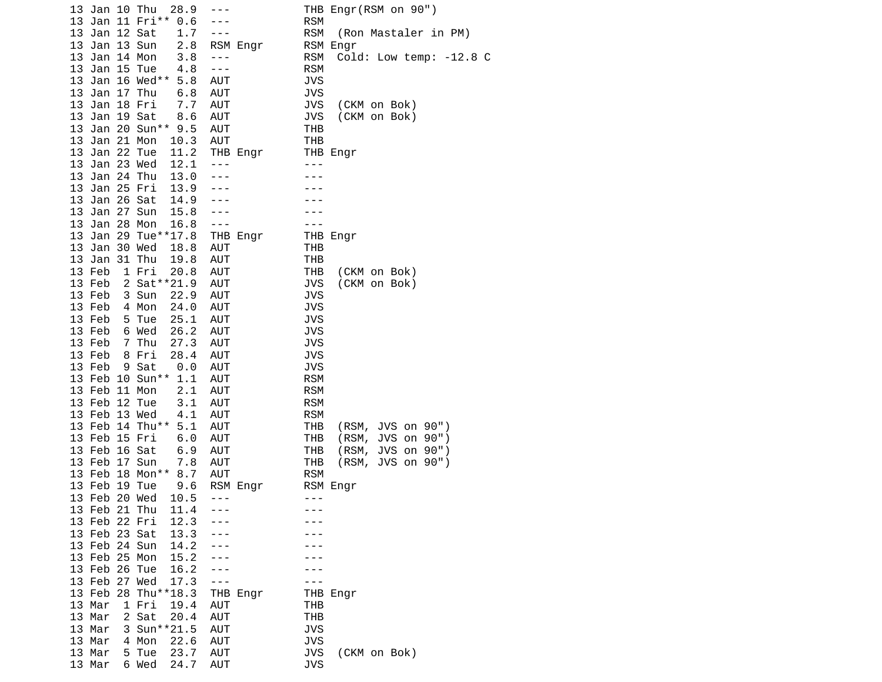```
13 Jan 10 Thu  28.9  ---           THB Engr(RSM on 90")
13 Jan 11 Fri** 0.6  ---           RSM
13 Jan 12 Sat   1.7  ---           RSM  (Ron Mastaler in PM)
13 Jan 13 Sun   2.8  RSM Engr      RSM Engr
13 Jan 14 Mon   3.8  ---           RSM  Cold: Low temp: -12.8 C
13 Jan 15 Tue   4.8  ---           RSM
13 Jan 16 Wed** 5.8  AUT           JVS
13 Jan 17 Thu   6.8  AUT           JVS
13 Jan 18 Fri   7.7  AUT           JVS  (CKM on Bok)
13 Jan 19 Sat   8.6  AUT           JVS  (CKM on Bok)
13 Jan 20 Sun** 9.5  AUT           THB
13 Jan 21 Mon  10.3  AUT           THB
13 Jan 22 Tue  11.2  THB Engr      THB Engr
13 Jan 23 Wed  12.1  ---           ---
13 Jan 24 Thu  13.0  ---           ---
13 Jan 25 Fri  13.9  ---           ---
13 Jan 26 Sat  14.9  ---           ---
13 Jan 27 Sun  15.8  ---           ---
13 Jan 28 Mon  16.8  ---           ---
13 Jan 29 Tue**17.8  THB Engr      THB Engr
13 Jan 30 Wed  18.8  AUT           THB
13 Jan 31 Thu  19.8  AUT           THB
13 Feb  1 Fri  20.8  AUT           THB  (CKM on Bok)
13 Feb  2 Sat**21.9  AUT           JVS  (CKM on Bok)
13 Feb  3 Sun  22.9  AUT           JVS
13 Feb  4 Mon  24.0  AUT           JVS
13 Feb  5 Tue  25.1  AUT           JVS
13 Feb  6 Wed  26.2  AUT           JVS
13 Feb  7 Thu  27.3  AUT           JVS
13 Feb  8 Fri  28.4  AUT           JVS
13 Feb  9 Sat   0.0  AUT           JVS
13 Feb 10 Sun** 1.1  AUT           RSM
13 Feb 11 Mon   2.1  AUT           RSM
13 Feb 12 Tue   3.1  AUT           RSM
13 Feb 13 Wed   4.1  AUT           RSM
13 Feb 14 Thu** 5.1  AUT           THB  (RSM, JVS on 90")
13 Feb 15 Fri   6.0  AUT           THB  (RSM, JVS on 90")
13 Feb 16 Sat   6.9  AUT           THB  (RSM, JVS on 90")
13 Feb 17 Sun   7.8  AUT           THB  (RSM, JVS on 90")
13 Feb 18 Mon** 8.7  AUT           RSM
13 Feb 19 Tue   9.6  RSM Engr      RSM Engr
13 Feb 20 Wed  10.5  ---           ---
13 Feb 21 Thu  11.4  ---           ---
13 Feb 22 Fri  12.3  ---           ---
13 Feb 23 Sat  13.3  ---           ---
13 Feb 24 Sun  14.2  ---           ---
13 Feb 25 Mon  15.2  ---           ---
13 Feb 26 Tue  16.2  ---           ---
13 Feb 27 Wed  17.3  ---           ---
13 Feb 28 Thu**18.3  THB Engr      THB Engr
13 Mar  1 Fri  19.4  AUT           THB
13 Mar  2 Sat  20.4  AUT           THB
13 Mar  3 Sun**21.5  AUT           JVS
13 Mar  4 Mon  22.6  AUT           JVS
13 Mar  5 Tue  23.7  AUT           JVS  (CKM on Bok)
13 Mar  6 Wed  24.7  AUT           JVS
```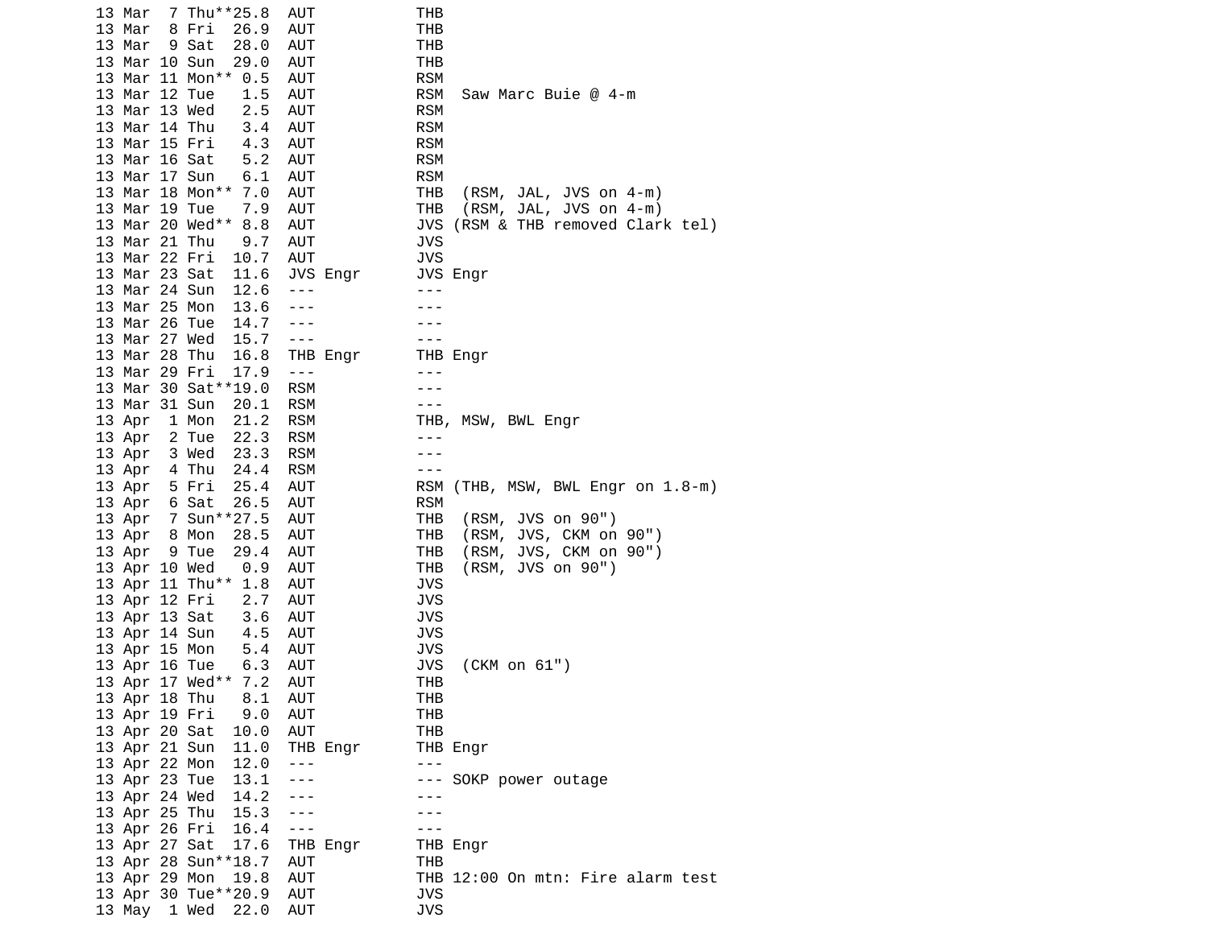```
13 Mar  7 Thu**25.8  AUT            THB
13 Mar  8 Fri  26.9  AUT            THB
13 Mar  9 Sat  28.0  AUT            THB
13 Mar 10 Sun  29.0  AUT            THB
13 Mar 11 Mon** 0.5  AUT            RSM
13 Mar 12 Tue   1.5  AUT            RSM  Saw Marc Buie @ 4-m
13 Mar 13 Wed   2.5  AUT            RSM
13 Mar 14 Thu   3.4  AUT            RSM
13 Mar 15 Fri   4.3  AUT            RSM
13 Mar 16 Sat   5.2  AUT            RSM
13 Mar 17 Sun   6.1  AUT            RSM
13 Mar 18 Mon** 7.0  AUT            THB  (RSM, JAL, JVS on 4-m)
13 Mar 19 Tue   7.9  AUT            THB  (RSM, JAL, JVS on 4-m)
13 Mar 20 Wed** 8.8  AUT            JVS (RSM & THB removed Clark tel)
13 Mar 21 Thu   9.7  AUT            JVS
13 Mar 22 Fri  10.7  AUT            JVS
13 Mar 23 Sat  11.6  JVS Engr       JVS Engr
13 Mar 24 Sun  12.6  ---            ---
13 Mar 25 Mon  13.6  ---            ---
13 Mar 26 Tue  14.7  ---            ---
13 Mar 27 Wed  15.7  ---            ---
13 Mar 28 Thu  16.8  THB Engr       THB Engr
13 Mar 29 Fri  17.9  ---            ---
13 Mar 30 Sat**19.0  RSM            ---
13 Mar 31 Sun  20.1  RSM            ---
13 Apr  1 Mon  21.2  RSM            THB, MSW, BWL Engr
13 Apr  2 Tue  22.3  RSM            ---
13 Apr  3 Wed  23.3  RSM            ---
13 Apr  4 Thu  24.4  RSM            ---
13 Apr  5 Fri  25.4  AUT            RSM (THB, MSW, BWL Engr on 1.8-m)
13 Apr  6 Sat  26.5  AUT            RSM
13 Apr  7 Sun**27.5  AUT            THB  (RSM, JVS on 90")
13 Apr  8 Mon  28.5  AUT            THB  (RSM, JVS, CKM on 90")
13 Apr  9 Tue  29.4  AUT            THB  (RSM, JVS, CKM on 90")
13 Apr 10 Wed   0.9  AUT            THB  (RSM, JVS on 90")
13 Apr 11 Thu** 1.8  AUT            JVS
13 Apr 12 Fri   2.7  AUT            JVS
13 Apr 13 Sat   3.6  AUT            JVS
13 Apr 14 Sun   4.5  AUT            JVS
13 Apr 15 Mon   5.4  AUT            JVS
13 Apr 16 Tue   6.3  AUT            JVS  (CKM on 61")
13 Apr 17 Wed** 7.2  AUT            THB
13 Apr 18 Thu   8.1  AUT            THB
13 Apr 19 Fri   9.0  AUT            THB
13 Apr 20 Sat  10.0  AUT            THB
13 Apr 21 Sun  11.0  THB Engr       THB Engr
13 Apr 22 Mon  12.0  ---            ---
13 Apr 23 Tue  13.1  ---            --- SOKP power outage
13 Apr 24 Wed  14.2  ---            ---
13 Apr 25 Thu  15.3  ---            ---
13 Apr 26 Fri  16.4  ---            ---
13 Apr 27 Sat  17.6  THB Engr       THB Engr
13 Apr 28 Sun**18.7  AUT            THB
13 Apr 29 Mon  19.8  AUT            THB 12:00 On mtn: Fire alarm test
13 Apr 30 Tue**20.9  AUT            JVS
13 May  1 Wed  22.0  AUT            JVS
```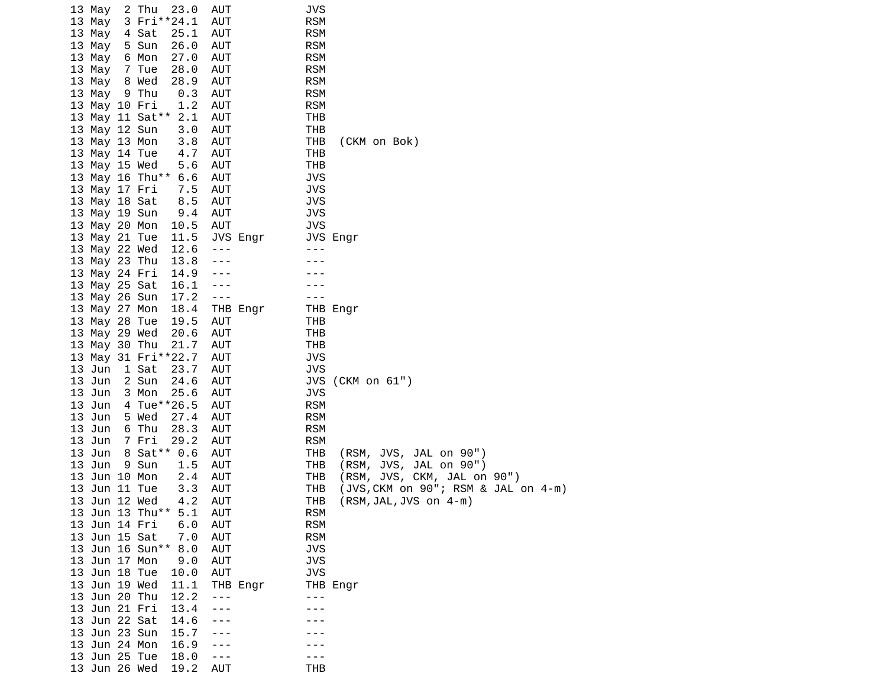```
13 May  2 Thu  23.0  AUT           JVS
13 May  3 Fri**24.1  AUT           RSM
13 May  4 Sat  25.1  AUT           RSM
13 May  5 Sun  26.0  AUT           RSM
13 May  6 Mon  27.0  AUT           RSM
13 May  7 Tue  28.0  AUT           RSM
13 May  8 Wed  28.9  AUT           RSM
13 May  9 Thu   0.3  AUT           RSM
13 May 10 Fri   1.2  AUT           RSM
13 May 11 Sat** 2.1  AUT           THB
13 May 12 Sun   3.0  AUT           THB
13 May 13 Mon   3.8  AUT           THB  (CKM on Bok)
13 May 14 Tue   4.7  AUT           THB
13 May 15 Wed   5.6  AUT           THB
13 May 16 Thu** 6.6  AUT           JVS
13 May 17 Fri   7.5  AUT           JVS
13 May 18 Sat   8.5  AUT           JVS
13 May 19 Sun   9.4  AUT           JVS
13 May 20 Mon  10.5  AUT           JVS
13 May 21 Tue  11.5  JVS Engr      JVS Engr
13 May 22 Wed  12.6  ---           ---
13 May 23 Thu  13.8  ---           ---
13 May 24 Fri  14.9  ---           ---
13 May 25 Sat  16.1  ---           ---
13 May 26 Sun  17.2  ---           ---
13 May 27 Mon  18.4  THB Engr      THB Engr
13 May 28 Tue  19.5  AUT           THB
13 May 29 Wed  20.6  AUT           THB
13 May 30 Thu  21.7  AUT           THB
13 May 31 Fri**22.7  AUT           JVS
13 Jun  1 Sat  23.7  AUT           JVS
13 Jun  2 Sun  24.6  AUT           JVS (CKM on 61")
13 Jun  3 Mon  25.6  AUT           JVS
13 Jun  4 Tue**26.5  AUT           RSM
13 Jun  5 Wed  27.4  AUT           RSM
13 Jun  6 Thu  28.3  AUT           RSM
13 Jun  7 Fri  29.2  AUT           RSM
13 Jun  8 Sat** 0.6  AUT           THB  (RSM, JVS, JAL on 90")
13 Jun  9 Sun   1.5  AUT           THB  (RSM, JVS, JAL on 90")
13 Jun 10 Mon   2.4  AUT           THB  (RSM, JVS, CKM, JAL on 90")
13 Jun 11 Tue   3.3  AUT           THB  (JVS,CKM on 90"; RSM & JAL on 4-m)
13 Jun 12 Wed   4.2  AUT           THB  (RSM,JAL,JVS on 4-m)
13 Jun 13 Thu** 5.1  AUT           RSM
13 Jun 14 Fri   6.0  AUT           RSM
13 Jun 15 Sat   7.0  AUT           RSM
13 Jun 16 Sun** 8.0  AUT           JVS
13 Jun 17 Mon   9.0  AUT           JVS
13 Jun 18 Tue  10.0  AUT           JVS
13 Jun 19 Wed  11.1  THB Engr      THB Engr
13 Jun 20 Thu  12.2  ---           ---
13 Jun 21 Fri  13.4  ---           ---
13 Jun 22 Sat  14.6  ---           ---
13 Jun 23 Sun  15.7  ---           ---
13 Jun 24 Mon  16.9  ---           ---
13 Jun 25 Tue  18.0  ---           ---
13 Jun 26 Wed  19.2  AUT           THB
```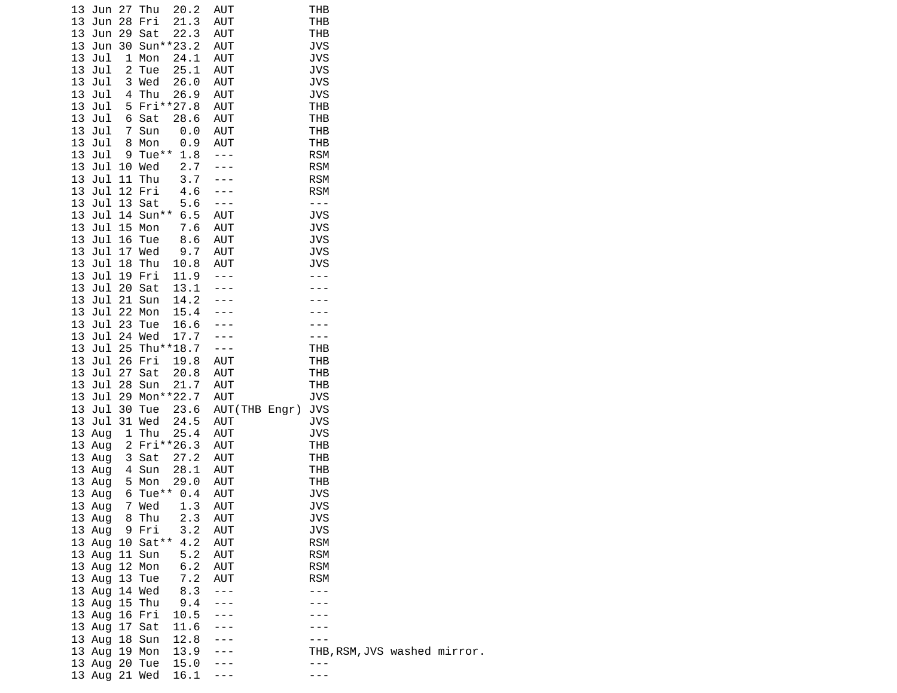```
13 Jun 27 Thu  20.2  AUT            THB
13 Jun 28 Fri  21.3  AUT            THB
13 Jun 29 Sat  22.3  AUT            THB
13 Jun 30 Sun**23.2  AUT            JVS
13 Jul  1 Mon  24.1  AUT            JVS
13 Jul  2 Tue  25.1  AUT            JVS
13 Jul  3 Wed  26.0  AUT            JVS
13 Jul  4 Thu  26.9  AUT            JVS
13 Jul  5 Fri**27.8  AUT            THB
13 Jul  6 Sat  28.6  AUT            THB
13 Jul  7 Sun   0.0  AUT            THB
13 Jul  8 Mon   0.9  AUT            THB
13 Jul  9 Tue** 1.8  ---            RSM
13 Jul 10 Wed   2.7  ---            RSM
13 Jul 11 Thu   3.7  ---            RSM
13 Jul 12 Fri   4.6  ---            RSM
13 Jul 13 Sat   5.6  ---            ---
13 Jul 14 Sun** 6.5  AUT            JVS
13 Jul 15 Mon   7.6  AUT            JVS
13 Jul 16 Tue   8.6  AUT            JVS
13 Jul 17 Wed   9.7  AUT            JVS
13 Jul 18 Thu  10.8  AUT            JVS
13 Jul 19 Fri  11.9  ---            ---
13 Jul 20 Sat  13.1  ---            ---
13 Jul 21 Sun  14.2  ---            ---
13 Jul 22 Mon  15.4  ---            ---
13 Jul 23 Tue  16.6  ---            ---
13 Jul 24 Wed  17.7  ---            ---
13 Jul 25 Thu**18.7  ---            THB
13 Jul 26 Fri  19.8  AUT            THB
13 Jul 27 Sat  20.8  AUT            THB
13 Jul 28 Sun  21.7  AUT            THB
13 Jul 29 Mon**22.7  AUT            JVS
13 Jul 30 Tue  23.6  AUT(THB Engr) JVS
13 Jul 31 Wed  24.5  AUT            JVS
13 Aug  1 Thu  25.4  AUT            JVS
13 Aug  2 Fri**26.3  AUT            THB
13 Aug  3 Sat  27.2  AUT            THB
13 Aug  4 Sun  28.1  AUT            THB
13 Aug  5 Mon  29.0  AUT            THB
13 Aug  6 Tue** 0.4  AUT            JVS
13 Aug  7 Wed   1.3  AUT            JVS
13 Aug  8 Thu   2.3  AUT            JVS
13 Aug  9 Fri   3.2  AUT            JVS
13 Aug 10 Sat** 4.2  AUT            RSM
13 Aug 11 Sun   5.2  AUT            RSM
13 Aug 12 Mon   6.2  AUT            RSM
13 Aug 13 Tue   7.2  AUT            RSM
13 Aug 14 Wed   8.3  ---            ---
13 Aug 15 Thu   9.4  ---            ---
13 Aug 16 Fri  10.5  ---            ---
13 Aug 17 Sat  11.6  ---            ---
13 Aug 18 Sun  12.8  ---            ---
13 Aug 19 Mon  13.9  ---            THB,RSM,JVS washed mirror.
13 Aug 20 Tue  15.0  ---            ---
13 Aug 21 Wed  16.1  ---            ---
```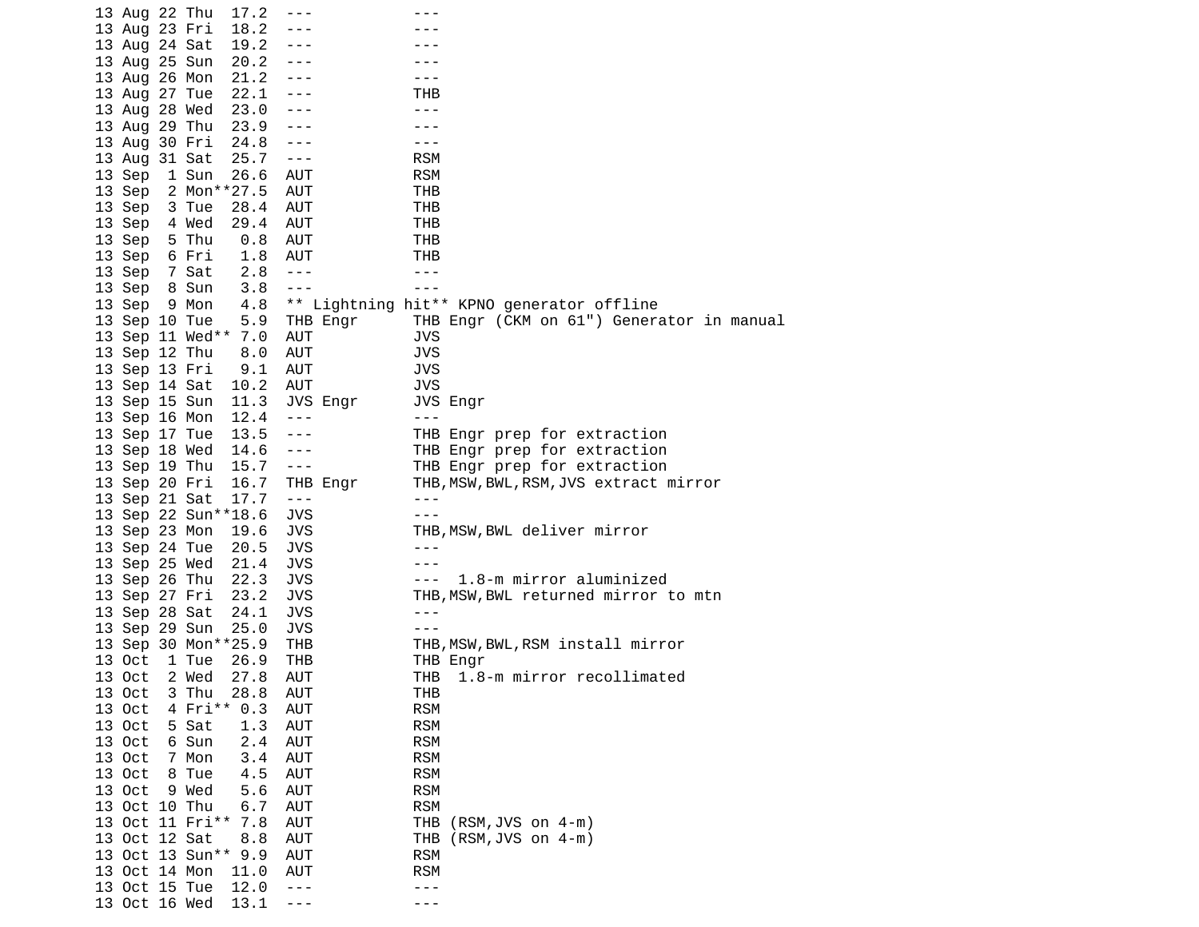```
13 Aug 22 Thu  17.2  ---           ---
13 Aug 23 Fri  18.2  ---           ---
13 Aug 24 Sat  19.2  ---           ---
13 Aug 25 Sun  20.2  ---           ---
13 Aug 26 Mon  21.2  ---           ---
13 Aug 27 Tue  22.1  ---           THB
13 Aug 28 Wed  23.0  ---           ---
13 Aug 29 Thu  23.9  ---           ---
13 Aug 30 Fri  24.8  ---           ---
13 Aug 31 Sat  25.7  ---           RSM
13 Sep  1 Sun  26.6  AUT           RSM
13 Sep  2 Mon**27.5  AUT           THB
13 Sep  3 Tue  28.4  AUT           THB
13 Sep  4 Wed  29.4  AUT           THB
13 Sep  5 Thu   0.8  AUT           THB
13 Sep  6 Fri   1.8  AUT           THB
13 Sep  7 Sat   2.8  ---           ---
13 Sep  8 Sun   3.8  ---           ---
13 Sep  9 Mon   4.8  ** Lightning hit** KPNO generator offline
13 Sep 10 Tue   5.9  THB Engr      THB Engr (CKM on 61") Generator in manual
13 Sep 11 Wed** 7.0  AUT           JVS
13 Sep 12 Thu   8.0  AUT           JVS
13 Sep 13 Fri   9.1  AUT           JVS
13 Sep 14 Sat  10.2  AUT           JVS
13 Sep 15 Sun  11.3  JVS Engr      JVS Engr
13 Sep 16 Mon  12.4  ---           ---
13 Sep 17 Tue  13.5  ---           THB Engr prep for extraction
13 Sep 18 Wed  14.6  ---           THB Engr prep for extraction
13 Sep 19 Thu  15.7  ---           THB Engr prep for extraction
13 Sep 20 Fri  16.7  THB Engr      THB,MSW,BWL,RSM,JVS extract mirror
13 Sep 21 Sat  17.7  ---           ---
13 Sep 22 Sun**18.6  JVS           ---
13 Sep 23 Mon  19.6  JVS           THB,MSW,BWL deliver mirror
13 Sep 24 Tue  20.5  JVS           ---
13 Sep 25 Wed  21.4  JVS           ---
13 Sep 26 Thu  22.3  JVS           ---  1.8-m mirror aluminized
13 Sep 27 Fri  23.2  JVS           THB,MSW,BWL returned mirror to mtn
13 Sep 28 Sat  24.1  JVS           ---
13 Sep 29 Sun  25.0  JVS           ---
13 Sep 30 Mon**25.9  THB           THB,MSW,BWL,RSM install mirror
13 Oct  1 Tue  26.9  THB           THB Engr
13 Oct  2 Wed  27.8  AUT           THB  1.8-m mirror recollimated
13 Oct  3 Thu  28.8  AUT           THB
13 Oct  4 Fri** 0.3  AUT           RSM
13 Oct  5 Sat   1.3  AUT           RSM
13 Oct  6 Sun   2.4  AUT           RSM
13 Oct  7 Mon   3.4  AUT           RSM
13 Oct  8 Tue   4.5  AUT           RSM
13 Oct  9 Wed   5.6  AUT           RSM
13 Oct 10 Thu   6.7  AUT           RSM
13 Oct 11 Fri** 7.8  AUT           THB (RSM,JVS on 4-m)
13 Oct 12 Sat   8.8  AUT           THB (RSM,JVS on 4-m)
13 Oct 13 Sun** 9.9  AUT           RSM
13 Oct 14 Mon  11.0  AUT           RSM
13 Oct 15 Tue  12.0  ---           ---
13 Oct 16 Wed  13.1  ---           ---
```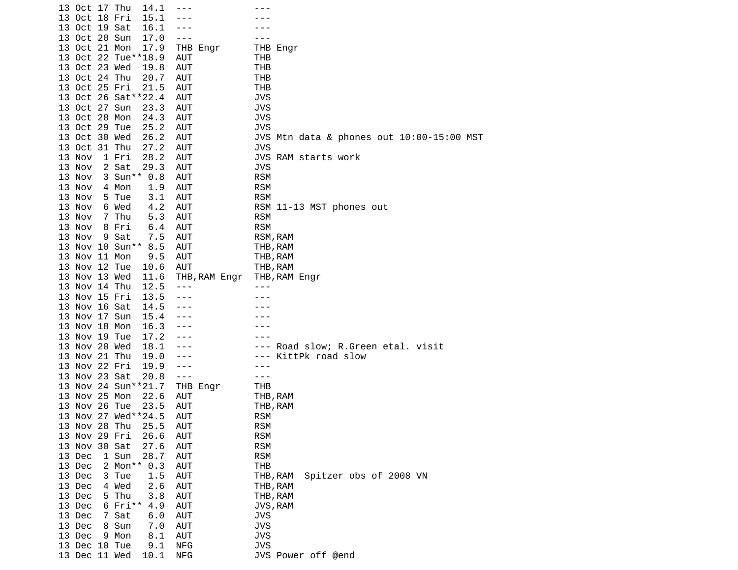```
13 Oct 17 Thu  14.1  ---          ---
13 Oct 18 Fri  15.1  ---          ---
13 Oct 19 Sat  16.1  ---          ---
13 Oct 20 Sun  17.0  ---          ---
13 Oct 21 Mon  17.9  THB Engr     THB Engr
13 Oct 22 Tue**18.9  AUT          THB
13 Oct 23 Wed  19.8  AUT          THB
13 Oct 24 Thu  20.7  AUT          THB
13 Oct 25 Fri  21.5  AUT          THB
13 Oct 26 Sat**22.4  AUT          JVS
13 Oct 27 Sun  23.3  AUT          JVS
13 Oct 28 Mon  24.3  AUT          JVS
13 Oct 29 Tue  25.2  AUT          JVS
13 Oct 30 Wed  26.2  AUT          JVS Mtn data & phones out 10:00-15:00 MST
13 Oct 31 Thu  27.2  AUT          JVS
13 Nov  1 Fri  28.2  AUT          JVS RAM starts work
13 Nov  2 Sat  29.3  AUT          JVS
13 Nov  3 Sun** 0.8  AUT          RSM
13 Nov  4 Mon   1.9  AUT          RSM
13 Nov  5 Tue   3.1  AUT          RSM
13 Nov  6 Wed   4.2  AUT          RSM 11-13 MST phones out
13 Nov  7 Thu   5.3  AUT          RSM
13 Nov  8 Fri   6.4  AUT          RSM
13 Nov  9 Sat   7.5  AUT          RSM,RAM
13 Nov 10 Sun** 8.5  AUT          THB,RAM
13 Nov 11 Mon   9.5  AUT          THB,RAM
13 Nov 12 Tue  10.6  AUT          THB,RAM
13 Nov 13 Wed  11.6  THB,RAM Engr  THB,RAM Engr
13 Nov 14 Thu  12.5  ---          ---
13 Nov 15 Fri  13.5  ---          ---
13 Nov 16 Sat  14.5  ---          ---
13 Nov 17 Sun  15.4  ---          ---
13 Nov 18 Mon  16.3  ---          ---
13 Nov 19 Tue  17.2  ---          ---
13 Nov 20 Wed  18.1  ---          --- Road slow; R.Green etal. visit
13 Nov 21 Thu  19.0  ---          --- KittPk road slow
13 Nov 22 Fri  19.9  ---          ---
13 Nov 23 Sat  20.8  ---          ---
13 Nov 24 Sun**21.7  THB Engr     THB
13 Nov 25 Mon  22.6  AUT          THB,RAM
13 Nov 26 Tue  23.5  AUT          THB,RAM
13 Nov 27 Wed**24.5  AUT          RSM
13 Nov 28 Thu  25.5  AUT          RSM
13 Nov 29 Fri  26.6  AUT          RSM
13 Nov 30 Sat  27.6  AUT          RSM
13 Dec  1 Sun  28.7  AUT          RSM
13 Dec  2 Mon** 0.3  AUT          THB
13 Dec  3 Tue   1.5  AUT          THB,RAM  Spitzer obs of 2008 VN
13 Dec  4 Wed   2.6  AUT          THB,RAM
13 Dec  5 Thu   3.8  AUT          THB,RAM
13 Dec  6 Fri** 4.9  AUT          JVS,RAM
13 Dec  7 Sat   6.0  AUT          JVS
13 Dec  8 Sun   7.0  AUT          JVS
13 Dec  9 Mon   8.1  AUT          JVS
13 Dec 10 Tue   9.1  NFG          JVS
13 Dec 11 Wed  10.1  NFG          JVS Power off @end
```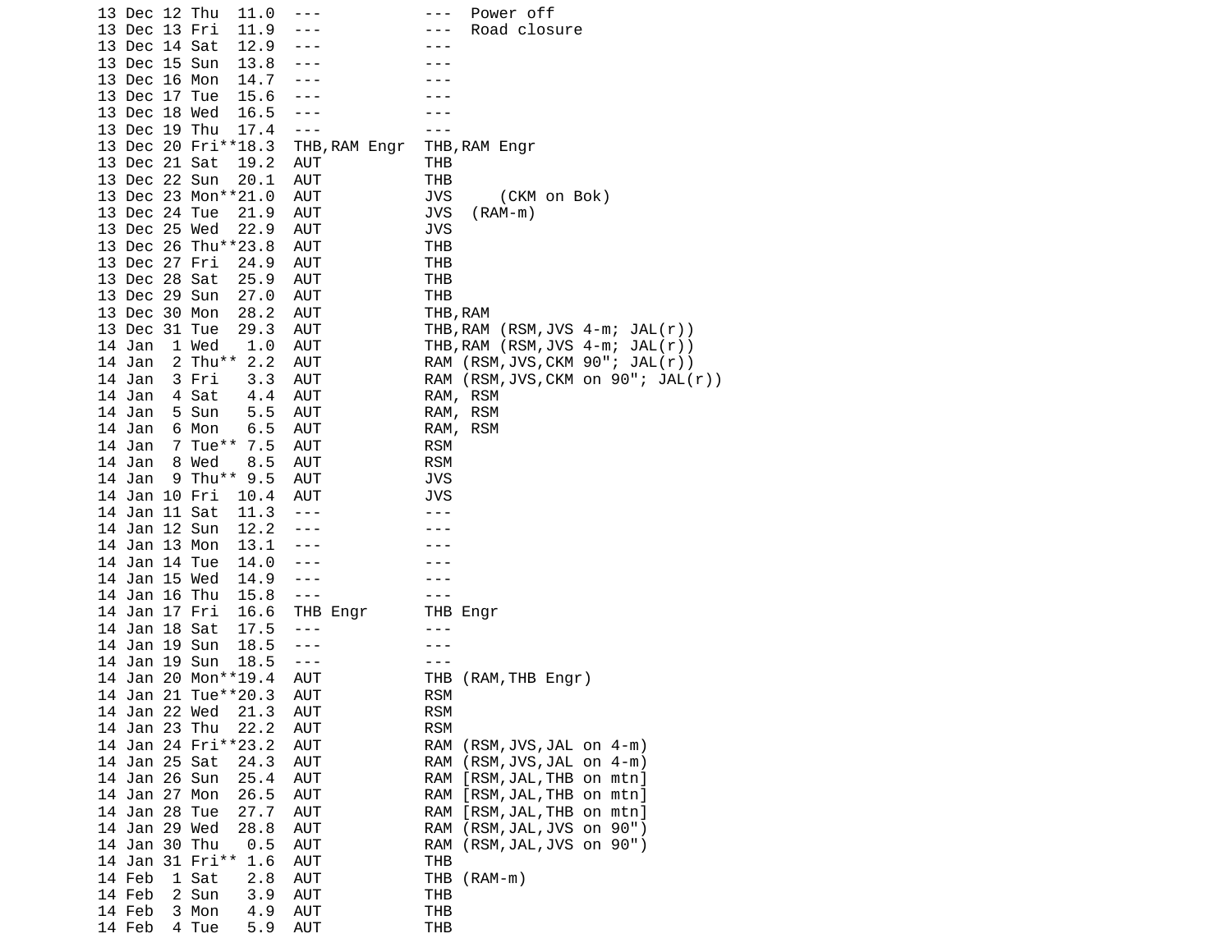```
13 Dec 12 Thu  11.0  ---            ---  Power off
13 Dec 13 Fri  11.9  ---            ---  Road closure
13 Dec 14 Sat  12.9  ---            ---
13 Dec 15 Sun  13.8  ---            ---
13 Dec 16 Mon  14.7  ---            ---
13 Dec 17 Tue  15.6  ---            ---
13 Dec 18 Wed  16.5  ---            ---
13 Dec 19 Thu  17.4  ---            ---
13 Dec 20 Fri**18.3  THB,RAM Engr   THB,RAM Engr
13 Dec 21 Sat  19.2  AUT            THB
13 Dec 22 Sun  20.1  AUT            THB
13 Dec 23 Mon**21.0  AUT            JVS     (CKM on Bok)
13 Dec 24 Tue  21.9  AUT            JVS  (RAM-m)
13 Dec 25 Wed  22.9  AUT            JVS
13 Dec 26 Thu**23.8  AUT            THB
13 Dec 27 Fri  24.9  AUT            THB
13 Dec 28 Sat  25.9  AUT            THB
13 Dec 29 Sun  27.0  AUT            THB
13 Dec 30 Mon  28.2  AUT            THB,RAM
13 Dec 31 Tue  29.3  AUT            THB,RAM (RSM,JVS 4-m; JAL(r))
14 Jan  1 Wed   1.0  AUT            THB,RAM (RSM,JVS 4-m; JAL(r))
14 Jan  2 Thu** 2.2  AUT            RAM (RSM,JVS,CKM 90"; JAL(r))
14 Jan  3 Fri   3.3  AUT            RAM (RSM,JVS,CKM on 90"; JAL(r))
14 Jan  4 Sat   4.4  AUT            RAM, RSM
14 Jan  5 Sun   5.5  AUT            RAM, RSM
14 Jan  6 Mon   6.5  AUT            RAM, RSM
14 Jan  7 Tue** 7.5  AUT            RSM
14 Jan  8 Wed   8.5  AUT            RSM
14 Jan  9 Thu** 9.5  AUT            JVS
14 Jan 10 Fri  10.4  AUT            JVS
14 Jan 11 Sat  11.3  ---            ---
14 Jan 12 Sun  12.2  ---            ---
14 Jan 13 Mon  13.1  ---            ---
14 Jan 14 Tue  14.0  ---            ---
14 Jan 15 Wed  14.9  ---            ---
14 Jan 16 Thu  15.8  ---            ---
14 Jan 17 Fri  16.6  THB Engr       THB Engr
14 Jan 18 Sat  17.5  ---            ---
14 Jan 19 Sun  18.5  ---            ---
14 Jan 19 Sun  18.5  ---            ---
14 Jan 20 Mon**19.4  AUT            THB (RAM,THB Engr)
14 Jan 21 Tue**20.3  AUT            RSM
14 Jan 22 Wed  21.3  AUT            RSM
14 Jan 23 Thu  22.2  AUT            RSM
14 Jan 24 Fri**23.2  AUT            RAM (RSM,JVS,JAL on 4-m)
14 Jan 25 Sat  24.3  AUT            RAM (RSM,JVS,JAL on 4-m)
14 Jan 26 Sun  25.4  AUT            RAM [RSM,JAL,THB on mtn]
14 Jan 27 Mon  26.5  AUT            RAM [RSM,JAL,THB on mtn]
14 Jan 28 Tue  27.7  AUT            RAM [RSM,JAL,THB on mtn]
14 Jan 29 Wed  28.8  AUT            RAM (RSM,JAL,JVS on 90")
14 Jan 30 Thu   0.5  AUT            RAM (RSM,JAL,JVS on 90")
14 Jan 31 Fri** 1.6  AUT            THB
14 Feb  1 Sat   2.8  AUT            THB (RAM-m)
14 Feb  2 Sun   3.9  AUT            THB
14 Feb  3 Mon   4.9  AUT            THB
14 Feb  4 Tue   5.9  AUT            THB
```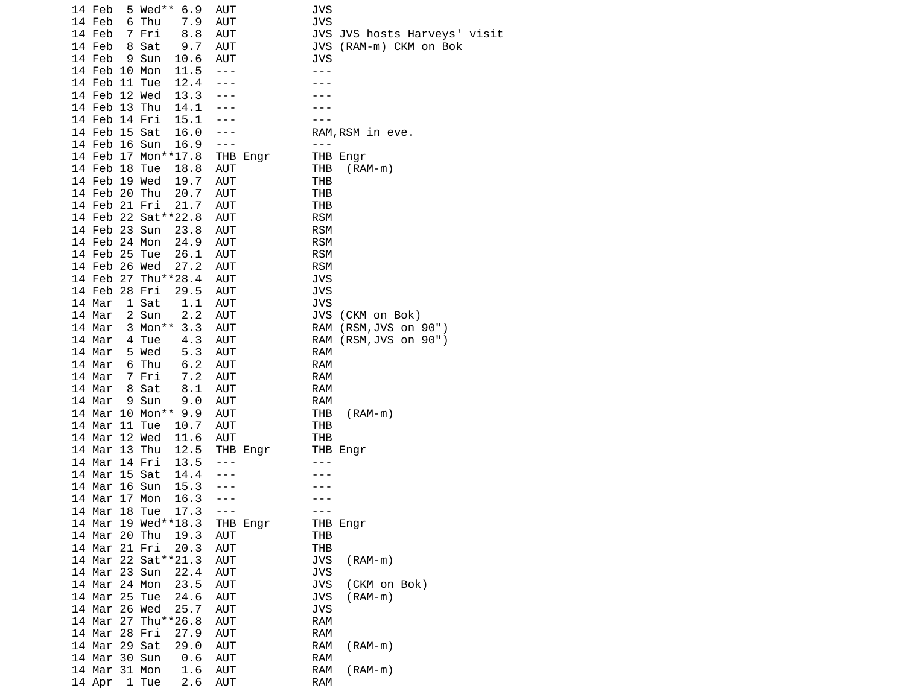```
14 Feb  5 Wed** 6.9  AUT           JVS
14 Feb  6 Thu   7.9  AUT           JVS
14 Feb  7 Fri   8.8  AUT           JVS JVS hosts Harveys' visit
14 Feb  8 Sat   9.7  AUT           JVS (RAM-m) CKM on Bok
14 Feb  9 Sun  10.6  AUT           JVS
14 Feb 10 Mon  11.5  ---           ---
14 Feb 11 Tue  12.4  ---           ---
14 Feb 12 Wed  13.3  ---           ---
14 Feb 13 Thu  14.1  ---           ---
14 Feb 14 Fri  15.1  ---           ---
14 Feb 15 Sat  16.0  ---           RAM,RSM in eve.
14 Feb 16 Sun  16.9  ---           ---
14 Feb 17 Mon**17.8  THB Engr      THB Engr
14 Feb 18 Tue  18.8  AUT           THB  (RAM-m)
14 Feb 19 Wed  19.7  AUT           THB
14 Feb 20 Thu  20.7  AUT           THB
14 Feb 21 Fri  21.7  AUT           THB
14 Feb 22 Sat**22.8  AUT           RSM
14 Feb 23 Sun  23.8  AUT           RSM
14 Feb 24 Mon  24.9  AUT           RSM
14 Feb 25 Tue  26.1  AUT           RSM
14 Feb 26 Wed  27.2  AUT           RSM
14 Feb 27 Thu**28.4  AUT           JVS
14 Feb 28 Fri  29.5  AUT           JVS
14 Mar  1 Sat   1.1  AUT           JVS
14 Mar  2 Sun   2.2  AUT           JVS (CKM on Bok)
14 Mar  3 Mon** 3.3  AUT           RAM (RSM,JVS on 90")
14 Mar  4 Tue   4.3  AUT           RAM (RSM,JVS on 90")
14 Mar  5 Wed   5.3  AUT           RAM
14 Mar  6 Thu   6.2  AUT           RAM
14 Mar  7 Fri   7.2  AUT           RAM
14 Mar  8 Sat   8.1  AUT           RAM
14 Mar  9 Sun   9.0  AUT           RAM
14 Mar 10 Mon** 9.9  AUT           THB  (RAM-m)
14 Mar 11 Tue  10.7  AUT           THB
14 Mar 12 Wed  11.6  AUT           THB
14 Mar 13 Thu  12.5  THB Engr      THB Engr
14 Mar 14 Fri  13.5  ---           ---
14 Mar 15 Sat  14.4  ---           ---
14 Mar 16 Sun  15.3  ---           ---
14 Mar 17 Mon  16.3  ---           ---
14 Mar 18 Tue  17.3  ---           ---
14 Mar 19 Wed**18.3  THB Engr      THB Engr
14 Mar 20 Thu  19.3  AUT           THB
14 Mar 21 Fri  20.3  AUT           THB
14 Mar 22 Sat**21.3  AUT           JVS  (RAM-m)
14 Mar 23 Sun  22.4  AUT           JVS
14 Mar 24 Mon  23.5  AUT           JVS  (CKM on Bok)
14 Mar 25 Tue  24.6  AUT           JVS  (RAM-m)
14 Mar 26 Wed  25.7  AUT           JVS
14 Mar 27 Thu**26.8  AUT           RAM
14 Mar 28 Fri  27.9  AUT           RAM
14 Mar 29 Sat  29.0  AUT           RAM  (RAM-m)
14 Mar 30 Sun   0.6  AUT           RAM
14 Mar 31 Mon   1.6  AUT           RAM  (RAM-m)
14 Apr  1 Tue   2.6  AUT           RAM
```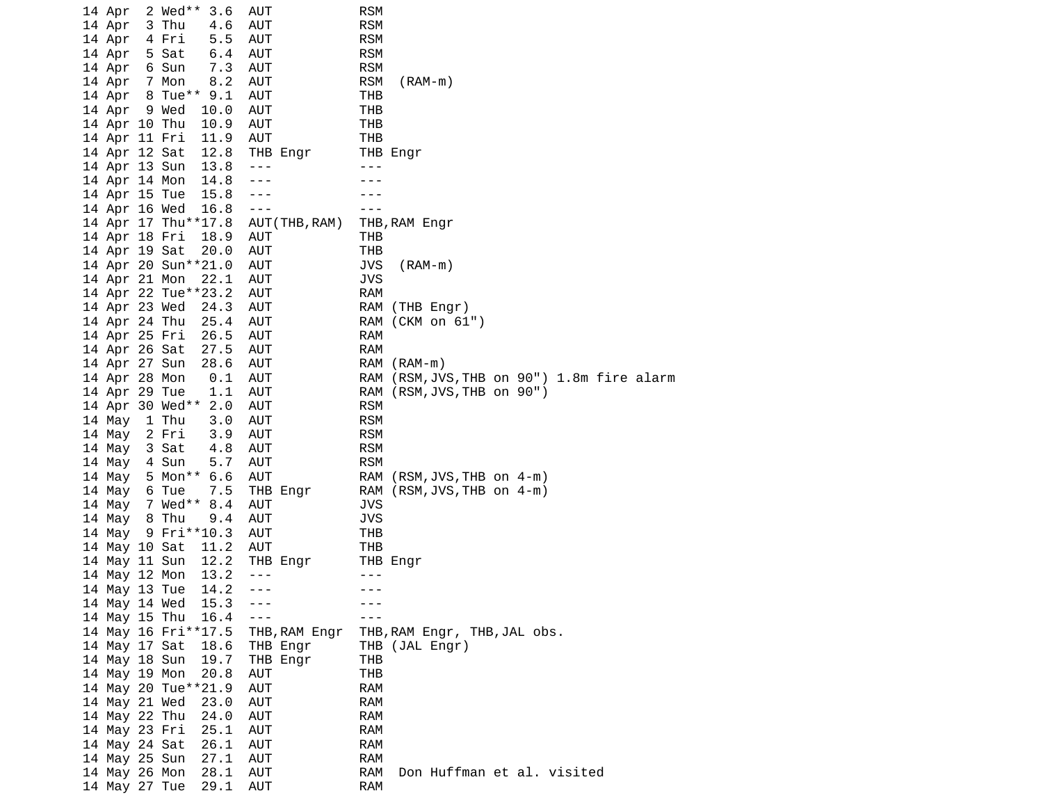```
14 Apr  2 Wed** 3.6  AUT           RSM
14 Apr  3 Thu   4.6  AUT           RSM
14 Apr  4 Fri   5.5  AUT           RSM
14 Apr  5 Sat   6.4  AUT           RSM
14 Apr  6 Sun   7.3  AUT           RSM
14 Apr  7 Mon   8.2  AUT           RSM  (RAM-m)
14 Apr  8 Tue** 9.1  AUT           THB
14 Apr  9 Wed  10.0  AUT           THB
14 Apr 10 Thu  10.9  AUT           THB
14 Apr 11 Fri  11.9  AUT           THB
14 Apr 12 Sat  12.8  THB Engr      THB Engr
14 Apr 13 Sun  13.8  ---           ---
14 Apr 14 Mon  14.8  ---           ---
14 Apr 15 Tue  15.8  ---           ---
14 Apr 16 Wed  16.8  ---           ---
14 Apr 17 Thu**17.8  AUT(THB,RAM)  THB,RAM Engr
14 Apr 18 Fri  18.9  AUT           THB
14 Apr 19 Sat  20.0  AUT           THB
14 Apr 20 Sun**21.0  AUT           JVS  (RAM-m)
14 Apr 21 Mon  22.1  AUT           JVS
14 Apr 22 Tue**23.2  AUT           RAM
14 Apr 23 Wed  24.3  AUT           RAM (THB Engr)
14 Apr 24 Thu  25.4  AUT           RAM (CKM on 61")
14 Apr 25 Fri  26.5  AUT           RAM
14 Apr 26 Sat  27.5  AUT           RAM
14 Apr 27 Sun  28.6  AUT           RAM (RAM-m)
14 Apr 28 Mon   0.1  AUT           RAM (RSM,JVS,THB on 90") 1.8m fire alarm
14 Apr 29 Tue   1.1  AUT           RAM (RSM,JVS,THB on 90")
14 Apr 30 Wed** 2.0  AUT           RSM
14 May  1 Thu   3.0  AUT           RSM
14 May  2 Fri   3.9  AUT           RSM
14 May  3 Sat   4.8  AUT           RSM
14 May  4 Sun   5.7  AUT           RSM
14 May  5 Mon** 6.6  AUT           RAM (RSM,JVS,THB on 4-m)
14 May  6 Tue   7.5  THB Engr      RAM (RSM,JVS,THB on 4-m)
14 May  7 Wed** 8.4  AUT           JVS
14 May  8 Thu   9.4  AUT           JVS
14 May  9 Fri**10.3  AUT           THB
14 May 10 Sat  11.2  AUT           THB
14 May 11 Sun  12.2  THB Engr      THB Engr
14 May 12 Mon  13.2  ---           ---
14 May 13 Tue  14.2  ---           ---
14 May 14 Wed  15.3  ---           ---
14 May 15 Thu  16.4  ---           ---
14 May 16 Fri**17.5  THB,RAM Engr  THB,RAM Engr, THB,JAL obs.
14 May 17 Sat  18.6  THB Engr      THB (JAL Engr)
14 May 18 Sun  19.7  THB Engr      THB
14 May 19 Mon  20.8  AUT           THB
14 May 20 Tue**21.9  AUT           RAM
14 May 21 Wed  23.0  AUT           RAM
14 May 22 Thu  24.0  AUT           RAM
14 May 23 Fri  25.1  AUT           RAM
14 May 24 Sat  26.1  AUT           RAM
14 May 25 Sun  27.1  AUT           RAM
14 May 26 Mon  28.1  AUT           RAM  Don Huffman et al. visited
14 May 27 Tue  29.1  AUT           RAM
```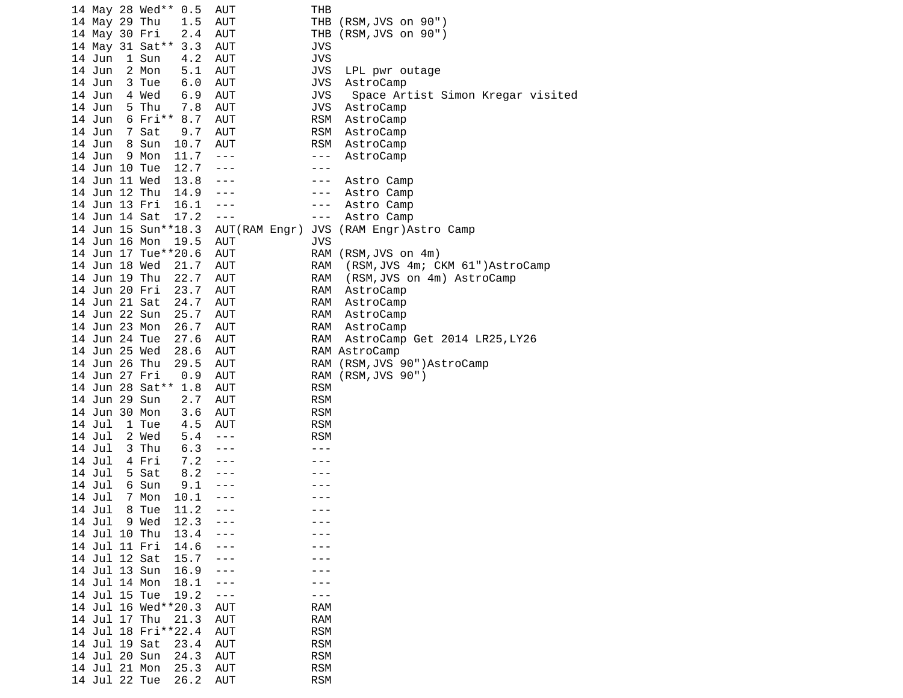```
14 May 28 Wed** 0.5  AUT            THB
14 May 29 Thu   1.5  AUT            THB (RSM,JVS on 90")
14 May 30 Fri   2.4  AUT            THB (RSM,JVS on 90")
14 May 31 Sat** 3.3  AUT            JVS
14 Jun  1 Sun   4.2  AUT            JVS
14 Jun  2 Mon   5.1  AUT            JVS  LPL pwr outage
14 Jun  3 Tue   6.0  AUT            JVS  AstroCamp
14 Jun  4 Wed   6.9  AUT            JVS   Space Artist Simon Kregar visited
14 Jun  5 Thu   7.8  AUT            JVS  AstroCamp
14 Jun  6 Fri** 8.7  AUT            RSM  AstroCamp
14 Jun  7 Sat   9.7  AUT            RSM  AstroCamp
14 Jun  8 Sun  10.7  AUT            RSM  AstroCamp
14 Jun  9 Mon  11.7  ---            ---  AstroCamp
14 Jun 10 Tue  12.7  ---            ---
14 Jun 11 Wed  13.8  ---            ---  Astro Camp
14 Jun 12 Thu  14.9  ---            ---  Astro Camp
14 Jun 13 Fri  16.1  ---            ---  Astro Camp
14 Jun 14 Sat  17.2  ---            ---  Astro Camp
14 Jun 15 Sun**18.3  AUT(RAM Engr) JVS (RAM Engr)Astro Camp
14 Jun 16 Mon  19.5  AUT            JVS
14 Jun 17 Tue**20.6  AUT            RAM (RSM,JVS on 4m)
14 Jun 18 Wed  21.7  AUT            RAM  (RSM,JVS 4m; CKM 61")AstroCamp
14 Jun 19 Thu  22.7  AUT            RAM  (RSM,JVS on 4m) AstroCamp
14 Jun 20 Fri  23.7  AUT            RAM  AstroCamp
14 Jun 21 Sat  24.7  AUT            RAM  AstroCamp
14 Jun 22 Sun  25.7  AUT            RAM  AstroCamp
14 Jun 23 Mon  26.7  AUT            RAM  AstroCamp
14 Jun 24 Tue  27.6  AUT            RAM  AstroCamp Get 2014 LR25,LY26
14 Jun 25 Wed  28.6  AUT            RAM AstroCamp
14 Jun 26 Thu  29.5  AUT            RAM (RSM,JVS 90")AstroCamp
14 Jun 27 Fri   0.9  AUT            RAM (RSM,JVS 90")
14 Jun 28 Sat** 1.8  AUT            RSM
14 Jun 29 Sun   2.7  AUT            RSM
14 Jun 30 Mon   3.6  AUT            RSM
14 Jul  1 Tue   4.5  AUT            RSM
14 Jul  2 Wed   5.4  ---            RSM
14 Jul  3 Thu   6.3  ---            ---
14 Jul  4 Fri   7.2  ---            ---
14 Jul  5 Sat   8.2  ---            ---
14 Jul  6 Sun   9.1  ---            ---
14 Jul  7 Mon  10.1  ---            ---
14 Jul  8 Tue  11.2  ---            ---
14 Jul  9 Wed  12.3  ---            ---
14 Jul 10 Thu  13.4  ---            ---
14 Jul 11 Fri  14.6  ---            ---
14 Jul 12 Sat  15.7  ---            ---
14 Jul 13 Sun  16.9  ---            ---
14 Jul 14 Mon  18.1  ---            ---
14 Jul 15 Tue  19.2  ---            ---
14 Jul 16 Wed**20.3  AUT            RAM
14 Jul 17 Thu  21.3  AUT            RAM
14 Jul 18 Fri**22.4  AUT            RSM
14 Jul 19 Sat  23.4  AUT            RSM
14 Jul 20 Sun  24.3  AUT            RSM
14 Jul 21 Mon  25.3  AUT            RSM
14 Jul 22 Tue  26.2  AUT            RSM
```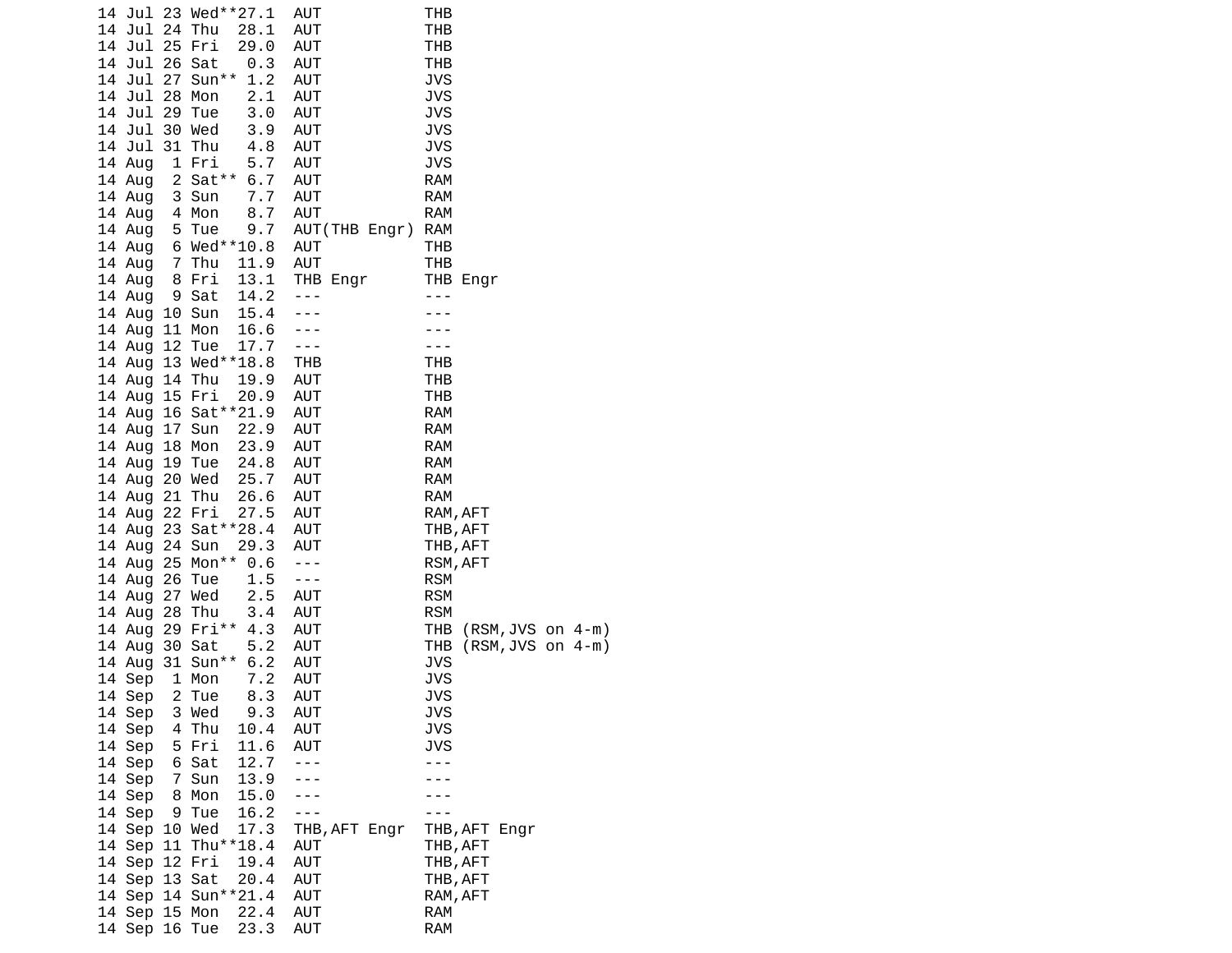```
14 Jul 23 Wed**27.1  AUT           THB
14 Jul 24 Thu  28.1  AUT           THB
14 Jul 25 Fri  29.0  AUT           THB
14 Jul 26 Sat   0.3  AUT           THB
14 Jul 27 Sun** 1.2  AUT           JVS
14 Jul 28 Mon   2.1  AUT           JVS
14 Jul 29 Tue   3.0  AUT           JVS
14 Jul 30 Wed   3.9  AUT           JVS
14 Jul 31 Thu   4.8  AUT           JVS
14 Aug  1 Fri   5.7  AUT           JVS
14 Aug  2 Sat** 6.7  AUT           RAM
14 Aug  3 Sun   7.7  AUT           RAM
14 Aug  4 Mon   8.7  AUT           RAM
14 Aug  5 Tue   9.7  AUT(THB Engr) RAM
14 Aug  6 Wed**10.8  AUT           THB
14 Aug  7 Thu  11.9  AUT           THB
14 Aug  8 Fri  13.1  THB Engr      THB Engr
14 Aug  9 Sat  14.2  ---           ---
14 Aug 10 Sun  15.4  ---           ---
14 Aug 11 Mon  16.6  ---           ---
14 Aug 12 Tue  17.7  ---           ---
14 Aug 13 Wed**18.8  THB           THB
14 Aug 14 Thu  19.9  AUT           THB
14 Aug 15 Fri  20.9  AUT           THB
14 Aug 16 Sat**21.9  AUT           RAM
14 Aug 17 Sun  22.9  AUT           RAM
14 Aug 18 Mon  23.9  AUT           RAM
14 Aug 19 Tue  24.8  AUT           RAM
14 Aug 20 Wed  25.7  AUT           RAM
14 Aug 21 Thu  26.6  AUT           RAM
14 Aug 22 Fri  27.5  AUT           RAM,AFT
14 Aug 23 Sat**28.4  AUT           THB,AFT
14 Aug 24 Sun  29.3  AUT           THB,AFT
14 Aug 25 Mon** 0.6  ---           RSM,AFT
14 Aug 26 Tue   1.5  ---           RSM
14 Aug 27 Wed   2.5  AUT           RSM
14 Aug 28 Thu   3.4  AUT           RSM
14 Aug 29 Fri** 4.3  AUT           THB (RSM,JVS on 4-m)
14 Aug 30 Sat   5.2  AUT           THB (RSM,JVS on 4-m)
14 Aug 31 Sun** 6.2  AUT           JVS
14 Sep  1 Mon   7.2  AUT           JVS
14 Sep  2 Tue   8.3  AUT           JVS
14 Sep  3 Wed   9.3  AUT           JVS
14 Sep  4 Thu  10.4  AUT           JVS
14 Sep  5 Fri  11.6  AUT           JVS
14 Sep  6 Sat  12.7  ---           ---
14 Sep  7 Sun  13.9  ---           ---
14 Sep  8 Mon  15.0  ---           ---
14 Sep  9 Tue  16.2  ---           ---
14 Sep 10 Wed  17.3  THB,AFT Engr  THB,AFT Engr
14 Sep 11 Thu**18.4  AUT           THB,AFT
14 Sep 12 Fri  19.4  AUT           THB,AFT
14 Sep 13 Sat  20.4  AUT           THB,AFT
14 Sep 14 Sun**21.4  AUT           RAM,AFT
14 Sep 15 Mon  22.4  AUT           RAM
14 Sep 16 Tue  23.3  AUT           RAM
```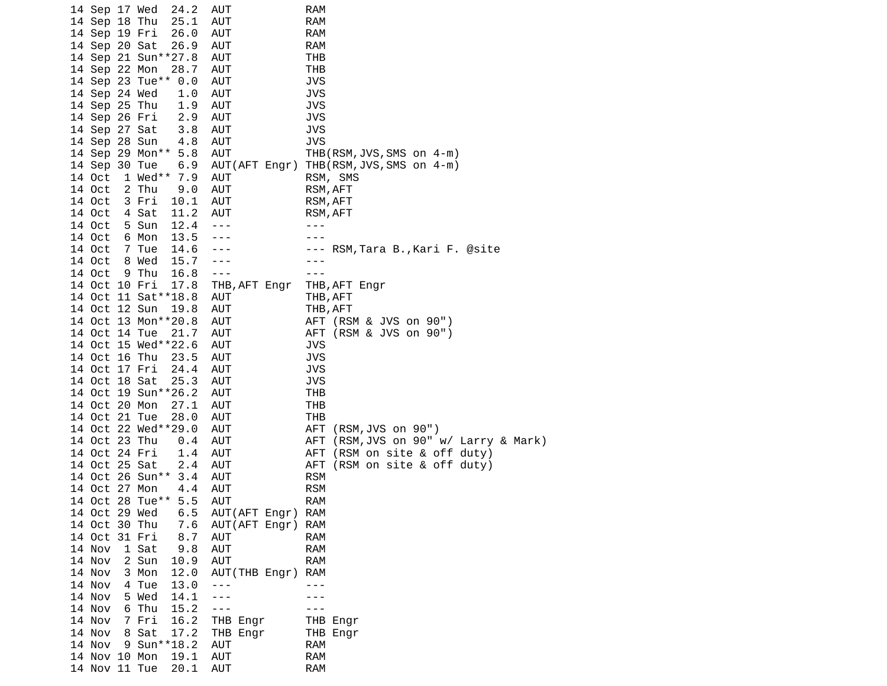```
14 Sep 17 Wed  24.2  AUT           RAM
14 Sep 18 Thu  25.1  AUT           RAM
14 Sep 19 Fri  26.0  AUT           RAM
14 Sep 20 Sat  26.9  AUT           RAM
14 Sep 21 Sun**27.8  AUT           THB
14 Sep 22 Mon  28.7  AUT           THB
14 Sep 23 Tue** 0.0  AUT           JVS
14 Sep 24 Wed   1.0  AUT           JVS
14 Sep 25 Thu   1.9  AUT           JVS
14 Sep 26 Fri   2.9  AUT           JVS
14 Sep 27 Sat   3.8  AUT           JVS
14 Sep 28 Sun   4.8  AUT           JVS
14 Sep 29 Mon** 5.8  AUT           THB(RSM,JVS,SMS on 4-m)
14 Sep 30 Tue   6.9  AUT(AFT Engr) THB(RSM,JVS,SMS on 4-m)
14 Oct  1 Wed** 7.9  AUT           RSM, SMS
14 Oct  2 Thu   9.0  AUT           RSM,AFT
14 Oct  3 Fri  10.1  AUT           RSM,AFT
14 Oct  4 Sat  11.2  AUT           RSM,AFT
14 Oct  5 Sun  12.4  ---           ---
14 Oct  6 Mon  13.5  ---           ---
14 Oct  7 Tue  14.6  ---           --- RSM,Tara B.,Kari F. @site
14 Oct  8 Wed  15.7  ---           ---
14 Oct  9 Thu  16.8  ---           ---
14 Oct 10 Fri  17.8  THB,AFT Engr  THB,AFT Engr
14 Oct 11 Sat**18.8  AUT           THB,AFT
14 Oct 12 Sun  19.8  AUT           THB,AFT
14 Oct 13 Mon**20.8  AUT           AFT (RSM & JVS on 90")
14 Oct 14 Tue  21.7  AUT           AFT (RSM & JVS on 90")
14 Oct 15 Wed**22.6  AUT           JVS
14 Oct 16 Thu  23.5  AUT           JVS
14 Oct 17 Fri  24.4  AUT           JVS
14 Oct 18 Sat  25.3  AUT           JVS
14 Oct 19 Sun**26.2  AUT           THB
14 Oct 20 Mon  27.1  AUT           THB
14 Oct 21 Tue  28.0  AUT           THB
14 Oct 22 Wed**29.0  AUT           AFT (RSM,JVS on 90")
14 Oct 23 Thu   0.4  AUT           AFT (RSM,JVS on 90" w/ Larry & Mark)
14 Oct 24 Fri   1.4  AUT           AFT (RSM on site & off duty)
14 Oct 25 Sat   2.4  AUT           AFT (RSM on site & off duty)
14 Oct 26 Sun** 3.4  AUT           RSM
14 Oct 27 Mon   4.4  AUT           RSM
14 Oct 28 Tue** 5.5  AUT           RAM
14 Oct 29 Wed   6.5  AUT(AFT Engr) RAM
14 Oct 30 Thu   7.6  AUT(AFT Engr) RAM
14 Oct 31 Fri   8.7  AUT           RAM
14 Nov  1 Sat   9.8  AUT           RAM
14 Nov  2 Sun  10.9  AUT           RAM
14 Nov  3 Mon  12.0  AUT(THB Engr) RAM
14 Nov  4 Tue  13.0  ---           ---
14 Nov  5 Wed  14.1  ---           ---
14 Nov  6 Thu  15.2  ---           ---
14 Nov  7 Fri  16.2  THB Engr      THB Engr
14 Nov  8 Sat  17.2  THB Engr      THB Engr
14 Nov  9 Sun**18.2  AUT           RAM
14 Nov 10 Mon  19.1  AUT           RAM
14 Nov 11 Tue  20.1  AUT           RAM
```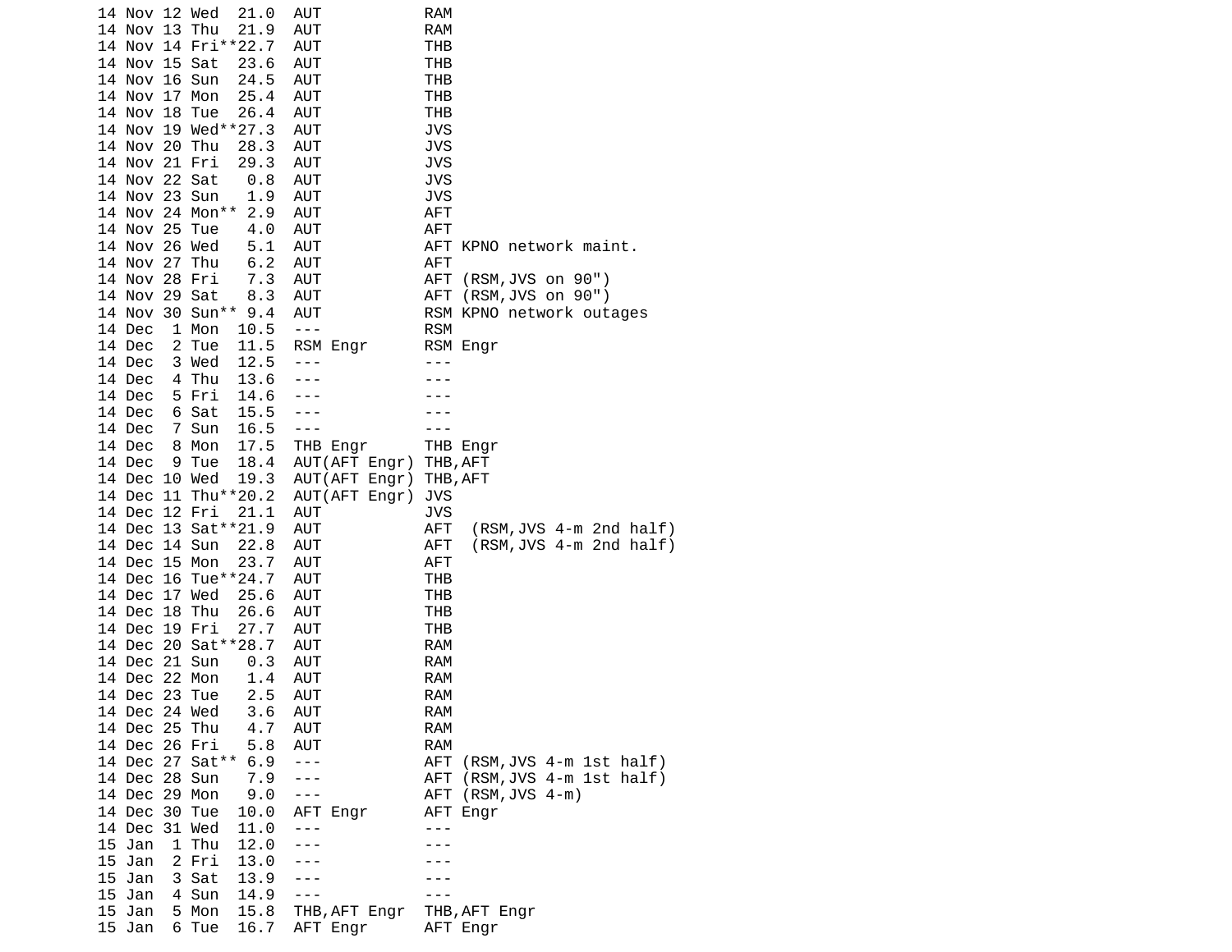```
14 Nov 12 Wed  21.0  AUT            RAM
14 Nov 13 Thu  21.9  AUT            RAM
14 Nov 14 Fri**22.7  AUT            THB
14 Nov 15 Sat  23.6  AUT            THB
14 Nov 16 Sun  24.5  AUT            THB
14 Nov 17 Mon  25.4  AUT            THB
14 Nov 18 Tue  26.4  AUT            THB
14 Nov 19 Wed**27.3  AUT            JVS
14 Nov 20 Thu  28.3  AUT            JVS
14 Nov 21 Fri  29.3  AUT            JVS
14 Nov 22 Sat   0.8  AUT            JVS
14 Nov 23 Sun   1.9  AUT            JVS
14 Nov 24 Mon** 2.9  AUT            AFT
14 Nov 25 Tue   4.0  AUT            AFT
14 Nov 26 Wed   5.1  AUT            AFT KPNO network maint.
14 Nov 27 Thu   6.2  AUT            AFT
14 Nov 28 Fri   7.3  AUT            AFT (RSM,JVS on 90")
14 Nov 29 Sat   8.3  AUT            AFT (RSM,JVS on 90")
14 Nov 30 Sun** 9.4  AUT            RSM KPNO network outages
14 Dec  1 Mon  10.5  ---            RSM
14 Dec  2 Tue  11.5  RSM Engr       RSM Engr
14 Dec  3 Wed  12.5  ---            ---
14 Dec  4 Thu  13.6  ---            ---
14 Dec  5 Fri  14.6  ---            ---
14 Dec  6 Sat  15.5  ---            ---
14 Dec  7 Sun  16.5  ---            ---
14 Dec  8 Mon  17.5  THB Engr       THB Engr
14 Dec  9 Tue  18.4  AUT(AFT Engr) THB,AFT
14 Dec 10 Wed  19.3  AUT(AFT Engr) THB,AFT
14 Dec 11 Thu**20.2  AUT(AFT Engr) JVS
14 Dec 12 Fri  21.1  AUT            JVS
14 Dec 13 Sat**21.9  AUT            AFT  (RSM,JVS 4-m 2nd half)
14 Dec 14 Sun  22.8  AUT            AFT  (RSM,JVS 4-m 2nd half)
14 Dec 15 Mon  23.7  AUT            AFT
14 Dec 16 Tue**24.7  AUT            THB
14 Dec 17 Wed  25.6  AUT            THB
14 Dec 18 Thu  26.6  AUT            THB
14 Dec 19 Fri  27.7  AUT            THB
14 Dec 20 Sat**28.7  AUT            RAM
14 Dec 21 Sun   0.3  AUT            RAM
14 Dec 22 Mon   1.4  AUT            RAM
14 Dec 23 Tue   2.5  AUT            RAM
14 Dec 24 Wed   3.6  AUT            RAM
14 Dec 25 Thu   4.7  AUT            RAM
14 Dec 26 Fri   5.8  AUT            RAM
14 Dec 27 Sat** 6.9  ---            AFT (RSM,JVS 4-m 1st half)
14 Dec 28 Sun   7.9  ---            AFT (RSM,JVS 4-m 1st half)
14 Dec 29 Mon   9.0  ---            AFT (RSM,JVS 4-m)
14 Dec 30 Tue  10.0  AFT Engr       AFT Engr
14 Dec 31 Wed  11.0  ---            ---
15 Jan  1 Thu  12.0  ---            ---
15 Jan  2 Fri  13.0  ---            ---
15 Jan  3 Sat  13.9  ---            ---
15 Jan  4 Sun  14.9  ---            ---
15 Jan  5 Mon  15.8  THB,AFT Engr   THB,AFT Engr
15 Jan  6 Tue  16.7  AFT Engr       AFT Engr
```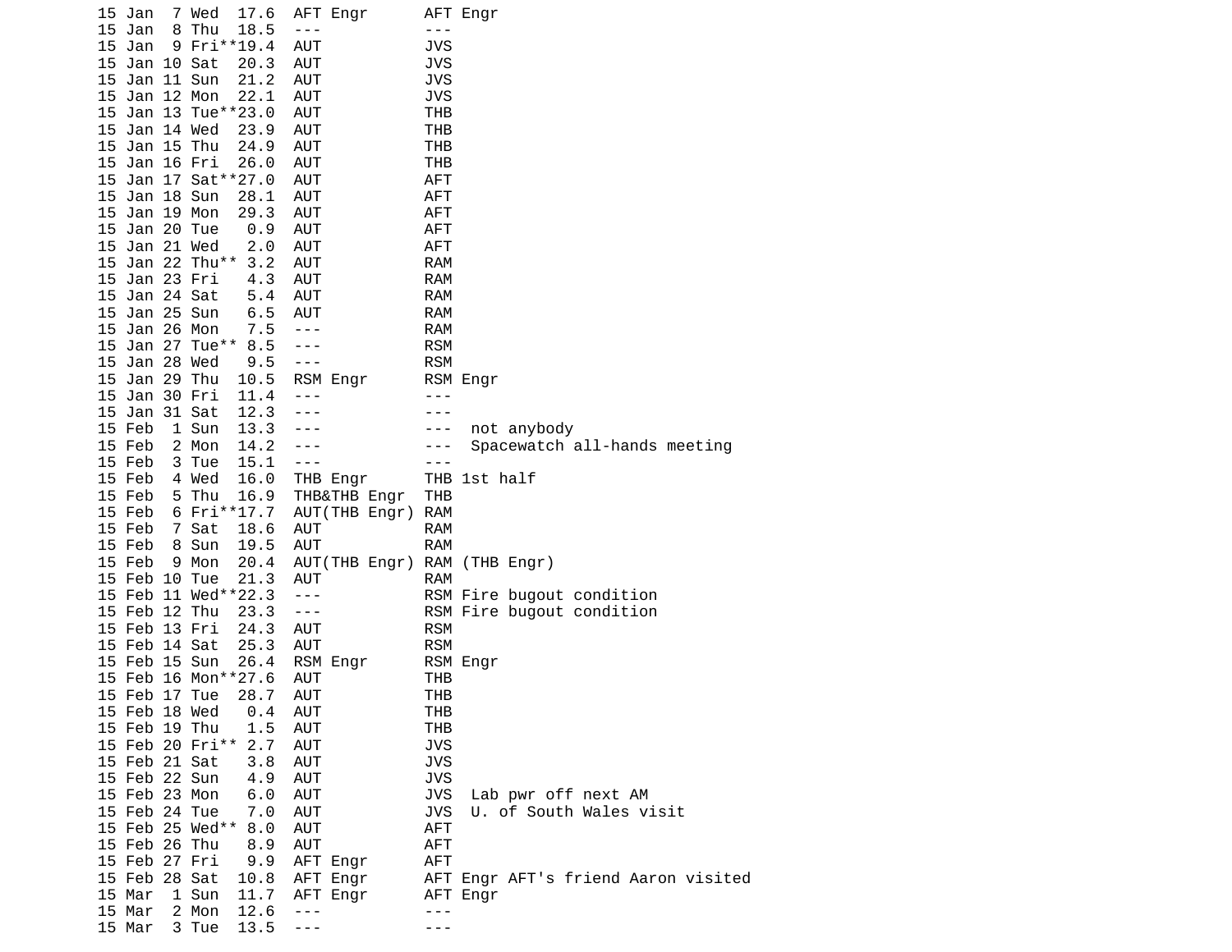```
15 Jan  7 Wed  17.6  AFT Engr      AFT Engr
15 Jan  8 Thu  18.5  ---           ---
15 Jan  9 Fri**19.4  AUT           JVS
15 Jan 10 Sat  20.3  AUT           JVS
15 Jan 11 Sun  21.2  AUT           JVS
15 Jan 12 Mon  22.1  AUT           JVS
15 Jan 13 Tue**23.0  AUT           THB
15 Jan 14 Wed  23.9  AUT           THB
15 Jan 15 Thu  24.9  AUT           THB
15 Jan 16 Fri  26.0  AUT           THB
15 Jan 17 Sat**27.0  AUT           AFT
15 Jan 18 Sun  28.1  AUT           AFT
15 Jan 19 Mon  29.3  AUT           AFT
15 Jan 20 Tue   0.9  AUT           AFT
15 Jan 21 Wed   2.0  AUT           AFT
15 Jan 22 Thu** 3.2  AUT           RAM
15 Jan 23 Fri   4.3  AUT           RAM
15 Jan 24 Sat   5.4  AUT           RAM
15 Jan 25 Sun   6.5  AUT           RAM
15 Jan 26 Mon   7.5  ---           RAM
15 Jan 27 Tue** 8.5  ---           RSM
15 Jan 28 Wed   9.5  ---           RSM
15 Jan 29 Thu  10.5  RSM Engr      RSM Engr
15 Jan 30 Fri  11.4  ---           ---
15 Jan 31 Sat  12.3  ---           ---
15 Feb  1 Sun  13.3  ---           ---  not anybody
15 Feb  2 Mon  14.2  ---           ---  Spacewatch all-hands meeting
15 Feb  3 Tue  15.1  ---           ---
15 Feb  4 Wed  16.0  THB Engr      THB 1st half
15 Feb  5 Thu  16.9  THB&THB Engr  THB
15 Feb  6 Fri**17.7  AUT(THB Engr) RAM
15 Feb  7 Sat  18.6  AUT           RAM
15 Feb  8 Sun  19.5  AUT           RAM
15 Feb  9 Mon  20.4  AUT(THB Engr) RAM (THB Engr)
15 Feb 10 Tue  21.3  AUT           RAM
15 Feb 11 Wed**22.3  ---           RSM Fire bugout condition
15 Feb 12 Thu  23.3  ---           RSM Fire bugout condition
15 Feb 13 Fri  24.3  AUT           RSM
15 Feb 14 Sat  25.3  AUT           RSM
15 Feb 15 Sun  26.4  RSM Engr      RSM Engr
15 Feb 16 Mon**27.6  AUT           THB
15 Feb 17 Tue  28.7  AUT           THB
15 Feb 18 Wed   0.4  AUT           THB
15 Feb 19 Thu   1.5  AUT           THB
15 Feb 20 Fri** 2.7  AUT           JVS
15 Feb 21 Sat   3.8  AUT           JVS
15 Feb 22 Sun   4.9  AUT           JVS
15 Feb 23 Mon   6.0  AUT           JVS  Lab pwr off next AM
15 Feb 24 Tue   7.0  AUT           JVS  U. of South Wales visit
15 Feb 25 Wed** 8.0  AUT           AFT
15 Feb 26 Thu   8.9  AUT           AFT
15 Feb 27 Fri   9.9  AFT Engr      AFT
15 Feb 28 Sat  10.8  AFT Engr      AFT Engr AFT's friend Aaron visited
15 Mar  1 Sun  11.7  AFT Engr      AFT Engr
15 Mar  2 Mon  12.6  ---           ---
15 Mar  3 Tue  13.5  ---           ---
```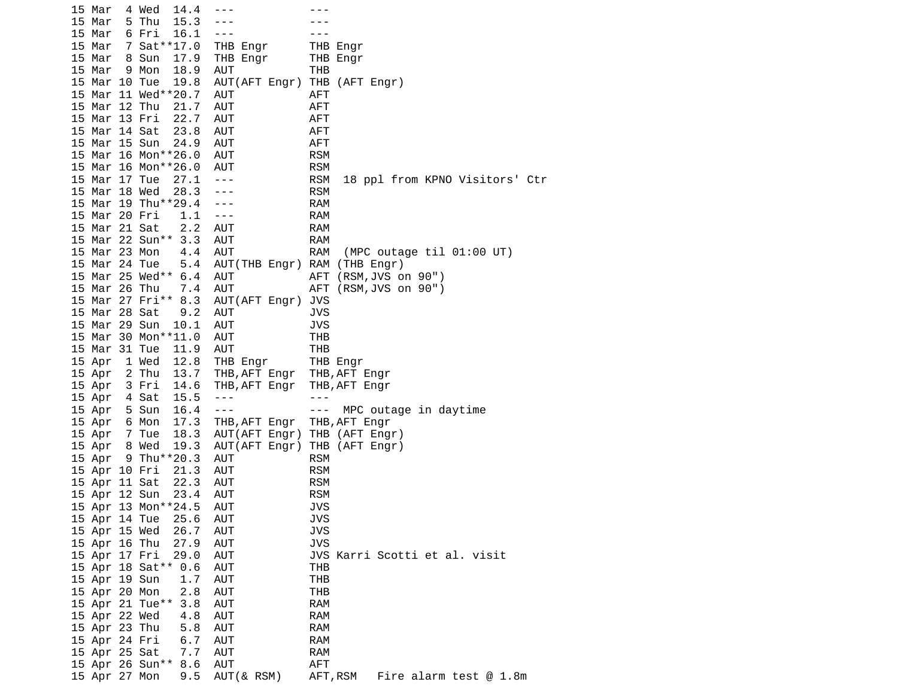```
15 Mar  4 Wed  14.4  ---           ---
15 Mar  5 Thu  15.3  ---           ---
15 Mar  6 Fri  16.1  ---           ---
15 Mar  7 Sat**17.0  THB Engr      THB Engr
15 Mar  8 Sun  17.9  THB Engr      THB Engr
15 Mar  9 Mon  18.9  AUT           THB
15 Mar 10 Tue  19.8  AUT(AFT Engr) THB (AFT Engr)
15 Mar 11 Wed**20.7  AUT           AFT
15 Mar 12 Thu  21.7  AUT           AFT
15 Mar 13 Fri  22.7  AUT           AFT
15 Mar 14 Sat  23.8  AUT           AFT
15 Mar 15 Sun  24.9  AUT           AFT
15 Mar 16 Mon**26.0  AUT           RSM
15 Mar 16 Mon**26.0  AUT           RSM
15 Mar 17 Tue  27.1  ---           RSM  18 ppl from KPNO Visitors' Ctr
15 Mar 18 Wed  28.3  ---           RSM
15 Mar 19 Thu**29.4  ---           RAM
15 Mar 20 Fri   1.1  ---           RAM
15 Mar 21 Sat   2.2  AUT           RAM
15 Mar 22 Sun** 3.3  AUT           RAM
15 Mar 23 Mon   4.4  AUT           RAM  (MPC outage til 01:00 UT)
15 Mar 24 Tue   5.4  AUT(THB Engr) RAM (THB Engr)
15 Mar 25 Wed** 6.4  AUT           AFT (RSM,JVS on 90")
15 Mar 26 Thu   7.4  AUT           AFT (RSM,JVS on 90")
15 Mar 27 Fri** 8.3  AUT(AFT Engr) JVS
15 Mar 28 Sat   9.2  AUT           JVS
15 Mar 29 Sun  10.1  AUT           JVS
15 Mar 30 Mon**11.0  AUT           THB
15 Mar 31 Tue  11.9  AUT           THB
15 Apr  1 Wed  12.8  THB Engr      THB Engr
15 Apr  2 Thu  13.7  THB,AFT Engr  THB,AFT Engr
15 Apr  3 Fri  14.6  THB,AFT Engr  THB,AFT Engr
15 Apr  4 Sat  15.5  ---           ---
15 Apr  5 Sun  16.4  ---           ---  MPC outage in daytime
15 Apr  6 Mon  17.3  THB,AFT Engr  THB,AFT Engr
15 Apr  7 Tue  18.3  AUT(AFT Engr) THB (AFT Engr)
15 Apr  8 Wed  19.3  AUT(AFT Engr) THB (AFT Engr)
15 Apr  9 Thu**20.3  AUT           RSM
15 Apr 10 Fri  21.3  AUT           RSM
15 Apr 11 Sat  22.3  AUT           RSM
15 Apr 12 Sun  23.4  AUT           RSM
15 Apr 13 Mon**24.5  AUT           JVS
15 Apr 14 Tue  25.6  AUT           JVS
15 Apr 15 Wed  26.7  AUT           JVS
15 Apr 16 Thu  27.9  AUT           JVS
15 Apr 17 Fri  29.0  AUT           JVS Karri Scotti et al. visit
15 Apr 18 Sat** 0.6  AUT           THB
15 Apr 19 Sun   1.7  AUT           THB
15 Apr 20 Mon   2.8  AUT           THB
15 Apr 21 Tue** 3.8  AUT           RAM
15 Apr 22 Wed   4.8  AUT           RAM
15 Apr 23 Thu   5.8  AUT           RAM
15 Apr 24 Fri   6.7  AUT           RAM
15 Apr 25 Sat   7.7  AUT           RAM
15 Apr 26 Sun** 8.6  AUT           AFT
15 Apr 27 Mon   9.5  AUT(& RSM)    AFT,RSM   Fire alarm test @ 1.8m
```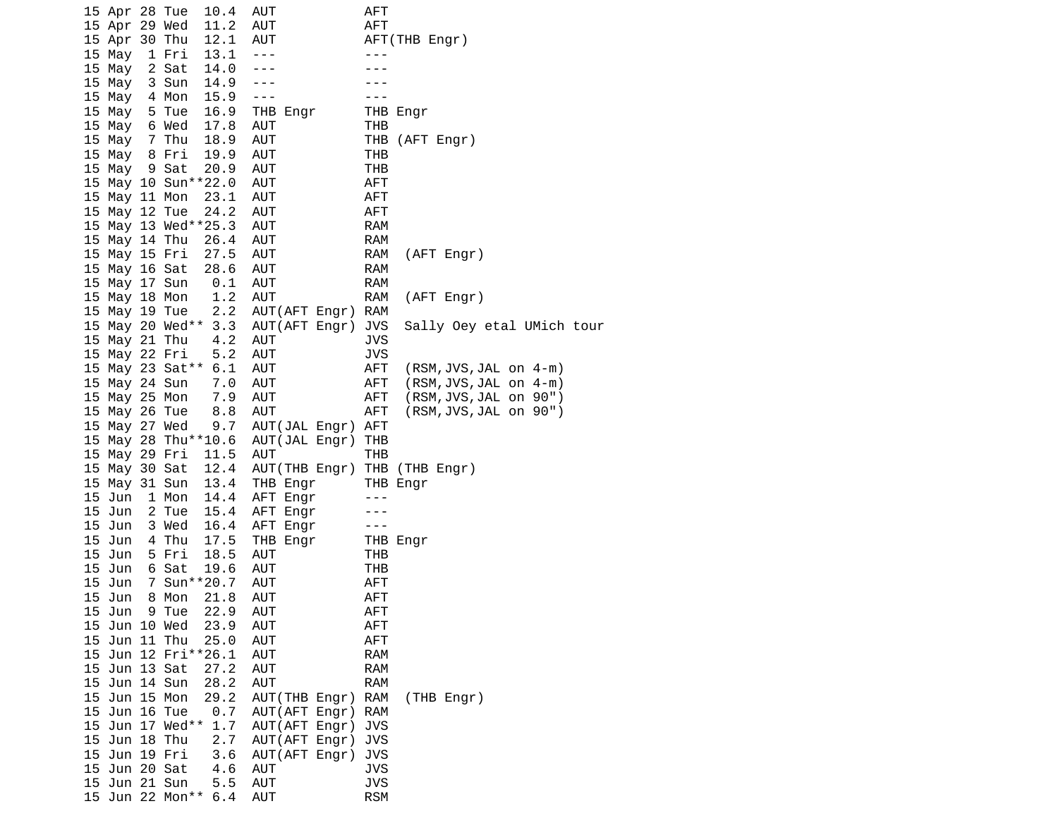```
15 Apr 28 Tue  10.4  AUT           AFT
15 Apr 29 Wed  11.2  AUT           AFT
15 Apr 30 Thu  12.1  AUT           AFT(THB Engr)
15 May  1 Fri  13.1  ---           ---
15 May  2 Sat  14.0  ---           ---
15 May  3 Sun  14.9  ---           ---
15 May  4 Mon  15.9  ---           ---
15 May  5 Tue  16.9  THB Engr      THB Engr
15 May  6 Wed  17.8  AUT           THB
15 May  7 Thu  18.9  AUT           THB (AFT Engr)
15 May  8 Fri  19.9  AUT           THB
15 May  9 Sat  20.9  AUT           THB
15 May 10 Sun**22.0  AUT           AFT
15 May 11 Mon  23.1  AUT           AFT
15 May 12 Tue  24.2  AUT           AFT
15 May 13 Wed**25.3  AUT           RAM
15 May 14 Thu  26.4  AUT           RAM
15 May 15 Fri  27.5  AUT           RAM  (AFT Engr)
15 May 16 Sat  28.6  AUT           RAM
15 May 17 Sun   0.1  AUT           RAM
15 May 18 Mon   1.2  AUT           RAM  (AFT Engr)
15 May 19 Tue   2.2  AUT(AFT Engr) RAM
15 May 20 Wed** 3.3  AUT(AFT Engr) JVS  Sally Oey etal UMich tour
15 May 21 Thu   4.2  AUT           JVS
15 May 22 Fri   5.2  AUT           JVS
15 May 23 Sat** 6.1  AUT           AFT  (RSM,JVS,JAL on 4-m)
15 May 24 Sun   7.0  AUT           AFT  (RSM,JVS,JAL on 4-m)
15 May 25 Mon   7.9  AUT           AFT  (RSM,JVS,JAL on 90")
15 May 26 Tue   8.8  AUT           AFT  (RSM,JVS,JAL on 90")
15 May 27 Wed   9.7  AUT(JAL Engr) AFT
15 May 28 Thu**10.6  AUT(JAL Engr) THB
15 May 29 Fri  11.5  AUT           THB
15 May 30 Sat  12.4  AUT(THB Engr) THB (THB Engr)
15 May 31 Sun  13.4  THB Engr      THB Engr
15 Jun  1 Mon  14.4  AFT Engr      ---
15 Jun  2 Tue  15.4  AFT Engr      ---
15 Jun  3 Wed  16.4  AFT Engr      ---
15 Jun  4 Thu  17.5  THB Engr      THB Engr
15 Jun  5 Fri  18.5  AUT           THB
15 Jun  6 Sat  19.6  AUT           THB
15 Jun  7 Sun**20.7  AUT           AFT
15 Jun  8 Mon  21.8  AUT           AFT
15 Jun  9 Tue  22.9  AUT           AFT
15 Jun 10 Wed  23.9  AUT           AFT
15 Jun 11 Thu  25.0  AUT           AFT
15 Jun 12 Fri**26.1  AUT           RAM
15 Jun 13 Sat  27.2  AUT           RAM
15 Jun 14 Sun  28.2  AUT           RAM
15 Jun 15 Mon  29.2  AUT(THB Engr) RAM  (THB Engr)
15 Jun 16 Tue   0.7  AUT(AFT Engr) RAM
15 Jun 17 Wed** 1.7  AUT(AFT Engr) JVS
15 Jun 18 Thu   2.7  AUT(AFT Engr) JVS
15 Jun 19 Fri   3.6  AUT(AFT Engr) JVS
15 Jun 20 Sat   4.6  AUT           JVS
15 Jun 21 Sun   5.5  AUT           JVS
15 Jun 22 Mon** 6.4  AUT           RSM
```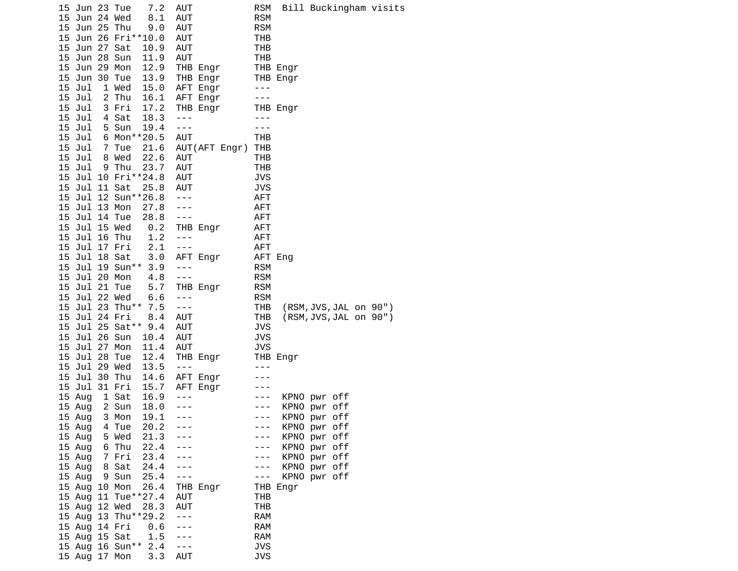```
15 Jun 23 Tue   7.2  AUT            RSM  Bill Buckingham visits
15 Jun 24 Wed   8.1  AUT            RSM
15 Jun 25 Thu   9.0  AUT            RSM
15 Jun 26 Fri**10.0  AUT            THB
15 Jun 27 Sat  10.9  AUT            THB
15 Jun 28 Sun  11.9  AUT            THB
15 Jun 29 Mon  12.9  THB Engr       THB Engr
15 Jun 30 Tue  13.9  THB Engr       THB Engr
15 Jul  1 Wed  15.0  AFT Engr       ---
15 Jul  2 Thu  16.1  AFT Engr       ---
15 Jul  3 Fri  17.2  THB Engr       THB Engr
15 Jul  4 Sat  18.3  ---            ---
15 Jul  5 Sun  19.4  ---            ---
15 Jul  6 Mon**20.5  AUT            THB
15 Jul  7 Tue  21.6  AUT(AFT Engr) THB
15 Jul  8 Wed  22.6  AUT            THB
15 Jul  9 Thu  23.7  AUT            THB
15 Jul 10 Fri**24.8  AUT            JVS
15 Jul 11 Sat  25.8  AUT            JVS
15 Jul 12 Sun**26.8  ---            AFT
15 Jul 13 Mon  27.8  ---            AFT
15 Jul 14 Tue  28.8  ---            AFT
15 Jul 15 Wed   0.2  THB Engr       AFT
15 Jul 16 Thu   1.2  ---            AFT
15 Jul 17 Fri   2.1  ---            AFT
15 Jul 18 Sat   3.0  AFT Engr       AFT Eng
15 Jul 19 Sun** 3.9  ---            RSM
15 Jul 20 Mon   4.8  ---            RSM
15 Jul 21 Tue   5.7  THB Engr       RSM
15 Jul 22 Wed   6.6  ---            RSM
15 Jul 23 Thu** 7.5  ---            THB  (RSM,JVS,JAL on 90")
15 Jul 24 Fri   8.4  AUT            THB  (RSM,JVS,JAL on 90")
15 Jul 25 Sat** 9.4  AUT            JVS
15 Jul 26 Sun  10.4  AUT            JVS
15 Jul 27 Mon  11.4  AUT            JVS
15 Jul 28 Tue  12.4  THB Engr       THB Engr
15 Jul 29 Wed  13.5  ---            ---
15 Jul 30 Thu  14.6  AFT Engr       ---
15 Jul 31 Fri  15.7  AFT Engr       ---
15 Aug  1 Sat  16.9  ---            ---  KPNO pwr off
15 Aug  2 Sun  18.0  ---            ---  KPNO pwr off
15 Aug  3 Mon  19.1  ---            ---  KPNO pwr off
15 Aug  4 Tue  20.2  ---            ---  KPNO pwr off
15 Aug  5 Wed  21.3  ---            ---  KPNO pwr off
15 Aug  6 Thu  22.4  ---            ---  KPNO pwr off
15 Aug  7 Fri  23.4  ---            ---  KPNO pwr off
15 Aug  8 Sat  24.4  ---            ---  KPNO pwr off
15 Aug  9 Sun  25.4  ---            ---  KPNO pwr off
15 Aug 10 Mon  26.4  THB Engr       THB Engr
15 Aug 11 Tue**27.4  AUT            THB
15 Aug 12 Wed  28.3  AUT            THB
15 Aug 13 Thu**29.2  ---            RAM
15 Aug 14 Fri   0.6  ---            RAM
15 Aug 15 Sat   1.5  ---            RAM
15 Aug 16 Sun** 2.4  ---            JVS
15 Aug 17 Mon   3.3  AUT            JVS
```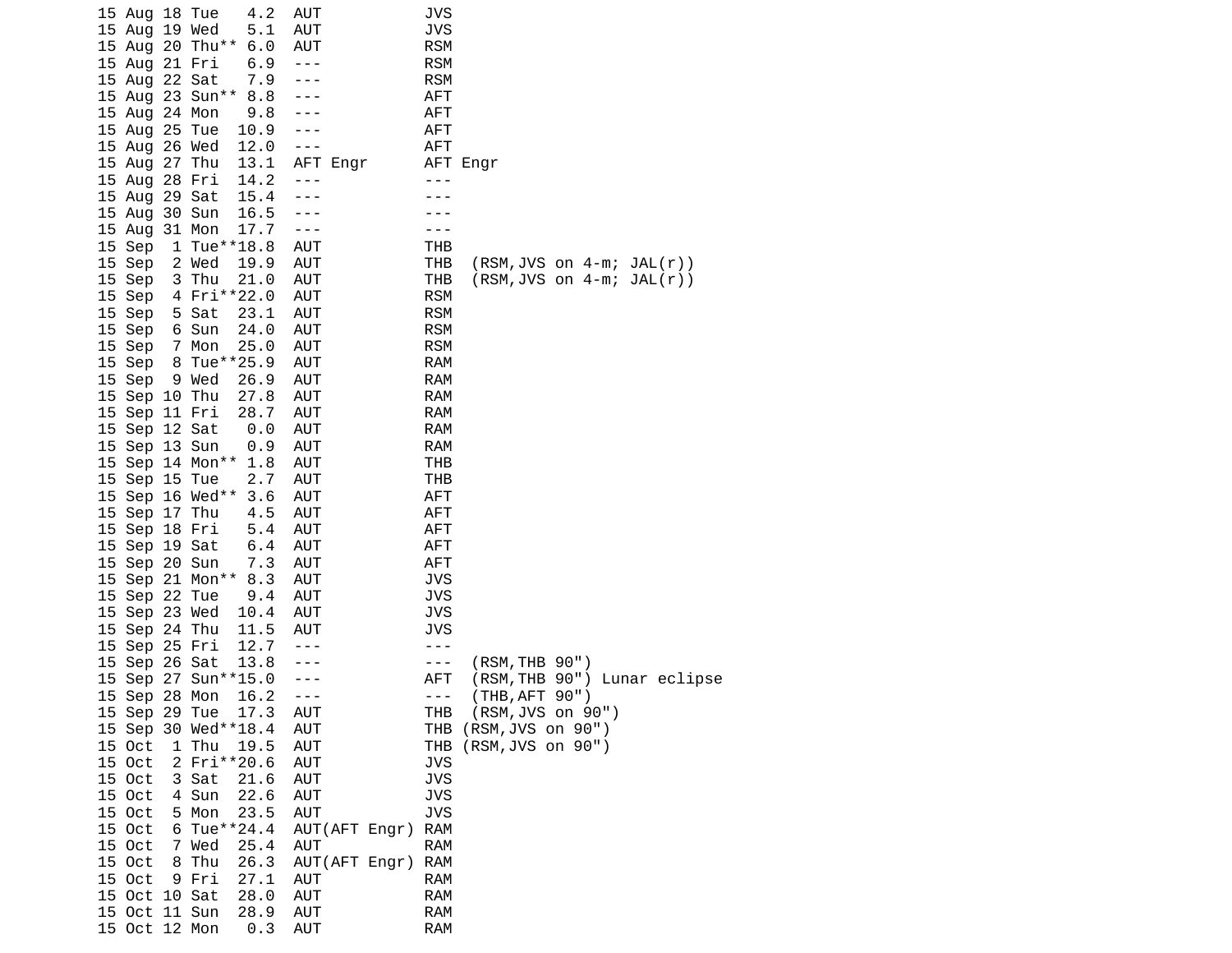```
15 Aug 18 Tue   4.2  AUT            JVS
15 Aug 19 Wed   5.1  AUT            JVS
15 Aug 20 Thu** 6.0  AUT            RSM
15 Aug 21 Fri   6.9  ---            RSM
15 Aug 22 Sat   7.9  ---            RSM
15 Aug 23 Sun** 8.8  ---            AFT
15 Aug 24 Mon   9.8  ---            AFT
15 Aug 25 Tue  10.9  ---            AFT
15 Aug 26 Wed  12.0  ---            AFT
15 Aug 27 Thu  13.1  AFT Engr       AFT Engr
15 Aug 28 Fri  14.2  ---            ---
15 Aug 29 Sat  15.4  ---            ---
15 Aug 30 Sun  16.5  ---            ---
15 Aug 31 Mon  17.7  ---            ---
15 Sep  1 Tue**18.8  AUT            THB
15 Sep  2 Wed  19.9  AUT            THB  (RSM,JVS on 4-m; JAL(r))
15 Sep  3 Thu  21.0  AUT            THB  (RSM,JVS on 4-m; JAL(r))
15 Sep  4 Fri**22.0  AUT            RSM
15 Sep  5 Sat  23.1  AUT            RSM
15 Sep  6 Sun  24.0  AUT            RSM
15 Sep  7 Mon  25.0  AUT            RSM
15 Sep  8 Tue**25.9  AUT            RAM
15 Sep  9 Wed  26.9  AUT            RAM
15 Sep 10 Thu  27.8  AUT            RAM
15 Sep 11 Fri  28.7  AUT            RAM
15 Sep 12 Sat   0.0  AUT            RAM
15 Sep 13 Sun   0.9  AUT            RAM
15 Sep 14 Mon** 1.8  AUT            THB
15 Sep 15 Tue   2.7  AUT            THB
15 Sep 16 Wed** 3.6  AUT            AFT
15 Sep 17 Thu   4.5  AUT            AFT
15 Sep 18 Fri   5.4  AUT            AFT
15 Sep 19 Sat   6.4  AUT            AFT
15 Sep 20 Sun   7.3  AUT            AFT
15 Sep 21 Mon** 8.3  AUT            JVS
15 Sep 22 Tue   9.4  AUT            JVS
15 Sep 23 Wed  10.4  AUT            JVS
15 Sep 24 Thu  11.5  AUT            JVS
15 Sep 25 Fri  12.7  ---            ---
15 Sep 26 Sat  13.8  ---            ---  (RSM,THB 90")
15 Sep 27 Sun**15.0  ---            AFT  (RSM,THB 90") Lunar eclipse
15 Sep 28 Mon  16.2  ---            ---  (THB,AFT 90")
15 Sep 29 Tue  17.3  AUT            THB  (RSM,JVS on 90")
15 Sep 30 Wed**18.4  AUT            THB (RSM,JVS on 90")
15 Oct  1 Thu  19.5  AUT            THB (RSM,JVS on 90")
15 Oct  2 Fri**20.6  AUT            JVS
15 Oct  3 Sat  21.6  AUT            JVS
15 Oct  4 Sun  22.6  AUT            JVS
15 Oct  5 Mon  23.5  AUT            JVS
15 Oct  6 Tue**24.4  AUT(AFT Engr) RAM
15 Oct  7 Wed  25.4  AUT            RAM
15 Oct  8 Thu  26.3  AUT(AFT Engr) RAM
15 Oct  9 Fri  27.1  AUT            RAM
15 Oct 10 Sat  28.0  AUT            RAM
15 Oct 11 Sun  28.9  AUT            RAM
15 Oct 12 Mon   0.3  AUT            RAM
```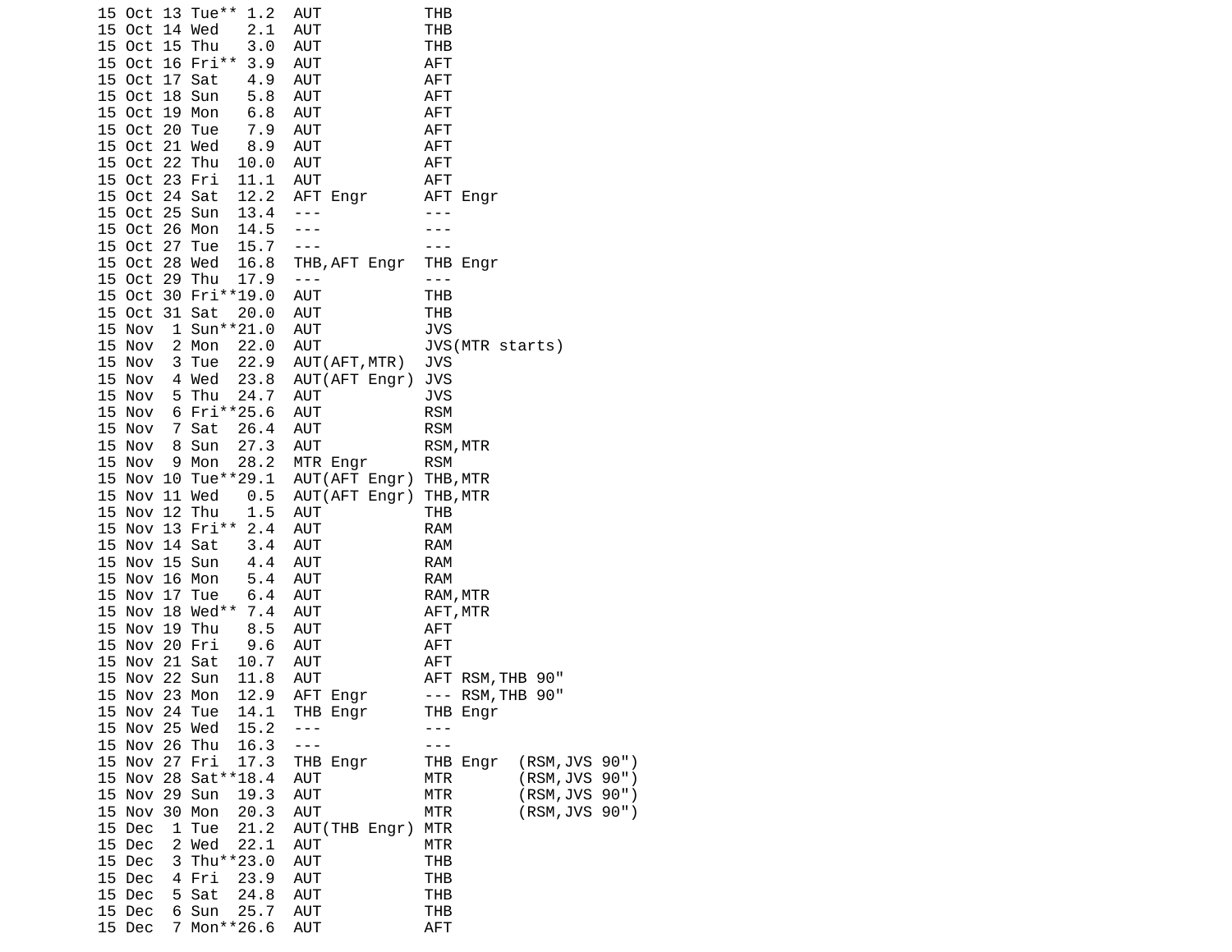```
15 Oct 13 Tue** 1.2  AUT            THB
15 Oct 14 Wed   2.1  AUT            THB
15 Oct 15 Thu   3.0  AUT            THB
15 Oct 16 Fri** 3.9  AUT            AFT
15 Oct 17 Sat   4.9  AUT            AFT
15 Oct 18 Sun   5.8  AUT            AFT
15 Oct 19 Mon   6.8  AUT            AFT
15 Oct 20 Tue   7.9  AUT            AFT
15 Oct 21 Wed   8.9  AUT            AFT
15 Oct 22 Thu  10.0  AUT            AFT
15 Oct 23 Fri  11.1  AUT            AFT
15 Oct 24 Sat  12.2  AFT Engr       AFT Engr
15 Oct 25 Sun  13.4  ---            ---
15 Oct 26 Mon  14.5  ---            ---
15 Oct 27 Tue  15.7  ---            ---
15 Oct 28 Wed  16.8  THB,AFT Engr   THB Engr
15 Oct 29 Thu  17.9  ---            ---
15 Oct 30 Fri**19.0  AUT            THB
15 Oct 31 Sat  20.0  AUT            THB
15 Nov  1 Sun**21.0  AUT            JVS
15 Nov  2 Mon  22.0  AUT            JVS(MTR starts)
15 Nov  3 Tue  22.9  AUT(AFT,MTR)   JVS
15 Nov  4 Wed  23.8  AUT(AFT Engr)  JVS
15 Nov  5 Thu  24.7  AUT            JVS
15 Nov  6 Fri**25.6  AUT            RSM
15 Nov  7 Sat  26.4  AUT            RSM
15 Nov  8 Sun  27.3  AUT            RSM,MTR
15 Nov  9 Mon  28.2  MTR Engr       RSM
15 Nov 10 Tue**29.1  AUT(AFT Engr)  THB,MTR
15 Nov 11 Wed   0.5  AUT(AFT Engr)  THB,MTR
15 Nov 12 Thu   1.5  AUT            THB
15 Nov 13 Fri** 2.4  AUT            RAM
15 Nov 14 Sat   3.4  AUT            RAM
15 Nov 15 Sun   4.4  AUT            RAM
15 Nov 16 Mon   5.4  AUT            RAM
15 Nov 17 Tue   6.4  AUT            RAM,MTR
15 Nov 18 Wed** 7.4  AUT            AFT,MTR
15 Nov 19 Thu   8.5  AUT            AFT
15 Nov 20 Fri   9.6  AUT            AFT
15 Nov 21 Sat  10.7  AUT            AFT
15 Nov 22 Sun  11.8  AUT            AFT RSM,THB 90"
15 Nov 23 Mon  12.9  AFT Engr       --- RSM,THB 90"
15 Nov 24 Tue  14.1  THB Engr       THB Engr
15 Nov 25 Wed  15.2  ---            ---
15 Nov 26 Thu  16.3  ---            ---
15 Nov 27 Fri  17.3  THB Engr       THB Engr  (RSM,JVS 90")
15 Nov 28 Sat**18.4  AUT            MTR       (RSM,JVS 90")
15 Nov 29 Sun  19.3  AUT            MTR       (RSM,JVS 90")
15 Nov 30 Mon  20.3  AUT            MTR       (RSM,JVS 90")
15 Dec  1 Tue  21.2  AUT(THB Engr)  MTR
15 Dec  2 Wed  22.1  AUT            MTR
15 Dec  3 Thu**23.0  AUT            THB
15 Dec  4 Fri  23.9  AUT            THB
15 Dec  5 Sat  24.8  AUT            THB
15 Dec  6 Sun  25.7  AUT            THB
15 Dec  7 Mon**26.6  AUT            AFT
```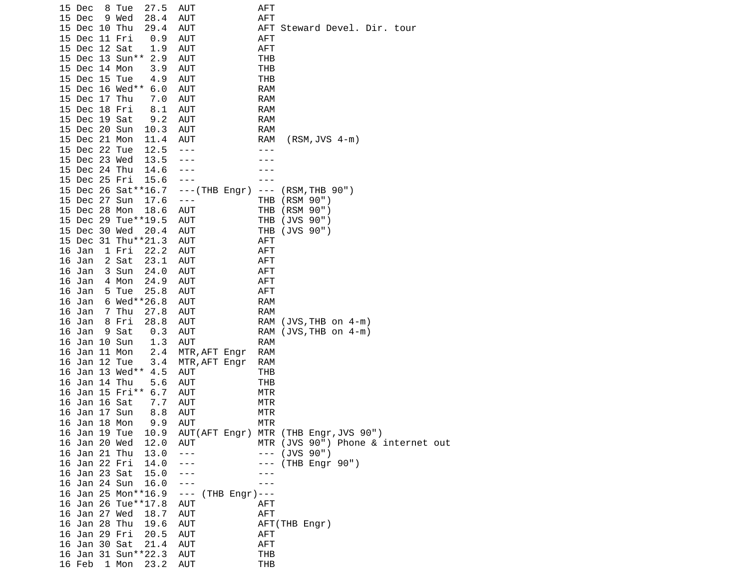```
15 Dec  8 Tue  27.5  AUT           AFT
15 Dec  9 Wed  28.4  AUT           AFT
15 Dec 10 Thu  29.4  AUT           AFT Steward Devel. Dir. tour
15 Dec 11 Fri   0.9  AUT           AFT
15 Dec 12 Sat   1.9  AUT           AFT
15 Dec 13 Sun** 2.9  AUT           THB
15 Dec 14 Mon   3.9  AUT           THB
15 Dec 15 Tue   4.9  AUT           THB
15 Dec 16 Wed** 6.0  AUT           RAM
15 Dec 17 Thu   7.0  AUT           RAM
15 Dec 18 Fri   8.1  AUT           RAM
15 Dec 19 Sat   9.2  AUT           RAM
15 Dec 20 Sun  10.3  AUT           RAM
15 Dec 21 Mon  11.4  AUT           RAM  (RSM,JVS 4-m)
15 Dec 22 Tue  12.5  ---           ---
15 Dec 23 Wed  13.5  ---           ---
15 Dec 24 Thu  14.6  ---           ---
15 Dec 25 Fri  15.6  ---           ---
15 Dec 26 Sat**16.7  ---(THB Engr) --- (RSM,THB 90")
15 Dec 27 Sun  17.6  ---           THB (RSM 90")
15 Dec 28 Mon  18.6  AUT           THB (RSM 90")
15 Dec 29 Tue**19.5  AUT           THB (JVS 90")
15 Dec 30 Wed  20.4  AUT           THB (JVS 90")
15 Dec 31 Thu**21.3  AUT           AFT
16 Jan  1 Fri  22.2  AUT           AFT
16 Jan  2 Sat  23.1  AUT           AFT
16 Jan  3 Sun  24.0  AUT           AFT
16 Jan  4 Mon  24.9  AUT           AFT
16 Jan  5 Tue  25.8  AUT           AFT
16 Jan  6 Wed**26.8  AUT           RAM
16 Jan  7 Thu  27.8  AUT           RAM
16 Jan  8 Fri  28.8  AUT           RAM (JVS,THB on 4-m)
16 Jan  9 Sat   0.3  AUT           RAM (JVS,THB on 4-m)
16 Jan 10 Sun   1.3  AUT           RAM
16 Jan 11 Mon   2.4  MTR,AFT Engr  RAM
16 Jan 12 Tue   3.4  MTR,AFT Engr  RAM
16 Jan 13 Wed** 4.5  AUT           THB
16 Jan 14 Thu   5.6  AUT           THB
16 Jan 15 Fri** 6.7  AUT           MTR
16 Jan 16 Sat   7.7  AUT           MTR
16 Jan 17 Sun   8.8  AUT           MTR
16 Jan 18 Mon   9.9  AUT           MTR
16 Jan 19 Tue  10.9  AUT(AFT Engr) MTR (THB Engr,JVS 90")
16 Jan 20 Wed  12.0  AUT           MTR (JVS 90") Phone & internet out
16 Jan 21 Thu  13.0  ---           --- (JVS 90")
16 Jan 22 Fri  14.0  ---           --- (THB Engr 90")
16 Jan 23 Sat  15.0  ---           ---
16 Jan 24 Sun  16.0  ---           ---
16 Jan 25 Mon**16.9  --- (THB Engr)---
16 Jan 26 Tue**17.8  AUT           AFT
16 Jan 27 Wed  18.7  AUT           AFT
16 Jan 28 Thu  19.6  AUT           AFT(THB Engr)
16 Jan 29 Fri  20.5  AUT           AFT
16 Jan 30 Sat  21.4  AUT           AFT
16 Jan 31 Sun**22.3  AUT           THB
16 Feb  1 Mon  23.2  AUT           THB
```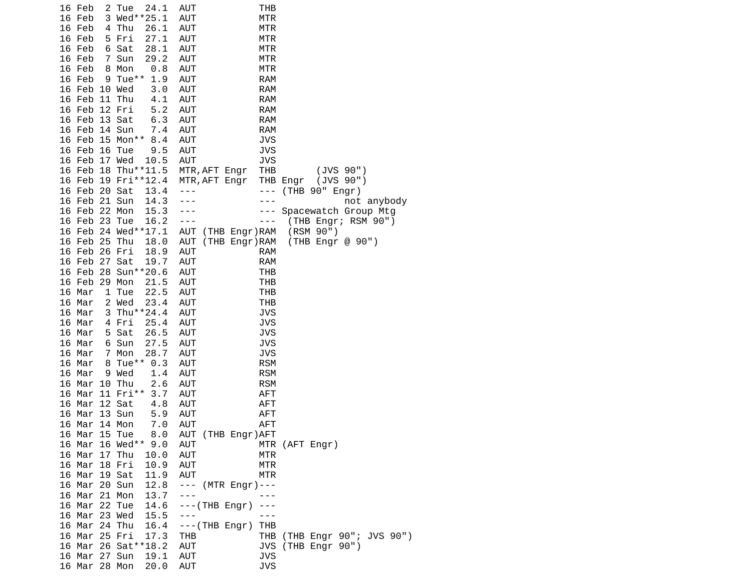```
16 Feb  2 Tue  24.1  AUT            THB
16 Feb  3 Wed**25.1  AUT            MTR
16 Feb  4 Thu  26.1  AUT            MTR
16 Feb  5 Fri  27.1  AUT            MTR
16 Feb  6 Sat  28.1  AUT            MTR
16 Feb  7 Sun  29.2  AUT            MTR
16 Feb  8 Mon   0.8  AUT            MTR
16 Feb  9 Tue** 1.9  AUT            RAM
16 Feb 10 Wed   3.0  AUT            RAM
16 Feb 11 Thu   4.1  AUT            RAM
16 Feb 12 Fri   5.2  AUT            RAM
16 Feb 13 Sat   6.3  AUT            RAM
16 Feb 14 Sun   7.4  AUT            RAM
16 Feb 15 Mon** 8.4  AUT            JVS
16 Feb 16 Tue   9.5  AUT            JVS
16 Feb 17 Wed  10.5  AUT            JVS
16 Feb 18 Thu**11.5  MTR,AFT Engr  THB      (JVS 90")
16 Feb 19 Fri**12.4  MTR,AFT Engr  THB Engr  (JVS 90")
16 Feb 20 Sat  13.4  ---            --- (THB 90" Engr)
16 Feb 21 Sun  14.3  ---            ---           not anybody
16 Feb 22 Mon  15.3  ---            --- Spacewatch Group Mtg
16 Feb 23 Tue  16.2  ---            ---  (THB Engr; RSM 90")
16 Feb 24 Wed**17.1  AUT (THB Engr)RAM  (RSM 90")
16 Feb 25 Thu  18.0  AUT (THB Engr)RAM  (THB Engr @ 90")
16 Feb 26 Fri  18.9  AUT            RAM
16 Feb 27 Sat  19.7  AUT            RAM
16 Feb 28 Sun**20.6  AUT            THB
16 Feb 29 Mon  21.5  AUT            THB
16 Mar  1 Tue  22.5  AUT            THB
16 Mar  2 Wed  23.4  AUT            THB
16 Mar  3 Thu**24.4  AUT            JVS
16 Mar  4 Fri  25.4  AUT            JVS
16 Mar  5 Sat  26.5  AUT            JVS
16 Mar  6 Sun  27.5  AUT            JVS
16 Mar  7 Mon  28.7  AUT            JVS
16 Mar  8 Tue** 0.3  AUT            RSM
16 Mar  9 Wed   1.4  AUT            RSM
16 Mar 10 Thu   2.6  AUT            RSM
16 Mar 11 Fri** 3.7  AUT            AFT
16 Mar 12 Sat   4.8  AUT            AFT
16 Mar 13 Sun   5.9  AUT            AFT
16 Mar 14 Mon   7.0  AUT            AFT
16 Mar 15 Tue   8.0  AUT (THB Engr)AFT
16 Mar 16 Wed** 9.0  AUT            MTR (AFT Engr)
16 Mar 17 Thu  10.0  AUT            MTR
16 Mar 18 Fri  10.9  AUT            MTR
16 Mar 19 Sat  11.9  AUT            MTR
16 Mar 20 Sun  12.8  --- (MTR Engr)---
16 Mar 21 Mon  13.7  ---            ---
16 Mar 22 Tue  14.6  ---(THB Engr) ---
16 Mar 23 Wed  15.5  ---            ---
16 Mar 24 Thu  16.4  ---(THB Engr) THB
16 Mar 25 Fri  17.3  THB            THB (THB Engr 90"; JVS 90")
16 Mar 26 Sat**18.2  AUT            JVS (THB Engr 90")
16 Mar 27 Sun  19.1  AUT            JVS
16 Mar 28 Mon  20.0  AUT            JVS
```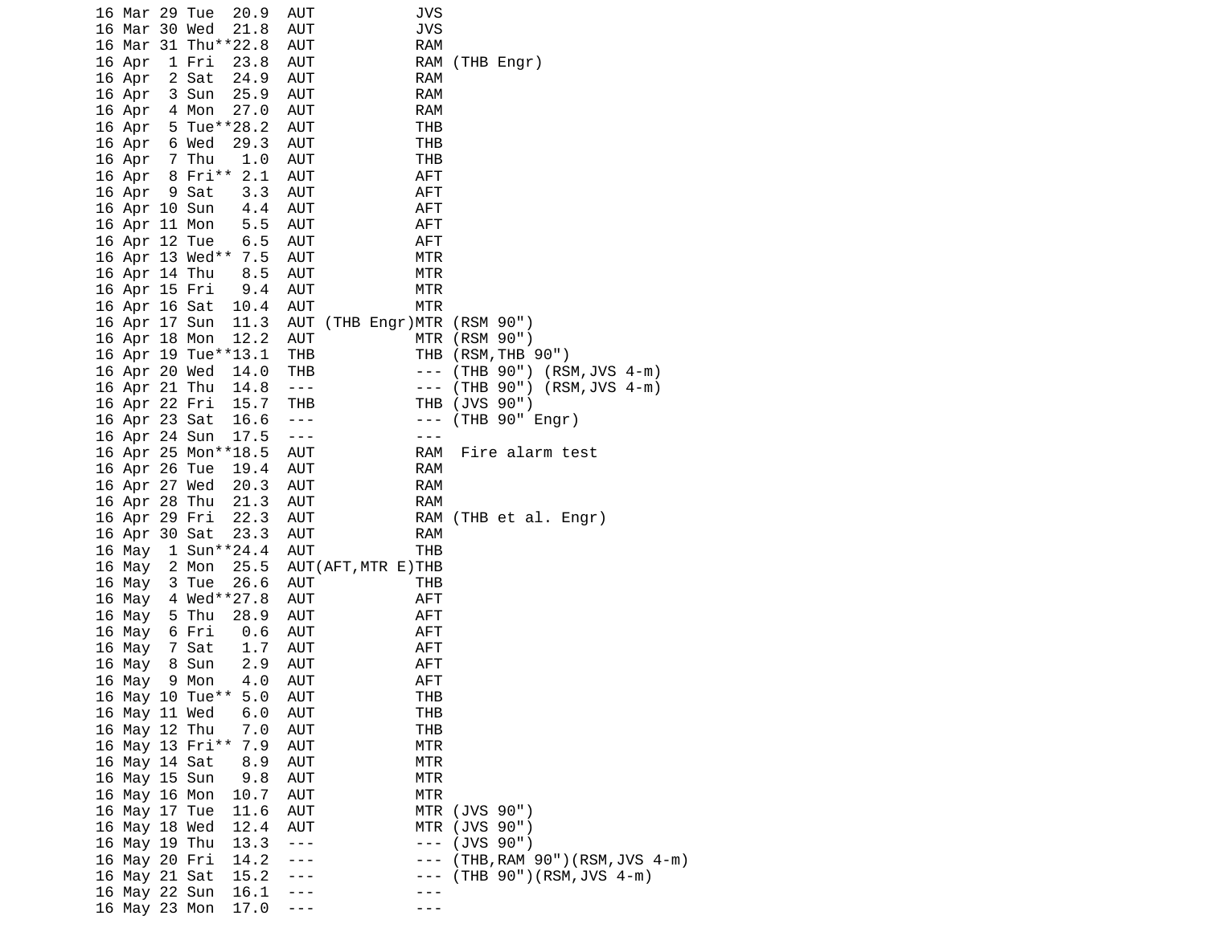```
16 Mar 29 Tue  20.9  AUT           JVS
16 Mar 30 Wed  21.8  AUT           JVS
16 Mar 31 Thu**22.8  AUT           RAM
16 Apr  1 Fri  23.8  AUT           RAM (THB Engr)
16 Apr  2 Sat  24.9  AUT           RAM
16 Apr  3 Sun  25.9  AUT           RAM
16 Apr  4 Mon  27.0  AUT           RAM
16 Apr  5 Tue**28.2  AUT           THB
16 Apr  6 Wed  29.3  AUT           THB
16 Apr  7 Thu   1.0  AUT           THB
16 Apr  8 Fri** 2.1  AUT           AFT
16 Apr  9 Sat   3.3  AUT           AFT
16 Apr 10 Sun   4.4  AUT           AFT
16 Apr 11 Mon   5.5  AUT           AFT
16 Apr 12 Tue   6.5  AUT           AFT
16 Apr 13 Wed** 7.5  AUT           MTR
16 Apr 14 Thu   8.5  AUT           MTR
16 Apr 15 Fri   9.4  AUT           MTR
16 Apr 16 Sat  10.4  AUT           MTR
16 Apr 17 Sun  11.3  AUT (THB Engr)MTR (RSM 90")
16 Apr 18 Mon  12.2  AUT           MTR (RSM 90")
16 Apr 19 Tue**13.1  THB           THB (RSM,THB 90")
16 Apr 20 Wed  14.0  THB           --- (THB 90") (RSM,JVS 4-m)
16 Apr 21 Thu  14.8  ---           --- (THB 90") (RSM,JVS 4-m)
16 Apr 22 Fri  15.7  THB           THB (JVS 90")
16 Apr 23 Sat  16.6  ---           --- (THB 90" Engr)
16 Apr 24 Sun  17.5  ---           ---
16 Apr 25 Mon**18.5  AUT           RAM  Fire alarm test
16 Apr 26 Tue  19.4  AUT           RAM
16 Apr 27 Wed  20.3  AUT           RAM
16 Apr 28 Thu  21.3  AUT           RAM
16 Apr 29 Fri  22.3  AUT           RAM (THB et al. Engr)
16 Apr 30 Sat  23.3  AUT           RAM
16 May  1 Sun**24.4  AUT           THB
16 May  2 Mon  25.5  AUT(AFT,MTR E)THB
16 May  3 Tue  26.6  AUT           THB
16 May  4 Wed**27.8  AUT           AFT
16 May  5 Thu  28.9  AUT           AFT
16 May  6 Fri   0.6  AUT           AFT
16 May  7 Sat   1.7  AUT           AFT
16 May  8 Sun   2.9  AUT           AFT
16 May  9 Mon   4.0  AUT           AFT
16 May 10 Tue** 5.0  AUT           THB
16 May 11 Wed   6.0  AUT           THB
16 May 12 Thu   7.0  AUT           THB
16 May 13 Fri** 7.9  AUT           MTR
16 May 14 Sat   8.9  AUT           MTR
16 May 15 Sun   9.8  AUT           MTR
16 May 16 Mon  10.7  AUT           MTR
16 May 17 Tue  11.6  AUT           MTR (JVS 90")
16 May 18 Wed  12.4  AUT           MTR (JVS 90")
16 May 19 Thu  13.3  ---           --- (JVS 90")
16 May 20 Fri  14.2  ---           --- (THB,RAM 90")(RSM,JVS 4-m)
16 May 21 Sat  15.2  ---           --- (THB 90")(RSM,JVS 4-m)
16 May 22 Sun  16.1  ---           ---
16 May 23 Mon  17.0  ---           ---
```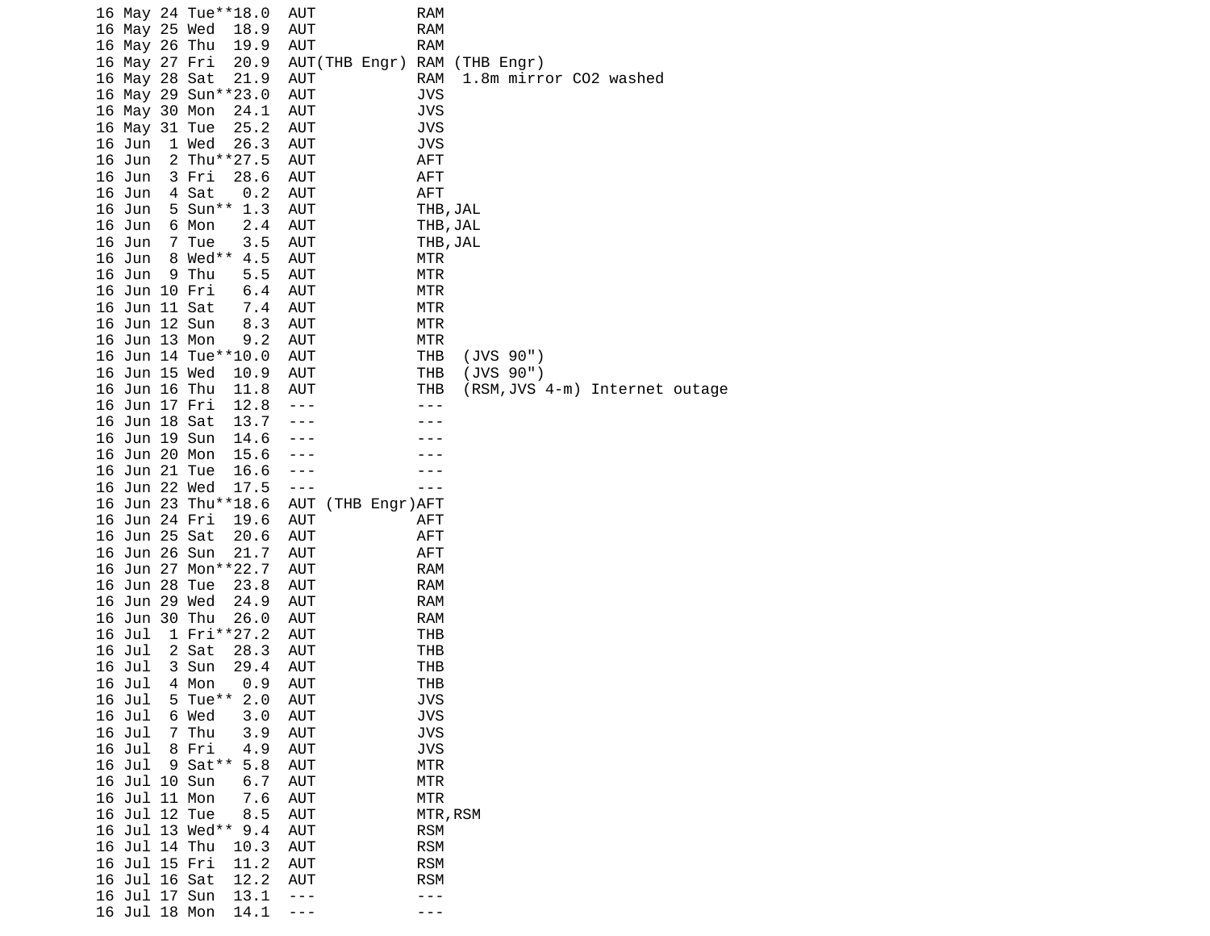```
16 May 24 Tue**18.0  AUT           RAM
16 May 25 Wed  18.9  AUT           RAM
16 May 26 Thu  19.9  AUT           RAM
16 May 27 Fri  20.9  AUT(THB Engr) RAM (THB Engr)
16 May 28 Sat  21.9  AUT           RAM  1.8m mirror CO2 washed
16 May 29 Sun**23.0  AUT           JVS
16 May 30 Mon  24.1  AUT           JVS
16 May 31 Tue  25.2  AUT           JVS
16 Jun  1 Wed  26.3  AUT           JVS
16 Jun  2 Thu**27.5  AUT           AFT
16 Jun  3 Fri  28.6  AUT           AFT
16 Jun  4 Sat   0.2  AUT           AFT
16 Jun  5 Sun** 1.3  AUT           THB,JAL
16 Jun  6 Mon   2.4  AUT           THB,JAL
16 Jun  7 Tue   3.5  AUT           THB,JAL
16 Jun  8 Wed** 4.5  AUT           MTR
16 Jun  9 Thu   5.5  AUT           MTR
16 Jun 10 Fri   6.4  AUT           MTR
16 Jun 11 Sat   7.4  AUT           MTR
16 Jun 12 Sun   8.3  AUT           MTR
16 Jun 13 Mon   9.2  AUT           MTR
16 Jun 14 Tue**10.0  AUT           THB  (JVS 90")
16 Jun 15 Wed  10.9  AUT           THB  (JVS 90")
16 Jun 16 Thu  11.8  AUT           THB  (RSM,JVS 4-m) Internet outage
16 Jun 17 Fri  12.8  ---           ---
16 Jun 18 Sat  13.7  ---           ---
16 Jun 19 Sun  14.6  ---           ---
16 Jun 20 Mon  15.6  ---           ---
16 Jun 21 Tue  16.6  ---           ---
16 Jun 22 Wed  17.5  ---           ---
16 Jun 23 Thu**18.6  AUT (THB Engr)AFT
16 Jun 24 Fri  19.6  AUT           AFT
16 Jun 25 Sat  20.6  AUT           AFT
16 Jun 26 Sun  21.7  AUT           AFT
16 Jun 27 Mon**22.7  AUT           RAM
16 Jun 28 Tue  23.8  AUT           RAM
16 Jun 29 Wed  24.9  AUT           RAM
16 Jun 30 Thu  26.0  AUT           RAM
16 Jul  1 Fri**27.2  AUT           THB
16 Jul  2 Sat  28.3  AUT           THB
16 Jul  3 Sun  29.4  AUT           THB
16 Jul  4 Mon   0.9  AUT           THB
16 Jul  5 Tue** 2.0  AUT           JVS
16 Jul  6 Wed   3.0  AUT           JVS
16 Jul  7 Thu   3.9  AUT           JVS
16 Jul  8 Fri   4.9  AUT           JVS
16 Jul  9 Sat** 5.8  AUT           MTR
16 Jul 10 Sun   6.7  AUT           MTR
16 Jul 11 Mon   7.6  AUT           MTR
16 Jul 12 Tue   8.5  AUT           MTR,RSM
16 Jul 13 Wed** 9.4  AUT           RSM
16 Jul 14 Thu  10.3  AUT           RSM
16 Jul 15 Fri  11.2  AUT           RSM
16 Jul 16 Sat  12.2  AUT           RSM
16 Jul 17 Sun  13.1  ---           ---
16 Jul 18 Mon  14.1  ---           ---
```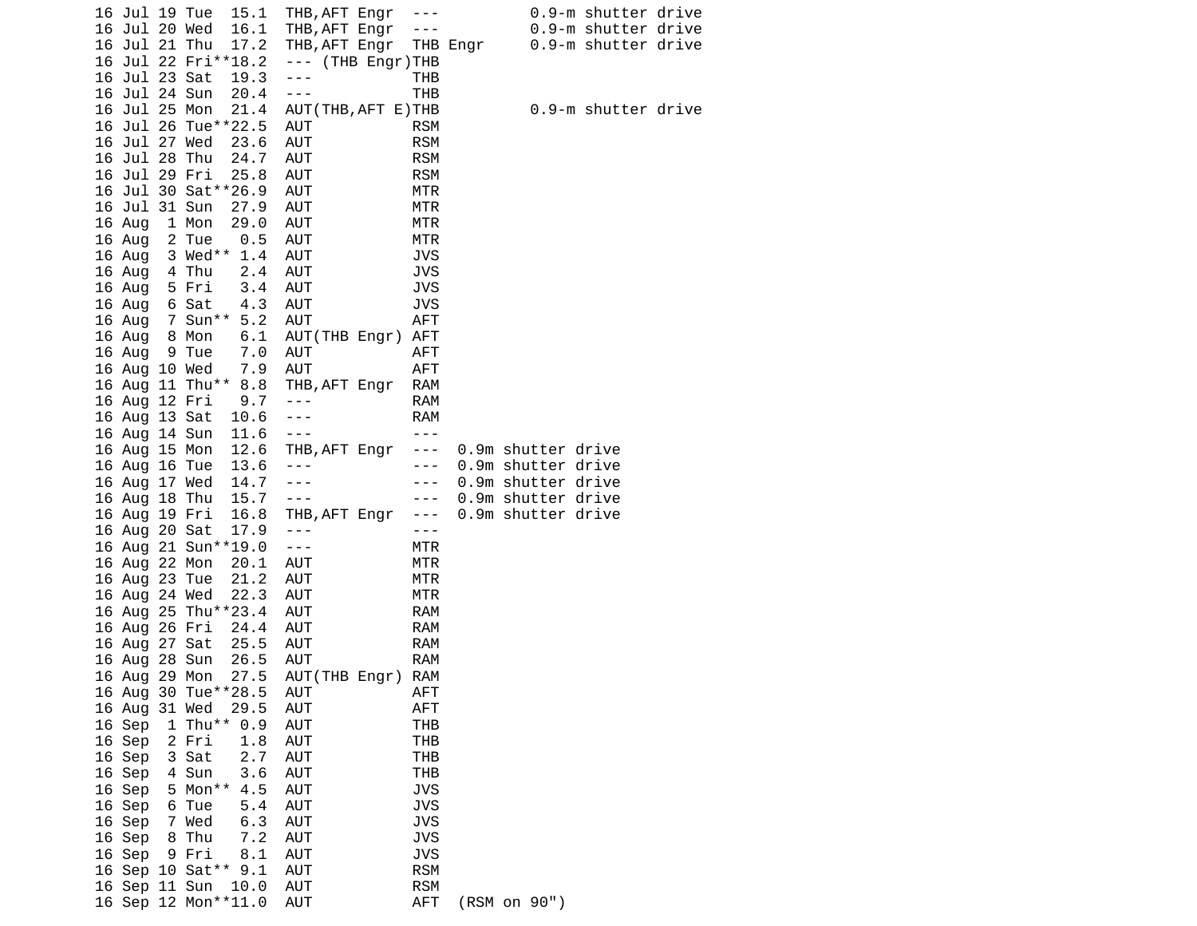```
16 Jul 19 Tue  15.1  THB,AFT Engr  ---          0.9-m shutter drive
16 Jul 20 Wed  16.1  THB,AFT Engr  ---          0.9-m shutter drive
16 Jul 21 Thu  17.2  THB,AFT Engr  THB Engr     0.9-m shutter drive
16 Jul 22 Fri**18.2  --- (THB Engr)THB
16 Jul 23 Sat  19.3  ---           THB
16 Jul 24 Sun  20.4  ---           THB
16 Jul 25 Mon  21.4  AUT(THB,AFT E)THB          0.9-m shutter drive
16 Jul 26 Tue**22.5  AUT           RSM
16 Jul 27 Wed  23.6  AUT           RSM
16 Jul 28 Thu  24.7  AUT           RSM
16 Jul 29 Fri  25.8  AUT           RSM
16 Jul 30 Sat**26.9  AUT           MTR
16 Jul 31 Sun  27.9  AUT           MTR
16 Aug  1 Mon  29.0  AUT           MTR
16 Aug  2 Tue   0.5  AUT           MTR
16 Aug  3 Wed** 1.4  AUT           JVS
16 Aug  4 Thu   2.4  AUT           JVS
16 Aug  5 Fri   3.4  AUT           JVS
16 Aug  6 Sat   4.3  AUT           JVS
16 Aug  7 Sun** 5.2  AUT           AFT
16 Aug  8 Mon   6.1  AUT(THB Engr) AFT
16 Aug  9 Tue   7.0  AUT           AFT
16 Aug 10 Wed   7.9  AUT           AFT
16 Aug 11 Thu** 8.8  THB,AFT Engr  RAM
16 Aug 12 Fri   9.7  ---           RAM
16 Aug 13 Sat  10.6  ---           RAM
16 Aug 14 Sun  11.6  ---           ---
16 Aug 15 Mon  12.6  THB,AFT Engr  ---  0.9m shutter drive
16 Aug 16 Tue  13.6  ---           ---  0.9m shutter drive
16 Aug 17 Wed  14.7  ---           ---  0.9m shutter drive
16 Aug 18 Thu  15.7  ---           ---  0.9m shutter drive
16 Aug 19 Fri  16.8  THB,AFT Engr  ---  0.9m shutter drive
16 Aug 20 Sat  17.9  ---           ---
16 Aug 21 Sun**19.0  ---           MTR
16 Aug 22 Mon  20.1  AUT           MTR
16 Aug 23 Tue  21.2  AUT           MTR
16 Aug 24 Wed  22.3  AUT           MTR
16 Aug 25 Thu**23.4  AUT           RAM
16 Aug 26 Fri  24.4  AUT           RAM
16 Aug 27 Sat  25.5  AUT           RAM
16 Aug 28 Sun  26.5  AUT           RAM
16 Aug 29 Mon  27.5  AUT(THB Engr) RAM
16 Aug 30 Tue**28.5  AUT           AFT
16 Aug 31 Wed  29.5  AUT           AFT
16 Sep  1 Thu** 0.9  AUT           THB
16 Sep  2 Fri   1.8  AUT           THB
16 Sep  3 Sat   2.7  AUT           THB
16 Sep  4 Sun   3.6  AUT           THB
16 Sep  5 Mon** 4.5  AUT           JVS
16 Sep  6 Tue   5.4  AUT           JVS
16 Sep  7 Wed   6.3  AUT           JVS
16 Sep  8 Thu   7.2  AUT           JVS
16 Sep  9 Fri   8.1  AUT           JVS
16 Sep 10 Sat** 9.1  AUT           RSM
16 Sep 11 Sun  10.0  AUT           RSM
16 Sep 12 Mon**11.0  AUT           AFT  (RSM on 90")
```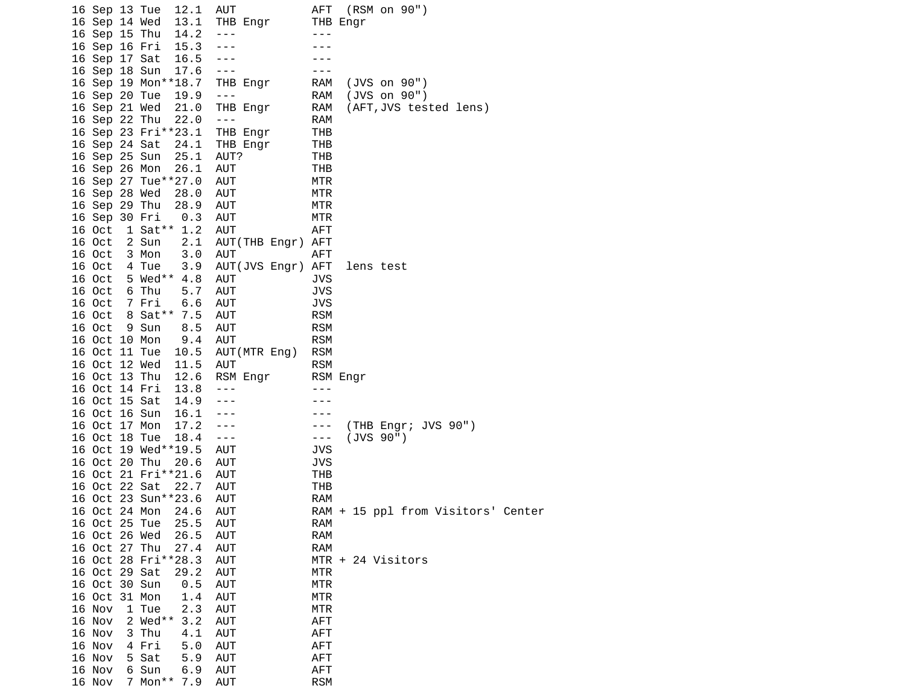```
16 Sep 13 Tue  12.1  AUT            AFT  (RSM on 90")
16 Sep 14 Wed  13.1  THB Engr       THB Engr
16 Sep 15 Thu  14.2  ---            ---
16 Sep 16 Fri  15.3  ---            ---
16 Sep 17 Sat  16.5  ---            ---
16 Sep 18 Sun  17.6  ---            ---
16 Sep 19 Mon**18.7  THB Engr       RAM  (JVS on 90")
16 Sep 20 Tue  19.9  ---            RAM  (JVS on 90")
16 Sep 21 Wed  21.0  THB Engr       RAM  (AFT,JVS tested lens)
16 Sep 22 Thu  22.0  ---            RAM
16 Sep 23 Fri**23.1  THB Engr       THB
16 Sep 24 Sat  24.1  THB Engr       THB
16 Sep 25 Sun  25.1  AUT?           THB
16 Sep 26 Mon  26.1  AUT            THB
16 Sep 27 Tue**27.0  AUT            MTR
16 Sep 28 Wed  28.0  AUT            MTR
16 Sep 29 Thu  28.9  AUT            MTR
16 Sep 30 Fri   0.3  AUT            MTR
16 Oct  1 Sat** 1.2  AUT            AFT
16 Oct  2 Sun   2.1  AUT(THB Engr)  AFT
16 Oct  3 Mon   3.0  AUT            AFT
16 Oct  4 Tue   3.9  AUT(JVS Engr)  AFT  lens test
16 Oct  5 Wed** 4.8  AUT            JVS
16 Oct  6 Thu   5.7  AUT            JVS
16 Oct  7 Fri   6.6  AUT            JVS
16 Oct  8 Sat** 7.5  AUT            RSM
16 Oct  9 Sun   8.5  AUT            RSM
16 Oct 10 Mon   9.4  AUT            RSM
16 Oct 11 Tue  10.5  AUT(MTR Eng)   RSM
16 Oct 12 Wed  11.5  AUT            RSM
16 Oct 13 Thu  12.6  RSM Engr       RSM Engr
16 Oct 14 Fri  13.8  ---            ---
16 Oct 15 Sat  14.9  ---            ---
16 Oct 16 Sun  16.1  ---            ---
16 Oct 17 Mon  17.2  ---            ---  (THB Engr; JVS 90")
16 Oct 18 Tue  18.4  ---            ---  (JVS 90")
16 Oct 19 Wed**19.5  AUT            JVS
16 Oct 20 Thu  20.6  AUT            JVS
16 Oct 21 Fri**21.6  AUT            THB
16 Oct 22 Sat  22.7  AUT            THB
16 Oct 23 Sun**23.6  AUT            RAM
16 Oct 24 Mon  24.6  AUT            RAM + 15 ppl from Visitors' Center
16 Oct 25 Tue  25.5  AUT            RAM
16 Oct 26 Wed  26.5  AUT            RAM
16 Oct 27 Thu  27.4  AUT            RAM
16 Oct 28 Fri**28.3  AUT            MTR + 24 Visitors
16 Oct 29 Sat  29.2  AUT            MTR
16 Oct 30 Sun   0.5  AUT            MTR
16 Oct 31 Mon   1.4  AUT            MTR
16 Nov  1 Tue   2.3  AUT            MTR
16 Nov  2 Wed** 3.2  AUT            AFT
16 Nov  3 Thu   4.1  AUT            AFT
16 Nov  4 Fri   5.0  AUT            AFT
16 Nov  5 Sat   5.9  AUT            AFT
16 Nov  6 Sun   6.9  AUT            AFT
16 Nov  7 Mon** 7.9  AUT            RSM
```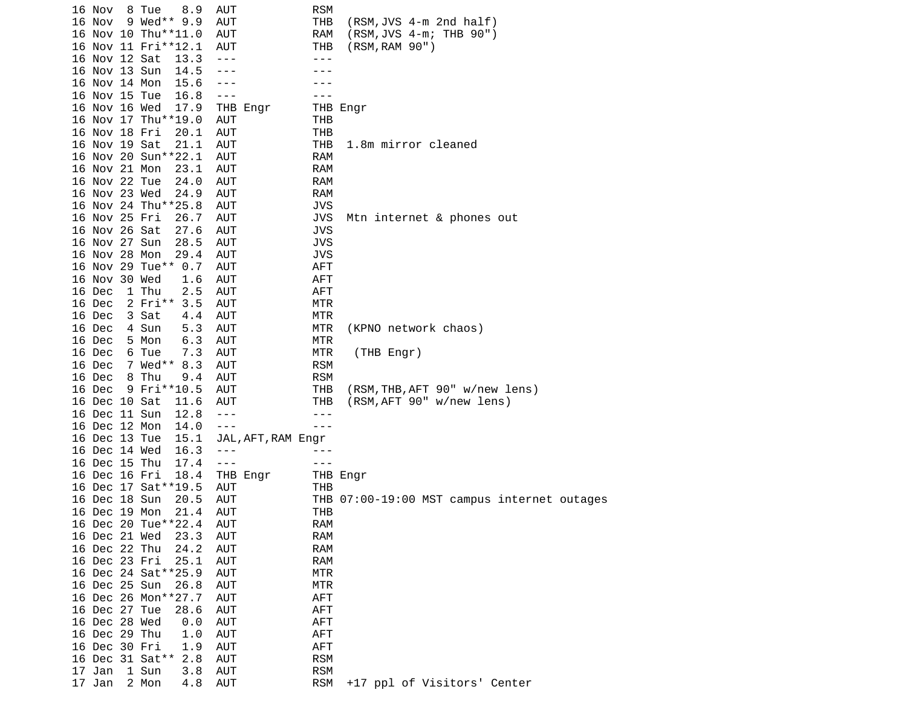```
16 Nov  8 Tue   8.9  AUT           RSM
16 Nov  9 Wed** 9.9  AUT           THB  (RSM,JVS 4-m 2nd half)
16 Nov 10 Thu**11.0  AUT           RAM  (RSM,JVS 4-m; THB 90")
16 Nov 11 Fri**12.1  AUT           THB  (RSM,RAM 90")
16 Nov 12 Sat  13.3  ---           ---
16 Nov 13 Sun  14.5  ---           ---
16 Nov 14 Mon  15.6  ---           ---
16 Nov 15 Tue  16.8  ---           ---
16 Nov 16 Wed  17.9  THB Engr      THB Engr
16 Nov 17 Thu**19.0  AUT           THB
16 Nov 18 Fri  20.1  AUT           THB
16 Nov 19 Sat  21.1  AUT           THB  1.8m mirror cleaned
16 Nov 20 Sun**22.1  AUT           RAM
16 Nov 21 Mon  23.1  AUT           RAM
16 Nov 22 Tue  24.0  AUT           RAM
16 Nov 23 Wed  24.9  AUT           RAM
16 Nov 24 Thu**25.8  AUT           JVS
16 Nov 25 Fri  26.7  AUT           JVS  Mtn internet & phones out
16 Nov 26 Sat  27.6  AUT           JVS
16 Nov 27 Sun  28.5  AUT           JVS
16 Nov 28 Mon  29.4  AUT           JVS
16 Nov 29 Tue** 0.7  AUT           AFT
16 Nov 30 Wed   1.6  AUT           AFT
16 Dec  1 Thu   2.5  AUT           AFT
16 Dec  2 Fri** 3.5  AUT           MTR
16 Dec  3 Sat   4.4  AUT           MTR
16 Dec  4 Sun   5.3  AUT           MTR  (KPNO network chaos)
16 Dec  5 Mon   6.3  AUT           MTR
16 Dec  6 Tue   7.3  AUT           MTR   (THB Engr)
16 Dec  7 Wed** 8.3  AUT           RSM
16 Dec  8 Thu   9.4  AUT           RSM
16 Dec  9 Fri**10.5  AUT           THB  (RSM,THB,AFT 90" w/new lens)
16 Dec 10 Sat  11.6  AUT           THB  (RSM,AFT 90" w/new lens)
16 Dec 11 Sun  12.8  ---           ---
16 Dec 12 Mon  14.0  ---           ---
16 Dec 13 Tue  15.1  JAL,AFT,RAM Engr
16 Dec 14 Wed  16.3  ---           ---
16 Dec 15 Thu  17.4  ---           ---
16 Dec 16 Fri  18.4  THB Engr      THB Engr
16 Dec 17 Sat**19.5  AUT           THB
16 Dec 18 Sun  20.5  AUT           THB 07:00-19:00 MST campus internet outages
16 Dec 19 Mon  21.4  AUT           THB
16 Dec 20 Tue**22.4  AUT           RAM
16 Dec 21 Wed  23.3  AUT           RAM
16 Dec 22 Thu  24.2  AUT           RAM
16 Dec 23 Fri  25.1  AUT           RAM
16 Dec 24 Sat**25.9  AUT           MTR
16 Dec 25 Sun  26.8  AUT           MTR
16 Dec 26 Mon**27.7  AUT           AFT
16 Dec 27 Tue  28.6  AUT           AFT
16 Dec 28 Wed   0.0  AUT           AFT
16 Dec 29 Thu   1.0  AUT           AFT
16 Dec 30 Fri   1.9  AUT           AFT
16 Dec 31 Sat** 2.8  AUT           RSM
17 Jan  1 Sun   3.8  AUT           RSM
17 Jan  2 Mon   4.8  AUT           RSM  +17 ppl of Visitors' Center
```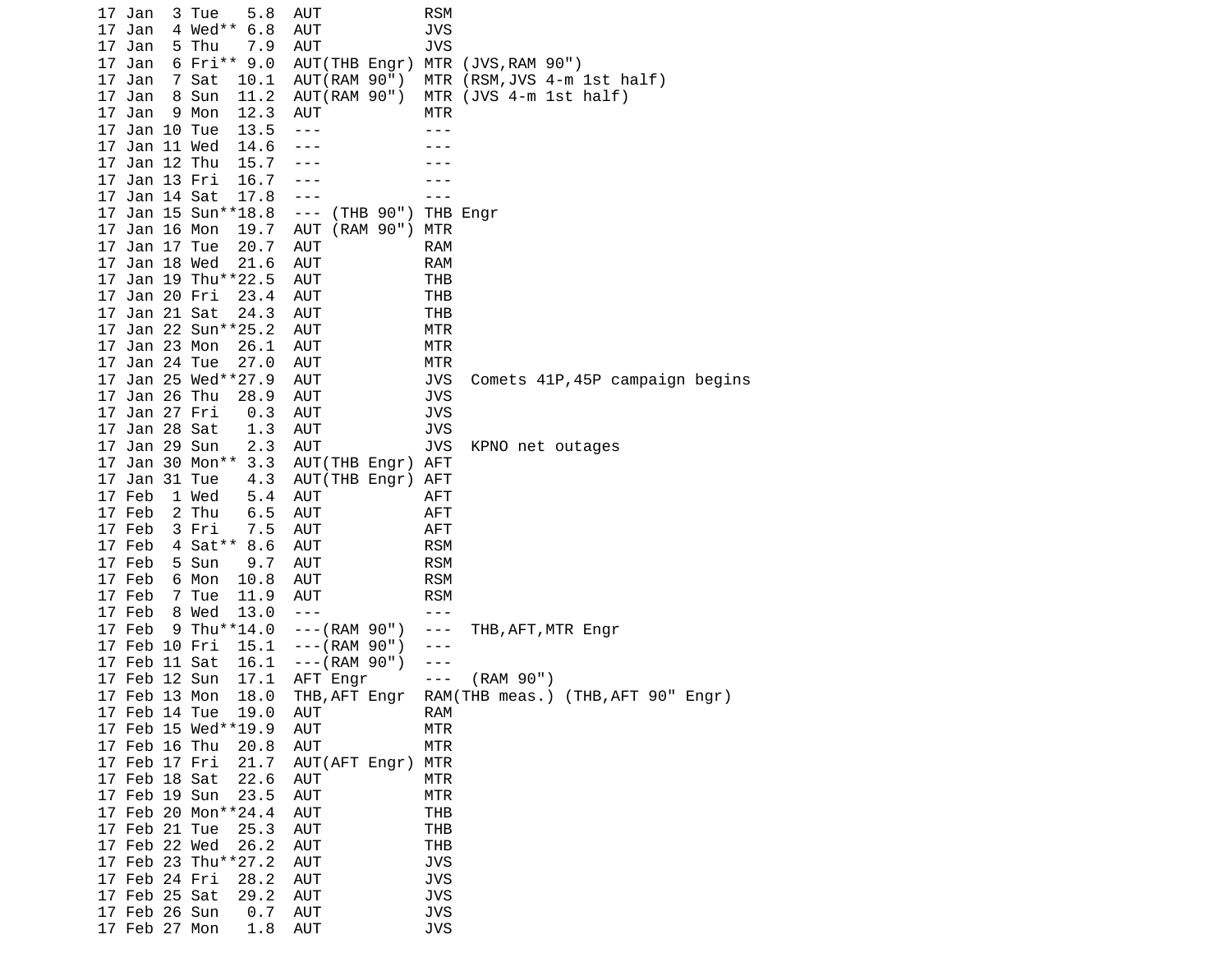```
17 Jan  3 Tue   5.8  AUT           RSM
17 Jan  4 Wed** 6.8  AUT           JVS
17 Jan  5 Thu   7.9  AUT           JVS
17 Jan  6 Fri** 9.0  AUT(THB Engr) MTR (JVS,RAM 90")
17 Jan  7 Sat  10.1  AUT(RAM 90")  MTR (RSM,JVS 4-m 1st half)
17 Jan  8 Sun  11.2  AUT(RAM 90")  MTR (JVS 4-m 1st half)
17 Jan  9 Mon  12.3  AUT           MTR
17 Jan 10 Tue  13.5  ---           ---
17 Jan 11 Wed  14.6  ---           ---
17 Jan 12 Thu  15.7  ---           ---
17 Jan 13 Fri  16.7  ---           ---
17 Jan 14 Sat  17.8  ---           ---
17 Jan 15 Sun**18.8  --- (THB 90") THB Engr
17 Jan 16 Mon  19.7  AUT (RAM 90") MTR
17 Jan 17 Tue  20.7  AUT           RAM
17 Jan 18 Wed  21.6  AUT           RAM
17 Jan 19 Thu**22.5  AUT           THB
17 Jan 20 Fri  23.4  AUT           THB
17 Jan 21 Sat  24.3  AUT           THB
17 Jan 22 Sun**25.2  AUT           MTR
17 Jan 23 Mon  26.1  AUT           MTR
17 Jan 24 Tue  27.0  AUT           MTR
17 Jan 25 Wed**27.9  AUT           JVS  Comets 41P,45P campaign begins
17 Jan 26 Thu  28.9  AUT           JVS
17 Jan 27 Fri   0.3  AUT           JVS
17 Jan 28 Sat   1.3  AUT           JVS
17 Jan 29 Sun   2.3  AUT           JVS  KPNO net outages
17 Jan 30 Mon** 3.3  AUT(THB Engr) AFT
17 Jan 31 Tue   4.3  AUT(THB Engr) AFT
17 Feb  1 Wed   5.4  AUT           AFT
17 Feb  2 Thu   6.5  AUT           AFT
17 Feb  3 Fri   7.5  AUT           AFT
17 Feb  4 Sat** 8.6  AUT           RSM
17 Feb  5 Sun   9.7  AUT           RSM
17 Feb  6 Mon  10.8  AUT           RSM
17 Feb  7 Tue  11.9  AUT           RSM
17 Feb  8 Wed  13.0  ---           ---
17 Feb  9 Thu**14.0  ---(RAM 90")  ---  THB,AFT,MTR Engr
17 Feb 10 Fri  15.1  ---(RAM 90")  ---
17 Feb 11 Sat  16.1  ---(RAM 90")  ---
17 Feb 12 Sun  17.1  AFT Engr      ---  (RAM 90")
17 Feb 13 Mon  18.0  THB,AFT Engr  RAM(THB meas.) (THB,AFT 90" Engr)
17 Feb 14 Tue  19.0  AUT           RAM
17 Feb 15 Wed**19.9  AUT           MTR
17 Feb 16 Thu  20.8  AUT           MTR
17 Feb 17 Fri  21.7  AUT(AFT Engr) MTR
17 Feb 18 Sat  22.6  AUT           MTR
17 Feb 19 Sun  23.5  AUT           MTR
17 Feb 20 Mon**24.4  AUT           THB
17 Feb 21 Tue  25.3  AUT           THB
17 Feb 22 Wed  26.2  AUT           THB
17 Feb 23 Thu**27.2  AUT           JVS
17 Feb 24 Fri  28.2  AUT           JVS
17 Feb 25 Sat  29.2  AUT           JVS
17 Feb 26 Sun   0.7  AUT           JVS
17 Feb 27 Mon   1.8  AUT           JVS
```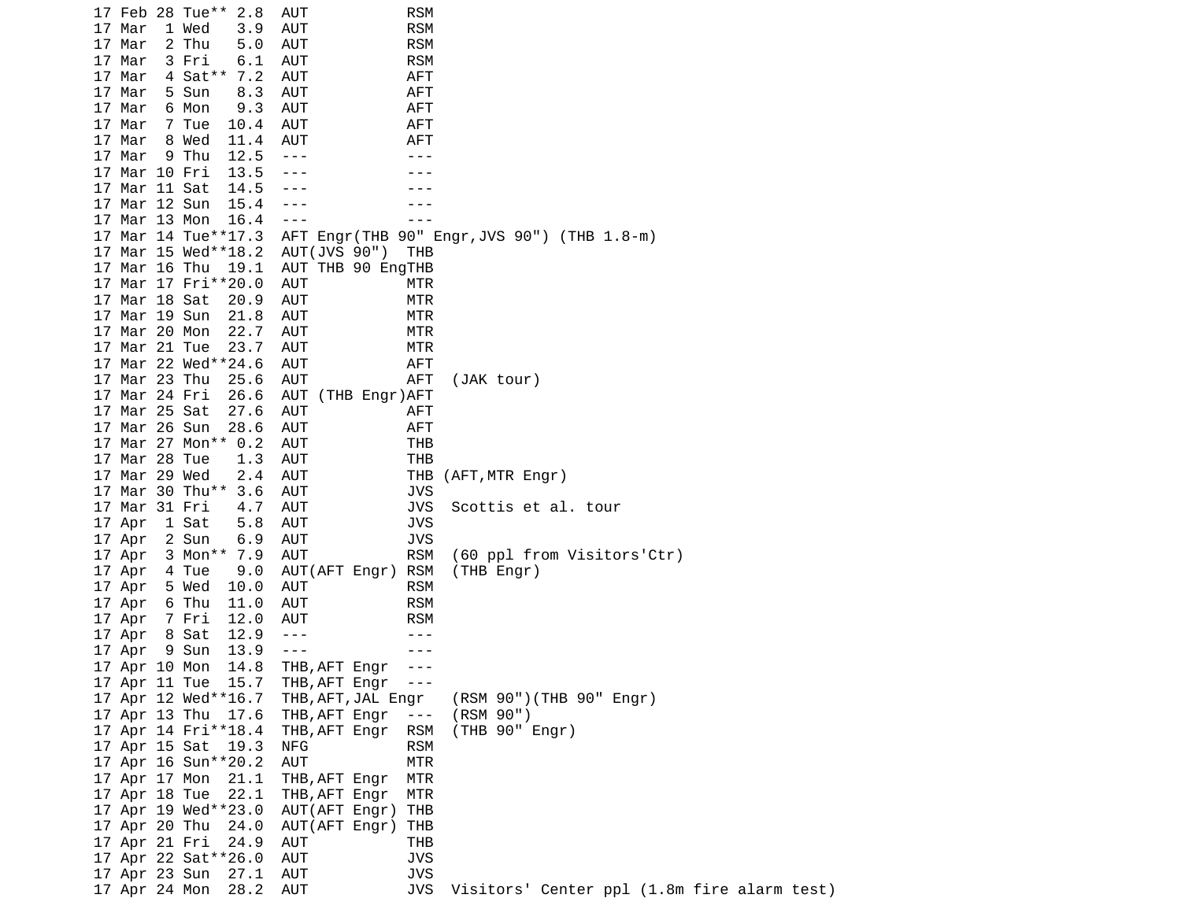```
17 Feb 28 Tue** 2.8  AUT           RSM
17 Mar  1 Wed   3.9  AUT           RSM
17 Mar  2 Thu   5.0  AUT           RSM
17 Mar  3 Fri   6.1  AUT           RSM
17 Mar  4 Sat** 7.2  AUT           AFT
17 Mar  5 Sun   8.3  AUT           AFT
17 Mar  6 Mon   9.3  AUT           AFT
17 Mar  7 Tue  10.4  AUT           AFT
17 Mar  8 Wed  11.4  AUT           AFT
17 Mar  9 Thu  12.5  ---           ---
17 Mar 10 Fri  13.5  ---           ---
17 Mar 11 Sat  14.5  ---           ---
17 Mar 12 Sun  15.4  ---           ---
17 Mar 13 Mon  16.4  ---           ---
17 Mar 14 Tue**17.3  AFT Engr(THB 90" Engr,JVS 90") (THB 1.8-m)
17 Mar 15 Wed**18.2  AUT(JVS 90")  THB
17 Mar 16 Thu  19.1  AUT THB 90 EngTHB
17 Mar 17 Fri**20.0  AUT           MTR
17 Mar 18 Sat  20.9  AUT           MTR
17 Mar 19 Sun  21.8  AUT           MTR
17 Mar 20 Mon  22.7  AUT           MTR
17 Mar 21 Tue  23.7  AUT           MTR
17 Mar 22 Wed**24.6  AUT           AFT
17 Mar 23 Thu  25.6  AUT           AFT  (JAK tour)
17 Mar 24 Fri  26.6  AUT (THB Engr)AFT
17 Mar 25 Sat  27.6  AUT           AFT
17 Mar 26 Sun  28.6  AUT           AFT
17 Mar 27 Mon** 0.2  AUT           THB
17 Mar 28 Tue   1.3  AUT           THB
17 Mar 29 Wed   2.4  AUT           THB (AFT,MTR Engr)
17 Mar 30 Thu** 3.6  AUT           JVS
17 Mar 31 Fri   4.7  AUT           JVS  Scottis et al. tour
17 Apr  1 Sat   5.8  AUT           JVS
17 Apr  2 Sun   6.9  AUT           JVS
17 Apr  3 Mon** 7.9  AUT           RSM  (60 ppl from Visitors'Ctr)
17 Apr  4 Tue   9.0  AUT(AFT Engr) RSM  (THB Engr)
17 Apr  5 Wed  10.0  AUT           RSM
17 Apr  6 Thu  11.0  AUT           RSM
17 Apr  7 Fri  12.0  AUT           RSM
17 Apr  8 Sat  12.9  ---           ---
17 Apr  9 Sun  13.9  ---           ---
17 Apr 10 Mon  14.8  THB,AFT Engr  ---
17 Apr 11 Tue  15.7  THB,AFT Engr  ---
17 Apr 12 Wed**16.7  THB,AFT,JAL Engr   (RSM 90")(THB 90" Engr)
17 Apr 13 Thu  17.6  THB,AFT Engr  ---  (RSM 90")
17 Apr 14 Fri**18.4  THB,AFT Engr  RSM  (THB 90" Engr)
17 Apr 15 Sat  19.3  NFG           RSM
17 Apr 16 Sun**20.2  AUT           MTR
17 Apr 17 Mon  21.1  THB,AFT Engr  MTR
17 Apr 18 Tue  22.1  THB,AFT Engr  MTR
17 Apr 19 Wed**23.0  AUT(AFT Engr) THB
17 Apr 20 Thu  24.0  AUT(AFT Engr) THB
17 Apr 21 Fri  24.9  AUT           THB
17 Apr 22 Sat**26.0  AUT           JVS
17 Apr 23 Sun  27.1  AUT           JVS
17 Apr 24 Mon  28.2  AUT           JVS  Visitors' Center ppl (1.8m fire alarm test)
```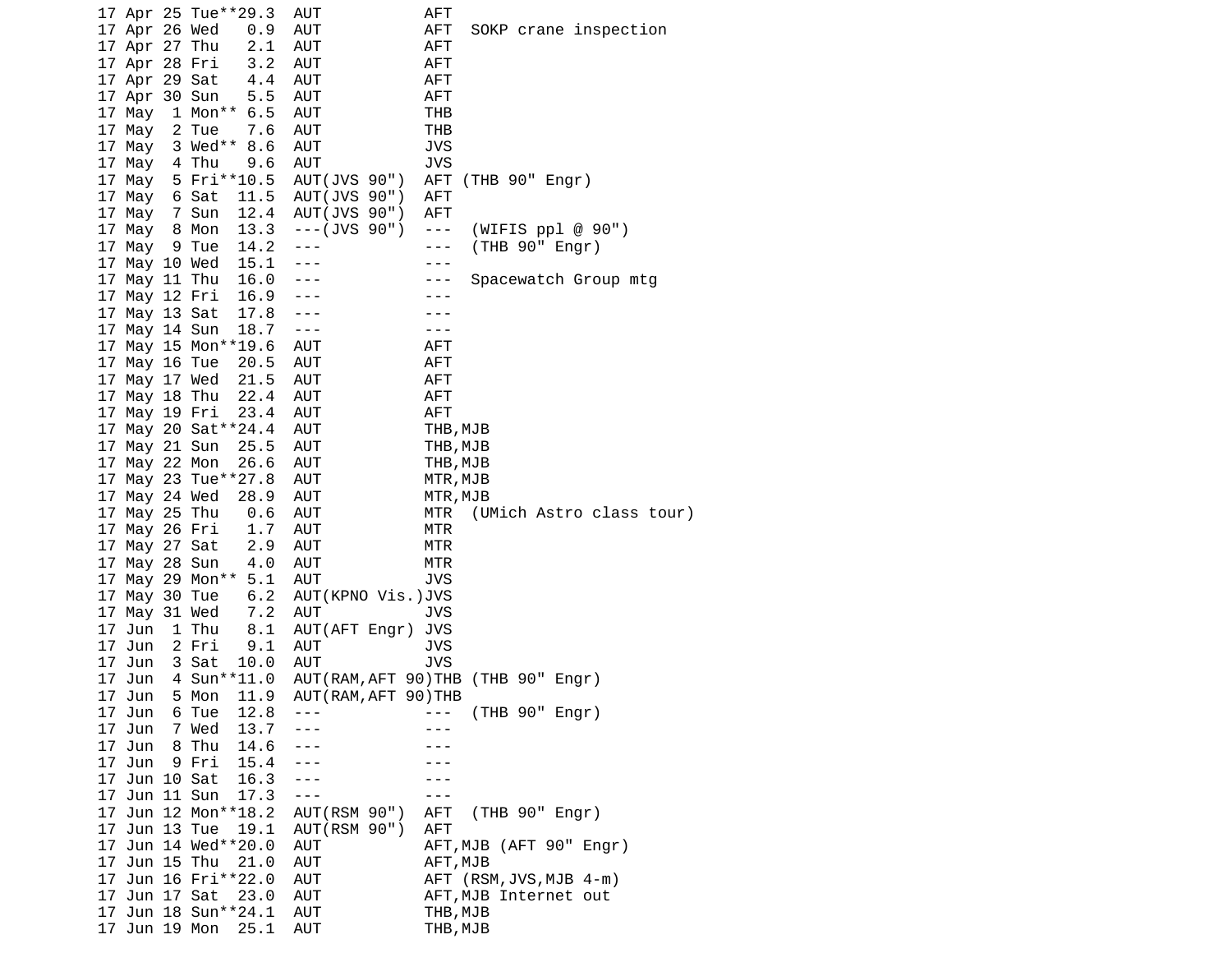```
17 Apr 25 Tue**29.3  AUT           AFT
17 Apr 26 Wed   0.9  AUT           AFT  SOKP crane inspection
17 Apr 27 Thu   2.1  AUT           AFT
17 Apr 28 Fri   3.2  AUT           AFT
17 Apr 29 Sat   4.4  AUT           AFT
17 Apr 30 Sun   5.5  AUT           AFT
17 May  1 Mon** 6.5  AUT           THB
17 May  2 Tue   7.6  AUT           THB
17 May  3 Wed** 8.6  AUT           JVS
17 May  4 Thu   9.6  AUT           JVS
17 May  5 Fri**10.5  AUT(JVS 90")  AFT (THB 90" Engr)
17 May  6 Sat  11.5  AUT(JVS 90")  AFT
17 May  7 Sun  12.4  AUT(JVS 90")  AFT
17 May  8 Mon  13.3  ---(JVS 90")  ---  (WIFIS ppl @ 90")
17 May  9 Tue  14.2  ---           ---  (THB 90" Engr)
17 May 10 Wed  15.1  ---           ---
17 May 11 Thu  16.0  ---           ---  Spacewatch Group mtg
17 May 12 Fri  16.9  ---           ---
17 May 13 Sat  17.8  ---           ---
17 May 14 Sun  18.7  ---           ---
17 May 15 Mon**19.6  AUT           AFT
17 May 16 Tue  20.5  AUT           AFT
17 May 17 Wed  21.5  AUT           AFT
17 May 18 Thu  22.4  AUT           AFT
17 May 19 Fri  23.4  AUT           AFT
17 May 20 Sat**24.4  AUT           THB,MJB
17 May 21 Sun  25.5  AUT           THB,MJB
17 May 22 Mon  26.6  AUT           THB,MJB
17 May 23 Tue**27.8  AUT           MTR,MJB
17 May 24 Wed  28.9  AUT           MTR,MJB
17 May 25 Thu   0.6  AUT           MTR  (UMich Astro class tour)
17 May 26 Fri   1.7  AUT           MTR
17 May 27 Sat   2.9  AUT           MTR
17 May 28 Sun   4.0  AUT           MTR
17 May 29 Mon** 5.1  AUT           JVS
17 May 30 Tue   6.2  AUT(KPNO Vis.)JVS
17 May 31 Wed   7.2  AUT           JVS
17 Jun  1 Thu   8.1  AUT(AFT Engr) JVS
17 Jun  2 Fri   9.1  AUT           JVS
17 Jun  3 Sat  10.0  AUT           JVS
17 Jun  4 Sun**11.0  AUT(RAM,AFT 90)THB (THB 90" Engr)
17 Jun  5 Mon  11.9  AUT(RAM,AFT 90)THB
17 Jun  6 Tue  12.8  ---           ---  (THB 90" Engr)
17 Jun  7 Wed  13.7  ---           ---
17 Jun  8 Thu  14.6  ---           ---
17 Jun  9 Fri  15.4  ---           ---
17 Jun 10 Sat  16.3  ---           ---
17 Jun 11 Sun  17.3  ---           ---
17 Jun 12 Mon**18.2  AUT(RSM 90")  AFT  (THB 90" Engr)
17 Jun 13 Tue  19.1  AUT(RSM 90")  AFT
17 Jun 14 Wed**20.0  AUT           AFT,MJB (AFT 90" Engr)
17 Jun 15 Thu  21.0  AUT           AFT,MJB
17 Jun 16 Fri**22.0  AUT           AFT (RSM,JVS,MJB 4-m)
17 Jun 17 Sat  23.0  AUT           AFT,MJB Internet out
17 Jun 18 Sun**24.1  AUT           THB,MJB
17 Jun 19 Mon  25.1  AUT           THB,MJB
```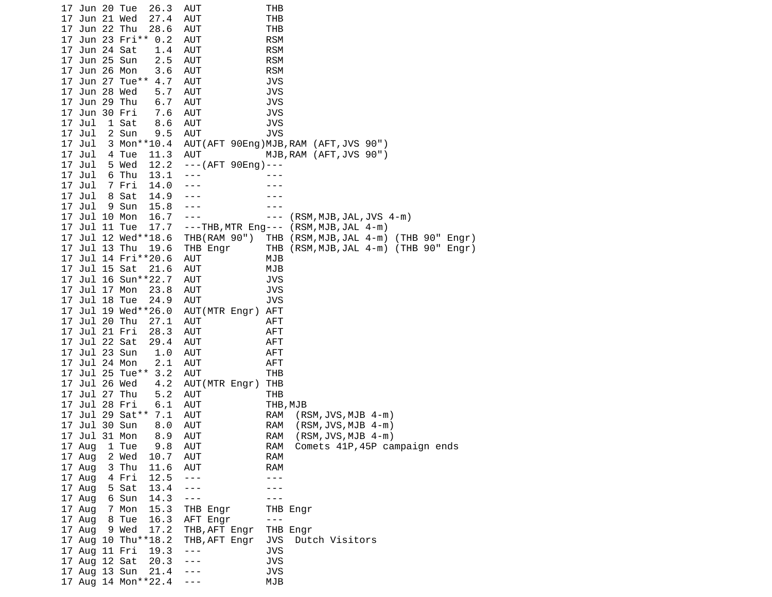```
17 Jun 20 Tue  26.3  AUT           THB
17 Jun 21 Wed  27.4  AUT           THB
17 Jun 22 Thu  28.6  AUT           THB
17 Jun 23 Fri** 0.2  AUT           RSM
17 Jun 24 Sat   1.4  AUT           RSM
17 Jun 25 Sun   2.5  AUT           RSM
17 Jun 26 Mon   3.6  AUT           RSM
17 Jun 27 Tue** 4.7  AUT           JVS
17 Jun 28 Wed   5.7  AUT           JVS
17 Jun 29 Thu   6.7  AUT           JVS
17 Jun 30 Fri   7.6  AUT           JVS
17 Jul  1 Sat   8.6  AUT           JVS
17 Jul  2 Sun   9.5  AUT           JVS
17 Jul  3 Mon**10.4  AUT(AFT 90Eng)MJB,RAM (AFT,JVS 90")
17 Jul  4 Tue  11.3  AUT           MJB,RAM (AFT,JVS 90")
17 Jul  5 Wed  12.2  ---(AFT 90Eng)---
17 Jul  6 Thu  13.1  ---           ---
17 Jul  7 Fri  14.0  ---           ---
17 Jul  8 Sat  14.9  ---           ---
17 Jul  9 Sun  15.8  ---           ---
17 Jul 10 Mon  16.7  ---           --- (RSM,MJB,JAL,JVS 4-m)
17 Jul 11 Tue  17.7  ---THB,MTR Eng--- (RSM,MJB,JAL 4-m)
17 Jul 12 Wed**18.6  THB(RAM 90")  THB (RSM,MJB,JAL 4-m) (THB 90" Engr)
17 Jul 13 Thu  19.6  THB Engr      THB (RSM,MJB,JAL 4-m) (THB 90" Engr)
17 Jul 14 Fri**20.6  AUT           MJB
17 Jul 15 Sat  21.6  AUT           MJB
17 Jul 16 Sun**22.7  AUT           JVS
17 Jul 17 Mon  23.8  AUT           JVS
17 Jul 18 Tue  24.9  AUT           JVS
17 Jul 19 Wed**26.0  AUT(MTR Engr) AFT
17 Jul 20 Thu  27.1  AUT           AFT
17 Jul 21 Fri  28.3  AUT           AFT
17 Jul 22 Sat  29.4  AUT           AFT
17 Jul 23 Sun   1.0  AUT           AFT
17 Jul 24 Mon   2.1  AUT           AFT
17 Jul 25 Tue** 3.2  AUT           THB
17 Jul 26 Wed   4.2  AUT(MTR Engr) THB
17 Jul 27 Thu   5.2  AUT           THB
17 Jul 28 Fri   6.1  AUT           THB,MJB
17 Jul 29 Sat** 7.1  AUT           RAM  (RSM,JVS,MJB 4-m)
17 Jul 30 Sun   8.0  AUT           RAM  (RSM,JVS,MJB 4-m)
17 Jul 31 Mon   8.9  AUT           RAM  (RSM,JVS,MJB 4-m)
17 Aug  1 Tue   9.8  AUT           RAM  Comets 41P,45P campaign ends
17 Aug  2 Wed  10.7  AUT           RAM
17 Aug  3 Thu  11.6  AUT           RAM
17 Aug  4 Fri  12.5  ---           ---
17 Aug  5 Sat  13.4  ---           ---
17 Aug  6 Sun  14.3  ---           ---
17 Aug  7 Mon  15.3  THB Engr      THB Engr
17 Aug  8 Tue  16.3  AFT Engr      ---
17 Aug  9 Wed  17.2  THB,AFT Engr  THB Engr
17 Aug 10 Thu**18.2  THB,AFT Engr  JVS  Dutch Visitors
17 Aug 11 Fri  19.3  ---           JVS
17 Aug 12 Sat  20.3  ---           JVS
17 Aug 13 Sun  21.4  ---           JVS
17 Aug 14 Mon**22.4  ---           MJB
```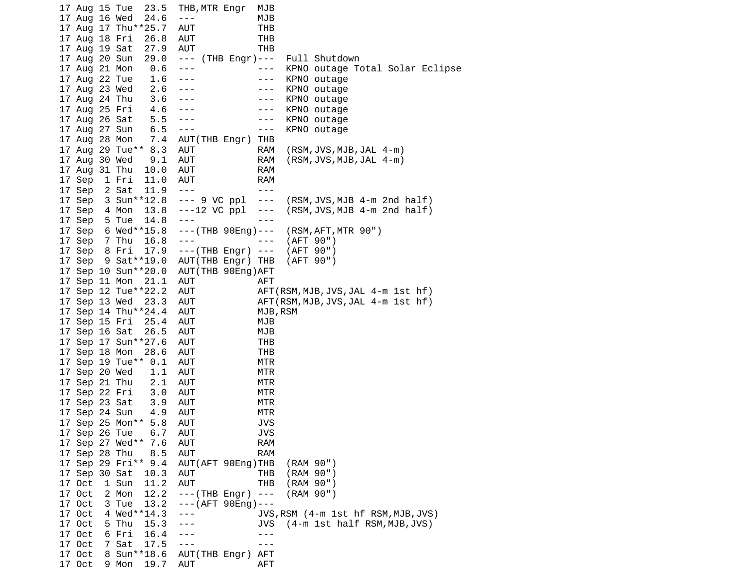```
17 Aug 15 Tue  23.5  THB,MTR Engr  MJB
17 Aug 16 Wed  24.6  ---           MJB
17 Aug 17 Thu**25.7  AUT           THB
17 Aug 18 Fri  26.8  AUT           THB
17 Aug 19 Sat  27.9  AUT           THB
17 Aug 20 Sun  29.0  --- (THB Engr)---  Full Shutdown
17 Aug 21 Mon   0.6  ---           ---  KPNO outage Total Solar Eclipse
17 Aug 22 Tue   1.6  ---           ---  KPNO outage
17 Aug 23 Wed   2.6  ---           ---  KPNO outage
17 Aug 24 Thu   3.6  ---           ---  KPNO outage
17 Aug 25 Fri   4.6  ---           ---  KPNO outage
17 Aug 26 Sat   5.5  ---           ---  KPNO outage
17 Aug 27 Sun   6.5  ---           ---  KPNO outage
17 Aug 28 Mon   7.4  AUT(THB Engr) THB
17 Aug 29 Tue** 8.3  AUT           RAM  (RSM,JVS,MJB,JAL 4-m)
17 Aug 30 Wed   9.1  AUT           RAM  (RSM,JVS,MJB,JAL 4-m)
17 Aug 31 Thu  10.0  AUT           RAM
17 Sep  1 Fri  11.0  AUT           RAM
17 Sep  2 Sat  11.9  ---           ---
17 Sep  3 Sun**12.8  --- 9 VC ppl  ---  (RSM,JVS,MJB 4-m 2nd half)
17 Sep  4 Mon  13.8  ---12 VC ppl  ---  (RSM,JVS,MJB 4-m 2nd half)
17 Sep  5 Tue  14.8  ---           ---
17 Sep  6 Wed**15.8  ---(THB 90Eng)---  (RSM,AFT,MTR 90")
17 Sep  7 Thu  16.8  ---           ---  (AFT 90")
17 Sep  8 Fri  17.9  ---(THB Engr) ---  (AFT 90")
17 Sep  9 Sat**19.0  AUT(THB Engr) THB  (AFT 90")
17 Sep 10 Sun**20.0  AUT(THB 90Eng)AFT
17 Sep 11 Mon  21.1  AUT           AFT
17 Sep 12 Tue**22.2  AUT           AFT(RSM,MJB,JVS,JAL 4-m 1st hf)
17 Sep 13 Wed  23.3  AUT           AFT(RSM,MJB,JVS,JAL 4-m 1st hf)
17 Sep 14 Thu**24.4  AUT           MJB,RSM
17 Sep 15 Fri  25.4  AUT           MJB
17 Sep 16 Sat  26.5  AUT           MJB
17 Sep 17 Sun**27.6  AUT           THB
17 Sep 18 Mon  28.6  AUT           THB
17 Sep 19 Tue** 0.1  AUT           MTR
17 Sep 20 Wed   1.1  AUT           MTR
17 Sep 21 Thu   2.1  AUT           MTR
17 Sep 22 Fri   3.0  AUT           MTR
17 Sep 23 Sat   3.9  AUT           MTR
17 Sep 24 Sun   4.9  AUT           MTR
17 Sep 25 Mon** 5.8  AUT           JVS
17 Sep 26 Tue   6.7  AUT           JVS
17 Sep 27 Wed** 7.6  AUT           RAM
17 Sep 28 Thu   8.5  AUT           RAM
17 Sep 29 Fri** 9.4  AUT(AFT 90Eng)THB  (RAM 90")
17 Sep 30 Sat  10.3  AUT           THB  (RAM 90")
17 Oct  1 Sun  11.2  AUT           THB  (RAM 90")
17 Oct  2 Mon  12.2  ---(THB Engr) ---  (RAM 90")
17 Oct  3 Tue  13.2  ---(AFT 90Eng)---
17 Oct  4 Wed**14.3  ---           JVS,RSM (4-m 1st hf RSM,MJB,JVS)
17 Oct  5 Thu  15.3  ---           JVS  (4-m 1st half RSM,MJB,JVS)
17 Oct  6 Fri  16.4  ---           ---
17 Oct  7 Sat  17.5  ---           ---
17 Oct  8 Sun**18.6  AUT(THB Engr) AFT
17 Oct  9 Mon  19.7  AUT           AFT
```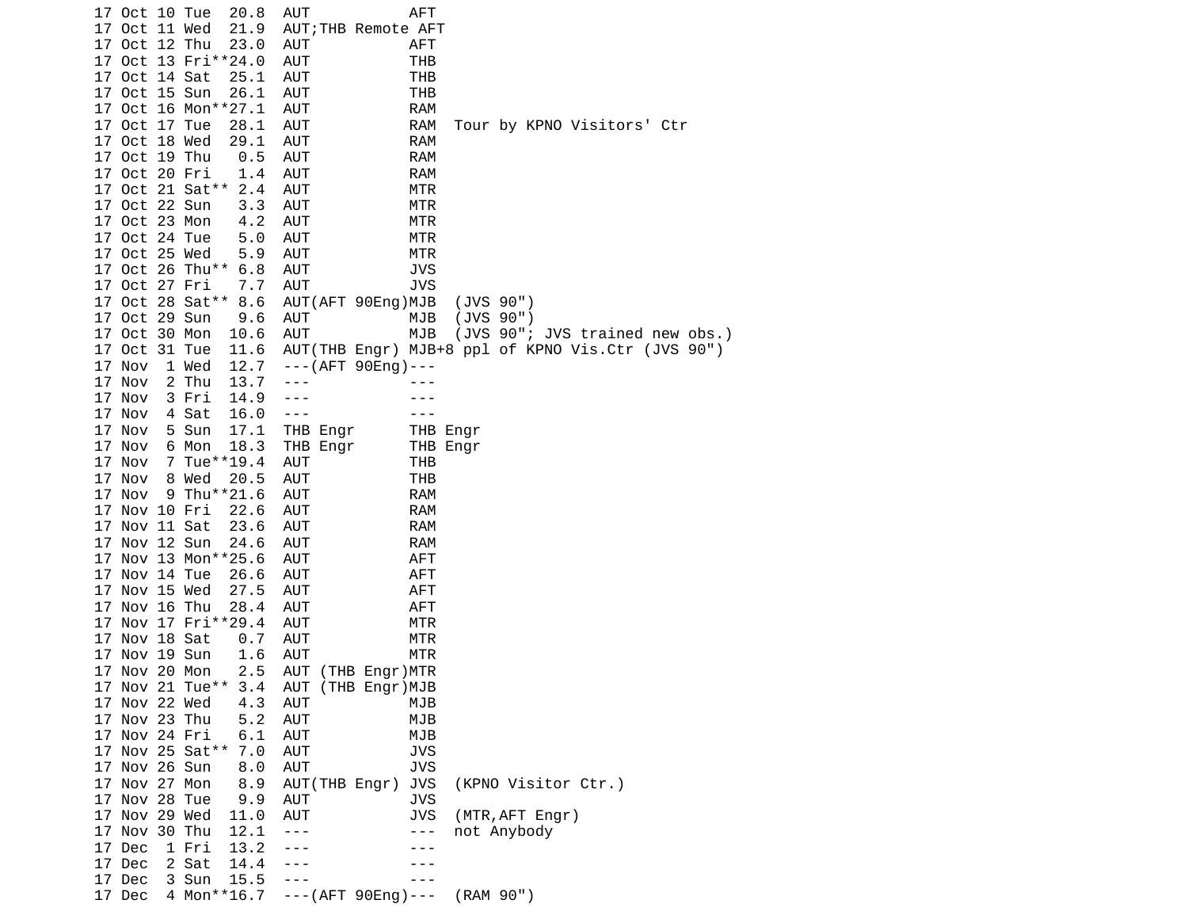```
17 Oct 10 Tue  20.8  AUT           AFT
17 Oct 11 Wed  21.9  AUT;THB Remote AFT
17 Oct 12 Thu  23.0  AUT           AFT
17 Oct 13 Fri**24.0  AUT           THB
17 Oct 14 Sat  25.1  AUT           THB
17 Oct 15 Sun  26.1  AUT           THB
17 Oct 16 Mon**27.1  AUT           RAM
17 Oct 17 Tue  28.1  AUT           RAM  Tour by KPNO Visitors' Ctr
17 Oct 18 Wed  29.1  AUT           RAM
17 Oct 19 Thu   0.5  AUT           RAM
17 Oct 20 Fri   1.4  AUT           RAM
17 Oct 21 Sat** 2.4  AUT           MTR
17 Oct 22 Sun   3.3  AUT           MTR
17 Oct 23 Mon   4.2  AUT           MTR
17 Oct 24 Tue   5.0  AUT           MTR
17 Oct 25 Wed   5.9  AUT           MTR
17 Oct 26 Thu** 6.8  AUT           JVS
17 Oct 27 Fri   7.7  AUT           JVS
17 Oct 28 Sat** 8.6  AUT(AFT 90Eng)MJB  (JVS 90")
17 Oct 29 Sun   9.6  AUT           MJB  (JVS 90")
17 Oct 30 Mon  10.6  AUT           MJB  (JVS 90"; JVS trained new obs.)
17 Oct 31 Tue  11.6  AUT(THB Engr) MJB+8 ppl of KPNO Vis.Ctr (JVS 90")
17 Nov  1 Wed  12.7  ---(AFT 90Eng)---
17 Nov  2 Thu  13.7  ---           ---
17 Nov  3 Fri  14.9  ---           ---
17 Nov  4 Sat  16.0  ---           ---
17 Nov  5 Sun  17.1  THB Engr      THB Engr
17 Nov  6 Mon  18.3  THB Engr      THB Engr
17 Nov  7 Tue**19.4  AUT           THB
17 Nov  8 Wed  20.5  AUT           THB
17 Nov  9 Thu**21.6  AUT           RAM
17 Nov 10 Fri  22.6  AUT           RAM
17 Nov 11 Sat  23.6  AUT           RAM
17 Nov 12 Sun  24.6  AUT           RAM
17 Nov 13 Mon**25.6  AUT           AFT
17 Nov 14 Tue  26.6  AUT           AFT
17 Nov 15 Wed  27.5  AUT           AFT
17 Nov 16 Thu  28.4  AUT           AFT
17 Nov 17 Fri**29.4  AUT           MTR
17 Nov 18 Sat   0.7  AUT           MTR
17 Nov 19 Sun   1.6  AUT           MTR
17 Nov 20 Mon   2.5  AUT (THB Engr)MTR
17 Nov 21 Tue** 3.4  AUT (THB Engr)MJB
17 Nov 22 Wed   4.3  AUT           MJB
17 Nov 23 Thu   5.2  AUT           MJB
17 Nov 24 Fri   6.1  AUT           MJB
17 Nov 25 Sat** 7.0  AUT           JVS
17 Nov 26 Sun   8.0  AUT           JVS
17 Nov 27 Mon   8.9  AUT(THB Engr) JVS  (KPNO Visitor Ctr.)
17 Nov 28 Tue   9.9  AUT           JVS
17 Nov 29 Wed  11.0  AUT           JVS  (MTR,AFT Engr)
17 Nov 30 Thu  12.1  ---           ---  not Anybody
17 Dec  1 Fri  13.2  ---           ---
17 Dec  2 Sat  14.4  ---           ---
17 Dec  3 Sun  15.5  ---           ---
17 Dec  4 Mon**16.7  ---(AFT 90Eng)---  (RAM 90")
```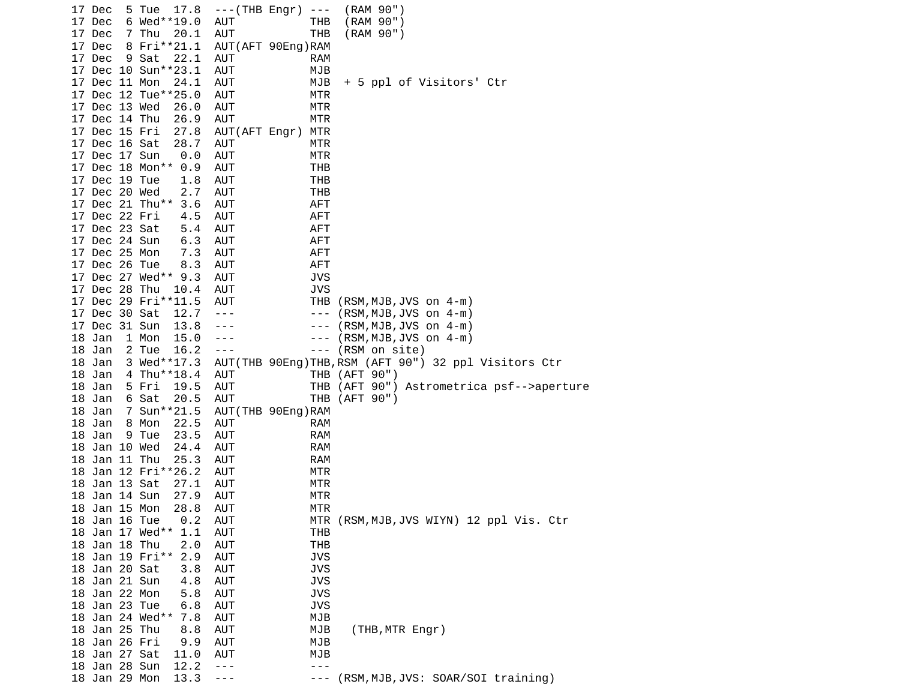```
17 Dec  5 Tue  17.8  ---(THB Engr) ---  (RAM 90")
17 Dec  6 Wed**19.0  AUT           THB  (RAM 90")
17 Dec  7 Thu  20.1  AUT           THB  (RAM 90")
17 Dec  8 Fri**21.1  AUT(AFT 90Eng)RAM
17 Dec  9 Sat  22.1  AUT           RAM
17 Dec 10 Sun**23.1  AUT           MJB
17 Dec 11 Mon  24.1  AUT           MJB  + 5 ppl of Visitors' Ctr
17 Dec 12 Tue**25.0  AUT           MTR
17 Dec 13 Wed  26.0  AUT           MTR
17 Dec 14 Thu  26.9  AUT           MTR
17 Dec 15 Fri  27.8  AUT(AFT Engr) MTR
17 Dec 16 Sat  28.7  AUT           MTR
17 Dec 17 Sun   0.0  AUT           MTR
17 Dec 18 Mon** 0.9  AUT           THB
17 Dec 19 Tue   1.8  AUT           THB
17 Dec 20 Wed   2.7  AUT           THB
17 Dec 21 Thu** 3.6  AUT           AFT
17 Dec 22 Fri   4.5  AUT           AFT
17 Dec 23 Sat   5.4  AUT           AFT
17 Dec 24 Sun   6.3  AUT           AFT
17 Dec 25 Mon   7.3  AUT           AFT
17 Dec 26 Tue   8.3  AUT           AFT
17 Dec 27 Wed** 9.3  AUT           JVS
17 Dec 28 Thu  10.4  AUT           JVS
17 Dec 29 Fri**11.5  AUT           THB (RSM,MJB,JVS on 4-m)
17 Dec 30 Sat  12.7  ---           --- (RSM,MJB,JVS on 4-m)
17 Dec 31 Sun  13.8  ---           --- (RSM,MJB,JVS on 4-m)
18 Jan  1 Mon  15.0  ---           --- (RSM,MJB,JVS on 4-m)
18 Jan  2 Tue  16.2  ---           --- (RSM on site)
18 Jan  3 Wed**17.3  AUT(THB 90Eng)THB,RSM (AFT 90") 32 ppl Visitors Ctr
18 Jan  4 Thu**18.4  AUT           THB (AFT 90")
18 Jan  5 Fri  19.5  AUT           THB (AFT 90") Astrometrica psf-->aperture
18 Jan  6 Sat  20.5  AUT           THB (AFT 90")
18 Jan  7 Sun**21.5  AUT(THB 90Eng)RAM
18 Jan  8 Mon  22.5  AUT           RAM
18 Jan  9 Tue  23.5  AUT           RAM
18 Jan 10 Wed  24.4  AUT           RAM
18 Jan 11 Thu  25.3  AUT           RAM
18 Jan 12 Fri**26.2  AUT           MTR
18 Jan 13 Sat  27.1  AUT           MTR
18 Jan 14 Sun  27.9  AUT           MTR
18 Jan 15 Mon  28.8  AUT           MTR
18 Jan 16 Tue   0.2  AUT           MTR (RSM,MJB,JVS WIYN) 12 ppl Vis. Ctr
18 Jan 17 Wed** 1.1  AUT           THB
18 Jan 18 Thu   2.0  AUT           THB
18 Jan 19 Fri** 2.9  AUT           JVS
18 Jan 20 Sat   3.8  AUT           JVS
18 Jan 21 Sun   4.8  AUT           JVS
18 Jan 22 Mon   5.8  AUT           JVS
18 Jan 23 Tue   6.8  AUT           JVS
18 Jan 24 Wed** 7.8  AUT           MJB
18 Jan 25 Thu   8.8  AUT           MJB   (THB,MTR Engr)
18 Jan 26 Fri   9.9  AUT           MJB
18 Jan 27 Sat  11.0  AUT           MJB
18 Jan 28 Sun  12.2  ---           ---
18 Jan 29 Mon  13.3  ---           --- (RSM,MJB,JVS: SOAR/SOI training)
```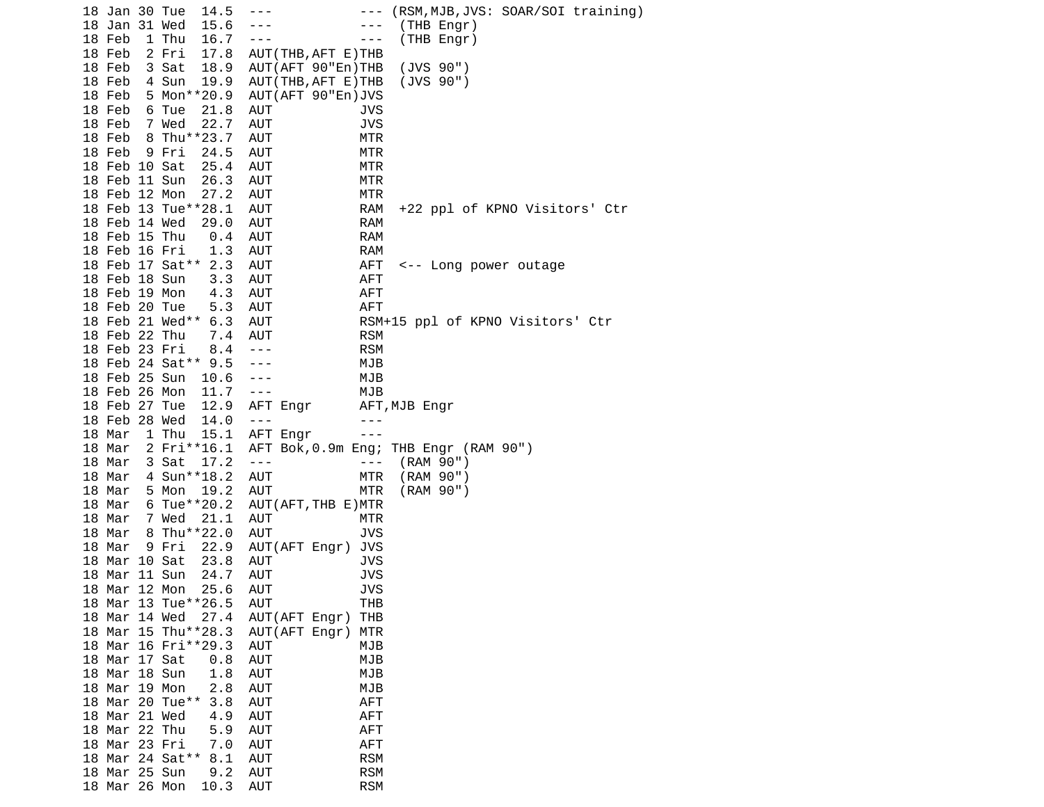```
18 Jan 30 Tue  14.5  ---           --- (RSM,MJB,JVS: SOAR/SOI training)
18 Jan 31 Wed  15.6  ---           ---  (THB Engr)
18 Feb  1 Thu  16.7  ---           ---  (THB Engr)
18 Feb  2 Fri  17.8  AUT(THB,AFT E)THB
18 Feb  3 Sat  18.9  AUT(AFT 90"En)THB  (JVS 90")
18 Feb  4 Sun  19.9  AUT(THB,AFT E)THB  (JVS 90")
18 Feb  5 Mon**20.9  AUT(AFT 90"En)JVS
18 Feb  6 Tue  21.8  AUT           JVS
18 Feb  7 Wed  22.7  AUT           JVS
18 Feb  8 Thu**23.7  AUT           MTR
18 Feb  9 Fri  24.5  AUT           MTR
18 Feb 10 Sat  25.4  AUT           MTR
18 Feb 11 Sun  26.3  AUT           MTR
18 Feb 12 Mon  27.2  AUT           MTR
18 Feb 13 Tue**28.1  AUT           RAM  +22 ppl of KPNO Visitors' Ctr
18 Feb 14 Wed  29.0  AUT           RAM
18 Feb 15 Thu   0.4  AUT           RAM
18 Feb 16 Fri   1.3  AUT           RAM
18 Feb 17 Sat** 2.3  AUT           AFT  <-- Long power outage
18 Feb 18 Sun   3.3  AUT           AFT
18 Feb 19 Mon   4.3  AUT           AFT
18 Feb 20 Tue   5.3  AUT           AFT
18 Feb 21 Wed** 6.3  AUT           RSM+15 ppl of KPNO Visitors' Ctr
18 Feb 22 Thu   7.4  AUT           RSM
18 Feb 23 Fri   8.4  ---           RSM
18 Feb 24 Sat** 9.5  ---           MJB
18 Feb 25 Sun  10.6  ---           MJB
18 Feb 26 Mon  11.7  ---           MJB
18 Feb 27 Tue  12.9  AFT Engr      AFT,MJB Engr
18 Feb 28 Wed  14.0  ---           ---
18 Mar  1 Thu  15.1  AFT Engr      ---
18 Mar  2 Fri**16.1  AFT Bok,0.9m Eng; THB Engr (RAM 90")
18 Mar  3 Sat  17.2  ---           ---  (RAM 90")
18 Mar  4 Sun**18.2  AUT           MTR  (RAM 90")
18 Mar  5 Mon  19.2  AUT           MTR  (RAM 90")
18 Mar  6 Tue**20.2  AUT(AFT,THB E)MTR
18 Mar  7 Wed  21.1  AUT           MTR
18 Mar  8 Thu**22.0  AUT           JVS
18 Mar  9 Fri  22.9  AUT(AFT Engr) JVS
18 Mar 10 Sat  23.8  AUT           JVS
18 Mar 11 Sun  24.7  AUT           JVS
18 Mar 12 Mon  25.6  AUT           JVS
18 Mar 13 Tue**26.5  AUT           THB
18 Mar 14 Wed  27.4  AUT(AFT Engr) THB
18 Mar 15 Thu**28.3  AUT(AFT Engr) MTR
18 Mar 16 Fri**29.3  AUT           MJB
18 Mar 17 Sat   0.8  AUT           MJB
18 Mar 18 Sun   1.8  AUT           MJB
18 Mar 19 Mon   2.8  AUT           MJB
18 Mar 20 Tue** 3.8  AUT           AFT
18 Mar 21 Wed   4.9  AUT           AFT
18 Mar 22 Thu   5.9  AUT           AFT
18 Mar 23 Fri   7.0  AUT           AFT
18 Mar 24 Sat** 8.1  AUT           RSM
18 Mar 25 Sun   9.2  AUT           RSM
18 Mar 26 Mon  10.3  AUT           RSM
```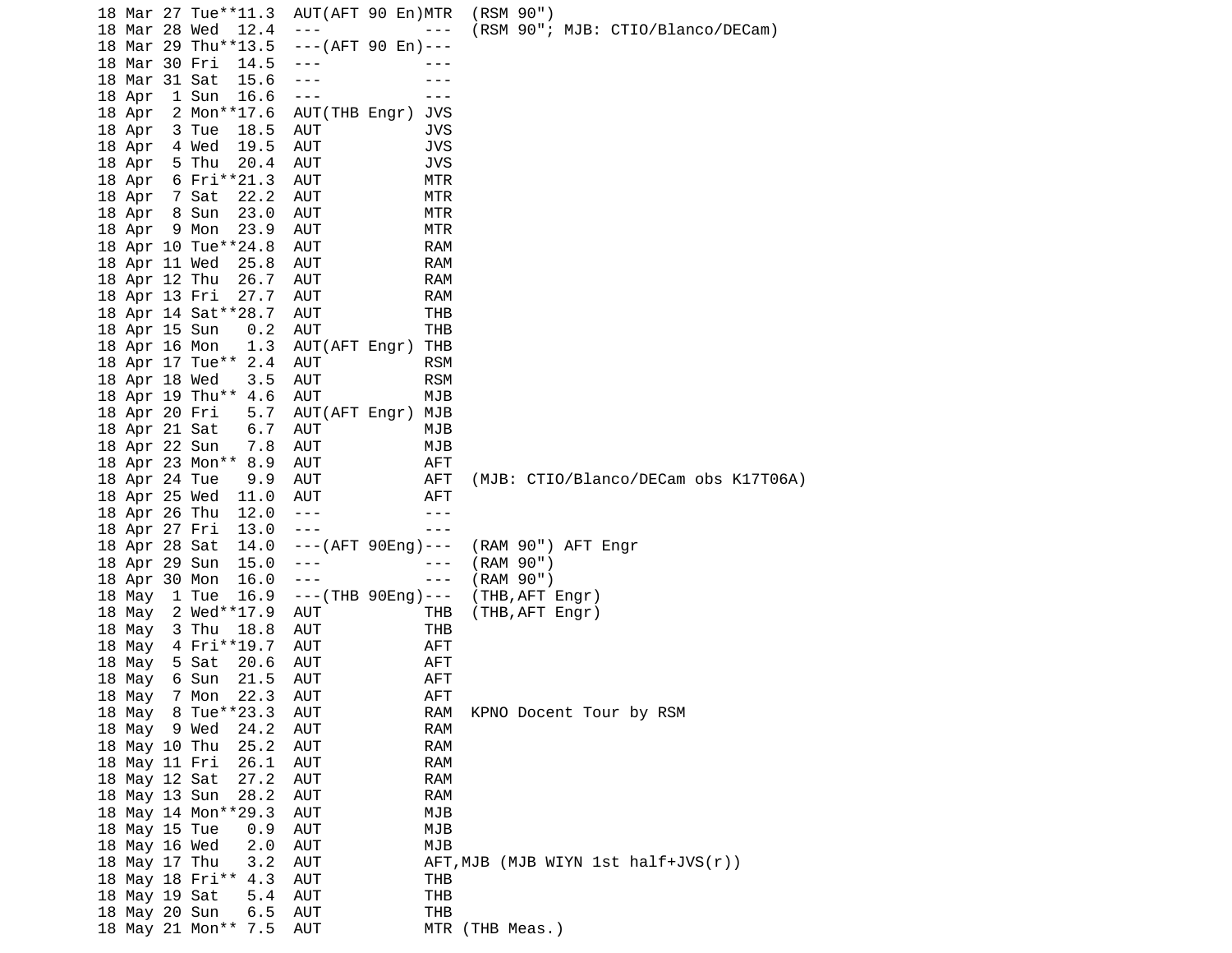```
18 Mar 27 Tue**11.3  AUT(AFT 90 En)MTR  (RSM 90")
18 Mar 28 Wed  12.4  ---           ---  (RSM 90"; MJB: CTIO/Blanco/DECam)
18 Mar 29 Thu**13.5  ---(AFT 90 En)---
18 Mar 30 Fri  14.5  ---           ---
18 Mar 31 Sat  15.6  ---           ---
18 Apr  1 Sun  16.6  ---           ---
18 Apr  2 Mon**17.6  AUT(THB Engr) JVS
18 Apr  3 Tue  18.5  AUT           JVS
18 Apr  4 Wed  19.5  AUT           JVS
18 Apr  5 Thu  20.4  AUT           JVS
18 Apr  6 Fri**21.3  AUT           MTR
18 Apr  7 Sat  22.2  AUT           MTR
18 Apr  8 Sun  23.0  AUT           MTR
18 Apr  9 Mon  23.9  AUT           MTR
18 Apr 10 Tue**24.8  AUT           RAM
18 Apr 11 Wed  25.8  AUT           RAM
18 Apr 12 Thu  26.7  AUT           RAM
18 Apr 13 Fri  27.7  AUT           RAM
18 Apr 14 Sat**28.7  AUT           THB
18 Apr 15 Sun   0.2  AUT           THB
18 Apr 16 Mon   1.3  AUT(AFT Engr) THB
18 Apr 17 Tue** 2.4  AUT           RSM
18 Apr 18 Wed   3.5  AUT           RSM
18 Apr 19 Thu** 4.6  AUT           MJB
18 Apr 20 Fri   5.7  AUT(AFT Engr) MJB
18 Apr 21 Sat   6.7  AUT           MJB
18 Apr 22 Sun   7.8  AUT           MJB
18 Apr 23 Mon** 8.9  AUT           AFT
18 Apr 24 Tue   9.9  AUT           AFT  (MJB: CTIO/Blanco/DECam obs K17T06A)
18 Apr 25 Wed  11.0  AUT           AFT
18 Apr 26 Thu  12.0  ---           ---
18 Apr 27 Fri  13.0  ---           ---
18 Apr 28 Sat  14.0  ---(AFT 90Eng)---  (RAM 90") AFT Engr
18 Apr 29 Sun  15.0  ---           ---  (RAM 90")
18 Apr 30 Mon  16.0  ---           ---  (RAM 90")
18 May  1 Tue  16.9  ---(THB 90Eng)---  (THB,AFT Engr)
18 May  2 Wed**17.9  AUT           THB  (THB,AFT Engr)
18 May  3 Thu  18.8  AUT           THB
18 May  4 Fri**19.7  AUT           AFT
18 May  5 Sat  20.6  AUT           AFT
18 May  6 Sun  21.5  AUT           AFT
18 May  7 Mon  22.3  AUT           AFT
18 May  8 Tue**23.3  AUT           RAM  KPNO Docent Tour by RSM
18 May  9 Wed  24.2  AUT           RAM
18 May 10 Thu  25.2  AUT           RAM
18 May 11 Fri  26.1  AUT           RAM
18 May 12 Sat  27.2  AUT           RAM
18 May 13 Sun  28.2  AUT           RAM
18 May 14 Mon**29.3  AUT           MJB
18 May 15 Tue   0.9  AUT           MJB
18 May 16 Wed   2.0  AUT           MJB
18 May 17 Thu   3.2  AUT           AFT,MJB (MJB WIYN 1st half+JVS(r))
18 May 18 Fri** 4.3  AUT           THB
18 May 19 Sat   5.4  AUT           THB
18 May 20 Sun   6.5  AUT           THB
18 May 21 Mon** 7.5  AUT           MTR (THB Meas.)
```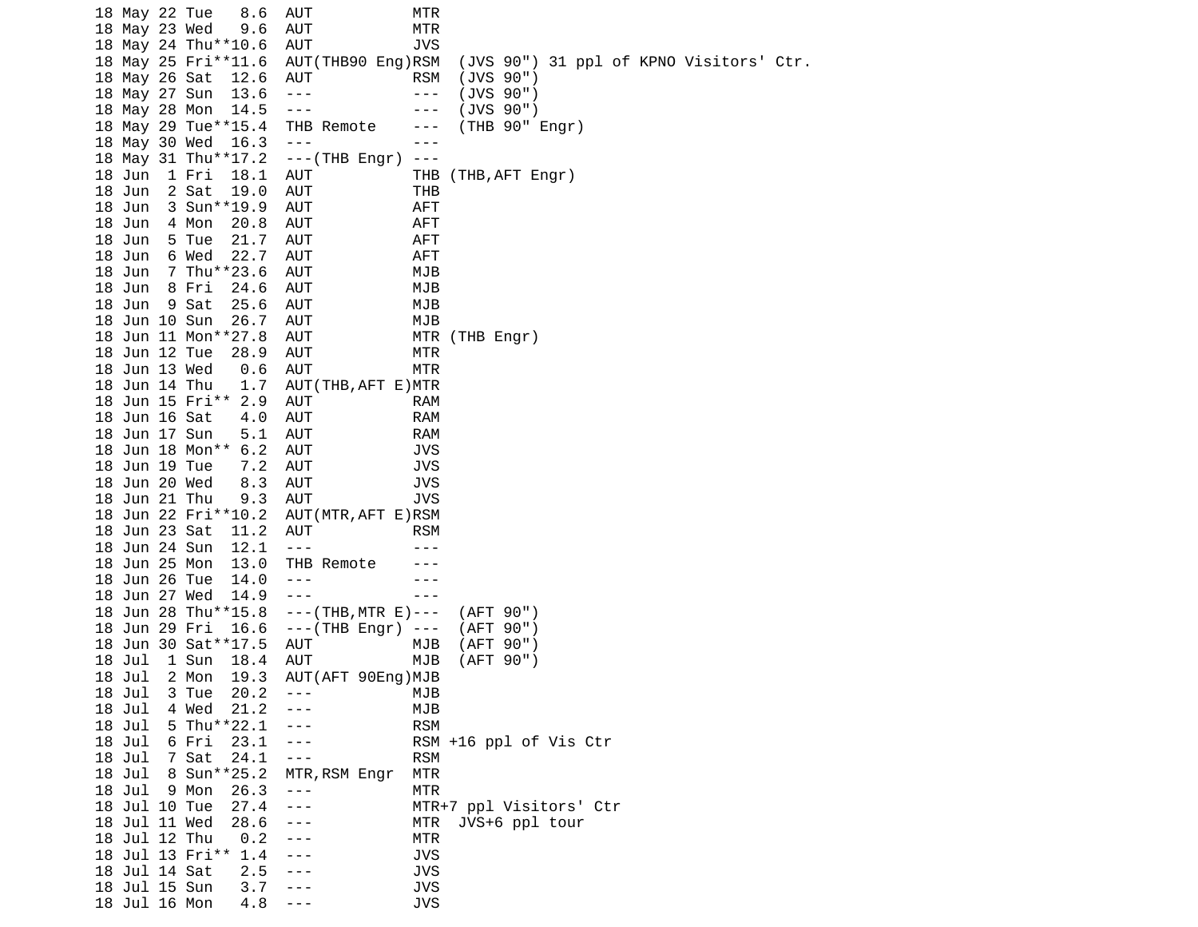```
18 May 22 Tue   8.6  AUT           MTR
18 May 23 Wed   9.6  AUT           MTR
18 May 24 Thu**10.6  AUT           JVS
18 May 25 Fri**11.6  AUT(THB90 Eng)RSM  (JVS 90") 31 ppl of KPNO Visitors' Ctr.
18 May 26 Sat  12.6  AUT           RSM  (JVS 90")
18 May 27 Sun  13.6  ---           ---  (JVS 90")
18 May 28 Mon  14.5  ---           ---  (JVS 90")
18 May 29 Tue**15.4  THB Remote    ---  (THB 90" Engr)
18 May 30 Wed  16.3  ---           ---
18 May 31 Thu**17.2  ---(THB Engr) ---
18 Jun  1 Fri  18.1  AUT           THB (THB,AFT Engr)
18 Jun  2 Sat  19.0  AUT           THB
18 Jun  3 Sun**19.9  AUT           AFT
18 Jun  4 Mon  20.8  AUT           AFT
18 Jun  5 Tue  21.7  AUT           AFT
18 Jun  6 Wed  22.7  AUT           AFT
18 Jun  7 Thu**23.6  AUT           MJB
18 Jun  8 Fri  24.6  AUT           MJB
18 Jun  9 Sat  25.6  AUT           MJB
18 Jun 10 Sun  26.7  AUT           MJB
18 Jun 11 Mon**27.8  AUT           MTR (THB Engr)
18 Jun 12 Tue  28.9  AUT           MTR
18 Jun 13 Wed   0.6  AUT           MTR
18 Jun 14 Thu   1.7  AUT(THB,AFT E)MTR
18 Jun 15 Fri** 2.9  AUT           RAM
18 Jun 16 Sat   4.0  AUT           RAM
18 Jun 17 Sun   5.1  AUT           RAM
18 Jun 18 Mon** 6.2  AUT           JVS
18 Jun 19 Tue   7.2  AUT           JVS
18 Jun 20 Wed   8.3  AUT           JVS
18 Jun 21 Thu   9.3  AUT           JVS
18 Jun 22 Fri**10.2  AUT(MTR,AFT E)RSM
18 Jun 23 Sat  11.2  AUT           RSM
18 Jun 24 Sun  12.1  ---           ---
18 Jun 25 Mon  13.0  THB Remote    ---
18 Jun 26 Tue  14.0  ---           ---
18 Jun 27 Wed  14.9  ---           ---
18 Jun 28 Thu**15.8  ---(THB,MTR E)---  (AFT 90")
18 Jun 29 Fri  16.6  ---(THB Engr) ---  (AFT 90")
18 Jun 30 Sat**17.5  AUT           MJB  (AFT 90")
18 Jul  1 Sun  18.4  AUT           MJB  (AFT 90")
18 Jul  2 Mon  19.3  AUT(AFT 90Eng)MJB
18 Jul  3 Tue  20.2  ---           MJB
18 Jul  4 Wed  21.2  ---           MJB
18 Jul  5 Thu**22.1  ---           RSM
18 Jul  6 Fri  23.1  ---           RSM +16 ppl of Vis Ctr
18 Jul  7 Sat  24.1  ---           RSM
18 Jul  8 Sun**25.2  MTR,RSM Engr  MTR
18 Jul  9 Mon  26.3  ---           MTR
18 Jul 10 Tue  27.4  ---           MTR+7 ppl Visitors' Ctr
18 Jul 11 Wed  28.6  ---           MTR  JVS+6 ppl tour
18 Jul 12 Thu   0.2  ---           MTR
18 Jul 13 Fri** 1.4  ---           JVS
18 Jul 14 Sat   2.5  ---           JVS
18 Jul 15 Sun   3.7  ---           JVS
18 Jul 16 Mon   4.8  ---           JVS
```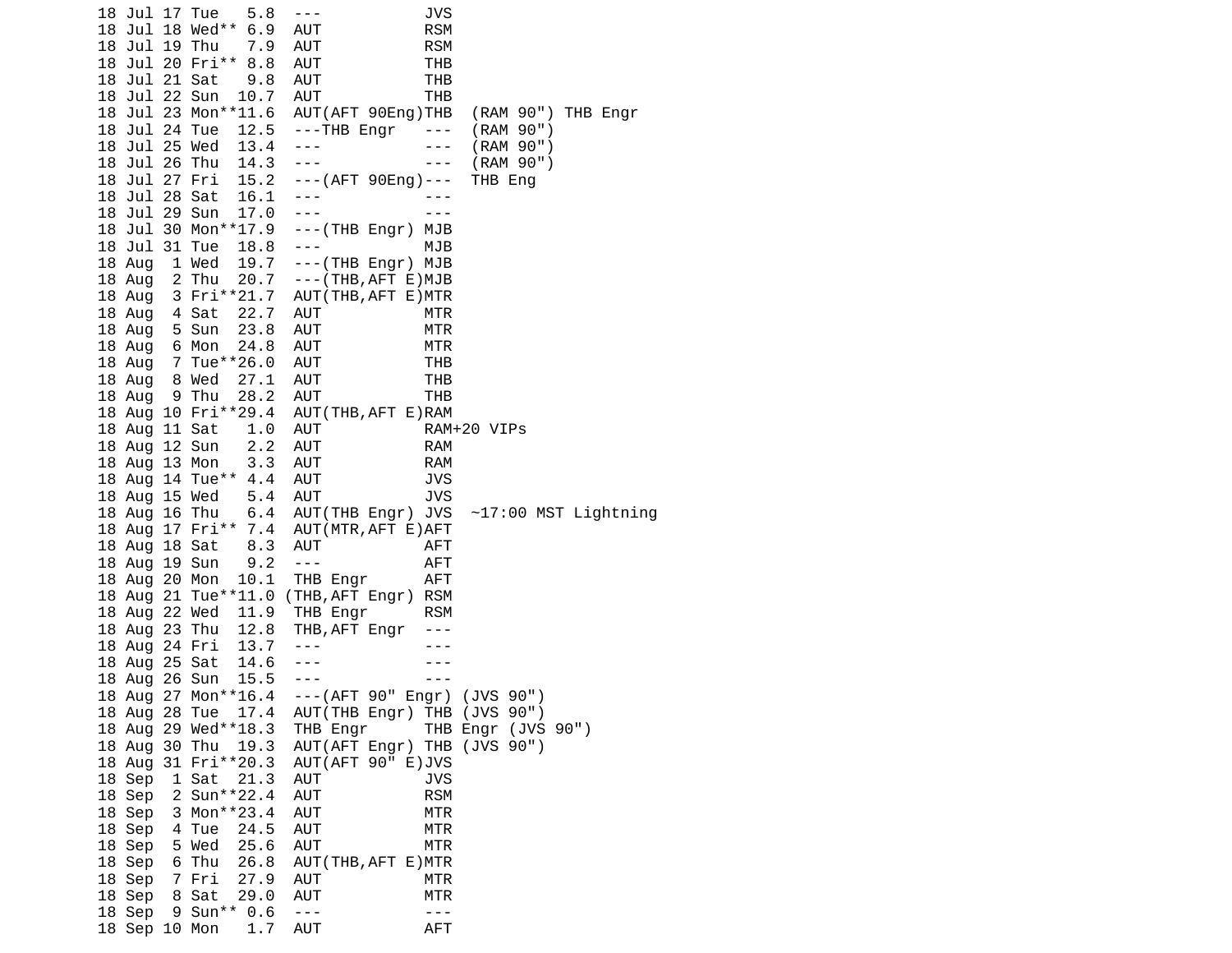```
18 Jul 17 Tue   5.8  ---           JVS
18 Jul 18 Wed** 6.9  AUT           RSM
18 Jul 19 Thu   7.9  AUT           RSM
18 Jul 20 Fri** 8.8  AUT           THB
18 Jul 21 Sat   9.8  AUT           THB
18 Jul 22 Sun  10.7  AUT           THB
18 Jul 23 Mon**11.6  AUT(AFT 90Eng)THB  (RAM 90") THB Engr
18 Jul 24 Tue  12.5  ---THB Engr   ---  (RAM 90")
18 Jul 25 Wed  13.4  ---           ---  (RAM 90")
18 Jul 26 Thu  14.3  ---           ---  (RAM 90")
18 Jul 27 Fri  15.2  ---(AFT 90Eng)---  THB Eng
18 Jul 28 Sat  16.1  ---           ---
18 Jul 29 Sun  17.0  ---           ---
18 Jul 30 Mon**17.9  ---(THB Engr) MJB
18 Jul 31 Tue  18.8  ---           MJB
18 Aug  1 Wed  19.7  ---(THB Engr) MJB
18 Aug  2 Thu  20.7  ---(THB,AFT E)MJB
18 Aug  3 Fri**21.7  AUT(THB,AFT E)MTR
18 Aug  4 Sat  22.7  AUT           MTR
18 Aug  5 Sun  23.8  AUT           MTR
18 Aug  6 Mon  24.8  AUT           MTR
18 Aug  7 Tue**26.0  AUT           THB
18 Aug  8 Wed  27.1  AUT           THB
18 Aug  9 Thu  28.2  AUT           THB
18 Aug 10 Fri**29.4  AUT(THB,AFT E)RAM
18 Aug 11 Sat   1.0  AUT           RAM+20 VIPs
18 Aug 12 Sun   2.2  AUT           RAM
18 Aug 13 Mon   3.3  AUT           RAM
18 Aug 14 Tue** 4.4  AUT           JVS
18 Aug 15 Wed   5.4  AUT           JVS
18 Aug 16 Thu   6.4  AUT(THB Engr) JVS  ~17:00 MST Lightning
18 Aug 17 Fri** 7.4  AUT(MTR,AFT E)AFT
18 Aug 18 Sat   8.3  AUT           AFT
18 Aug 19 Sun   9.2  ---           AFT
18 Aug 20 Mon  10.1  THB Engr      AFT
18 Aug 21 Tue**11.0 (THB,AFT Engr) RSM
18 Aug 22 Wed  11.9  THB Engr      RSM
18 Aug 23 Thu  12.8  THB,AFT Engr  ---
18 Aug 24 Fri  13.7  ---           ---
18 Aug 25 Sat  14.6  ---           ---
18 Aug 26 Sun  15.5  ---           ---
18 Aug 27 Mon**16.4  ---(AFT 90" Engr) (JVS 90")
18 Aug 28 Tue  17.4  AUT(THB Engr) THB (JVS 90")
18 Aug 29 Wed**18.3  THB Engr      THB Engr (JVS 90")
18 Aug 30 Thu  19.3  AUT(AFT Engr) THB (JVS 90")
18 Aug 31 Fri**20.3  AUT(AFT 90" E)JVS
18 Sep  1 Sat  21.3  AUT           JVS
18 Sep  2 Sun**22.4  AUT           RSM
18 Sep  3 Mon**23.4  AUT           MTR
18 Sep  4 Tue  24.5  AUT           MTR
18 Sep  5 Wed  25.6  AUT           MTR
18 Sep  6 Thu  26.8  AUT(THB,AFT E)MTR
18 Sep  7 Fri  27.9  AUT           MTR
18 Sep  8 Sat  29.0  AUT           MTR
18 Sep  9 Sun** 0.6  ---           ---
18 Sep 10 Mon   1.7  AUT           AFT
```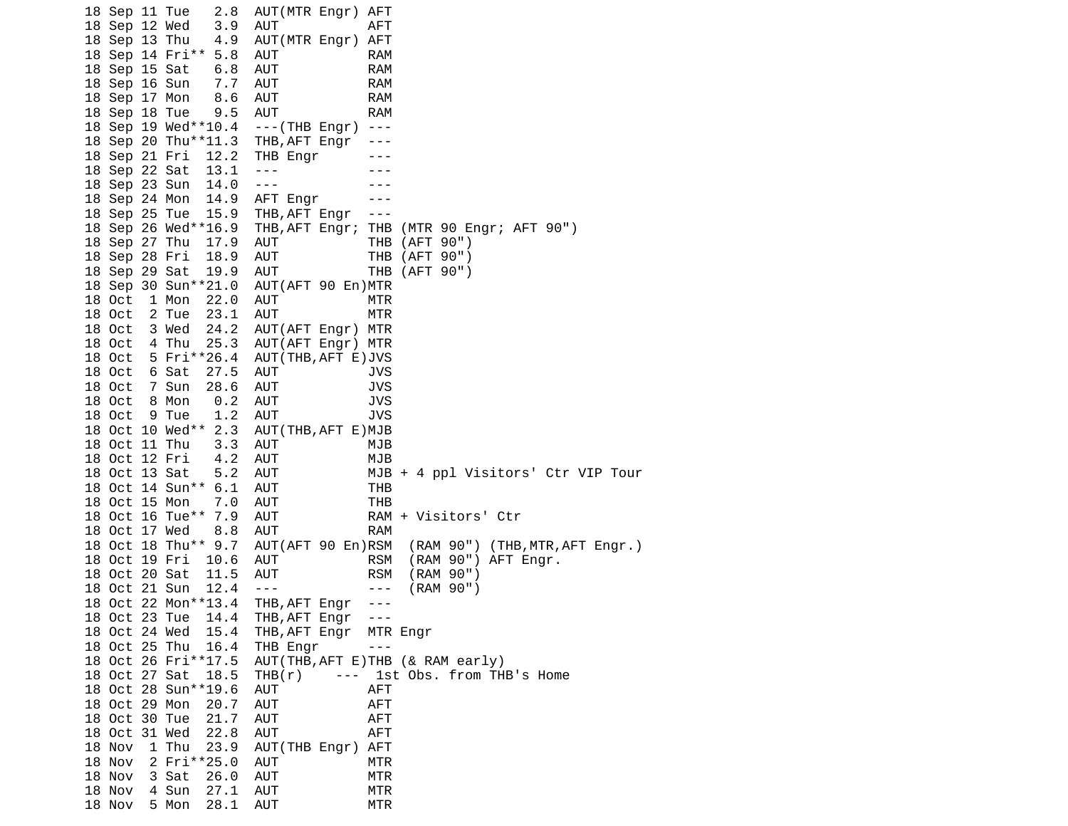```
18 Sep 11 Tue   2.8  AUT(MTR Engr) AFT
18 Sep 12 Wed   3.9  AUT           AFT
18 Sep 13 Thu   4.9  AUT(MTR Engr) AFT
18 Sep 14 Fri** 5.8  AUT           RAM
18 Sep 15 Sat   6.8  AUT           RAM
18 Sep 16 Sun   7.7  AUT           RAM
18 Sep 17 Mon   8.6  AUT           RAM
18 Sep 18 Tue   9.5  AUT           RAM
18 Sep 19 Wed**10.4  ---(THB Engr) ---
18 Sep 20 Thu**11.3  THB,AFT Engr  ---
18 Sep 21 Fri  12.2  THB Engr      ---
18 Sep 22 Sat  13.1  ---           ---
18 Sep 23 Sun  14.0  ---           ---
18 Sep 24 Mon  14.9  AFT Engr      ---
18 Sep 25 Tue  15.9  THB,AFT Engr  ---
18 Sep 26 Wed**16.9  THB,AFT Engr; THB (MTR 90 Engr; AFT 90")
18 Sep 27 Thu  17.9  AUT           THB (AFT 90")
18 Sep 28 Fri  18.9  AUT           THB (AFT 90")
18 Sep 29 Sat  19.9  AUT           THB (AFT 90")
18 Sep 30 Sun**21.0  AUT(AFT 90 En)MTR
18 Oct  1 Mon  22.0  AUT           MTR
18 Oct  2 Tue  23.1  AUT           MTR
18 Oct  3 Wed  24.2  AUT(AFT Engr) MTR
18 Oct  4 Thu  25.3  AUT(AFT Engr) MTR
18 Oct  5 Fri**26.4  AUT(THB,AFT E)JVS
18 Oct  6 Sat  27.5  AUT           JVS
18 Oct  7 Sun  28.6  AUT           JVS
18 Oct  8 Mon   0.2  AUT           JVS
18 Oct  9 Tue   1.2  AUT           JVS
18 Oct 10 Wed** 2.3  AUT(THB,AFT E)MJB
18 Oct 11 Thu   3.3  AUT           MJB
18 Oct 12 Fri   4.2  AUT           MJB
18 Oct 13 Sat   5.2  AUT           MJB + 4 ppl Visitors' Ctr VIP Tour
18 Oct 14 Sun** 6.1  AUT           THB
18 Oct 15 Mon   7.0  AUT           THB
18 Oct 16 Tue** 7.9  AUT           RAM + Visitors' Ctr
18 Oct 17 Wed   8.8  AUT           RAM
18 Oct 18 Thu** 9.7  AUT(AFT 90 En)RSM  (RAM 90") (THB,MTR,AFT Engr.)
18 Oct 19 Fri  10.6  AUT           RSM  (RAM 90") AFT Engr.
18 Oct 20 Sat  11.5  AUT           RSM  (RAM 90")
18 Oct 21 Sun  12.4  ---           ---  (RAM 90")
18 Oct 22 Mon**13.4  THB,AFT Engr  ---
18 Oct 23 Tue  14.4  THB,AFT Engr  ---
18 Oct 24 Wed  15.4  THB,AFT Engr  MTR Engr
18 Oct 25 Thu  16.4  THB Engr      ---
18 Oct 26 Fri**17.5  AUT(THB,AFT E)THB (& RAM early)
18 Oct 27 Sat  18.5  THB(r)    ---  1st Obs. from THB's Home
18 Oct 28 Sun**19.6  AUT           AFT
18 Oct 29 Mon  20.7  AUT           AFT
18 Oct 30 Tue  21.7  AUT           AFT
18 Oct 31 Wed  22.8  AUT           AFT
18 Nov  1 Thu  23.9  AUT(THB Engr) AFT
18 Nov  2 Fri**25.0  AUT           MTR
18 Nov  3 Sat  26.0  AUT           MTR
18 Nov  4 Sun  27.1  AUT           MTR
18 Nov  5 Mon  28.1  AUT           MTR
```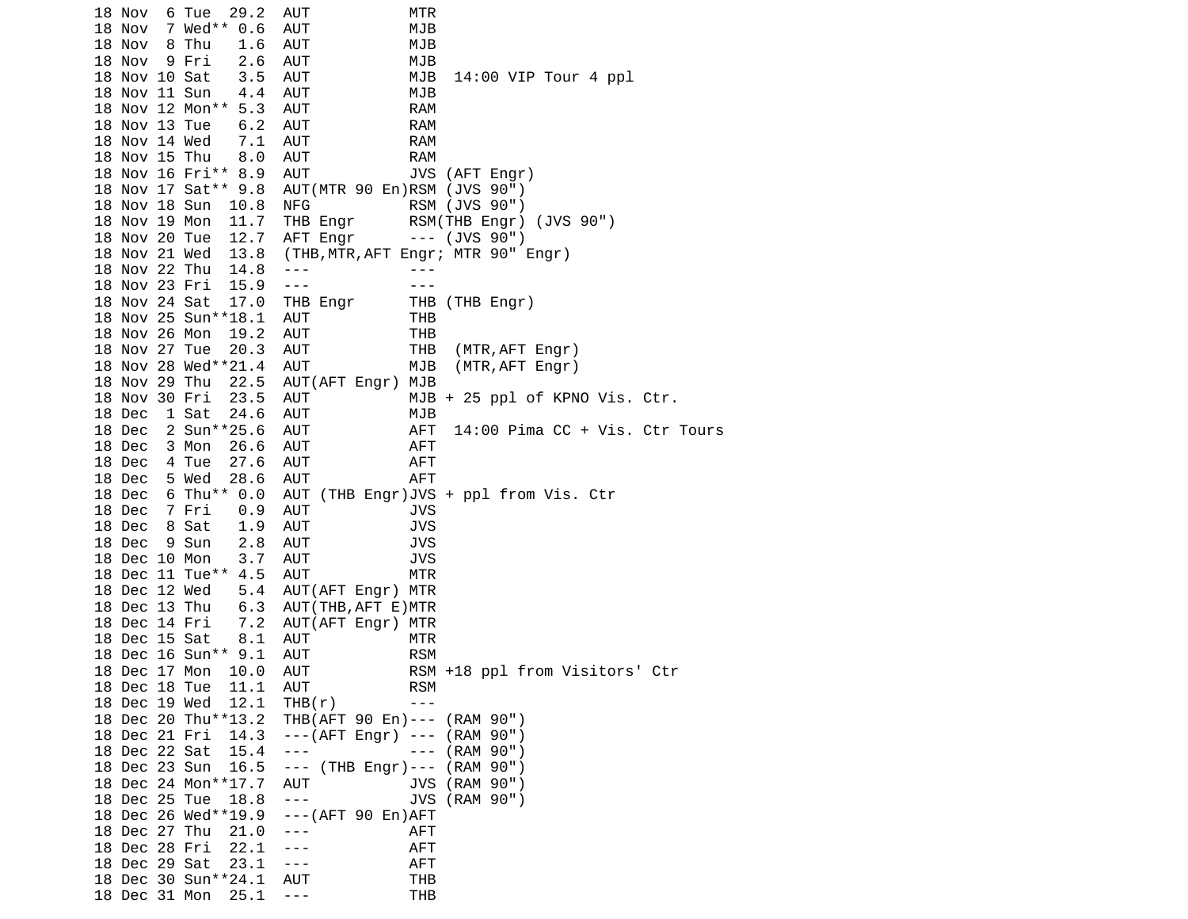```
18 Nov  6 Tue  29.2  AUT           MTR
18 Nov  7 Wed** 0.6  AUT           MJB
18 Nov  8 Thu   1.6  AUT           MJB
18 Nov  9 Fri   2.6  AUT           MJB
18 Nov 10 Sat   3.5  AUT           MJB  14:00 VIP Tour 4 ppl
18 Nov 11 Sun   4.4  AUT           MJB
18 Nov 12 Mon** 5.3  AUT           RAM
18 Nov 13 Tue   6.2  AUT           RAM
18 Nov 14 Wed   7.1  AUT           RAM
18 Nov 15 Thu   8.0  AUT           RAM
18 Nov 16 Fri** 8.9  AUT           JVS (AFT Engr)
18 Nov 17 Sat** 9.8  AUT(MTR 90 En)RSM (JVS 90")
18 Nov 18 Sun  10.8  NFG           RSM (JVS 90")
18 Nov 19 Mon  11.7  THB Engr      RSM(THB Engr) (JVS 90")
18 Nov 20 Tue  12.7  AFT Engr      --- (JVS 90")
18 Nov 21 Wed  13.8  (THB,MTR,AFT Engr; MTR 90" Engr)
18 Nov 22 Thu  14.8  ---           ---
18 Nov 23 Fri  15.9  ---           ---
18 Nov 24 Sat  17.0  THB Engr      THB (THB Engr)
18 Nov 25 Sun**18.1  AUT           THB
18 Nov 26 Mon  19.2  AUT           THB
18 Nov 27 Tue  20.3  AUT           THB  (MTR,AFT Engr)
18 Nov 28 Wed**21.4  AUT           MJB  (MTR,AFT Engr)
18 Nov 29 Thu  22.5  AUT(AFT Engr) MJB
18 Nov 30 Fri  23.5  AUT           MJB + 25 ppl of KPNO Vis. Ctr.
18 Dec  1 Sat  24.6  AUT           MJB
18 Dec  2 Sun**25.6  AUT           AFT  14:00 Pima CC + Vis. Ctr Tours
18 Dec  3 Mon  26.6  AUT           AFT
18 Dec  4 Tue  27.6  AUT           AFT
18 Dec  5 Wed  28.6  AUT           AFT
18 Dec  6 Thu** 0.0  AUT (THB Engr)JVS + ppl from Vis. Ctr
18 Dec  7 Fri   0.9  AUT           JVS
18 Dec  8 Sat   1.9  AUT           JVS
18 Dec  9 Sun   2.8  AUT           JVS
18 Dec 10 Mon   3.7  AUT           JVS
18 Dec 11 Tue** 4.5  AUT           MTR
18 Dec 12 Wed   5.4  AUT(AFT Engr) MTR
18 Dec 13 Thu   6.3  AUT(THB,AFT E)MTR
18 Dec 14 Fri   7.2  AUT(AFT Engr) MTR
18 Dec 15 Sat   8.1  AUT           MTR
18 Dec 16 Sun** 9.1  AUT           RSM
18 Dec 17 Mon  10.0  AUT           RSM +18 ppl from Visitors' Ctr
18 Dec 18 Tue  11.1  AUT           RSM
18 Dec 19 Wed  12.1  THB(r)        ---
18 Dec 20 Thu**13.2  THB(AFT 90 En)--- (RAM 90")
18 Dec 21 Fri  14.3  ---(AFT Engr) --- (RAM 90")
18 Dec 22 Sat  15.4  ---           --- (RAM 90")
18 Dec 23 Sun  16.5  --- (THB Engr)--- (RAM 90")
18 Dec 24 Mon**17.7  AUT           JVS (RAM 90")
18 Dec 25 Tue  18.8  ---           JVS (RAM 90")
18 Dec 26 Wed**19.9  ---(AFT 90 En)AFT
18 Dec 27 Thu  21.0  ---           AFT
18 Dec 28 Fri  22.1  ---           AFT
18 Dec 29 Sat  23.1  ---           AFT
18 Dec 30 Sun**24.1  AUT           THB
18 Dec 31 Mon  25.1  ---           THB
```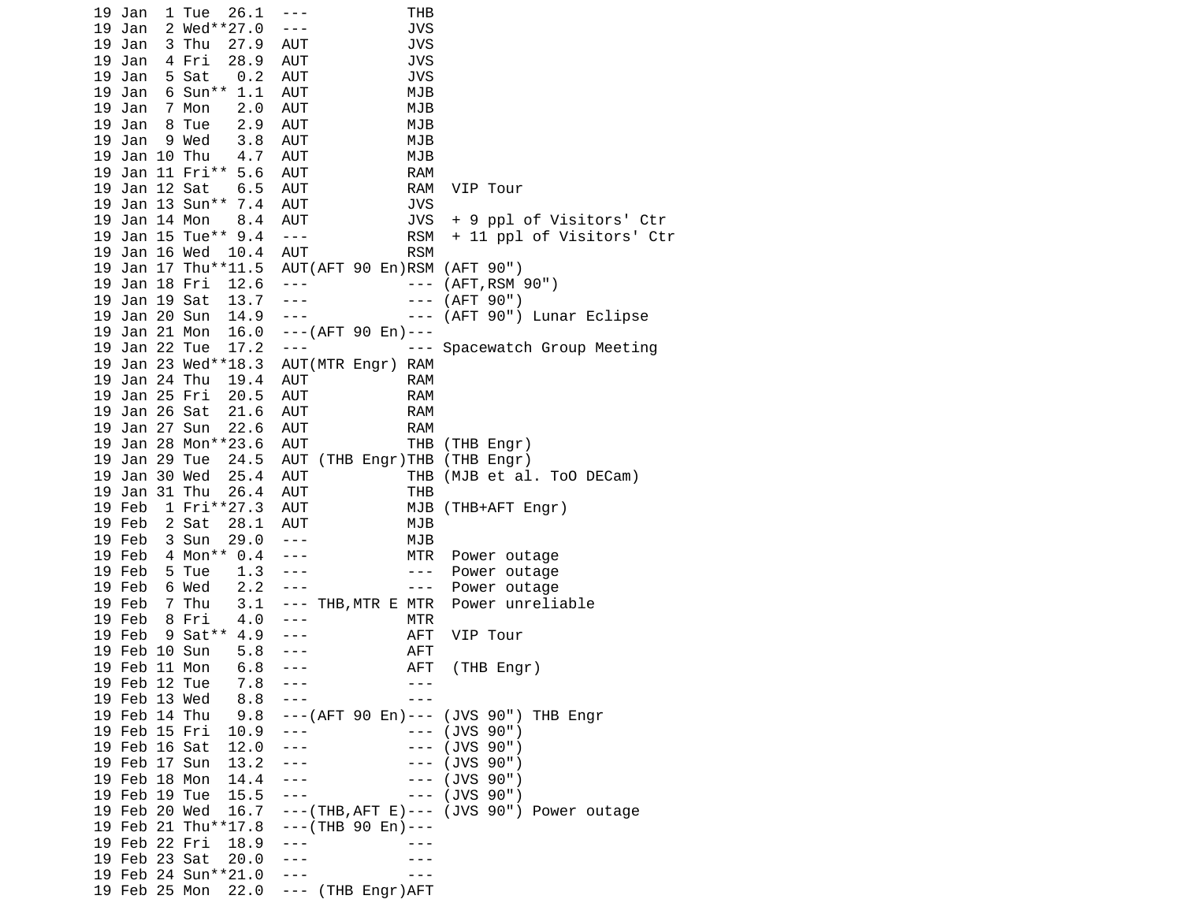```
19 Jan  1 Tue  26.1  ---           THB
19 Jan  2 Wed**27.0  ---           JVS
19 Jan  3 Thu  27.9  AUT           JVS
19 Jan  4 Fri  28.9  AUT           JVS
19 Jan  5 Sat   0.2  AUT           JVS
19 Jan  6 Sun** 1.1  AUT           MJB
19 Jan  7 Mon   2.0  AUT           MJB
19 Jan  8 Tue   2.9  AUT           MJB
19 Jan  9 Wed   3.8  AUT           MJB
19 Jan 10 Thu   4.7  AUT           MJB
19 Jan 11 Fri** 5.6  AUT           RAM
19 Jan 12 Sat   6.5  AUT           RAM  VIP Tour
19 Jan 13 Sun** 7.4  AUT           JVS
19 Jan 14 Mon   8.4  AUT           JVS  + 9 ppl of Visitors' Ctr
19 Jan 15 Tue** 9.4  ---           RSM  + 11 ppl of Visitors' Ctr
19 Jan 16 Wed  10.4  AUT           RSM
19 Jan 17 Thu**11.5  AUT(AFT 90 En)RSM (AFT 90")
19 Jan 18 Fri  12.6  ---           --- (AFT,RSM 90")
19 Jan 19 Sat  13.7  ---           --- (AFT 90")
19 Jan 20 Sun  14.9  ---           --- (AFT 90") Lunar Eclipse
19 Jan 21 Mon  16.0  ---(AFT 90 En)---
19 Jan 22 Tue  17.2  ---           --- Spacewatch Group Meeting
19 Jan 23 Wed**18.3  AUT(MTR Engr) RAM
19 Jan 24 Thu  19.4  AUT           RAM
19 Jan 25 Fri  20.5  AUT           RAM
19 Jan 26 Sat  21.6  AUT           RAM
19 Jan 27 Sun  22.6  AUT           RAM
19 Jan 28 Mon**23.6  AUT           THB (THB Engr)
19 Jan 29 Tue  24.5  AUT (THB Engr)THB (THB Engr)
19 Jan 30 Wed  25.4  AUT           THB (MJB et al. ToO DECam)
19 Jan 31 Thu  26.4  AUT           THB
19 Feb  1 Fri**27.3  AUT           MJB (THB+AFT Engr)
19 Feb  2 Sat  28.1  AUT           MJB
19 Feb  3 Sun  29.0  ---           MJB
19 Feb  4 Mon** 0.4  ---           MTR  Power outage
19 Feb  5 Tue   1.3  ---           ---  Power outage
19 Feb  6 Wed   2.2  ---           ---  Power outage
19 Feb  7 Thu   3.1  --- THB,MTR E MTR  Power unreliable
19 Feb  8 Fri   4.0  ---           MTR
19 Feb  9 Sat** 4.9  ---           AFT  VIP Tour
19 Feb 10 Sun   5.8  ---           AFT
19 Feb 11 Mon   6.8  ---           AFT  (THB Engr)
19 Feb 12 Tue   7.8  ---           ---
19 Feb 13 Wed   8.8  ---           ---
19 Feb 14 Thu   9.8  ---(AFT 90 En)--- (JVS 90") THB Engr
19 Feb 15 Fri  10.9  ---           --- (JVS 90")
19 Feb 16 Sat  12.0  ---           --- (JVS 90")
19 Feb 17 Sun  13.2  ---           --- (JVS 90")
19 Feb 18 Mon  14.4  ---           --- (JVS 90")
19 Feb 19 Tue  15.5  ---           --- (JVS 90")
19 Feb 20 Wed  16.7  ---(THB,AFT E)--- (JVS 90") Power outage
19 Feb 21 Thu**17.8  ---(THB 90 En)---
19 Feb 22 Fri  18.9  ---           ---
19 Feb 23 Sat  20.0  ---           ---
19 Feb 24 Sun**21.0  ---           ---
19 Feb 25 Mon  22.0  --- (THB Engr)AFT
```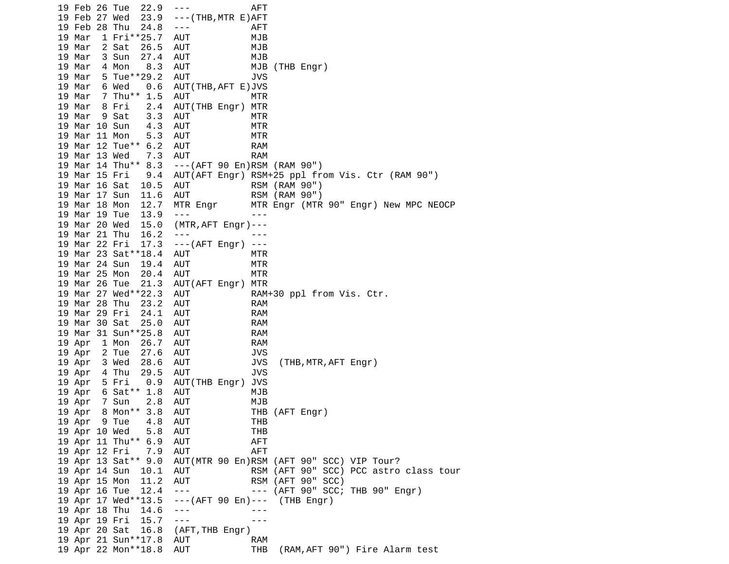```
19 Feb 26 Tue  22.9  ---           AFT
19 Feb 27 Wed  23.9  ---(THB,MTR E)AFT
19 Feb 28 Thu  24.8  ---           AFT
19 Mar  1 Fri**25.7  AUT           MJB
19 Mar  2 Sat  26.5  AUT           MJB
19 Mar  3 Sun  27.4  AUT           MJB
19 Mar  4 Mon   8.3  AUT           MJB (THB Engr)
19 Mar  5 Tue**29.2  AUT           JVS
19 Mar  6 Wed   0.6  AUT(THB,AFT E)JVS
19 Mar  7 Thu** 1.5  AUT           MTR
19 Mar  8 Fri   2.4  AUT(THB Engr) MTR
19 Mar  9 Sat   3.3  AUT           MTR
19 Mar 10 Sun   4.3  AUT           MTR
19 Mar 11 Mon   5.3  AUT           MTR
19 Mar 12 Tue** 6.2  AUT           RAM
19 Mar 13 Wed   7.3  AUT           RAM
19 Mar 14 Thu** 8.3  ---(AFT 90 En)RSM (RAM 90")
19 Mar 15 Fri   9.4  AUT(AFT Engr) RSM+25 ppl from Vis. Ctr (RAM 90")
19 Mar 16 Sat  10.5  AUT           RSM (RAM 90")
19 Mar 17 Sun  11.6  AUT           RSM (RAM 90")
19 Mar 18 Mon  12.7  MTR Engr      MTR Engr (MTR 90" Engr) New MPC NEOCP
19 Mar 19 Tue  13.9  ---           ---
19 Mar 20 Wed  15.0  (MTR,AFT Engr)---
19 Mar 21 Thu  16.2  ---           ---
19 Mar 22 Fri  17.3  ---(AFT Engr) ---
19 Mar 23 Sat**18.4  AUT           MTR
19 Mar 24 Sun  19.4  AUT           MTR
19 Mar 25 Mon  20.4  AUT           MTR
19 Mar 26 Tue  21.3  AUT(AFT Engr) MTR
19 Mar 27 Wed**22.3  AUT           RAM+30 ppl from Vis. Ctr.
19 Mar 28 Thu  23.2  AUT           RAM
19 Mar 29 Fri  24.1  AUT           RAM
19 Mar 30 Sat  25.0  AUT           RAM
19 Mar 31 Sun**25.8  AUT           RAM
19 Apr  1 Mon  26.7  AUT           RAM
19 Apr  2 Tue  27.6  AUT           JVS
19 Apr  3 Wed  28.6  AUT           JVS  (THB,MTR,AFT Engr)
19 Apr  4 Thu  29.5  AUT           JVS
19 Apr  5 Fri   0.9  AUT(THB Engr) JVS
19 Apr  6 Sat** 1.8  AUT           MJB
19 Apr  7 Sun   2.8  AUT           MJB
19 Apr  8 Mon** 3.8  AUT           THB (AFT Engr)
19 Apr  9 Tue   4.8  AUT           THB
19 Apr 10 Wed   5.8  AUT           THB
19 Apr 11 Thu** 6.9  AUT           AFT
19 Apr 12 Fri   7.9  AUT           AFT
19 Apr 13 Sat** 9.0  AUT(MTR 90 En)RSM (AFT 90" SCC) VIP Tour?
19 Apr 14 Sun  10.1  AUT           RSM (AFT 90" SCC) PCC astro class tour
19 Apr 15 Mon  11.2  AUT           RSM (AFT 90" SCC)
19 Apr 16 Tue  12.4  ---           --- (AFT 90" SCC; THB 90" Engr)
19 Apr 17 Wed**13.5  ---(AFT 90 En)---  (THB Engr)
19 Apr 18 Thu  14.6  ---           ---
19 Apr 19 Fri  15.7  ---           ---
19 Apr 20 Sat  16.8  (AFT,THB Engr)
19 Apr 21 Sun**17.8  AUT           RAM
19 Apr 22 Mon**18.8  AUT           THB  (RAM,AFT 90") Fire Alarm test
```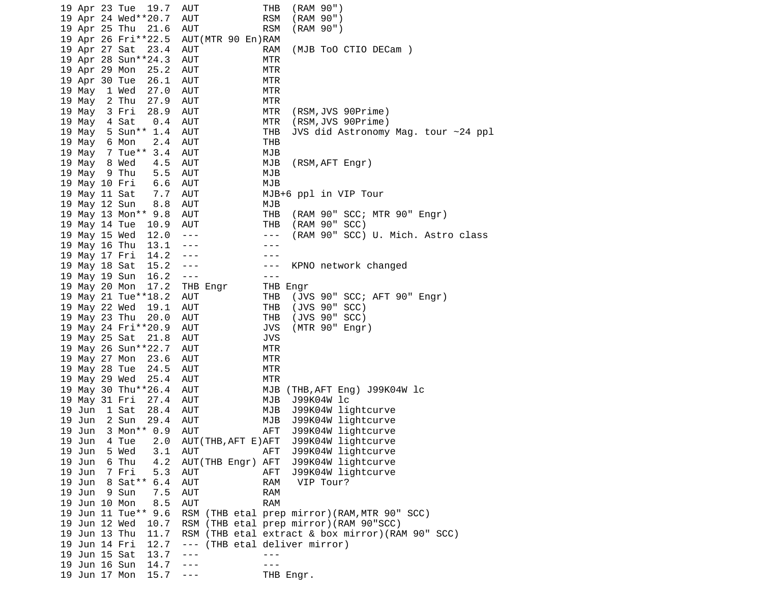```
19 Apr 23 Tue  19.7  AUT           THB  (RAM 90")
19 Apr 24 Wed**20.7  AUT           RSM  (RAM 90")
19 Apr 25 Thu  21.6  AUT           RSM  (RAM 90")
19 Apr 26 Fri**22.5  AUT(MTR 90 En)RAM
19 Apr 27 Sat  23.4  AUT           RAM  (MJB ToO CTIO DECam )
19 Apr 28 Sun**24.3  AUT           MTR
19 Apr 29 Mon  25.2  AUT           MTR
19 Apr 30 Tue  26.1  AUT           MTR
19 May  1 Wed  27.0  AUT           MTR
19 May  2 Thu  27.9  AUT           MTR
19 May  3 Fri  28.9  AUT           MTR  (RSM,JVS 90Prime)
19 May  4 Sat   0.4  AUT           MTR  (RSM,JVS 90Prime)
19 May  5 Sun** 1.4  AUT           THB  JVS did Astronomy Mag. tour ~24 ppl
19 May  6 Mon   2.4  AUT           THB
19 May  7 Tue** 3.4  AUT           MJB
19 May  8 Wed   4.5  AUT           MJB  (RSM,AFT Engr)
19 May  9 Thu   5.5  AUT           MJB
19 May 10 Fri   6.6  AUT           MJB
19 May 11 Sat   7.7  AUT           MJB+6 ppl in VIP Tour
19 May 12 Sun   8.8  AUT           MJB
19 May 13 Mon** 9.8  AUT           THB  (RAM 90" SCC; MTR 90" Engr)
19 May 14 Tue  10.9  AUT           THB  (RAM 90" SCC)
19 May 15 Wed  12.0  ---           ---  (RAM 90" SCC) U. Mich. Astro class
19 May 16 Thu  13.1  ---           ---
19 May 17 Fri  14.2  ---           ---
19 May 18 Sat  15.2  ---           ---  KPNO network changed
19 May 19 Sun  16.2  ---           ---
19 May 20 Mon  17.2  THB Engr      THB Engr
19 May 21 Tue**18.2  AUT           THB  (JVS 90" SCC; AFT 90" Engr)
19 May 22 Wed  19.1  AUT           THB  (JVS 90" SCC)
19 May 23 Thu  20.0  AUT           THB  (JVS 90" SCC)
19 May 24 Fri**20.9  AUT           JVS  (MTR 90" Engr)
19 May 25 Sat  21.8  AUT           JVS
19 May 26 Sun**22.7  AUT           MTR
19 May 27 Mon  23.6  AUT           MTR
19 May 28 Tue  24.5  AUT           MTR
19 May 29 Wed  25.4  AUT           MTR
19 May 30 Thu**26.4  AUT           MJB (THB,AFT Eng) J99K04W lc
19 May 31 Fri  27.4  AUT           MJB  J99K04W lc
19 Jun  1 Sat  28.4  AUT           MJB  J99K04W lightcurve
19 Jun  2 Sun  29.4  AUT           MJB  J99K04W lightcurve
19 Jun  3 Mon** 0.9  AUT           AFT  J99K04W lightcurve
19 Jun  4 Tue   2.0  AUT(THB,AFT E)AFT  J99K04W lightcurve
19 Jun  5 Wed   3.1  AUT           AFT  J99K04W lightcurve
19 Jun  6 Thu   4.2  AUT(THB Engr) AFT  J99K04W lightcurve
19 Jun  7 Fri   5.3  AUT           AFT  J99K04W lightcurve
19 Jun  8 Sat** 6.4  AUT           RAM   VIP Tour?
19 Jun  9 Sun   7.5  AUT           RAM
19 Jun 10 Mon   8.5  AUT           RAM
19 Jun 11 Tue** 9.6  RSM (THB etal prep mirror)(RAM,MTR 90" SCC)
19 Jun 12 Wed  10.7  RSM (THB etal prep mirror)(RAM 90"SCC)
19 Jun 13 Thu  11.7  RSM (THB etal extract & box mirror)(RAM 90" SCC)
19 Jun 14 Fri  12.7  --- (THB etal deliver mirror)
19 Jun 15 Sat  13.7  ---           ---
19 Jun 16 Sun  14.7  ---           ---
19 Jun 17 Mon  15.7  ---           THB Engr.
```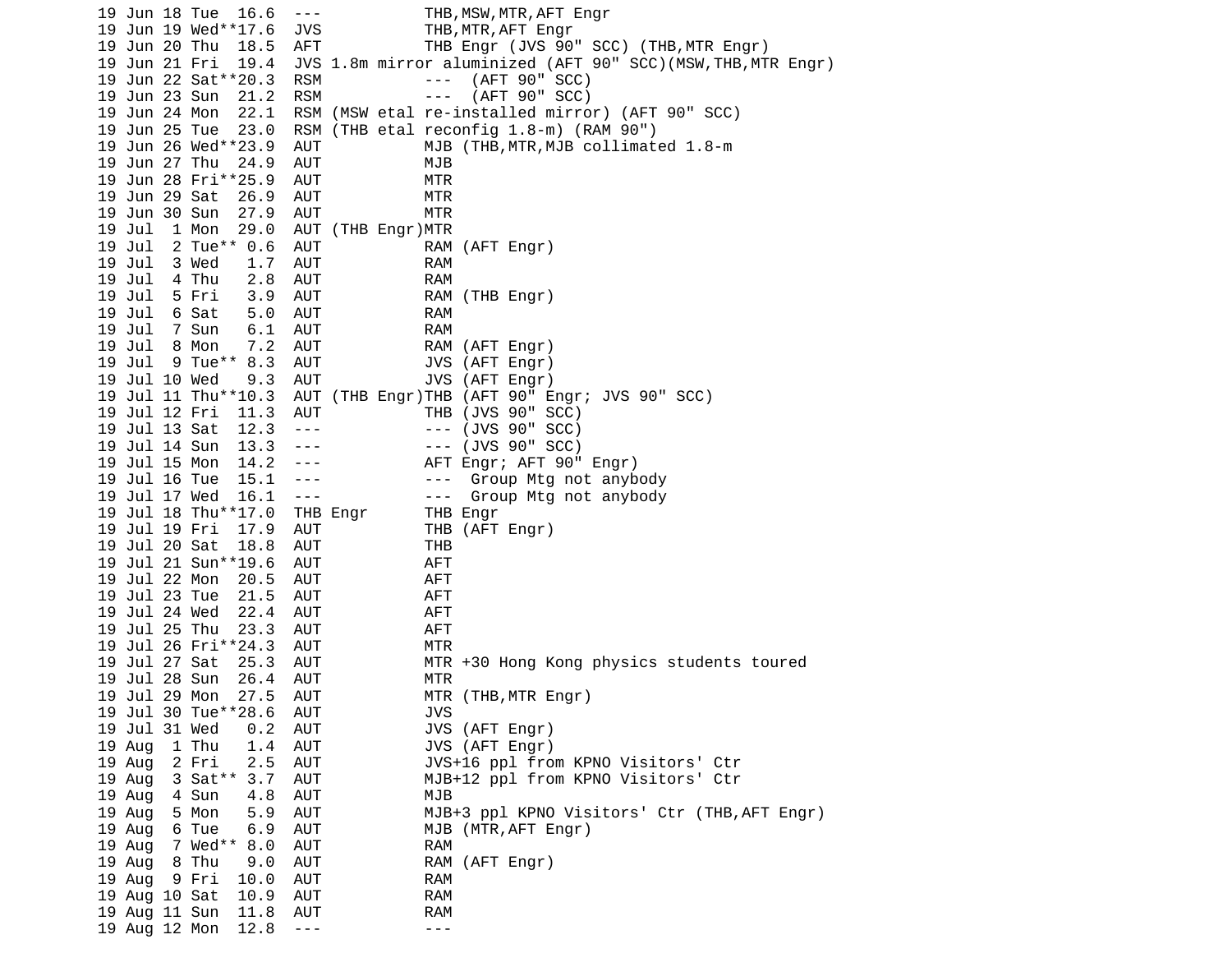```
19 Jun 18 Tue  16.6  ---           THB,MSW,MTR,AFT Engr
19 Jun 19 Wed**17.6  JVS           THB,MTR,AFT Engr
19 Jun 20 Thu  18.5  AFT           THB Engr (JVS 90" SCC) (THB,MTR Engr)
19 Jun 21 Fri  19.4  JVS 1.8m mirror aluminized (AFT 90" SCC)(MSW,THB,MTR Engr)
19 Jun 22 Sat**20.3  RSM           ---  (AFT 90" SCC)
19 Jun 23 Sun  21.2  RSM           ---  (AFT 90" SCC)
19 Jun 24 Mon  22.1  RSM (MSW etal re-installed mirror) (AFT 90" SCC)
19 Jun 25 Tue  23.0  RSM (THB etal reconfig 1.8-m) (RAM 90")
19 Jun 26 Wed**23.9  AUT           MJB (THB,MTR,MJB collimated 1.8-m
19 Jun 27 Thu  24.9  AUT           MJB
19 Jun 28 Fri**25.9  AUT           MTR
19 Jun 29 Sat  26.9  AUT           MTR
19 Jun 30 Sun  27.9  AUT           MTR
19 Jul  1 Mon  29.0  AUT (THB Engr)MTR
19 Jul  2 Tue** 0.6  AUT           RAM (AFT Engr)
19 Jul  3 Wed   1.7  AUT           RAM
19 Jul  4 Thu   2.8  AUT           RAM
19 Jul  5 Fri   3.9  AUT           RAM (THB Engr)
19 Jul  6 Sat   5.0  AUT           RAM
19 Jul  7 Sun   6.1  AUT           RAM
19 Jul  8 Mon   7.2  AUT           RAM (AFT Engr)
19 Jul  9 Tue** 8.3  AUT           JVS (AFT Engr)
19 Jul 10 Wed   9.3  AUT           JVS (AFT Engr)
19 Jul 11 Thu**10.3  AUT (THB Engr)THB (AFT 90" Engr; JVS 90" SCC)
19 Jul 12 Fri  11.3  AUT           THB (JVS 90" SCC)
19 Jul 13 Sat  12.3  ---           --- (JVS 90" SCC)
19 Jul 14 Sun  13.3  ---           --- (JVS 90" SCC)
19 Jul 15 Mon  14.2  ---           AFT Engr; AFT 90" Engr)
19 Jul 16 Tue  15.1  ---           ---  Group Mtg not anybody
19 Jul 17 Wed  16.1  ---           ---  Group Mtg not anybody
19 Jul 18 Thu**17.0  THB Engr      THB Engr
19 Jul 19 Fri  17.9  AUT           THB (AFT Engr)
19 Jul 20 Sat  18.8  AUT           THB
19 Jul 21 Sun**19.6  AUT           AFT
19 Jul 22 Mon  20.5  AUT           AFT
19 Jul 23 Tue  21.5  AUT           AFT
19 Jul 24 Wed  22.4  AUT           AFT
19 Jul 25 Thu  23.3  AUT           AFT
19 Jul 26 Fri**24.3  AUT           MTR
19 Jul 27 Sat  25.3  AUT           MTR +30 Hong Kong physics students toured
19 Jul 28 Sun  26.4  AUT           MTR
19 Jul 29 Mon  27.5  AUT           MTR (THB,MTR Engr)
19 Jul 30 Tue**28.6  AUT           JVS
19 Jul 31 Wed   0.2  AUT           JVS (AFT Engr)
19 Aug  1 Thu   1.4  AUT           JVS (AFT Engr)
19 Aug  2 Fri   2.5  AUT           JVS+16 ppl from KPNO Visitors' Ctr
19 Aug  3 Sat** 3.7  AUT           MJB+12 ppl from KPNO Visitors' Ctr
19 Aug  4 Sun   4.8  AUT           MJB
19 Aug  5 Mon   5.9  AUT           MJB+3 ppl KPNO Visitors' Ctr (THB,AFT Engr)
19 Aug  6 Tue   6.9  AUT           MJB (MTR,AFT Engr)
19 Aug  7 Wed** 8.0  AUT           RAM
19 Aug  8 Thu   9.0  AUT           RAM (AFT Engr)
19 Aug  9 Fri  10.0  AUT           RAM
19 Aug 10 Sat  10.9  AUT           RAM
19 Aug 11 Sun  11.8  AUT           RAM
19 Aug 12 Mon  12.8  ---           ---
```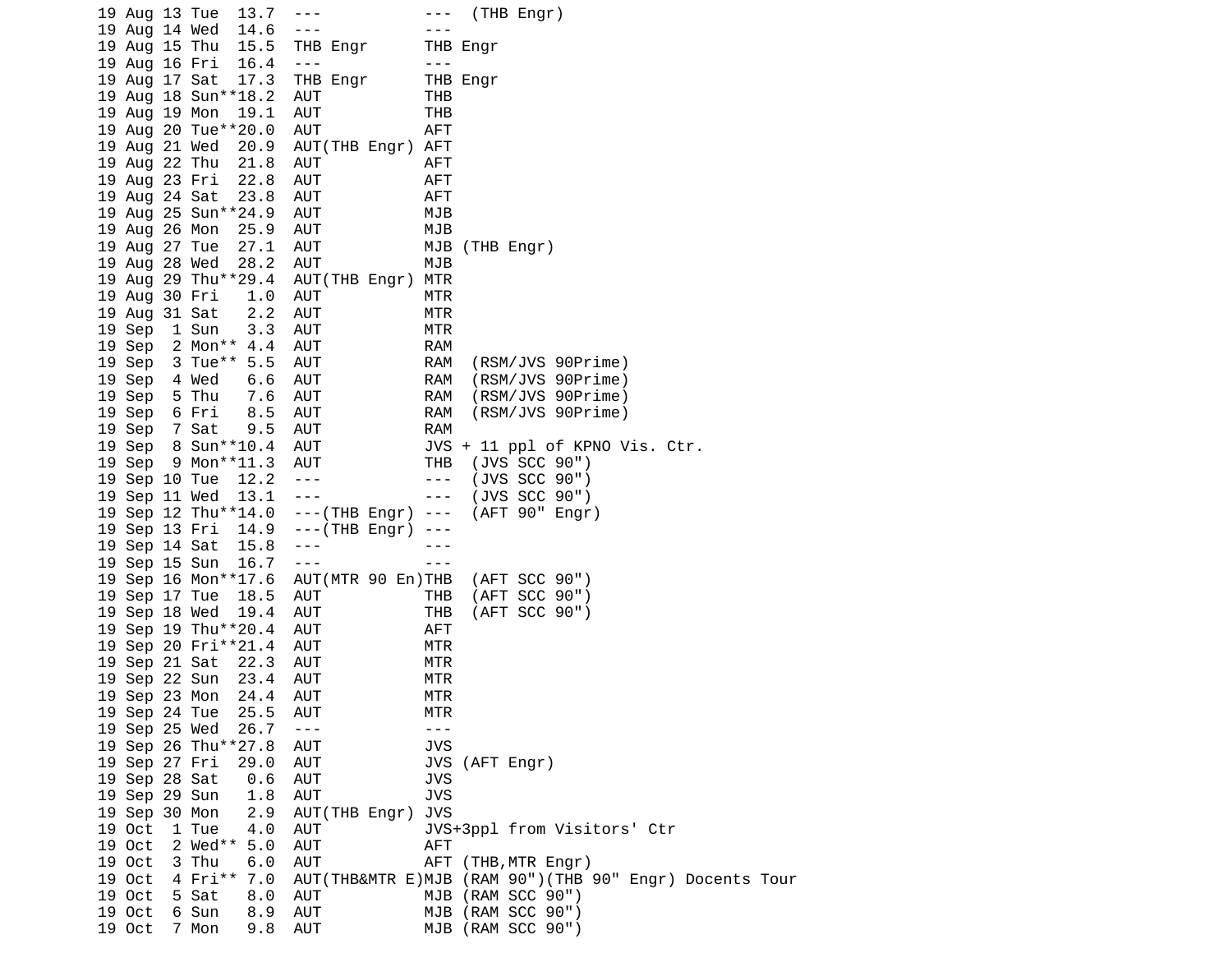```
19 Aug 13 Tue  13.7  ---           ---  (THB Engr)
19 Aug 14 Wed  14.6  ---           ---
19 Aug 15 Thu  15.5  THB Engr      THB Engr
19 Aug 16 Fri  16.4  ---           ---
19 Aug 17 Sat  17.3  THB Engr      THB Engr
19 Aug 18 Sun**18.2  AUT           THB
19 Aug 19 Mon  19.1  AUT           THB
19 Aug 20 Tue**20.0  AUT           AFT
19 Aug 21 Wed  20.9  AUT(THB Engr) AFT
19 Aug 22 Thu  21.8  AUT           AFT
19 Aug 23 Fri  22.8  AUT           AFT
19 Aug 24 Sat  23.8  AUT           AFT
19 Aug 25 Sun**24.9  AUT           MJB
19 Aug 26 Mon  25.9  AUT           MJB
19 Aug 27 Tue  27.1  AUT           MJB (THB Engr)
19 Aug 28 Wed  28.2  AUT           MJB
19 Aug 29 Thu**29.4  AUT(THB Engr) MTR
19 Aug 30 Fri   1.0  AUT           MTR
19 Aug 31 Sat   2.2  AUT           MTR
19 Sep  1 Sun   3.3  AUT           MTR
19 Sep  2 Mon** 4.4  AUT           RAM
19 Sep  3 Tue** 5.5  AUT           RAM  (RSM/JVS 90Prime)
19 Sep  4 Wed   6.6  AUT           RAM  (RSM/JVS 90Prime)
19 Sep  5 Thu   7.6  AUT           RAM  (RSM/JVS 90Prime)
19 Sep  6 Fri   8.5  AUT           RAM  (RSM/JVS 90Prime)
19 Sep  7 Sat   9.5  AUT           RAM
19 Sep  8 Sun**10.4  AUT           JVS + 11 ppl of KPNO Vis. Ctr.
19 Sep  9 Mon**11.3  AUT           THB  (JVS SCC 90")
19 Sep 10 Tue  12.2  ---           ---  (JVS SCC 90")
19 Sep 11 Wed  13.1  ---           ---  (JVS SCC 90")
19 Sep 12 Thu**14.0  ---(THB Engr) ---  (AFT 90" Engr)
19 Sep 13 Fri  14.9  ---(THB Engr) ---
19 Sep 14 Sat  15.8  ---           ---
19 Sep 15 Sun  16.7  ---           ---
19 Sep 16 Mon**17.6  AUT(MTR 90 En)THB  (AFT SCC 90")
19 Sep 17 Tue  18.5  AUT           THB  (AFT SCC 90")
19 Sep 18 Wed  19.4  AUT           THB  (AFT SCC 90")
19 Sep 19 Thu**20.4  AUT           AFT
19 Sep 20 Fri**21.4  AUT           MTR
19 Sep 21 Sat  22.3  AUT           MTR
19 Sep 22 Sun  23.4  AUT           MTR
19 Sep 23 Mon  24.4  AUT           MTR
19 Sep 24 Tue  25.5  AUT           MTR
19 Sep 25 Wed  26.7  ---           ---
19 Sep 26 Thu**27.8  AUT           JVS
19 Sep 27 Fri  29.0  AUT           JVS (AFT Engr)
19 Sep 28 Sat   0.6  AUT           JVS
19 Sep 29 Sun   1.8  AUT           JVS
19 Sep 30 Mon   2.9  AUT(THB Engr) JVS
19 Oct  1 Tue   4.0  AUT           JVS+3ppl from Visitors' Ctr
19 Oct  2 Wed** 5.0  AUT           AFT
19 Oct  3 Thu   6.0  AUT           AFT (THB,MTR Engr)
19 Oct  4 Fri** 7.0  AUT(THB&MTR E)MJB (RAM 90")(THB 90" Engr) Docents Tour
19 Oct  5 Sat   8.0  AUT           MJB (RAM SCC 90")
19 Oct  6 Sun   8.9  AUT           MJB (RAM SCC 90")
19 Oct  7 Mon   9.8  AUT           MJB (RAM SCC 90")
```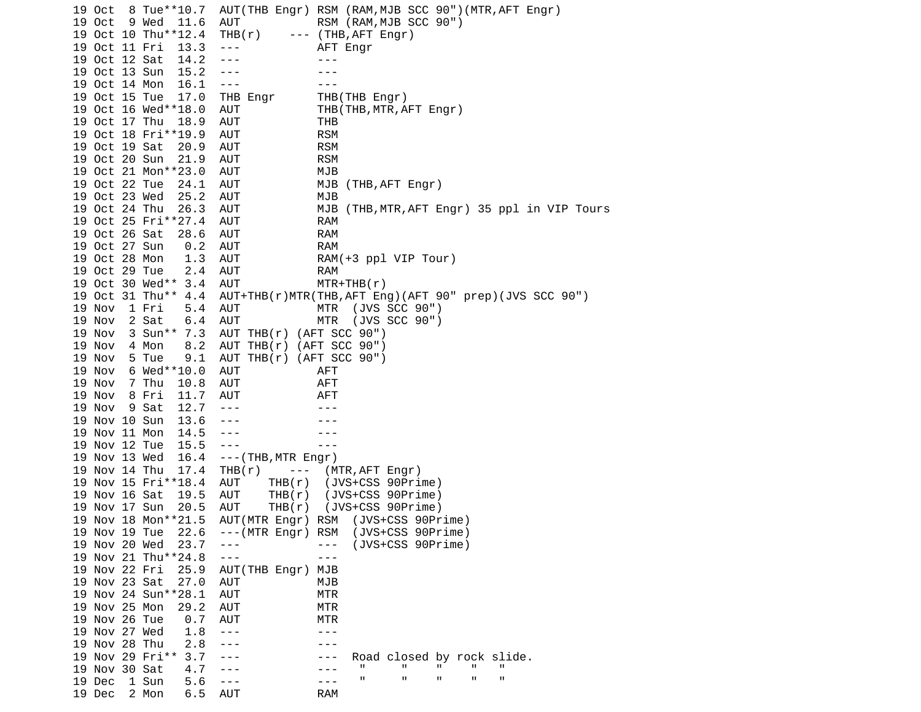```
19 Oct  8 Tue**10.7  AUT(THB Engr) RSM (RAM,MJB SCC 90")(MTR,AFT Engr)
19 Oct  9 Wed  11.6  AUT           RSM (RAM,MJB SCC 90")
19 Oct 10 Thu**12.4  THB(r)    --- (THB,AFT Engr)
19 Oct 11 Fri  13.3  ---           AFT Engr
19 Oct 12 Sat  14.2  ---           ---
19 Oct 13 Sun  15.2  ---           ---
19 Oct 14 Mon  16.1  ---           ---
19 Oct 15 Tue  17.0  THB Engr      THB(THB Engr)
19 Oct 16 Wed**18.0  AUT           THB(THB,MTR,AFT Engr)
19 Oct 17 Thu  18.9  AUT           THB
19 Oct 18 Fri**19.9  AUT           RSM
19 Oct 19 Sat  20.9  AUT           RSM
19 Oct 20 Sun  21.9  AUT           RSM
19 Oct 21 Mon**23.0  AUT           MJB
19 Oct 22 Tue  24.1  AUT           MJB (THB,AFT Engr)
19 Oct 23 Wed  25.2  AUT           MJB
19 Oct 24 Thu  26.3  AUT           MJB (THB,MTR,AFT Engr) 35 ppl in VIP Tours
19 Oct 25 Fri**27.4  AUT           RAM
19 Oct 26 Sat  28.6  AUT           RAM
19 Oct 27 Sun   0.2  AUT           RAM
19 Oct 28 Mon   1.3  AUT           RAM(+3 ppl VIP Tour)
19 Oct 29 Tue   2.4  AUT           RAM
19 Oct 30 Wed** 3.4  AUT           MTR+THB(r)
19 Oct 31 Thu** 4.4  AUT+THB(r)MTR(THB,AFT Eng)(AFT 90" prep)(JVS SCC 90")
19 Nov  1 Fri   5.4  AUT           MTR  (JVS SCC 90")
19 Nov  2 Sat   6.4  AUT           MTR  (JVS SCC 90")
19 Nov  3 Sun** 7.3  AUT THB(r) (AFT SCC 90")
19 Nov  4 Mon   8.2  AUT THB(r) (AFT SCC 90")
19 Nov  5 Tue   9.1  AUT THB(r) (AFT SCC 90")
19 Nov  6 Wed**10.0  AUT           AFT
19 Nov  7 Thu  10.8  AUT           AFT
19 Nov  8 Fri  11.7  AUT           AFT
19 Nov  9 Sat  12.7  ---           ---
19 Nov 10 Sun  13.6  ---           ---
19 Nov 11 Mon  14.5  ---           ---
19 Nov 12 Tue  15.5  ---           ---
19 Nov 13 Wed  16.4  ---(THB,MTR Engr)
19 Nov 14 Thu  17.4  THB(r)    ---  (MTR,AFT Engr)
19 Nov 15 Fri**18.4  AUT    THB(r)  (JVS+CSS 90Prime)
19 Nov 16 Sat  19.5  AUT    THB(r)  (JVS+CSS 90Prime)
19 Nov 17 Sun  20.5  AUT    THB(r)  (JVS+CSS 90Prime)
19 Nov 18 Mon**21.5  AUT(MTR Engr) RSM  (JVS+CSS 90Prime)
19 Nov 19 Tue  22.6  ---(MTR Engr) RSM  (JVS+CSS 90Prime)
19 Nov 20 Wed  23.7  ---           ---  (JVS+CSS 90Prime)
19 Nov 21 Thu**24.8  ---           ---
19 Nov 22 Fri  25.9  AUT(THB Engr) MJB
19 Nov 23 Sat  27.0  AUT           MJB
19 Nov 24 Sun**28.1  AUT           MTR
19 Nov 25 Mon  29.2  AUT           MTR
19 Nov 26 Tue   0.7  AUT           MTR
19 Nov 27 Wed   1.8  ---           ---
19 Nov 28 Thu   2.8  ---           ---
19 Nov 29 Fri** 3.7  ---           ---  Road closed by rock slide.
19 Nov 30 Sat   4.7  ---           ---   "     "    "    "   "
19 Dec  1 Sun   5.6  ---           ---   "     "    "    "   "
19 Dec  2 Mon   6.5  AUT           RAM
```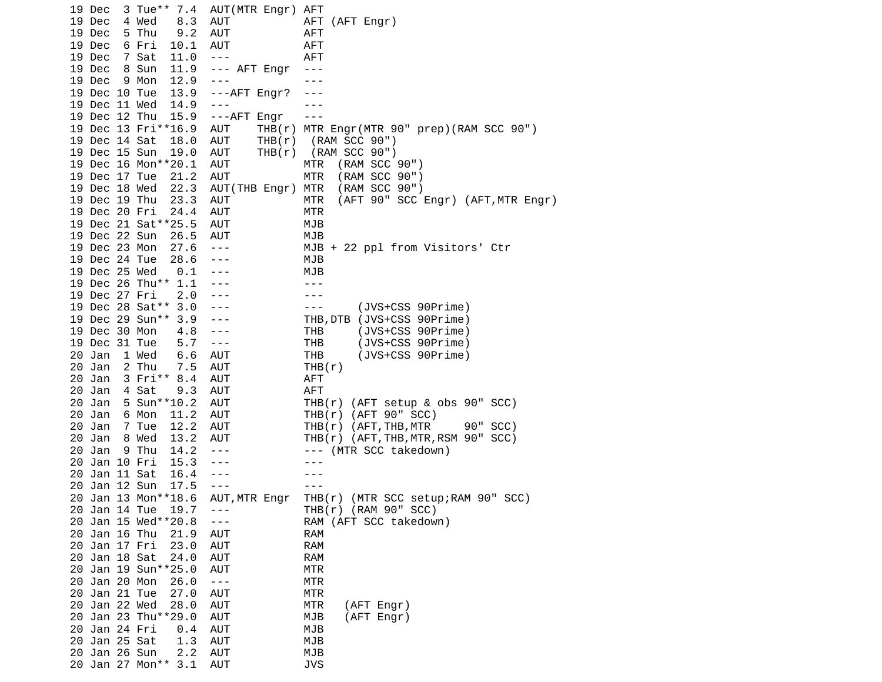```
19 Dec  3 Tue** 7.4  AUT(MTR Engr) AFT
19 Dec  4 Wed   8.3  AUT           AFT (AFT Engr)
19 Dec  5 Thu   9.2  AUT           AFT
19 Dec  6 Fri  10.1  AUT           AFT
19 Dec  7 Sat  11.0  ---           AFT
19 Dec  8 Sun  11.9  --- AFT Engr  ---
19 Dec  9 Mon  12.9  ---           ---
19 Dec 10 Tue  13.9  ---AFT Engr?  ---
19 Dec 11 Wed  14.9  ---           ---
19 Dec 12 Thu  15.9  ---AFT Engr   ---
19 Dec 13 Fri**16.9  AUT    THB(r) MTR Engr(MTR 90" prep)(RAM SCC 90")
19 Dec 14 Sat  18.0  AUT    THB(r)  (RAM SCC 90")
19 Dec 15 Sun  19.0  AUT    THB(r)  (RAM SCC 90")
19 Dec 16 Mon**20.1  AUT           MTR  (RAM SCC 90")
19 Dec 17 Tue  21.2  AUT           MTR  (RAM SCC 90")
19 Dec 18 Wed  22.3  AUT(THB Engr) MTR  (RAM SCC 90")
19 Dec 19 Thu  23.3  AUT           MTR  (AFT 90" SCC Engr) (AFT,MTR Engr)
19 Dec 20 Fri  24.4  AUT           MTR
19 Dec 21 Sat**25.5  AUT           MJB
19 Dec 22 Sun  26.5  AUT           MJB
19 Dec 23 Mon  27.6  ---           MJB + 22 ppl from Visitors' Ctr
19 Dec 24 Tue  28.6  ---           MJB
19 Dec 25 Wed   0.1  ---           MJB
19 Dec 26 Thu** 1.1  ---           ---
19 Dec 27 Fri   2.0  ---           ---
19 Dec 28 Sat** 3.0  ---           ---     (JVS+CSS 90Prime)
19 Dec 29 Sun** 3.9  ---           THB,DTB (JVS+CSS 90Prime)
19 Dec 30 Mon   4.8  ---           THB     (JVS+CSS 90Prime)
19 Dec 31 Tue   5.7  ---           THB     (JVS+CSS 90Prime)
20 Jan  1 Wed   6.6  AUT           THB     (JVS+CSS 90Prime)
20 Jan  2 Thu   7.5  AUT           THB(r)
20 Jan  3 Fri** 8.4  AUT           AFT
20 Jan  4 Sat   9.3  AUT           AFT
20 Jan  5 Sun**10.2  AUT           THB(r) (AFT setup & obs 90" SCC)
20 Jan  6 Mon  11.2  AUT           THB(r) (AFT 90" SCC)
20 Jan  7 Tue  12.2  AUT           THB(r) (AFT,THB,MTR     90" SCC)
20 Jan  8 Wed  13.2  AUT           THB(r) (AFT,THB,MTR,RSM 90" SCC)
20 Jan  9 Thu  14.2  ---           --- (MTR SCC takedown)
20 Jan 10 Fri  15.3  ---           ---
20 Jan 11 Sat  16.4  ---           ---
20 Jan 12 Sun  17.5  ---           ---
20 Jan 13 Mon**18.6  AUT,MTR Engr  THB(r) (MTR SCC setup;RAM 90" SCC)
20 Jan 14 Tue  19.7  ---           THB(r) (RAM 90" SCC)
20 Jan 15 Wed**20.8  ---           RAM (AFT SCC takedown)
20 Jan 16 Thu  21.9  AUT           RAM
20 Jan 17 Fri  23.0  AUT           RAM
20 Jan 18 Sat  24.0  AUT           RAM
20 Jan 19 Sun**25.0  AUT           MTR
20 Jan 20 Mon  26.0  ---           MTR
20 Jan 21 Tue  27.0  AUT           MTR
20 Jan 22 Wed  28.0  AUT           MTR   (AFT Engr)
20 Jan 23 Thu**29.0  AUT           MJB   (AFT Engr)
20 Jan 24 Fri   0.4  AUT           MJB
20 Jan 25 Sat   1.3  AUT           MJB
20 Jan 26 Sun   2.2  AUT           MJB
20 Jan 27 Mon** 3.1  AUT           JVS
```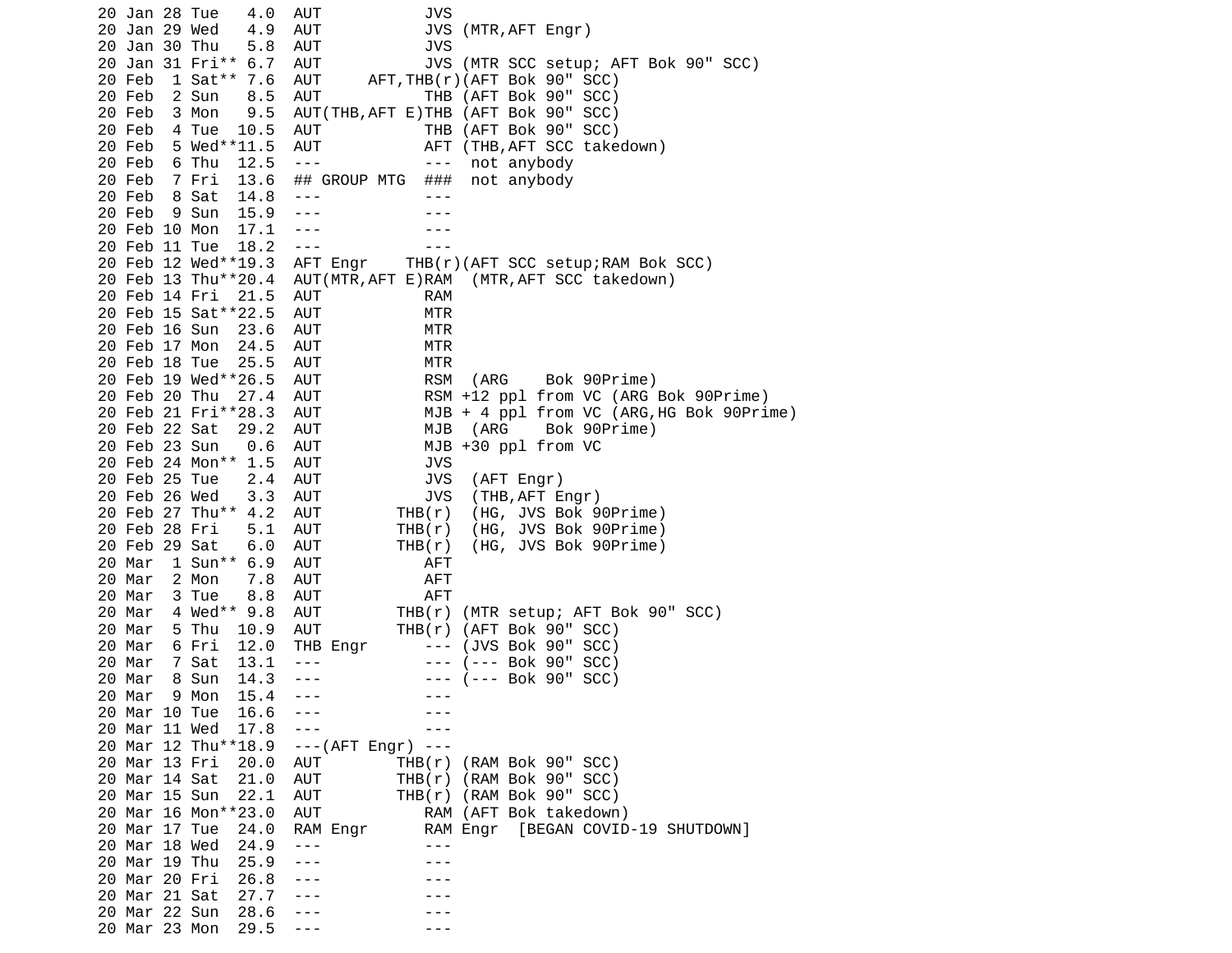```
20 Jan 28 Tue   4.0  AUT           JVS
20 Jan 29 Wed   4.9  AUT           JVS (MTR,AFT Engr)
20 Jan 30 Thu   5.8  AUT           JVS
20 Jan 31 Fri** 6.7  AUT           JVS (MTR SCC setup; AFT Bok 90" SCC)
20 Feb  1 Sat** 7.6  AUT     AFT,THB(r)(AFT Bok 90" SCC)
20 Feb  2 Sun   8.5  AUT           THB (AFT Bok 90" SCC)
20 Feb  3 Mon   9.5  AUT(THB,AFT E)THB (AFT Bok 90" SCC)
20 Feb  4 Tue  10.5  AUT           THB (AFT Bok 90" SCC)
20 Feb  5 Wed**11.5  AUT           AFT (THB,AFT SCC takedown)
20 Feb  6 Thu  12.5  ---           ---  not anybody
20 Feb  7 Fri  13.6  ## GROUP MTG  ###  not anybody
20 Feb  8 Sat  14.8  ---           ---
20 Feb  9 Sun  15.9  ---           ---
20 Feb 10 Mon  17.1  ---           ---
20 Feb 11 Tue  18.2  ---           ---
20 Feb 12 Wed**19.3  AFT Engr    THB(r)(AFT SCC setup;RAM Bok SCC)
20 Feb 13 Thu**20.4  AUT(MTR,AFT E)RAM  (MTR,AFT SCC takedown)
20 Feb 14 Fri  21.5  AUT           RAM
20 Feb 15 Sat**22.5  AUT           MTR
20 Feb 16 Sun  23.6  AUT           MTR
20 Feb 17 Mon  24.5  AUT           MTR
20 Feb 18 Tue  25.5  AUT           MTR
20 Feb 19 Wed**26.5  AUT           RSM  (ARG    Bok 90Prime)
20 Feb 20 Thu  27.4  AUT           RSM +12 ppl from VC (ARG Bok 90Prime)
20 Feb 21 Fri**28.3  AUT           MJB + 4 ppl from VC (ARG,HG Bok 90Prime)
20 Feb 22 Sat  29.2  AUT           MJB  (ARG    Bok 90Prime)
20 Feb 23 Sun   0.6  AUT           MJB +30 ppl from VC
20 Feb 24 Mon** 1.5  AUT           JVS
20 Feb 25 Tue   2.4  AUT           JVS  (AFT Engr)
20 Feb 26 Wed   3.3  AUT           JVS  (THB,AFT Engr)
20 Feb 27 Thu** 4.2  AUT        THB(r)  (HG, JVS Bok 90Prime)
20 Feb 28 Fri   5.1  AUT        THB(r)  (HG, JVS Bok 90Prime)
20 Feb 29 Sat   6.0  AUT        THB(r)  (HG, JVS Bok 90Prime)
20 Mar  1 Sun** 6.9  AUT           AFT
20 Mar  2 Mon   7.8  AUT           AFT
20 Mar  3 Tue   8.8  AUT           AFT
20 Mar  4 Wed** 9.8  AUT        THB(r) (MTR setup; AFT Bok 90" SCC)
20 Mar  5 Thu  10.9  AUT        THB(r) (AFT Bok 90" SCC)
20 Mar  6 Fri  12.0  THB Engr      --- (JVS Bok 90" SCC)
20 Mar  7 Sat  13.1  ---           --- (--- Bok 90" SCC)
20 Mar  8 Sun  14.3  ---           --- (--- Bok 90" SCC)
20 Mar  9 Mon  15.4  ---           ---
20 Mar 10 Tue  16.6  ---           ---
20 Mar 11 Wed  17.8  ---           ---
20 Mar 12 Thu**18.9  ---(AFT Engr) ---
20 Mar 13 Fri  20.0  AUT        THB(r) (RAM Bok 90" SCC)
20 Mar 14 Sat  21.0  AUT        THB(r) (RAM Bok 90" SCC)
20 Mar 15 Sun  22.1  AUT        THB(r) (RAM Bok 90" SCC)
20 Mar 16 Mon**23.0  AUT           RAM (AFT Bok takedown)
20 Mar 17 Tue  24.0  RAM Engr      RAM Engr  [BEGAN COVID-19 SHUTDOWN]
20 Mar 18 Wed  24.9  ---           ---
20 Mar 19 Thu  25.9  ---           ---
20 Mar 20 Fri  26.8  ---           ---
20 Mar 21 Sat  27.7  ---           ---
20 Mar 22 Sun  28.6  ---           ---
20 Mar 23 Mon  29.5  ---           ---
```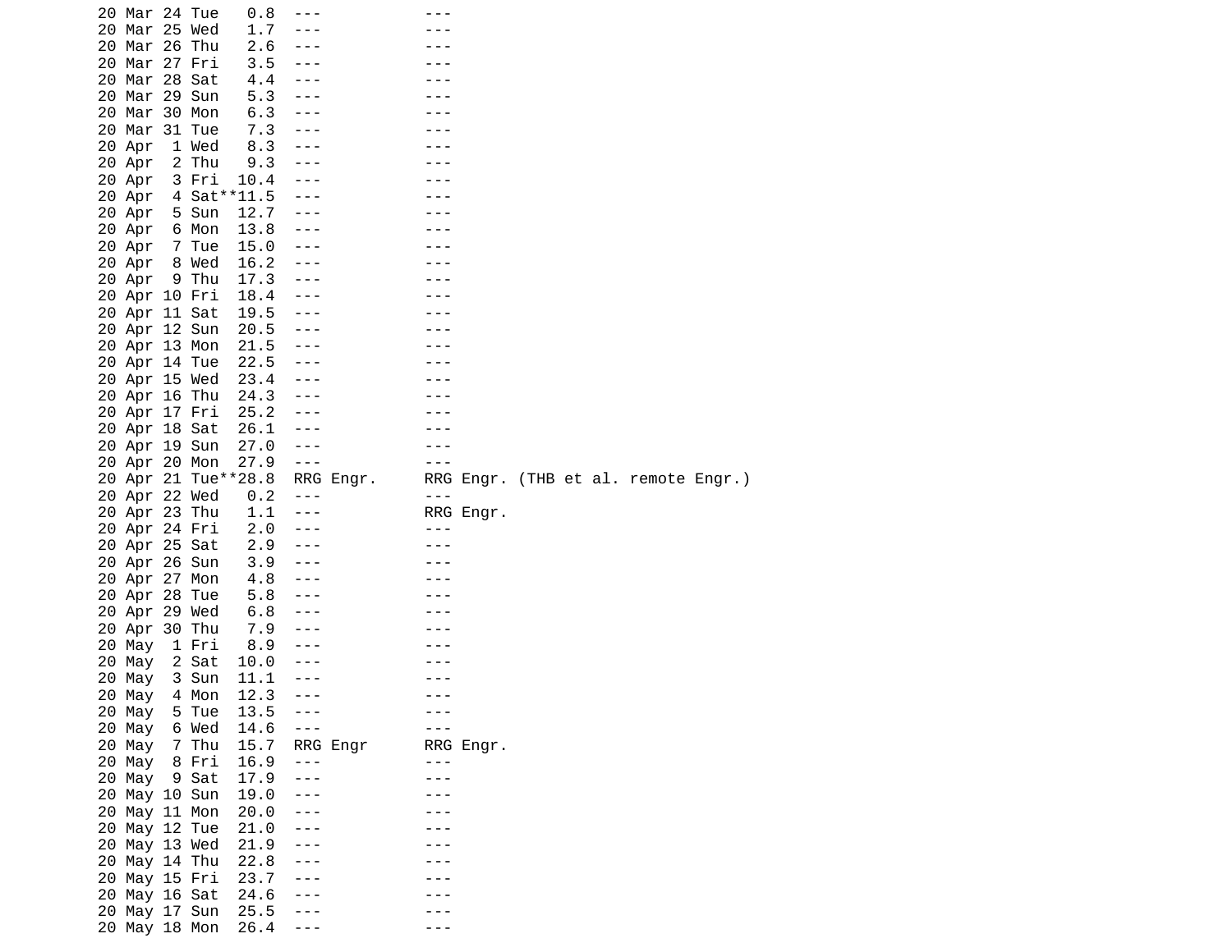```
20 Mar 24 Tue   0.8  ---           ---
20 Mar 25 Wed   1.7  ---           ---
20 Mar 26 Thu   2.6  ---           ---
20 Mar 27 Fri   3.5  ---           ---
20 Mar 28 Sat   4.4  ---           ---
20 Mar 29 Sun   5.3  ---           ---
20 Mar 30 Mon   6.3  ---           ---
20 Mar 31 Tue   7.3  ---           ---
20 Apr  1 Wed   8.3  ---           ---
20 Apr  2 Thu   9.3  ---           ---
20 Apr  3 Fri  10.4  ---           ---
20 Apr  4 Sat**11.5  ---           ---
20 Apr  5 Sun  12.7  ---           ---
20 Apr  6 Mon  13.8  ---           ---
20 Apr  7 Tue  15.0  ---           ---
20 Apr  8 Wed  16.2  ---           ---
20 Apr  9 Thu  17.3  ---           ---
20 Apr 10 Fri  18.4  ---           ---
20 Apr 11 Sat  19.5  ---           ---
20 Apr 12 Sun  20.5  ---           ---
20 Apr 13 Mon  21.5  ---           ---
20 Apr 14 Tue  22.5  ---           ---
20 Apr 15 Wed  23.4  ---           ---
20 Apr 16 Thu  24.3  ---           ---
20 Apr 17 Fri  25.2  ---           ---
20 Apr 18 Sat  26.1  ---           ---
20 Apr 19 Sun  27.0  ---           ---
20 Apr 20 Mon  27.9  ---           ---
20 Apr 21 Tue**28.8  RRG Engr.     RRG Engr. (THB et al. remote Engr.)
20 Apr 22 Wed   0.2  ---           ---
20 Apr 23 Thu   1.1  ---           RRG Engr.
20 Apr 24 Fri   2.0  ---           ---
20 Apr 25 Sat   2.9  ---           ---
20 Apr 26 Sun   3.9  ---           ---
20 Apr 27 Mon   4.8  ---           ---
20 Apr 28 Tue   5.8  ---           ---
20 Apr 29 Wed   6.8  ---           ---
20 Apr 30 Thu   7.9  ---           ---
20 May  1 Fri   8.9  ---           ---
20 May  2 Sat  10.0  ---           ---
20 May  3 Sun  11.1  ---           ---
20 May  4 Mon  12.3  ---           ---
20 May  5 Tue  13.5  ---           ---
20 May  6 Wed  14.6  ---           ---
20 May  7 Thu  15.7  RRG Engr      RRG Engr.
20 May  8 Fri  16.9  ---           ---
20 May  9 Sat  17.9  ---           ---
20 May 10 Sun  19.0  ---           ---
20 May 11 Mon  20.0  ---           ---
20 May 12 Tue  21.0  ---           ---
20 May 13 Wed  21.9  ---           ---
20 May 14 Thu  22.8  ---           ---
20 May 15 Fri  23.7  ---           ---
20 May 16 Sat  24.6  ---           ---
20 May 17 Sun  25.5  ---           ---
20 May 18 Mon  26.4  ---           ---
```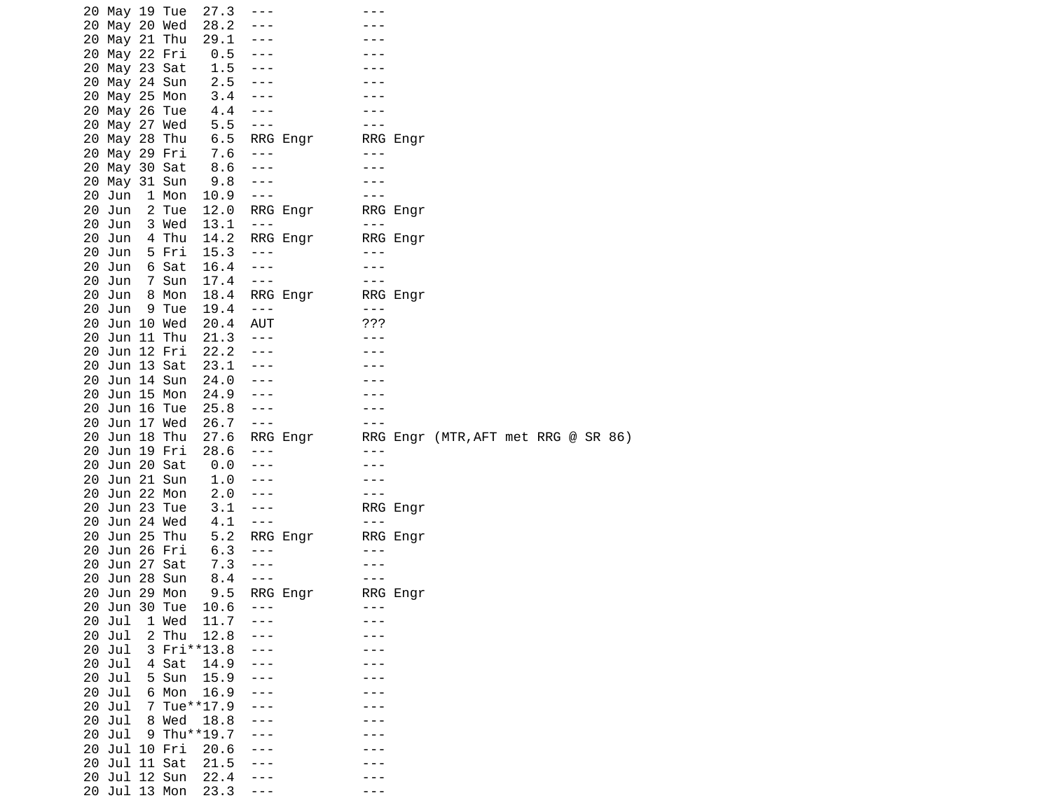```
20 May 19 Tue  27.3  ---           ---
20 May 20 Wed  28.2  ---           ---
20 May 21 Thu  29.1  ---           ---
20 May 22 Fri   0.5  ---           ---
20 May 23 Sat   1.5  ---           ---
20 May 24 Sun   2.5  ---           ---
20 May 25 Mon   3.4  ---           ---
20 May 26 Tue   4.4  ---           ---
20 May 27 Wed   5.5  ---           ---
20 May 28 Thu   6.5  RRG Engr      RRG Engr
20 May 29 Fri   7.6  ---           ---
20 May 30 Sat   8.6  ---           ---
20 May 31 Sun   9.8  ---           ---
20 Jun  1 Mon  10.9  ---           ---
20 Jun  2 Tue  12.0  RRG Engr      RRG Engr
20 Jun  3 Wed  13.1  ---           ---
20 Jun  4 Thu  14.2  RRG Engr      RRG Engr
20 Jun  5 Fri  15.3  ---           ---
20 Jun  6 Sat  16.4  ---           ---
20 Jun  7 Sun  17.4  ---           ---
20 Jun  8 Mon  18.4  RRG Engr      RRG Engr
20 Jun  9 Tue  19.4  ---           ---
20 Jun 10 Wed  20.4  AUT           ???
20 Jun 11 Thu  21.3  ---           ---
20 Jun 12 Fri  22.2  ---           ---
20 Jun 13 Sat  23.1  ---           ---
20 Jun 14 Sun  24.0  ---           ---
20 Jun 15 Mon  24.9  ---           ---
20 Jun 16 Tue  25.8  ---           ---
20 Jun 17 Wed  26.7  ---           ---
20 Jun 18 Thu  27.6  RRG Engr      RRG Engr (MTR,AFT met RRG @ SR 86)
20 Jun 19 Fri  28.6  ---           ---
20 Jun 20 Sat   0.0  ---           ---
20 Jun 21 Sun   1.0  ---           ---
20 Jun 22 Mon   2.0  ---           ---
20 Jun 23 Tue   3.1  ---           RRG Engr
20 Jun 24 Wed   4.1  ---           ---
20 Jun 25 Thu   5.2  RRG Engr      RRG Engr
20 Jun 26 Fri   6.3  ---           ---
20 Jun 27 Sat   7.3  ---           ---
20 Jun 28 Sun   8.4  ---           ---
20 Jun 29 Mon   9.5  RRG Engr      RRG Engr
20 Jun 30 Tue  10.6  ---           ---
20 Jul  1 Wed  11.7  ---           ---
20 Jul  2 Thu  12.8  ---           ---
20 Jul  3 Fri**13.8  ---           ---
20 Jul  4 Sat  14.9  ---           ---
20 Jul  5 Sun  15.9  ---           ---
20 Jul  6 Mon  16.9  ---           ---
20 Jul  7 Tue**17.9  ---           ---
20 Jul  8 Wed  18.8  ---           ---
20 Jul  9 Thu**19.7  ---           ---
20 Jul 10 Fri  20.6  ---           ---
20 Jul 11 Sat  21.5  ---           ---
20 Jul 12 Sun  22.4  ---           ---
20 Jul 13 Mon  23.3  ---           ---
```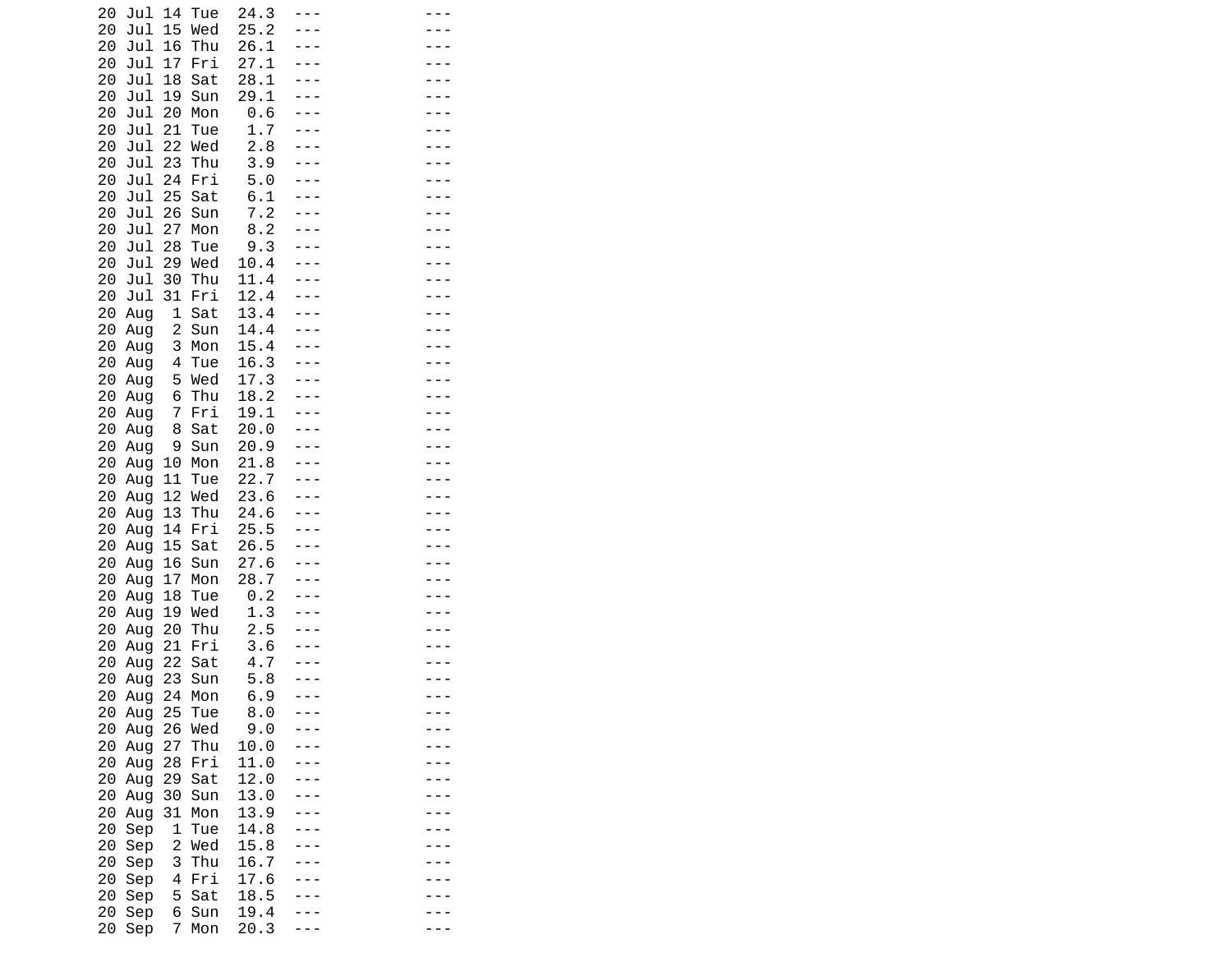```
20 Jul 14 Tue  24.3  ---          ---
20 Jul 15 Wed  25.2  ---          ---
20 Jul 16 Thu  26.1  ---          ---
20 Jul 17 Fri  27.1  ---          ---
20 Jul 18 Sat  28.1  ---          ---
20 Jul 19 Sun  29.1  ---          ---
20 Jul 20 Mon   0.6  ---          ---
20 Jul 21 Tue   1.7  ---          ---
20 Jul 22 Wed   2.8  ---          ---
20 Jul 23 Thu   3.9  ---          ---
20 Jul 24 Fri   5.0  ---          ---
20 Jul 25 Sat   6.1  ---          ---
20 Jul 26 Sun   7.2  ---          ---
20 Jul 27 Mon   8.2  ---          ---
20 Jul 28 Tue   9.3  ---          ---
20 Jul 29 Wed  10.4  ---          ---
20 Jul 30 Thu  11.4  ---          ---
20 Jul 31 Fri  12.4  ---          ---
20 Aug  1 Sat  13.4  ---          ---
20 Aug  2 Sun  14.4  ---          ---
20 Aug  3 Mon  15.4  ---          ---
20 Aug  4 Tue  16.3  ---          ---
20 Aug  5 Wed  17.3  ---          ---
20 Aug  6 Thu  18.2  ---          ---
20 Aug  7 Fri  19.1  ---          ---
20 Aug  8 Sat  20.0  ---          ---
20 Aug  9 Sun  20.9  ---          ---
20 Aug 10 Mon  21.8  ---          ---
20 Aug 11 Tue  22.7  ---          ---
20 Aug 12 Wed  23.6  ---          ---
20 Aug 13 Thu  24.6  ---          ---
20 Aug 14 Fri  25.5  ---          ---
20 Aug 15 Sat  26.5  ---          ---
20 Aug 16 Sun  27.6  ---          ---
20 Aug 17 Mon  28.7  ---          ---
20 Aug 18 Tue   0.2  ---          ---
20 Aug 19 Wed   1.3  ---          ---
20 Aug 20 Thu   2.5  ---          ---
20 Aug 21 Fri   3.6  ---          ---
20 Aug 22 Sat   4.7  ---          ---
20 Aug 23 Sun   5.8  ---          ---
20 Aug 24 Mon   6.9  ---          ---
20 Aug 25 Tue   8.0  ---          ---
20 Aug 26 Wed   9.0  ---          ---
20 Aug 27 Thu  10.0  ---          ---
20 Aug 28 Fri  11.0  ---          ---
20 Aug 29 Sat  12.0  ---          ---
20 Aug 30 Sun  13.0  ---          ---
20 Aug 31 Mon  13.9  ---          ---
20 Sep  1 Tue  14.8  ---          ---
20 Sep  2 Wed  15.8  ---          ---
20 Sep  3 Thu  16.7  ---          ---
20 Sep  4 Fri  17.6  ---          ---
20 Sep  5 Sat  18.5  ---          ---
20 Sep  6 Sun  19.4  ---          ---
20 Sep  7 Mon  20.3  ---          ---
```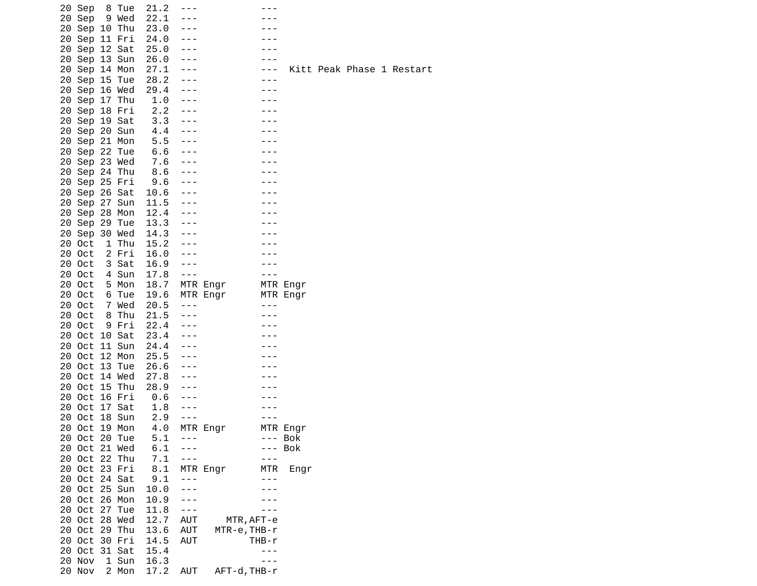```
20 Sep  8 Tue  21.2  ---           ---
20 Sep  9 Wed  22.1  ---           ---
20 Sep 10 Thu  23.0  ---           ---
20 Sep 11 Fri  24.0  ---           ---
20 Sep 12 Sat  25.0  ---           ---
20 Sep 13 Sun  26.0  ---           ---
20 Sep 14 Mon  27.1  ---           ---  Kitt Peak Phase 1 Restart
20 Sep 15 Tue  28.2  ---           ---
20 Sep 16 Wed  29.4  ---           ---
20 Sep 17 Thu   1.0  ---           ---
20 Sep 18 Fri   2.2  ---           ---
20 Sep 19 Sat   3.3  ---           ---
20 Sep 20 Sun   4.4  ---           ---
20 Sep 21 Mon   5.5  ---           ---
20 Sep 22 Tue   6.6  ---           ---
20 Sep 23 Wed   7.6  ---           ---
20 Sep 24 Thu   8.6  ---           ---
20 Sep 25 Fri   9.6  ---           ---
20 Sep 26 Sat  10.6  ---           ---
20 Sep 27 Sun  11.5  ---           ---
20 Sep 28 Mon  12.4  ---           ---
20 Sep 29 Tue  13.3  ---           ---
20 Sep 30 Wed  14.3  ---           ---
20 Oct  1 Thu  15.2  ---           ---
20 Oct  2 Fri  16.0  ---           ---
20 Oct  3 Sat  16.9  ---           ---
20 Oct  4 Sun  17.8  ---           ---
20 Oct  5 Mon  18.7  MTR Engr      MTR Engr
20 Oct  6 Tue  19.6  MTR Engr      MTR Engr
20 Oct  7 Wed  20.5  ---           ---
20 Oct  8 Thu  21.5  ---           ---
20 Oct  9 Fri  22.4  ---           ---
20 Oct 10 Sat  23.4  ---           ---
20 Oct 11 Sun  24.4  ---           ---
20 Oct 12 Mon  25.5  ---           ---
20 Oct 13 Tue  26.6  ---           ---
20 Oct 14 Wed  27.8  ---           ---
20 Oct 15 Thu  28.9  ---           ---
20 Oct 16 Fri   0.6  ---           ---
20 Oct 17 Sat   1.8  ---           ---
20 Oct 18 Sun   2.9  ---           ---
20 Oct 19 Mon   4.0  MTR Engr      MTR Engr
20 Oct 20 Tue   5.1  ---           --- Bok
20 Oct 21 Wed   6.1  ---           --- Bok
20 Oct 22 Thu   7.1  ---           ---
20 Oct 23 Fri   8.1  MTR Engr      MTR  Engr
20 Oct 24 Sat   9.1  ---           ---
20 Oct 25 Sun  10.0  ---           ---
20 Oct 26 Mon  10.9  ---           ---
20 Oct 27 Tue  11.8  ---           ---
20 Oct 28 Wed  12.7  AUT     MTR,AFT-e
20 Oct 29 Thu  13.6  AUT   MTR-e,THB-r
20 Oct 30 Fri  14.5  AUT         THB-r
20 Oct 31 Sat  15.4                ---
20 Nov  1 Sun  16.3                ---
20 Nov  2 Mon  17.2  AUT   AFT-d,THB-r
```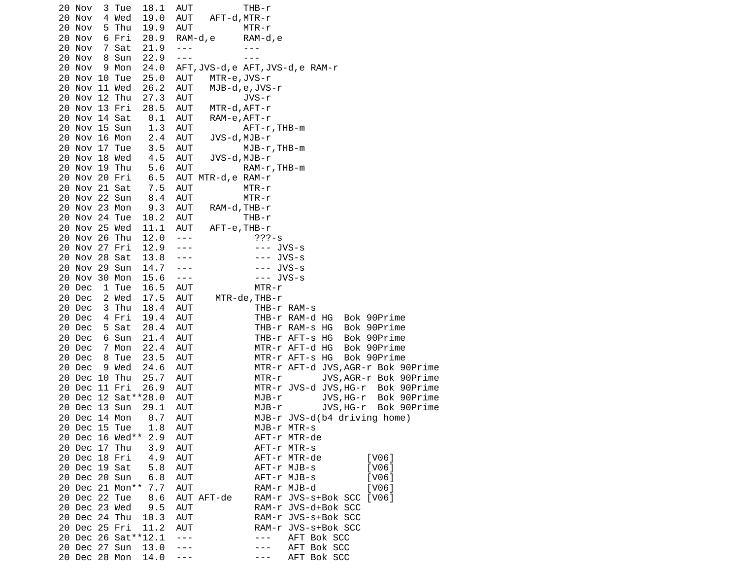```
20 Nov  3 Tue  18.1  AUT         THB-r
20 Nov  4 Wed  19.0  AUT   AFT-d,MTR-r
20 Nov  5 Thu  19.9  AUT         MTR-r
20 Nov  6 Fri  20.9  RAM-d,e     RAM-d,e
20 Nov  7 Sat  21.9  ---         ---
20 Nov  8 Sun  22.9  ---         ---
20 Nov  9 Mon  24.0  AFT,JVS-d,e AFT,JVS-d,e RAM-r
20 Nov 10 Tue  25.0  AUT   MTR-e,JVS-r
20 Nov 11 Wed  26.2  AUT   MJB-d,e,JVS-r
20 Nov 12 Thu  27.3  AUT         JVS-r
20 Nov 13 Fri  28.5  AUT   MTR-d,AFT-r
20 Nov 14 Sat   0.1  AUT   RAM-e,AFT-r
20 Nov 15 Sun   1.3  AUT         AFT-r,THB-m
20 Nov 16 Mon   2.4  AUT   JVS-d,MJB-r
20 Nov 17 Tue   3.5  AUT         MJB-r,THB-m
20 Nov 18 Wed   4.5  AUT   JVS-d,MJB-r
20 Nov 19 Thu   5.6  AUT         RAM-r,THB-m
20 Nov 20 Fri   6.5  AUT MTR-d,e RAM-r
20 Nov 21 Sat   7.5  AUT         MTR-r
20 Nov 22 Sun   8.4  AUT         MTR-r
20 Nov 23 Mon   9.3  AUT   RAM-d,THB-r
20 Nov 24 Tue  10.2  AUT         THB-r
20 Nov 25 Wed  11.1  AUT   AFT-e,THB-r
20 Nov 26 Thu  12.0  ---            ???-s
20 Nov 27 Fri  12.9  ---            --- JVS-s
20 Nov 28 Sat  13.8  ---            --- JVS-s
20 Nov 29 Sun  14.7  ---            --- JVS-s
20 Nov 30 Mon  15.6  ---            --- JVS-s
20 Dec  1 Tue  16.5  AUT            MTR-r
20 Dec  2 Wed  17.5  AUT    MTR-de,THB-r
20 Dec  3 Thu  18.4  AUT            THB-r RAM-s
20 Dec  4 Fri  19.4  AUT            THB-r RAM-d HG  Bok 90Prime
20 Dec  5 Sat  20.4  AUT            THB-r RAM-s HG  Bok 90Prime
20 Dec  6 Sun  21.4  AUT            THB-r AFT-s HG  Bok 90Prime
20 Dec  7 Mon  22.4  AUT            MTR-r AFT-d HG  Bok 90Prime
20 Dec  8 Tue  23.5  AUT            MTR-r AFT-s HG  Bok 90Prime
20 Dec  9 Wed  24.6  AUT            MTR-r AFT-d JVS,AGR-r Bok 90Prime
20 Dec 10 Thu  25.7  AUT            MTR-r       JVS,AGR-r Bok 90Prime
20 Dec 11 Fri  26.9  AUT            MTR-r JVS-d JVS,HG-r  Bok 90Prime
20 Dec 12 Sat**28.0  AUT            MJB-r       JVS,HG-r  Bok 90Prime
20 Dec 13 Sun  29.1  AUT            MJB-r       JVS,HG-r  Bok 90Prime
20 Dec 14 Mon   0.7  AUT            MJB-r JVS-d(b4 driving home)
20 Dec 15 Tue   1.8  AUT            MJB-r MTR-s
20 Dec 16 Wed** 2.9  AUT            AFT-r MTR-de
20 Dec 17 Thu   3.9  AUT            AFT-r MTR-s
20 Dec 18 Fri   4.9  AUT            AFT-r MTR-de        [V06]
20 Dec 19 Sat   5.8  AUT            AFT-r MJB-s         [V06]
20 Dec 20 Sun   6.8  AUT            AFT-r MJB-s         [V06]
20 Dec 21 Mon** 7.7  AUT            RAM-r MJB-d         [V06]
20 Dec 22 Tue   8.6  AUT AFT-de     RAM-r JVS-s+Bok SCC [V06]
20 Dec 23 Wed   9.5  AUT            RAM-r JVS-d+Bok SCC
20 Dec 24 Thu  10.3  AUT            RAM-r JVS-s+Bok SCC
20 Dec 25 Fri  11.2  AUT            RAM-r JVS-s+Bok SCC
20 Dec 26 Sat**12.1  ---            ---   AFT Bok SCC
20 Dec 27 Sun  13.0  ---            ---   AFT Bok SCC
20 Dec 28 Mon  14.0  ---            ---   AFT Bok SCC
```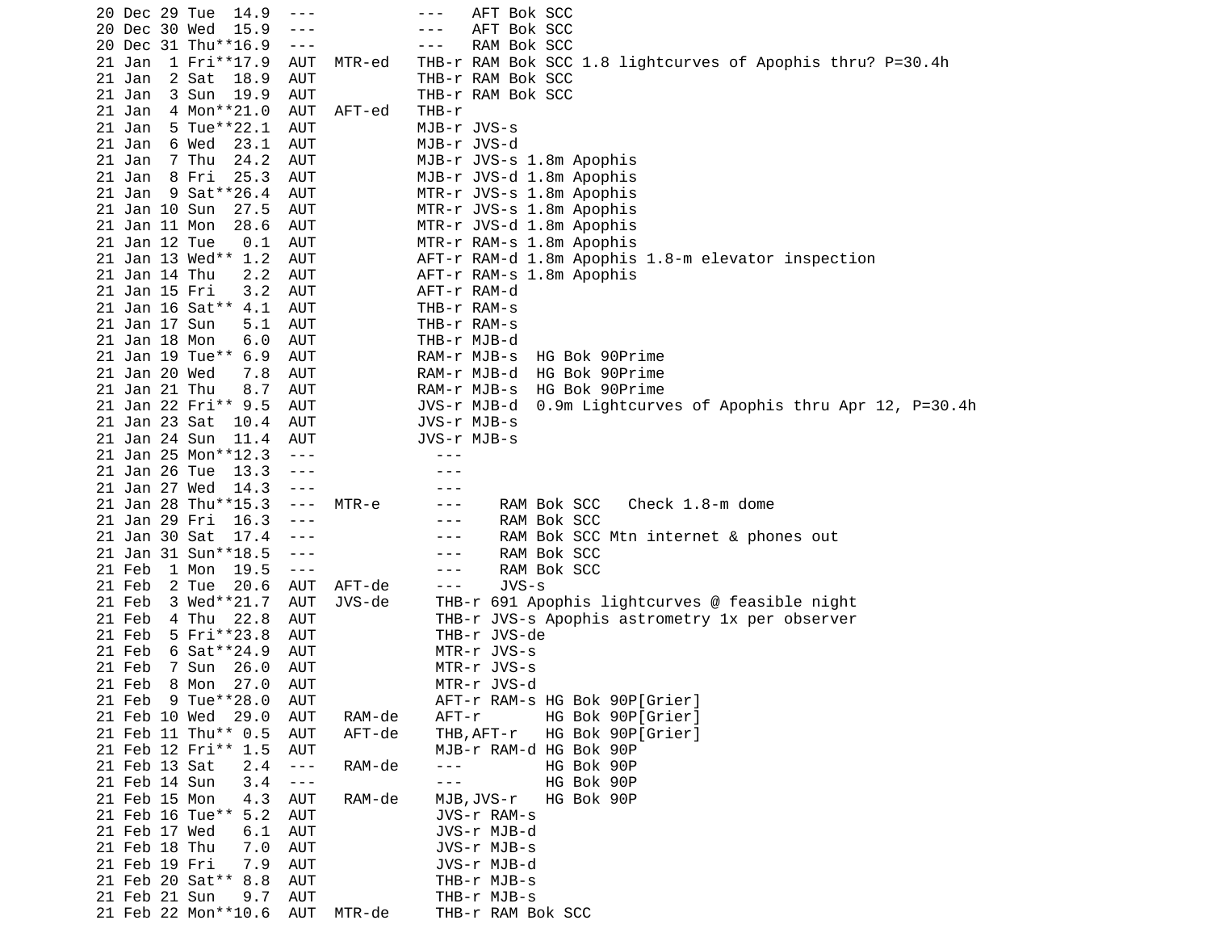```
20 Dec 29 Tue  14.9  ---           ---   AFT Bok SCC
20 Dec 30 Wed  15.9  ---           ---   AFT Bok SCC
20 Dec 31 Thu**16.9  ---           ---   RAM Bok SCC
21 Jan  1 Fri**17.9  AUT  MTR-ed   THB-r RAM Bok SCC 1.8 lightcurves of Apophis thru? P=30.4h
21 Jan  2 Sat  18.9  AUT           THB-r RAM Bok SCC
21 Jan  3 Sun  19.9  AUT           THB-r RAM Bok SCC
21 Jan  4 Mon**21.0  AUT  AFT-ed   THB-r
21 Jan  5 Tue**22.1  AUT           MJB-r JVS-s
21 Jan  6 Wed  23.1  AUT           MJB-r JVS-d
21 Jan  7 Thu  24.2  AUT           MJB-r JVS-s 1.8m Apophis
21 Jan  8 Fri  25.3  AUT           MJB-r JVS-d 1.8m Apophis
21 Jan  9 Sat**26.4  AUT           MTR-r JVS-s 1.8m Apophis
21 Jan 10 Sun  27.5  AUT           MTR-r JVS-s 1.8m Apophis
21 Jan 11 Mon  28.6  AUT           MTR-r JVS-d 1.8m Apophis
21 Jan 12 Tue   0.1  AUT           MTR-r RAM-s 1.8m Apophis
21 Jan 13 Wed** 1.2  AUT           AFT-r RAM-d 1.8m Apophis 1.8-m elevator inspection
21 Jan 14 Thu   2.2  AUT           AFT-r RAM-s 1.8m Apophis
21 Jan 15 Fri   3.2  AUT           AFT-r RAM-d
21 Jan 16 Sat** 4.1  AUT           THB-r RAM-s
21 Jan 17 Sun   5.1  AUT           THB-r RAM-s
21 Jan 18 Mon   6.0  AUT           THB-r MJB-d
21 Jan 19 Tue** 6.9  AUT           RAM-r MJB-s  HG Bok 90Prime
21 Jan 20 Wed   7.8  AUT           RAM-r MJB-d  HG Bok 90Prime
21 Jan 21 Thu   8.7  AUT           RAM-r MJB-s  HG Bok 90Prime
21 Jan 22 Fri** 9.5  AUT           JVS-r MJB-d  0.9m Lightcurves of Apophis thru Apr 12, P=30.4h
21 Jan 23 Sat  10.4  AUT           JVS-r MJB-s
21 Jan 24 Sun  11.4  AUT           JVS-r MJB-s
21 Jan 25 Mon**12.3  ---             ---
21 Jan 26 Tue  13.3  ---             ---
21 Jan 27 Wed  14.3  ---             ---
21 Jan 28 Thu**15.3  ---  MTR-e      ---    RAM Bok SCC   Check 1.8-m dome
21 Jan 29 Fri  16.3  ---             ---    RAM Bok SCC
21 Jan 30 Sat  17.4  ---             ---    RAM Bok SCC Mtn internet & phones out
21 Jan 31 Sun**18.5  ---             ---    RAM Bok SCC
21 Feb  1 Mon  19.5  ---             ---    RAM Bok SCC
21 Feb  2 Tue  20.6  AUT  AFT-de     ---    JVS-s
21 Feb  3 Wed**21.7  AUT  JVS-de     THB-r 691 Apophis lightcurves @ feasible night
21 Feb  4 Thu  22.8  AUT             THB-r JVS-s Apophis astrometry 1x per observer
21 Feb  5 Fri**23.8  AUT             THB-r JVS-de
21 Feb  6 Sat**24.9  AUT             MTR-r JVS-s
21 Feb  7 Sun  26.0  AUT             MTR-r JVS-s
21 Feb  8 Mon  27.0  AUT             MTR-r JVS-d
21 Feb  9 Tue**28.0  AUT             AFT-r RAM-s HG Bok 90P[Grier]
21 Feb 10 Wed  29.0  AUT   RAM-de    AFT-r       HG Bok 90P[Grier]
21 Feb 11 Thu** 0.5  AUT   AFT-de    THB,AFT-r   HG Bok 90P[Grier]
21 Feb 12 Fri** 1.5  AUT             MJB-r RAM-d HG Bok 90P
21 Feb 13 Sat   2.4  ---   RAM-de    ---         HG Bok 90P
21 Feb 14 Sun   3.4  ---             ---         HG Bok 90P
21 Feb 15 Mon   4.3  AUT   RAM-de    MJB,JVS-r   HG Bok 90P
21 Feb 16 Tue** 5.2  AUT             JVS-r RAM-s
21 Feb 17 Wed   6.1  AUT             JVS-r MJB-d
21 Feb 18 Thu   7.0  AUT             JVS-r MJB-s
21 Feb 19 Fri   7.9  AUT             JVS-r MJB-d
21 Feb 20 Sat** 8.8  AUT             THB-r MJB-s
21 Feb 21 Sun   9.7  AUT             THB-r MJB-s
21 Feb 22 Mon**10.6  AUT  MTR-de     THB-r RAM Bok SCC
```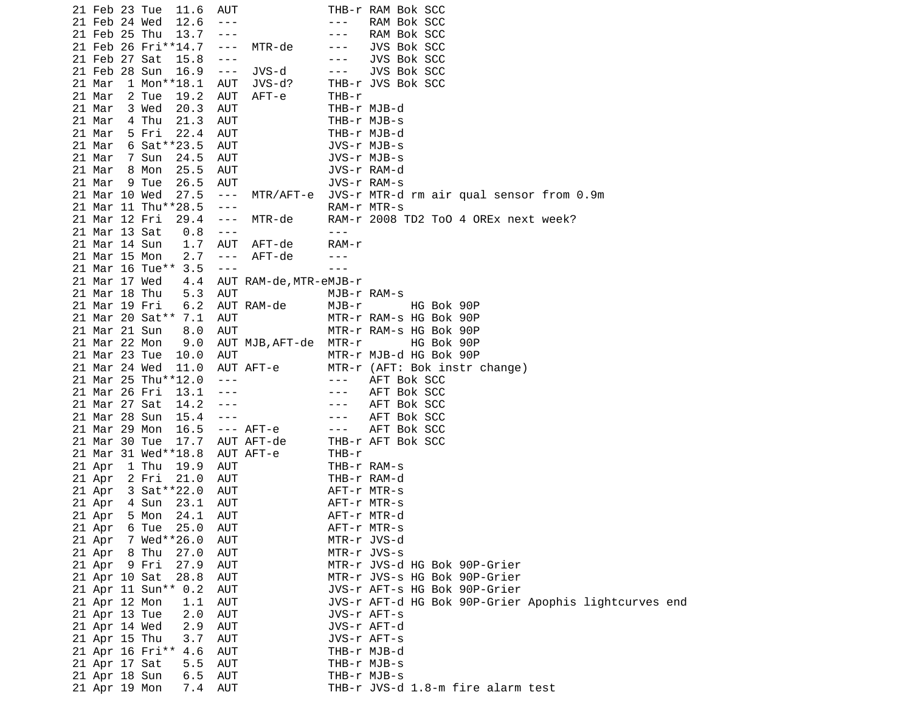```
21 Feb 23 Tue  11.6  AUT             THB-r RAM Bok SCC
21 Feb 24 Wed  12.6  ---             ---   RAM Bok SCC
21 Feb 25 Thu  13.7  ---             ---   RAM Bok SCC
21 Feb 26 Fri**14.7  ---  MTR-de     ---   JVS Bok SCC
21 Feb 27 Sat  15.8  ---             ---   JVS Bok SCC
21 Feb 28 Sun  16.9  ---  JVS-d      ---   JVS Bok SCC
21 Mar  1 Mon**18.1  AUT  JVS-d?     THB-r JVS Bok SCC
21 Mar  2 Tue  19.2  AUT  AFT-e      THB-r
21 Mar  3 Wed  20.3  AUT             THB-r MJB-d
21 Mar  4 Thu  21.3  AUT             THB-r MJB-s
21 Mar  5 Fri  22.4  AUT             THB-r MJB-d
21 Mar  6 Sat**23.5  AUT             JVS-r MJB-s
21 Mar  7 Sun  24.5  AUT             JVS-r MJB-s
21 Mar  8 Mon  25.5  AUT             JVS-r RAM-d
21 Mar  9 Tue  26.5  AUT             JVS-r RAM-s
21 Mar 10 Wed  27.5  ---  MTR/AFT-e  JVS-r MTR-d rm air qual sensor from 0.9m
21 Mar 11 Thu**28.5  ---             RAM-r MTR-s
21 Mar 12 Fri  29.4  ---  MTR-de     RAM-r 2008 TD2 ToO 4 OREx next week?
21 Mar 13 Sat   0.8  ---             ---
21 Mar 14 Sun   1.7  AUT  AFT-de     RAM-r
21 Mar 15 Mon   2.7  ---  AFT-de     ---
21 Mar 16 Tue** 3.5  ---             ---
21 Mar 17 Wed   4.4  AUT RAM-de,MTR-eMJB-r
21 Mar 18 Thu   5.3  AUT             MJB-r RAM-s
21 Mar 19 Fri   6.2  AUT RAM-de      MJB-r       HG Bok 90P
21 Mar 20 Sat** 7.1  AUT             MTR-r RAM-s HG Bok 90P
21 Mar 21 Sun   8.0  AUT             MTR-r RAM-s HG Bok 90P
21 Mar 22 Mon   9.0  AUT MJB,AFT-de  MTR-r       HG Bok 90P
21 Mar 23 Tue  10.0  AUT             MTR-r MJB-d HG Bok 90P
21 Mar 24 Wed  11.0  AUT AFT-e       MTR-r (AFT: Bok instr change)
21 Mar 25 Thu**12.0  ---             ---   AFT Bok SCC
21 Mar 26 Fri  13.1  ---             ---   AFT Bok SCC
21 Mar 27 Sat  14.2  ---             ---   AFT Bok SCC
21 Mar 28 Sun  15.4  ---             ---   AFT Bok SCC
21 Mar 29 Mon  16.5  --- AFT-e       ---   AFT Bok SCC
21 Mar 30 Tue  17.7  AUT AFT-de      THB-r AFT Bok SCC
21 Mar 31 Wed**18.8  AUT AFT-e       THB-r
21 Apr  1 Thu  19.9  AUT             THB-r RAM-s
21 Apr  2 Fri  21.0  AUT             THB-r RAM-d
21 Apr  3 Sat**22.0  AUT             AFT-r MTR-s
21 Apr  4 Sun  23.1  AUT             AFT-r MTR-s
21 Apr  5 Mon  24.1  AUT             AFT-r MTR-d
21 Apr  6 Tue  25.0  AUT             AFT-r MTR-s
21 Apr  7 Wed**26.0  AUT             MTR-r JVS-d
21 Apr  8 Thu  27.0  AUT             MTR-r JVS-s
21 Apr  9 Fri  27.9  AUT             MTR-r JVS-d HG Bok 90P-Grier
21 Apr 10 Sat  28.8  AUT             MTR-r JVS-s HG Bok 90P-Grier
21 Apr 11 Sun** 0.2  AUT             JVS-r AFT-s HG Bok 90P-Grier
21 Apr 12 Mon   1.1  AUT             JVS-r AFT-d HG Bok 90P-Grier Apophis lightcurves end
21 Apr 13 Tue   2.0  AUT             JVS-r AFT-s
21 Apr 14 Wed   2.9  AUT             JVS-r AFT-d
21 Apr 15 Thu   3.7  AUT             JVS-r AFT-s
21 Apr 16 Fri** 4.6  AUT             THB-r MJB-d
21 Apr 17 Sat   5.5  AUT             THB-r MJB-s
21 Apr 18 Sun   6.5  AUT             THB-r MJB-s
21 Apr 19 Mon   7.4  AUT             THB-r JVS-d 1.8-m fire alarm test
```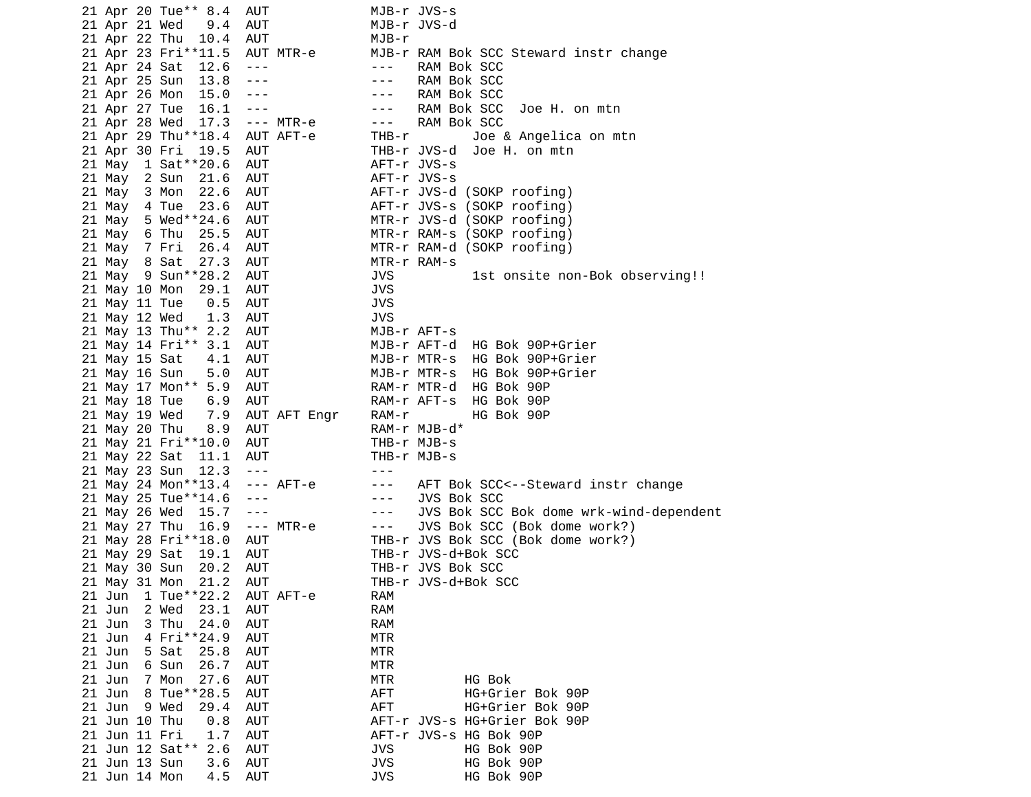```
21 Apr 20 Tue** 8.4  AUT              MJB-r JVS-s
21 Apr 21 Wed   9.4  AUT              MJB-r JVS-d
21 Apr 22 Thu  10.4  AUT              MJB-r
21 Apr 23 Fri**11.5  AUT MTR-e        MJB-r RAM Bok SCC Steward instr change
21 Apr 24 Sat  12.6  ---              ---   RAM Bok SCC
21 Apr 25 Sun  13.8  ---              ---   RAM Bok SCC
21 Apr 26 Mon  15.0  ---              ---   RAM Bok SCC
21 Apr 27 Tue  16.1  ---              ---   RAM Bok SCC  Joe H. on mtn
21 Apr 28 Wed  17.3  --- MTR-e        ---   RAM Bok SCC
21 Apr 29 Thu**18.4  AUT AFT-e        THB-r        Joe & Angelica on mtn
21 Apr 30 Fri  19.5  AUT              THB-r JVS-d  Joe H. on mtn
21 May  1 Sat**20.6  AUT              AFT-r JVS-s
21 May  2 Sun  21.6  AUT              AFT-r JVS-s
21 May  3 Mon  22.6  AUT              AFT-r JVS-d (SOKP roofing)
21 May  4 Tue  23.6  AUT              AFT-r JVS-s (SOKP roofing)
21 May  5 Wed**24.6  AUT              MTR-r JVS-d (SOKP roofing)
21 May  6 Thu  25.5  AUT              MTR-r RAM-s (SOKP roofing)
21 May  7 Fri  26.4  AUT              MTR-r RAM-d (SOKP roofing)
21 May  8 Sat  27.3  AUT              MTR-r RAM-s
21 May  9 Sun**28.2  AUT              JVS          1st onsite non-Bok observing!!
21 May 10 Mon  29.1  AUT              JVS
21 May 11 Tue   0.5  AUT              JVS
21 May 12 Wed   1.3  AUT              JVS
21 May 13 Thu** 2.2  AUT              MJB-r AFT-s
21 May 14 Fri** 3.1  AUT              MJB-r AFT-d  HG Bok 90P+Grier
21 May 15 Sat   4.1  AUT              MJB-r MTR-s  HG Bok 90P+Grier
21 May 16 Sun   5.0  AUT              MJB-r MTR-s  HG Bok 90P+Grier
21 May 17 Mon** 5.9  AUT              RAM-r MTR-d  HG Bok 90P
21 May 18 Tue   6.9  AUT              RAM-r AFT-s  HG Bok 90P
21 May 19 Wed   7.9  AUT AFT Engr     RAM-r        HG Bok 90P
21 May 20 Thu   8.9  AUT              RAM-r MJB-d*
21 May 21 Fri**10.0  AUT              THB-r MJB-s
21 May 22 Sat  11.1  AUT              THB-r MJB-s
21 May 23 Sun  12.3  ---              ---
21 May 24 Mon**13.4  --- AFT-e        ---   AFT Bok SCC<--Steward instr change
21 May 25 Tue**14.6  ---              ---   JVS Bok SCC
21 May 26 Wed  15.7  ---              ---   JVS Bok SCC Bok dome wrk-wind-dependent
21 May 27 Thu  16.9  --- MTR-e        ---   JVS Bok SCC (Bok dome work?)
21 May 28 Fri**18.0  AUT              THB-r JVS Bok SCC (Bok dome work?)
21 May 29 Sat  19.1  AUT              THB-r JVS-d+Bok SCC
21 May 30 Sun  20.2  AUT              THB-r JVS Bok SCC
21 May 31 Mon  21.2  AUT              THB-r JVS-d+Bok SCC
21 Jun  1 Tue**22.2  AUT AFT-e        RAM
21 Jun  2 Wed  23.1  AUT              RAM
21 Jun  3 Thu  24.0  AUT              RAM
21 Jun  4 Fri**24.9  AUT              MTR
21 Jun  5 Sat  25.8  AUT              MTR
21 Jun  6 Sun  26.7  AUT              MTR
21 Jun  7 Mon  27.6  AUT              MTR         HG Bok
21 Jun  8 Tue**28.5  AUT              AFT         HG+Grier Bok 90P
21 Jun  9 Wed  29.4  AUT              AFT         HG+Grier Bok 90P
21 Jun 10 Thu   0.8  AUT              AFT-r JVS-s HG+Grier Bok 90P
21 Jun 11 Fri   1.7  AUT              AFT-r JVS-s HG Bok 90P
21 Jun 12 Sat** 2.6  AUT              JVS         HG Bok 90P
21 Jun 13 Sun   3.6  AUT              JVS         HG Bok 90P
21 Jun 14 Mon   4.5  AUT              JVS         HG Bok 90P
```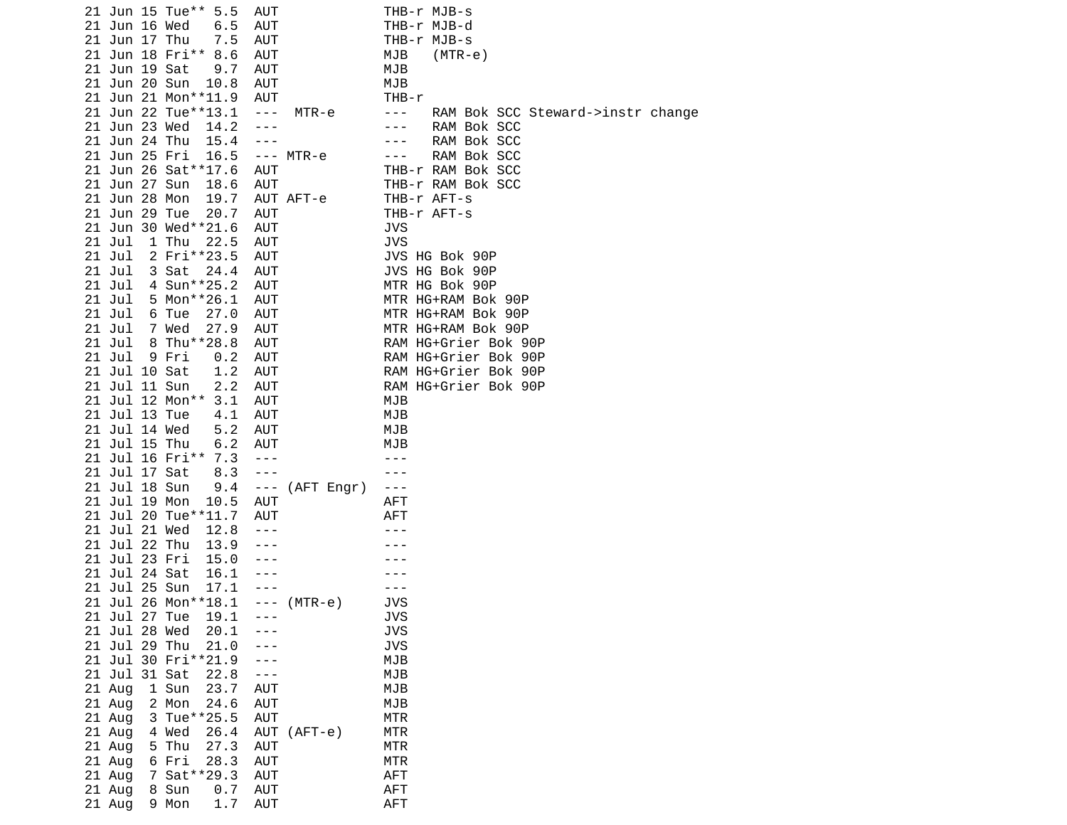```
21 Jun 15 Tue** 5.5  AUT             THB-r MJB-s
21 Jun 16 Wed   6.5  AUT             THB-r MJB-d
21 Jun 17 Thu   7.5  AUT             THB-r MJB-s
21 Jun 18 Fri** 8.6  AUT             MJB   (MTR-e)
21 Jun 19 Sat   9.7  AUT             MJB
21 Jun 20 Sun  10.8  AUT             MJB
21 Jun 21 Mon**11.9  AUT             THB-r
21 Jun 22 Tue**13.1  ---  MTR-e      ---   RAM Bok SCC Steward->instr change
21 Jun 23 Wed  14.2  ---             ---   RAM Bok SCC
21 Jun 24 Thu  15.4  ---             ---   RAM Bok SCC
21 Jun 25 Fri  16.5  --- MTR-e       ---   RAM Bok SCC
21 Jun 26 Sat**17.6  AUT             THB-r RAM Bok SCC
21 Jun 27 Sun  18.6  AUT             THB-r RAM Bok SCC
21 Jun 28 Mon  19.7  AUT AFT-e       THB-r AFT-s
21 Jun 29 Tue  20.7  AUT             THB-r AFT-s
21 Jun 30 Wed**21.6  AUT             JVS
21 Jul  1 Thu  22.5  AUT             JVS
21 Jul  2 Fri**23.5  AUT             JVS HG Bok 90P
21 Jul  3 Sat  24.4  AUT             JVS HG Bok 90P
21 Jul  4 Sun**25.2  AUT             MTR HG Bok 90P
21 Jul  5 Mon**26.1  AUT             MTR HG+RAM Bok 90P
21 Jul  6 Tue  27.0  AUT             MTR HG+RAM Bok 90P
21 Jul  7 Wed  27.9  AUT             MTR HG+RAM Bok 90P
21 Jul  8 Thu**28.8  AUT             RAM HG+Grier Bok 90P
21 Jul  9 Fri   0.2  AUT             RAM HG+Grier Bok 90P
21 Jul 10 Sat   1.2  AUT             RAM HG+Grier Bok 90P
21 Jul 11 Sun   2.2  AUT             RAM HG+Grier Bok 90P
21 Jul 12 Mon** 3.1  AUT             MJB
21 Jul 13 Tue   4.1  AUT             MJB
21 Jul 14 Wed   5.2  AUT             MJB
21 Jul 15 Thu   6.2  AUT             MJB
21 Jul 16 Fri** 7.3  ---             ---
21 Jul 17 Sat   8.3  ---             ---
21 Jul 18 Sun   9.4  --- (AFT Engr)  ---
21 Jul 19 Mon  10.5  AUT             AFT
21 Jul 20 Tue**11.7  AUT             AFT
21 Jul 21 Wed  12.8  ---             ---
21 Jul 22 Thu  13.9  ---             ---
21 Jul 23 Fri  15.0  ---             ---
21 Jul 24 Sat  16.1  ---             ---
21 Jul 25 Sun  17.1  ---             ---
21 Jul 26 Mon**18.1  --- (MTR-e)     JVS
21 Jul 27 Tue  19.1  ---             JVS
21 Jul 28 Wed  20.1  ---             JVS
21 Jul 29 Thu  21.0  ---             JVS
21 Jul 30 Fri**21.9  ---             MJB
21 Jul 31 Sat  22.8  ---             MJB
21 Aug  1 Sun  23.7  AUT             MJB
21 Aug  2 Mon  24.6  AUT             MJB
21 Aug  3 Tue**25.5  AUT             MTR
21 Aug  4 Wed  26.4  AUT (AFT-e)     MTR
21 Aug  5 Thu  27.3  AUT             MTR
21 Aug  6 Fri  28.3  AUT             MTR
21 Aug  7 Sat**29.3  AUT             AFT
21 Aug  8 Sun   0.7  AUT             AFT
21 Aug  9 Mon   1.7  AUT             AFT
```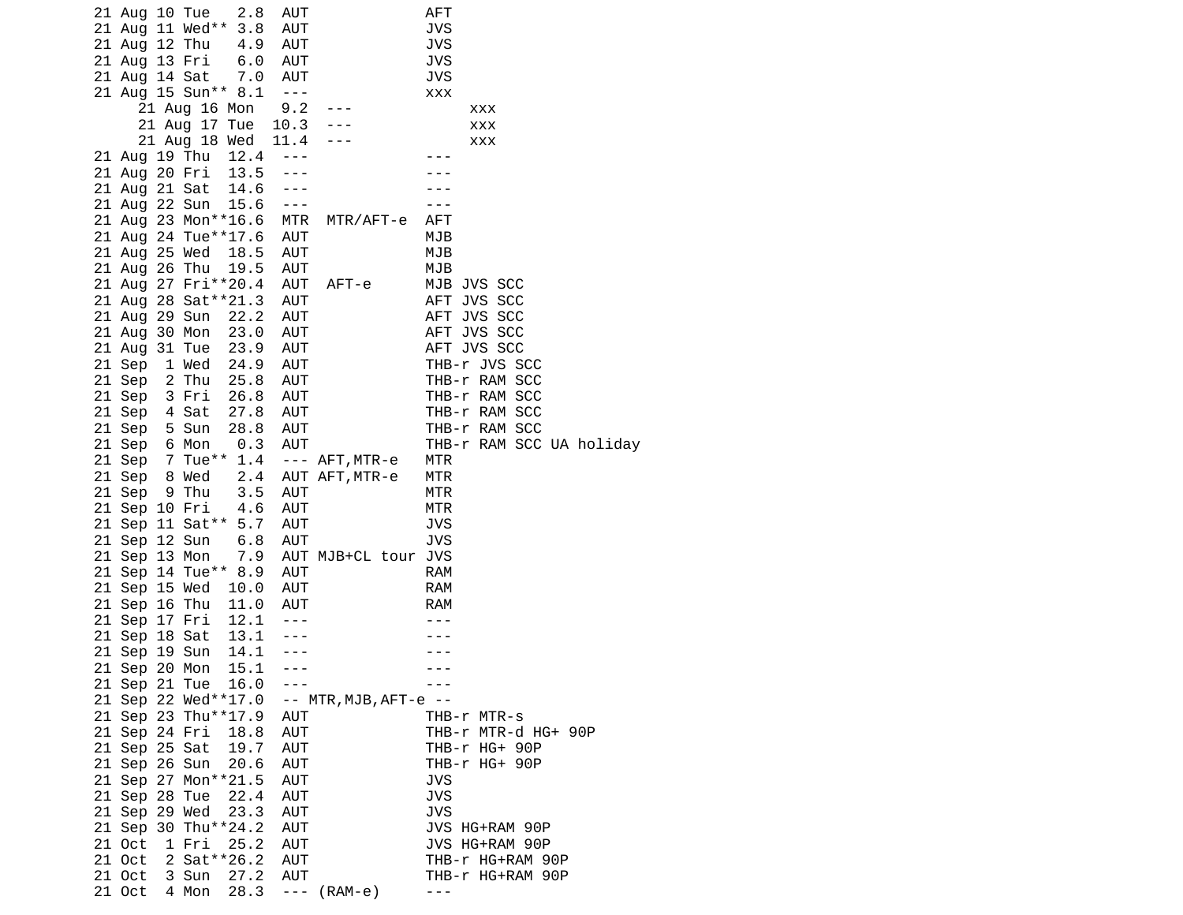```
21 Aug 10 Tue   2.8  AUT             AFT
21 Aug 11 Wed** 3.8  AUT             JVS
21 Aug 12 Thu   4.9  AUT             JVS
21 Aug 13 Fri   6.0  AUT             JVS
21 Aug 14 Sat   7.0  AUT             JVS
21 Aug 15 Sun** 8.1  ---             xxx
     21 Aug 16 Mon   9.2  ---             xxx
     21 Aug 17 Tue  10.3  ---             xxx
     21 Aug 18 Wed  11.4  ---             xxx
21 Aug 19 Thu  12.4  ---             ---
21 Aug 20 Fri  13.5  ---             ---
21 Aug 21 Sat  14.6  ---             ---
21 Aug 22 Sun  15.6  ---             ---
21 Aug 23 Mon**16.6  MTR  MTR/AFT-e  AFT
21 Aug 24 Tue**17.6  AUT             MJB
21 Aug 25 Wed  18.5  AUT             MJB
21 Aug 26 Thu  19.5  AUT             MJB
21 Aug 27 Fri**20.4  AUT  AFT-e      MJB JVS SCC
21 Aug 28 Sat**21.3  AUT             AFT JVS SCC
21 Aug 29 Sun  22.2  AUT             AFT JVS SCC
21 Aug 30 Mon  23.0  AUT             AFT JVS SCC
21 Aug 31 Tue  23.9  AUT             AFT JVS SCC
21 Sep  1 Wed  24.9  AUT             THB-r JVS SCC
21 Sep  2 Thu  25.8  AUT             THB-r RAM SCC
21 Sep  3 Fri  26.8  AUT             THB-r RAM SCC
21 Sep  4 Sat  27.8  AUT             THB-r RAM SCC
21 Sep  5 Sun  28.8  AUT             THB-r RAM SCC
21 Sep  6 Mon   0.3  AUT             THB-r RAM SCC UA holiday
21 Sep  7 Tue** 1.4  --- AFT,MTR-e   MTR
21 Sep  8 Wed   2.4  AUT AFT,MTR-e   MTR
21 Sep  9 Thu   3.5  AUT             MTR
21 Sep 10 Fri   4.6  AUT             MTR
21 Sep 11 Sat** 5.7  AUT             JVS
21 Sep 12 Sun   6.8  AUT             JVS
21 Sep 13 Mon   7.9  AUT MJB+CL tour JVS
21 Sep 14 Tue** 8.9  AUT             RAM
21 Sep 15 Wed  10.0  AUT             RAM
21 Sep 16 Thu  11.0  AUT             RAM
21 Sep 17 Fri  12.1  ---             ---
21 Sep 18 Sat  13.1  ---             ---
21 Sep 19 Sun  14.1  ---             ---
21 Sep 20 Mon  15.1  ---             ---
21 Sep 21 Tue  16.0  ---             ---
21 Sep 22 Wed**17.0  -- MTR,MJB,AFT-e --
21 Sep 23 Thu**17.9  AUT             THB-r MTR-s
21 Sep 24 Fri  18.8  AUT             THB-r MTR-d HG+ 90P
21 Sep 25 Sat  19.7  AUT             THB-r HG+ 90P
21 Sep 26 Sun  20.6  AUT             THB-r HG+ 90P
21 Sep 27 Mon**21.5  AUT             JVS
21 Sep 28 Tue  22.4  AUT             JVS
21 Sep 29 Wed  23.3  AUT             JVS
21 Sep 30 Thu**24.2  AUT             JVS HG+RAM 90P
21 Oct  1 Fri  25.2  AUT             JVS HG+RAM 90P
21 Oct  2 Sat**26.2  AUT             THB-r HG+RAM 90P
21 Oct  3 Sun  27.2  AUT             THB-r HG+RAM 90P
21 Oct  4 Mon  28.3  --- (RAM-e)     ---
```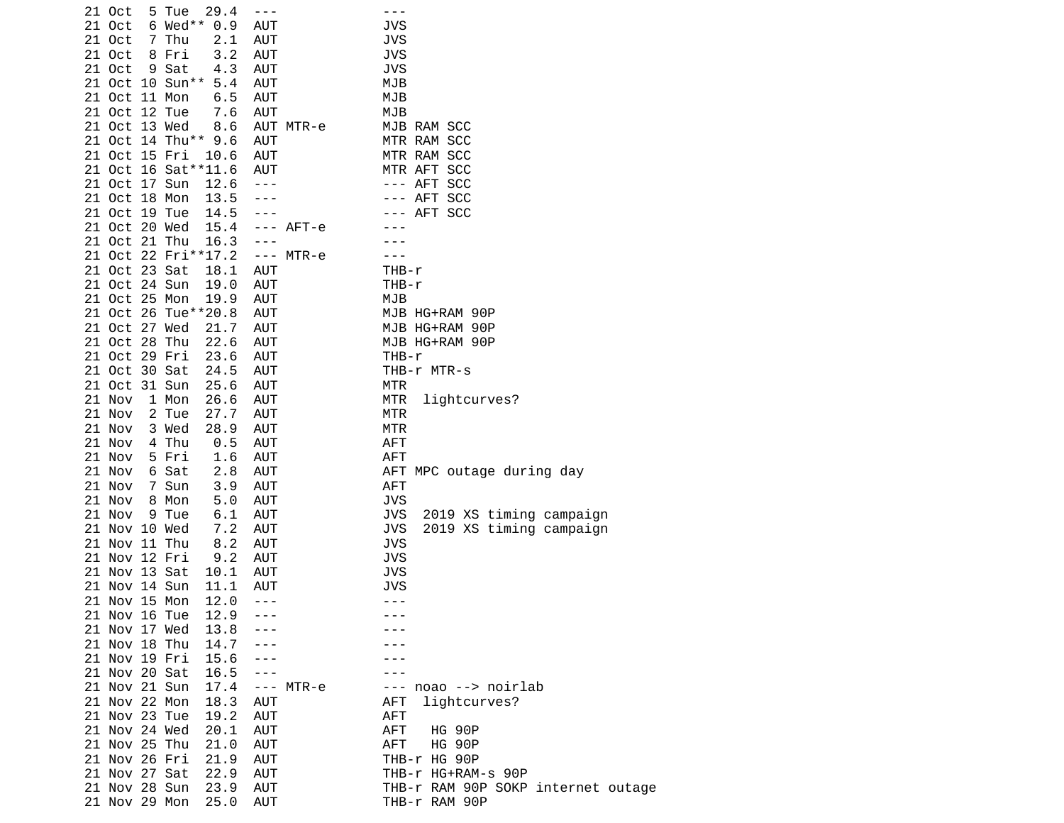```
21 Oct  5 Tue  29.4  ---             ---
21 Oct  6 Wed** 0.9  AUT             JVS
21 Oct  7 Thu   2.1  AUT             JVS
21 Oct  8 Fri   3.2  AUT             JVS
21 Oct  9 Sat   4.3  AUT             JVS
21 Oct 10 Sun** 5.4  AUT             MJB
21 Oct 11 Mon   6.5  AUT             MJB
21 Oct 12 Tue   7.6  AUT             MJB
21 Oct 13 Wed   8.6  AUT MTR-e       MJB RAM SCC
21 Oct 14 Thu** 9.6  AUT             MTR RAM SCC
21 Oct 15 Fri  10.6  AUT             MTR RAM SCC
21 Oct 16 Sat**11.6  AUT             MTR AFT SCC
21 Oct 17 Sun  12.6  ---             --- AFT SCC
21 Oct 18 Mon  13.5  ---             --- AFT SCC
21 Oct 19 Tue  14.5  ---             --- AFT SCC
21 Oct 20 Wed  15.4  --- AFT-e       ---
21 Oct 21 Thu  16.3  ---             ---
21 Oct 22 Fri**17.2  --- MTR-e       ---
21 Oct 23 Sat  18.1  AUT             THB-r
21 Oct 24 Sun  19.0  AUT             THB-r
21 Oct 25 Mon  19.9  AUT             MJB
21 Oct 26 Tue**20.8  AUT             MJB HG+RAM 90P
21 Oct 27 Wed  21.7  AUT             MJB HG+RAM 90P
21 Oct 28 Thu  22.6  AUT             MJB HG+RAM 90P
21 Oct 29 Fri  23.6  AUT             THB-r
21 Oct 30 Sat  24.5  AUT             THB-r MTR-s
21 Oct 31 Sun  25.6  AUT             MTR
21 Nov  1 Mon  26.6  AUT             MTR  lightcurves?
21 Nov  2 Tue  27.7  AUT             MTR
21 Nov  3 Wed  28.9  AUT             MTR
21 Nov  4 Thu   0.5  AUT             AFT
21 Nov  5 Fri   1.6  AUT             AFT
21 Nov  6 Sat   2.8  AUT             AFT MPC outage during day
21 Nov  7 Sun   3.9  AUT             AFT
21 Nov  8 Mon   5.0  AUT             JVS
21 Nov  9 Tue   6.1  AUT             JVS  2019 XS timing campaign
21 Nov 10 Wed   7.2  AUT             JVS  2019 XS timing campaign
21 Nov 11 Thu   8.2  AUT             JVS
21 Nov 12 Fri   9.2  AUT             JVS
21 Nov 13 Sat  10.1  AUT             JVS
21 Nov 14 Sun  11.1  AUT             JVS
21 Nov 15 Mon  12.0  ---             ---
21 Nov 16 Tue  12.9  ---             ---
21 Nov 17 Wed  13.8  ---             ---
21 Nov 18 Thu  14.7  ---             ---
21 Nov 19 Fri  15.6  ---             ---
21 Nov 20 Sat  16.5  ---             ---
21 Nov 21 Sun  17.4  --- MTR-e       --- noao --> noirlab
21 Nov 22 Mon  18.3  AUT             AFT  lightcurves?
21 Nov 23 Tue  19.2  AUT             AFT
21 Nov 24 Wed  20.1  AUT             AFT   HG 90P
21 Nov 25 Thu  21.0  AUT             AFT   HG 90P
21 Nov 26 Fri  21.9  AUT             THB-r HG 90P
21 Nov 27 Sat  22.9  AUT             THB-r HG+RAM-s 90P
21 Nov 28 Sun  23.9  AUT             THB-r RAM 90P SOKP internet outage
21 Nov 29 Mon  25.0  AUT             THB-r RAM 90P
```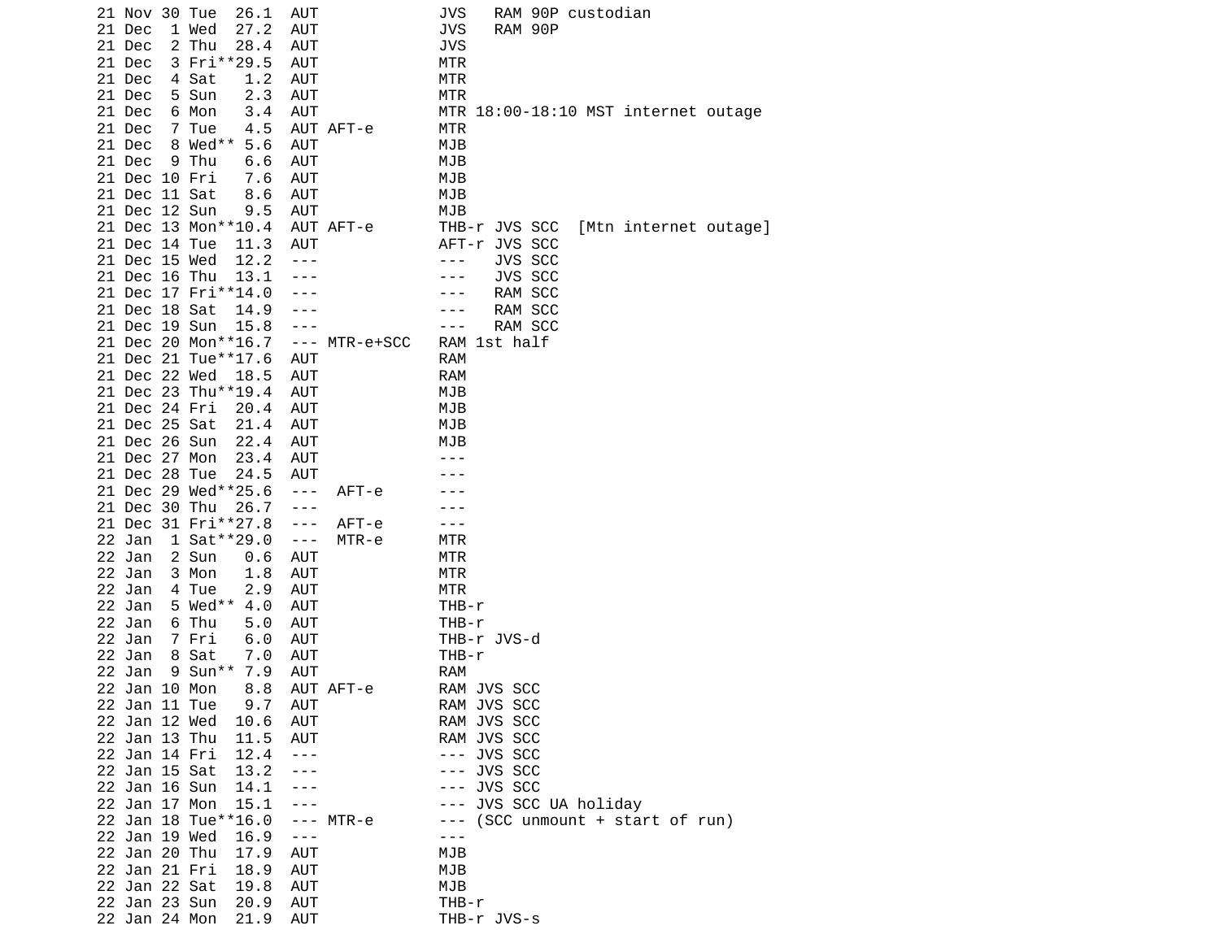```
21 Nov 30 Tue  26.1  AUT              JVS   RAM 90P custodian
21 Dec  1 Wed  27.2  AUT              JVS   RAM 90P
21 Dec  2 Thu  28.4  AUT              JVS
21 Dec  3 Fri**29.5  AUT              MTR
21 Dec  4 Sat   1.2  AUT              MTR
21 Dec  5 Sun   2.3  AUT              MTR
21 Dec  6 Mon   3.4  AUT              MTR 18:00-18:10 MST internet outage
21 Dec  7 Tue   4.5  AUT AFT-e        MTR
21 Dec  8 Wed** 5.6  AUT              MJB
21 Dec  9 Thu   6.6  AUT              MJB
21 Dec 10 Fri   7.6  AUT              MJB
21 Dec 11 Sat   8.6  AUT              MJB
21 Dec 12 Sun   9.5  AUT              MJB
21 Dec 13 Mon**10.4  AUT AFT-e        THB-r JVS SCC  [Mtn internet outage]
21 Dec 14 Tue  11.3  AUT              AFT-r JVS SCC
21 Dec 15 Wed  12.2  ---              ---   JVS SCC
21 Dec 16 Thu  13.1  ---              ---   JVS SCC
21 Dec 17 Fri**14.0  ---              ---   RAM SCC
21 Dec 18 Sat  14.9  ---              ---   RAM SCC
21 Dec 19 Sun  15.8  ---              ---   RAM SCC
21 Dec 20 Mon**16.7  --- MTR-e+SCC    RAM 1st half
21 Dec 21 Tue**17.6  AUT              RAM
21 Dec 22 Wed  18.5  AUT              RAM
21 Dec 23 Thu**19.4  AUT              MJB
21 Dec 24 Fri  20.4  AUT              MJB
21 Dec 25 Sat  21.4  AUT              MJB
21 Dec 26 Sun  22.4  AUT              MJB
21 Dec 27 Mon  23.4  AUT              ---
21 Dec 28 Tue  24.5  AUT              ---
21 Dec 29 Wed**25.6  ---  AFT-e       ---
21 Dec 30 Thu  26.7  ---              ---
21 Dec 31 Fri**27.8  ---  AFT-e       ---
22 Jan  1 Sat**29.0  ---  MTR-e       MTR
22 Jan  2 Sun   0.6  AUT              MTR
22 Jan  3 Mon   1.8  AUT              MTR
22 Jan  4 Tue   2.9  AUT              MTR
22 Jan  5 Wed** 4.0  AUT              THB-r
22 Jan  6 Thu   5.0  AUT              THB-r
22 Jan  7 Fri   6.0  AUT              THB-r JVS-d
22 Jan  8 Sat   7.0  AUT              THB-r
22 Jan  9 Sun** 7.9  AUT              RAM
22 Jan 10 Mon   8.8  AUT AFT-e        RAM JVS SCC
22 Jan 11 Tue   9.7  AUT              RAM JVS SCC
22 Jan 12 Wed  10.6  AUT              RAM JVS SCC
22 Jan 13 Thu  11.5  AUT              RAM JVS SCC
22 Jan 14 Fri  12.4  ---              --- JVS SCC
22 Jan 15 Sat  13.2  ---              --- JVS SCC
22 Jan 16 Sun  14.1  ---              --- JVS SCC
22 Jan 17 Mon  15.1  ---              --- JVS SCC UA holiday
22 Jan 18 Tue**16.0  --- MTR-e        --- (SCC unmount + start of run)
22 Jan 19 Wed  16.9  ---              ---
22 Jan 20 Thu  17.9  AUT              MJB
22 Jan 21 Fri  18.9  AUT              MJB
22 Jan 22 Sat  19.8  AUT              MJB
22 Jan 23 Sun  20.9  AUT              THB-r
22 Jan 24 Mon  21.9  AUT              THB-r JVS-s
```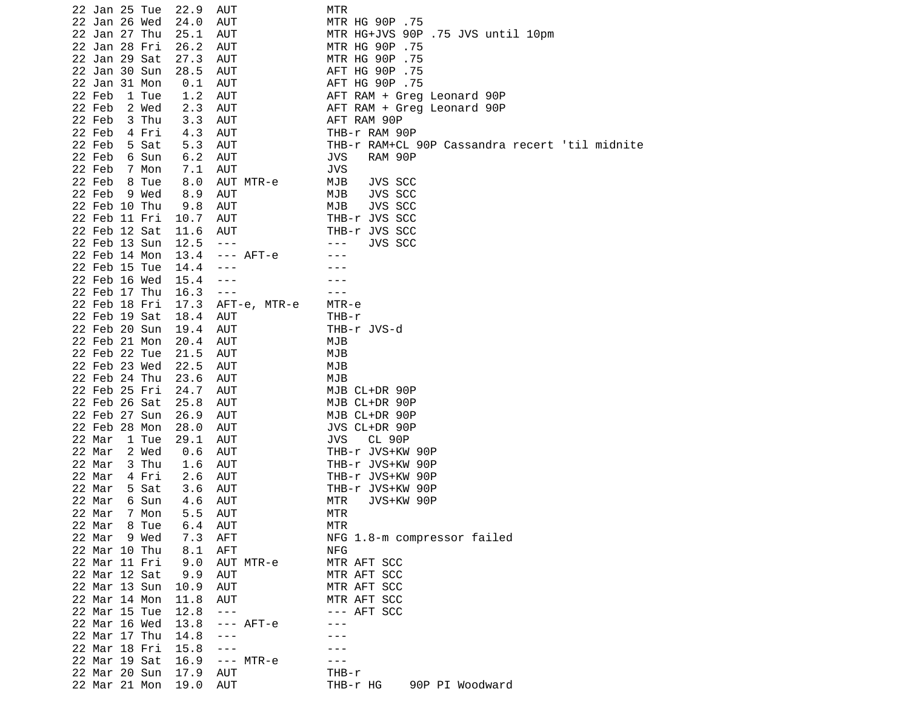```
22 Jan 25 Tue  22.9  AUT              MTR
22 Jan 26 Wed  24.0  AUT              MTR HG 90P .75
22 Jan 27 Thu  25.1  AUT              MTR HG+JVS 90P .75 JVS until 10pm
22 Jan 28 Fri  26.2  AUT              MTR HG 90P .75
22 Jan 29 Sat  27.3  AUT              MTR HG 90P .75
22 Jan 30 Sun  28.5  AUT              AFT HG 90P .75
22 Jan 31 Mon   0.1  AUT              AFT HG 90P .75
22 Feb  1 Tue   1.2  AUT              AFT RAM + Greg Leonard 90P
22 Feb  2 Wed   2.3  AUT              AFT RAM + Greg Leonard 90P
22 Feb  3 Thu   3.3  AUT              AFT RAM 90P
22 Feb  4 Fri   4.3  AUT              THB-r RAM 90P
22 Feb  5 Sat   5.3  AUT              THB-r RAM+CL 90P Cassandra recert 'til midnite
22 Feb  6 Sun   6.2  AUT              JVS   RAM 90P
22 Feb  7 Mon   7.1  AUT              JVS
22 Feb  8 Tue   8.0  AUT MTR-e        MJB   JVS SCC
22 Feb  9 Wed   8.9  AUT              MJB   JVS SCC
22 Feb 10 Thu   9.8  AUT              MJB   JVS SCC
22 Feb 11 Fri  10.7  AUT              THB-r JVS SCC
22 Feb 12 Sat  11.6  AUT              THB-r JVS SCC
22 Feb 13 Sun  12.5  ---              ---   JVS SCC
22 Feb 14 Mon  13.4  --- AFT-e        ---
22 Feb 15 Tue  14.4  ---              ---
22 Feb 16 Wed  15.4  ---              ---
22 Feb 17 Thu  16.3  ---              ---
22 Feb 18 Fri  17.3  AFT-e, MTR-e     MTR-e
22 Feb 19 Sat  18.4  AUT              THB-r
22 Feb 20 Sun  19.4  AUT              THB-r JVS-d
22 Feb 21 Mon  20.4  AUT              MJB
22 Feb 22 Tue  21.5  AUT              MJB
22 Feb 23 Wed  22.5  AUT              MJB
22 Feb 24 Thu  23.6  AUT              MJB
22 Feb 25 Fri  24.7  AUT              MJB CL+DR 90P
22 Feb 26 Sat  25.8  AUT              MJB CL+DR 90P
22 Feb 27 Sun  26.9  AUT              MJB CL+DR 90P
22 Feb 28 Mon  28.0  AUT              JVS CL+DR 90P
22 Mar  1 Tue  29.1  AUT              JVS   CL 90P
22 Mar  2 Wed   0.6  AUT              THB-r JVS+KW 90P
22 Mar  3 Thu   1.6  AUT              THB-r JVS+KW 90P
22 Mar  4 Fri   2.6  AUT              THB-r JVS+KW 90P
22 Mar  5 Sat   3.6  AUT              THB-r JVS+KW 90P
22 Mar  6 Sun   4.6  AUT              MTR   JVS+KW 90P
22 Mar  7 Mon   5.5  AUT              MTR
22 Mar  8 Tue   6.4  AUT              MTR
22 Mar  9 Wed   7.3  AFT              NFG 1.8-m compressor failed
22 Mar 10 Thu   8.1  AFT              NFG
22 Mar 11 Fri   9.0  AUT MTR-e        MTR AFT SCC
22 Mar 12 Sat   9.9  AUT              MTR AFT SCC
22 Mar 13 Sun  10.9  AUT              MTR AFT SCC
22 Mar 14 Mon  11.8  AUT              MTR AFT SCC
22 Mar 15 Tue  12.8  ---              --- AFT SCC
22 Mar 16 Wed  13.8  --- AFT-e        ---
22 Mar 17 Thu  14.8  ---              ---
22 Mar 18 Fri  15.8  ---              ---
22 Mar 19 Sat  16.9  --- MTR-e        ---
22 Mar 20 Sun  17.9  AUT              THB-r
22 Mar 21 Mon  19.0  AUT              THB-r HG    90P PI Woodward
```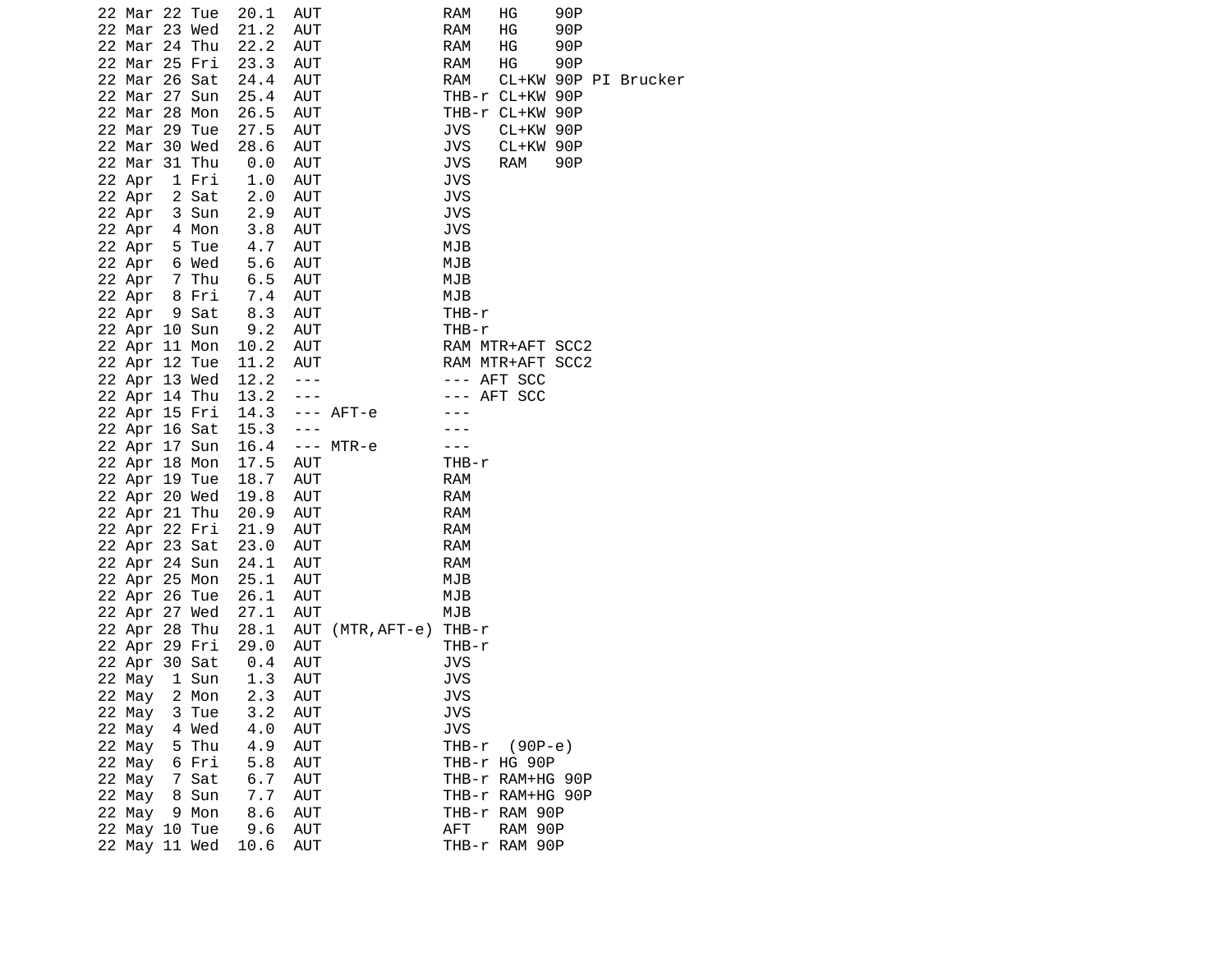```
 22 Mar 22 Tue  20.1  AUT             RAM   HG    90P
 22 Mar 23 Wed  21.2  AUT             RAM   HG    90P
 22 Mar 24 Thu  22.2  AUT             RAM   HG    90P
 22 Mar 25 Fri  23.3  AUT             RAM   HG    90P
 22 Mar 26 Sat  24.4  AUT             RAM   CL+KW 90P PI Brucker
 22 Mar 27 Sun  25.4  AUT             THB-r CL+KW 90P
 22 Mar 28 Mon  26.5  AUT             THB-r CL+KW 90P
 22 Mar 29 Tue  27.5  AUT             JVS   CL+KW 90P
 22 Mar 30 Wed  28.6  AUT             JVS   CL+KW 90P
 22 Mar 31 Thu   0.0  AUT             JVS   RAM   90P
 22 Apr  1 Fri   1.0  AUT             JVS
 22 Apr  2 Sat   2.0  AUT             JVS
 22 Apr  3 Sun   2.9  AUT             JVS
 22 Apr  4 Mon   3.8  AUT             JVS
 22 Apr  5 Tue   4.7  AUT             MJB
 22 Apr  6 Wed   5.6  AUT             MJB
 22 Apr  7 Thu   6.5  AUT             MJB
 22 Apr  8 Fri   7.4  AUT             MJB
 22 Apr  9 Sat   8.3  AUT             THB-r
 22 Apr 10 Sun   9.2  AUT             THB-r
 22 Apr 11 Mon  10.2  AUT             RAM MTR+AFT SCC2
 22 Apr 12 Tue  11.2  AUT             RAM MTR+AFT SCC2
 22 Apr 13 Wed  12.2  ---             --- AFT SCC
 22 Apr 14 Thu  13.2  ---             --- AFT SCC
 22 Apr 15 Fri  14.3  --- AFT-e       ---
 22 Apr 16 Sat  15.3  ---             ---
 22 Apr 17 Sun  16.4  --- MTR-e       ---
 22 Apr 18 Mon  17.5  AUT             THB-r
 22 Apr 19 Tue  18.7  AUT             RAM
 22 Apr 20 Wed  19.8  AUT             RAM
 22 Apr 21 Thu  20.9  AUT             RAM
 22 Apr 22 Fri  21.9  AUT             RAM
 22 Apr 23 Sat  23.0  AUT             RAM
 22 Apr 24 Sun  24.1  AUT             RAM
 22 Apr 25 Mon  25.1  AUT             MJB
 22 Apr 26 Tue  26.1  AUT             MJB
 22 Apr 27 Wed  27.1  AUT             MJB
 22 Apr 28 Thu  28.1  AUT (MTR,AFT-e) THB-r
 22 Apr 29 Fri  29.0  AUT             THB-r
 22 Apr 30 Sat   0.4  AUT             JVS
 22 May  1 Sun   1.3  AUT             JVS
 22 May  2 Mon   2.3  AUT             JVS
 22 May  3 Tue   3.2  AUT             JVS
 22 May  4 Wed   4.0  AUT             JVS
 22 May  5 Thu   4.9  AUT             THB-r  (90P-e)
 22 May  6 Fri   5.8  AUT             THB-r HG 90P
 22 May  7 Sat   6.7  AUT             THB-r RAM+HG 90P
 22 May  8 Sun   7.7  AUT             THB-r RAM+HG 90P
 22 May  9 Mon   8.6  AUT             THB-r RAM 90P
 22 May 10 Tue   9.6  AUT             AFT   RAM 90P
 22 May 11 Wed  10.6  AUT             THB-r RAM 90P
```